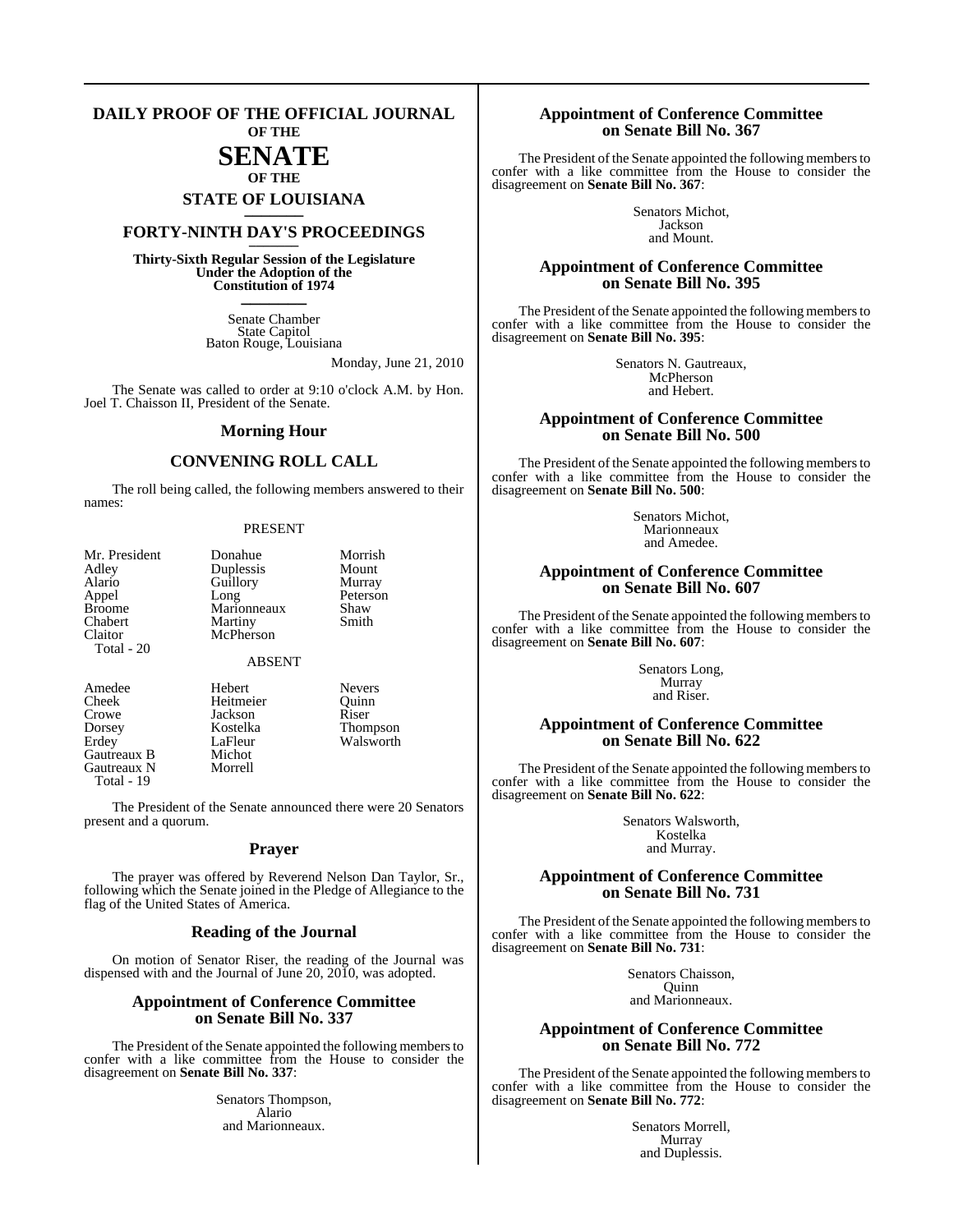# DAILY PROOF OF THE OFFICIAL JOURNAL OF THE SENATE OF THE STATE OF LOUISIANA

## FORTY-NINTH DAY'S PROCEEDINGS

**Thirty-Sixth Regular Session of the Legislature Under the Adoption of the Constitution of 1974**

Senate Chamber
State Capitol
Baton Rouge, Louisiana

Monday, June 21, 2010

The Senate was called to order at 9:10 o'clock A.M. by Hon. Joel T. Chaisson II, President of the Senate.

### Morning Hour

### CONVENING ROLL CALL

The roll being called, the following members answered to their names:

PRESENT

| | | |
|---|---|---|
| Mr. President | Donahue | Morrish |
| Adley | Duplessis | Mount |
| Alario | Guillory | Murray |
| Appel | Long | Peterson |
| Broome | Marionneaux | Shaw |
| Chabert | Martiny | Smith |
| Claitor | McPherson | |

Total - 20

ABSENT

| | | |
|---|---|---|
| Amedee | Hebert | Nevers |
| Cheek | Heitmeier | Quinn |
| Crowe | Jackson | Riser |
| Dorsey | Kostelka | Thompson |
| Erdey | LaFleur | Walsworth |
| Gautreaux B | Michot | |
| Gautreaux N | Morrell | |

Total - 19

The President of the Senate announced there were 20 Senators present and a quorum.

### Prayer

The prayer was offered by Reverend Nelson Dan Taylor, Sr., following which the Senate joined in the Pledge of Allegiance to the flag of the United States of America.

### Reading of the Journal

On motion of Senator Riser, the reading of the Journal was dispensed with and the Journal of June 20, 2010, was adopted.

### Appointment of Conference Committee on Senate Bill No. 337

The President of the Senate appointed the following members to confer with a like committee from the House to consider the disagreement on **Senate Bill No. 337**:

Senators Thompson,
Alario
and Marionneaux.

### Appointment of Conference Committee on Senate Bill No. 367

The President of the Senate appointed the following members to confer with a like committee from the House to consider the disagreement on **Senate Bill No. 367**:

Senators Michot,
Jackson
and Mount.

### Appointment of Conference Committee on Senate Bill No. 395

The President of the Senate appointed the following members to confer with a like committee from the House to consider the disagreement on **Senate Bill No. 395**:

Senators N. Gautreaux,
McPherson
and Hebert.

### Appointment of Conference Committee on Senate Bill No. 500

The President of the Senate appointed the following members to confer with a like committee from the House to consider the disagreement on **Senate Bill No. 500**:

Senators Michot,
Marionneaux
and Amedee.

### Appointment of Conference Committee on Senate Bill No. 607

The President of the Senate appointed the following members to confer with a like committee from the House to consider the disagreement on **Senate Bill No. 607**:

Senators Long,
Murray
and Riser.

### Appointment of Conference Committee on Senate Bill No. 622

The President of the Senate appointed the following members to confer with a like committee from the House to consider the disagreement on **Senate Bill No. 622**:

Senators Walsworth,
Kostelka
and Murray.

### Appointment of Conference Committee on Senate Bill No. 731

The President of the Senate appointed the following members to confer with a like committee from the House to consider the disagreement on **Senate Bill No. 731**:

Senators Chaisson,
Quinn
and Marionneaux.

### Appointment of Conference Committee on Senate Bill No. 772

The President of the Senate appointed the following members to confer with a like committee from the House to consider the disagreement on **Senate Bill No. 772**:

Senators Morrell,
Murray
and Duplessis.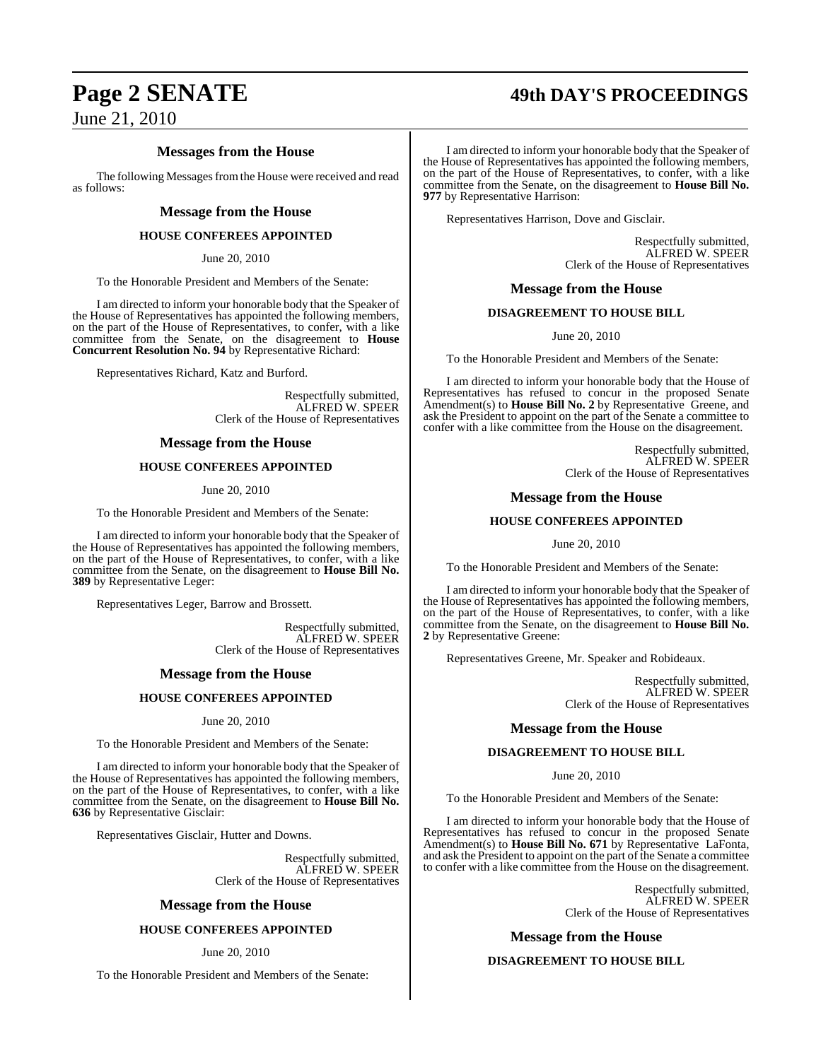## Messages from the House

The following Messages from the House were received and read as follows:

### Message from the House

**HOUSE CONFEREES APPOINTED**

June 20, 2010

To the Honorable President and Members of the Senate:

I am directed to inform your honorable body that the Speaker of the House of Representatives has appointed the following members, on the part of the House of Representatives, to confer, with a like committee from the Senate, on the disagreement to **House Concurrent Resolution No. 94** by Representative Richard:

Representatives Richard, Katz and Burford.

Respectfully submitted,
ALFRED W. SPEER
Clerk of the House of Representatives

### Message from the House

**HOUSE CONFEREES APPOINTED**

June 20, 2010

To the Honorable President and Members of the Senate:

I am directed to inform your honorable body that the Speaker of the House of Representatives has appointed the following members, on the part of the House of Representatives, to confer, with a like committee from the Senate, on the disagreement to **House Bill No. 389** by Representative Leger:

Representatives Leger, Barrow and Brossett.

Respectfully submitted,
ALFRED W. SPEER
Clerk of the House of Representatives

### Message from the House

**HOUSE CONFEREES APPOINTED**

June 20, 2010

To the Honorable President and Members of the Senate:

I am directed to inform your honorable body that the Speaker of the House of Representatives has appointed the following members, on the part of the House of Representatives, to confer, with a like committee from the Senate, on the disagreement to **House Bill No. 636** by Representative Gisclair:

Representatives Gisclair, Hutter and Downs.

Respectfully submitted,
ALFRED W. SPEER
Clerk of the House of Representatives

### Message from the House

**HOUSE CONFEREES APPOINTED**

June 20, 2010

To the Honorable President and Members of the Senate:

I am directed to inform your honorable body that the Speaker of the House of Representatives has appointed the following members, on the part of the House of Representatives, to confer, with a like committee from the Senate, on the disagreement to **House Bill No. 977** by Representative Harrison:

Representatives Harrison, Dove and Gisclair.

Respectfully submitted,
ALFRED W. SPEER
Clerk of the House of Representatives

### Message from the House

**DISAGREEMENT TO HOUSE BILL**

June 20, 2010

To the Honorable President and Members of the Senate:

I am directed to inform your honorable body that the House of Representatives has refused to concur in the proposed Senate Amendment(s) to **House Bill No. 2** by Representative Greene, and ask the President to appoint on the part of the Senate a committee to confer with a like committee from the House on the disagreement.

Respectfully submitted,
ALFRED W. SPEER
Clerk of the House of Representatives

### Message from the House

**HOUSE CONFEREES APPOINTED**

June 20, 2010

To the Honorable President and Members of the Senate:

I am directed to inform your honorable body that the Speaker of the House of Representatives has appointed the following members, on the part of the House of Representatives, to confer, with a like committee from the Senate, on the disagreement to **House Bill No. 2** by Representative Greene:

Representatives Greene, Mr. Speaker and Robideaux.

Respectfully submitted,
ALFRED W. SPEER
Clerk of the House of Representatives

### Message from the House

**DISAGREEMENT TO HOUSE BILL**

June 20, 2010

To the Honorable President and Members of the Senate:

I am directed to inform your honorable body that the House of Representatives has refused to concur in the proposed Senate Amendment(s) to **House Bill No. 671** by Representative LaFonta, and ask the President to appoint on the part of the Senate a committee to confer with a like committee from the House on the disagreement.

Respectfully submitted,
ALFRED W. SPEER
Clerk of the House of Representatives

### Message from the House

**DISAGREEMENT TO HOUSE BILL**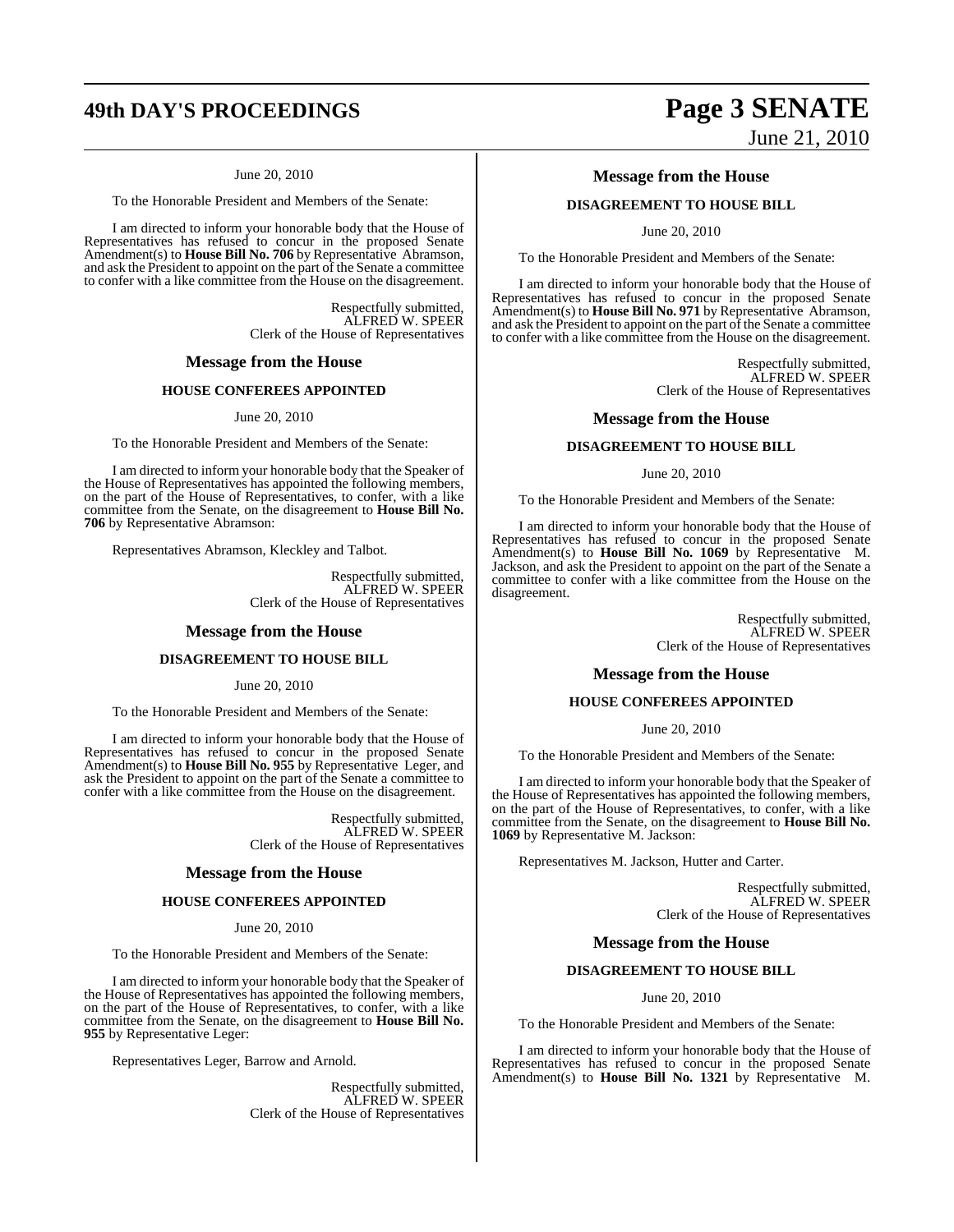June 20, 2010

To the Honorable President and Members of the Senate:

I am directed to inform your honorable body that the House of Representatives has refused to concur in the proposed Senate Amendment(s) to **House Bill No. 706** by Representative Abramson, and ask the President to appoint on the part of the Senate a committee to confer with a like committee from the House on the disagreement.

Respectfully submitted,
ALFRED W. SPEER
Clerk of the House of Representatives

## Message from the House

### HOUSE CONFEREES APPOINTED

June 20, 2010

To the Honorable President and Members of the Senate:

I am directed to inform your honorable body that the Speaker of the House of Representatives has appointed the following members, on the part of the House of Representatives, to confer, with a like committee from the Senate, on the disagreement to **House Bill No. 706** by Representative Abramson:

Representatives Abramson, Kleckley and Talbot.

Respectfully submitted,
ALFRED W. SPEER
Clerk of the House of Representatives

## Message from the House

### DISAGREEMENT TO HOUSE BILL

June 20, 2010

To the Honorable President and Members of the Senate:

I am directed to inform your honorable body that the House of Representatives has refused to concur in the proposed Senate Amendment(s) to **House Bill No. 955** by Representative Leger, and ask the President to appoint on the part of the Senate a committee to confer with a like committee from the House on the disagreement.

Respectfully submitted,
ALFRED W. SPEER
Clerk of the House of Representatives

## Message from the House

### HOUSE CONFEREES APPOINTED

June 20, 2010

To the Honorable President and Members of the Senate:

I am directed to inform your honorable body that the Speaker of the House of Representatives has appointed the following members, on the part of the House of Representatives, to confer, with a like committee from the Senate, on the disagreement to **House Bill No. 955** by Representative Leger:

Representatives Leger, Barrow and Arnold.

Respectfully submitted,
ALFRED W. SPEER
Clerk of the House of Representatives

## Message from the House

### DISAGREEMENT TO HOUSE BILL

June 20, 2010

To the Honorable President and Members of the Senate:

I am directed to inform your honorable body that the House of Representatives has refused to concur in the proposed Senate Amendment(s) to **House Bill No. 971** by Representative Abramson, and ask the President to appoint on the part of the Senate a committee to confer with a like committee from the House on the disagreement.

Respectfully submitted,
ALFRED W. SPEER
Clerk of the House of Representatives

## Message from the House

### DISAGREEMENT TO HOUSE BILL

June 20, 2010

To the Honorable President and Members of the Senate:

I am directed to inform your honorable body that the House of Representatives has refused to concur in the proposed Senate Amendment(s) to **House Bill No. 1069** by Representative M. Jackson, and ask the President to appoint on the part of the Senate a committee to confer with a like committee from the House on the disagreement.

Respectfully submitted,
ALFRED W. SPEER
Clerk of the House of Representatives

## Message from the House

### HOUSE CONFEREES APPOINTED

June 20, 2010

To the Honorable President and Members of the Senate:

I am directed to inform your honorable body that the Speaker of the House of Representatives has appointed the following members, on the part of the House of Representatives, to confer, with a like committee from the Senate, on the disagreement to **House Bill No. 1069** by Representative M. Jackson:

Representatives M. Jackson, Hutter and Carter.

Respectfully submitted,
ALFRED W. SPEER
Clerk of the House of Representatives

## Message from the House

### DISAGREEMENT TO HOUSE BILL

June 20, 2010

To the Honorable President and Members of the Senate:

I am directed to inform your honorable body that the House of Representatives has refused to concur in the proposed Senate Amendment(s) to **House Bill No. 1321** by Representative M.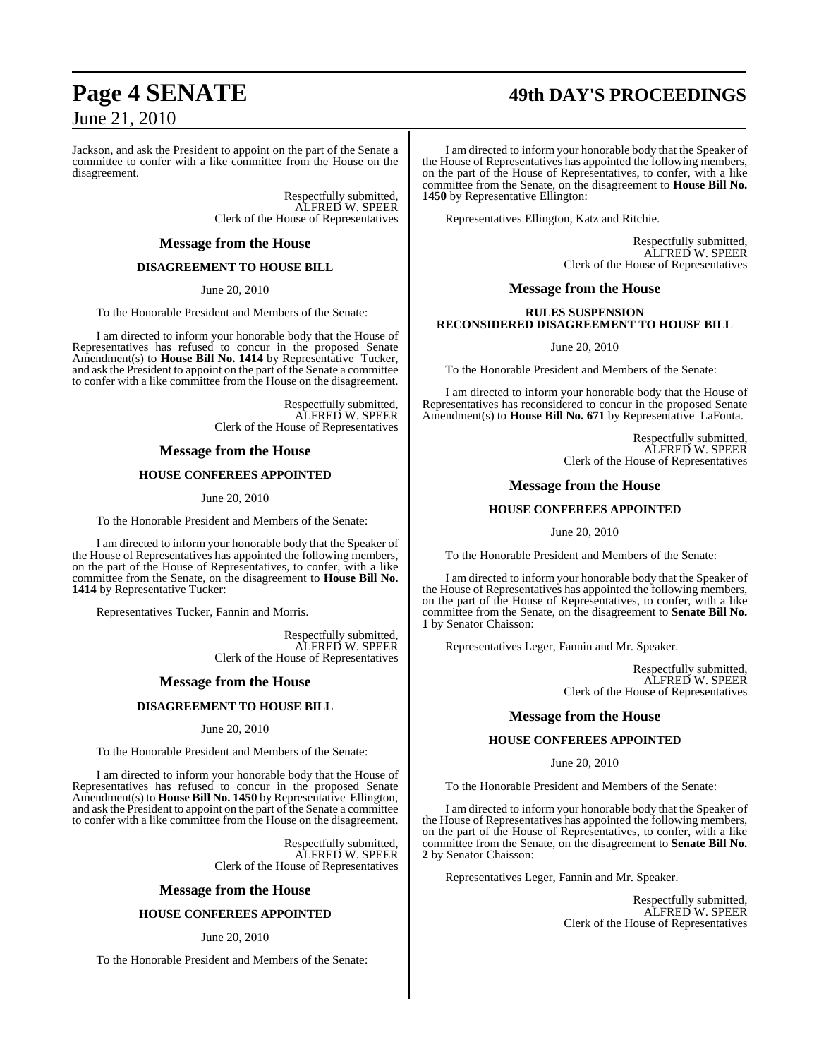Jackson, and ask the President to appoint on the part of the Senate a committee to confer with a like committee from the House on the disagreement.

Respectfully submitted,
ALFRED W. SPEER
Clerk of the House of Representatives

## Message from the House

### DISAGREEMENT TO HOUSE BILL

June 20, 2010

To the Honorable President and Members of the Senate:

I am directed to inform your honorable body that the House of Representatives has refused to concur in the proposed Senate Amendment(s) to **House Bill No. 1414** by Representative Tucker, and ask the President to appoint on the part of the Senate a committee to confer with a like committee from the House on the disagreement.

Respectfully submitted,
ALFRED W. SPEER
Clerk of the House of Representatives

## Message from the House

### HOUSE CONFEREES APPOINTED

June 20, 2010

To the Honorable President and Members of the Senate:

I am directed to inform your honorable body that the Speaker of the House of Representatives has appointed the following members, on the part of the House of Representatives, to confer, with a like committee from the Senate, on the disagreement to **House Bill No. 1414** by Representative Tucker:

Representatives Tucker, Fannin and Morris.

Respectfully submitted,
ALFRED W. SPEER
Clerk of the House of Representatives

## Message from the House

### DISAGREEMENT TO HOUSE BILL

June 20, 2010

To the Honorable President and Members of the Senate:

I am directed to inform your honorable body that the House of Representatives has refused to concur in the proposed Senate Amendment(s) to **House Bill No. 1450** by Representative Ellington, and ask the President to appoint on the part of the Senate a committee to confer with a like committee from the House on the disagreement.

Respectfully submitted,
ALFRED W. SPEER
Clerk of the House of Representatives

## Message from the House

### HOUSE CONFEREES APPOINTED

June 20, 2010

To the Honorable President and Members of the Senate:

I am directed to inform your honorable body that the Speaker of the House of Representatives has appointed the following members, on the part of the House of Representatives, to confer, with a like committee from the Senate, on the disagreement to **House Bill No. 1450** by Representative Ellington:

Representatives Ellington, Katz and Ritchie.

Respectfully submitted,
ALFRED W. SPEER
Clerk of the House of Representatives

## Message from the House

### RULES SUSPENSION RECONSIDERED DISAGREEMENT TO HOUSE BILL

June 20, 2010

To the Honorable President and Members of the Senate:

I am directed to inform your honorable body that the House of Representatives has reconsidered to concur in the proposed Senate Amendment(s) to **House Bill No. 671** by Representative LaFonta.

Respectfully submitted,
ALFRED W. SPEER
Clerk of the House of Representatives

## Message from the House

### HOUSE CONFEREES APPOINTED

June 20, 2010

To the Honorable President and Members of the Senate:

I am directed to inform your honorable body that the Speaker of the House of Representatives has appointed the following members, on the part of the House of Representatives, to confer, with a like committee from the Senate, on the disagreement to **Senate Bill No. 1** by Senator Chaisson:

Representatives Leger, Fannin and Mr. Speaker.

Respectfully submitted,
ALFRED W. SPEER
Clerk of the House of Representatives

## Message from the House

### HOUSE CONFEREES APPOINTED

June 20, 2010

To the Honorable President and Members of the Senate:

I am directed to inform your honorable body that the Speaker of the House of Representatives has appointed the following members, on the part of the House of Representatives, to confer, with a like committee from the Senate, on the disagreement to **Senate Bill No. 2** by Senator Chaisson:

Representatives Leger, Fannin and Mr. Speaker.

Respectfully submitted,
ALFRED W. SPEER
Clerk of the House of Representatives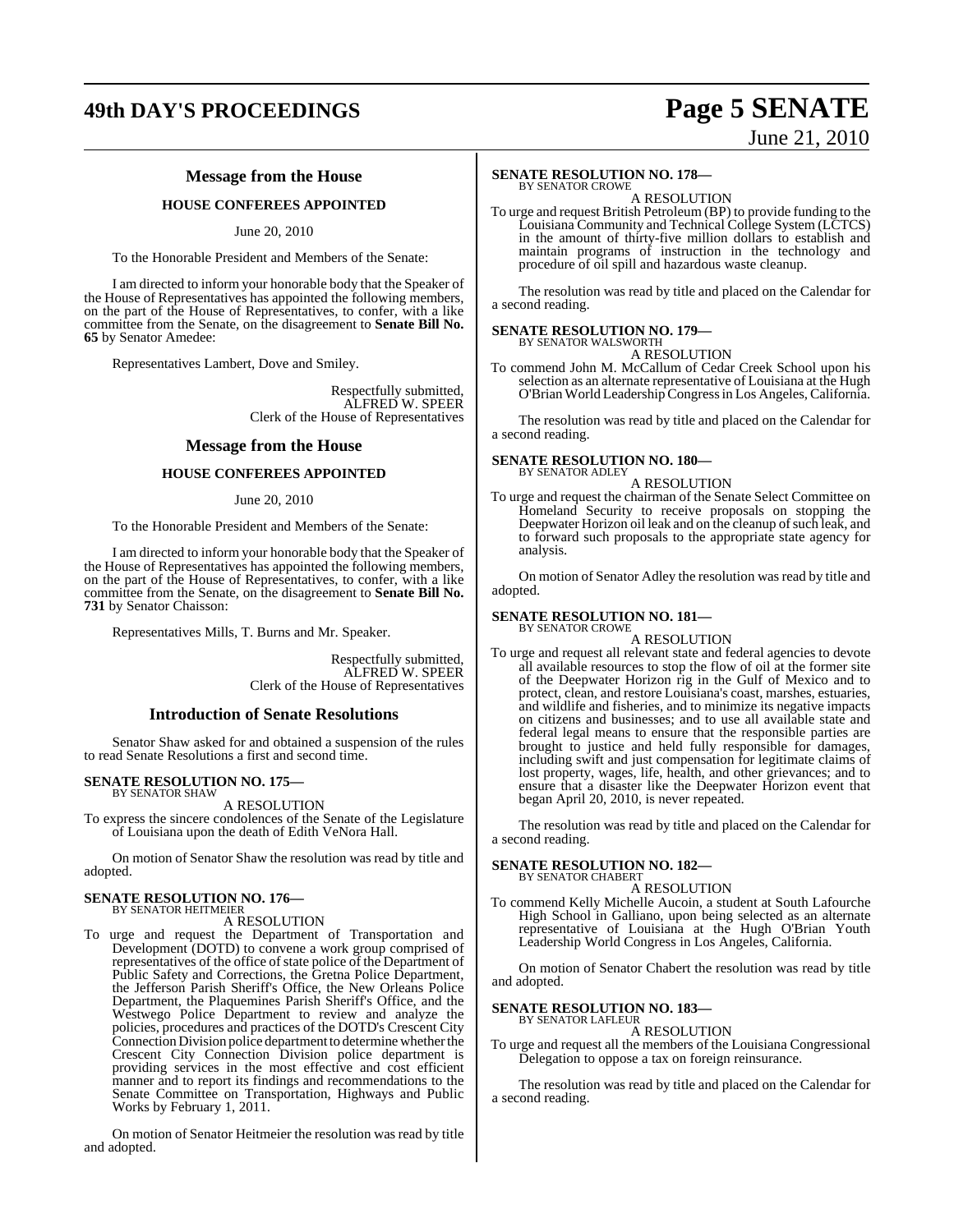## Message from the House

### HOUSE CONFEREES APPOINTED

June 20, 2010

To the Honorable President and Members of the Senate:

I am directed to inform your honorable body that the Speaker of the House of Representatives has appointed the following members, on the part of the House of Representatives, to confer, with a like committee from the Senate, on the disagreement to **Senate Bill No. 65** by Senator Amedee:

Representatives Lambert, Dove and Smiley.

Respectfully submitted,
ALFRED W. SPEER
Clerk of the House of Representatives

## Message from the House

### HOUSE CONFEREES APPOINTED

June 20, 2010

To the Honorable President and Members of the Senate:

I am directed to inform your honorable body that the Speaker of the House of Representatives has appointed the following members, on the part of the House of Representatives, to confer, with a like committee from the Senate, on the disagreement to **Senate Bill No. 731** by Senator Chaisson:

Representatives Mills, T. Burns and Mr. Speaker.

Respectfully submitted,
ALFRED W. SPEER
Clerk of the House of Representatives

## Introduction of Senate Resolutions

Senator Shaw asked for and obtained a suspension of the rules to read Senate Resolutions a first and second time.

**SENATE RESOLUTION NO. 175—**
BY SENATOR SHAW

A RESOLUTION

To express the sincere condolences of the Senate of the Legislature of Louisiana upon the death of Edith VeNora Hall.

On motion of Senator Shaw the resolution was read by title and adopted.

**SENATE RESOLUTION NO. 176—**
BY SENATOR HEITMEIER

A RESOLUTION

To urge and request the Department of Transportation and Development (DOTD) to convene a work group comprised of representatives of the office of state police of the Department of Public Safety and Corrections, the Gretna Police Department, the Jefferson Parish Sheriff's Office, the New Orleans Police Department, the Plaquemines Parish Sheriff's Office, and the Westwego Police Department to review and analyze the policies, procedures and practices of the DOTD's Crescent City Connection Division police department to determine whether the Crescent City Connection Division police department is providing services in the most effective and cost efficient manner and to report its findings and recommendations to the Senate Committee on Transportation, Highways and Public Works by February 1, 2011.

On motion of Senator Heitmeier the resolution was read by title and adopted.

**SENATE RESOLUTION NO. 178—**
BY SENATOR CROWE

A RESOLUTION

To urge and request British Petroleum (BP) to provide funding to the Louisiana Community and Technical College System (LCTCS) in the amount of thirty-five million dollars to establish and maintain programs of instruction in the technology and procedure of oil spill and hazardous waste cleanup.

The resolution was read by title and placed on the Calendar for a second reading.

**SENATE RESOLUTION NO. 179—**
BY SENATOR WALSWORTH

A RESOLUTION

To commend John M. McCallum of Cedar Creek School upon his selection as an alternate representative of Louisiana at the Hugh O'Brian World Leadership Congress in Los Angeles, California.

The resolution was read by title and placed on the Calendar for a second reading.

**SENATE RESOLUTION NO. 180—**
BY SENATOR ADLEY

A RESOLUTION

To urge and request the chairman of the Senate Select Committee on Homeland Security to receive proposals on stopping the Deepwater Horizon oil leak and on the cleanup of such leak, and to forward such proposals to the appropriate state agency for analysis.

On motion of Senator Adley the resolution was read by title and adopted.

**SENATE RESOLUTION NO. 181—**
BY SENATOR CROWE

A RESOLUTION

To urge and request all relevant state and federal agencies to devote all available resources to stop the flow of oil at the former site of the Deepwater Horizon rig in the Gulf of Mexico and to protect, clean, and restore Louisiana's coast, marshes, estuaries, and wildlife and fisheries, and to minimize its negative impacts on citizens and businesses; and to use all available state and federal legal means to ensure that the responsible parties are brought to justice and held fully responsible for damages, including swift and just compensation for legitimate claims of lost property, wages, life, health, and other grievances; and to ensure that a disaster like the Deepwater Horizon event that began April 20, 2010, is never repeated.

The resolution was read by title and placed on the Calendar for a second reading.

**SENATE RESOLUTION NO. 182—**
BY SENATOR CHABERT

A RESOLUTION

To commend Kelly Michelle Aucoin, a student at South Lafourche High School in Galliano, upon being selected as an alternate representative of Louisiana at the Hugh O'Brian Youth Leadership World Congress in Los Angeles, California.

On motion of Senator Chabert the resolution was read by title and adopted.

**SENATE RESOLUTION NO. 183—**
BY SENATOR LAFLEUR

A RESOLUTION

To urge and request all the members of the Louisiana Congressional Delegation to oppose a tax on foreign reinsurance.

The resolution was read by title and placed on the Calendar for a second reading.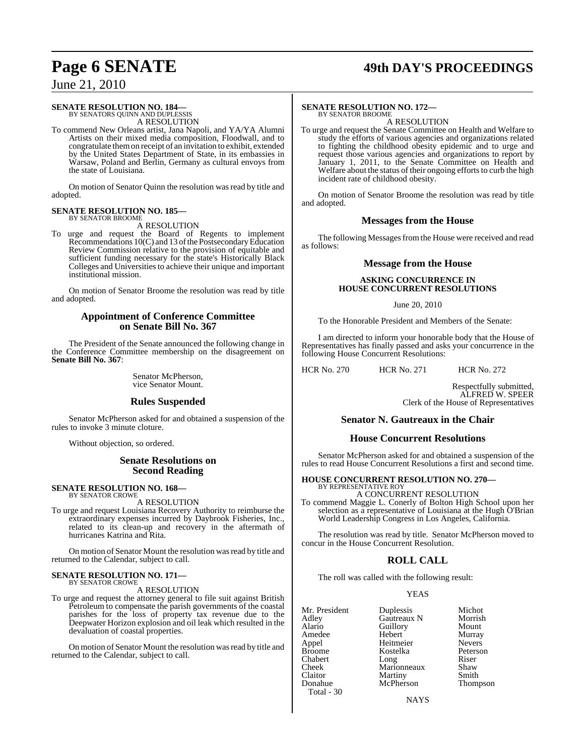**SENATE RESOLUTION NO. 184—**
BY SENATORS QUINN AND DUPLESSIS
A RESOLUTION

To commend New Orleans artist, Jana Napoli, and YA/YA Alumni Artists on their mixed media composition, Floodwall, and to congratulate them on receipt of an invitation to exhibit, extended by the United States Department of State, in its embassies in Warsaw, Poland and Berlin, Germany as cultural envoys from the state of Louisiana.

On motion of Senator Quinn the resolution was read by title and adopted.

**SENATE RESOLUTION NO. 185—**
BY SENATOR BROOME
A RESOLUTION

To urge and request the Board of Regents to implement Recommendations 10(C) and 13 of the Postsecondary Education Review Commission relative to the provision of equitable and sufficient funding necessary for the state's Historically Black Colleges and Universities to achieve their unique and important institutional mission.

On motion of Senator Broome the resolution was read by title and adopted.

## Appointment of Conference Committee on Senate Bill No. 367

The President of the Senate announced the following change in the Conference Committee membership on the disagreement on **Senate Bill No. 367**:

Senator McPherson,
vice Senator Mount.

## Rules Suspended

Senator McPherson asked for and obtained a suspension of the rules to invoke 3 minute cloture.

Without objection, so ordered.

## Senate Resolutions on Second Reading

**SENATE RESOLUTION NO. 168—**
BY SENATOR CROWE
A RESOLUTION

To urge and request Louisiana Recovery Authority to reimburse the extraordinary expenses incurred by Daybrook Fisheries, Inc., related to its clean-up and recovery in the aftermath of hurricanes Katrina and Rita.

On motion of Senator Mount the resolution was read by title and returned to the Calendar, subject to call.

**SENATE RESOLUTION NO. 171—**
BY SENATOR CROWE
A RESOLUTION

To urge and request the attorney general to file suit against British Petroleum to compensate the parish governments of the coastal parishes for the loss of property tax revenue due to the Deepwater Horizon explosion and oil leak which resulted in the devaluation of coastal properties.

On motion of Senator Mount the resolution was read by title and returned to the Calendar, subject to call.

**SENATE RESOLUTION NO. 172—**
BY SENATOR BROOME
A RESOLUTION

To urge and request the Senate Committee on Health and Welfare to study the efforts of various agencies and organizations related to fighting the childhood obesity epidemic and to urge and request those various agencies and organizations to report by January 1, 2011, to the Senate Committee on Health and Welfare about the status of their ongoing efforts to curb the high incident rate of childhood obesity.

On motion of Senator Broome the resolution was read by title and adopted.

## Messages from the House

The following Messages from the House were received and read as follows:

## Message from the House

**ASKING CONCURRENCE IN HOUSE CONCURRENT RESOLUTIONS**

June 20, 2010

To the Honorable President and Members of the Senate:

I am directed to inform your honorable body that the House of Representatives has finally passed and asks your concurrence in the following House Concurrent Resolutions:

HCR No. 270 HCR No. 271 HCR No. 272

Respectfully submitted,
ALFRED W. SPEER
Clerk of the House of Representatives

## Senator N. Gautreaux in the Chair

## House Concurrent Resolutions

Senator McPherson asked for and obtained a suspension of the rules to read House Concurrent Resolutions a first and second time.

**HOUSE CONCURRENT RESOLUTION NO. 270—**
BY REPRESENTATIVE ROY
A CONCURRENT RESOLUTION

To commend Maggie L. Conerly of Bolton High School upon her selection as a representative of Louisiana at the Hugh O'Brian World Leadership Congress in Los Angeles, California.

The resolution was read by title. Senator McPherson moved to concur in the House Concurrent Resolution.

## ROLL CALL

The roll was called with the following result:

YEAS

| | | |
|---|---|---|
| Mr. President | Duplessis | Michot |
| Adley | Gautreaux N | Morrish |
| Alario | Guillory | Mount |
| Amedee | Hebert | Murray |
| Appel | Heitmeier | Nevers |
| Broome | Kostelka | Peterson |
| Chabert | Long | Riser |
| Cheek | Marionneaux | Shaw |
| Claitor | Martiny | Smith |
| Donahue | McPherson | Thompson |

Total - 30

NAYS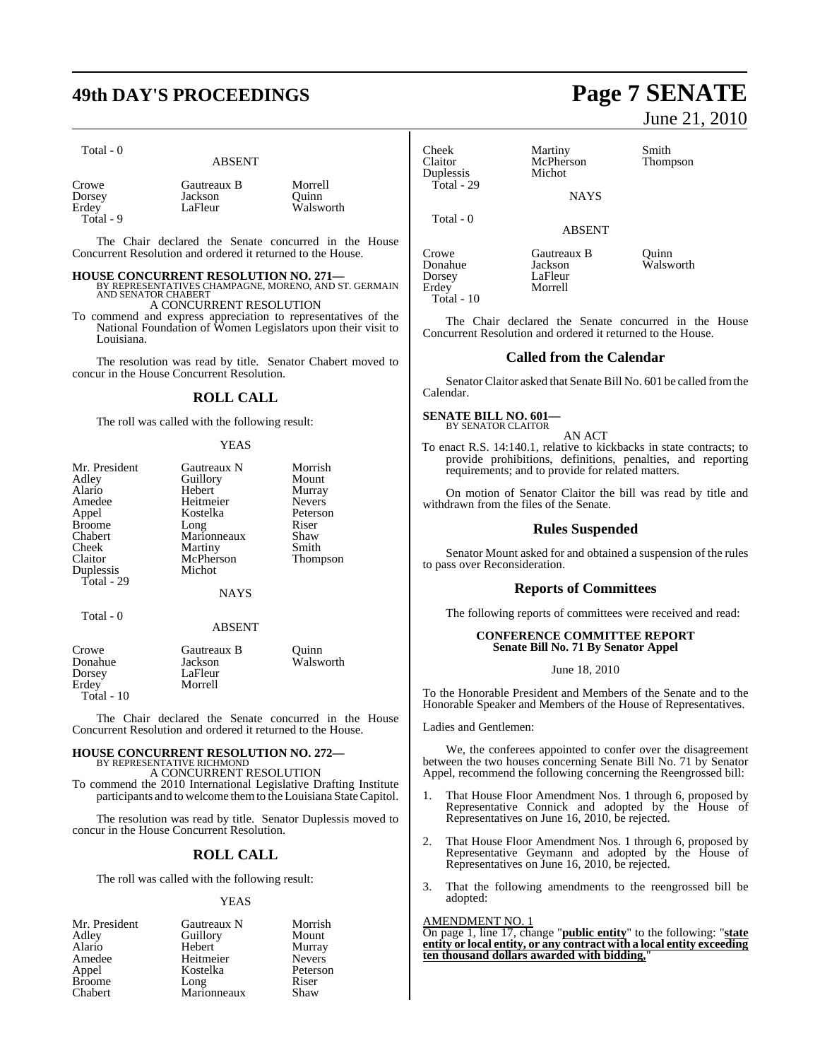Total - 0

ABSENT

| | | |
|---|---|---|
| Crowe | Gautreaux B | Morrell |
| Dorsey | Jackson | Quinn |
| Erdey | LaFleur | Walsworth |
| Total - 9 | | |

The Chair declared the Senate concurred in the House Concurrent Resolution and ordered it returned to the House.

**HOUSE CONCURRENT RESOLUTION NO. 271—**
BY REPRESENTATIVES CHAMPAGNE, MORENO, AND ST. GERMAIN AND SENATOR CHABERT
A CONCURRENT RESOLUTION

To commend and express appreciation to representatives of the National Foundation of Women Legislators upon their visit to Louisiana.

The resolution was read by title. Senator Chabert moved to concur in the House Concurrent Resolution.

## ROLL CALL

The roll was called with the following result:

YEAS

| | | |
|---|---|---|
| Mr. President | Gautreaux N | Morrish |
| Adley | Guillory | Mount |
| Alario | Hebert | Murray |
| Amedee | Heitmeier | Nevers |
| Appel | Kostelka | Peterson |
| Broome | Long | Riser |
| Chabert | Marionneaux | Shaw |
| Cheek | Martiny | Smith |
| Claitor | McPherson | Thompson |
| Duplessis | Michot | |
| Total - 29 | | |

NAYS

Total - 0

ABSENT

| | | |
|---|---|---|
| Crowe | Gautreaux B | Quinn |
| Donahue | Jackson | Walsworth |
| Dorsey | LaFleur | |
| Erdey | Morrell | |
| Total - 10 | | |

The Chair declared the Senate concurred in the House Concurrent Resolution and ordered it returned to the House.

**HOUSE CONCURRENT RESOLUTION NO. 272—**
BY REPRESENTATIVE RICHMOND
A CONCURRENT RESOLUTION

To commend the 2010 International Legislative Drafting Institute participants and to welcome them to the Louisiana State Capitol.

The resolution was read by title. Senator Duplessis moved to concur in the House Concurrent Resolution.

## ROLL CALL

The roll was called with the following result:

YEAS

| | | |
|---|---|---|
| Mr. President | Gautreaux N | Morrish |
| Adley | Guillory | Mount |
| Alario | Hebert | Murray |
| Amedee | Heitmeier | Nevers |
| Appel | Kostelka | Peterson |
| Broome | Long | Riser |
| Chabert | Marionneaux | Shaw |
| Cheek | Martiny | Smith |
| Claitor | McPherson | Thompson |
| Duplessis | Michot | |
| Total - 29 | | |

NAYS

Total - 0

ABSENT

| | | |
|---|---|---|
| Crowe | Gautreaux B | Quinn |
| Donahue | Jackson | Walsworth |
| Dorsey | LaFleur | |
| Erdey | Morrell | |
| Total - 10 | | |

The Chair declared the Senate concurred in the House Concurrent Resolution and ordered it returned to the House.

## Called from the Calendar

Senator Claitor asked that Senate Bill No. 601 be called from the Calendar.

**SENATE BILL NO. 601—**
BY SENATOR CLAITOR
AN ACT

To enact R.S. 14:140.1, relative to kickbacks in state contracts; to provide prohibitions, definitions, penalties, and reporting requirements; and to provide for related matters.

On motion of Senator Claitor the bill was read by title and withdrawn from the files of the Senate.

## Rules Suspended

Senator Mount asked for and obtained a suspension of the rules to pass over Reconsideration.

## Reports of Committees

The following reports of committees were received and read:

**CONFERENCE COMMITTEE REPORT**
**Senate Bill No. 71 By Senator Appel**

June 18, 2010

To the Honorable President and Members of the Senate and to the Honorable Speaker and Members of the House of Representatives.

Ladies and Gentlemen:

We, the conferees appointed to confer over the disagreement between the two houses concerning Senate Bill No. 71 by Senator Appel, recommend the following concerning the Reengrossed bill:

1. That House Floor Amendment Nos. 1 through 6, proposed by Representative Connick and adopted by the House of Representatives on June 16, 2010, be rejected.

2. That House Floor Amendment Nos. 1 through 6, proposed by Representative Geymann and adopted by the House of Representatives on June 16, 2010, be rejected.

3. That the following amendments to the reengrossed bill be adopted:

AMENDMENT NO. 1
On page 1, line 17, change "**public entity**" to the following: "**state entity or local entity, or any contract with a local entity exceeding ten thousand dollars awarded with bidding,**"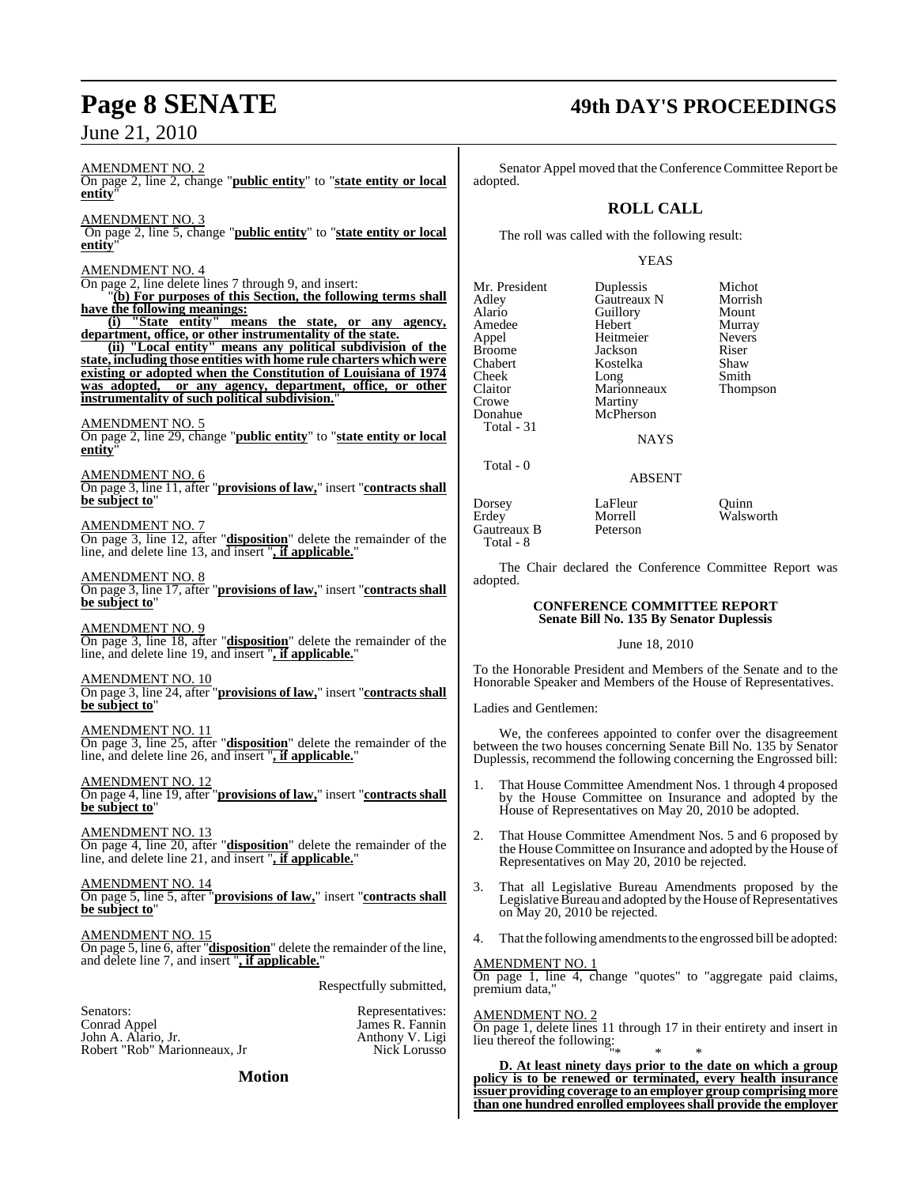AMENDMENT NO. 2
On page 2, line 2, change "**public entity**" to "**state entity or local entity**"

AMENDMENT NO. 3
On page 2, line 5, change "**public entity**" to "**state entity or local entity**"

AMENDMENT NO. 4
On page 2, line delete lines 7 through 9, and insert:

"**(b) For purposes of this Section, the following terms shall have the following meanings:**

**(i) "State entity" means the state, or any agency, department, office, or other instrumentality of the state.**

**(ii) "Local entity" means any political subdivision of the state, including those entities with home rule charters which were existing or adopted when the Constitution of Louisiana of 1974 was adopted, or any agency, department, office, or other instrumentality of such political subdivision.**"

AMENDMENT NO. 5
On page 2, line 29, change "**public entity**" to "**state entity or local entity**"

AMENDMENT NO. 6
On page 3, line 11, after "**provisions of law,**" insert "**contracts shall be subject to**"

AMENDMENT NO. 7
On page 3, line 12, after "**disposition**" delete the remainder of the line, and delete line 13, and insert "**, if applicable.**"

AMENDMENT NO. 8
On page 3, line 17, after "**provisions of law,**" insert "**contracts shall be subject to**"

AMENDMENT NO. 9
On page 3, line 18, after "**disposition**" delete the remainder of the line, and delete line 19, and insert "**, if applicable.**"

AMENDMENT NO. 10
On page 3, line 24, after "**provisions of law,**" insert "**contracts shall be subject to**"

AMENDMENT NO. 11
On page 3, line 25, after "**disposition**" delete the remainder of the line, and delete line 26, and insert "**, if applicable.**"

AMENDMENT NO. 12
On page 4, line 19, after "**provisions of law,**" insert "**contracts shall be subject to**"

AMENDMENT NO. 13
On page 4, line 20, after "**disposition**" delete the remainder of the line, and delete line 21, and insert "**, if applicable.**"

AMENDMENT NO. 14
On page 5, line 5, after "**provisions of law,**" insert "**contracts shall be subject to**"

AMENDMENT NO. 15
On page 5, line 6, after "**disposition**" delete the remainder of the line, and delete line 7, and insert "**, if applicable.**"

Respectfully submitted,

| Senators: | Representatives: |
|---|---|
| Conrad Appel | James R. Fannin |
| John A. Alario, Jr. | Anthony V. Ligi |
| Robert "Rob" Marionneaux, Jr | Nick Lorusso |

## Motion

Senator Appel moved that the Conference Committee Report be adopted.

## ROLL CALL

The roll was called with the following result:

YEAS

| | | |
|---|---|---|
| Mr. President | Duplessis | Michot |
| Adley | Gautreaux N | Morrish |
| Alario | Guillory | Mount |
| Amedee | Hebert | Murray |
| Appel | Heitmeier | Nevers |
| Broome | Jackson | Riser |
| Chabert | Kostelka | Shaw |
| Cheek | Long | Smith |
| Claitor | Marionneaux | Thompson |
| Crowe | Martiny | |
| Donahue | McPherson | |

Total - 31

NAYS

Total - 0

ABSENT

| | | |
|---|---|---|
| Dorsey | LaFleur | Quinn |
| Erdey | Morrell | Walsworth |
| Gautreaux B | Peterson | |

Total - 8

The Chair declared the Conference Committee Report was adopted.

### CONFERENCE COMMITTEE REPORT
### Senate Bill No. 135 By Senator Duplessis

June 18, 2010

To the Honorable President and Members of the Senate and to the Honorable Speaker and Members of the House of Representatives.

Ladies and Gentlemen:

We, the conferees appointed to confer over the disagreement between the two houses concerning Senate Bill No. 135 by Senator Duplessis, recommend the following concerning the Engrossed bill:

1. That House Committee Amendment Nos. 1 through 4 proposed by the House Committee on Insurance and adopted by the House of Representatives on May 20, 2010 be adopted.

2. That House Committee Amendment Nos. 5 and 6 proposed by the House Committee on Insurance and adopted by the House of Representatives on May 20, 2010 be rejected.

3. That all Legislative Bureau Amendments proposed by the Legislative Bureau and adopted by the House of Representatives on May 20, 2010 be rejected.

4. That the following amendments to the engrossed bill be adopted:

AMENDMENT NO. 1
On page 1, line 4, change "quotes" to "aggregate paid claims, premium data,"

AMENDMENT NO. 2
On page 1, delete lines 11 through 17 in their entirety and insert in lieu thereof the following:

"* * *

**D. At least ninety days prior to the date on which a group policy is to be renewed or terminated, every health insurance issuer providing coverage to an employer group comprising more than one hundred enrolled employees shall provide the employer**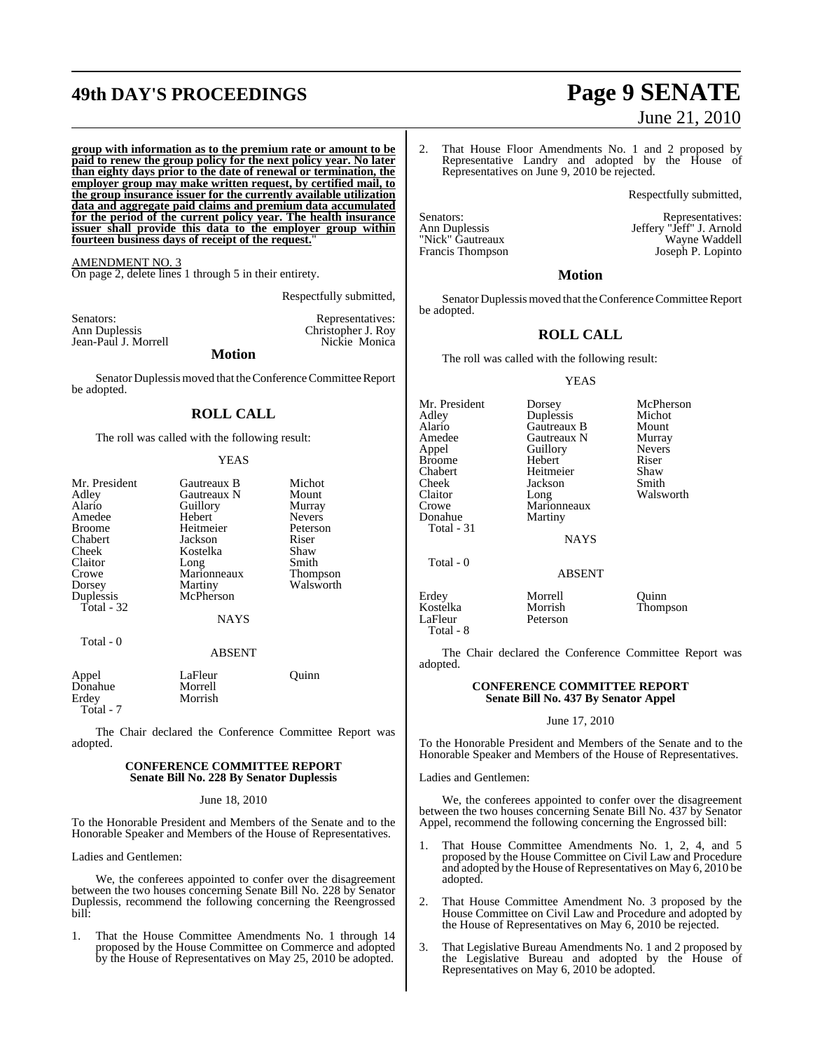**group with information as to the premium rate or amount to be paid to renew the group policy for the next policy year. No later than eighty days prior to the date of renewal or termination, the employer group may make written request, by certified mail, to the group insurance issuer for the currently available utilization data and aggregate paid claims and premium data accumulated for the period of the current policy year. The health insurance issuer shall provide this data to the employer group within fourteen business days of receipt of the request.**"

AMENDMENT NO. 3

On page 2, delete lines 1 through 5 in their entirety.

Respectfully submitted,

| Senators: | Representatives: |
|---|---|
| Ann Duplessis | Christopher J. Roy |
| Jean-Paul J. Morrell | Nickie Monica |

## Motion

Senator Duplessis moved that the Conference Committee Report be adopted.

## ROLL CALL

The roll was called with the following result:

YEAS

| | | |
|---|---|---|
| Mr. President | Gautreaux B | Michot |
| Adley | Gautreaux N | Mount |
| Alario | Guillory | Murray |
| Amedee | Hebert | Nevers |
| Broome | Heitmeier | Peterson |
| Chabert | Jackson | Riser |
| Cheek | Kostelka | Shaw |
| Claitor | Long | Smith |
| Crowe | Marionneaux | Thompson |
| Dorsey | Martiny | Walsworth |
| Duplessis | McPherson | |

Total - 32

NAYS

Total - 0

ABSENT

| | | |
|---|---|---|
| Appel | LaFleur | Quinn |
| Donahue | Morrell | |
| Erdey | Morrish | |

Total - 7

The Chair declared the Conference Committee Report was adopted.

### CONFERENCE COMMITTEE REPORT
### Senate Bill No. 228 By Senator Duplessis

June 18, 2010

To the Honorable President and Members of the Senate and to the Honorable Speaker and Members of the House of Representatives.

Ladies and Gentlemen:

We, the conferees appointed to confer over the disagreement between the two houses concerning Senate Bill No. 228 by Senator Duplessis, recommend the following concerning the Reengrossed bill:

1. That the House Committee Amendments No. 1 through 14 proposed by the House Committee on Commerce and adopted by the House of Representatives on May 25, 2010 be adopted.

2. That House Floor Amendments No. 1 and 2 proposed by Representative Landry and adopted by the House of Representatives on June 9, 2010 be rejected.

Respectfully submitted,

| Senators: | Representatives: |
|---|---|
| Ann Duplessis | Jeffery "Jeff" J. Arnold |
| "Nick" Gautreaux | Wayne Waddell |
| Francis Thompson | Joseph P. Lopinto |

## Motion

Senator Duplessis moved that the Conference Committee Report be adopted.

## ROLL CALL

The roll was called with the following result:

YEAS

| | | |
|---|---|---|
| Mr. President | Dorsey | McPherson |
| Adley | Duplessis | Michot |
| Alario | Gautreaux B | Mount |
| Amedee | Gautreaux N | Murray |
| Appel | Guillory | Nevers |
| Broome | Hebert | Riser |
| Chabert | Heitmeier | Shaw |
| Cheek | Jackson | Smith |
| Claitor | Long | Walsworth |
| Crowe | Marionneaux | |
| Donahue | Martiny | |

Total - 31

NAYS

Total - 0

ABSENT

| | | |
|---|---|---|
| Erdey | Morrell | Quinn |
| Kostelka | Morrish | Thompson |
| LaFleur | Peterson | |

Total - 8

The Chair declared the Conference Committee Report was adopted.

### CONFERENCE COMMITTEE REPORT
### Senate Bill No. 437 By Senator Appel

June 17, 2010

To the Honorable President and Members of the Senate and to the Honorable Speaker and Members of the House of Representatives.

Ladies and Gentlemen:

We, the conferees appointed to confer over the disagreement between the two houses concerning Senate Bill No. 437 by Senator Appel, recommend the following concerning the Engrossed bill:

1. That House Committee Amendments No. 1, 2, 4, and 5 proposed by the House Committee on Civil Law and Procedure and adopted by the House of Representatives on May 6, 2010 be adopted.

2. That House Committee Amendment No. 3 proposed by the House Committee on Civil Law and Procedure and adopted by the House of Representatives on May 6, 2010 be rejected.

3. That Legislative Bureau Amendments No. 1 and 2 proposed by the Legislative Bureau and adopted by the House of Representatives on May 6, 2010 be adopted.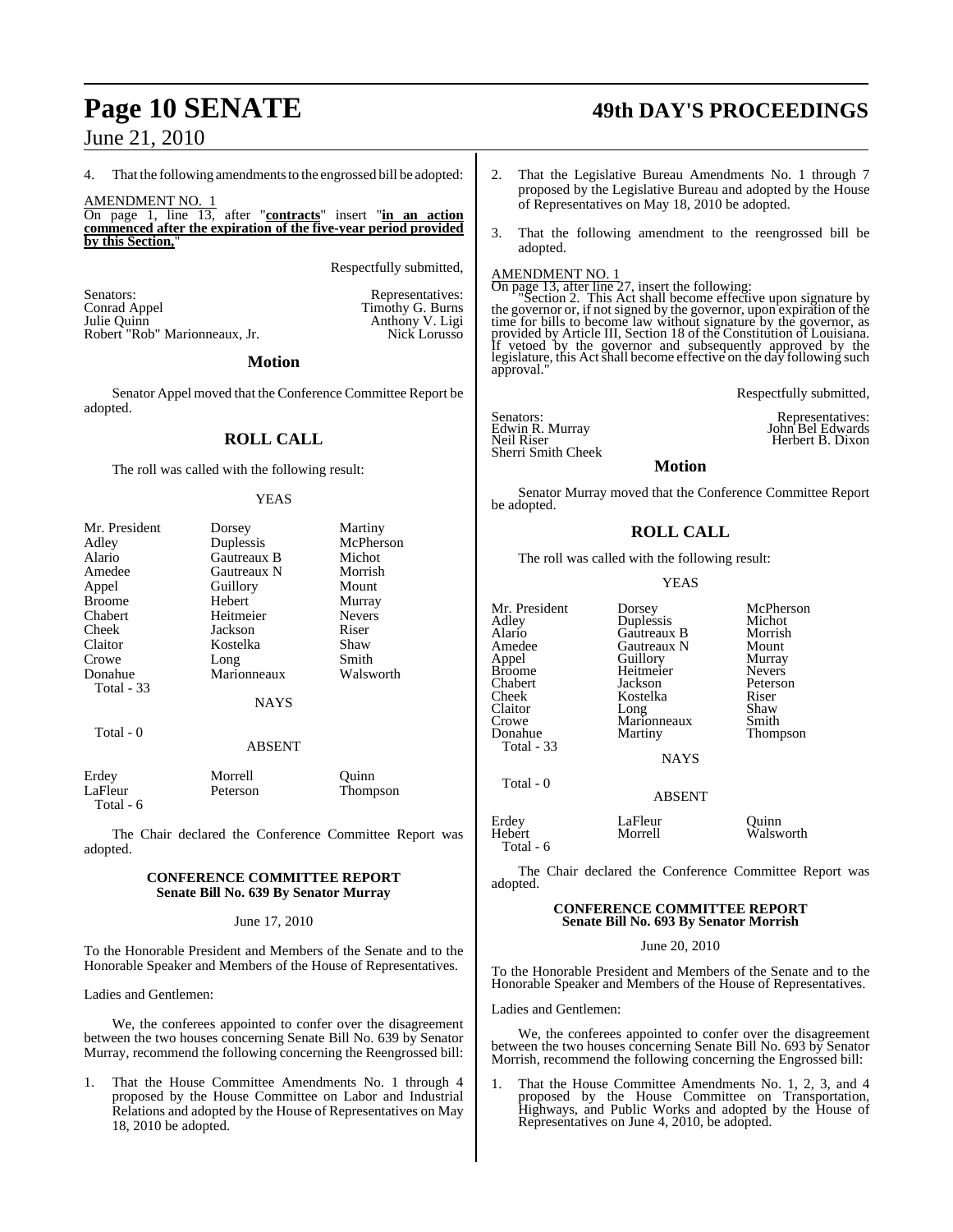4. That the following amendments to the engrossed bill be adopted:

AMENDMENT NO. 1

On page 1, line 13, after "**contracts**" insert "**in an action commenced after the expiration of the five-year period provided by this Section,**"

Respectfully submitted,

| Senators: | Representatives: |
|---|---|
| Conrad Appel | Timothy G. Burns |
| Julie Quinn | Anthony V. Ligi |
| Robert "Rob" Marionneaux, Jr. | Nick Lorusso |

## Motion

Senator Appel moved that the Conference Committee Report be adopted.

## ROLL CALL

The roll was called with the following result:

YEAS

| | | |
|---|---|---|
| Mr. President | Dorsey | Martiny |
| Adley | Duplessis | McPherson |
| Alario | Gautreaux B | Michot |
| Amedee | Gautreaux N | Morrish |
| Appel | Guillory | Mount |
| Broome | Hebert | Murray |
| Chabert | Heitmeier | Nevers |
| Cheek | Jackson | Riser |
| Claitor | Kostelka | Shaw |
| Crowe | Long | Smith |
| Donahue | Marionneaux | Walsworth |

Total - 33

NAYS

Total - 0

ABSENT

| | | |
|---|---|---|
| Erdey | Morrell | Quinn |
| LaFleur | Peterson | Thompson |

Total - 6

The Chair declared the Conference Committee Report was adopted.

### CONFERENCE COMMITTEE REPORT
### Senate Bill No. 639 By Senator Murray

June 17, 2010

To the Honorable President and Members of the Senate and to the Honorable Speaker and Members of the House of Representatives.

Ladies and Gentlemen:

We, the conferees appointed to confer over the disagreement between the two houses concerning Senate Bill No. 639 by Senator Murray, recommend the following concerning the Reengrossed bill:

1. That the House Committee Amendments No. 1 through 4 proposed by the House Committee on Labor and Industrial Relations and adopted by the House of Representatives on May 18, 2010 be adopted.

2. That the Legislative Bureau Amendments No. 1 through 7 proposed by the Legislative Bureau and adopted by the House of Representatives on May 18, 2010 be adopted.

3. That the following amendment to the reengrossed bill be adopted.

AMENDMENT NO. 1

On page 13, after line 27, insert the following:

"Section 2. This Act shall become effective upon signature by the governor or, if not signed by the governor, upon expiration of the time for bills to become law without signature by the governor, as provided by Article III, Section 18 of the Constitution of Louisiana. If vetoed by the governor and subsequently approved by the legislature, this Act shall become effective on the day following such approval."

Respectfully submitted,

| Senators: | Representatives: |
|---|---|
| Edwin R. Murray | John Bel Edwards |
| Neil Riser | Herbert B. Dixon |
| Sherri Smith Cheek | |

## Motion

Senator Murray moved that the Conference Committee Report be adopted.

## ROLL CALL

The roll was called with the following result:

YEAS

| | | |
|---|---|---|
| Mr. President | Dorsey | McPherson |
| Adley | Duplessis | Michot |
| Alario | Gautreaux B | Morrish |
| Amedee | Gautreaux N | Mount |
| Appel | Guillory | Murray |
| Broome | Heitmeier | Nevers |
| Chabert | Jackson | Peterson |
| Cheek | Kostelka | Riser |
| Claitor | Long | Shaw |
| Crowe | Marionneaux | Smith |
| Donahue | Martiny | Thompson |

Total - 33

NAYS

Total - 0

ABSENT

| | | |
|---|---|---|
| Erdey | LaFleur | Quinn |
| Hebert | Morrell | Walsworth |

Total - 6

The Chair declared the Conference Committee Report was adopted.

### CONFERENCE COMMITTEE REPORT
### Senate Bill No. 693 By Senator Morrish

June 20, 2010

To the Honorable President and Members of the Senate and to the Honorable Speaker and Members of the House of Representatives.

Ladies and Gentlemen:

We, the conferees appointed to confer over the disagreement between the two houses concerning Senate Bill No. 693 by Senator Morrish, recommend the following concerning the Engrossed bill:

1. That the House Committee Amendments No. 1, 2, 3, and 4 proposed by the House Committee on Transportation, Highways, and Public Works and adopted by the House of Representatives on June 4, 2010, be adopted.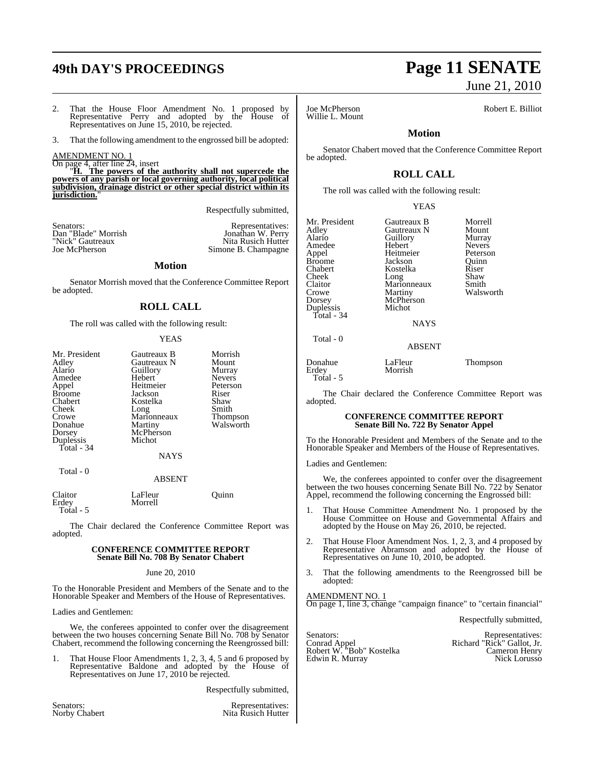2. That the House Floor Amendment No. 1 proposed by Representative Perry and adopted by the House of Representatives on June 15, 2010, be rejected.

3. That the following amendment to the engrossed bill be adopted:

AMENDMENT NO. 1
On page 4, after line 24, insert

"**H. The powers of the authority shall not supercede the powers of any parish or local governing authority, local political subdivision, drainage district or other special district within its jurisdiction.**"

Respectfully submitted,

| Senators: | Representatives: |
|---|---|
| Dan "Blade" Morrish | Jonathan W. Perry |
| "Nick" Gautreaux | Nita Rusich Hutter |
| Joe McPherson | Simone B. Champagne |

## Motion

Senator Morrish moved that the Conference Committee Report be adopted.

## ROLL CALL

The roll was called with the following result:

YEAS

| | | |
|---|---|---|
| Mr. President | Gautreaux B | Morrish |
| Adley | Gautreaux N | Mount |
| Alario | Guillory | Murray |
| Amedee | Hebert | Nevers |
| Appel | Heitmeier | Peterson |
| Broome | Jackson | Riser |
| Chabert | Kostelka | Shaw |
| Cheek | Long | Smith |
| Crowe | Marionneaux | Thompson |
| Donahue | Martiny | Walsworth |
| Dorsey | McPherson | |
| Duplessis | Michot | |

Total - 34

NAYS

Total - 0

ABSENT

| | | |
|---|---|---|
| Claitor | LaFleur | Quinn |
| Erdey | Morrell | |

Total - 5

The Chair declared the Conference Committee Report was adopted.

### CONFERENCE COMMITTEE REPORT
### Senate Bill No. 708 By Senator Chabert

June 20, 2010

To the Honorable President and Members of the Senate and to the Honorable Speaker and Members of the House of Representatives.

Ladies and Gentlemen:

We, the conferees appointed to confer over the disagreement between the two houses concerning Senate Bill No. 708 by Senator Chabert, recommend the following concerning the Reengrossed bill:

1. That House Floor Amendments 1, 2, 3, 4, 5 and 6 proposed by Representative Baldone and adopted by the House of Representatives on June 17, 2010 be rejected.

Respectfully submitted,

| Senators: | Representatives: |
|---|---|
| Norby Chabert | Nita Rusich Hutter |
| Joe McPherson | Robert E. Billiot |
| Willie L. Mount | |

## Motion

Senator Chabert moved that the Conference Committee Report be adopted.

## ROLL CALL

The roll was called with the following result:

YEAS

| | | |
|---|---|---|
| Mr. President | Gautreaux B | Morrell |
| Adley | Gautreaux N | Mount |
| Alario | Guillory | Murray |
| Amedee | Hebert | Nevers |
| Appel | Heitmeier | Peterson |
| Broome | Jackson | Quinn |
| Chabert | Kostelka | Riser |
| Cheek | Long | Shaw |
| Claitor | Marionneaux | Smith |
| Crowe | Martiny | Walsworth |
| Dorsey | McPherson | |
| Duplessis | Michot | |

Total - 34

NAYS

Total - 0

ABSENT

| | | |
|---|---|---|
| Donahue | LaFleur | Thompson |
| Erdey | Morrish | |

Total - 5

The Chair declared the Conference Committee Report was adopted.

### CONFERENCE COMMITTEE REPORT
### Senate Bill No. 722 By Senator Appel

To the Honorable President and Members of the Senate and to the Honorable Speaker and Members of the House of Representatives.

Ladies and Gentlemen:

We, the conferees appointed to confer over the disagreement between the two houses concerning Senate Bill No. 722 by Senator Appel, recommend the following concerning the Engrossed bill:

1. That House Committee Amendment No. 1 proposed by the House Committee on House and Governmental Affairs and adopted by the House on May 26, 2010, be rejected.

2. That House Floor Amendment Nos. 1, 2, 3, and 4 proposed by Representative Abramson and adopted by the House of Representatives on June 10, 2010, be adopted.

3. That the following amendments to the Reengrossed bill be adopted:

AMENDMENT NO. 1
On page 1, line 3, change "campaign finance" to "certain financial"

Respectfully submitted,

| Senators: | Representatives: |
|---|---|
| Conrad Appel | Richard "Rick" Gallot, Jr. |
| Robert W. "Bob" Kostelka | Cameron Henry |
| Edwin R. Murray | Nick Lorusso |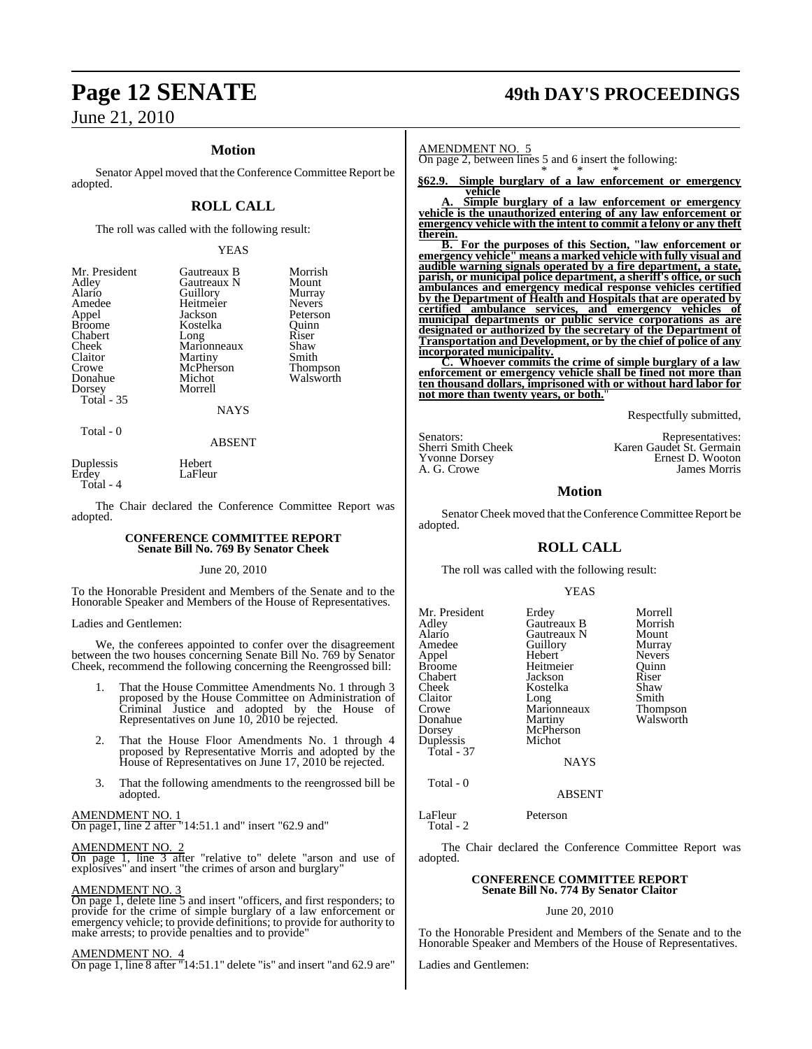## Motion

Senator Appel moved that the Conference Committee Report be adopted.

## ROLL CALL

The roll was called with the following result:

YEAS

| | | |
|---|---|---|
| Mr. President | Gautreaux B | Morrish |
| Adley | Gautreaux N | Mount |
| Alario | Guillory | Murray |
| Amedee | Heitmeier | Nevers |
| Appel | Jackson | Peterson |
| Broome | Kostelka | Quinn |
| Chabert | Long | Riser |
| Cheek | Marionneaux | Shaw |
| Claitor | Martiny | Smith |
| Crowe | McPherson | Thompson |
| Donahue | Michot | Walsworth |
| Dorsey | Morrell | |
| Total - 35 | | |

NAYS

Total - 0

ABSENT

| | |
|---|---|
| Duplessis | Hebert |
| Erdey | LaFleur |
| Total - 4 | |

The Chair declared the Conference Committee Report was adopted.

### CONFERENCE COMMITTEE REPORT
### Senate Bill No. 769 By Senator Cheek

June 20, 2010

To the Honorable President and Members of the Senate and to the Honorable Speaker and Members of the House of Representatives.

Ladies and Gentlemen:

We, the conferees appointed to confer over the disagreement between the two houses concerning Senate Bill No. 769 by Senator Cheek, recommend the following concerning the Reengrossed bill:

1. That the House Committee Amendments No. 1 through 3 proposed by the House Committee on Administration of Criminal Justice and adopted by the House of Representatives on June 10, 2010 be rejected.

2. That the House Floor Amendments No. 1 through 4 proposed by Representative Morris and adopted by the House of Representatives on June 17, 2010 be rejected.

3. That the following amendments to the reengrossed bill be adopted.

AMENDMENT NO. 1
On page1, line 2 after "14:51.1 and" insert "62.9 and"

AMENDMENT NO. 2
On page 1, line 3 after "relative to" delete "arson and use of explosives" and insert "the crimes of arson and burglary"

AMENDMENT NO. 3
On page 1, delete line 5 and insert "officers, and first responders; to provide for the crime of simple burglary of a law enforcement or emergency vehicle; to provide definitions; to provide for authority to make arrests; to provide penalties and to provide"

AMENDMENT NO. 4
On page 1, line 8 after "14:51.1" delete "is" and insert "and 62.9 are"

AMENDMENT NO. 5
On page 2, between lines 5 and 6 insert the following:

"* * *

**§62.9. Simple burglary of a law enforcement or emergency vehicle**

**A. Simple burglary of a law enforcement or emergency vehicle is the unauthorized entering of any law enforcement or emergency vehicle with the intent to commit a felony or any theft therein.**

**B. For the purposes of this Section, "law enforcement or emergency vehicle" means a marked vehicle with fully visual and audible warning signals operated by a fire department, a state, parish, or municipal police department, a sheriff's office, or such ambulances and emergency medical response vehicles certified by the Department of Health and Hospitals that are operated by certified ambulance services, and emergency vehicles of municipal departments or public service corporations as are designated or authorized by the secretary of the Department of Transportation and Development, or by the chief of police of any incorporated municipality.**

**C. Whoever commits the crime of simple burglary of a law enforcement or emergency vehicle shall be fined not more than ten thousand dollars, imprisoned with or without hard labor for not more than twenty years, or both.**"

Respectfully submitted,

| Senators: | Representatives: |
|---|---|
| Sherri Smith Cheek | Karen Gaudet St. Germain |
| Yvonne Dorsey | Ernest D. Wooton |
| A. G. Crowe | James Morris |

## Motion

Senator Cheek moved that the Conference Committee Report be adopted.

## ROLL CALL

The roll was called with the following result:

YEAS

| | | |
|---|---|---|
| Mr. President | Erdey | Morrell |
| Adley | Gautreaux B | Morrish |
| Alario | Gautreaux N | Mount |
| Amedee | Guillory | Murray |
| Appel | Hebert | Nevers |
| Broome | Heitmeier | Quinn |
| Chabert | Jackson | Riser |
| Cheek | Kostelka | Shaw |
| Claitor | Long | Smith |
| Crowe | Marionneaux | Thompson |
| Donahue | Martiny | Walsworth |
| Dorsey | McPherson | |
| Duplessis | Michot | |
| Total - 37 | | |

NAYS

Total - 0

ABSENT

| | |
|---|---|
| LaFleur | Peterson |
| Total - 2 | |

The Chair declared the Conference Committee Report was adopted.

### CONFERENCE COMMITTEE REPORT
### Senate Bill No. 774 By Senator Claitor

June 20, 2010

To the Honorable President and Members of the Senate and to the Honorable Speaker and Members of the House of Representatives.

Ladies and Gentlemen: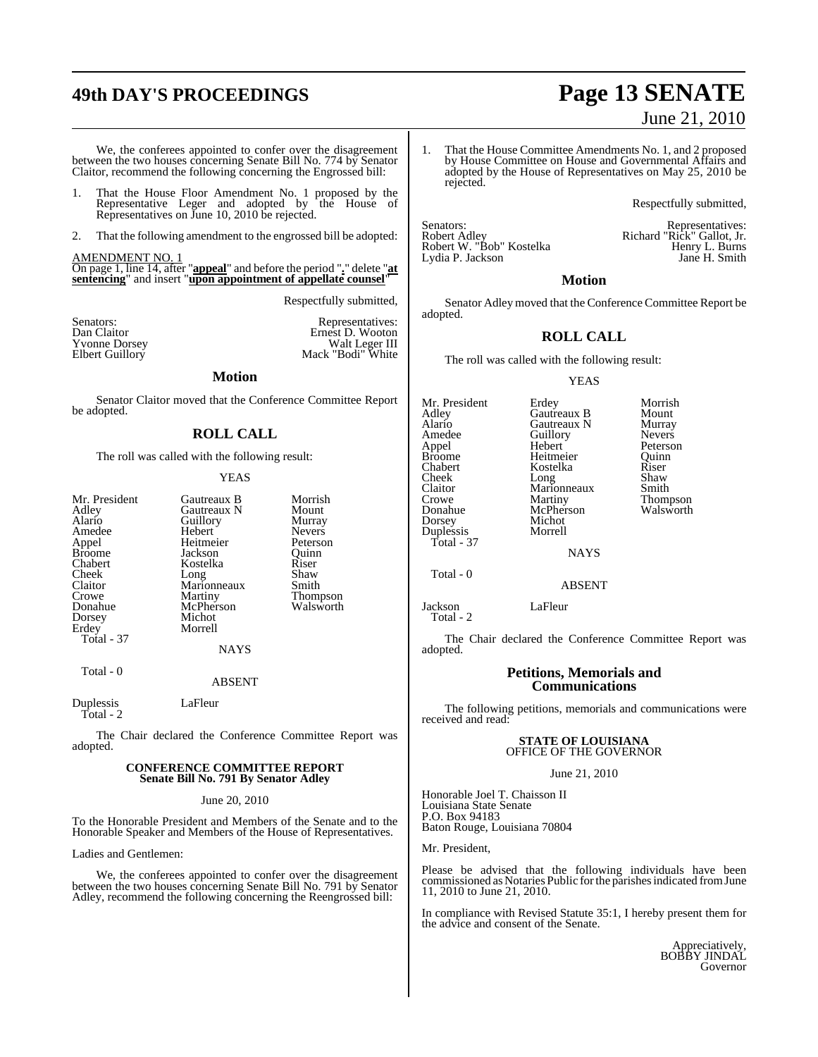We, the conferees appointed to confer over the disagreement between the two houses concerning Senate Bill No. 774 by Senator Claitor, recommend the following concerning the Engrossed bill:

1. That the House Floor Amendment No. 1 proposed by the Representative Leger and adopted by the House of Representatives on June 10, 2010 be rejected.

2. That the following amendment to the engrossed bill be adopted:

AMENDMENT NO. 1
On page 1, line 14, after "**appeal**" and before the period "**.**" delete "**at sentencing**" and insert "**upon appointment of appellate counsel**"

Respectfully submitted,

| Senators: | Representatives: |
|---|---|
| Dan Claitor | Ernest D. Wooton |
| Yvonne Dorsey | Walt Leger III |
| Elbert Guillory | Mack "Bodi" White |

## Motion

Senator Claitor moved that the Conference Committee Report be adopted.

## ROLL CALL

The roll was called with the following result:

YEAS

| | | |
|---|---|---|
| Mr. President | Gautreaux B | Morrish |
| Adley | Gautreaux N | Mount |
| Alario | Guillory | Murray |
| Amedee | Hebert | Nevers |
| Appel | Heitmeier | Peterson |
| Broome | Jackson | Quinn |
| Chabert | Kostelka | Riser |
| Cheek | Long | Shaw |
| Claitor | Marionneaux | Smith |
| Crowe | Martiny | Thompson |
| Donahue | McPherson | Walsworth |
| Dorsey | Michot | |
| Erdey | Morrell | |

Total - 37

NAYS

Total - 0

ABSENT

Duplessis LaFleur

Total - 2

The Chair declared the Conference Committee Report was adopted.

### CONFERENCE COMMITTEE REPORT
### Senate Bill No. 791 By Senator Adley

June 20, 2010

To the Honorable President and Members of the Senate and to the Honorable Speaker and Members of the House of Representatives.

Ladies and Gentlemen:

We, the conferees appointed to confer over the disagreement between the two houses concerning Senate Bill No. 791 by Senator Adley, recommend the following concerning the Reengrossed bill:

1. That the House Committee Amendments No. 1, and 2 proposed by House Committee on House and Governmental Affairs and adopted by the House of Representatives on May 25, 2010 be rejected.

Respectfully submitted,

| Senators: | Representatives: |
|---|---|
| Robert Adley | Richard "Rick" Gallot, Jr. |
| Robert W. "Bob" Kostelka | Henry L. Burns |
| Lydia P. Jackson | Jane H. Smith |

## Motion

Senator Adley moved that the Conference Committee Report be adopted.

## ROLL CALL

The roll was called with the following result:

YEAS

| | | |
|---|---|---|
| Mr. President | Erdey | Morrish |
| Adley | Gautreaux B | Mount |
| Alario | Gautreaux N | Murray |
| Amedee | Guillory | Nevers |
| Appel | Hebert | Peterson |
| Broome | Heitmeier | Quinn |
| Chabert | Kostelka | Riser |
| Cheek | Long | Shaw |
| Claitor | Marionneaux | Smith |
| Crowe | Martiny | Thompson |
| Donahue | McPherson | Walsworth |
| Dorsey | Michot | |
| Duplessis | Morrell | |

Total - 37

NAYS

Total - 0

ABSENT

Jackson LaFleur

Total - 2

The Chair declared the Conference Committee Report was adopted.

## Petitions, Memorials and Communications

The following petitions, memorials and communications were received and read:

**STATE OF LOUISIANA**
OFFICE OF THE GOVERNOR

June 21, 2010

Honorable Joel T. Chaisson II
Louisiana State Senate
P.O. Box 94183
Baton Rouge, Louisiana 70804

Mr. President,

Please be advised that the following individuals have been commissioned as Notaries Public for the parishes indicated from June 11, 2010 to June 21, 2010.

In compliance with Revised Statute 35:1, I hereby present them for the advice and consent of the Senate.

Appreciatively,
BOBBY JINDAL
Governor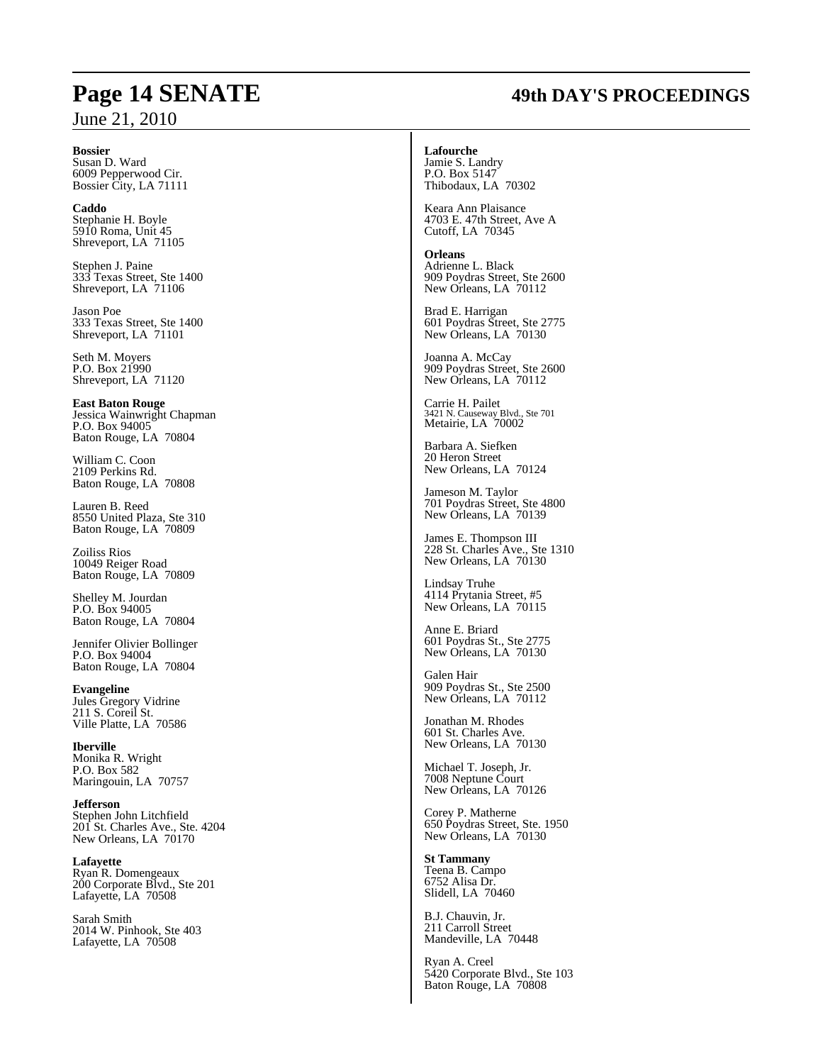**Bossier**
Susan D. Ward
6009 Pepperwood Cir.
Bossier City, LA 71111

**Caddo**
Stephanie H. Boyle
5910 Roma, Unit 45
Shreveport, LA 71105

Stephen J. Paine
333 Texas Street, Ste 1400
Shreveport, LA 71106

Jason Poe
333 Texas Street, Ste 1400
Shreveport, LA 71101

Seth M. Moyers
P.O. Box 21990
Shreveport, LA 71120

**East Baton Rouge**
Jessica Wainwright Chapman
P.O. Box 94005
Baton Rouge, LA 70804

William C. Coon
2109 Perkins Rd.
Baton Rouge, LA 70808

Lauren B. Reed
8550 United Plaza, Ste 310
Baton Rouge, LA 70809

Zoiliss Rios
10049 Reiger Road
Baton Rouge, LA 70809

Shelley M. Jourdan
P.O. Box 94005
Baton Rouge, LA 70804

Jennifer Olivier Bollinger
P.O. Box 94004
Baton Rouge, LA 70804

**Evangeline**
Jules Gregory Vidrine
211 S. Coreil St.
Ville Platte, LA 70586

**Iberville**
Monika R. Wright
P.O. Box 582
Maringouin, LA 70757

**Jefferson**
Stephen John Litchfield
201 St. Charles Ave., Ste. 4204
New Orleans, LA 70170

**Lafayette**
Ryan R. Domengeaux
200 Corporate Blvd., Ste 201
Lafayette, LA 70508

Sarah Smith
2014 W. Pinhook, Ste 403
Lafayette, LA 70508

**Lafourche**
Jamie S. Landry
P.O. Box 5147
Thibodaux, LA 70302

Keara Ann Plaisance
4703 E. 47th Street, Ave A
Cutoff, LA 70345

**Orleans**
Adrienne L. Black
909 Poydras Street, Ste 2600
New Orleans, LA 70112

Brad E. Harrigan
601 Poydras Street, Ste 2775
New Orleans, LA 70130

Joanna A. McCay
909 Poydras Street, Ste 2600
New Orleans, LA 70112

Carrie H. Pailet
3421 N. Causeway Blvd., Ste 701
Metairie, LA 70002

Barbara A. Siefken
20 Heron Street
New Orleans, LA 70124

Jameson M. Taylor
701 Poydras Street, Ste 4800
New Orleans, LA 70139

James E. Thompson III
228 St. Charles Ave., Ste 1310
New Orleans, LA 70130

Lindsay Truhe
4114 Prytania Street, #5
New Orleans, LA 70115

Anne E. Briard
601 Poydras St., Ste 2775
New Orleans, LA 70130

Galen Hair
909 Poydras St., Ste 2500
New Orleans, LA 70112

Jonathan M. Rhodes
601 St. Charles Ave.
New Orleans, LA 70130

Michael T. Joseph, Jr.
7008 Neptune Court
New Orleans, LA 70126

Corey P. Matherne
650 Poydras Street, Ste. 1950
New Orleans, LA 70130

**St Tammany**
Teena B. Campo
6752 Alisa Dr.
Slidell, LA 70460

B.J. Chauvin, Jr.
211 Carroll Street
Mandeville, LA 70448

Ryan A. Creel
5420 Corporate Blvd., Ste 103
Baton Rouge, LA 70808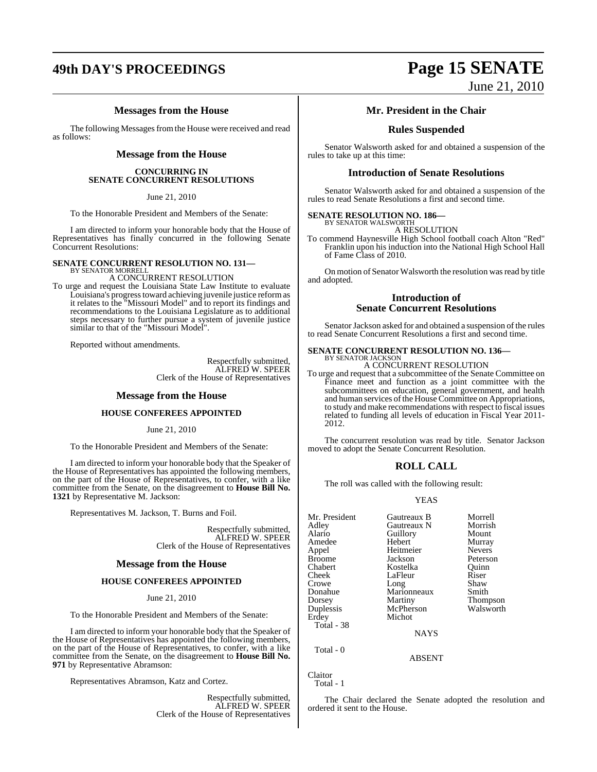## Messages from the House

The following Messages from the House were received and read as follows:

### Message from the House

**CONCURRING IN SENATE CONCURRENT RESOLUTIONS**

June 21, 2010

To the Honorable President and Members of the Senate:

I am directed to inform your honorable body that the House of Representatives has finally concurred in the following Senate Concurrent Resolutions:

**SENATE CONCURRENT RESOLUTION NO. 131—**
BY SENATOR MORRELL
A CONCURRENT RESOLUTION

To urge and request the Louisiana State Law Institute to evaluate Louisiana's progress toward achieving juvenile justice reform as it relates to the "Missouri Model" and to report its findings and recommendations to the Louisiana Legislature as to additional steps necessary to further pursue a system of juvenile justice similar to that of the "Missouri Model".

Reported without amendments.

Respectfully submitted,
ALFRED W. SPEER
Clerk of the House of Representatives

### Message from the House

**HOUSE CONFEREES APPOINTED**

June 21, 2010

To the Honorable President and Members of the Senate:

I am directed to inform your honorable body that the Speaker of the House of Representatives has appointed the following members, on the part of the House of Representatives, to confer, with a like committee from the Senate, on the disagreement to **House Bill No. 1321** by Representative M. Jackson:

Representatives M. Jackson, T. Burns and Foil.

Respectfully submitted,
ALFRED W. SPEER
Clerk of the House of Representatives

### Message from the House

**HOUSE CONFEREES APPOINTED**

June 21, 2010

To the Honorable President and Members of the Senate:

I am directed to inform your honorable body that the Speaker of the House of Representatives has appointed the following members, on the part of the House of Representatives, to confer, with a like committee from the Senate, on the disagreement to **House Bill No. 971** by Representative Abramson:

Representatives Abramson, Katz and Cortez.

Respectfully submitted,
ALFRED W. SPEER
Clerk of the House of Representatives

## Mr. President in the Chair

## Rules Suspended

Senator Walsworth asked for and obtained a suspension of the rules to take up at this time:

## Introduction of Senate Resolutions

Senator Walsworth asked for and obtained a suspension of the rules to read Senate Resolutions a first and second time.

**SENATE RESOLUTION NO. 186—**
BY SENATOR WALSWORTH
A RESOLUTION

To commend Haynesville High School football coach Alton "Red" Franklin upon his induction into the National High School Hall of Fame Class of 2010.

On motion of Senator Walsworth the resolution was read by title and adopted.

## Introduction of Senate Concurrent Resolutions

Senator Jackson asked for and obtained a suspension of the rules to read Senate Concurrent Resolutions a first and second time.

**SENATE CONCURRENT RESOLUTION NO. 136—**
BY SENATOR JACKSON
A CONCURRENT RESOLUTION

To urge and request that a subcommittee of the Senate Committee on Finance meet and function as a joint committee with the subcommittees on education, general government, and health and human services of the House Committee on Appropriations, to study and make recommendations with respect to fiscal issues related to funding all levels of education in Fiscal Year 2011-2012.

The concurrent resolution was read by title. Senator Jackson moved to adopt the Senate Concurrent Resolution.

## ROLL CALL

The roll was called with the following result:

YEAS

| | | |
|---|---|---|
| Mr. President | Gautreaux B | Morrell |
| Adley | Gautreaux N | Morrish |
| Alario | Guillory | Mount |
| Amedee | Hebert | Murray |
| Appel | Heitmeier | Nevers |
| Broome | Jackson | Peterson |
| Chabert | Kostelka | Quinn |
| Cheek | LaFleur | Riser |
| Crowe | Long | Shaw |
| Donahue | Marionneaux | Smith |
| Dorsey | Martiny | Thompson |
| Duplessis | McPherson | Walsworth |
| Erdey | Michot | |

Total - 38

NAYS

Total - 0

ABSENT

Claitor

Total - 1

The Chair declared the Senate adopted the resolution and ordered it sent to the House.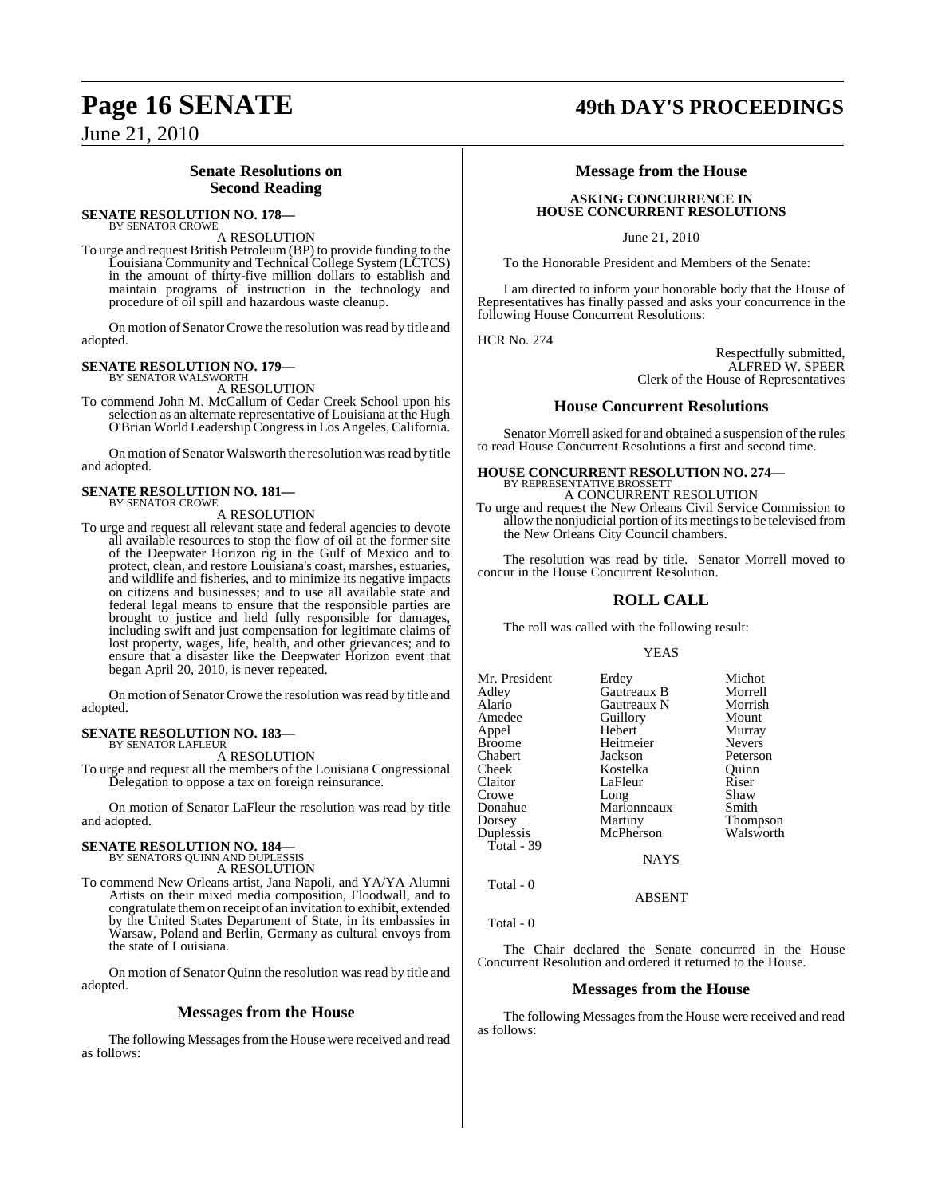## Senate Resolutions on Second Reading

**SENATE RESOLUTION NO. 178—**
BY SENATOR CROWE

A RESOLUTION

To urge and request British Petroleum (BP) to provide funding to the Louisiana Community and Technical College System (LCTCS) in the amount of thirty-five million dollars to establish and maintain programs of instruction in the technology and procedure of oil spill and hazardous waste cleanup.

On motion of Senator Crowe the resolution was read by title and adopted.

**SENATE RESOLUTION NO. 179—**
BY SENATOR WALSWORTH

A RESOLUTION

To commend John M. McCallum of Cedar Creek School upon his selection as an alternate representative of Louisiana at the Hugh O'Brian World Leadership Congress in Los Angeles, California.

On motion of Senator Walsworth the resolution was read by title and adopted.

**SENATE RESOLUTION NO. 181—**
BY SENATOR CROWE

A RESOLUTION

To urge and request all relevant state and federal agencies to devote all available resources to stop the flow of oil at the former site of the Deepwater Horizon rig in the Gulf of Mexico and to protect, clean, and restore Louisiana's coast, marshes, estuaries, and wildlife and fisheries, and to minimize its negative impacts on citizens and businesses; and to use all available state and federal legal means to ensure that the responsible parties are brought to justice and held fully responsible for damages, including swift and just compensation for legitimate claims of lost property, wages, life, health, and other grievances; and to ensure that a disaster like the Deepwater Horizon event that began April 20, 2010, is never repeated.

On motion of Senator Crowe the resolution was read by title and adopted.

**SENATE RESOLUTION NO. 183—**
BY SENATOR LAFLEUR

A RESOLUTION

To urge and request all the members of the Louisiana Congressional Delegation to oppose a tax on foreign reinsurance.

On motion of Senator LaFleur the resolution was read by title and adopted.

**SENATE RESOLUTION NO. 184—**
BY SENATORS QUINN AND DUPLESSIS

A RESOLUTION

To commend New Orleans artist, Jana Napoli, and YA/YA Alumni Artists on their mixed media composition, Floodwall, and to congratulate them on receipt of an invitation to exhibit, extended by the United States Department of State, in its embassies in Warsaw, Poland and Berlin, Germany as cultural envoys from the state of Louisiana.

On motion of Senator Quinn the resolution was read by title and adopted.

## Messages from the House

The following Messages from the House were received and read as follows:

## Message from the House

**ASKING CONCURRENCE IN HOUSE CONCURRENT RESOLUTIONS**

June 21, 2010

To the Honorable President and Members of the Senate:

I am directed to inform your honorable body that the House of Representatives has finally passed and asks your concurrence in the following House Concurrent Resolutions:

HCR No. 274

Respectfully submitted,
ALFRED W. SPEER
Clerk of the House of Representatives

## House Concurrent Resolutions

Senator Morrell asked for and obtained a suspension of the rules to read House Concurrent Resolutions a first and second time.

**HOUSE CONCURRENT RESOLUTION NO. 274—**
BY REPRESENTATIVE BROSSETT

A CONCURRENT RESOLUTION

To urge and request the New Orleans Civil Service Commission to allow the nonjudicial portion of its meetings to be televised from the New Orleans City Council chambers.

The resolution was read by title. Senator Morrell moved to concur in the House Concurrent Resolution.

## ROLL CALL

The roll was called with the following result:

YEAS

| | | |
|---|---|---|
| Mr. President | Erdey | Michot |
| Adley | Gautreaux B | Morrell |
| Alario | Gautreaux N | Morrish |
| Amedee | Guillory | Mount |
| Appel | Hebert | Murray |
| Broome | Heitmeier | Nevers |
| Chabert | Jackson | Peterson |
| Cheek | Kostelka | Quinn |
| Claitor | LaFleur | Riser |
| Crowe | Long | Shaw |
| Donahue | Marionneaux | Smith |
| Dorsey | Martiny | Thompson |
| Duplessis | McPherson | Walsworth |

Total - 39

NAYS

Total - 0

ABSENT

Total - 0

The Chair declared the Senate concurred in the House Concurrent Resolution and ordered it returned to the House.

## Messages from the House

The following Messages from the House were received and read as follows: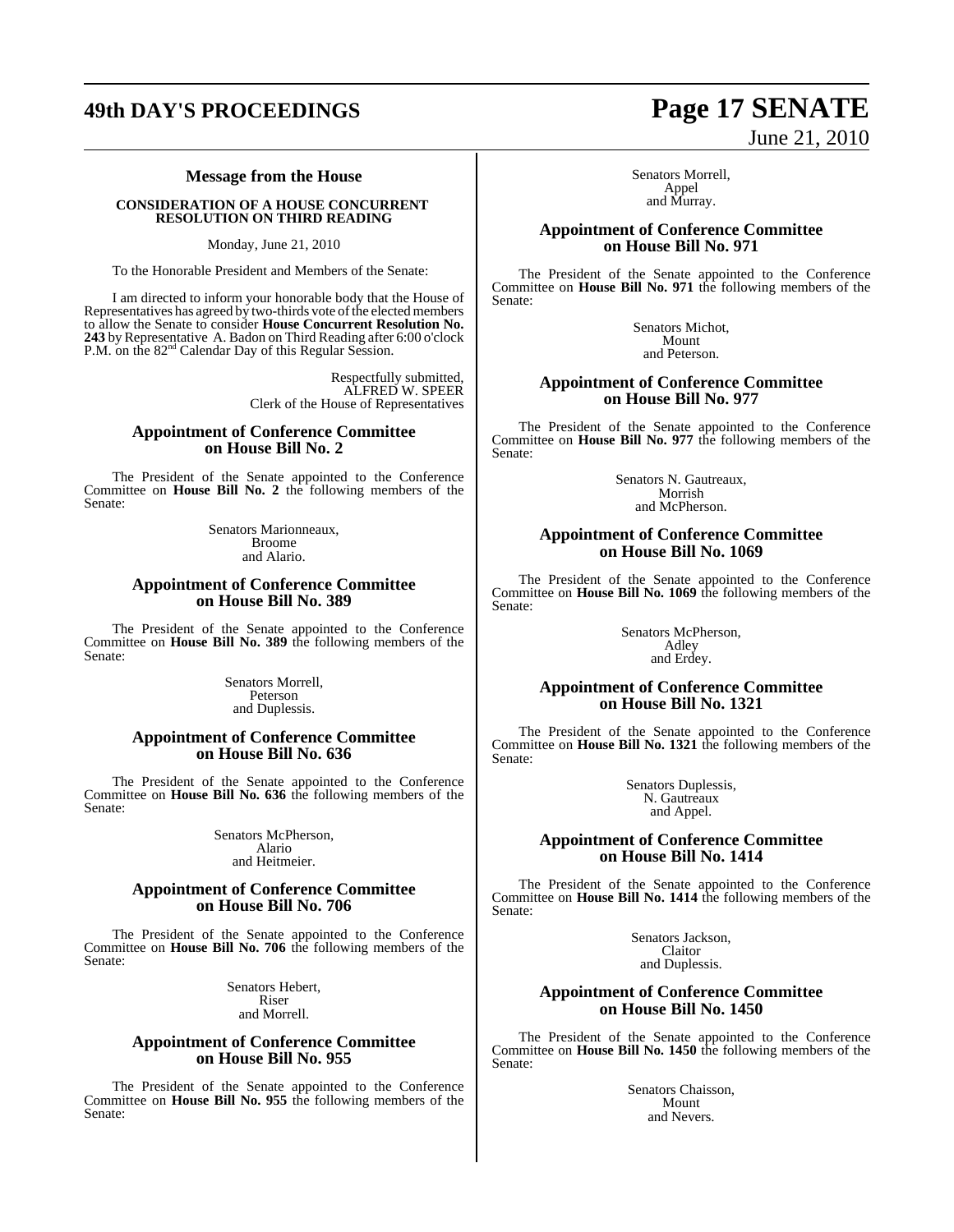### Message from the House

**CONSIDERATION OF A HOUSE CONCURRENT RESOLUTION ON THIRD READING**

Monday, June 21, 2010

To the Honorable President and Members of the Senate:

I am directed to inform your honorable body that the House of Representatives has agreed by two-thirds vote of the elected members to allow the Senate to consider **House Concurrent Resolution No. 243** by Representative A. Badon on Third Reading after 6:00 o'clock P.M. on the 82nd Calendar Day of this Regular Session.

Respectfully submitted,
ALFRED W. SPEER
Clerk of the House of Representatives

### Appointment of Conference Committee on House Bill No. 2

The President of the Senate appointed to the Conference Committee on **House Bill No. 2** the following members of the Senate:

Senators Marionneaux,
Broome
and Alario.

### Appointment of Conference Committee on House Bill No. 389

The President of the Senate appointed to the Conference Committee on **House Bill No. 389** the following members of the Senate:

Senators Morrell,
Peterson
and Duplessis.

### Appointment of Conference Committee on House Bill No. 636

The President of the Senate appointed to the Conference Committee on **House Bill No. 636** the following members of the Senate:

Senators McPherson,
Alario
and Heitmeier.

### Appointment of Conference Committee on House Bill No. 706

The President of the Senate appointed to the Conference Committee on **House Bill No. 706** the following members of the Senate:

Senators Hebert,
Riser
and Morrell.

### Appointment of Conference Committee on House Bill No. 955

The President of the Senate appointed to the Conference Committee on **House Bill No. 955** the following members of the Senate:

Senators Morrell,
Appel
and Murray.

### Appointment of Conference Committee on House Bill No. 971

The President of the Senate appointed to the Conference Committee on **House Bill No. 971** the following members of the Senate:

Senators Michot,
Mount
and Peterson.

### Appointment of Conference Committee on House Bill No. 977

The President of the Senate appointed to the Conference Committee on **House Bill No. 977** the following members of the Senate:

Senators N. Gautreaux,
Morrish
and McPherson.

### Appointment of Conference Committee on House Bill No. 1069

The President of the Senate appointed to the Conference Committee on **House Bill No. 1069** the following members of the Senate:

Senators McPherson,
Adley
and Erdey.

### Appointment of Conference Committee on House Bill No. 1321

The President of the Senate appointed to the Conference Committee on **House Bill No. 1321** the following members of the Senate:

Senators Duplessis,
N. Gautreaux
and Appel.

### Appointment of Conference Committee on House Bill No. 1414

The President of the Senate appointed to the Conference Committee on **House Bill No. 1414** the following members of the Senate:

Senators Jackson,
Claitor
and Duplessis.

### Appointment of Conference Committee on House Bill No. 1450

The President of the Senate appointed to the Conference Committee on **House Bill No. 1450** the following members of the Senate:

Senators Chaisson,
Mount
and Nevers.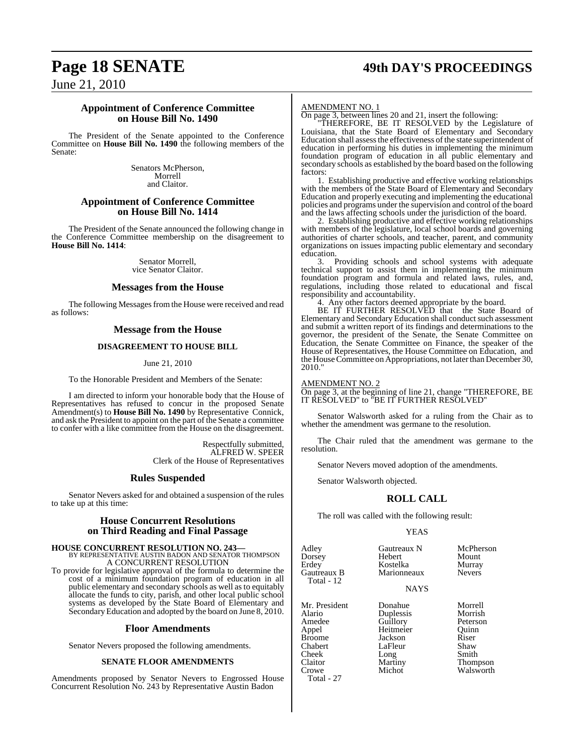## Appointment of Conference Committee on House Bill No. 1490

The President of the Senate appointed to the Conference Committee on **House Bill No. 1490** the following members of the Senate:

Senators McPherson,
Morrell
and Claitor.

## Appointment of Conference Committee on House Bill No. 1414

The President of the Senate announced the following change in the Conference Committee membership on the disagreement to **House Bill No. 1414**:

Senator Morrell,
vice Senator Claitor.

## Messages from the House

The following Messages from the House were received and read as follows:

## Message from the House

### DISAGREEMENT TO HOUSE BILL

June 21, 2010

To the Honorable President and Members of the Senate:

I am directed to inform your honorable body that the House of Representatives has refused to concur in the proposed Senate Amendment(s) to **House Bill No. 1490** by Representative Connick, and ask the President to appoint on the part of the Senate a committee to confer with a like committee from the House on the disagreement.

Respectfully submitted,
ALFRED W. SPEER
Clerk of the House of Representatives

## Rules Suspended

Senator Nevers asked for and obtained a suspension of the rules to take up at this time:

## House Concurrent Resolutions on Third Reading and Final Passage

**HOUSE CONCURRENT RESOLUTION NO. 243—**
BY REPRESENTATIVE AUSTIN BADON AND SENATOR THOMPSON
A CONCURRENT RESOLUTION

To provide for legislative approval of the formula to determine the cost of a minimum foundation program of education in all public elementary and secondary schools as well as to equitably allocate the funds to city, parish, and other local public school systems as developed by the State Board of Elementary and Secondary Education and adopted by the board on June 8, 2010.

## Floor Amendments

Senator Nevers proposed the following amendments.

### SENATE FLOOR AMENDMENTS

Amendments proposed by Senator Nevers to Engrossed House Concurrent Resolution No. 243 by Representative Austin Badon

AMENDMENT NO. 1

On page 3, between lines 20 and 21, insert the following:

"THEREFORE, BE IT RESOLVED by the Legislature of Louisiana, that the State Board of Elementary and Secondary Education shall assess the effectiveness of the state superintendent of education in performing his duties in implementing the minimum foundation program of education in all public elementary and secondary schools as established by the board based on the following factors:

1. Establishing productive and effective working relationships with the members of the State Board of Elementary and Secondary Education and properly executing and implementing the educational policies and programs under the supervision and control of the board and the laws affecting schools under the jurisdiction of the board.

2. Establishing productive and effective working relationships with members of the legislature, local school boards and governing authorities of charter schools, and teacher, parent, and community organizations on issues impacting public elementary and secondary education.

3. Providing schools and school systems with adequate technical support to assist them in implementing the minimum foundation program and formula and related laws, rules, and, regulations, including those related to educational and fiscal responsibility and accountability.

4. Any other factors deemed appropriate by the board.

BE IT FURTHER RESOLVED that the State Board of Elementary and Secondary Education shall conduct such assessment and submit a written report of its findings and determinations to the governor, the president of the Senate, the Senate Committee on Education, the Senate Committee on Finance, the speaker of the House of Representatives, the House Committee on Education, and the House Committee on Appropriations, not later than December 30, 2010."

AMENDMENT NO. 2

On page 3, at the beginning of line 21, change "THEREFORE, BE IT RESOLVED" to "BE IT FURTHER RESOLVED"

Senator Walsworth asked for a ruling from the Chair as to whether the amendment was germane to the resolution.

The Chair ruled that the amendment was germane to the resolution.

Senator Nevers moved adoption of the amendments.

Senator Walsworth objected.

## ROLL CALL

The roll was called with the following result:

YEAS

| | | |
|---|---|---|
| Adley | Gautreaux N | McPherson |
| Dorsey | Hebert | Mount |
| Erdey | Kostelka | Murray |
| Gautreaux B | Marionneaux | Nevers |

Total - 12

NAYS

| | | |
|---|---|---|
| Mr. President | Donahue | Morrell |
| Alario | Duplessis | Morrish |
| Amedee | Guillory | Peterson |
| Appel | Heitmeier | Quinn |
| Broome | Jackson | Riser |
| Chabert | LaFleur | Shaw |
| Cheek | Long | Smith |
| Claitor | Martiny | Thompson |
| Crowe | Michot | Walsworth |

Total - 27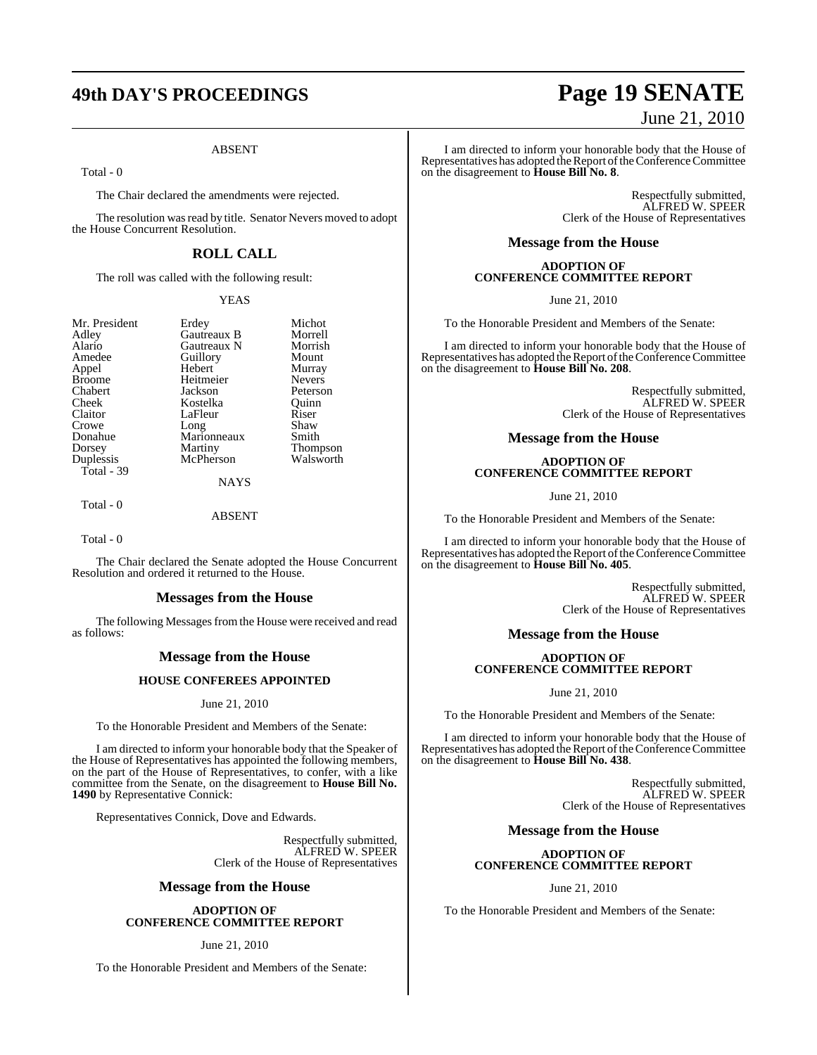ABSENT

Total - 0

The Chair declared the amendments were rejected.

The resolution was read by title. Senator Nevers moved to adopt the House Concurrent Resolution.

## ROLL CALL

The roll was called with the following result:

YEAS

| | | |
|---|---|---|
| Mr. President | Erdey | Michot |
| Adley | Gautreaux B | Morrell |
| Alario | Gautreaux N | Morrish |
| Amedee | Guillory | Mount |
| Appel | Hebert | Murray |
| Broome | Heitmeier | Nevers |
| Chabert | Jackson | Peterson |
| Cheek | Kostelka | Quinn |
| Claitor | LaFleur | Riser |
| Crowe | Long | Shaw |
| Donahue | Marionneaux | Smith |
| Dorsey | Martiny | Thompson |
| Duplessis | McPherson | Walsworth |

Total - 39

NAYS

Total - 0

ABSENT

Total - 0

The Chair declared the Senate adopted the House Concurrent Resolution and ordered it returned to the House.

## Messages from the House

The following Messages from the House were received and read as follows:

## Message from the House

### HOUSE CONFEREES APPOINTED

June 21, 2010

To the Honorable President and Members of the Senate:

I am directed to inform your honorable body that the Speaker of the House of Representatives has appointed the following members, on the part of the House of Representatives, to confer, with a like committee from the Senate, on the disagreement to **House Bill No. 1490** by Representative Connick:

Representatives Connick, Dove and Edwards.

Respectfully submitted,
ALFRED W. SPEER
Clerk of the House of Representatives

## Message from the House

### ADOPTION OF CONFERENCE COMMITTEE REPORT

June 21, 2010

To the Honorable President and Members of the Senate:

I am directed to inform your honorable body that the House of Representatives has adopted the Report of the Conference Committee on the disagreement to **House Bill No. 8**.

Respectfully submitted,
ALFRED W. SPEER
Clerk of the House of Representatives

## Message from the House

### ADOPTION OF CONFERENCE COMMITTEE REPORT

June 21, 2010

To the Honorable President and Members of the Senate:

I am directed to inform your honorable body that the House of Representatives has adopted the Report of the Conference Committee on the disagreement to **House Bill No. 208**.

Respectfully submitted,
ALFRED W. SPEER
Clerk of the House of Representatives

## Message from the House

### ADOPTION OF CONFERENCE COMMITTEE REPORT

June 21, 2010

To the Honorable President and Members of the Senate:

I am directed to inform your honorable body that the House of Representatives has adopted the Report of the Conference Committee on the disagreement to **House Bill No. 405**.

Respectfully submitted,
ALFRED W. SPEER
Clerk of the House of Representatives

## Message from the House

### ADOPTION OF CONFERENCE COMMITTEE REPORT

June 21, 2010

To the Honorable President and Members of the Senate:

I am directed to inform your honorable body that the House of Representatives has adopted the Report of the Conference Committee on the disagreement to **House Bill No. 438**.

Respectfully submitted,
ALFRED W. SPEER
Clerk of the House of Representatives

## Message from the House

### ADOPTION OF CONFERENCE COMMITTEE REPORT

June 21, 2010

To the Honorable President and Members of the Senate: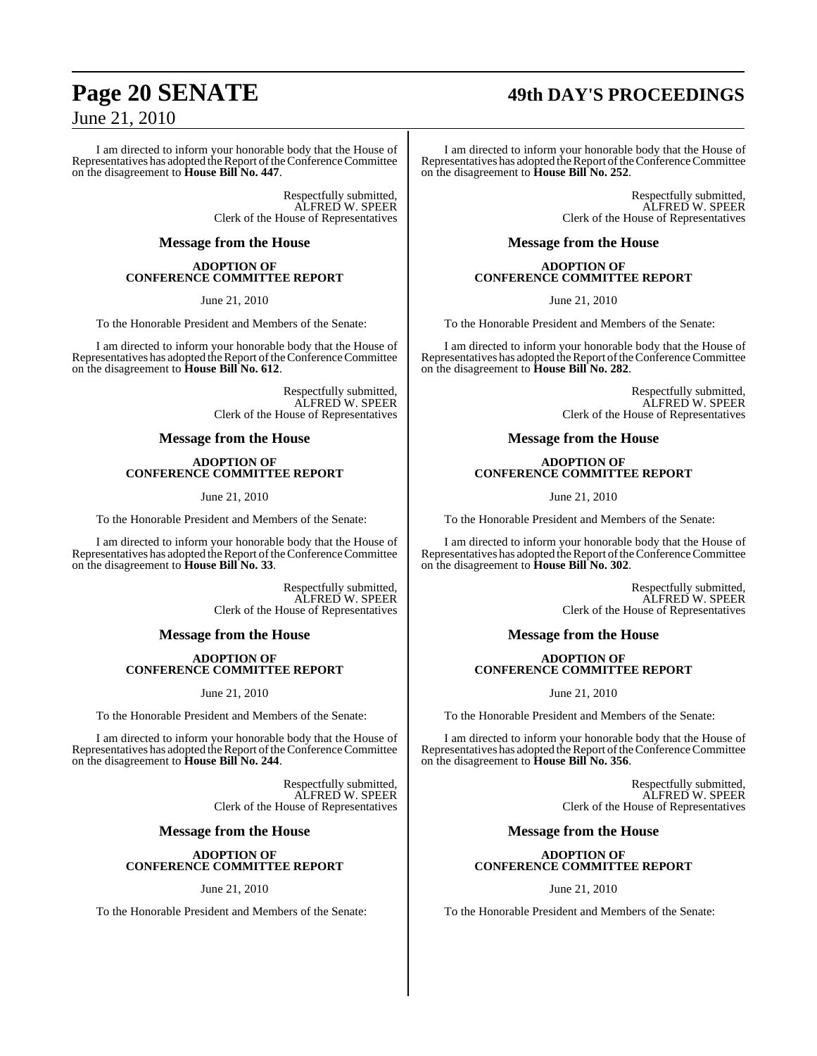I am directed to inform your honorable body that the House of Representatives has adopted the Report of the Conference Committee on the disagreement to **House Bill No. 447**.

Respectfully submitted,
ALFRED W. SPEER
Clerk of the House of Representatives

## Message from the House

**ADOPTION OF CONFERENCE COMMITTEE REPORT**

June 21, 2010

To the Honorable President and Members of the Senate:

I am directed to inform your honorable body that the House of Representatives has adopted the Report of the Conference Committee on the disagreement to **House Bill No. 612**.

Respectfully submitted,
ALFRED W. SPEER
Clerk of the House of Representatives

## Message from the House

**ADOPTION OF CONFERENCE COMMITTEE REPORT**

June 21, 2010

To the Honorable President and Members of the Senate:

I am directed to inform your honorable body that the House of Representatives has adopted the Report of the Conference Committee on the disagreement to **House Bill No. 33**.

Respectfully submitted,
ALFRED W. SPEER
Clerk of the House of Representatives

## Message from the House

**ADOPTION OF CONFERENCE COMMITTEE REPORT**

June 21, 2010

To the Honorable President and Members of the Senate:

I am directed to inform your honorable body that the House of Representatives has adopted the Report of the Conference Committee on the disagreement to **House Bill No. 244**.

Respectfully submitted,
ALFRED W. SPEER
Clerk of the House of Representatives

## Message from the House

**ADOPTION OF CONFERENCE COMMITTEE REPORT**

June 21, 2010

To the Honorable President and Members of the Senate:

I am directed to inform your honorable body that the House of Representatives has adopted the Report of the Conference Committee on the disagreement to **House Bill No. 252**.

Respectfully submitted,
ALFRED W. SPEER
Clerk of the House of Representatives

## Message from the House

**ADOPTION OF CONFERENCE COMMITTEE REPORT**

June 21, 2010

To the Honorable President and Members of the Senate:

I am directed to inform your honorable body that the House of Representatives has adopted the Report of the Conference Committee on the disagreement to **House Bill No. 282**.

Respectfully submitted,
ALFRED W. SPEER
Clerk of the House of Representatives

## Message from the House

**ADOPTION OF CONFERENCE COMMITTEE REPORT**

June 21, 2010

To the Honorable President and Members of the Senate:

I am directed to inform your honorable body that the House of Representatives has adopted the Report of the Conference Committee on the disagreement to **House Bill No. 302**.

Respectfully submitted,
ALFRED W. SPEER
Clerk of the House of Representatives

## Message from the House

**ADOPTION OF CONFERENCE COMMITTEE REPORT**

June 21, 2010

To the Honorable President and Members of the Senate:

I am directed to inform your honorable body that the House of Representatives has adopted the Report of the Conference Committee on the disagreement to **House Bill No. 356**.

Respectfully submitted,
ALFRED W. SPEER
Clerk of the House of Representatives

## Message from the House

**ADOPTION OF CONFERENCE COMMITTEE REPORT**

June 21, 2010

To the Honorable President and Members of the Senate: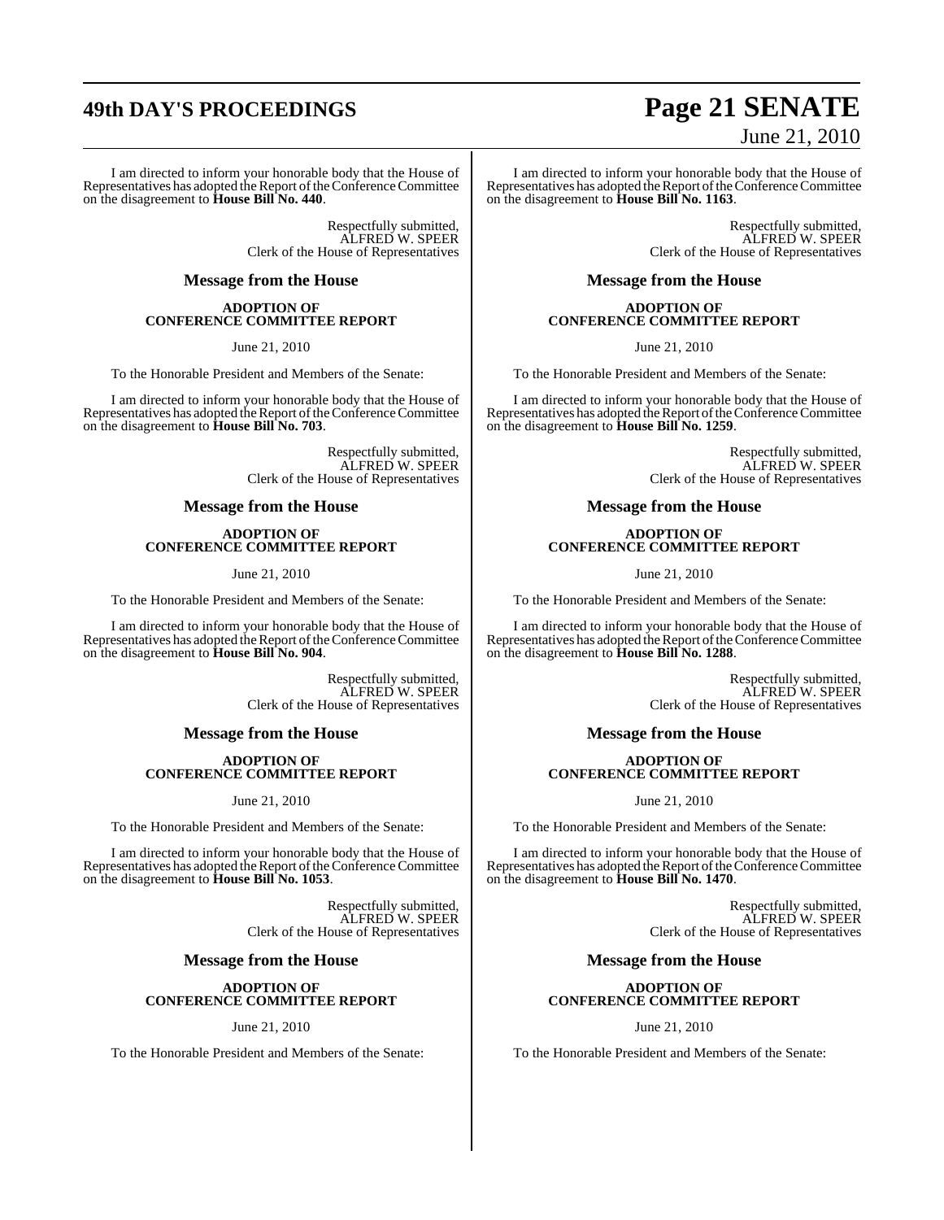I am directed to inform your honorable body that the House of Representatives has adopted the Report of the Conference Committee on the disagreement to **House Bill No. 440**.

Respectfully submitted,
ALFRED W. SPEER
Clerk of the House of Representatives

### Message from the House

**ADOPTION OF CONFERENCE COMMITTEE REPORT**

June 21, 2010

To the Honorable President and Members of the Senate:

I am directed to inform your honorable body that the House of Representatives has adopted the Report of the Conference Committee on the disagreement to **House Bill No. 703**.

Respectfully submitted,
ALFRED W. SPEER
Clerk of the House of Representatives

### Message from the House

**ADOPTION OF CONFERENCE COMMITTEE REPORT**

June 21, 2010

To the Honorable President and Members of the Senate:

I am directed to inform your honorable body that the House of Representatives has adopted the Report of the Conference Committee on the disagreement to **House Bill No. 904**.

Respectfully submitted,
ALFRED W. SPEER
Clerk of the House of Representatives

### Message from the House

**ADOPTION OF CONFERENCE COMMITTEE REPORT**

June 21, 2010

To the Honorable President and Members of the Senate:

I am directed to inform your honorable body that the House of Representatives has adopted the Report of the Conference Committee on the disagreement to **House Bill No. 1053**.

Respectfully submitted,
ALFRED W. SPEER
Clerk of the House of Representatives

### Message from the House

**ADOPTION OF CONFERENCE COMMITTEE REPORT**

June 21, 2010

To the Honorable President and Members of the Senate:

I am directed to inform your honorable body that the House of Representatives has adopted the Report of the Conference Committee on the disagreement to **House Bill No. 1163**.

Respectfully submitted,
ALFRED W. SPEER
Clerk of the House of Representatives

### Message from the House

**ADOPTION OF CONFERENCE COMMITTEE REPORT**

June 21, 2010

To the Honorable President and Members of the Senate:

I am directed to inform your honorable body that the House of Representatives has adopted the Report of the Conference Committee on the disagreement to **House Bill No. 1259**.

Respectfully submitted,
ALFRED W. SPEER
Clerk of the House of Representatives

### Message from the House

**ADOPTION OF CONFERENCE COMMITTEE REPORT**

June 21, 2010

To the Honorable President and Members of the Senate:

I am directed to inform your honorable body that the House of Representatives has adopted the Report of the Conference Committee on the disagreement to **House Bill No. 1288**.

Respectfully submitted,
ALFRED W. SPEER
Clerk of the House of Representatives

### Message from the House

**ADOPTION OF CONFERENCE COMMITTEE REPORT**

June 21, 2010

To the Honorable President and Members of the Senate:

I am directed to inform your honorable body that the House of Representatives has adopted the Report of the Conference Committee on the disagreement to **House Bill No. 1470**.

Respectfully submitted,
ALFRED W. SPEER
Clerk of the House of Representatives

### Message from the House

**ADOPTION OF CONFERENCE COMMITTEE REPORT**

June 21, 2010

To the Honorable President and Members of the Senate: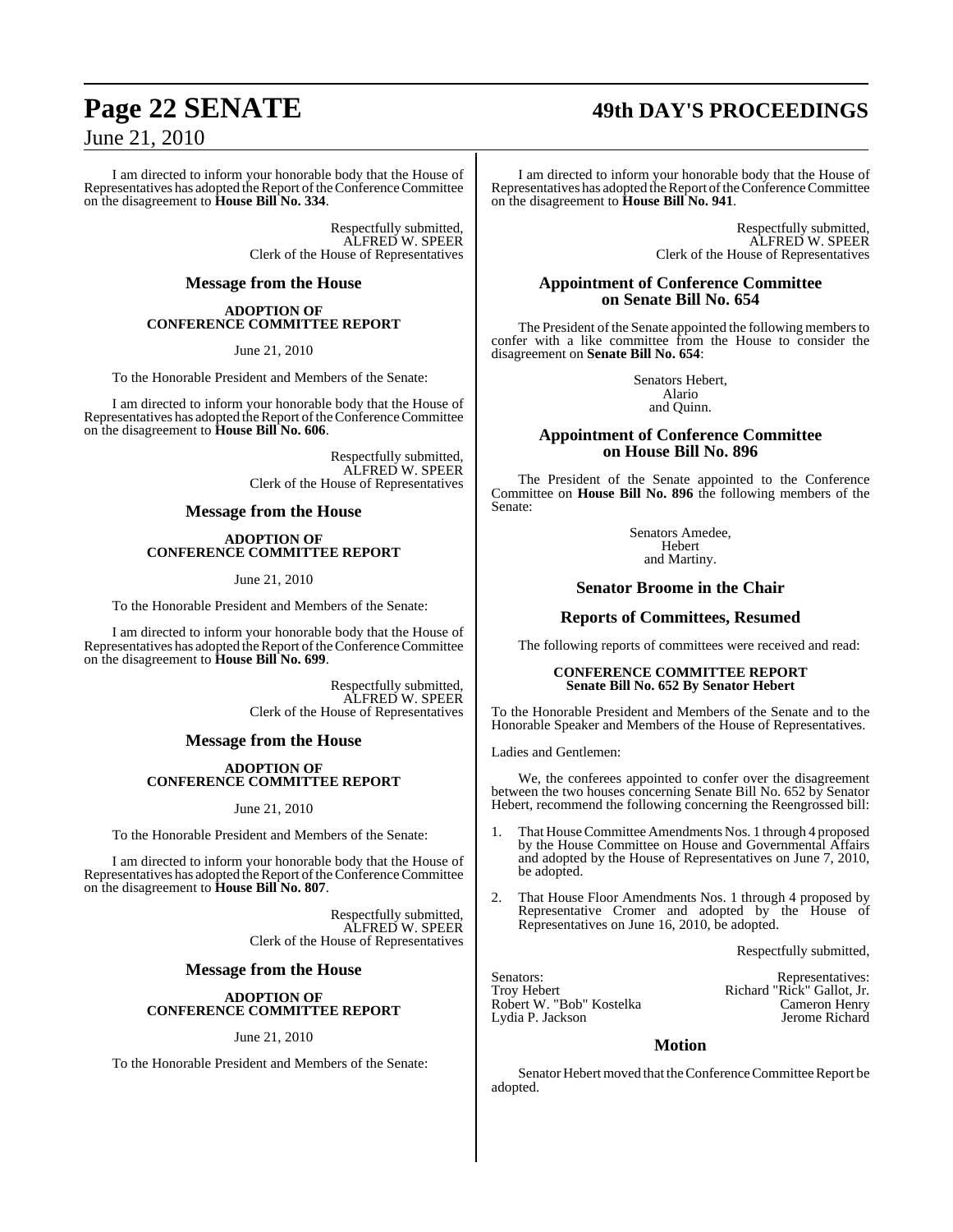I am directed to inform your honorable body that the House of Representatives has adopted the Report of the Conference Committee on the disagreement to **House Bill No. 334**.

Respectfully submitted,
ALFRED W. SPEER
Clerk of the House of Representatives

## Message from the House

**ADOPTION OF CONFERENCE COMMITTEE REPORT**

June 21, 2010

To the Honorable President and Members of the Senate:

I am directed to inform your honorable body that the House of Representatives has adopted the Report of the Conference Committee on the disagreement to **House Bill No. 606**.

Respectfully submitted,
ALFRED W. SPEER
Clerk of the House of Representatives

## Message from the House

**ADOPTION OF CONFERENCE COMMITTEE REPORT**

June 21, 2010

To the Honorable President and Members of the Senate:

I am directed to inform your honorable body that the House of Representatives has adopted the Report of the Conference Committee on the disagreement to **House Bill No. 699**.

Respectfully submitted,
ALFRED W. SPEER
Clerk of the House of Representatives

## Message from the House

**ADOPTION OF CONFERENCE COMMITTEE REPORT**

June 21, 2010

To the Honorable President and Members of the Senate:

I am directed to inform your honorable body that the House of Representatives has adopted the Report of the Conference Committee on the disagreement to **House Bill No. 807**.

Respectfully submitted,
ALFRED W. SPEER
Clerk of the House of Representatives

## Message from the House

**ADOPTION OF CONFERENCE COMMITTEE REPORT**

June 21, 2010

To the Honorable President and Members of the Senate:

I am directed to inform your honorable body that the House of Representatives has adopted the Report of the Conference Committee on the disagreement to **House Bill No. 941**.

Respectfully submitted,
ALFRED W. SPEER
Clerk of the House of Representatives

## Appointment of Conference Committee on Senate Bill No. 654

The President of the Senate appointed the following members to confer with a like committee from the House to consider the disagreement on **Senate Bill No. 654**:

Senators Hebert,
Alario
and Quinn.

## Appointment of Conference Committee on House Bill No. 896

The President of the Senate appointed to the Conference Committee on **House Bill No. 896** the following members of the Senate:

Senators Amedee,
Hebert
and Martiny.

## Senator Broome in the Chair

## Reports of Committees, Resumed

The following reports of committees were received and read:

**CONFERENCE COMMITTEE REPORT**
**Senate Bill No. 652 By Senator Hebert**

To the Honorable President and Members of the Senate and to the Honorable Speaker and Members of the House of Representatives.

Ladies and Gentlemen:

We, the conferees appointed to confer over the disagreement between the two houses concerning Senate Bill No. 652 by Senator Hebert, recommend the following concerning the Reengrossed bill:

1. That House Committee Amendments Nos. 1 through 4 proposed by the House Committee on House and Governmental Affairs and adopted by the House of Representatives on June 7, 2010, be adopted.

2. That House Floor Amendments Nos. 1 through 4 proposed by Representative Cromer and adopted by the House of Representatives on June 16, 2010, be adopted.

Respectfully submitted,

| Senators: | Representatives: |
|---|---|
| Troy Hebert | Richard "Rick" Gallot, Jr. |
| Robert W. "Bob" Kostelka | Cameron Henry |
| Lydia P. Jackson | Jerome Richard |

## Motion

Senator Hebert moved that the Conference Committee Report be adopted.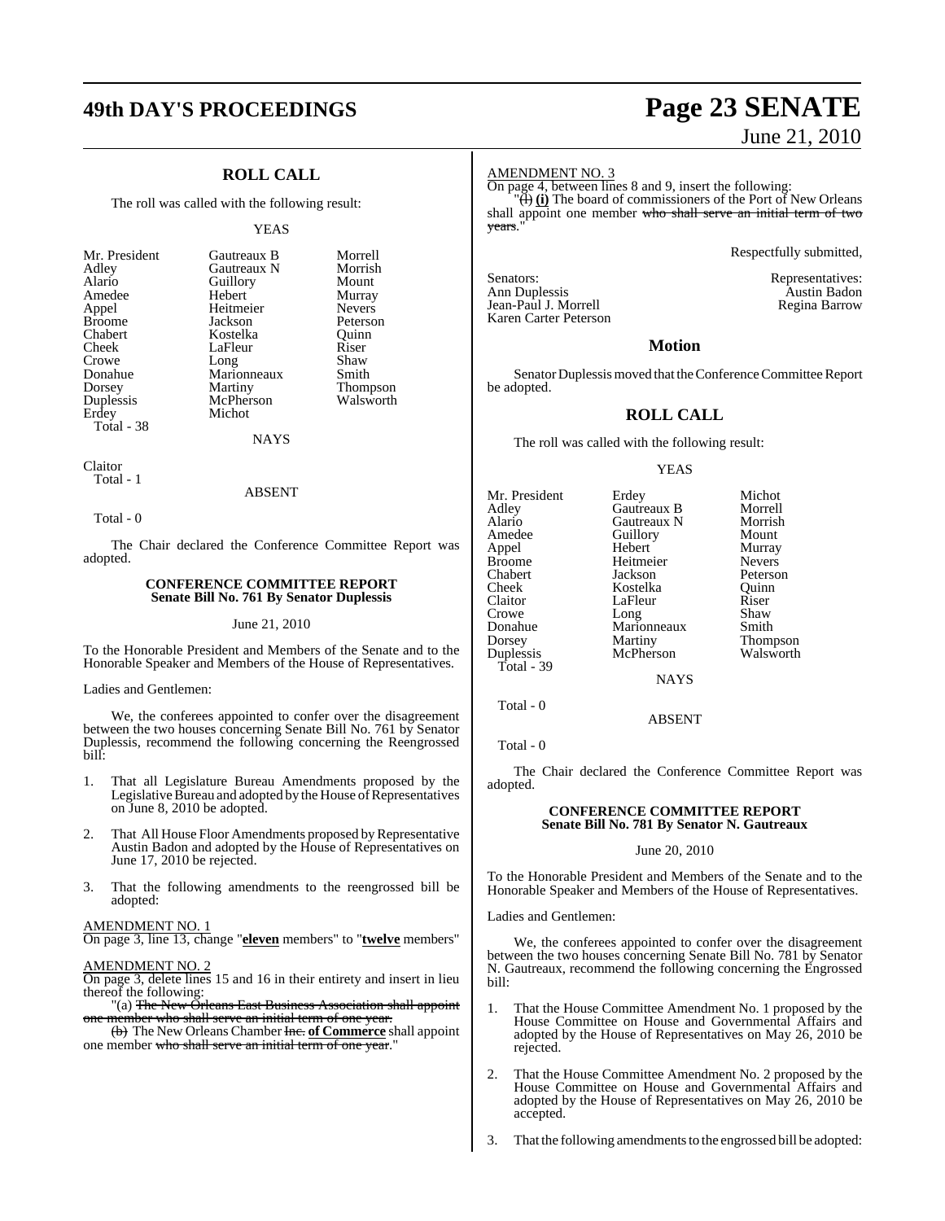## ROLL CALL

The roll was called with the following result:

YEAS

| | | |
|---|---|---|
| Mr. President | Gautreaux B | Morrell |
| Adley | Gautreaux N | Morrish |
| Alario | Guillory | Mount |
| Amedee | Hebert | Murray |
| Appel | Heitmeier | Nevers |
| Broome | Jackson | Peterson |
| Chabert | Kostelka | Quinn |
| Cheek | LaFleur | Riser |
| Crowe | Long | Shaw |
| Donahue | Marionneaux | Smith |
| Dorsey | Martiny | Thompson |
| Duplessis | McPherson | Walsworth |
| Erdey | Michot | |

Total - 38

NAYS

Claitor

Total - 1

ABSENT

Total - 0

The Chair declared the Conference Committee Report was adopted.

### CONFERENCE COMMITTEE REPORT
### Senate Bill No. 761 By Senator Duplessis

June 21, 2010

To the Honorable President and Members of the Senate and to the Honorable Speaker and Members of the House of Representatives.

Ladies and Gentlemen:

We, the conferees appointed to confer over the disagreement between the two houses concerning Senate Bill No. 761 by Senator Duplessis, recommend the following concerning the Reengrossed bill:

1. That all Legislature Bureau Amendments proposed by the Legislative Bureau and adopted by the House of Representatives on June 8, 2010 be adopted.

2. That All House Floor Amendments proposed by Representative Austin Badon and adopted by the House of Representatives on June 17, 2010 be rejected.

3. That the following amendments to the reengrossed bill be adopted:

AMENDMENT NO. 1

On page 3, line 13, change "**eleven** members" to "**twelve** members"

AMENDMENT NO. 2

On page 3, delete lines 15 and 16 in their entirety and insert in lieu thereof the following:

"(a) ~~The New Orleans East Business Association shall appoint one member who shall serve an initial term of one year.~~

~~(b)~~ The New Orleans Chamber ~~Inc.~~ **of Commerce** shall appoint one member ~~who shall serve an initial term of one year~~."

AMENDMENT NO. 3

On page 4, between lines 8 and 9, insert the following:

"~~(l)~~ **(i)** The board of commissioners of the Port of New Orleans shall appoint one member ~~who shall serve an initial term of two years~~."

Respectfully submitted,

| Senators: | Representatives: |
|---|---|
| Ann Duplessis | Austin Badon |
| Jean-Paul J. Morrell | Regina Barrow |
| Karen Carter Peterson | |

## Motion

Senator Duplessis moved that the Conference Committee Report be adopted.

## ROLL CALL

The roll was called with the following result:

YEAS

| | | |
|---|---|---|
| Mr. President | Erdey | Michot |
| Adley | Gautreaux B | Morrell |
| Alario | Gautreaux N | Morrish |
| Amedee | Guillory | Mount |
| Appel | Hebert | Murray |
| Broome | Heitmeier | Nevers |
| Chabert | Jackson | Peterson |
| Cheek | Kostelka | Quinn |
| Claitor | LaFleur | Riser |
| Crowe | Long | Shaw |
| Donahue | Marionneaux | Smith |
| Dorsey | Martiny | Thompson |
| Duplessis | McPherson | Walsworth |

Total - 39

NAYS

Total - 0

ABSENT

Total - 0

The Chair declared the Conference Committee Report was adopted.

### CONFERENCE COMMITTEE REPORT
### Senate Bill No. 781 By Senator N. Gautreaux

June 20, 2010

To the Honorable President and Members of the Senate and to the Honorable Speaker and Members of the House of Representatives.

Ladies and Gentlemen:

We, the conferees appointed to confer over the disagreement between the two houses concerning Senate Bill No. 781 by Senator N. Gautreaux, recommend the following concerning the Engrossed bill:

1. That the House Committee Amendment No. 1 proposed by the House Committee on House and Governmental Affairs and adopted by the House of Representatives on May 26, 2010 be rejected.

2. That the House Committee Amendment No. 2 proposed by the House Committee on House and Governmental Affairs and adopted by the House of Representatives on May 26, 2010 be accepted.

3. That the following amendments to the engrossed bill be adopted: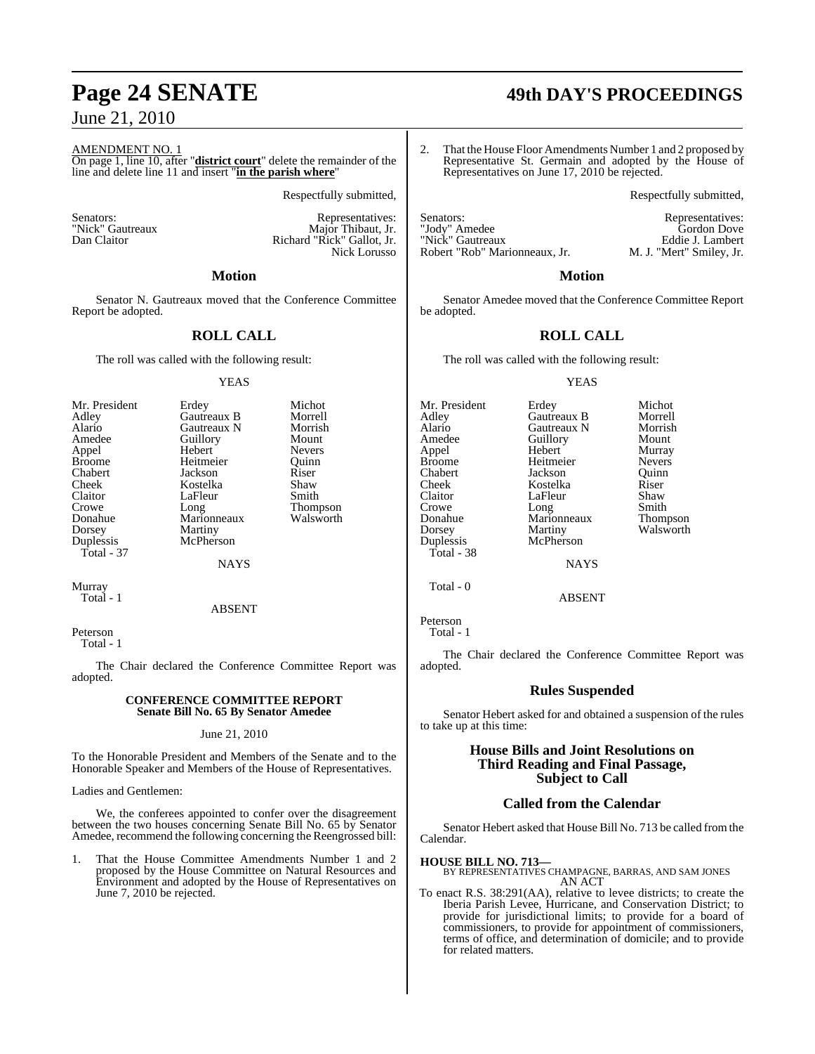AMENDMENT NO. 1

On page 1, line 10, after "**district court**" delete the remainder of the line and delete line 11 and insert "**in the parish where**"

Respectfully submitted,

| Senators: | Representatives: |
|---|---|
| "Nick" Gautreaux | Major Thibaut, Jr. |
| Dan Claitor | Richard "Rick" Gallot, Jr. |
| | Nick Lorusso |

## Motion

Senator N. Gautreaux moved that the Conference Committee Report be adopted.

## ROLL CALL

The roll was called with the following result:

YEAS

| | | |
|---|---|---|
| Mr. President | Erdey | Michot |
| Adley | Gautreaux B | Morrell |
| Alario | Gautreaux N | Morrish |
| Amedee | Guillory | Mount |
| Appel | Hebert | Nevers |
| Broome | Heitmeier | Quinn |
| Chabert | Jackson | Riser |
| Cheek | Kostelka | Shaw |
| Claitor | LaFleur | Smith |
| Crowe | Long | Thompson |
| Donahue | Marionneaux | Walsworth |
| Dorsey | Martiny | |
| Duplessis | McPherson | |

Total - 37

NAYS

Murray
Total - 1

ABSENT

Peterson
Total - 1

The Chair declared the Conference Committee Report was adopted.

### CONFERENCE COMMITTEE REPORT
### Senate Bill No. 65 By Senator Amedee

June 21, 2010

To the Honorable President and Members of the Senate and to the Honorable Speaker and Members of the House of Representatives.

Ladies and Gentlemen:

We, the conferees appointed to confer over the disagreement between the two houses concerning Senate Bill No. 65 by Senator Amedee, recommend the following concerning the Reengrossed bill:

1. That the House Committee Amendments Number 1 and 2 proposed by the House Committee on Natural Resources and Environment and adopted by the House of Representatives on June 7, 2010 be rejected.

2. That the House Floor Amendments Number 1 and 2 proposed by Representative St. Germain and adopted by the House of Representatives on June 17, 2010 be rejected.

Respectfully submitted,

| Senators: | Representatives: |
|---|---|
| "Jody" Amedee | Gordon Dove |
| "Nick" Gautreaux | Eddie J. Lambert |
| Robert "Rob" Marionneaux, Jr. | M. J. "Mert" Smiley, Jr. |

## Motion

Senator Amedee moved that the Conference Committee Report be adopted.

## ROLL CALL

The roll was called with the following result:

YEAS

| | | |
|---|---|---|
| Mr. President | Erdey | Michot |
| Adley | Gautreaux B | Morrell |
| Alario | Gautreaux N | Morrish |
| Amedee | Guillory | Mount |
| Appel | Hebert | Murray |
| Broome | Heitmeier | Nevers |
| Chabert | Jackson | Quinn |
| Cheek | Kostelka | Riser |
| Claitor | LaFleur | Shaw |
| Crowe | Long | Smith |
| Donahue | Marionneaux | Thompson |
| Dorsey | Martiny | Walsworth |
| Duplessis | McPherson | |

Total - 38

NAYS

Total - 0

ABSENT

Peterson
Total - 1

The Chair declared the Conference Committee Report was adopted.

## Rules Suspended

Senator Hebert asked for and obtained a suspension of the rules to take up at this time:

## House Bills and Joint Resolutions on Third Reading and Final Passage, Subject to Call

## Called from the Calendar

Senator Hebert asked that House Bill No. 713 be called from the Calendar.

**HOUSE BILL NO. 713—**
BY REPRESENTATIVES CHAMPAGNE, BARRAS, AND SAM JONES
AN ACT

To enact R.S. 38:291(AA), relative to levee districts; to create the Iberia Parish Levee, Hurricane, and Conservation District; to provide for jurisdictional limits; to provide for a board of commissioners, to provide for appointment of commissioners, terms of office, and determination of domicile; and to provide for related matters.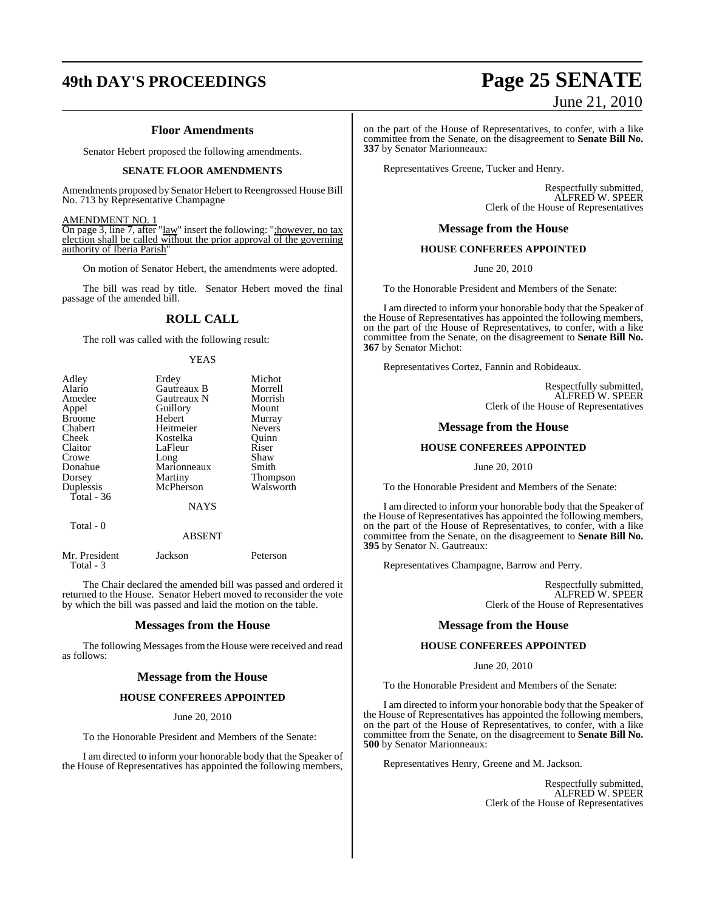### Floor Amendments

Senator Hebert proposed the following amendments.

#### SENATE FLOOR AMENDMENTS

Amendments proposed by Senator Hebert to Reengrossed House Bill No. 713 by Representative Champagne

AMENDMENT NO. 1

On page 3, line 7, after "law" insert the following: ";however, no tax election shall be called without the prior approval of the governing authority of Iberia Parish"

On motion of Senator Hebert, the amendments were adopted.

The bill was read by title. Senator Hebert moved the final passage of the amended bill.

## ROLL CALL

The roll was called with the following result:

YEAS

| | | |
|---|---|---|
| Adley | Erdey | Michot |
| Alario | Gautreaux B | Morrell |
| Amedee | Gautreaux N | Morrish |
| Appel | Guillory | Mount |
| Broome | Hebert | Murray |
| Chabert | Heitmeier | Nevers |
| Cheek | Kostelka | Quinn |
| Claitor | LaFleur | Riser |
| Crowe | Long | Shaw |
| Donahue | Marionneaux | Smith |
| Dorsey | Martiny | Thompson |
| Duplessis | McPherson | Walsworth |

Total - 36

NAYS

Total - 0

ABSENT

| | | |
|---|---|---|
| Mr. President | Jackson | Peterson |

Total - 3

The Chair declared the amended bill was passed and ordered it returned to the House. Senator Hebert moved to reconsider the vote by which the bill was passed and laid the motion on the table.

### Messages from the House

The following Messages from the House were received and read as follows:

### Message from the House

#### HOUSE CONFEREES APPOINTED

June 20, 2010

To the Honorable President and Members of the Senate:

I am directed to inform your honorable body that the Speaker of the House of Representatives has appointed the following members, on the part of the House of Representatives, to confer, with a like committee from the Senate, on the disagreement to **Senate Bill No. 337** by Senator Marionneaux:

Representatives Greene, Tucker and Henry.

Respectfully submitted,
ALFRED W. SPEER
Clerk of the House of Representatives

### Message from the House

#### HOUSE CONFEREES APPOINTED

June 20, 2010

To the Honorable President and Members of the Senate:

I am directed to inform your honorable body that the Speaker of the House of Representatives has appointed the following members, on the part of the House of Representatives, to confer, with a like committee from the Senate, on the disagreement to **Senate Bill No. 367** by Senator Michot:

Representatives Cortez, Fannin and Robideaux.

Respectfully submitted,
ALFRED W. SPEER
Clerk of the House of Representatives

### Message from the House

#### HOUSE CONFEREES APPOINTED

June 20, 2010

To the Honorable President and Members of the Senate:

I am directed to inform your honorable body that the Speaker of the House of Representatives has appointed the following members, on the part of the House of Representatives, to confer, with a like committee from the Senate, on the disagreement to **Senate Bill No. 395** by Senator N. Gautreaux:

Representatives Champagne, Barrow and Perry.

Respectfully submitted,
ALFRED W. SPEER
Clerk of the House of Representatives

### Message from the House

#### HOUSE CONFEREES APPOINTED

June 20, 2010

To the Honorable President and Members of the Senate:

I am directed to inform your honorable body that the Speaker of the House of Representatives has appointed the following members, on the part of the House of Representatives, to confer, with a like committee from the Senate, on the disagreement to **Senate Bill No. 500** by Senator Marionneaux:

Representatives Henry, Greene and M. Jackson.

Respectfully submitted,
ALFRED W. SPEER
Clerk of the House of Representatives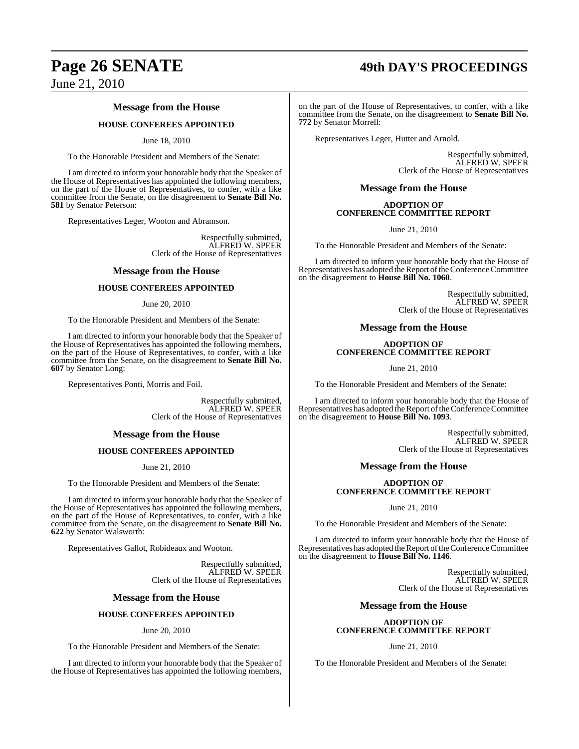### Message from the House

**HOUSE CONFEREES APPOINTED**

June 18, 2010

To the Honorable President and Members of the Senate:

I am directed to inform your honorable body that the Speaker of the House of Representatives has appointed the following members, on the part of the House of Representatives, to confer, with a like committee from the Senate, on the disagreement to **Senate Bill No. 581** by Senator Peterson:

Representatives Leger, Wooton and Abramson.

Respectfully submitted,
ALFRED W. SPEER
Clerk of the House of Representatives

### Message from the House

**HOUSE CONFEREES APPOINTED**

June 20, 2010

To the Honorable President and Members of the Senate:

I am directed to inform your honorable body that the Speaker of the House of Representatives has appointed the following members, on the part of the House of Representatives, to confer, with a like committee from the Senate, on the disagreement to **Senate Bill No. 607** by Senator Long:

Representatives Ponti, Morris and Foil.

Respectfully submitted,
ALFRED W. SPEER
Clerk of the House of Representatives

### Message from the House

**HOUSE CONFEREES APPOINTED**

June 21, 2010

To the Honorable President and Members of the Senate:

I am directed to inform your honorable body that the Speaker of the House of Representatives has appointed the following members, on the part of the House of Representatives, to confer, with a like committee from the Senate, on the disagreement to **Senate Bill No. 622** by Senator Walsworth:

Representatives Gallot, Robideaux and Wooton.

Respectfully submitted,
ALFRED W. SPEER
Clerk of the House of Representatives

### Message from the House

**HOUSE CONFEREES APPOINTED**

June 20, 2010

To the Honorable President and Members of the Senate:

I am directed to inform your honorable body that the Speaker of the House of Representatives has appointed the following members, on the part of the House of Representatives, to confer, with a like committee from the Senate, on the disagreement to **Senate Bill No. 772** by Senator Morrell:

Representatives Leger, Hutter and Arnold.

Respectfully submitted,
ALFRED W. SPEER
Clerk of the House of Representatives

### Message from the House

**ADOPTION OF CONFERENCE COMMITTEE REPORT**

June 21, 2010

To the Honorable President and Members of the Senate:

I am directed to inform your honorable body that the House of Representatives has adopted the Report of the Conference Committee on the disagreement to **House Bill No. 1060**.

Respectfully submitted,
ALFRED W. SPEER
Clerk of the House of Representatives

### Message from the House

**ADOPTION OF CONFERENCE COMMITTEE REPORT**

June 21, 2010

To the Honorable President and Members of the Senate:

I am directed to inform your honorable body that the House of Representatives has adopted the Report of the Conference Committee on the disagreement to **House Bill No. 1093**.

Respectfully submitted,
ALFRED W. SPEER
Clerk of the House of Representatives

### Message from the House

**ADOPTION OF CONFERENCE COMMITTEE REPORT**

June 21, 2010

To the Honorable President and Members of the Senate:

I am directed to inform your honorable body that the House of Representatives has adopted the Report of the Conference Committee on the disagreement to **House Bill No. 1146**.

Respectfully submitted,
ALFRED W. SPEER
Clerk of the House of Representatives

### Message from the House

**ADOPTION OF CONFERENCE COMMITTEE REPORT**

June 21, 2010

To the Honorable President and Members of the Senate: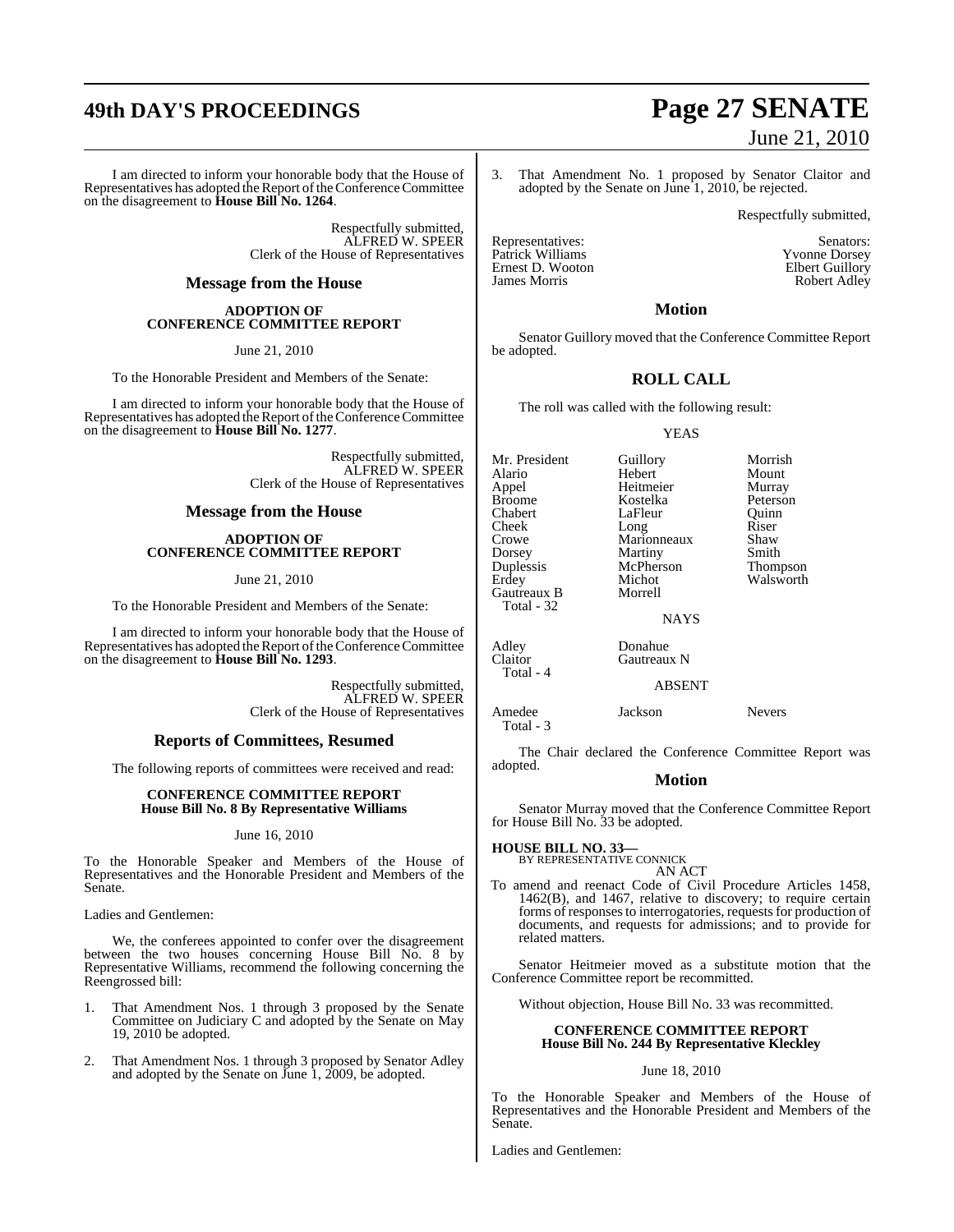I am directed to inform your honorable body that the House of Representatives has adopted the Report of the Conference Committee on the disagreement to **House Bill No. 1264**.

Respectfully submitted,
ALFRED W. SPEER
Clerk of the House of Representatives

## Message from the House

### ADOPTION OF CONFERENCE COMMITTEE REPORT

June 21, 2010

To the Honorable President and Members of the Senate:

I am directed to inform your honorable body that the House of Representatives has adopted the Report of the Conference Committee on the disagreement to **House Bill No. 1277**.

Respectfully submitted,
ALFRED W. SPEER
Clerk of the House of Representatives

## Message from the House

### ADOPTION OF CONFERENCE COMMITTEE REPORT

June 21, 2010

To the Honorable President and Members of the Senate:

I am directed to inform your honorable body that the House of Representatives has adopted the Report of the Conference Committee on the disagreement to **House Bill No. 1293**.

Respectfully submitted,
ALFRED W. SPEER
Clerk of the House of Representatives

## Reports of Committees, Resumed

The following reports of committees were received and read:

### CONFERENCE COMMITTEE REPORT House Bill No. 8 By Representative Williams

June 16, 2010

To the Honorable Speaker and Members of the House of Representatives and the Honorable President and Members of the Senate.

Ladies and Gentlemen:

We, the conferees appointed to confer over the disagreement between the two houses concerning House Bill No. 8 by Representative Williams, recommend the following concerning the Reengrossed bill:

1. That Amendment Nos. 1 through 3 proposed by the Senate Committee on Judiciary C and adopted by the Senate on May 19, 2010 be adopted.

2. That Amendment Nos. 1 through 3 proposed by Senator Adley and adopted by the Senate on June 1, 2009, be adopted.

3. That Amendment No. 1 proposed by Senator Claitor and adopted by the Senate on June 1, 2010, be rejected.

Respectfully submitted,

| Representatives: | Senators: |
|---|---|
| Patrick Williams | Yvonne Dorsey |
| Ernest D. Wooton | Elbert Guillory |
| James Morris | Robert Adley |

## Motion

Senator Guillory moved that the Conference Committee Report be adopted.

## ROLL CALL

The roll was called with the following result:

YEAS

| | | |
|---|---|---|
| Mr. President | Guillory | Morrish |
| Alario | Hebert | Mount |
| Appel | Heitmeier | Murray |
| Broome | Kostelka | Peterson |
| Chabert | LaFleur | Quinn |
| Cheek | Long | Riser |
| Crowe | Marionneaux | Shaw |
| Dorsey | Martiny | Smith |
| Duplessis | McPherson | Thompson |
| Erdey | Michot | Walsworth |
| Gautreaux B | Morrell | |
| Total - 32 | | |

NAYS

| | |
|---|---|
| Adley | Donahue |
| Claitor | Gautreaux N |
| Total - 4 | |

ABSENT

| | | |
|---|---|---|
| Amedee | Jackson | Nevers |
| Total - 3 | | |

The Chair declared the Conference Committee Report was adopted.

## Motion

Senator Murray moved that the Conference Committee Report for House Bill No. 33 be adopted.

**HOUSE BILL NO. 33—**
BY REPRESENTATIVE CONNICK
AN ACT

To amend and reenact Code of Civil Procedure Articles 1458, 1462(B), and 1467, relative to discovery; to require certain forms of responses to interrogatories, requests for production of documents, and requests for admissions; and to provide for related matters.

Senator Heitmeier moved as a substitute motion that the Conference Committee report be recommitted.

Without objection, House Bill No. 33 was recommitted.

### CONFERENCE COMMITTEE REPORT House Bill No. 244 By Representative Kleckley

June 18, 2010

To the Honorable Speaker and Members of the House of Representatives and the Honorable President and Members of the Senate.

Ladies and Gentlemen: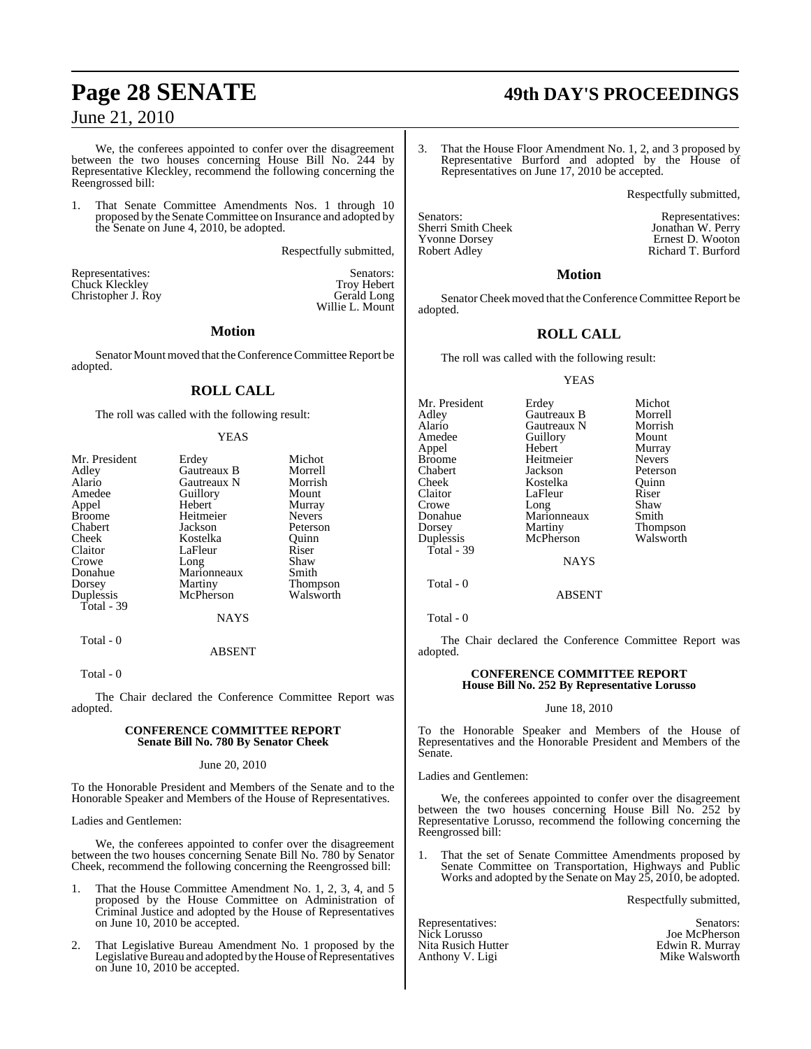We, the conferees appointed to confer over the disagreement between the two houses concerning House Bill No. 244 by Representative Kleckley, recommend the following concerning the Reengrossed bill:

1. That Senate Committee Amendments Nos. 1 through 10 proposed by the Senate Committee on Insurance and adopted by the Senate on June 4, 2010, be adopted.

Respectfully submitted,

| Representatives: | Senators: |
|---|---|
| Chuck Kleckley | Troy Hebert |
| Christopher J. Roy | Gerald Long |
| | Willie L. Mount |

## Motion

Senator Mount moved that the Conference Committee Report be adopted.

## ROLL CALL

The roll was called with the following result:

YEAS

| | | |
|---|---|---|
| Mr. President | Erdey | Michot |
| Adley | Gautreaux B | Morrell |
| Alario | Gautreaux N | Morrish |
| Amedee | Guillory | Mount |
| Appel | Hebert | Murray |
| Broome | Heitmeier | Nevers |
| Chabert | Jackson | Peterson |
| Cheek | Kostelka | Quinn |
| Claitor | LaFleur | Riser |
| Crowe | Long | Shaw |
| Donahue | Marionneaux | Smith |
| Dorsey | Martiny | Thompson |
| Duplessis | McPherson | Walsworth |

Total - 39

NAYS

Total - 0

ABSENT

Total - 0

The Chair declared the Conference Committee Report was adopted.

**CONFERENCE COMMITTEE REPORT**
**Senate Bill No. 780 By Senator Cheek**

June 20, 2010

To the Honorable President and Members of the Senate and to the Honorable Speaker and Members of the House of Representatives.

Ladies and Gentlemen:

We, the conferees appointed to confer over the disagreement between the two houses concerning Senate Bill No. 780 by Senator Cheek, recommend the following concerning the Reengrossed bill:

1. That the House Committee Amendment No. 1, 2, 3, 4, and 5 proposed by the House Committee on Administration of Criminal Justice and adopted by the House of Representatives on June 10, 2010 be accepted.

2. That Legislative Bureau Amendment No. 1 proposed by the Legislative Bureau and adopted by the House of Representatives on June 10, 2010 be accepted.

3. That the House Floor Amendment No. 1, 2, and 3 proposed by Representative Burford and adopted by the House of Representatives on June 17, 2010 be accepted.

Respectfully submitted,

| Senators: | Representatives: |
|---|---|
| Sherri Smith Cheek | Jonathan W. Perry |
| Yvonne Dorsey | Ernest D. Wooton |
| Robert Adley | Richard T. Burford |

## Motion

Senator Cheek moved that the Conference Committee Report be adopted.

## ROLL CALL

The roll was called with the following result:

YEAS

| | | |
|---|---|---|
| Mr. President | Erdey | Michot |
| Adley | Gautreaux B | Morrell |
| Alario | Gautreaux N | Morrish |
| Amedee | Guillory | Mount |
| Appel | Hebert | Murray |
| Broome | Heitmeier | Nevers |
| Chabert | Jackson | Peterson |
| Cheek | Kostelka | Quinn |
| Claitor | LaFleur | Riser |
| Crowe | Long | Shaw |
| Donahue | Marionneaux | Smith |
| Dorsey | Martiny | Thompson |
| Duplessis | McPherson | Walsworth |

Total - 39

NAYS

Total - 0

ABSENT

Total - 0

The Chair declared the Conference Committee Report was adopted.

**CONFERENCE COMMITTEE REPORT**
**House Bill No. 252 By Representative Lorusso**

June 18, 2010

To the Honorable Speaker and Members of the House of Representatives and the Honorable President and Members of the Senate.

Ladies and Gentlemen:

We, the conferees appointed to confer over the disagreement between the two houses concerning House Bill No. 252 by Representative Lorusso, recommend the following concerning the Reengrossed bill:

1. That the set of Senate Committee Amendments proposed by Senate Committee on Transportation, Highways and Public Works and adopted by the Senate on May 25, 2010, be adopted.

Respectfully submitted,

| Representatives: | Senators: |
|---|---|
| Nick Lorusso | Joe McPherson |
| Nita Rusich Hutter | Edwin R. Murray |
| Anthony V. Ligi | Mike Walsworth |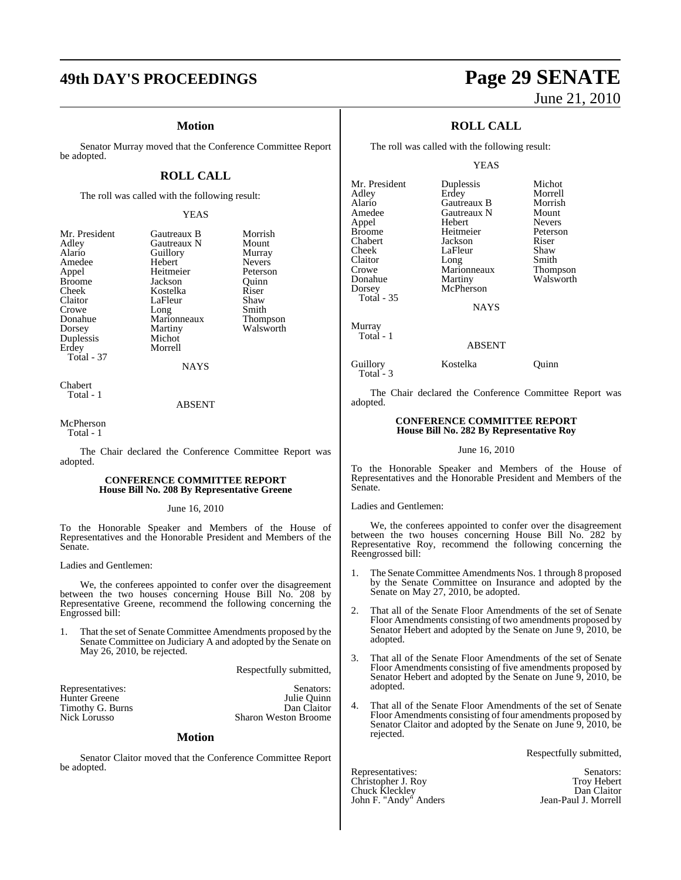### Motion

Senator Murray moved that the Conference Committee Report be adopted.

## ROLL CALL

The roll was called with the following result:

YEAS

| | | |
|---|---|---|
| Mr. President | Gautreaux B | Morrish |
| Adley | Gautreaux N | Mount |
| Alario | Guillory | Murray |
| Amedee | Hebert | Nevers |
| Appel | Heitmeier | Peterson |
| Broome | Jackson | Quinn |
| Cheek | Kostelka | Riser |
| Claitor | LaFleur | Shaw |
| Crowe | Long | Smith |
| Donahue | Marionneaux | Thompson |
| Dorsey | Martiny | Walsworth |
| Duplessis | Michot | |
| Erdey | Morrell | |

Total - 37

NAYS

Chabert
Total - 1

ABSENT

McPherson
Total - 1

The Chair declared the Conference Committee Report was adopted.

### CONFERENCE COMMITTEE REPORT
### House Bill No. 208 By Representative Greene

June 16, 2010

To the Honorable Speaker and Members of the House of Representatives and the Honorable President and Members of the Senate.

Ladies and Gentlemen:

We, the conferees appointed to confer over the disagreement between the two houses concerning House Bill No. 208 by Representative Greene, recommend the following concerning the Engrossed bill:

1. That the set of Senate Committee Amendments proposed by the Senate Committee on Judiciary A and adopted by the Senate on May 26, 2010, be rejected.

Respectfully submitted,

| Representatives: | Senators: |
|---|---|
| Hunter Greene | Julie Quinn |
| Timothy G. Burns | Dan Claitor |
| Nick Lorusso | Sharon Weston Broome |

### Motion

Senator Claitor moved that the Conference Committee Report be adopted.

## ROLL CALL

The roll was called with the following result:

YEAS

| | | |
|---|---|---|
| Mr. President | Duplessis | Michot |
| Adley | Erdey | Morrell |
| Alario | Gautreaux B | Morrish |
| Amedee | Gautreaux N | Mount |
| Appel | Hebert | Nevers |
| Broome | Heitmeier | Peterson |
| Chabert | Jackson | Riser |
| Cheek | LaFleur | Shaw |
| Claitor | Long | Smith |
| Crowe | Marionneaux | Thompson |
| Donahue | Martiny | Walsworth |
| Dorsey | McPherson | |

Total - 35

NAYS

Murray
Total - 1

ABSENT

Guillory Kostelka Quinn
Total - 3

The Chair declared the Conference Committee Report was adopted.

### CONFERENCE COMMITTEE REPORT
### House Bill No. 282 By Representative Roy

June 16, 2010

To the Honorable Speaker and Members of the House of Representatives and the Honorable President and Members of the Senate.

Ladies and Gentlemen:

We, the conferees appointed to confer over the disagreement between the two houses concerning House Bill No. 282 by Representative Roy, recommend the following concerning the Reengrossed bill:

1. The Senate Committee Amendments Nos. 1 through 8 proposed by the Senate Committee on Insurance and adopted by the Senate on May 27, 2010, be adopted.

2. That all of the Senate Floor Amendments of the set of Senate Floor Amendments consisting of two amendments proposed by Senator Hebert and adopted by the Senate on June 9, 2010, be adopted.

3. That all of the Senate Floor Amendments of the set of Senate Floor Amendments consisting of five amendments proposed by Senator Hebert and adopted by the Senate on June 9, 2010, be adopted.

4. That all of the Senate Floor Amendments of the set of Senate Floor Amendments consisting of four amendments proposed by Senator Claitor and adopted by the Senate on June 9, 2010, be rejected.

Respectfully submitted,

| Representatives: | Senators: |
|---|---|
| Christopher J. Roy | Troy Hebert |
| Chuck Kleckley | Dan Claitor |
| John F. "Andy" Anders | Jean-Paul J. Morrell |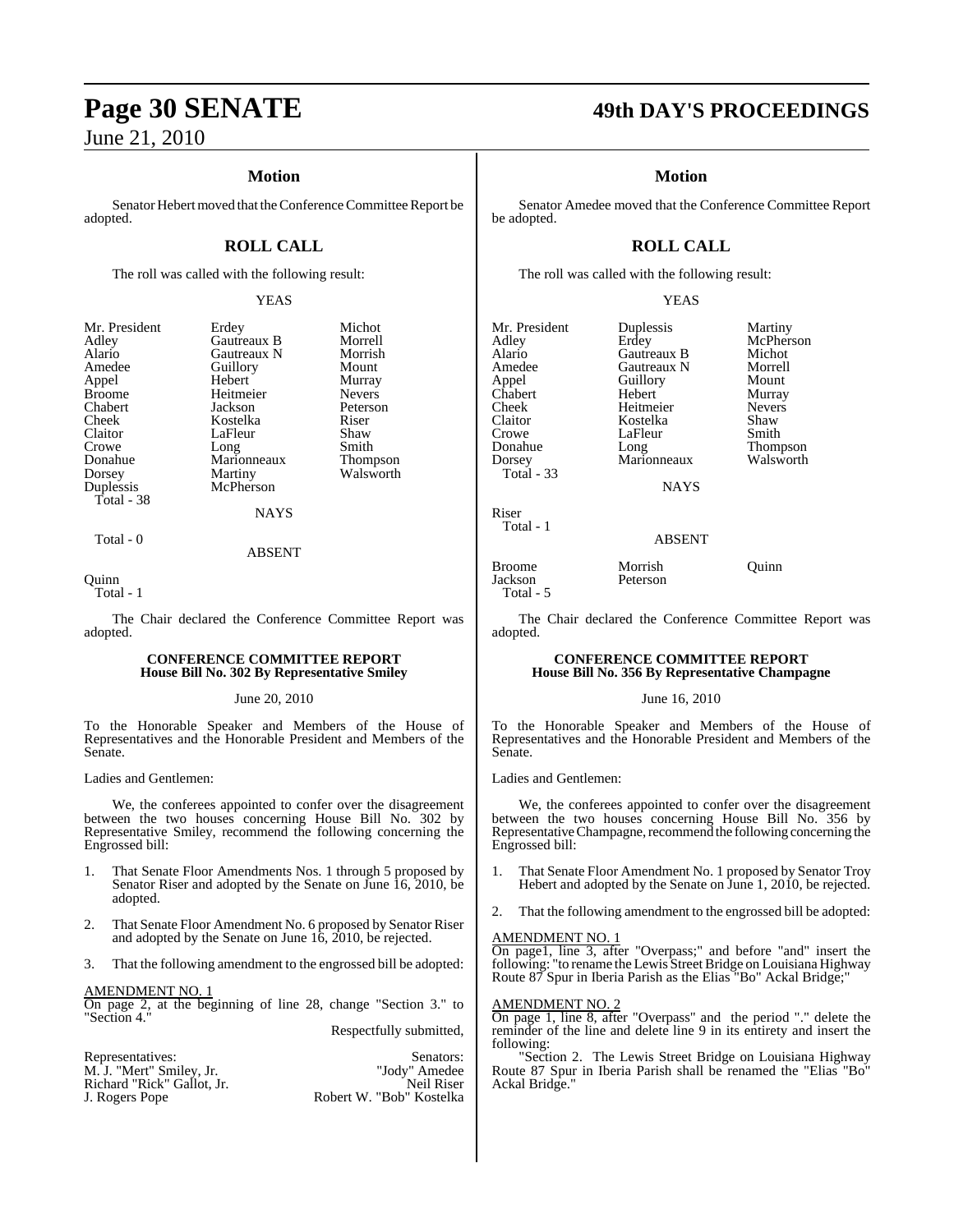## Motion

Senator Hebert moved that the Conference Committee Report be adopted.

## ROLL CALL

The roll was called with the following result:

YEAS

| | | |
|---|---|---|
| Mr. President | Erdey | Michot |
| Adley | Gautreaux B | Morrell |
| Alario | Gautreaux N | Morrish |
| Amedee | Guillory | Mount |
| Appel | Hebert | Murray |
| Broome | Heitmeier | Nevers |
| Chabert | Jackson | Peterson |
| Cheek | Kostelka | Riser |
| Claitor | LaFleur | Shaw |
| Crowe | Long | Smith |
| Donahue | Marionneaux | Thompson |
| Dorsey | Martiny | Walsworth |
| Duplessis | McPherson | |

Total - 38

NAYS

Total - 0

ABSENT

Quinn

Total - 1

The Chair declared the Conference Committee Report was adopted.

### CONFERENCE COMMITTEE REPORT
### House Bill No. 302 By Representative Smiley

June 20, 2010

To the Honorable Speaker and Members of the House of Representatives and the Honorable President and Members of the Senate.

Ladies and Gentlemen:

We, the conferees appointed to confer over the disagreement between the two houses concerning House Bill No. 302 by Representative Smiley, recommend the following concerning the Engrossed bill:

1. That Senate Floor Amendments Nos. 1 through 5 proposed by Senator Riser and adopted by the Senate on June 16, 2010, be adopted.

2. That Senate Floor Amendment No. 6 proposed by Senator Riser and adopted by the Senate on June 16, 2010, be rejected.

3. That the following amendment to the engrossed bill be adopted:

AMENDMENT NO. 1

On page 2, at the beginning of line 28, change "Section 3." to "Section 4."

Respectfully submitted,

| Representatives: | Senators: |
|---|---|
| M. J. "Mert" Smiley, Jr. | "Jody" Amedee |
| Richard "Rick" Gallot, Jr. | Neil Riser |
| J. Rogers Pope | Robert W. "Bob" Kostelka |

## Motion

Senator Amedee moved that the Conference Committee Report be adopted.

## ROLL CALL

The roll was called with the following result:

YEAS

| | | |
|---|---|---|
| Mr. President | Duplessis | Martiny |
| Adley | Erdey | McPherson |
| Alario | Gautreaux B | Michot |
| Amedee | Gautreaux N | Morrell |
| Appel | Guillory | Mount |
| Chabert | Hebert | Murray |
| Cheek | Heitmeier | Nevers |
| Claitor | Kostelka | Shaw |
| Crowe | LaFleur | Smith |
| Donahue | Long | Thompson |
| Dorsey | Marionneaux | Walsworth |

Total - 33

NAYS

Riser

Total - 1

ABSENT

| | | |
|---|---|---|
| Broome | Morrish | Quinn |
| Jackson | Peterson | |

Total - 5

The Chair declared the Conference Committee Report was adopted.

### CONFERENCE COMMITTEE REPORT
### House Bill No. 356 By Representative Champagne

June 16, 2010

To the Honorable Speaker and Members of the House of Representatives and the Honorable President and Members of the Senate.

Ladies and Gentlemen:

We, the conferees appointed to confer over the disagreement between the two houses concerning House Bill No. 356 by Representative Champagne, recommend the following concerning the Engrossed bill:

1. That Senate Floor Amendment No. 1 proposed by Senator Troy Hebert and adopted by the Senate on June 1, 2010, be rejected.

2. That the following amendment to the engrossed bill be adopted:

AMENDMENT NO. 1

On page1, line 3, after "Overpass;" and before "and" insert the following: "to rename the Lewis Street Bridge on Louisiana Highway Route 87 Spur in Iberia Parish as the Elias "Bo" Ackal Bridge;"

AMENDMENT NO. 2

On page 1, line 8, after "Overpass" and the period "." delete the reminder of the line and delete line 9 in its entirety and insert the following:

"Section 2. The Lewis Street Bridge on Louisiana Highway Route 87 Spur in Iberia Parish shall be renamed the "Elias "Bo" Ackal Bridge."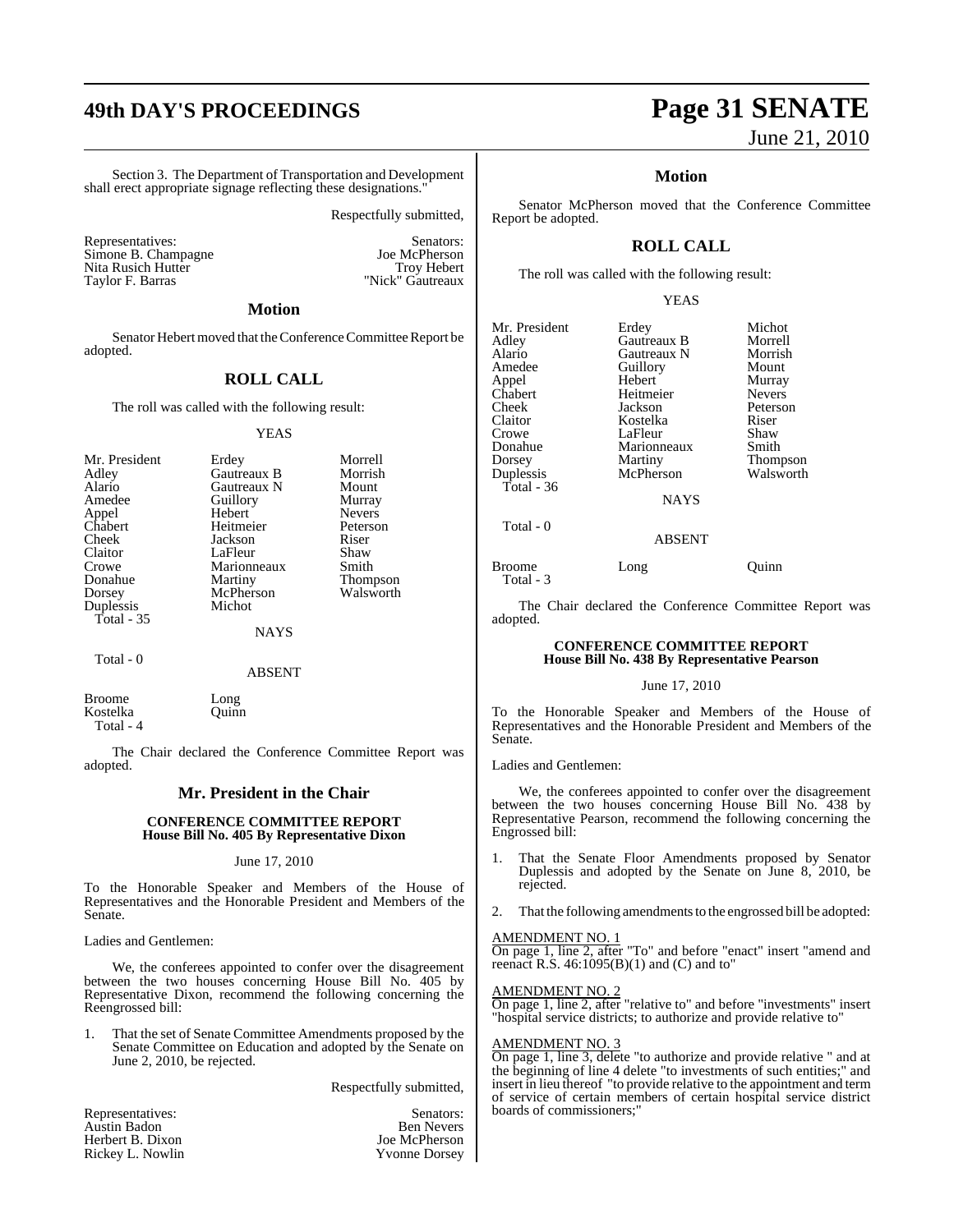Section 3. The Department of Transportation and Development shall erect appropriate signage reflecting these designations."

Respectfully submitted,

| Representatives: | Senators: |
|---|---|
| Simone B. Champagne | Joe McPherson |
| Nita Rusich Hutter | Troy Hebert |
| Taylor F. Barras | "Nick" Gautreaux |

## Motion

Senator Hebert moved that the Conference Committee Report be adopted.

## ROLL CALL

The roll was called with the following result:

YEAS

| | | |
|---|---|---|
| Mr. President | Erdey | Morrell |
| Adley | Gautreaux B | Morrish |
| Alario | Gautreaux N | Mount |
| Amedee | Guillory | Murray |
| Appel | Hebert | Nevers |
| Chabert | Heitmeier | Peterson |
| Cheek | Jackson | Riser |
| Claitor | LaFleur | Shaw |
| Crowe | Marionneaux | Smith |
| Donahue | Martiny | Thompson |
| Dorsey | McPherson | Walsworth |
| Duplessis | Michot | |

Total - 35

NAYS

Total - 0

ABSENT

| | |
|---|---|
| Broome | Long |
| Kostelka | Quinn |

Total - 4

The Chair declared the Conference Committee Report was adopted.

## Mr. President in the Chair

### CONFERENCE COMMITTEE REPORT
### House Bill No. 405 By Representative Dixon

June 17, 2010

To the Honorable Speaker and Members of the House of Representatives and the Honorable President and Members of the Senate.

Ladies and Gentlemen:

We, the conferees appointed to confer over the disagreement between the two houses concerning House Bill No. 405 by Representative Dixon, recommend the following concerning the Reengrossed bill:

1. That the set of Senate Committee Amendments proposed by the Senate Committee on Education and adopted by the Senate on June 2, 2010, be rejected.

Respectfully submitted,

| Representatives: | Senators: |
|---|---|
| Austin Badon | Ben Nevers |
| Herbert B. Dixon | Joe McPherson |
| Rickey L. Nowlin | Yvonne Dorsey |

## Motion

Senator McPherson moved that the Conference Committee Report be adopted.

## ROLL CALL

The roll was called with the following result:

YEAS

| | | |
|---|---|---|
| Mr. President | Erdey | Michot |
| Adley | Gautreaux B | Morrell |
| Alario | Gautreaux N | Morrish |
| Amedee | Guillory | Mount |
| Appel | Hebert | Murray |
| Chabert | Heitmeier | Nevers |
| Cheek | Jackson | Peterson |
| Claitor | Kostelka | Riser |
| Crowe | LaFleur | Shaw |
| Donahue | Marionneaux | Smith |
| Dorsey | Martiny | Thompson |
| Duplessis | McPherson | Walsworth |

Total - 36

NAYS

Total - 0

ABSENT

| | | |
|---|---|---|
| Broome | Long | Quinn |

Total - 3

The Chair declared the Conference Committee Report was adopted.

### CONFERENCE COMMITTEE REPORT
### House Bill No. 438 By Representative Pearson

June 17, 2010

To the Honorable Speaker and Members of the House of Representatives and the Honorable President and Members of the Senate.

Ladies and Gentlemen:

We, the conferees appointed to confer over the disagreement between the two houses concerning House Bill No. 438 by Representative Pearson, recommend the following concerning the Engrossed bill:

1. That the Senate Floor Amendments proposed by Senator Duplessis and adopted by the Senate on June 8, 2010, be rejected.
2. That the following amendments to the engrossed bill be adopted:

AMENDMENT NO. 1

On page 1, line 2, after "To" and before "enact" insert "amend and reenact R.S. 46:1095(B)(1) and (C) and to"

AMENDMENT NO. 2

On page 1, line 2, after "relative to" and before "investments" insert "hospital service districts; to authorize and provide relative to"

AMENDMENT NO. 3

On page 1, line 3, delete "to authorize and provide relative " and at the beginning of line 4 delete "to investments of such entities;" and insert in lieu thereof "to provide relative to the appointment and term of service of certain members of certain hospital service district boards of commissioners;"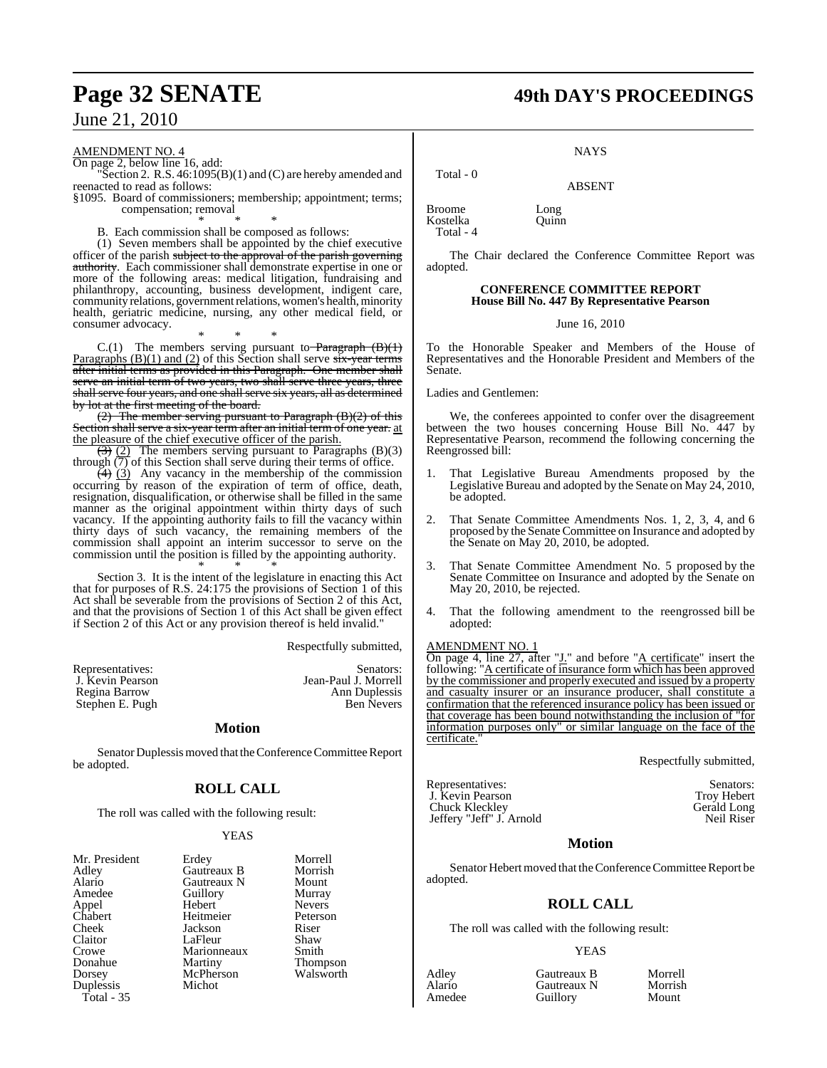AMENDMENT NO. 4

On page 2, below line 16, add:

"Section 2. R.S. 46:1095(B)(1) and (C) are hereby amended and reenacted to read as follows:

§1095. Board of commissioners; membership; appointment; terms; compensation; removal

\* \* \*

B. Each commission shall be composed as follows:

(1) Seven members shall be appointed by the chief executive officer of the parish ~~subject to the approval of the parish governing authority~~. Each commissioner shall demonstrate expertise in one or more of the following areas: medical litigation, fundraising and philanthropy, accounting, business development, indigent care, community relations, government relations, women's health, minority health, geriatric medicine, nursing, any other medical field, or consumer advocacy.

\* \* \*

C.(1) The members serving pursuant to ~~Paragraph (B)(1)~~ Paragraphs (B)(1) and (2) of this Section shall serve ~~six-year terms after initial terms as provided in this Paragraph. One member shall serve an initial term of two years, two shall serve three years, three shall serve four years, and one shall serve six years, all as determined by lot at the first meeting of the board.~~

~~(2) The member serving pursuant to Paragraph (B)(2) of this Section shall serve a six-year term after an initial term of one year.~~ at the pleasure of the chief executive officer of the parish.

~~(3)~~ (2) The members serving pursuant to Paragraphs (B)(3) through (7) of this Section shall serve during their terms of office.

~~(4)~~ (3) Any vacancy in the membership of the commission occurring by reason of the expiration of term of office, death, resignation, disqualification, or otherwise shall be filled in the same manner as the original appointment within thirty days of such vacancy. If the appointing authority fails to fill the vacancy within thirty days of such vacancy, the remaining members of the commission shall appoint an interim successor to serve on the commission until the position is filled by the appointing authority.

\* \* \*

Section 3. It is the intent of the legislature in enacting this Act that for purposes of R.S. 24:175 the provisions of Section 1 of this Act shall be severable from the provisions of Section 2 of this Act, and that the provisions of Section 1 of this Act shall be given effect if Section 2 of this Act or any provision thereof is held invalid."

Respectfully submitted,

| Representatives: | Senators: |
|---|---|
| J. Kevin Pearson | Jean-Paul J. Morrell |
| Regina Barrow | Ann Duplessis |
| Stephen E. Pugh | Ben Nevers |

## Motion

Senator Duplessis moved that the Conference Committee Report be adopted.

## ROLL CALL

The roll was called with the following result:

YEAS

| | | |
|---|---|---|
| Mr. President | Erdey | Morrell |
| Adley | Gautreaux B | Morrish |
| Alario | Gautreaux N | Mount |
| Amedee | Guillory | Murray |
| Appel | Hebert | Nevers |
| Chabert | Heitmeier | Peterson |
| Cheek | Jackson | Riser |
| Claitor | LaFleur | Shaw |
| Crowe | Marionneaux | Smith |
| Donahue | Martiny | Thompson |
| Dorsey | McPherson | Walsworth |
| Duplessis | Michot | |

Total - 35

NAYS

Total - 0

ABSENT

| | |
|---|---|
| Broome | Long |
| Kostelka | Quinn |

Total - 4

The Chair declared the Conference Committee Report was adopted.

## CONFERENCE COMMITTEE REPORT
## House Bill No. 447 By Representative Pearson

June 16, 2010

To the Honorable Speaker and Members of the House of Representatives and the Honorable President and Members of the Senate.

Ladies and Gentlemen:

We, the conferees appointed to confer over the disagreement between the two houses concerning House Bill No. 447 by Representative Pearson, recommend the following concerning the Reengrossed bill:

1. That Legislative Bureau Amendments proposed by the Legislative Bureau and adopted by the Senate on May 24, 2010, be adopted.

2. That Senate Committee Amendments Nos. 1, 2, 3, 4, and 6 proposed by the Senate Committee on Insurance and adopted by the Senate on May 20, 2010, be adopted.

3. That Senate Committee Amendment No. 5 proposed by the Senate Committee on Insurance and adopted by the Senate on May 20, 2010, be rejected.

4. That the following amendment to the reengrossed bill be adopted:

AMENDMENT NO. 1

On page 4, line 27, after "J." and before "A certificate" insert the following: "A certificate of insurance form which has been approved by the commissioner and properly executed and issued by a property and casualty insurer or an insurance producer, shall constitute a confirmation that the referenced insurance policy has been issued or that coverage has been bound notwithstanding the inclusion of "for information purposes only" or similar language on the face of the certificate."

Respectfully submitted,

| Representatives: | Senators: |
|---|---|
| J. Kevin Pearson | Troy Hebert |
| Chuck Kleckley | Gerald Long |
| Jeffery "Jeff" J. Arnold | Neil Riser |

## Motion

Senator Hebert moved that the Conference Committee Report be adopted.

## ROLL CALL

The roll was called with the following result:

YEAS

| | | |
|---|---|---|
| Adley | Gautreaux B | Morrell |
| Alario | Gautreaux N | Morrish |
| Amedee | Guillory | Mount |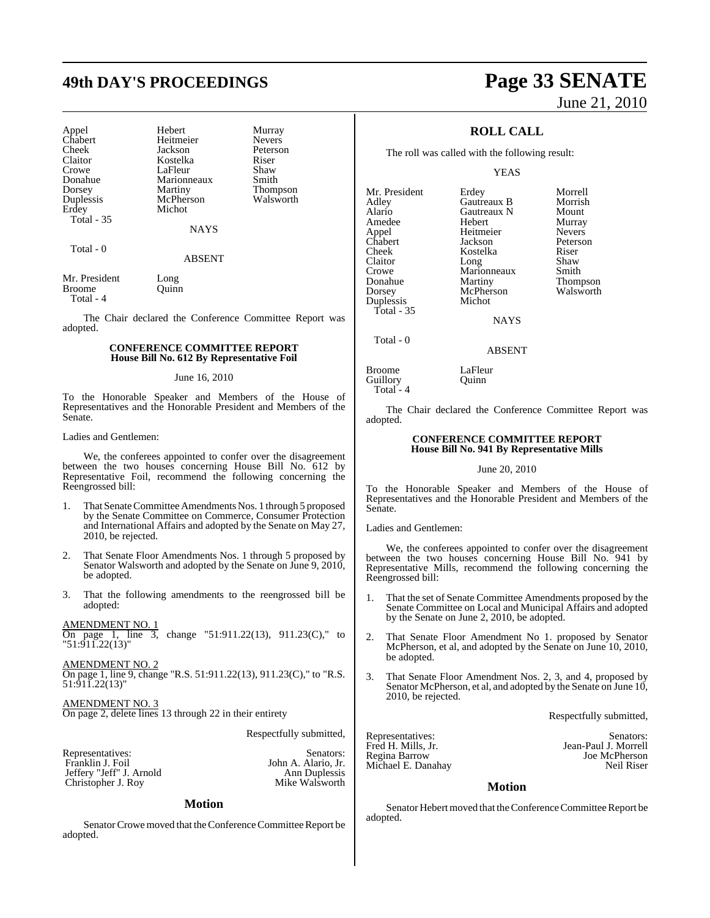Appel Hebert Murray
Chabert Heitmeier Nevers
Cheek Jackson Peterson
Claitor Kostelka Riser
Crowe LaFleur Shaw
Donahue Marionneaux Smith
Dorsey Martiny Thompson
Duplessis McPherson Walsworth
Erdey Michot
Total - 35

NAYS

Total - 0

ABSENT

Mr. President Long
Broome Quinn
Total - 4

The Chair declared the Conference Committee Report was adopted.

**CONFERENCE COMMITTEE REPORT**
**House Bill No. 612 By Representative Foil**

June 16, 2010

To the Honorable Speaker and Members of the House of Representatives and the Honorable President and Members of the Senate.

Ladies and Gentlemen:

We, the conferees appointed to confer over the disagreement between the two houses concerning House Bill No. 612 by Representative Foil, recommend the following concerning the Reengrossed bill:

1. That Senate Committee Amendments Nos. 1 through 5 proposed by the Senate Committee on Commerce, Consumer Protection and International Affairs and adopted by the Senate on May 27, 2010, be rejected.

2. That Senate Floor Amendments Nos. 1 through 5 proposed by Senator Walsworth and adopted by the Senate on June 9, 2010, be adopted.

3. That the following amendments to the reengrossed bill be adopted:

AMENDMENT NO. 1
On page 1, line 3, change "51:911.22(13), 911.23(C)," to "51:911.22(13)"

AMENDMENT NO. 2
On page 1, line 9, change "R.S. 51:911.22(13), 911.23(C)," to "R.S. 51:911.22(13)"

AMENDMENT NO. 3
On page 2, delete lines 13 through 22 in their entirety

Respectfully submitted,

| Representatives: | Senators: |
|---|---|
| Franklin J. Foil | John A. Alario, Jr. |
| Jeffery "Jeff" J. Arnold | Ann Duplessis |
| Christopher J. Roy | Mike Walsworth |

## Motion

Senator Crowe moved that the Conference Committee Report be adopted.

## ROLL CALL

The roll was called with the following result:

YEAS

Mr. President Erdey Morrell
Adley Gautreaux B Morrish
Alario Gautreaux N Mount
Amedee Hebert Murray
Appel Heitmeier Nevers
Chabert Jackson Peterson
Cheek Kostelka Riser
Claitor Long Shaw
Crowe Marionneaux Smith
Donahue Martiny Thompson
Dorsey McPherson Walsworth
Duplessis Michot
Total - 35

NAYS

Total - 0

ABSENT

Broome LaFleur
Guillory Quinn
Total - 4

The Chair declared the Conference Committee Report was adopted.

**CONFERENCE COMMITTEE REPORT**
**House Bill No. 941 By Representative Mills**

June 20, 2010

To the Honorable Speaker and Members of the House of Representatives and the Honorable President and Members of the Senate.

Ladies and Gentlemen:

We, the conferees appointed to confer over the disagreement between the two houses concerning House Bill No. 941 by Representative Mills, recommend the following concerning the Reengrossed bill:

1. That the set of Senate Committee Amendments proposed by the Senate Committee on Local and Municipal Affairs and adopted by the Senate on June 2, 2010, be adopted.

2. That Senate Floor Amendment No 1. proposed by Senator McPherson, et al, and adopted by the Senate on June 10, 2010, be adopted.

3. That Senate Floor Amendment Nos. 2, 3, and 4, proposed by Senator McPherson, et al, and adopted by the Senate on June 10, 2010, be rejected.

Respectfully submitted,

| Representatives: | Senators: |
|---|---|
| Fred H. Mills, Jr. | Jean-Paul J. Morrell |
| Regina Barrow | Joe McPherson |
| Michael E. Danahay | Neil Riser |

## Motion

Senator Hebert moved that the Conference Committee Report be adopted.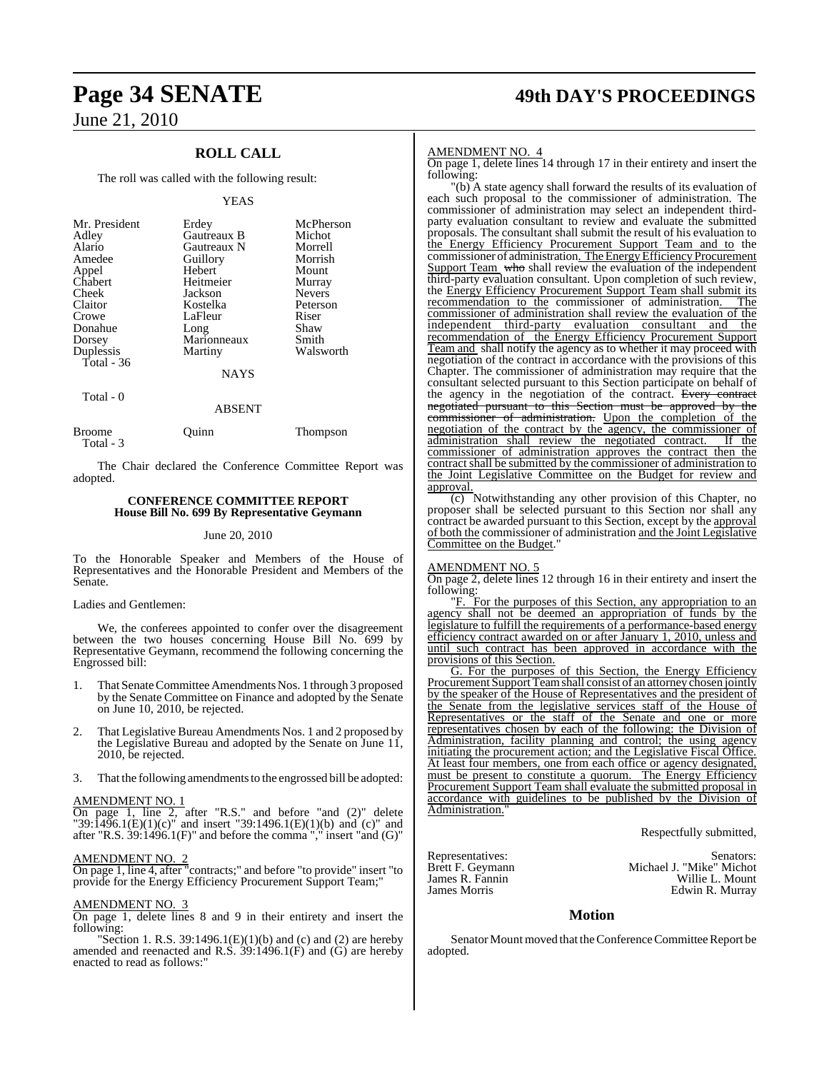## ROLL CALL

The roll was called with the following result:

YEAS

| | | |
|---|---|---|
| Mr. President | Erdey | McPherson |
| Adley | Gautreaux B | Michot |
| Alario | Gautreaux N | Morrell |
| Amedee | Guillory | Morrish |
| Appel | Hebert | Mount |
| Chabert | Heitmeier | Murray |
| Cheek | Jackson | Nevers |
| Claitor | Kostelka | Peterson |
| Crowe | LaFleur | Riser |
| Donahue | Long | Shaw |
| Dorsey | Marionneaux | Smith |
| Duplessis | Martiny | Walsworth |

Total - 36

NAYS

Total - 0

ABSENT

| | | |
|---|---|---|
| Broome | Quinn | Thompson |

Total - 3

The Chair declared the Conference Committee Report was adopted.

### CONFERENCE COMMITTEE REPORT
### House Bill No. 699 By Representative Geymann

June 20, 2010

To the Honorable Speaker and Members of the House of Representatives and the Honorable President and Members of the Senate.

Ladies and Gentlemen:

We, the conferees appointed to confer over the disagreement between the two houses concerning House Bill No. 699 by Representative Geymann, recommend the following concerning the Engrossed bill:

1. That Senate Committee Amendments Nos. 1 through 3 proposed by the Senate Committee on Finance and adopted by the Senate on June 10, 2010, be rejected.

2. That Legislative Bureau Amendments Nos. 1 and 2 proposed by the Legislative Bureau and adopted by the Senate on June 11, 2010, be rejected.

3. That the following amendments to the engrossed bill be adopted:

AMENDMENT NO. 1

On page 1, line 2, after "R.S." and before "and (2)" delete "39:1496.1(E)(1)(c)" and insert "39:1496.1(E)(1)(b) and (c)" and after "R.S. 39:1496.1(F)" and before the comma "," insert "and (G)"

AMENDMENT NO. 2

On page 1, line 4, after "contracts;" and before "to provide" insert "to provide for the Energy Efficiency Procurement Support Team;"

AMENDMENT NO. 3

On page 1, delete lines 8 and 9 in their entirety and insert the following:

"Section 1. R.S. 39:1496.1(E)(1)(b) and (c) and (2) are hereby amended and reenacted and R.S. 39:1496.1(F) and (G) are hereby enacted to read as follows:"

AMENDMENT NO. 4

On page 1, delete lines 14 through 17 in their entirety and insert the following:

"(b) A state agency shall forward the results of its evaluation of each such proposal to the commissioner of administration. The commissioner of administration may select an independent third-party evaluation consultant to review and evaluate the submitted proposals. The consultant shall submit the result of his evaluation to the Energy Efficiency Procurement Support Team and to the commissioner of administration. The Energy Efficiency Procurement Support Team who shall review the evaluation of the independent third-party evaluation consultant. Upon completion of such review, the Energy Efficiency Procurement Support Team shall submit its recommendation to the commissioner of administration. The commissioner of administration shall review the evaluation of the independent third-party evaluation consultant and the recommendation of the Energy Efficiency Procurement Support Team and shall notify the agency as to whether it may proceed with negotiation of the contract in accordance with the provisions of this Chapter. The commissioner of administration may require that the consultant selected pursuant to this Section participate on behalf of the agency in the negotiation of the contract. Every contract negotiated pursuant to this Section must be approved by the commissioner of administration. Upon the completion of the negotiation of the contract by the agency, the commissioner of administration shall review the negotiated contract. If the commissioner of administration approves the contract then the contract shall be submitted by the commissioner of administration to the Joint Legislative Committee on the Budget for review and approval.

(c) Notwithstanding any other provision of this Chapter, no proposer shall be selected pursuant to this Section nor shall any contract be awarded pursuant to this Section, except by the approval of both the commissioner of administration and the Joint Legislative Committee on the Budget."

AMENDMENT NO. 5

On page 2, delete lines 12 through 16 in their entirety and insert the following:

"F. For the purposes of this Section, any appropriation to an agency shall not be deemed an appropriation of funds by the legislature to fulfill the requirements of a performance-based energy efficiency contract awarded on or after January 1, 2010, unless and until such contract has been approved in accordance with the provisions of this Section.

G. For the purposes of this Section, the Energy Efficiency Procurement Support Team shall consist of an attorney chosen jointly by the speaker of the House of Representatives and the president of the Senate from the legislative services staff of the House of Representatives or the staff of the Senate and one or more representatives chosen by each of the following: the Division of Administration, facility planning and control; the using agency initiating the procurement action; and the Legislative Fiscal Office. At least four members, one from each office or agency designated, must be present to constitute a quorum. The Energy Efficiency Procurement Support Team shall evaluate the submitted proposal in accordance with guidelines to be published by the Division of Administration."

Respectfully submitted,

| Representatives: | Senators: |
|---|---|
| Brett F. Geymann | Michael J. "Mike" Michot |
| James R. Fannin | Willie L. Mount |
| James Morris | Edwin R. Murray |

## Motion

Senator Mount moved that the Conference Committee Report be adopted.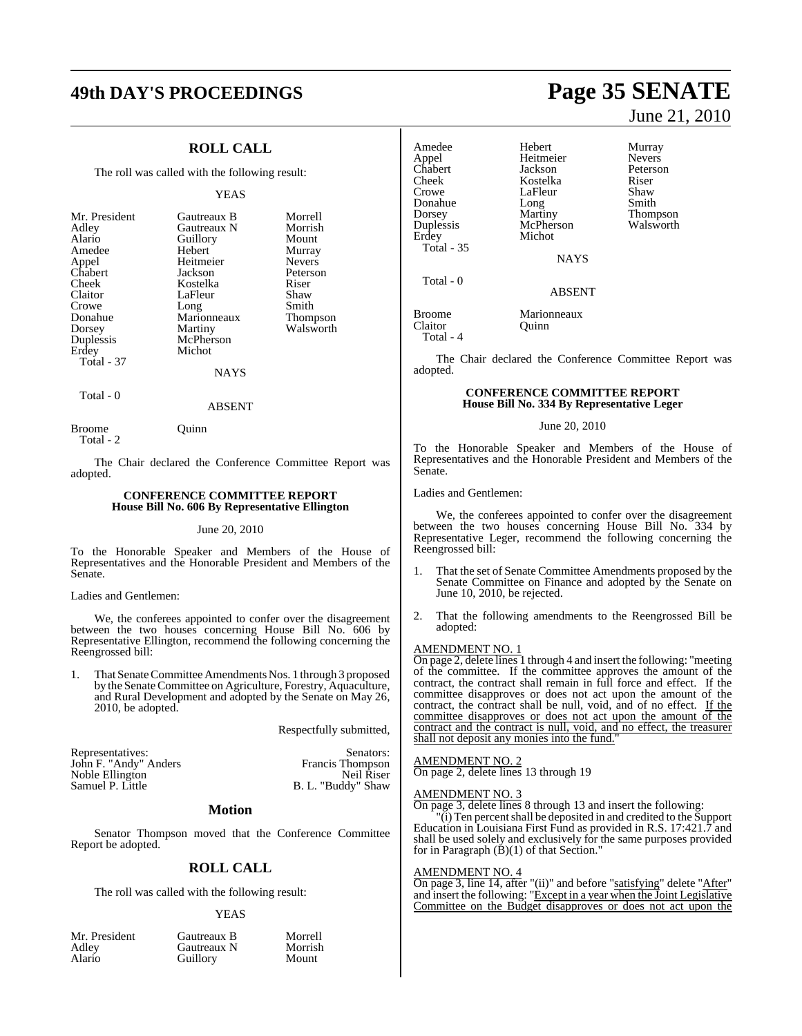## ROLL CALL

The roll was called with the following result:

YEAS

| | | |
|---|---|---|
| Mr. President | Gautreaux B | Morrell |
| Adley | Gautreaux N | Morrish |
| Alario | Guillory | Mount |
| Amedee | Hebert | Murray |
| Appel | Heitmeier | Nevers |
| Chabert | Jackson | Peterson |
| Cheek | Kostelka | Riser |
| Claitor | LaFleur | Shaw |
| Crowe | Long | Smith |
| Donahue | Marionneaux | Thompson |
| Dorsey | Martiny | Walsworth |
| Duplessis | McPherson | |
| Erdey | Michot | |
| Total - 37 | | |

NAYS

Total - 0

ABSENT

| | |
|---|---|
| Broome | Quinn |
| Total - 2 | |

The Chair declared the Conference Committee Report was adopted.

### CONFERENCE COMMITTEE REPORT
### House Bill No. 606 By Representative Ellington

June 20, 2010

To the Honorable Speaker and Members of the House of Representatives and the Honorable President and Members of the Senate.

Ladies and Gentlemen:

We, the conferees appointed to confer over the disagreement between the two houses concerning House Bill No. 606 by Representative Ellington, recommend the following concerning the Reengrossed bill:

1. That Senate Committee Amendments Nos. 1 through 3 proposed by the Senate Committee on Agriculture, Forestry, Aquaculture, and Rural Development and adopted by the Senate on May 26, 2010, be adopted.

Respectfully submitted,

| Representatives: | Senators: |
|---|---|
| John F. "Andy" Anders | Francis Thompson |
| Noble Ellington | Neil Riser |
| Samuel P. Little | B. L. "Buddy" Shaw |

## Motion

Senator Thompson moved that the Conference Committee Report be adopted.

## ROLL CALL

The roll was called with the following result:

YEAS

| | | |
|---|---|---|
| Mr. President | Gautreaux B | Morrell |
| Adley | Gautreaux N | Morrish |
| Alario | Guillory | Mount |
| Amedee | Hebert | Murray |
| Appel | Heitmeier | Nevers |
| Chabert | Jackson | Peterson |
| Cheek | Kostelka | Riser |
| Crowe | LaFleur | Shaw |
| Donahue | Long | Smith |
| Dorsey | Martiny | Thompson |
| Duplessis | McPherson | Walsworth |
| Erdey | Michot | |
| Total - 35 | | |

NAYS

Total - 0

ABSENT

| | |
|---|---|
| Broome | Marionneaux |
| Claitor | Quinn |
| Total - 4 | |

The Chair declared the Conference Committee Report was adopted.

### CONFERENCE COMMITTEE REPORT
### House Bill No. 334 By Representative Leger

June 20, 2010

To the Honorable Speaker and Members of the House of Representatives and the Honorable President and Members of the Senate.

Ladies and Gentlemen:

We, the conferees appointed to confer over the disagreement between the two houses concerning House Bill No. 334 by Representative Leger, recommend the following concerning the Reengrossed bill:

1. That the set of Senate Committee Amendments proposed by the Senate Committee on Finance and adopted by the Senate on June 10, 2010, be rejected.

2. That the following amendments to the Reengrossed Bill be adopted:

AMENDMENT NO. 1

On page 2, delete lines 1 through 4 and insert the following: "meeting of the committee. If the committee approves the amount of the contract, the contract shall remain in full force and effect. If the committee disapproves or does not act upon the amount of the contract, the contract shall be null, void, and of no effect. If the committee disapproves or does not act upon the amount of the contract and the contract is null, void, and no effect, the treasurer shall not deposit any monies into the fund."

AMENDMENT NO. 2

On page 2, delete lines 13 through 19

AMENDMENT NO. 3

On page 3, delete lines 8 through 13 and insert the following:

"(i) Ten percent shall be deposited in and credited to the Support Education in Louisiana First Fund as provided in R.S. 17:421.7 and shall be used solely and exclusively for the same purposes provided for in Paragraph (B)(1) of that Section."

AMENDMENT NO. 4

On page 3, line 14, after "(ii)" and before "satisfying" delete "After" and insert the following: "Except in a year when the Joint Legislative Committee on the Budget disapproves or does not act upon the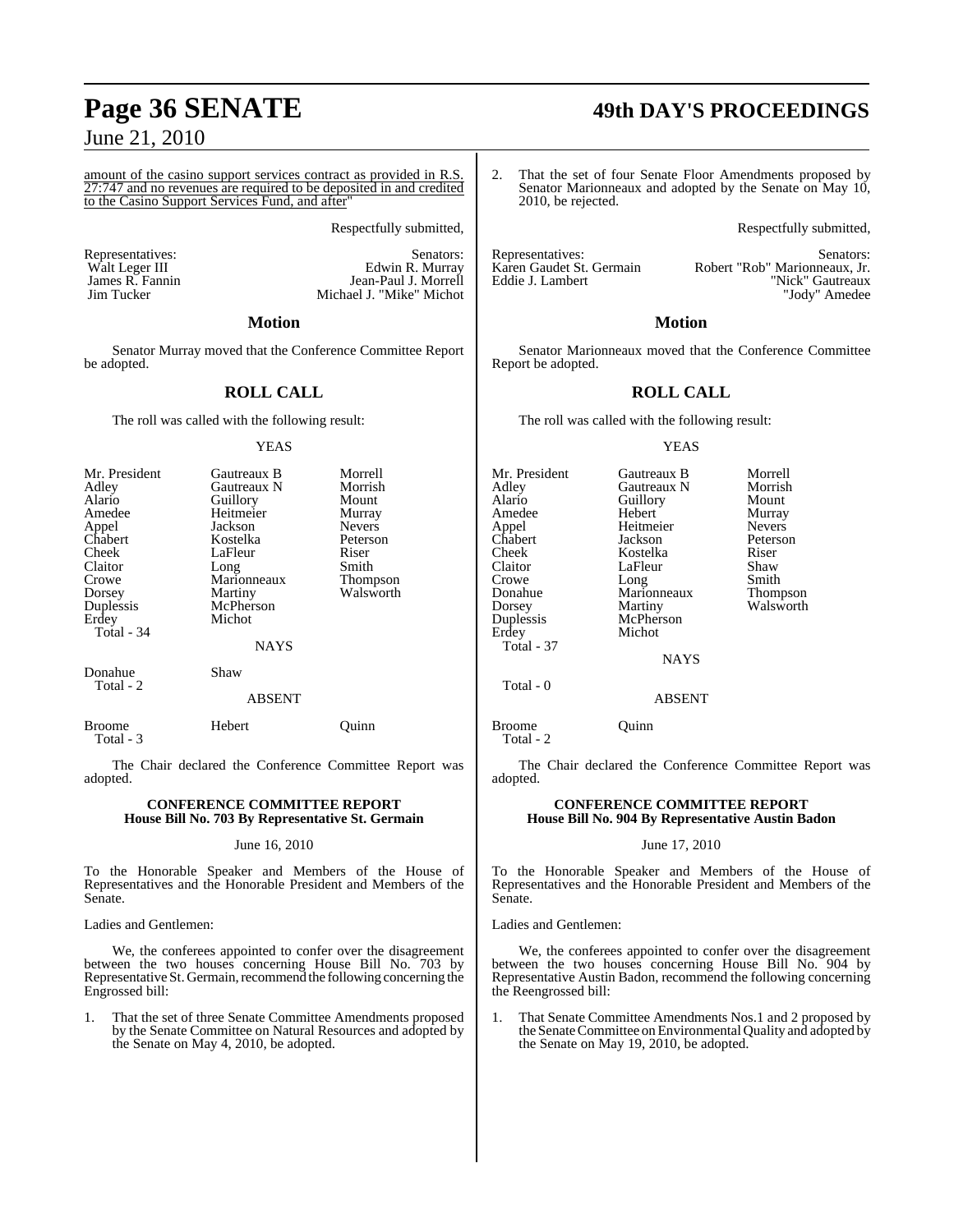amount of the casino support services contract as provided in R.S. 27:747 and no revenues are required to be deposited in and credited to the Casino Support Services Fund, and after"

Respectfully submitted,

| Representatives: | Senators: |
|---|---|
| Walt Leger III | Edwin R. Murray |
| James R. Fannin | Jean-Paul J. Morrell |
| Jim Tucker | Michael J. "Mike" Michot |

## Motion

Senator Murray moved that the Conference Committee Report be adopted.

## ROLL CALL

The roll was called with the following result:

YEAS

| | | |
|---|---|---|
| Mr. President | Gautreaux B | Morrell |
| Adley | Gautreaux N | Morrish |
| Alario | Guillory | Mount |
| Amedee | Heitmeier | Murray |
| Appel | Jackson | Nevers |
| Chabert | Kostelka | Peterson |
| Cheek | LaFleur | Riser |
| Claitor | Long | Smith |
| Crowe | Marionneaux | Thompson |
| Dorsey | Martiny | Walsworth |
| Duplessis | McPherson | |
| Erdey | Michot | |

Total - 34

NAYS

| | |
|---|---|
| Donahue | Shaw |

Total - 2

ABSENT

| | | |
|---|---|---|
| Broome | Hebert | Quinn |

Total - 3

The Chair declared the Conference Committee Report was adopted.

### CONFERENCE COMMITTEE REPORT
### House Bill No. 703 By Representative St. Germain

June 16, 2010

To the Honorable Speaker and Members of the House of Representatives and the Honorable President and Members of the Senate.

Ladies and Gentlemen:

We, the conferees appointed to confer over the disagreement between the two houses concerning House Bill No. 703 by Representative St. Germain, recommend the following concerning the Engrossed bill:

1. That the set of three Senate Committee Amendments proposed by the Senate Committee on Natural Resources and adopted by the Senate on May 4, 2010, be adopted.

2. That the set of four Senate Floor Amendments proposed by Senator Marionneaux and adopted by the Senate on May 10, 2010, be rejected.

Respectfully submitted,

| Representatives: | Senators: |
|---|---|
| Karen Gaudet St. Germain | Robert "Rob" Marionneaux, Jr. |
| Eddie J. Lambert | "Nick" Gautreaux |
| | "Jody" Amedee |

## Motion

Senator Marionneaux moved that the Conference Committee Report be adopted.

## ROLL CALL

The roll was called with the following result:

YEAS

| | | |
|---|---|---|
| Mr. President | Gautreaux B | Morrell |
| Adley | Gautreaux N | Morrish |
| Alario | Guillory | Mount |
| Amedee | Hebert | Murray |
| Appel | Heitmeier | Nevers |
| Chabert | Jackson | Peterson |
| Cheek | Kostelka | Riser |
| Claitor | LaFleur | Shaw |
| Crowe | Long | Smith |
| Donahue | Marionneaux | Thompson |
| Dorsey | Martiny | Walsworth |
| Duplessis | McPherson | |
| Erdey | Michot | |

Total - 37

NAYS

Total - 0

ABSENT

| | |
|---|---|
| Broome | Quinn |

Total - 2

The Chair declared the Conference Committee Report was adopted.

### CONFERENCE COMMITTEE REPORT
### House Bill No. 904 By Representative Austin Badon

June 17, 2010

To the Honorable Speaker and Members of the House of Representatives and the Honorable President and Members of the Senate.

Ladies and Gentlemen:

We, the conferees appointed to confer over the disagreement between the two houses concerning House Bill No. 904 by Representative Austin Badon, recommend the following concerning the Reengrossed bill:

1. That Senate Committee Amendments Nos.1 and 2 proposed by the Senate Committee on Environmental Quality and adopted by the Senate on May 19, 2010, be adopted.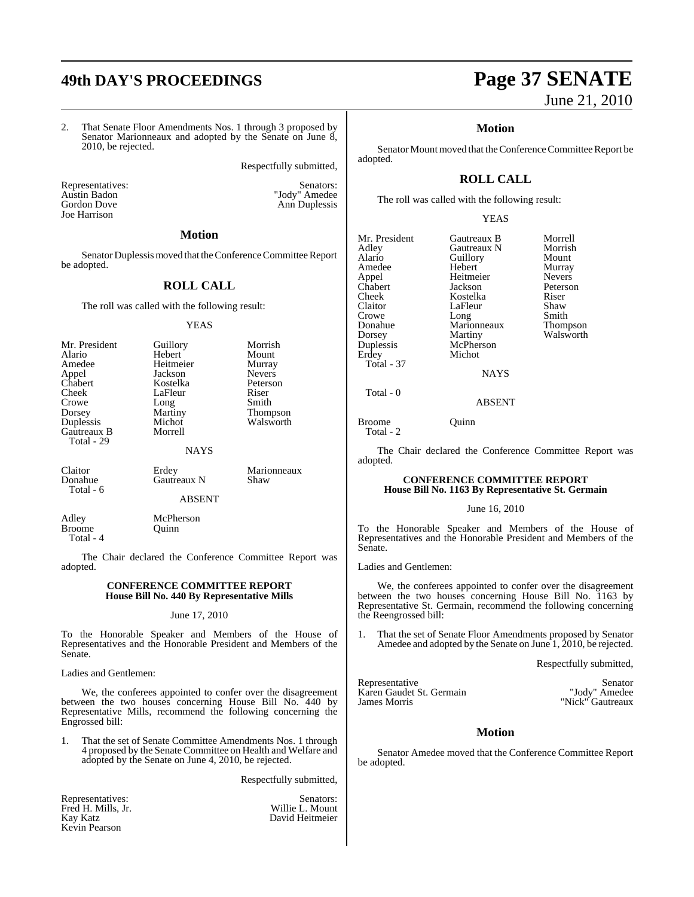2. That Senate Floor Amendments Nos. 1 through 3 proposed by Senator Marionneaux and adopted by the Senate on June 8, 2010, be rejected.

Respectfully submitted,

| Representatives: | Senators: |
|---|---|
| Austin Badon | "Jody" Amedee |
| Gordon Dove | Ann Duplessis |
| Joe Harrison | |

## Motion

Senator Duplessis moved that the Conference Committee Report be adopted.

## ROLL CALL

The roll was called with the following result:

YEAS

| | | |
|---|---|---|
| Mr. President | Guillory | Morrish |
| Alario | Hebert | Mount |
| Amedee | Heitmeier | Murray |
| Appel | Jackson | Nevers |
| Chabert | Kostelka | Peterson |
| Cheek | LaFleur | Riser |
| Crowe | Long | Smith |
| Dorsey | Martiny | Thompson |
| Duplessis | Michot | Walsworth |
| Gautreaux B | Morrell | |
| Total - 29 | | |

NAYS

| | | |
|---|---|---|
| Claitor | Erdey | Marionneaux |
| Donahue | Gautreaux N | Shaw |
| Total - 6 | | |

ABSENT

| | |
|---|---|
| Adley | McPherson |
| Broome | Quinn |
| Total - 4 | |

The Chair declared the Conference Committee Report was adopted.

### CONFERENCE COMMITTEE REPORT
### House Bill No. 440 By Representative Mills

June 17, 2010

To the Honorable Speaker and Members of the House of Representatives and the Honorable President and Members of the Senate.

Ladies and Gentlemen:

We, the conferees appointed to confer over the disagreement between the two houses concerning House Bill No. 440 by Representative Mills, recommend the following concerning the Engrossed bill:

1. That the set of Senate Committee Amendments Nos. 1 through 4 proposed by the Senate Committee on Health and Welfare and adopted by the Senate on June 4, 2010, be rejected.

Respectfully submitted,

| Representatives: | Senators: |
|---|---|
| Fred H. Mills, Jr. | Willie L. Mount |
| Kay Katz | David Heitmeier |
| Kevin Pearson | |

## Motion

Senator Mount moved that the Conference Committee Report be adopted.

## ROLL CALL

The roll was called with the following result:

YEAS

| | | |
|---|---|---|
| Mr. President | Gautreaux B | Morrell |
| Adley | Gautreaux N | Morrish |
| Alario | Guillory | Mount |
| Amedee | Hebert | Murray |
| Appel | Heitmeier | Nevers |
| Chabert | Jackson | Peterson |
| Cheek | Kostelka | Riser |
| Claitor | LaFleur | Shaw |
| Crowe | Long | Smith |
| Donahue | Marionneaux | Thompson |
| Dorsey | Martiny | Walsworth |
| Duplessis | McPherson | |
| Erdey | Michot | |
| Total - 37 | | |

NAYS

Total - 0

ABSENT

| | |
|---|---|
| Broome | Quinn |
| Total - 2 | |

The Chair declared the Conference Committee Report was adopted.

### CONFERENCE COMMITTEE REPORT
### House Bill No. 1163 By Representative St. Germain

June 16, 2010

To the Honorable Speaker and Members of the House of Representatives and the Honorable President and Members of the Senate.

Ladies and Gentlemen:

We, the conferees appointed to confer over the disagreement between the two houses concerning House Bill No. 1163 by Representative St. Germain, recommend the following concerning the Reengrossed bill:

1. That the set of Senate Floor Amendments proposed by Senator Amedee and adopted by the Senate on June 1, 2010, be rejected.

Respectfully submitted,

| Representative | Senator |
|---|---|
| Karen Gaudet St. Germain | "Jody" Amedee |
| James Morris | "Nick" Gautreaux |

## Motion

Senator Amedee moved that the Conference Committee Report be adopted.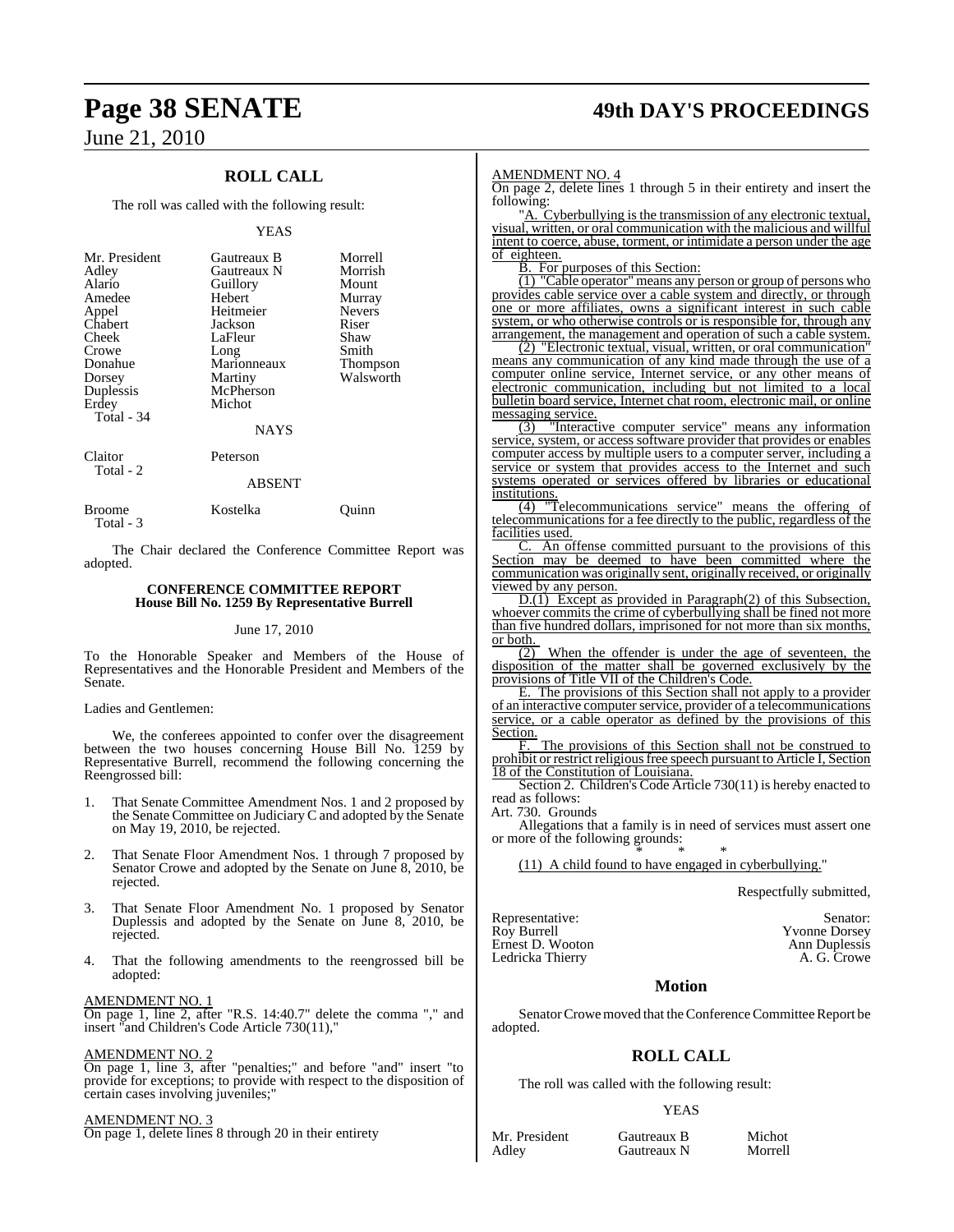## ROLL CALL

The roll was called with the following result:

YEAS

| | | |
|---|---|---|
| Mr. President | Gautreaux B | Morrell |
| Adley | Gautreaux N | Morrish |
| Alario | Guillory | Mount |
| Amedee | Hebert | Murray |
| Appel | Heitmeier | Nevers |
| Chabert | Jackson | Riser |
| Cheek | LaFleur | Shaw |
| Crowe | Long | Smith |
| Donahue | Marionneaux | Thompson |
| Dorsey | Martiny | Walsworth |
| Duplessis | McPherson | |
| Erdey | Michot | |

Total - 34

NAYS

| | |
|---|---|
| Claitor | Peterson |

Total - 2

ABSENT

| | | |
|---|---|---|
| Broome | Kostelka | Quinn |

Total - 3

The Chair declared the Conference Committee Report was adopted.

### CONFERENCE COMMITTEE REPORT
### House Bill No. 1259 By Representative Burrell

June 17, 2010

To the Honorable Speaker and Members of the House of Representatives and the Honorable President and Members of the Senate.

Ladies and Gentlemen:

We, the conferees appointed to confer over the disagreement between the two houses concerning House Bill No. 1259 by Representative Burrell, recommend the following concerning the Reengrossed bill:

1. That Senate Committee Amendment Nos. 1 and 2 proposed by the Senate Committee on Judiciary C and adopted by the Senate on May 19, 2010, be rejected.

2. That Senate Floor Amendment Nos. 1 through 7 proposed by Senator Crowe and adopted by the Senate on June 8, 2010, be rejected.

3. That Senate Floor Amendment No. 1 proposed by Senator Duplessis and adopted by the Senate on June 8, 2010, be rejected.

4. That the following amendments to the reengrossed bill be adopted:

AMENDMENT NO. 1

On page 1, line 2, after "R.S. 14:40.7" delete the comma "," and insert "and Children's Code Article 730(11),"

AMENDMENT NO. 2

On page 1, line 3, after "penalties;" and before "and" insert "to provide for exceptions; to provide with respect to the disposition of certain cases involving juveniles;"

AMENDMENT NO. 3

On page 1, delete lines 8 through 20 in their entirety

AMENDMENT NO. 4

On page 2, delete lines 1 through 5 in their entirety and insert the following:

"A. Cyberbullying is the transmission of any electronic textual, visual, written, or oral communication with the malicious and willful intent to coerce, abuse, torment, or intimidate a person under the age of eighteen.

B. For purposes of this Section:

(1) "Cable operator" means any person or group of persons who provides cable service over a cable system and directly, or through one or more affiliates, owns a significant interest in such cable system, or who otherwise controls or is responsible for, through any arrangement, the management and operation of such a cable system.

(2) "Electronic textual, visual, written, or oral communication" means any communication of any kind made through the use of a computer online service, Internet service, or any other means of electronic communication, including but not limited to a local bulletin board service, Internet chat room, electronic mail, or online messaging service.

(3) "Interactive computer service" means any information service, system, or access software provider that provides or enables computer access by multiple users to a computer server, including a service or system that provides access to the Internet and such systems operated or services offered by libraries or educational institutions.

(4) "Telecommunications service" means the offering of telecommunications for a fee directly to the public, regardless of the facilities used.

C. An offense committed pursuant to the provisions of this Section may be deemed to have been committed where the communication was originally sent, originally received, or originally viewed by any person.

D.(1) Except as provided in Paragraph(2) of this Subsection, whoever commits the crime of cyberbullying shall be fined not more than five hundred dollars, imprisoned for not more than six months, or both.

(2) When the offender is under the age of seventeen, the disposition of the matter shall be governed exclusively by the provisions of Title VII of the Children's Code.

E. The provisions of this Section shall not apply to a provider of an interactive computer service, provider of a telecommunications service, or a cable operator as defined by the provisions of this Section.

F. The provisions of this Section shall not be construed to prohibit or restrict religious free speech pursuant to Article I, Section 18 of the Constitution of Louisiana.

Section 2. Children's Code Article 730(11) is hereby enacted to read as follows:

Art. 730. Grounds

Allegations that a family is in need of services must assert one or more of the following grounds:

\* \* \*

(11) A child found to have engaged in cyberbullying."

Respectfully submitted,

| Representative: | Senator: |
|---|---|
| Roy Burrell | Yvonne Dorsey |
| Ernest D. Wooton | Ann Duplessis |
| Ledricka Thierry | A. G. Crowe |

## Motion

Senator Crowe moved that the Conference Committee Report be adopted.

## ROLL CALL

The roll was called with the following result:

YEAS

| | | |
|---|---|---|
| Mr. President | Gautreaux B | Michot |
| Adley | Gautreaux N | Morrell |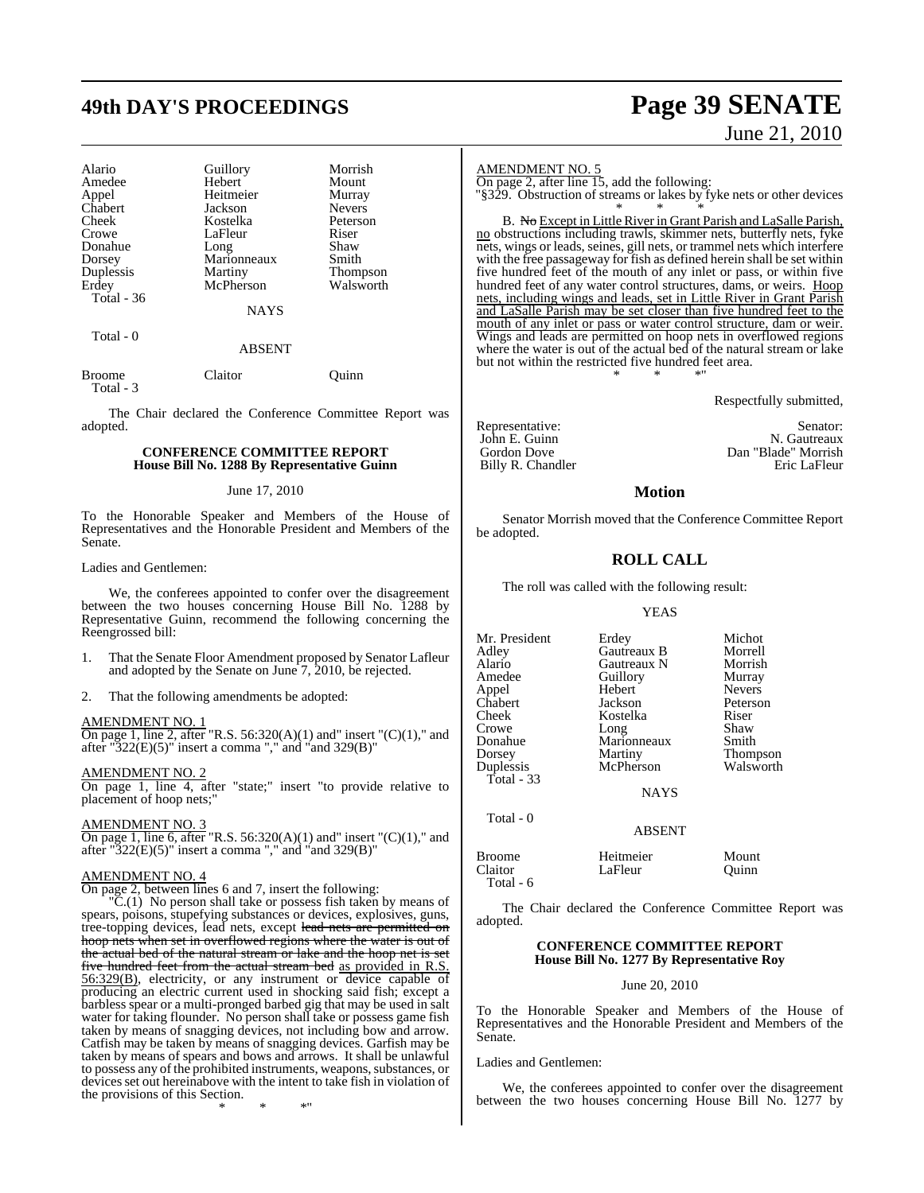| | | |
|---|---|---|
| Alario | Guillory | Morrish |
| Amedee | Hebert | Mount |
| Appel | Heitmeier | Murray |
| Chabert | Jackson | Nevers |
| Cheek | Kostelka | Peterson |
| Crowe | LaFleur | Riser |
| Donahue | Long | Shaw |
| Dorsey | Marionneaux | Smith |
| Duplessis | Martiny | Thompson |
| Erdey | McPherson | Walsworth |
| Total - 36 | | |

NAYS

Total - 0

ABSENT

| | | |
|---|---|---|
| Broome | Claitor | Quinn |
| Total - 3 | | |

The Chair declared the Conference Committee Report was adopted.

**CONFERENCE COMMITTEE REPORT**
**House Bill No. 1288 By Representative Guinn**

June 17, 2010

To the Honorable Speaker and Members of the House of Representatives and the Honorable President and Members of the Senate.

Ladies and Gentlemen:

We, the conferees appointed to confer over the disagreement between the two houses concerning House Bill No. 1288 by Representative Guinn, recommend the following concerning the Reengrossed bill:

1. That the Senate Floor Amendment proposed by Senator Lafleur and adopted by the Senate on June 7, 2010, be rejected.

2. That the following amendments be adopted:

AMENDMENT NO. 1
On page 1, line 2, after "R.S. 56:320(A)(1) and" insert "(C)(1)," and after "322(E)(5)" insert a comma "," and "and 329(B)"

AMENDMENT NO. 2
On page 1, line 4, after "state;" insert "to provide relative to placement of hoop nets;"

AMENDMENT NO. 3
On page 1, line 6, after "R.S. 56:320(A)(1) and" insert "(C)(1)," and after "322(E)(5)" insert a comma "," and "and 329(B)"

AMENDMENT NO. 4
On page 2, between lines 6 and 7, insert the following:

"C.(1) No person shall take or possess fish taken by means of spears, poisons, stupefying substances or devices, explosives, guns, tree-topping devices, lead nets, except ~~lead nets are permitted on hoop nets when set in overflowed regions where the water is out of the actual bed of the natural stream or lake and the hoop net is set five hundred feet from the actual stream bed~~ as provided in R.S. 56:329(B), electricity, or any instrument or device capable of producing an electric current used in shocking said fish; except a barbless spear or a multi-pronged barbed gig that may be used in salt water for taking flounder. No person shall take or possess game fish taken by means of snagging devices, not including bow and arrow. Catfish may be taken by means of snagging devices. Garfish may be taken by means of spears and bows and arrows. It shall be unlawful to possess any of the prohibited instruments, weapons, substances, or devices set out hereinabove with the intent to take fish in violation of the provisions of this Section.

\* \* \*"

AMENDMENT NO. 5
On page 2, after line 15, add the following:

"§329. Obstruction of streams or lakes by fyke nets or other devices

\* \* \*

B. ~~No~~ Except in Little River in Grant Parish and LaSalle Parish, no obstructions including trawls, skimmer nets, butterfly nets, fyke nets, wings or leads, seines, gill nets, or trammel nets which interfere with the free passageway for fish as defined herein shall be set within five hundred feet of the mouth of any inlet or pass, or within five hundred feet of any water control structures, dams, or weirs. Hoop nets, including wings and leads, set in Little River in Grant Parish and LaSalle Parish may be set closer than five hundred feet to the mouth of any inlet or pass or water control structure, dam or weir. Wings and leads are permitted on hoop nets in overflowed regions where the water is out of the actual bed of the natural stream or lake but not within the restricted five hundred feet area.

\* \* \*"

Respectfully submitted,

| Representative: | Senator: |
|---|---|
| John E. Guinn | N. Gautreaux |
| Gordon Dove | Dan "Blade" Morrish |
| Billy R. Chandler | Eric LaFleur |

## Motion

Senator Morrish moved that the Conference Committee Report be adopted.

## ROLL CALL

The roll was called with the following result:

YEAS

| | | |
|---|---|---|
| Mr. President | Erdey | Michot |
| Adley | Gautreaux B | Morrell |
| Alario | Gautreaux N | Morrish |
| Amedee | Guillory | Murray |
| Appel | Hebert | Nevers |
| Chabert | Jackson | Peterson |
| Cheek | Kostelka | Riser |
| Crowe | Long | Shaw |
| Donahue | Marionneaux | Smith |
| Dorsey | Martiny | Thompson |
| Duplessis | McPherson | Walsworth |
| Total - 33 | | |

NAYS

Total - 0

ABSENT

| | | |
|---|---|---|
| Broome | Heitmeier | Mount |
| Claitor | LaFleur | Quinn |
| Total - 6 | | |

The Chair declared the Conference Committee Report was adopted.

**CONFERENCE COMMITTEE REPORT**
**House Bill No. 1277 By Representative Roy**

June 20, 2010

To the Honorable Speaker and Members of the House of Representatives and the Honorable President and Members of the Senate.

Ladies and Gentlemen:

We, the conferees appointed to confer over the disagreement between the two houses concerning House Bill No. 1277 by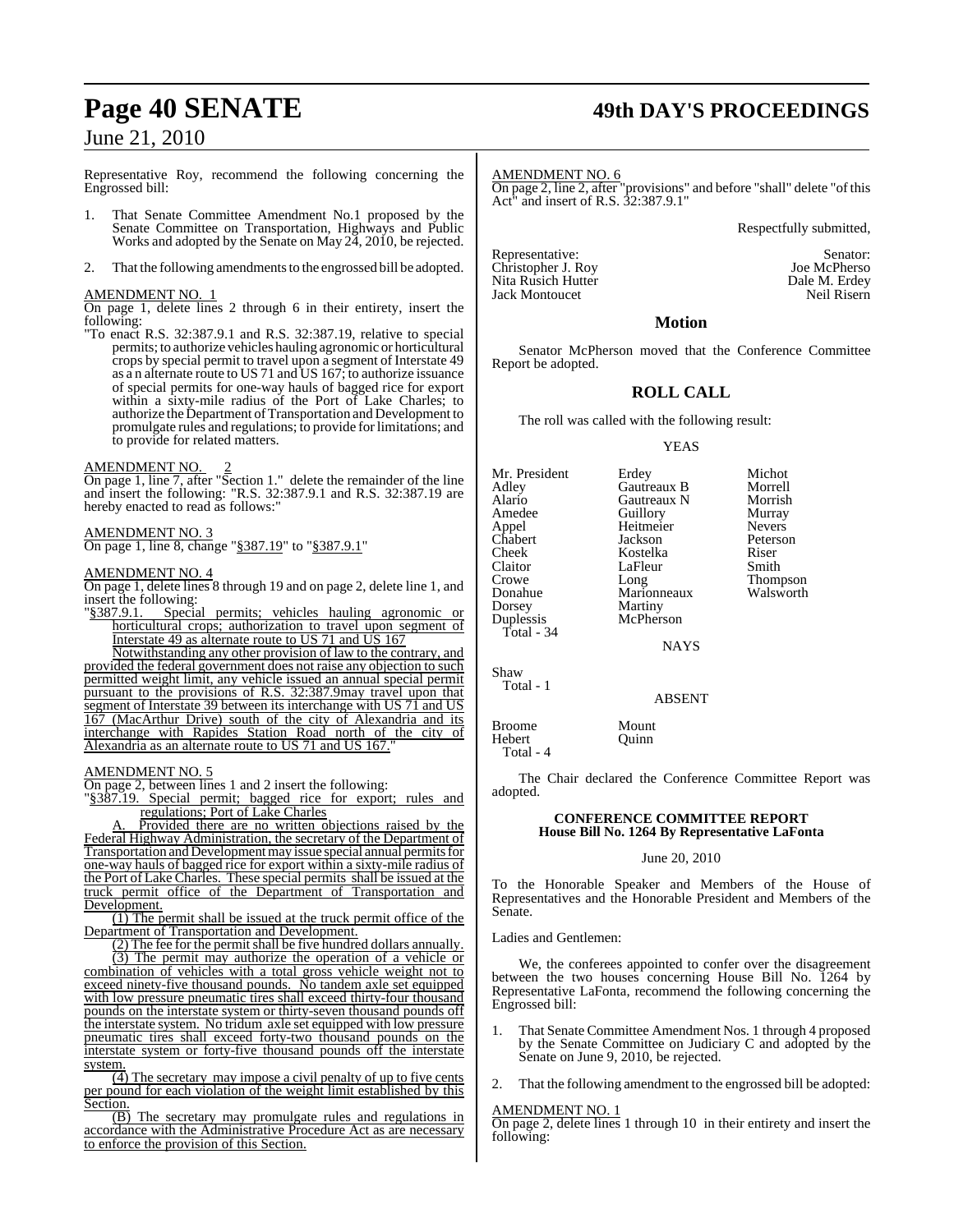Representative Roy, recommend the following concerning the Engrossed bill:

1. That Senate Committee Amendment No.1 proposed by the Senate Committee on Transportation, Highways and Public Works and adopted by the Senate on May 24, 2010, be rejected.

2. That the following amendments to the engrossed bill be adopted:

AMENDMENT NO. 1

On page 1, delete lines 2 through 6 in their entirety, insert the following:

"To enact R.S. 32:387.9.1 and R.S. 32:387.19, relative to special permits; to authorize vehicles hauling agronomic or horticultural crops by special permit to travel upon a segment of Interstate 49 as a n alternate route to US 71 and US 167; to authorize issuance of special permits for one-way hauls of bagged rice for export within a sixty-mile radius of the Port of Lake Charles; to authorize the Department of Transportation and Development to promulgate rules and regulations; to provide for limitations; and to provide for related matters.

AMENDMENT NO. 2

On page 1, line 7, after "Section 1." delete the remainder of the line and insert the following: "R.S. 32:387.9.1 and R.S. 32:387.19 are hereby enacted to read as follows:"

AMENDMENT NO. 3

On page 1, line 8, change "§387.19" to "§387.9.1"

AMENDMENT NO. 4

On page 1, delete lines 8 through 19 and on page 2, delete line 1, and insert the following:

"§387.9.1. Special permits; vehicles hauling agronomic or horticultural crops; authorization to travel upon segment of Interstate 49 as alternate route to US 71 and US 167

Notwithstanding any other provision of law to the contrary, and provided the federal government does not raise any objection to such permitted weight limit, any vehicle issued an annual special permit pursuant to the provisions of R.S. 32:387.9may travel upon that segment of Interstate 39 between its interchange with US 71 and US 167 (MacArthur Drive) south of the city of Alexandria and its interchange with Rapides Station Road north of the city of Alexandria as an alternate route to US 71 and US 167."

AMENDMENT NO. 5

On page 2, between lines 1 and 2 insert the following:

"§387.19. Special permit; bagged rice for export; rules and regulations; Port of Lake Charles

A. Provided there are no written objections raised by the Federal Highway Administration, the secretary of the Department of Transportation and Development may issue special annual permits for one-way hauls of bagged rice for export within a sixty-mile radius of the Port of Lake Charles. These special permits shall be issued at the truck permit office of the Department of Transportation and Development.

(1) The permit shall be issued at the truck permit office of the Department of Transportation and Development.

(2) The fee for the permit shall be five hundred dollars annually.

(3) The permit may authorize the operation of a vehicle or combination of vehicles with a total gross vehicle weight not to exceed ninety-five thousand pounds. No tandem axle set equipped with low pressure pneumatic tires shall exceed thirty-four thousand pounds on the interstate system or thirty-seven thousand pounds off the interstate system. No tridum axle set equipped with low pressure pneumatic tires shall exceed forty-two thousand pounds on the interstate system or forty-five thousand pounds off the interstate system.

(4) The secretary may impose a civil penalty of up to five cents per pound for each violation of the weight limit established by this Section.

(B) The secretary may promulgate rules and regulations in accordance with the Administrative Procedure Act as are necessary to enforce the provision of this Section.

AMENDMENT NO. 6

On page 2, line 2, after "provisions" and before "shall" delete "of this Act" and insert of R.S. 32:387.9.1"

Respectfully submitted,

| Representative: | Senator: |
|---|---|
| Christopher J. Roy | Joe McPherso |
| Nita Rusich Hutter | Dale M. Erdey |
| Jack Montoucet | Neil Risern |

## Motion

Senator McPherson moved that the Conference Committee Report be adopted.

## ROLL CALL

The roll was called with the following result:

YEAS

| | | |
|---|---|---|
| Mr. President | Erdey | Michot |
| Adley | Gautreaux B | Morrell |
| Alario | Gautreaux N | Morrish |
| Amedee | Guillory | Murray |
| Appel | Heitmeier | Nevers |
| Chabert | Jackson | Peterson |
| Cheek | Kostelka | Riser |
| Claitor | LaFleur | Smith |
| Crowe | Long | Thompson |
| Donahue | Marionneaux | Walsworth |
| Dorsey | Martiny | |
| Duplessis | McPherson | |

Total - 34

NAYS

Shaw

Total - 1

ABSENT

| | |
|---|---|
| Broome | Mount |
| Hebert | Quinn |

Total - 4

The Chair declared the Conference Committee Report was adopted.

### CONFERENCE COMMITTEE REPORT
### House Bill No. 1264 By Representative LaFonta

June 20, 2010

To the Honorable Speaker and Members of the House of Representatives and the Honorable President and Members of the Senate.

Ladies and Gentlemen:

We, the conferees appointed to confer over the disagreement between the two houses concerning House Bill No. 1264 by Representative LaFonta, recommend the following concerning the Engrossed bill:

1. That Senate Committee Amendment Nos. 1 through 4 proposed by the Senate Committee on Judiciary C and adopted by the Senate on June 9, 2010, be rejected.

2. That the following amendment to the engrossed bill be adopted:

AMENDMENT NO. 1

On page 2, delete lines 1 through 10 in their entirety and insert the following: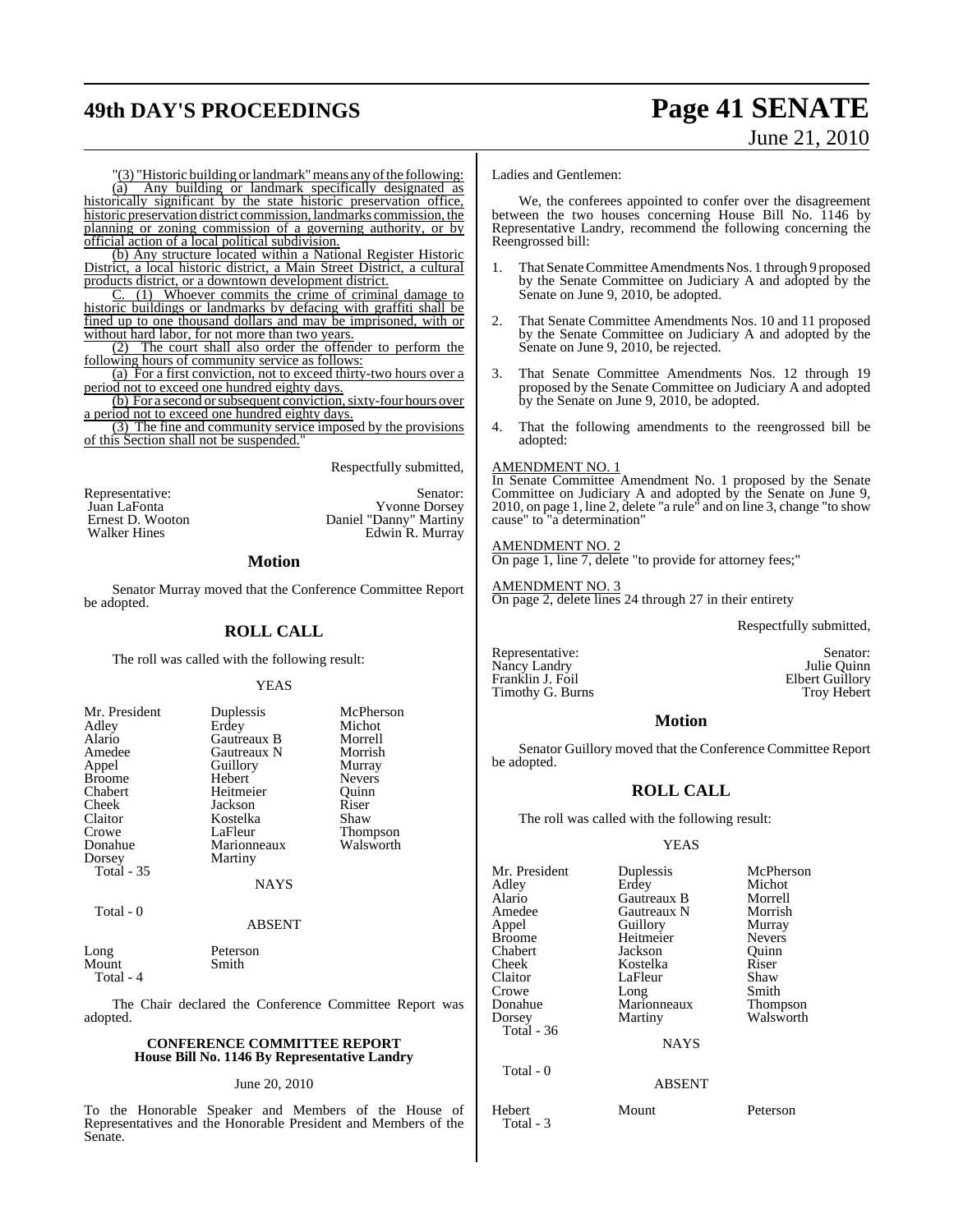"(3) "Historic building or landmark" means any of the following:

(a) Any building or landmark specifically designated as historically significant by the state historic preservation office, historic preservation district commission, landmarks commission, the planning or zoning commission of a governing authority, or by official action of a local political subdivision.

(b) Any structure located within a National Register Historic District, a local historic district, a Main Street District, a cultural products district, or a downtown development district.

C. (1) Whoever commits the crime of criminal damage to historic buildings or landmarks by defacing with graffiti shall be fined up to one thousand dollars and may be imprisoned, with or without hard labor, for not more than two years.

(2) The court shall also order the offender to perform the following hours of community service as follows:

(a) For a first conviction, not to exceed thirty-two hours over a period not to exceed one hundred eighty days.

(b) For a second or subsequent conviction, sixty-four hours over a period not to exceed one hundred eighty days.

(3) The fine and community service imposed by the provisions of this Section shall not be suspended."

Respectfully submitted,

| Representative: | Senator: |
|---|---|
| Juan LaFonta | Yvonne Dorsey |
| Ernest D. Wooton | Daniel "Danny" Martiny |
| Walker Hines | Edwin R. Murray |

## Motion

Senator Murray moved that the Conference Committee Report be adopted.

## ROLL CALL

The roll was called with the following result:

YEAS

| | | |
|---|---|---|
| Mr. President | Duplessis | McPherson |
| Adley | Erdey | Michot |
| Alario | Gautreaux B | Morrell |
| Amedee | Gautreaux N | Morrish |
| Appel | Guillory | Murray |
| Broome | Hebert | Nevers |
| Chabert | Heitmeier | Quinn |
| Cheek | Jackson | Riser |
| Claitor | Kostelka | Shaw |
| Crowe | LaFleur | Thompson |
| Donahue | Marionneaux | Walsworth |
| Dorsey | Martiny | |

Total - 35

NAYS

Total - 0

ABSENT

| | |
|---|---|
| Long | Peterson |
| Mount | Smith |

Total - 4

The Chair declared the Conference Committee Report was adopted.

### CONFERENCE COMMITTEE REPORT
### House Bill No. 1146 By Representative Landry

June 20, 2010

To the Honorable Speaker and Members of the House of Representatives and the Honorable President and Members of the Senate.

Ladies and Gentlemen:

We, the conferees appointed to confer over the disagreement between the two houses concerning House Bill No. 1146 by Representative Landry, recommend the following concerning the Reengrossed bill:

1. That Senate Committee Amendments Nos. 1 through 9 proposed by the Senate Committee on Judiciary A and adopted by the Senate on June 9, 2010, be adopted.
2. That Senate Committee Amendments Nos. 10 and 11 proposed by the Senate Committee on Judiciary A and adopted by the Senate on June 9, 2010, be rejected.
3. That Senate Committee Amendments Nos. 12 through 19 proposed by the Senate Committee on Judiciary A and adopted by the Senate on June 9, 2010, be adopted.
4. That the following amendments to the reengrossed bill be adopted:

AMENDMENT NO. 1

In Senate Committee Amendment No. 1 proposed by the Senate Committee on Judiciary A and adopted by the Senate on June 9, 2010, on page 1, line 2, delete "a rule" and on line 3, change "to show cause" to "a determination"

AMENDMENT NO. 2

On page 1, line 7, delete "to provide for attorney fees;"

AMENDMENT NO. 3

On page 2, delete lines 24 through 27 in their entirety

Respectfully submitted,

| Representative: | Senator: |
|---|---|
| Nancy Landry | Julie Quinn |
| Franklin J. Foil | Elbert Guillory |
| Timothy G. Burns | Troy Hebert |

## Motion

Senator Guillory moved that the Conference Committee Report be adopted.

## ROLL CALL

The roll was called with the following result:

YEAS

| | | |
|---|---|---|
| Mr. President | Duplessis | McPherson |
| Adley | Erdey | Michot |
| Alario | Gautreaux B | Morrell |
| Amedee | Gautreaux N | Morrish |
| Appel | Guillory | Murray |
| Broome | Heitmeier | Nevers |
| Chabert | Jackson | Quinn |
| Cheek | Kostelka | Riser |
| Claitor | LaFleur | Shaw |
| Crowe | Long | Smith |
| Donahue | Marionneaux | Thompson |
| Dorsey | Martiny | Walsworth |

Total - 36

NAYS

Total - 0

ABSENT

| | | |
|---|---|---|
| Hebert | Mount | Peterson |

Total - 3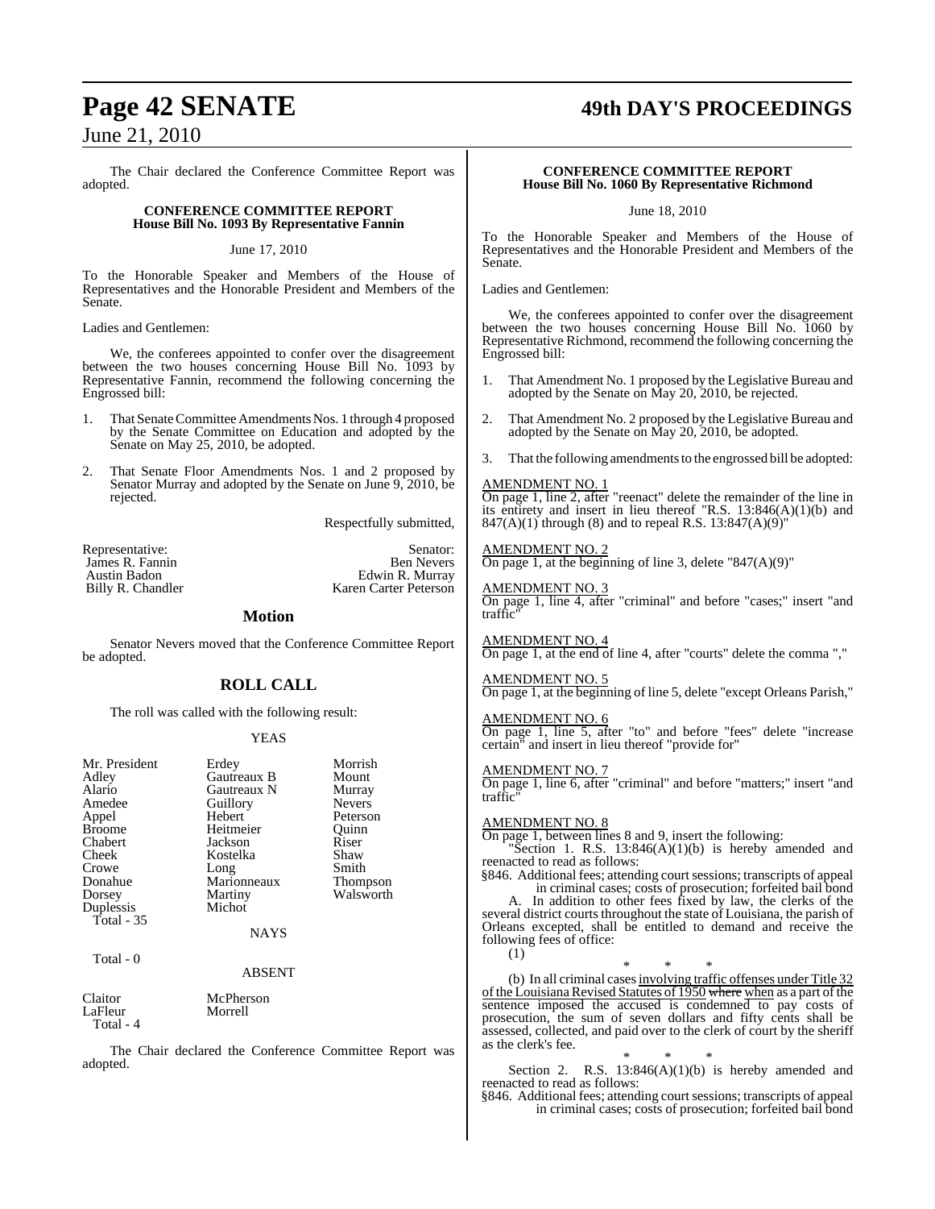The Chair declared the Conference Committee Report was adopted.

**CONFERENCE COMMITTEE REPORT**
**House Bill No. 1093 By Representative Fannin**

June 17, 2010

To the Honorable Speaker and Members of the House of Representatives and the Honorable President and Members of the Senate.

Ladies and Gentlemen:

We, the conferees appointed to confer over the disagreement between the two houses concerning House Bill No. 1093 by Representative Fannin, recommend the following concerning the Engrossed bill:

1. That Senate Committee Amendments Nos. 1 through 4 proposed by the Senate Committee on Education and adopted by the Senate on May 25, 2010, be adopted.

2. That Senate Floor Amendments Nos. 1 and 2 proposed by Senator Murray and adopted by the Senate on June 9, 2010, be rejected.

Respectfully submitted,

| Representative: | Senator: |
|---|---|
| James R. Fannin | Ben Nevers |
| Austin Badon | Edwin R. Murray |
| Billy R. Chandler | Karen Carter Peterson |

## Motion

Senator Nevers moved that the Conference Committee Report be adopted.

## ROLL CALL

The roll was called with the following result:

YEAS

| | | |
|---|---|---|
| Mr. President | Erdey | Morrish |
| Adley | Gautreaux B | Mount |
| Alario | Gautreaux N | Murray |
| Amedee | Guillory | Nevers |
| Appel | Hebert | Peterson |
| Broome | Heitmeier | Quinn |
| Chabert | Jackson | Riser |
| Cheek | Kostelka | Shaw |
| Crowe | Long | Smith |
| Donahue | Marionneaux | Thompson |
| Dorsey | Martiny | Walsworth |
| Duplessis | Michot | |

Total - 35

NAYS

Total - 0

ABSENT

| | |
|---|---|
| Claitor | McPherson |
| LaFleur | Morrell |

Total - 4

The Chair declared the Conference Committee Report was adopted.

**CONFERENCE COMMITTEE REPORT**
**House Bill No. 1060 By Representative Richmond**

June 18, 2010

To the Honorable Speaker and Members of the House of Representatives and the Honorable President and Members of the Senate.

Ladies and Gentlemen:

We, the conferees appointed to confer over the disagreement between the two houses concerning House Bill No. 1060 by Representative Richmond, recommend the following concerning the Engrossed bill:

1. That Amendment No. 1 proposed by the Legislative Bureau and adopted by the Senate on May 20, 2010, be rejected.

2. That Amendment No. 2 proposed by the Legislative Bureau and adopted by the Senate on May 20, 2010, be adopted.

3. That the following amendments to the engrossed bill be adopted:

AMENDMENT NO. 1
On page 1, line 2, after "reenact" delete the remainder of the line in its entirety and insert in lieu thereof "R.S. 13:846(A)(1)(b) and 847(A)(1) through (8) and to repeal R.S. 13:847(A)(9)"

AMENDMENT NO. 2
On page 1, at the beginning of line 3, delete "847(A)(9)"

AMENDMENT NO. 3
On page 1, line 4, after "criminal" and before "cases;" insert "and traffic"

AMENDMENT NO. 4
On page 1, at the end of line 4, after "courts" delete the comma ","

AMENDMENT NO. 5
On page 1, at the beginning of line 5, delete "except Orleans Parish,"

AMENDMENT NO. 6
On page 1, line 5, after "to" and before "fees" delete "increase certain" and insert in lieu thereof "provide for"

AMENDMENT NO. 7
On page 1, line 6, after "criminal" and before "matters;" insert "and traffic"

AMENDMENT NO. 8
On page 1, between lines 8 and 9, insert the following:

"Section 1. R.S. 13:846(A)(1)(b) is hereby amended and reenacted to read as follows:

§846. Additional fees; attending court sessions; transcripts of appeal in criminal cases; costs of prosecution; forfeited bail bond

A. In addition to other fees fixed by law, the clerks of the several district courts throughout the state of Louisiana, the parish of Orleans excepted, shall be entitled to demand and receive the following fees of office:

(1)

\* \* \*

(b) In all criminal cases involving traffic offenses under Title 32 of the Louisiana Revised Statutes of 1950 ~~where~~ when as a part of the sentence imposed the accused is condemned to pay costs of prosecution, the sum of seven dollars and fifty cents shall be assessed, collected, and paid over to the clerk of court by the sheriff as the clerk's fee.

\* \* \*

Section 2. R.S. 13:846(A)(1)(b) is hereby amended and reenacted to read as follows:

§846. Additional fees; attending court sessions; transcripts of appeal in criminal cases; costs of prosecution; forfeited bail bond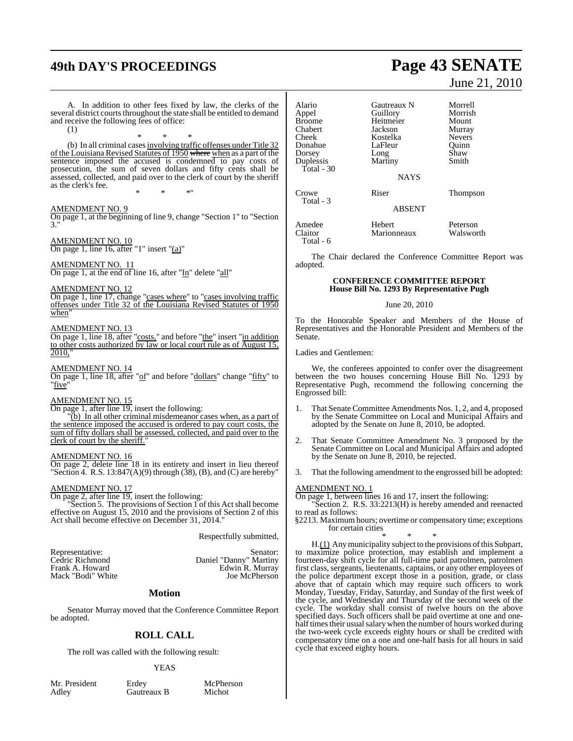A. In addition to other fees fixed by law, the clerks of the several district courts throughout the state shall be entitled to demand and receive the following fees of office:

(1)

\* \* \*

(b) In all criminal cases involving traffic offenses under Title 32 of the Louisiana Revised Statutes of 1950 ~~where~~ when as a part of the sentence imposed the accused is condemned to pay costs of prosecution, the sum of seven dollars and fifty cents shall be assessed, collected, and paid over to the clerk of court by the sheriff as the clerk's fee.

\* \* \*"

AMENDMENT NO. 9

On page 1, at the beginning of line 9, change "Section 1" to "Section 3."

AMENDMENT NO. 10

On page 1, line 16, after "1" insert "(a)"

AMENDMENT NO. 11

On page 1, at the end of line 16, after "In" delete "all"

AMENDMENT NO. 12

On page 1, line 17, change "cases where" to "cases involving traffic offenses under Title 32 of the Louisiana Revised Statutes of 1950 when"

AMENDMENT NO. 13

On page 1, line 18, after "costs," and before "the" insert "in addition to other costs authorized by law or local court rule as of August 15, 2010,"

AMENDMENT NO. 14

On page 1, line 18, after "of" and before "dollars" change "fifty" to "five"

AMENDMENT NO. 15

On page 1, after line 19, insert the following:

"(b) In all other criminal misdemeanor cases when, as a part of the sentence imposed the accused is ordered to pay court costs, the sum of fifty dollars shall be assessed, collected, and paid over to the clerk of court by the sheriff."

AMENDMENT NO. 16

On page 2, delete line 18 in its entirety and insert in lieu thereof "Section 4. R.S. 13:847(A)(9) through (38), (B), and (C) are hereby"

AMENDMENT NO. 17

On page 2, after line 19, insert the following:

"Section 5. The provisions of Section 1 of this Act shall become effective on August 15, 2010 and the provisions of Section 2 of this Act shall become effective on December 31, 2014."

Respectfully submitted,

| Representative: | Senator: |
|---|---|
| Cedric Richmond | Daniel "Danny" Martiny |
| Frank A. Howard | Edwin R. Murray |
| Mack "Bodi" White | Joe McPherson |

## Motion

Senator Murray moved that the Conference Committee Report be adopted.

## ROLL CALL

The roll was called with the following result:

YEAS

| | | |
|---|---|---|
| Mr. President | Erdey | McPherson |
| Adley | Gautreaux B | Michot |
| Alario | Gautreaux N | Morrell |
| Appel | Guillory | Morrish |
| Broome | Heitmeier | Mount |
| Chabert | Jackson | Murray |
| Cheek | Kostelka | Nevers |
| Donahue | LaFleur | Quinn |
| Dorsey | Long | Shaw |
| Duplessis | Martiny | Smith |
| Total - 30 | | |

NAYS

| | | |
|---|---|---|
| Crowe | Riser | Thompson |
| Total - 3 | | |

ABSENT

| | | |
|---|---|---|
| Amedee | Hebert | Peterson |
| Claitor | Marionneaux | Walsworth |
| Total - 6 | | |

The Chair declared the Conference Committee Report was adopted.

### CONFERENCE COMMITTEE REPORT
### House Bill No. 1293 By Representative Pugh

June 20, 2010

To the Honorable Speaker and Members of the House of Representatives and the Honorable President and Members of the Senate.

Ladies and Gentlemen:

We, the conferees appointed to confer over the disagreement between the two houses concerning House Bill No. 1293 by Representative Pugh, recommend the following concerning the Engrossed bill:

1. That Senate Committee Amendments Nos. 1, 2, and 4, proposed by the Senate Committee on Local and Municipal Affairs and adopted by the Senate on June 8, 2010, be adopted.

2. That Senate Committee Amendment No. 3 proposed by the Senate Committee on Local and Municipal Affairs and adopted by the Senate on June 8, 2010, be rejected.

3. That the following amendment to the engrossed bill be adopted:

AMENDMENT NO. 1

On page 1, between lines 16 and 17, insert the following:

"Section 2. R.S. 33:2213(H) is hereby amended and reenacted to read as follows:

§2213. Maximum hours; overtime or compensatory time; exceptions for certain cities

\* \* \*

H.(1) Any municipality subject to the provisions of this Subpart, to maximize police protection, may establish and implement a fourteen-day shift cycle for all full-time paid patrolmen, patrolmen first class, sergeants, lieutenants, captains, or any other employees of the police department except those in a position, grade, or class above that of captain which may require such officers to work Monday, Tuesday, Friday, Saturday, and Sunday of the first week of the cycle, and Wednesday and Thursday of the second week of the cycle. The workday shall consist of twelve hours on the above specified days. Such officers shall be paid overtime at one and one-half times their usual salary when the number of hours worked during the two-week cycle exceeds eighty hours or shall be credited with compensatory time on a one and one-half basis for all hours in said cycle that exceed eighty hours.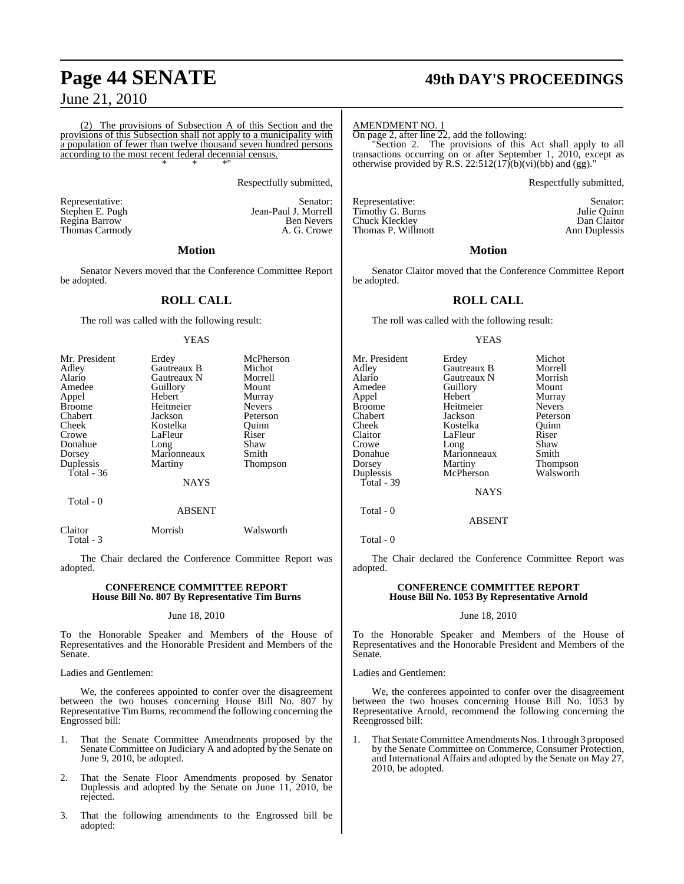(2) The provisions of Subsection A of this Section and the provisions of this Subsection shall not apply to a municipality with a population of fewer than twelve thousand seven hundred persons according to the most recent federal decennial census.

\* \* \*"

Respectfully submitted,

| Representative: | Senator: |
|---|---|
| Stephen E. Pugh | Jean-Paul J. Morrell |
| Regina Barrow | Ben Nevers |
| Thomas Carmody | A. G. Crowe |

## Motion

Senator Nevers moved that the Conference Committee Report be adopted.

## ROLL CALL

The roll was called with the following result:

YEAS

| | | |
|---|---|---|
| Mr. President | Erdey | McPherson |
| Adley | Gautreaux B | Michot |
| Alario | Gautreaux N | Morrell |
| Amedee | Guillory | Mount |
| Appel | Hebert | Murray |
| Broome | Heitmeier | Nevers |
| Chabert | Jackson | Peterson |
| Cheek | Kostelka | Quinn |
| Crowe | LaFleur | Riser |
| Donahue | Long | Shaw |
| Dorsey | Marionneaux | Smith |
| Duplessis | Martiny | Thompson |

Total - 36

NAYS

Total - 0

ABSENT

| | | |
|---|---|---|
| Claitor | Morrish | Walsworth |

Total - 3

The Chair declared the Conference Committee Report was adopted.

### CONFERENCE COMMITTEE REPORT
### House Bill No. 807 By Representative Tim Burns

June 18, 2010

To the Honorable Speaker and Members of the House of Representatives and the Honorable President and Members of the Senate.

Ladies and Gentlemen:

We, the conferees appointed to confer over the disagreement between the two houses concerning House Bill No. 807 by Representative Tim Burns, recommend the following concerning the Engrossed bill:

1. That the Senate Committee Amendments proposed by the Senate Committee on Judiciary A and adopted by the Senate on June 9, 2010, be adopted.

2. That the Senate Floor Amendments proposed by Senator Duplessis and adopted by the Senate on June 11, 2010, be rejected.

3. That the following amendments to the Engrossed bill be adopted:

AMENDMENT NO. 1

On page 2, after line 22, add the following:

"Section 2. The provisions of this Act shall apply to all transactions occurring on or after September 1, 2010, except as otherwise provided by R.S. 22:512(17)(b)(vi)(bb) and (gg)."

Respectfully submitted,

| Representative: | Senator: |
|---|---|
| Timothy G. Burns | Julie Quinn |
| Chuck Kleckley | Dan Claitor |
| Thomas P. Willmott | Ann Duplessis |

## Motion

Senator Claitor moved that the Conference Committee Report be adopted.

## ROLL CALL

The roll was called with the following result:

YEAS

| | | |
|---|---|---|
| Mr. President | Erdey | Michot |
| Adley | Gautreaux B | Morrell |
| Alario | Gautreaux N | Morrish |
| Amedee | Guillory | Mount |
| Appel | Hebert | Murray |
| Broome | Heitmeier | Nevers |
| Chabert | Jackson | Peterson |
| Cheek | Kostelka | Quinn |
| Claitor | LaFleur | Riser |
| Crowe | Long | Shaw |
| Donahue | Marionneaux | Smith |
| Dorsey | Martiny | Thompson |
| Duplessis | McPherson | Walsworth |

Total - 39

NAYS

Total - 0

ABSENT

Total - 0

The Chair declared the Conference Committee Report was adopted.

### CONFERENCE COMMITTEE REPORT
### House Bill No. 1053 By Representative Arnold

June 18, 2010

To the Honorable Speaker and Members of the House of Representatives and the Honorable President and Members of the Senate.

Ladies and Gentlemen:

We, the conferees appointed to confer over the disagreement between the two houses concerning House Bill No. 1053 by Representative Arnold, recommend the following concerning the Reengrossed bill:

1. That Senate Committee Amendments Nos. 1 through 3 proposed by the Senate Committee on Commerce, Consumer Protection, and International Affairs and adopted by the Senate on May 27, 2010, be adopted.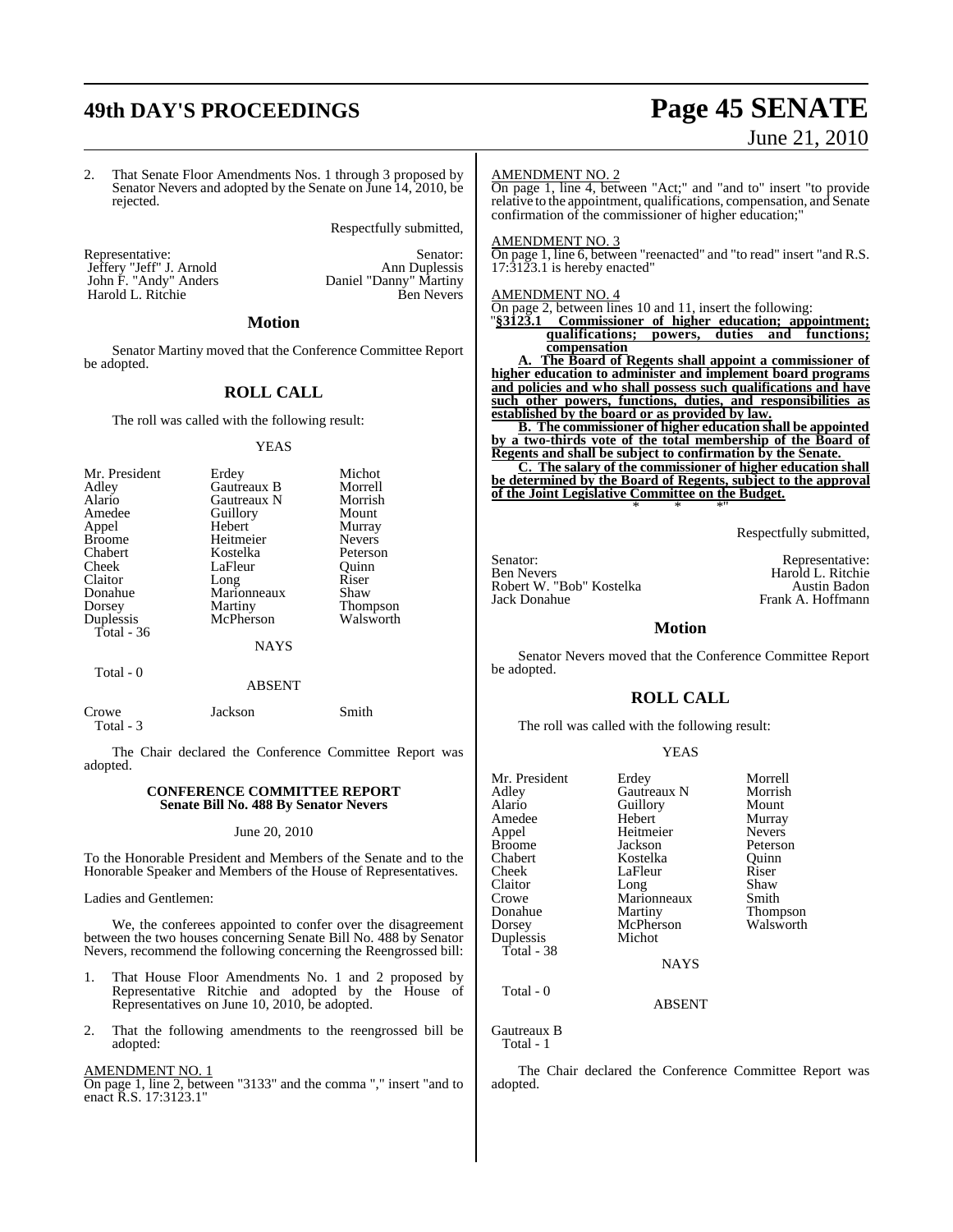2. That Senate Floor Amendments Nos. 1 through 3 proposed by Senator Nevers and adopted by the Senate on June 14, 2010, be rejected.

Respectfully submitted,

| Representative: | Senator: |
|---|---|
| Jeffery "Jeff" J. Arnold | Ann Duplessis |
| John F. "Andy" Anders | Daniel "Danny" Martiny |
| Harold L. Ritchie | Ben Nevers |

## Motion

Senator Martiny moved that the Conference Committee Report be adopted.

## ROLL CALL

The roll was called with the following result:

YEAS

| | | |
|---|---|---|
| Mr. President | Erdey | Michot |
| Adley | Gautreaux B | Morrell |
| Alario | Gautreaux N | Morrish |
| Amedee | Guillory | Mount |
| Appel | Hebert | Murray |
| Broome | Heitmeier | Nevers |
| Chabert | Kostelka | Peterson |
| Cheek | LaFleur | Quinn |
| Claitor | Long | Riser |
| Donahue | Marionneaux | Shaw |
| Dorsey | Martiny | Thompson |
| Duplessis | McPherson | Walsworth |

Total - 36

NAYS

Total - 0

ABSENT

| | | |
|---|---|---|
| Crowe | Jackson | Smith |

Total - 3

The Chair declared the Conference Committee Report was adopted.

### CONFERENCE COMMITTEE REPORT
### Senate Bill No. 488 By Senator Nevers

June 20, 2010

To the Honorable President and Members of the Senate and to the Honorable Speaker and Members of the House of Representatives.

Ladies and Gentlemen:

We, the conferees appointed to confer over the disagreement between the two houses concerning Senate Bill No. 488 by Senator Nevers, recommend the following concerning the Reengrossed bill:

1. That House Floor Amendments No. 1 and 2 proposed by Representative Ritchie and adopted by the House of Representatives on June 10, 2010, be adopted.

2. That the following amendments to the reengrossed bill be adopted:

AMENDMENT NO. 1
On page 1, line 2, between "3133" and the comma "," insert "and to enact R.S. 17:3123.1"

AMENDMENT NO. 2
On page 1, line 4, between "Act;" and "and to" insert "to provide relative to the appointment, qualifications, compensation, and Senate confirmation of the commissioner of higher education;"

AMENDMENT NO. 3
On page 1, line 6, between "reenacted" and "to read" insert "and R.S. 17:3123.1 is hereby enacted"

AMENDMENT NO. 4
On page 2, between lines 10 and 11, insert the following:

"**§3123.1 Commissioner of higher education; appointment; qualifications; powers, duties and functions; compensation**

**A. The Board of Regents shall appoint a commissioner of higher education to administer and implement board programs and policies and who shall possess such qualifications and have such other powers, functions, duties, and responsibilities as established by the board or as provided by law.**

**B. The commissioner of higher education shall be appointed by a two-thirds vote of the total membership of the Board of Regents and shall be subject to confirmation by the Senate.**

**C. The salary of the commissioner of higher education shall be determined by the Board of Regents, subject to the approval of the Joint Legislative Committee on the Budget.**

\* \* \*"

Respectfully submitted,

| Senator: | Representative: |
|---|---|
| Ben Nevers | Harold L. Ritchie |
| Robert W. "Bob" Kostelka | Austin Badon |
| Jack Donahue | Frank A. Hoffmann |

## Motion

Senator Nevers moved that the Conference Committee Report be adopted.

## ROLL CALL

The roll was called with the following result:

YEAS

| | | |
|---|---|---|
| Mr. President | Erdey | Morrell |
| Adley | Gautreaux N | Morrish |
| Alario | Guillory | Mount |
| Amedee | Hebert | Murray |
| Appel | Heitmeier | Nevers |
| Broome | Jackson | Peterson |
| Chabert | Kostelka | Quinn |
| Cheek | LaFleur | Riser |
| Claitor | Long | Shaw |
| Crowe | Marionneaux | Smith |
| Donahue | Martiny | Thompson |
| Dorsey | McPherson | Walsworth |
| Duplessis | Michot | |

Total - 38

NAYS

Total - 0

ABSENT

Gautreaux B

Total - 1

The Chair declared the Conference Committee Report was adopted.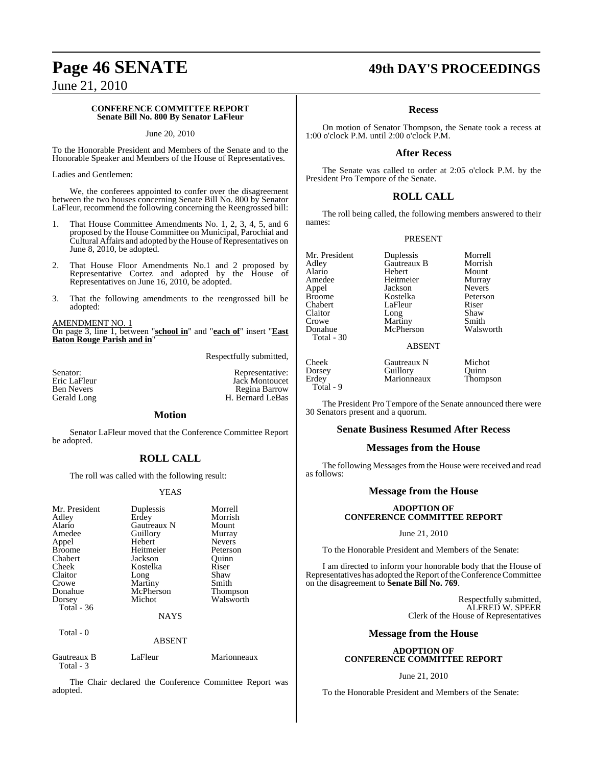### CONFERENCE COMMITTEE REPORT
**Senate Bill No. 800 By Senator LaFleur**

June 20, 2010

To the Honorable President and Members of the Senate and to the Honorable Speaker and Members of the House of Representatives.

Ladies and Gentlemen:

We, the conferees appointed to confer over the disagreement between the two houses concerning Senate Bill No. 800 by Senator LaFleur, recommend the following concerning the Reengrossed bill:

1. That House Committee Amendments No. 1, 2, 3, 4, 5, and 6 proposed by the House Committee on Municipal, Parochial and Cultural Affairs and adopted by the House of Representatives on June 8, 2010, be adopted.

2. That House Floor Amendments No.1 and 2 proposed by Representative Cortez and adopted by the House of Representatives on June 16, 2010, be adopted.

3. That the following amendments to the reengrossed bill be adopted:

AMENDMENT NO. 1
On page 3, line 1, between "**school in**" and "**each of**" insert "**East Baton Rouge Parish and in**"

Respectfully submitted,

| Senator: | Representative: |
|---|---|
| Eric LaFleur | Jack Montoucet |
| Ben Nevers | Regina Barrow |
| Gerald Long | H. Bernard LeBas |

## Motion

Senator LaFleur moved that the Conference Committee Report be adopted.

## ROLL CALL

The roll was called with the following result:

YEAS

| | | |
|---|---|---|
| Mr. President | Duplessis | Morrell |
| Adley | Erdey | Morrish |
| Alario | Gautreaux N | Mount |
| Amedee | Guillory | Murray |
| Appel | Hebert | Nevers |
| Broome | Heitmeier | Peterson |
| Chabert | Jackson | Quinn |
| Cheek | Kostelka | Riser |
| Claitor | Long | Shaw |
| Crowe | Martiny | Smith |
| Donahue | McPherson | Thompson |
| Dorsey | Michot | Walsworth |
| Total - 36 | | |

NAYS

Total - 0

ABSENT

| | | |
|---|---|---|
| Gautreaux B | LaFleur | Marionneaux |
| Total - 3 | | |

The Chair declared the Conference Committee Report was adopted.

## Recess

On motion of Senator Thompson, the Senate took a recess at 1:00 o'clock P.M. until 2:00 o'clock P.M.

## After Recess

The Senate was called to order at 2:05 o'clock P.M. by the President Pro Tempore of the Senate.

## ROLL CALL

The roll being called, the following members answered to their names:

PRESENT

| | | |
|---|---|---|
| Mr. President | Duplessis | Morrell |
| Adley | Gautreaux B | Morrish |
| Alario | Hebert | Mount |
| Amedee | Heitmeier | Murray |
| Appel | Jackson | Nevers |
| Broome | Kostelka | Peterson |
| Chabert | LaFleur | Riser |
| Claitor | Long | Shaw |
| Crowe | Martiny | Smith |
| Donahue | McPherson | Walsworth |
| Total - 30 | | |

ABSENT

| | | |
|---|---|---|
| Cheek | Gautreaux N | Michot |
| Dorsey | Guillory | Quinn |
| Erdey | Marionneaux | Thompson |
| Total - 9 | | |

The President Pro Tempore of the Senate announced there were 30 Senators present and a quorum.

## Senate Business Resumed After Recess

## Messages from the House

The following Messages from the House were received and read as follows:

## Message from the House

### ADOPTION OF CONFERENCE COMMITTEE REPORT

June 21, 2010

To the Honorable President and Members of the Senate:

I am directed to inform your honorable body that the House of Representatives has adopted the Report of the Conference Committee on the disagreement to **Senate Bill No. 769**.

Respectfully submitted,
ALFRED W. SPEER
Clerk of the House of Representatives

## Message from the House

### ADOPTION OF CONFERENCE COMMITTEE REPORT

June 21, 2010

To the Honorable President and Members of the Senate: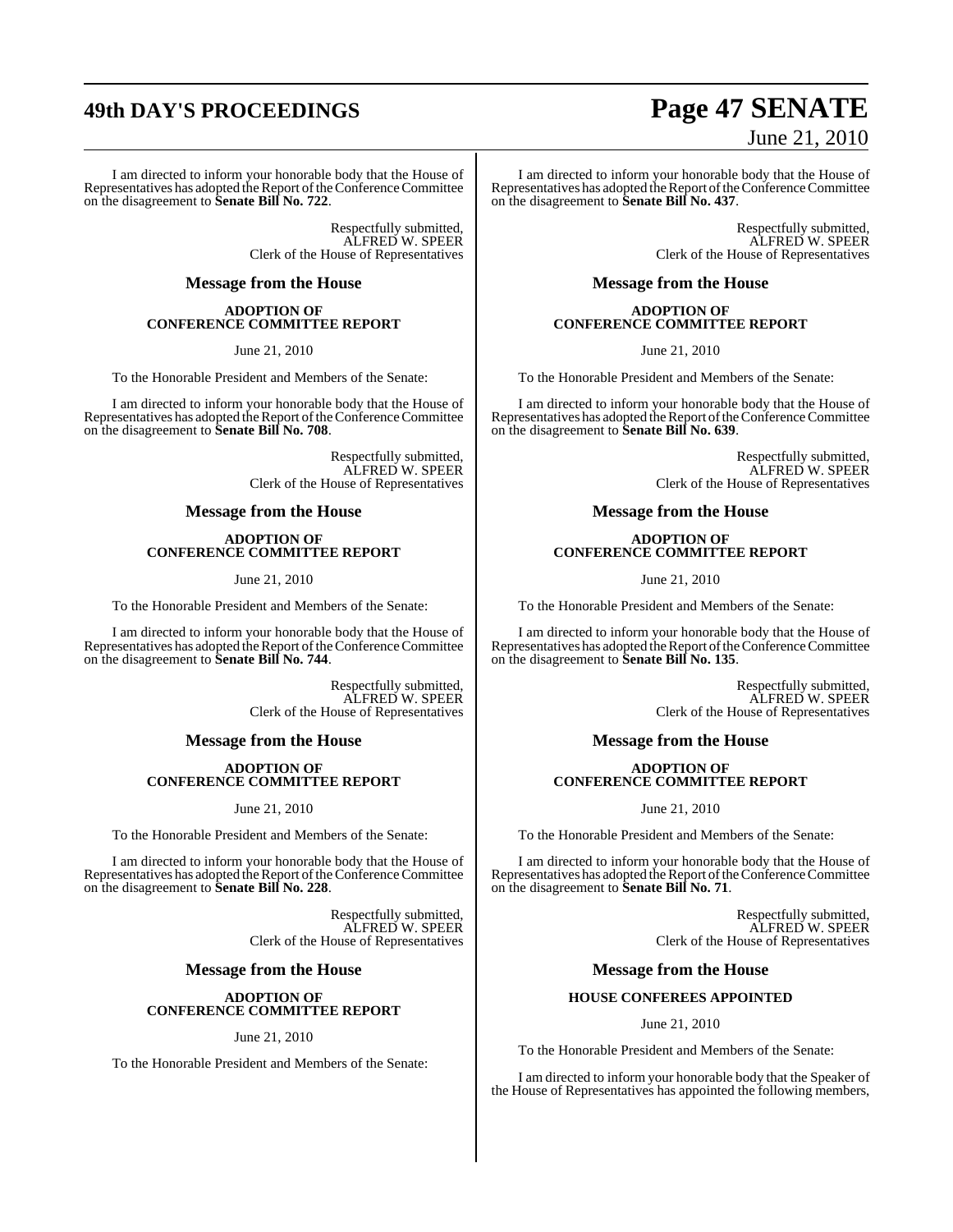I am directed to inform your honorable body that the House of Representatives has adopted the Report of the Conference Committee on the disagreement to **Senate Bill No. 722**.

Respectfully submitted,
ALFRED W. SPEER
Clerk of the House of Representatives

## Message from the House

**ADOPTION OF CONFERENCE COMMITTEE REPORT**

June 21, 2010

To the Honorable President and Members of the Senate:

I am directed to inform your honorable body that the House of Representatives has adopted the Report of the Conference Committee on the disagreement to **Senate Bill No. 708**.

Respectfully submitted,
ALFRED W. SPEER
Clerk of the House of Representatives

## Message from the House

**ADOPTION OF CONFERENCE COMMITTEE REPORT**

June 21, 2010

To the Honorable President and Members of the Senate:

I am directed to inform your honorable body that the House of Representatives has adopted the Report of the Conference Committee on the disagreement to **Senate Bill No. 744**.

Respectfully submitted,
ALFRED W. SPEER
Clerk of the House of Representatives

## Message from the House

**ADOPTION OF CONFERENCE COMMITTEE REPORT**

June 21, 2010

To the Honorable President and Members of the Senate:

I am directed to inform your honorable body that the House of Representatives has adopted the Report of the Conference Committee on the disagreement to **Senate Bill No. 228**.

Respectfully submitted,
ALFRED W. SPEER
Clerk of the House of Representatives

## Message from the House

**ADOPTION OF CONFERENCE COMMITTEE REPORT**

June 21, 2010

To the Honorable President and Members of the Senate:

I am directed to inform your honorable body that the House of Representatives has adopted the Report of the Conference Committee on the disagreement to **Senate Bill No. 437**.

Respectfully submitted,
ALFRED W. SPEER
Clerk of the House of Representatives

## Message from the House

**ADOPTION OF CONFERENCE COMMITTEE REPORT**

June 21, 2010

To the Honorable President and Members of the Senate:

I am directed to inform your honorable body that the House of Representatives has adopted the Report of the Conference Committee on the disagreement to **Senate Bill No. 639**.

Respectfully submitted,
ALFRED W. SPEER
Clerk of the House of Representatives

## Message from the House

**ADOPTION OF CONFERENCE COMMITTEE REPORT**

June 21, 2010

To the Honorable President and Members of the Senate:

I am directed to inform your honorable body that the House of Representatives has adopted the Report of the Conference Committee on the disagreement to **Senate Bill No. 135**.

Respectfully submitted,
ALFRED W. SPEER
Clerk of the House of Representatives

## Message from the House

**ADOPTION OF CONFERENCE COMMITTEE REPORT**

June 21, 2010

To the Honorable President and Members of the Senate:

I am directed to inform your honorable body that the House of Representatives has adopted the Report of the Conference Committee on the disagreement to **Senate Bill No. 71**.

Respectfully submitted,
ALFRED W. SPEER
Clerk of the House of Representatives

## Message from the House

**HOUSE CONFEREES APPOINTED**

June 21, 2010

To the Honorable President and Members of the Senate:

I am directed to inform your honorable body that the Speaker of the House of Representatives has appointed the following members,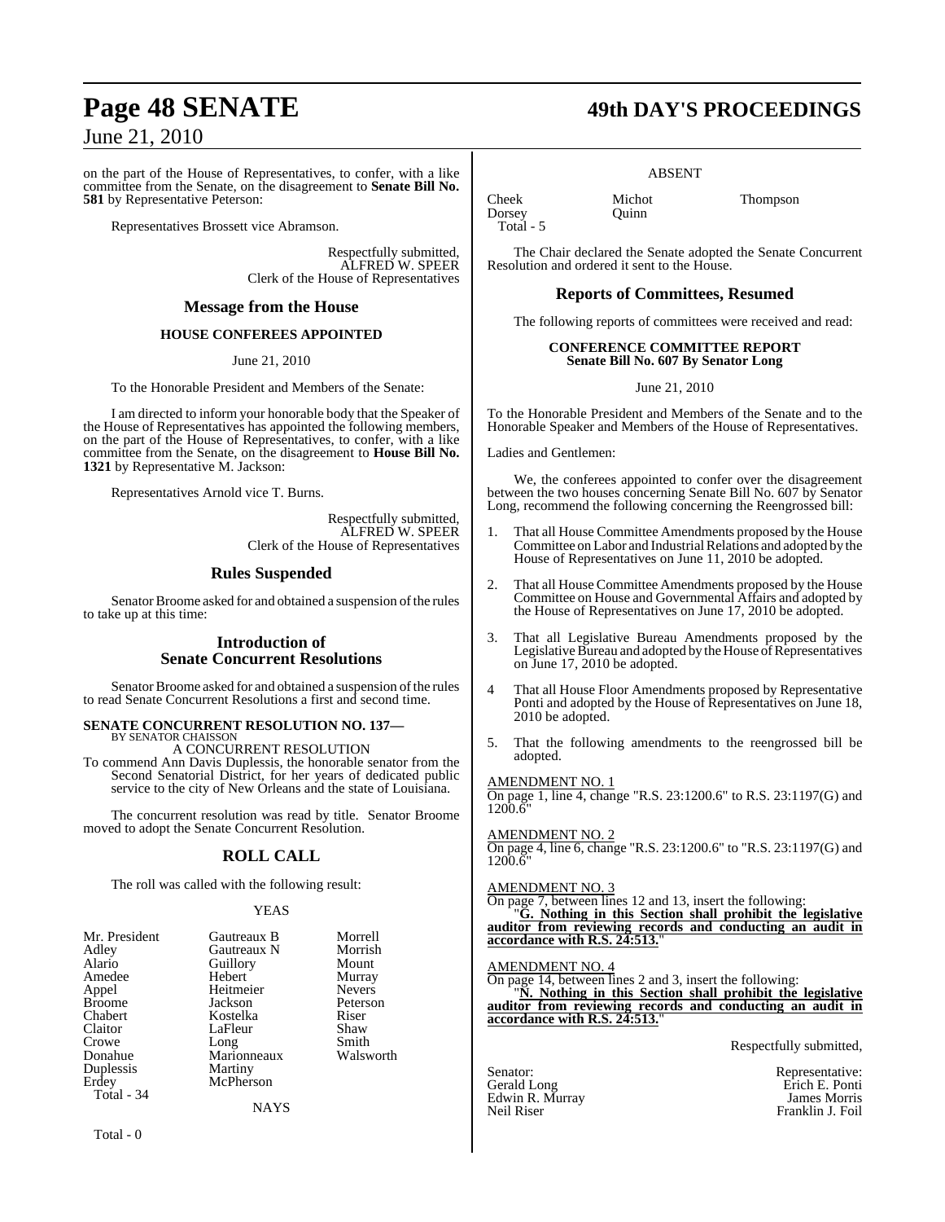on the part of the House of Representatives, to confer, with a like committee from the Senate, on the disagreement to **Senate Bill No. 581** by Representative Peterson:

Representatives Brossett vice Abramson.

Respectfully submitted,
ALFRED W. SPEER
Clerk of the House of Representatives

## Message from the House

### HOUSE CONFEREES APPOINTED

June 21, 2010

To the Honorable President and Members of the Senate:

I am directed to inform your honorable body that the Speaker of the House of Representatives has appointed the following members, on the part of the House of Representatives, to confer, with a like committee from the Senate, on the disagreement to **House Bill No. 1321** by Representative M. Jackson:

Representatives Arnold vice T. Burns.

Respectfully submitted,
ALFRED W. SPEER
Clerk of the House of Representatives

## Rules Suspended

Senator Broome asked for and obtained a suspension of the rules to take up at this time:

## Introduction of Senate Concurrent Resolutions

Senator Broome asked for and obtained a suspension of the rules to read Senate Concurrent Resolutions a first and second time.

**SENATE CONCURRENT RESOLUTION NO. 137—**
BY SENATOR CHAISSON
A CONCURRENT RESOLUTION

To commend Ann Davis Duplessis, the honorable senator from the Second Senatorial District, for her years of dedicated public service to the city of New Orleans and the state of Louisiana.

The concurrent resolution was read by title. Senator Broome moved to adopt the Senate Concurrent Resolution.

## ROLL CALL

The roll was called with the following result:

YEAS

| | | |
|---|---|---|
| Mr. President | Gautreaux B | Morrell |
| Adley | Gautreaux N | Morrish |
| Alario | Guillory | Mount |
| Amedee | Hebert | Murray |
| Appel | Heitmeier | Nevers |
| Broome | Jackson | Peterson |
| Chabert | Kostelka | Riser |
| Claitor | LaFleur | Shaw |
| Crowe | Long | Smith |
| Donahue | Marionneaux | Walsworth |
| Duplessis | Martiny | |
| Erdey | McPherson | |

Total - 34

NAYS

Total - 0

ABSENT

| | | |
|---|---|---|
| Cheek | Michot | Thompson |
| Dorsey | Quinn | |

Total - 5

The Chair declared the Senate adopted the Senate Concurrent Resolution and ordered it sent to the House.

## Reports of Committees, Resumed

The following reports of committees were received and read:

### CONFERENCE COMMITTEE REPORT
### Senate Bill No. 607 By Senator Long

June 21, 2010

To the Honorable President and Members of the Senate and to the Honorable Speaker and Members of the House of Representatives.

Ladies and Gentlemen:

We, the conferees appointed to confer over the disagreement between the two houses concerning Senate Bill No. 607 by Senator Long, recommend the following concerning the Reengrossed bill:

1. That all House Committee Amendments proposed by the House Committee on Labor and Industrial Relations and adopted by the House of Representatives on June 11, 2010 be adopted.
2. That all House Committee Amendments proposed by the House Committee on House and Governmental Affairs and adopted by the House of Representatives on June 17, 2010 be adopted.
3. That all Legislative Bureau Amendments proposed by the Legislative Bureau and adopted by the House of Representatives on June 17, 2010 be adopted.
4. That all House Floor Amendments proposed by Representative Ponti and adopted by the House of Representatives on June 18, 2010 be adopted.
5. That the following amendments to the reengrossed bill be adopted.

AMENDMENT NO. 1
On page 1, line 4, change "R.S. 23:1200.6" to R.S. 23:1197(G) and 1200.6"

AMENDMENT NO. 2
On page 4, line 6, change "R.S. 23:1200.6" to "R.S. 23:1197(G) and 1200.6"

AMENDMENT NO. 3
On page 7, between lines 12 and 13, insert the following:
"**G. Nothing in this Section shall prohibit the legislative auditor from reviewing records and conducting an audit in accordance with R.S. 24:513.**"

AMENDMENT NO. 4
On page 14, between lines 2 and 3, insert the following:
"**N. Nothing in this Section shall prohibit the legislative auditor from reviewing records and conducting an audit in accordance with R.S. 24:513.**"

Respectfully submitted,

| Senator: | Representative: |
|---|---|
| Gerald Long | Erich E. Ponti |
| Edwin R. Murray | James Morris |
| Neil Riser | Franklin J. Foil |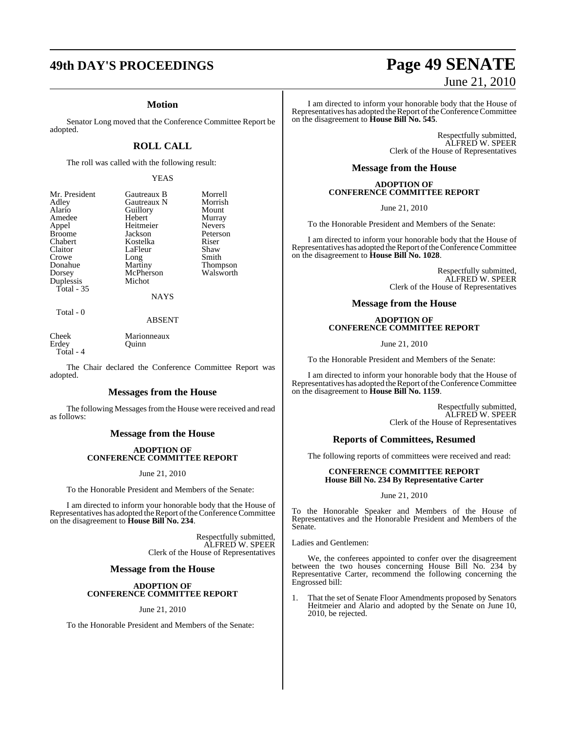### Motion

Senator Long moved that the Conference Committee Report be adopted.

## ROLL CALL

The roll was called with the following result:

YEAS

| | | |
|---|---|---|
| Mr. President | Gautreaux B | Morrell |
| Adley | Gautreaux N | Morrish |
| Alario | Guillory | Mount |
| Amedee | Hebert | Murray |
| Appel | Heitmeier | Nevers |
| Broome | Jackson | Peterson |
| Chabert | Kostelka | Riser |
| Claitor | LaFleur | Shaw |
| Crowe | Long | Smith |
| Donahue | Martiny | Thompson |
| Dorsey | McPherson | Walsworth |
| Duplessis | Michot | |
| Total - 35 | | |

NAYS

Total - 0

ABSENT

| | |
|---|---|
| Cheek | Marionneaux |
| Erdey | Quinn |
| Total - 4 | |

The Chair declared the Conference Committee Report was adopted.

### Messages from the House

The following Messages from the House were received and read as follows:

### Message from the House

**ADOPTION OF CONFERENCE COMMITTEE REPORT**

June 21, 2010

To the Honorable President and Members of the Senate:

I am directed to inform your honorable body that the House of Representatives has adopted the Report of the Conference Committee on the disagreement to **House Bill No. 234**.

Respectfully submitted,
ALFRED W. SPEER
Clerk of the House of Representatives

### Message from the House

**ADOPTION OF CONFERENCE COMMITTEE REPORT**

June 21, 2010

To the Honorable President and Members of the Senate:

I am directed to inform your honorable body that the House of Representatives has adopted the Report of the Conference Committee on the disagreement to **House Bill No. 545**.

Respectfully submitted,
ALFRED W. SPEER
Clerk of the House of Representatives

### Message from the House

**ADOPTION OF CONFERENCE COMMITTEE REPORT**

June 21, 2010

To the Honorable President and Members of the Senate:

I am directed to inform your honorable body that the House of Representatives has adopted the Report of the Conference Committee on the disagreement to **House Bill No. 1028**.

Respectfully submitted,
ALFRED W. SPEER
Clerk of the House of Representatives

### Message from the House

**ADOPTION OF CONFERENCE COMMITTEE REPORT**

June 21, 2010

To the Honorable President and Members of the Senate:

I am directed to inform your honorable body that the House of Representatives has adopted the Report of the Conference Committee on the disagreement to **House Bill No. 1159**.

Respectfully submitted,
ALFRED W. SPEER
Clerk of the House of Representatives

### Reports of Committees, Resumed

The following reports of committees were received and read:

**CONFERENCE COMMITTEE REPORT**
**House Bill No. 234 By Representative Carter**

June 21, 2010

To the Honorable Speaker and Members of the House of Representatives and the Honorable President and Members of the Senate.

Ladies and Gentlemen:

We, the conferees appointed to confer over the disagreement between the two houses concerning House Bill No. 234 by Representative Carter, recommend the following concerning the Engrossed bill:

1. That the set of Senate Floor Amendments proposed by Senators Heitmeier and Alario and adopted by the Senate on June 10, 2010, be rejected.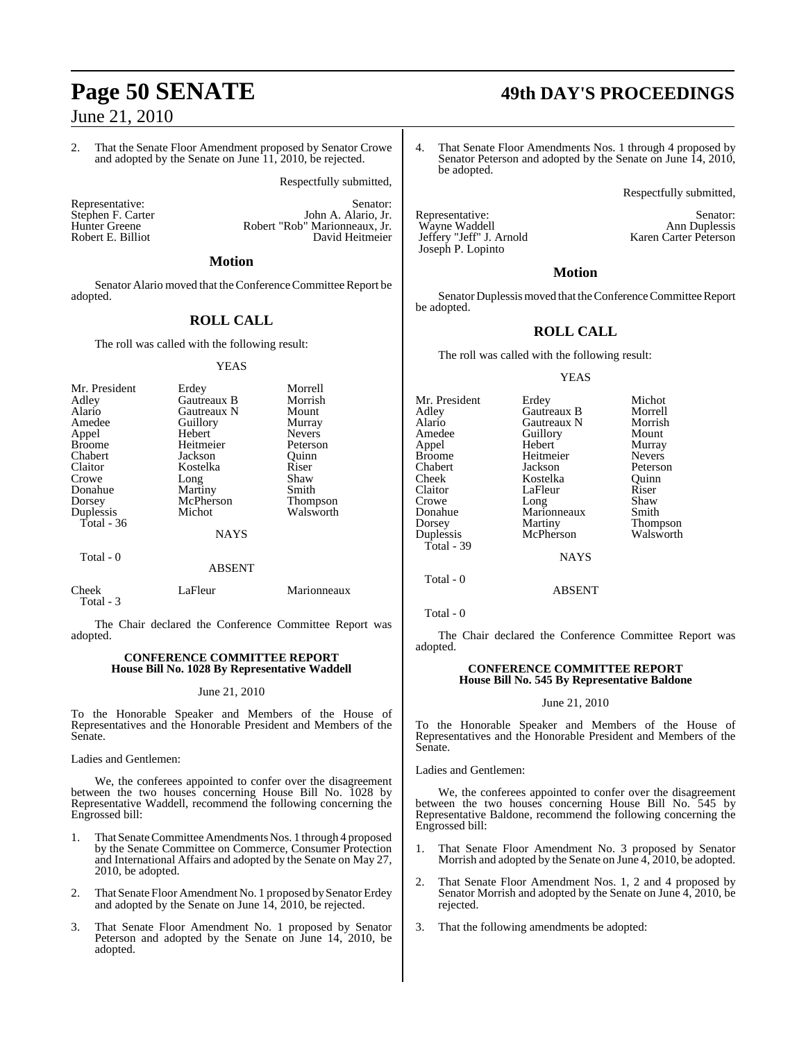2. That the Senate Floor Amendment proposed by Senator Crowe and adopted by the Senate on June 11, 2010, be rejected.

Respectfully submitted,

| Representative: | Senator: |
|---|---|
| Stephen F. Carter | John A. Alario, Jr. |
| Hunter Greene | Robert "Rob" Marionneaux, Jr. |
| Robert E. Billiot | David Heitmeier |

## Motion

Senator Alario moved that the Conference Committee Report be adopted.

## ROLL CALL

The roll was called with the following result:

YEAS

| | | |
|---|---|---|
| Mr. President | Erdey | Morrell |
| Adley | Gautreaux B | Morrish |
| Alario | Gautreaux N | Mount |
| Amedee | Guillory | Murray |
| Appel | Hebert | Nevers |
| Broome | Heitmeier | Peterson |
| Chabert | Jackson | Quinn |
| Claitor | Kostelka | Riser |
| Crowe | Long | Shaw |
| Donahue | Martiny | Smith |
| Dorsey | McPherson | Thompson |
| Duplessis | Michot | Walsworth |

Total - 36

NAYS

Total - 0

ABSENT

| | | |
|---|---|---|
| Cheek | LaFleur | Marionneaux |

Total - 3

The Chair declared the Conference Committee Report was adopted.

### CONFERENCE COMMITTEE REPORT
### House Bill No. 1028 By Representative Waddell

June 21, 2010

To the Honorable Speaker and Members of the House of Representatives and the Honorable President and Members of the Senate.

Ladies and Gentlemen:

We, the conferees appointed to confer over the disagreement between the two houses concerning House Bill No. 1028 by Representative Waddell, recommend the following concerning the Engrossed bill:

1. That Senate Committee Amendments Nos. 1 through 4 proposed by the Senate Committee on Commerce, Consumer Protection and International Affairs and adopted by the Senate on May 27, 2010, be adopted.

2. That Senate Floor Amendment No. 1 proposed by Senator Erdey and adopted by the Senate on June 14, 2010, be rejected.

3. That Senate Floor Amendment No. 1 proposed by Senator Peterson and adopted by the Senate on June 14, 2010, be adopted.

4. That Senate Floor Amendments Nos. 1 through 4 proposed by Senator Peterson and adopted by the Senate on June 14, 2010, be adopted.

Respectfully submitted,

| Representative: | Senator: |
|---|---|
| Wayne Waddell | Ann Duplessis |
| Jeffery "Jeff" J. Arnold | Karen Carter Peterson |
| Joseph P. Lopinto | |

## Motion

Senator Duplessis moved that the Conference Committee Report be adopted.

## ROLL CALL

The roll was called with the following result:

YEAS

| | | |
|---|---|---|
| Mr. President | Erdey | Michot |
| Adley | Gautreaux B | Morrell |
| Alario | Gautreaux N | Morrish |
| Amedee | Guillory | Mount |
| Appel | Hebert | Murray |
| Broome | Heitmeier | Nevers |
| Chabert | Jackson | Peterson |
| Cheek | Kostelka | Quinn |
| Claitor | LaFleur | Riser |
| Crowe | Long | Shaw |
| Donahue | Marionneaux | Smith |
| Dorsey | Martiny | Thompson |
| Duplessis | McPherson | Walsworth |

Total - 39

NAYS

Total - 0

ABSENT

Total - 0

The Chair declared the Conference Committee Report was adopted.

### CONFERENCE COMMITTEE REPORT
### House Bill No. 545 By Representative Baldone

June 21, 2010

To the Honorable Speaker and Members of the House of Representatives and the Honorable President and Members of the Senate.

Ladies and Gentlemen:

We, the conferees appointed to confer over the disagreement between the two houses concerning House Bill No. 545 by Representative Baldone, recommend the following concerning the Engrossed bill:

1. That Senate Floor Amendment No. 3 proposed by Senator Morrish and adopted by the Senate on June 4, 2010, be adopted.

2. That Senate Floor Amendment Nos. 1, 2 and 4 proposed by Senator Morrish and adopted by the Senate on June 4, 2010, be rejected.

3. That the following amendments be adopted: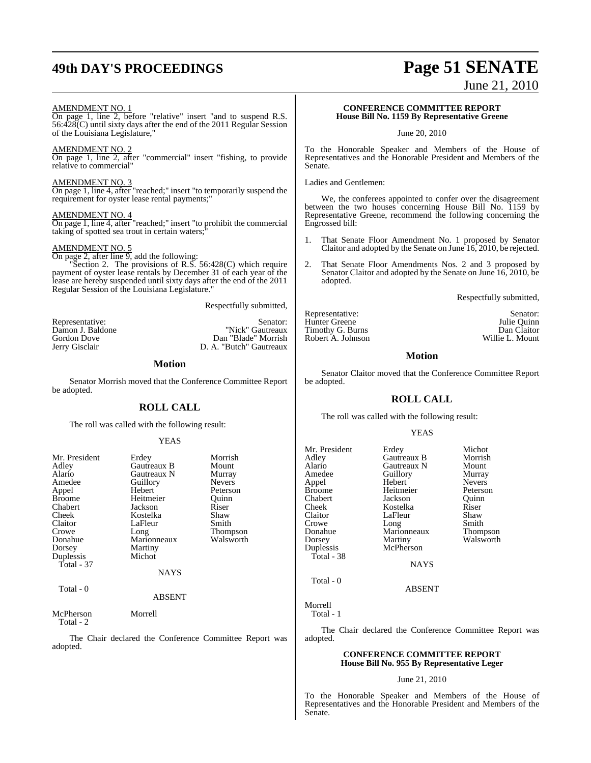AMENDMENT NO. 1

On page 1, line 2, before "relative" insert "and to suspend R.S. 56:428(C) until sixty days after the end of the 2011 Regular Session of the Louisiana Legislature,"

AMENDMENT NO. 2

On page 1, line 2, after "commercial" insert "fishing, to provide relative to commercial"

AMENDMENT NO. 3

On page 1, line 4, after "reached;" insert "to temporarily suspend the requirement for oyster lease rental payments;"

AMENDMENT NO. 4

On page 1, line 4, after "reached;" insert "to prohibit the commercial taking of spotted sea trout in certain waters;"

AMENDMENT NO. 5

On page 2, after line 9, add the following:

"Section 2. The provisions of R.S. 56:428(C) which require payment of oyster lease rentals by December 31 of each year of the lease are hereby suspended until sixty days after the end of the 2011 Regular Session of the Louisiana Legislature."

Respectfully submitted,

| Representative: | Senator: |
|---|---|
| Damon J. Baldone | "Nick" Gautreaux |
| Gordon Dove | Dan "Blade" Morrish |
| Jerry Gisclair | D. A. "Butch" Gautreaux |

## Motion

Senator Morrish moved that the Conference Committee Report be adopted.

## ROLL CALL

The roll was called with the following result:

YEAS

| | | |
|---|---|---|
| Mr. President | Erdey | Morrish |
| Adley | Gautreaux B | Mount |
| Alario | Gautreaux N | Murray |
| Amedee | Guillory | Nevers |
| Appel | Hebert | Peterson |
| Broome | Heitmeier | Quinn |
| Chabert | Jackson | Riser |
| Cheek | Kostelka | Shaw |
| Claitor | LaFleur | Smith |
| Crowe | Long | Thompson |
| Donahue | Marionneaux | Walsworth |
| Dorsey | Martiny | |
| Duplessis | Michot | |

Total - 37

NAYS

Total - 0

ABSENT

McPherson Morrell

Total - 2

The Chair declared the Conference Committee Report was adopted.

### CONFERENCE COMMITTEE REPORT
### House Bill No. 1159 By Representative Greene

June 20, 2010

To the Honorable Speaker and Members of the House of Representatives and the Honorable President and Members of the Senate.

Ladies and Gentlemen:

We, the conferees appointed to confer over the disagreement between the two houses concerning House Bill No. 1159 by Representative Greene, recommend the following concerning the Engrossed bill:

1. That Senate Floor Amendment No. 1 proposed by Senator Claitor and adopted by the Senate on June 16, 2010, be rejected.
2. That Senate Floor Amendments Nos. 2 and 3 proposed by Senator Claitor and adopted by the Senate on June 16, 2010, be adopted.

Respectfully submitted,

| Representative: | Senator: |
|---|---|
| Hunter Greene | Julie Quinn |
| Timothy G. Burns | Dan Claitor |
| Robert A. Johnson | Willie L. Mount |

## Motion

Senator Claitor moved that the Conference Committee Report be adopted.

## ROLL CALL

The roll was called with the following result:

YEAS

| | | |
|---|---|---|
| Mr. President | Erdey | Michot |
| Adley | Gautreaux B | Morrish |
| Alario | Gautreaux N | Mount |
| Amedee | Guillory | Murray |
| Appel | Hebert | Nevers |
| Broome | Heitmeier | Peterson |
| Chabert | Jackson | Quinn |
| Cheek | Kostelka | Riser |
| Claitor | LaFleur | Shaw |
| Crowe | Long | Smith |
| Donahue | Marionneaux | Thompson |
| Dorsey | Martiny | Walsworth |
| Duplessis | McPherson | |

Total - 38

NAYS

Total - 0

ABSENT

Morrell

Total - 1

The Chair declared the Conference Committee Report was adopted.

### CONFERENCE COMMITTEE REPORT
### House Bill No. 955 By Representative Leger

June 21, 2010

To the Honorable Speaker and Members of the House of Representatives and the Honorable President and Members of the Senate.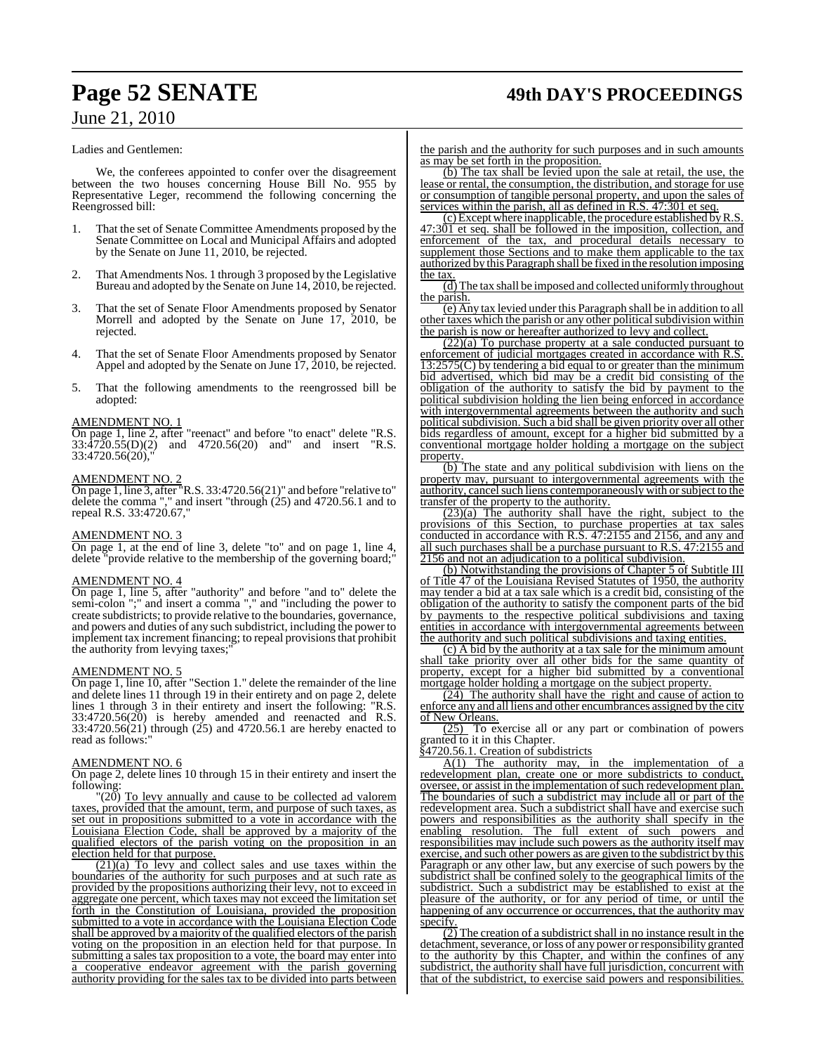Ladies and Gentlemen:

We, the conferees appointed to confer over the disagreement between the two houses concerning House Bill No. 955 by Representative Leger, recommend the following concerning the Reengrossed bill:

1. That the set of Senate Committee Amendments proposed by the Senate Committee on Local and Municipal Affairs and adopted by the Senate on June 11, 2010, be rejected.

2. That Amendments Nos. 1 through 3 proposed by the Legislative Bureau and adopted by the Senate on June 14, 2010, be rejected.

3. That the set of Senate Floor Amendments proposed by Senator Morrell and adopted by the Senate on June 17, 2010, be rejected.

4. That the set of Senate Floor Amendments proposed by Senator Appel and adopted by the Senate on June 17, 2010, be rejected.

5. That the following amendments to the reengrossed bill be adopted:

AMENDMENT NO. 1

On page 1, line 2, after "reenact" and before "to enact" delete "R.S. 33:4720.55(D)(2) and 4720.56(20) and" and insert "R.S. 33:4720.56(20),"

AMENDMENT NO. 2

On page 1, line 3, after "R.S. 33:4720.56(21)" and before "relative to" delete the comma "," and insert "through (25) and 4720.56.1 and to repeal R.S. 33:4720.67,"

AMENDMENT NO. 3

On page 1, at the end of line 3, delete "to" and on page 1, line 4, delete "provide relative to the membership of the governing board;"

AMENDMENT NO. 4

On page 1, line 5, after "authority" and before "and to" delete the semi-colon ";" and insert a comma "," and "including the power to create subdistricts; to provide relative to the boundaries, governance, and powers and duties of any such subdistrict, including the power to implement tax increment financing; to repeal provisions that prohibit the authority from levying taxes;"

AMENDMENT NO. 5

On page 1, line 10, after "Section 1." delete the remainder of the line and delete lines 11 through 19 in their entirety and on page 2, delete lines 1 through 3 in their entirety and insert the following: "R.S. 33:4720.56(20) is hereby amended and reenacted and R.S. 33:4720.56(21) through (25) and 4720.56.1 are hereby enacted to read as follows:"

AMENDMENT NO. 6

On page 2, delete lines 10 through 15 in their entirety and insert the following:

"(20) To levy annually and cause to be collected ad valorem taxes, provided that the amount, term, and purpose of such taxes, as set out in propositions submitted to a vote in accordance with the Louisiana Election Code, shall be approved by a majority of the qualified electors of the parish voting on the proposition in an election held for that purpose.

(21)(a) To levy and collect sales and use taxes within the boundaries of the authority for such purposes and at such rate as provided by the propositions authorizing their levy, not to exceed in aggregate one percent, which taxes may not exceed the limitation set forth in the Constitution of Louisiana, provided the proposition submitted to a vote in accordance with the Louisiana Election Code shall be approved by a majority of the qualified electors of the parish voting on the proposition in an election held for that purpose. In submitting a sales tax proposition to a vote, the board may enter into a cooperative endeavor agreement with the parish governing authority providing for the sales tax to be divided into parts between the parish and the authority for such purposes and in such amounts as may be set forth in the proposition.

(b) The tax shall be levied upon the sale at retail, the use, the lease or rental, the consumption, the distribution, and storage for use or consumption of tangible personal property, and upon the sales of services within the parish, all as defined in R.S. 47:301 et seq.

(c) Except where inapplicable, the procedure established by R.S. 47:301 et seq. shall be followed in the imposition, collection, and enforcement of the tax, and procedural details necessary to supplement those Sections and to make them applicable to the tax authorized by this Paragraph shall be fixed in the resolution imposing the tax.

(d) The tax shall be imposed and collected uniformly throughout the parish.

(e) Any tax levied under this Paragraph shall be in addition to all other taxes which the parish or any other political subdivision within the parish is now or hereafter authorized to levy and collect.

(22)(a) To purchase property at a sale conducted pursuant to enforcement of judicial mortgages created in accordance with R.S. 13:2575(C) by tendering a bid equal to or greater than the minimum bid advertised, which bid may be a credit bid consisting of the obligation of the authority to satisfy the bid by payment to the political subdivision holding the lien being enforced in accordance with intergovernmental agreements between the authority and such political subdivision. Such a bid shall be given priority over all other bids regardless of amount, except for a higher bid submitted by a conventional mortgage holder holding a mortgage on the subject property.

(b) The state and any political subdivision with liens on the property may, pursuant to intergovernmental agreements with the authority, cancel such liens contemporaneously with or subject to the transfer of the property to the authority.

(23)(a) The authority shall have the right, subject to the provisions of this Section, to purchase properties at tax sales conducted in accordance with R.S. 47:2155 and 2156, and any and all such purchases shall be a purchase pursuant to R.S. 47:2155 and 2156 and not an adjudication to a political subdivision.

(b) Notwithstanding the provisions of Chapter 5 of Subtitle III of Title 47 of the Louisiana Revised Statutes of 1950, the authority may tender a bid at a tax sale which is a credit bid, consisting of the obligation of the authority to satisfy the component parts of the bid by payments to the respective political subdivisions and taxing entities in accordance with intergovernmental agreements between the authority and such political subdivisions and taxing entities.

(c) A bid by the authority at a tax sale for the minimum amount shall take priority over all other bids for the same quantity of property, except for a higher bid submitted by a conventional mortgage holder holding a mortgage on the subject property.

(24) The authority shall have the right and cause of action to enforce any and all liens and other encumbrances assigned by the city of New Orleans.

(25) To exercise all or any part or combination of powers granted to it in this Chapter.

§4720.56.1. Creation of subdistricts

A(1) The authority may, in the implementation of a redevelopment plan, create one or more subdistricts to conduct, oversee, or assist in the implementation of such redevelopment plan. The boundaries of such a subdistrict may include all or part of the redevelopment area. Such a subdistrict shall have and exercise such powers and responsibilities as the authority shall specify in the enabling resolution. The full extent of such powers and responsibilities may include such powers as the authority itself may exercise, and such other powers as are given to the subdistrict by this Paragraph or any other law, but any exercise of such powers by the subdistrict shall be confined solely to the geographical limits of the subdistrict. Such a subdistrict may be established to exist at the pleasure of the authority, or for any period of time, or until the happening of any occurrence or occurrences, that the authority may specify.

(2) The creation of a subdistrict shall in no instance result in the detachment, severance, or loss of any power or responsibility granted to the authority by this Chapter, and within the confines of any subdistrict, the authority shall have full jurisdiction, concurrent with that of the subdistrict, to exercise said powers and responsibilities.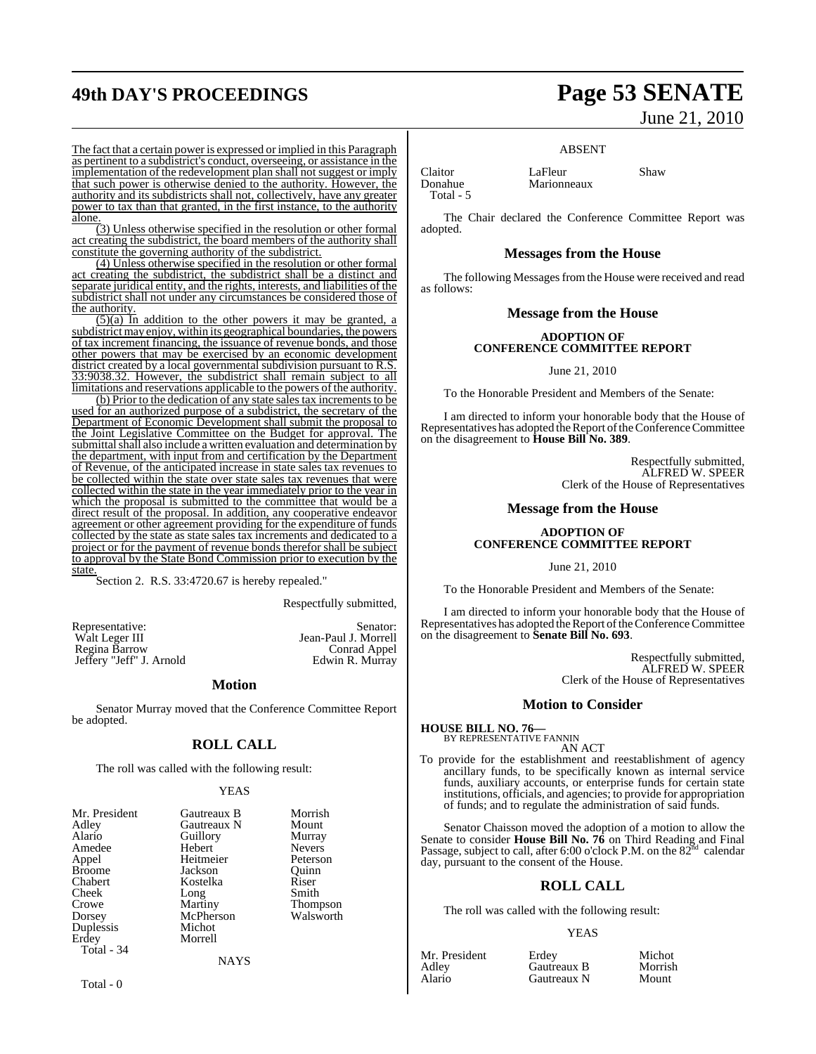The fact that a certain power is expressed or implied in this Paragraph as pertinent to a subdistrict's conduct, overseeing, or assistance in the implementation of the redevelopment plan shall not suggest or imply that such power is otherwise denied to the authority. However, the authority and its subdistricts shall not, collectively, have any greater power to tax than that granted, in the first instance, to the authority alone.

(3) Unless otherwise specified in the resolution or other formal act creating the subdistrict, the board members of the authority shall constitute the governing authority of the subdistrict.

(4) Unless otherwise specified in the resolution or other formal act creating the subdistrict, the subdistrict shall be a distinct and separate juridical entity, and the rights, interests, and liabilities of the subdistrict shall not under any circumstances be considered those of the authority.

(5)(a) In addition to the other powers it may be granted, a subdistrict may enjoy, within its geographical boundaries, the powers of tax increment financing, the issuance of revenue bonds, and those other powers that may be exercised by an economic development district created by a local governmental subdivision pursuant to R.S. 33:9038.32. However, the subdistrict shall remain subject to all limitations and reservations applicable to the powers of the authority.

(b) Prior to the dedication of any state sales tax increments to be used for an authorized purpose of a subdistrict, the secretary of the Department of Economic Development shall submit the proposal to the Joint Legislative Committee on the Budget for approval. The submittal shall also include a written evaluation and determination by the department, with input from and certification by the Department of Revenue, of the anticipated increase in state sales tax revenues to be collected within the state over state sales tax revenues that were collected within the state in the year immediately prior to the year in which the proposal is submitted to the committee that would be a direct result of the proposal. In addition, any cooperative endeavor agreement or other agreement providing for the expenditure of funds collected by the state as state sales tax increments and dedicated to a project or for the payment of revenue bonds therefor shall be subject to approval by the State Bond Commission prior to execution by the state.

Section 2. R.S. 33:4720.67 is hereby repealed."

Respectfully submitted,

| Representative: | Senator: |
|---|---|
| Walt Leger III | Jean-Paul J. Morrell |
| Regina Barrow | Conrad Appel |
| Jeffery "Jeff" J. Arnold | Edwin R. Murray |

## Motion

Senator Murray moved that the Conference Committee Report be adopted.

## ROLL CALL

The roll was called with the following result:

YEAS

| | | |
|---|---|---|
| Mr. President | Gautreaux B | Morrish |
| Adley | Gautreaux N | Mount |
| Alario | Guillory | Murray |
| Amedee | Hebert | Nevers |
| Appel | Heitmeier | Peterson |
| Broome | Jackson | Quinn |
| Chabert | Kostelka | Riser |
| Cheek | Long | Smith |
| Crowe | Martiny | Thompson |
| Dorsey | McPherson | Walsworth |
| Duplessis | Michot | |
| Erdey | Morrell | |

Total - 34

NAYS

Total - 0

ABSENT

| | | |
|---|---|---|
| Claitor | LaFleur | Shaw |
| Donahue | Marionneaux | |

Total - 5

The Chair declared the Conference Committee Report was adopted.

## Messages from the House

The following Messages from the House were received and read as follows:

## Message from the House

**ADOPTION OF CONFERENCE COMMITTEE REPORT**

June 21, 2010

To the Honorable President and Members of the Senate:

I am directed to inform your honorable body that the House of Representatives has adopted the Report of the Conference Committee on the disagreement to **House Bill No. 389**.

Respectfully submitted,
ALFRED W. SPEER
Clerk of the House of Representatives

## Message from the House

**ADOPTION OF CONFERENCE COMMITTEE REPORT**

June 21, 2010

To the Honorable President and Members of the Senate:

I am directed to inform your honorable body that the House of Representatives has adopted the Report of the Conference Committee on the disagreement to **Senate Bill No. 693**.

Respectfully submitted,
ALFRED W. SPEER
Clerk of the House of Representatives

## Motion to Consider

**HOUSE BILL NO. 76—**
BY REPRESENTATIVE FANNIN
AN ACT

To provide for the establishment and reestablishment of agency ancillary funds, to be specifically known as internal service funds, auxiliary accounts, or enterprise funds for certain state institutions, officials, and agencies; to provide for appropriation of funds; and to regulate the administration of said funds.

Senator Chaisson moved the adoption of a motion to allow the Senate to consider **House Bill No. 76** on Third Reading and Final Passage, subject to call, after 6:00 o'clock P.M. on the 82nd calendar day, pursuant to the consent of the House.

## ROLL CALL

The roll was called with the following result:

YEAS

| | | |
|---|---|---|
| Mr. President | Erdey | Michot |
| Adley | Gautreaux B | Morrish |
| Alario | Gautreaux N | Mount |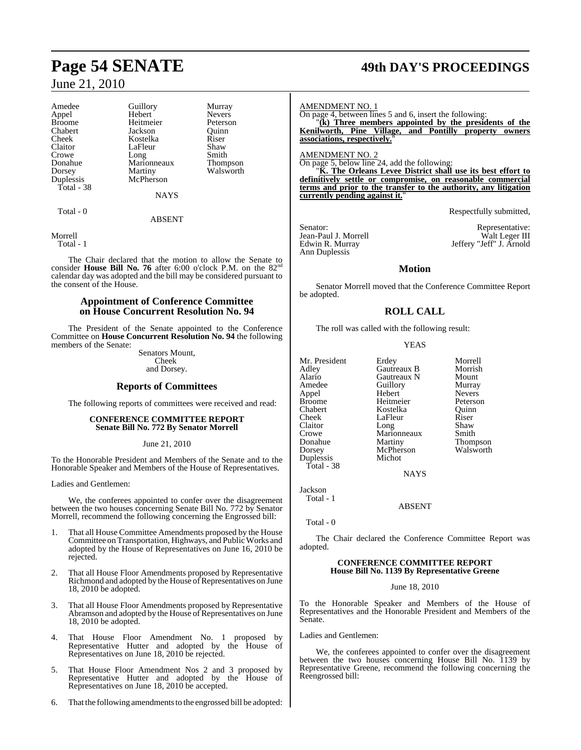| | | |
|---|---|---|
| Amedee | Guillory | Murray |
| Appel | Hebert | Nevers |
| Broome | Heitmeier | Peterson |
| Chabert | Jackson | Quinn |
| Cheek | Kostelka | Riser |
| Claitor | LaFleur | Shaw |
| Crowe | Long | Smith |
| Donahue | Marionneaux | Thompson |
| Dorsey | Martiny | Walsworth |
| Duplessis | McPherson | |

Total - 38

NAYS

Total - 0

ABSENT

Morrell

Total - 1

The Chair declared that the motion to allow the Senate to consider **House Bill No. 76** after 6:00 o'clock P.M. on the 82nd calendar day was adopted and the bill may be considered pursuant to the consent of the House.

## Appointment of Conference Committee on House Concurrent Resolution No. 94

The President of the Senate appointed to the Conference Committee on **House Concurrent Resolution No. 94** the following members of the Senate:

Senators Mount,
Cheek
and Dorsey.

## Reports of Committees

The following reports of committees were received and read:

### CONFERENCE COMMITTEE REPORT
### Senate Bill No. 772 By Senator Morrell

June 21, 2010

To the Honorable President and Members of the Senate and to the Honorable Speaker and Members of the House of Representatives.

Ladies and Gentlemen:

We, the conferees appointed to confer over the disagreement between the two houses concerning Senate Bill No. 772 by Senator Morrell, recommend the following concerning the Engrossed bill:

1. That all House Committee Amendments proposed by the House Committee on Transportation, Highways, and Public Works and adopted by the House of Representatives on June 16, 2010 be rejected.

2. That all House Floor Amendments proposed by Representative Richmond and adopted by the House of Representatives on June 18, 2010 be adopted.

3. That all House Floor Amendments proposed by Representative Abramson and adopted by the House of Representatives on June 18, 2010 be adopted.

4. That House Floor Amendment No. 1 proposed by Representative Hutter and adopted by the House of Representatives on June 18, 2010 be rejected.

5. That House Floor Amendment Nos 2 and 3 proposed by Representative Hutter and adopted by the House of Representatives on June 18, 2010 be accepted.

6. That the following amendments to the engrossed bill be adopted:

AMENDMENT NO. 1

On page 4, between lines 5 and 6, insert the following:

"**(k) Three members appointed by the presidents of the Kenilworth, Pine Village, and Pontilly property owners associations, respectively.**"

AMENDMENT NO. 2

On page 5, below line 24, add the following:

"**K. The Orleans Levee District shall use its best effort to definitively settle or compromise, on reasonable commercial terms and prior to the transfer to the authority, any litigation currently pending against it.**"

Respectfully submitted,

| Senator: | Representative: |
|---|---|
| Jean-Paul J. Morrell | Walt Leger III |
| Edwin R. Murray | Jeffery "Jeff" J. Arnold |
| Ann Duplessis | |

## Motion

Senator Morrell moved that the Conference Committee Report be adopted.

## ROLL CALL

The roll was called with the following result:

YEAS

| | | |
|---|---|---|
| Mr. President | Erdey | Morrell |
| Adley | Gautreaux B | Morrish |
| Alario | Gautreaux N | Mount |
| Amedee | Guillory | Murray |
| Appel | Hebert | Nevers |
| Broome | Heitmeier | Peterson |
| Chabert | Kostelka | Quinn |
| Cheek | LaFleur | Riser |
| Claitor | Long | Shaw |
| Crowe | Marionneaux | Smith |
| Donahue | Martiny | Thompson |
| Dorsey | McPherson | Walsworth |
| Duplessis | Michot | |

Total - 38

NAYS

Jackson

Total - 1

ABSENT

Total - 0

The Chair declared the Conference Committee Report was adopted.

### CONFERENCE COMMITTEE REPORT
### House Bill No. 1139 By Representative Greene

June 18, 2010

To the Honorable Speaker and Members of the House of Representatives and the Honorable President and Members of the Senate.

Ladies and Gentlemen:

We, the conferees appointed to confer over the disagreement between the two houses concerning House Bill No. 1139 by Representative Greene, recommend the following concerning the Reengrossed bill: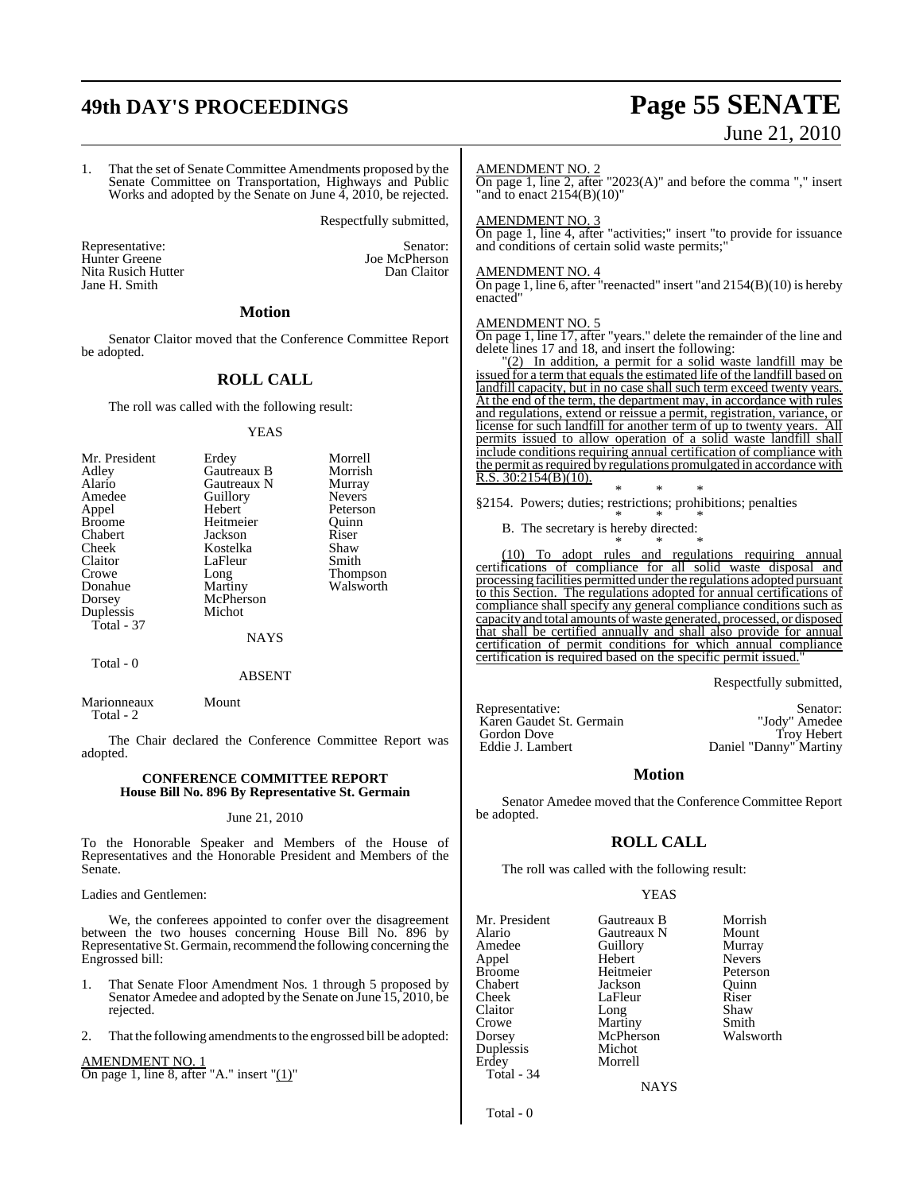1. That the set of Senate Committee Amendments proposed by the Senate Committee on Transportation, Highways and Public Works and adopted by the Senate on June 4, 2010, be rejected.

Respectfully submitted,

| Representative: | Senator: |
|---|---|
| Hunter Greene | Joe McPherson |
| Nita Rusich Hutter | Dan Claitor |
| Jane H. Smith | |

## Motion

Senator Claitor moved that the Conference Committee Report be adopted.

## ROLL CALL

The roll was called with the following result:

YEAS

| | | |
|---|---|---|
| Mr. President | Erdey | Morrell |
| Adley | Gautreaux B | Morrish |
| Alario | Gautreaux N | Murray |
| Amedee | Guillory | Nevers |
| Appel | Hebert | Peterson |
| Broome | Heitmeier | Quinn |
| Chabert | Jackson | Riser |
| Cheek | Kostelka | Shaw |
| Claitor | LaFleur | Smith |
| Crowe | Long | Thompson |
| Donahue | Martiny | Walsworth |
| Dorsey | McPherson | |
| Duplessis | Michot | |

Total - 37

NAYS

Total - 0

ABSENT

| | |
|---|---|
| Marionneaux | Mount |

Total - 2

The Chair declared the Conference Committee Report was adopted.

### CONFERENCE COMMITTEE REPORT
### House Bill No. 896 By Representative St. Germain

June 21, 2010

To the Honorable Speaker and Members of the House of Representatives and the Honorable President and Members of the Senate.

Ladies and Gentlemen:

We, the conferees appointed to confer over the disagreement between the two houses concerning House Bill No. 896 by Representative St. Germain, recommend the following concerning the Engrossed bill:

1. That Senate Floor Amendment Nos. 1 through 5 proposed by Senator Amedee and adopted by the Senate on June 15, 2010, be rejected.

2. That the following amendments to the engrossed bill be adopted:

AMENDMENT NO. 1

On page 1, line 8, after "A." insert "(1)"

AMENDMENT NO. 2

On page 1, line 2, after "2023(A)" and before the comma "," insert "and to enact 2154(B)(10)"

AMENDMENT NO. 3

On page 1, line 4, after "activities;" insert "to provide for issuance and conditions of certain solid waste permits;"

AMENDMENT NO. 4

On page 1, line 6, after "reenacted" insert "and 2154(B)(10) is hereby enacted"

AMENDMENT NO. 5

On page 1, line 17, after "years." delete the remainder of the line and delete lines 17 and 18, and insert the following:

"(2) In addition, a permit for a solid waste landfill may be issued for a term that equals the estimated life of the landfill based on landfill capacity, but in no case shall such term exceed twenty years. At the end of the term, the department may, in accordance with rules and regulations, extend or reissue a permit, registration, variance, or license for such landfill for another term of up to twenty years. All permits issued to allow operation of a solid waste landfill shall include conditions requiring annual certification of compliance with the permit as required by regulations promulgated in accordance with R.S. 30:2154(B)(10).

\* \* \*

§2154. Powers; duties; restrictions; prohibitions; penalties

\* \* \*

B. The secretary is hereby directed:

\* \* \*

(10) To adopt rules and regulations requiring annual certifications of compliance for all solid waste disposal and processing facilities permitted under the regulations adopted pursuant to this Section. The regulations adopted for annual certifications of compliance shall specify any general compliance conditions such as capacity and total amounts of waste generated, processed, or disposed that shall be certified annually and shall also provide for annual certification of permit conditions for which annual compliance certification is required based on the specific permit issued."

Respectfully submitted,

| Representative: | Senator: |
|---|---|
| Karen Gaudet St. Germain | "Jody" Amedee |
| Gordon Dove | Troy Hebert |
| Eddie J. Lambert | Daniel "Danny" Martiny |

## Motion

Senator Amedee moved that the Conference Committee Report be adopted.

## ROLL CALL

The roll was called with the following result:

YEAS

| | | |
|---|---|---|
| Mr. President | Gautreaux B | Morrish |
| Alario | Gautreaux N | Mount |
| Amedee | Guillory | Murray |
| Appel | Hebert | Nevers |
| Broome | Heitmeier | Peterson |
| Chabert | Jackson | Quinn |
| Cheek | LaFleur | Riser |
| Claitor | Long | Shaw |
| Crowe | Martiny | Smith |
| Dorsey | McPherson | Walsworth |
| Duplessis | Michot | |
| Erdey | Morrell | |

Total - 34

NAYS

Total - 0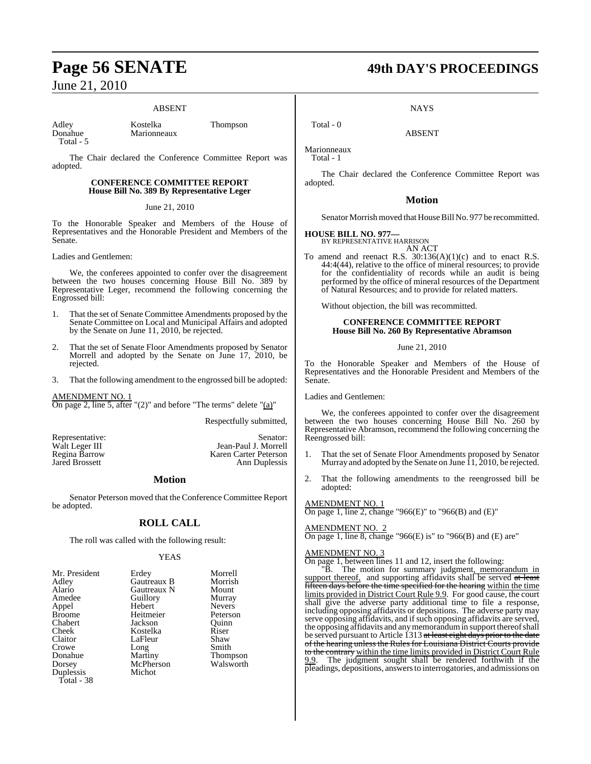ABSENT

| | | |
|---|---|---|
| Adley | Kostelka | Thompson |
| Donahue | Marionneaux | |

Total - 5

The Chair declared the Conference Committee Report was adopted.

**CONFERENCE COMMITTEE REPORT**
**House Bill No. 389 By Representative Leger**

June 21, 2010

To the Honorable Speaker and Members of the House of Representatives and the Honorable President and Members of the Senate.

Ladies and Gentlemen:

We, the conferees appointed to confer over the disagreement between the two houses concerning House Bill No. 389 by Representative Leger, recommend the following concerning the Engrossed bill:

1. That the set of Senate Committee Amendments proposed by the Senate Committee on Local and Municipal Affairs and adopted by the Senate on June 11, 2010, be rejected.

2. That the set of Senate Floor Amendments proposed by Senator Morrell and adopted by the Senate on June 17, 2010, be rejected.

3. That the following amendment to the engrossed bill be adopted:

AMENDMENT NO. 1
On page 2, line 5, after "(2)" and before "The terms" delete "(a)"

Respectfully submitted,

| Representative: | Senator: |
|---|---|
| Walt Leger III | Jean-Paul J. Morrell |
| Regina Barrow | Karen Carter Peterson |
| Jared Brossett | Ann Duplessis |

## Motion

Senator Peterson moved that the Conference Committee Report be adopted.

## ROLL CALL

The roll was called with the following result:

YEAS

| | | |
|---|---|---|
| Mr. President | Erdey | Morrell |
| Adley | Gautreaux B | Morrish |
| Alario | Gautreaux N | Mount |
| Amedee | Guillory | Murray |
| Appel | Hebert | Nevers |
| Broome | Heitmeier | Peterson |
| Chabert | Jackson | Quinn |
| Cheek | Kostelka | Riser |
| Claitor | LaFleur | Shaw |
| Crowe | Long | Smith |
| Donahue | Martiny | Thompson |
| Dorsey | McPherson | Walsworth |
| Duplessis | Michot | |

Total - 38

NAYS

Total - 0

ABSENT

Marionneaux

Total - 1

The Chair declared the Conference Committee Report was adopted.

## Motion

Senator Morrish moved that House Bill No. 977 be recommitted.

**HOUSE BILL NO. 977—**
BY REPRESENTATIVE HARRISON
AN ACT

To amend and reenact R.S. 30:136(A)(1)(c) and to enact R.S. 44:4(44), relative to the office of mineral resources; to provide for the confidentiality of records while an audit is being performed by the office of mineral resources of the Department of Natural Resources; and to provide for related matters.

Without objection, the bill was recommitted.

**CONFERENCE COMMITTEE REPORT**
**House Bill No. 260 By Representative Abramson**

June 21, 2010

To the Honorable Speaker and Members of the House of Representatives and the Honorable President and Members of the Senate.

Ladies and Gentlemen:

We, the conferees appointed to confer over the disagreement between the two houses concerning House Bill No. 260 by Representative Abramson, recommend the following concerning the Reengrossed bill:

1. That the set of Senate Floor Amendments proposed by Senator Murray and adopted by the Senate on June 11, 2010, be rejected.

2. That the following amendments to the reengrossed bill be adopted:

AMENDMENT NO. 1
On page 1, line 2, change "966(E)" to "966(B) and (E)"

AMENDMENT NO. 2
On page 1, line 8, change "966(E) is" to "966(B) and (E) are"

AMENDMENT NO. 3
On page 1, between lines 11 and 12, insert the following:

"B. The motion for summary judgment, memorandum in support thereof, and supporting affidavits shall be served ~~at least fifteen days before the time specified for the hearing~~ within the time limits provided in District Court Rule 9.9. For good cause, the court shall give the adverse party additional time to file a response, including opposing affidavits or depositions. The adverse party may serve opposing affidavits, and if such opposing affidavits are served, the opposing affidavits and any memorandum in support thereof shall be served pursuant to Article 1313 ~~at least eight days prior to the date of the hearing unless the Rules for Louisiana District Courts provide to the contrary~~ within the time limits provided in District Court Rule 9.9. The judgment sought shall be rendered forthwith if the pleadings, depositions, answers to interrogatories, and admissions on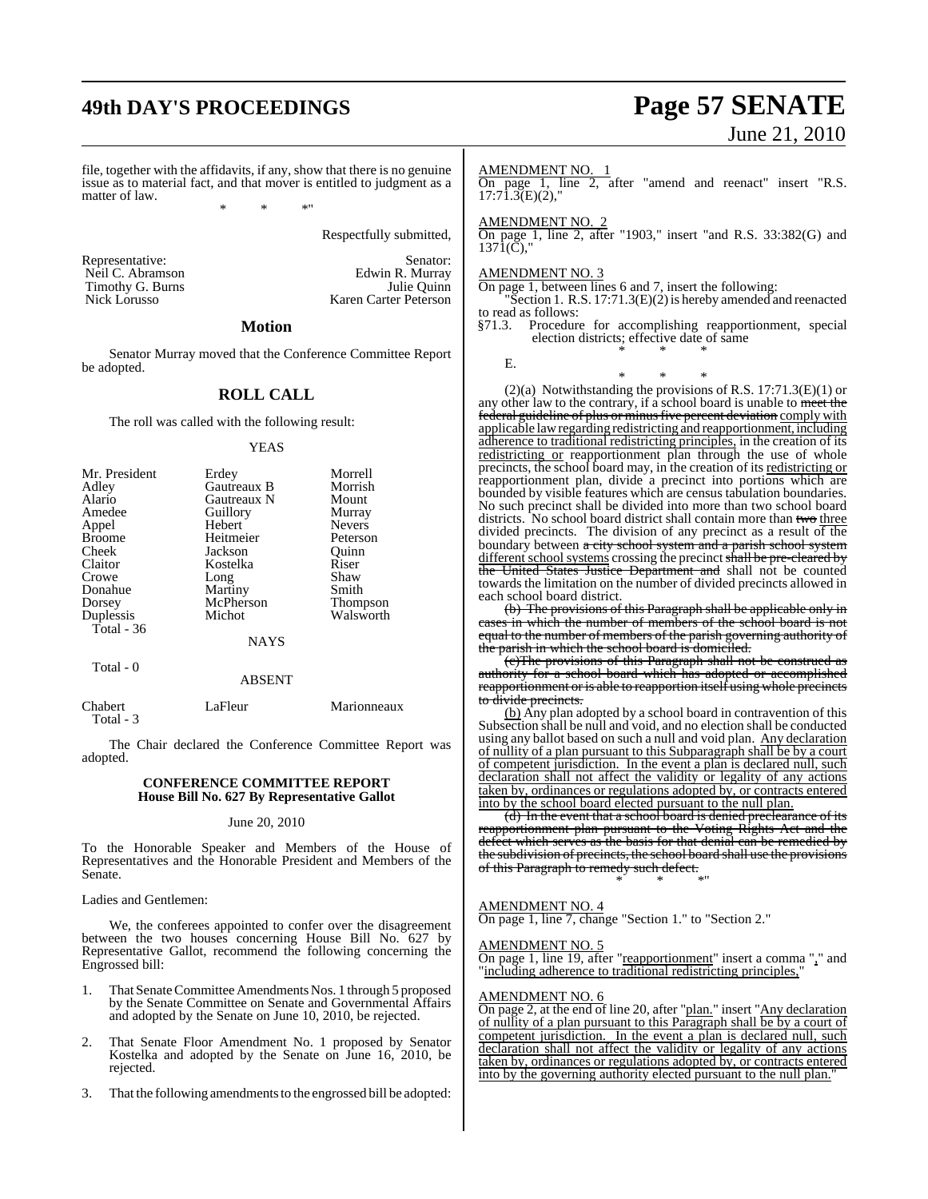file, together with the affidavits, if any, show that there is no genuine issue as to material fact, and that mover is entitled to judgment as a matter of law.

\* \* \*"

Respectfully submitted,

| Representative: | Senator: |
|---|---|
| Neil C. Abramson | Edwin R. Murray |
| Timothy G. Burns | Julie Quinn |
| Nick Lorusso | Karen Carter Peterson |

## Motion

Senator Murray moved that the Conference Committee Report be adopted.

## ROLL CALL

The roll was called with the following result:

YEAS

| | | |
|---|---|---|
| Mr. President | Erdey | Morrell |
| Adley | Gautreaux B | Morrish |
| Alario | Gautreaux N | Mount |
| Amedee | Guillory | Murray |
| Appel | Hebert | Nevers |
| Broome | Heitmeier | Peterson |
| Cheek | Jackson | Quinn |
| Claitor | Kostelka | Riser |
| Crowe | Long | Shaw |
| Donahue | Martiny | Smith |
| Dorsey | McPherson | Thompson |
| Duplessis | Michot | Walsworth |

Total - 36

NAYS

Total - 0

ABSENT

| | | |
|---|---|---|
| Chabert | LaFleur | Marionneaux |

Total - 3

The Chair declared the Conference Committee Report was adopted.

### CONFERENCE COMMITTEE REPORT
### House Bill No. 627 By Representative Gallot

June 20, 2010

To the Honorable Speaker and Members of the House of Representatives and the Honorable President and Members of the Senate.

Ladies and Gentlemen:

We, the conferees appointed to confer over the disagreement between the two houses concerning House Bill No. 627 by Representative Gallot, recommend the following concerning the Engrossed bill:

1. That Senate Committee Amendments Nos. 1 through 5 proposed by the Senate Committee on Senate and Governmental Affairs and adopted by the Senate on June 10, 2010, be rejected.

2. That Senate Floor Amendment No. 1 proposed by Senator Kostelka and adopted by the Senate on June 16, 2010, be rejected.

3. That the following amendments to the engrossed bill be adopted:

AMENDMENT NO. 1

On page 1, line 2, after "amend and reenact" insert "R.S. 17:71.3(E)(2),"

AMENDMENT NO. 2

On page 1, line 2, after "1903," insert "and R.S. 33:382(G) and 1371(C),"

AMENDMENT NO. 3

On page 1, between lines 6 and 7, insert the following:

"Section 1. R.S. 17:71.3(E)(2) is hereby amended and reenacted to read as follows:

§71.3. Procedure for accomplishing reapportionment, special election districts; effective date of same

\* \* \*

E.

\* \* \*

(2)(a) Notwithstanding the provisions of R.S. 17:71.3(E)(1) or any other law to the contrary, if a school board is unable to ~~meet the federal guideline of plus or minus five percent deviation~~ comply with applicable law regarding redistricting and reapportionment, including adherence to traditional redistricting principles, in the creation of its redistricting or reapportionment plan through the use of whole precincts, the school board may, in the creation of its redistricting or reapportionment plan, divide a precinct into portions which are bounded by visible features which are census tabulation boundaries. No such precinct shall be divided into more than two school board districts. No school board district shall contain more than ~~two~~ three divided precincts. The division of any precinct as a result of the boundary between ~~a city school system and a parish school system~~ different school systems crossing the precinct ~~shall be pre-cleared by the United States Justice Department and~~ shall not be counted towards the limitation on the number of divided precincts allowed in each school board district.

~~(b) The provisions of this Paragraph shall be applicable only in cases in which the number of members of the school board is not equal to the number of members of the parish governing authority of the parish in which the school board is domiciled.~~

~~(c)The provisions of this Paragraph shall not be construed as authority for a school board which has adopted or accomplished reapportionment or is able to reapportion itself using whole precincts to divide precincts.~~

(b) Any plan adopted by a school board in contravention of this Subsection shall be null and void, and no election shall be conducted using any ballot based on such a null and void plan. Any declaration of nullity of a plan pursuant to this Subparagraph shall be by a court of competent jurisdiction. In the event a plan is declared null, such declaration shall not affect the validity or legality of any actions taken by, ordinances or regulations adopted by, or contracts entered into by the school board elected pursuant to the null plan.

~~(d) In the event that a school board is denied preclearance of its reapportionment plan pursuant to the Voting Rights Act and the defect which serves as the basis for that denial can be remedied by the subdivision of precincts, the school board shall use the provisions of this Paragraph to remedy such defect.~~

\* \* \*"

AMENDMENT NO. 4

On page 1, line 7, change "Section 1." to "Section 2."

AMENDMENT NO. 5

On page 1, line 19, after "reapportionment" insert a comma "," and "including adherence to traditional redistricting principles,"

AMENDMENT NO. 6

On page 2, at the end of line 20, after "plan." insert "Any declaration of nullity of a plan pursuant to this Paragraph shall be by a court of competent jurisdiction. In the event a plan is declared null, such declaration shall not affect the validity or legality of any actions taken by, ordinances or regulations adopted by, or contracts entered into by the governing authority elected pursuant to the null plan."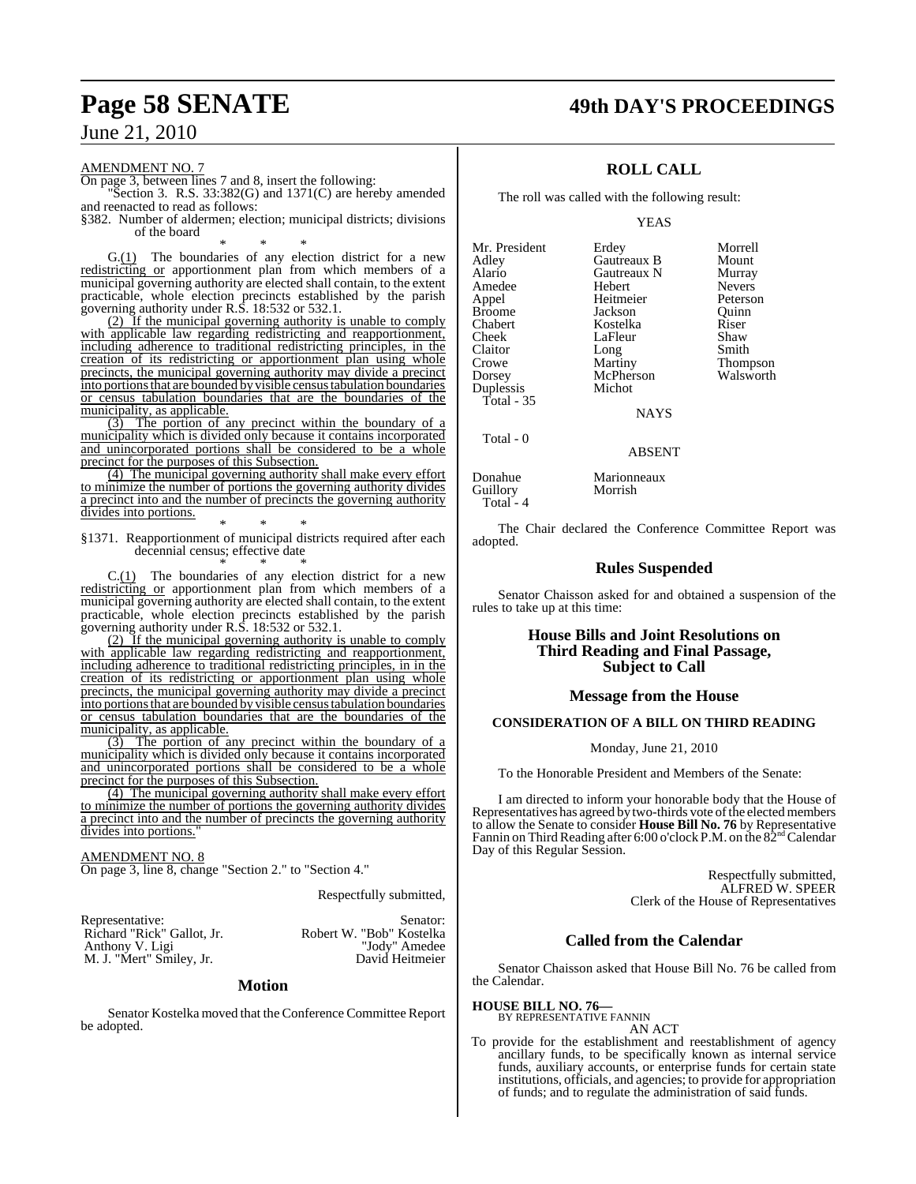AMENDMENT NO. 7

On page 3, between lines 7 and 8, insert the following:

"Section 3. R.S. 33:382(G) and 1371(C) are hereby amended and reenacted to read as follows:

§382. Number of aldermen; election; municipal districts; divisions of the board

\* \* \*

G.(1) The boundaries of any election district for a new redistricting or apportionment plan from which members of a municipal governing authority are elected shall contain, to the extent practicable, whole election precincts established by the parish governing authority under R.S. 18:532 or 532.1.

(2) If the municipal governing authority is unable to comply with applicable law regarding redistricting and reapportionment, including adherence to traditional redistricting principles, in the creation of its redistricting or apportionment plan using whole precincts, the municipal governing authority may divide a precinct into portions that are bounded by visible census tabulation boundaries or census tabulation boundaries that are the boundaries of the municipality, as applicable.

(3) The portion of any precinct within the boundary of a municipality which is divided only because it contains incorporated and unincorporated portions shall be considered to be a whole precinct for the purposes of this Subsection.

(4) The municipal governing authority shall make every effort to minimize the number of portions the governing authority divides a precinct into and the number of precincts the governing authority divides into portions.

\* \* \*

§1371. Reapportionment of municipal districts required after each decennial census; effective date

\* \* \*

C.(1) The boundaries of any election district for a new redistricting or apportionment plan from which members of a municipal governing authority are elected shall contain, to the extent practicable, whole election precincts established by the parish governing authority under R.S. 18:532 or 532.1.

(2) If the municipal governing authority is unable to comply with applicable law regarding redistricting and reapportionment, including adherence to traditional redistricting principles, in the creation of its redistricting or apportionment plan using whole precincts, the municipal governing authority may divide a precinct into portions that are bounded by visible census tabulation boundaries or census tabulation boundaries that are the boundaries of the municipality, as applicable.

(3) The portion of any precinct within the boundary of a municipality which is divided only because it contains incorporated and unincorporated portions shall be considered to be a whole precinct for the purposes of this Subsection.

(4) The municipal governing authority shall make every effort to minimize the number of portions the governing authority divides a precinct into and the number of precincts the governing authority divides into portions."

AMENDMENT NO. 8

On page 3, line 8, change "Section 2." to "Section 4."

Respectfully submitted,

| Representative: | Senator: |
|---|---|
| Richard "Rick" Gallot, Jr. | Robert W. "Bob" Kostelka |
| Anthony V. Ligi | "Jody" Amedee |
| M. J. "Mert" Smiley, Jr. | David Heitmeier |

## Motion

Senator Kostelka moved that the Conference Committee Report be adopted.

## ROLL CALL

The roll was called with the following result:

YEAS

| | | |
|---|---|---|
| Mr. President | Erdey | Morrell |
| Adley | Gautreaux B | Mount |
| Alario | Gautreaux N | Murray |
| Amedee | Hebert | Nevers |
| Appel | Heitmeier | Peterson |
| Broome | Jackson | Quinn |
| Chabert | Kostelka | Riser |
| Cheek | LaFleur | Shaw |
| Claitor | Long | Smith |
| Crowe | Martiny | Thompson |
| Dorsey | McPherson | Walsworth |
| Duplessis | Michot | |

Total - 35

NAYS

Total - 0

ABSENT

| | |
|---|---|
| Donahue | Marionneaux |
| Guillory | Morrish |

Total - 4

The Chair declared the Conference Committee Report was adopted.

## Rules Suspended

Senator Chaisson asked for and obtained a suspension of the rules to take up at this time:

## House Bills and Joint Resolutions on Third Reading and Final Passage, Subject to Call

## Message from the House

**CONSIDERATION OF A BILL ON THIRD READING**

Monday, June 21, 2010

To the Honorable President and Members of the Senate:

I am directed to inform your honorable body that the House of Representatives has agreed by two-thirds vote of the elected members to allow the Senate to consider **House Bill No. 76** by Representative Fannin on Third Reading after 6:00 o'clock P.M. on the 82nd Calendar Day of this Regular Session.

Respectfully submitted,
ALFRED W. SPEER
Clerk of the House of Representatives

## Called from the Calendar

Senator Chaisson asked that House Bill No. 76 be called from the Calendar.

**HOUSE BILL NO. 76—**
BY REPRESENTATIVE FANNIN
AN ACT

To provide for the establishment and reestablishment of agency ancillary funds, to be specifically known as internal service funds, auxiliary accounts, or enterprise funds for certain state institutions, officials, and agencies; to provide for appropriation of funds; and to regulate the administration of said funds.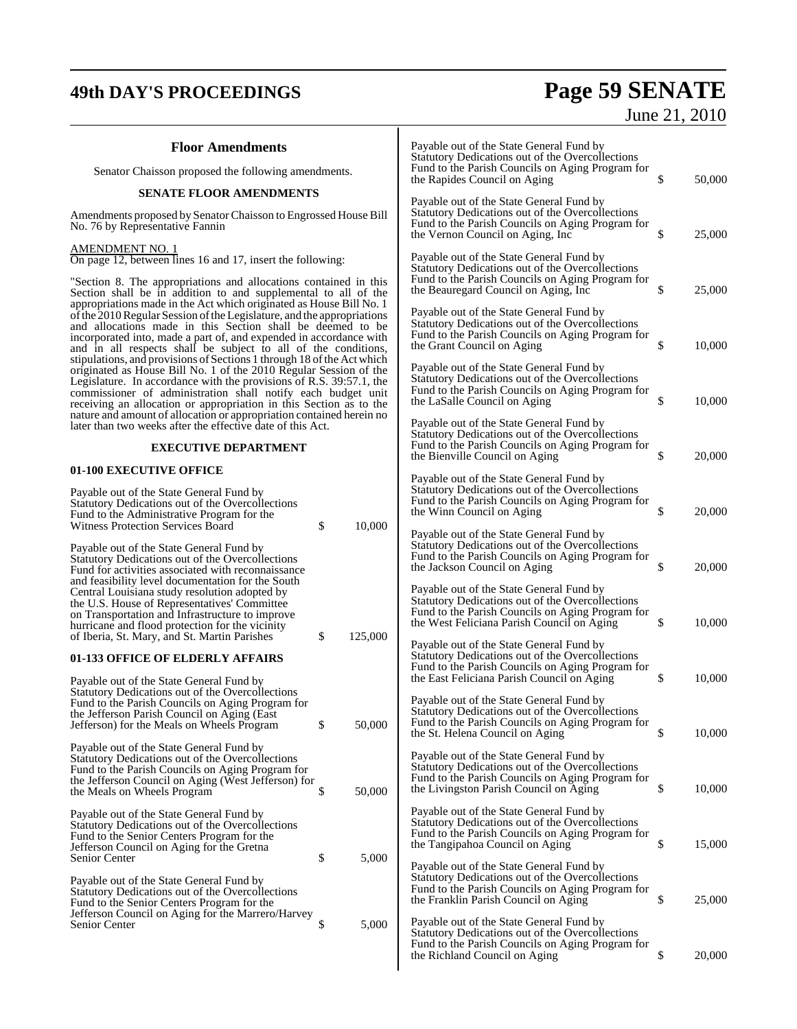## Floor Amendments

Senator Chaisson proposed the following amendments.

### SENATE FLOOR AMENDMENTS

Amendments proposed by Senator Chaisson to Engrossed House Bill No. 76 by Representative Fannin

AMENDMENT NO. 1
On page 12, between lines 16 and 17, insert the following:

"Section 8. The appropriations and allocations contained in this Section shall be in addition to and supplemental to all of the appropriations made in the Act which originated as House Bill No. 1 of the 2010 Regular Session of the Legislature, and the appropriations and allocations made in this Section shall be deemed to be incorporated into, made a part of, and expended in accordance with and in all respects shall be subject to all of the conditions, stipulations, and provisions of Sections 1 through 18 of the Act which originated as House Bill No. 1 of the 2010 Regular Session of the Legislature. In accordance with the provisions of R.S. 39:57.1, the commissioner of administration shall notify each budget unit receiving an allocation or appropriation in this Section as to the nature and amount of allocation or appropriation contained herein no later than two weeks after the effective date of this Act.

### EXECUTIVE DEPARTMENT

### 01-100 EXECUTIVE OFFICE

| | |
|---|---|
| Payable out of the State General Fund by Statutory Dedications out of the Overcollections Fund to the Administrative Program for the Witness Protection Services Board | $ 10,000 |
| Payable out of the State General Fund by Statutory Dedications out of the Overcollections Fund for activities associated with reconnaissance and feasibility level documentation for the South Central Louisiana study resolution adopted by the U.S. House of Representatives' Committee on Transportation and Infrastructure to improve hurricane and flood protection for the vicinity of Iberia, St. Mary, and St. Martin Parishes | $ 125,000 |

### 01-133 OFFICE OF ELDERLY AFFAIRS

| | |
|---|---|
| Payable out of the State General Fund by Statutory Dedications out of the Overcollections Fund to the Parish Councils on Aging Program for the Jefferson Parish Council on Aging (East Jefferson) for the Meals on Wheels Program | $ 50,000 |
| Payable out of the State General Fund by Statutory Dedications out of the Overcollections Fund to the Parish Councils on Aging Program for the Jefferson Council on Aging (West Jefferson) for the Meals on Wheels Program | $ 50,000 |
| Payable out of the State General Fund by Statutory Dedications out of the Overcollections Fund to the Senior Centers Program for the Jefferson Council on Aging for the Gretna Senior Center | $ 5,000 |
| Payable out of the State General Fund by Statutory Dedications out of the Overcollections Fund to the Senior Centers Program for the Jefferson Council on Aging for the Marrero/Harvey Senior Center | $ 5,000 |
| Payable out of the State General Fund by Statutory Dedications out of the Overcollections Fund to the Parish Councils on Aging Program for the Rapides Council on Aging | $ 50,000 |
| Payable out of the State General Fund by Statutory Dedications out of the Overcollections Fund to the Parish Councils on Aging Program for the Vernon Council on Aging, Inc | $ 25,000 |
| Payable out of the State General Fund by Statutory Dedications out of the Overcollections Fund to the Parish Councils on Aging Program for the Beauregard Council on Aging, Inc | $ 25,000 |
| Payable out of the State General Fund by Statutory Dedications out of the Overcollections Fund to the Parish Councils on Aging Program for the Grant Council on Aging | $ 10,000 |
| Payable out of the State General Fund by Statutory Dedications out of the Overcollections Fund to the Parish Councils on Aging Program for the LaSalle Council on Aging | $ 10,000 |
| Payable out of the State General Fund by Statutory Dedications out of the Overcollections Fund to the Parish Councils on Aging Program for the Bienville Council on Aging | $ 20,000 |
| Payable out of the State General Fund by Statutory Dedications out of the Overcollections Fund to the Parish Councils on Aging Program for the Winn Council on Aging | $ 20,000 |
| Payable out of the State General Fund by Statutory Dedications out of the Overcollections Fund to the Parish Councils on Aging Program for the Jackson Council on Aging | $ 20,000 |
| Payable out of the State General Fund by Statutory Dedications out of the Overcollections Fund to the Parish Councils on Aging Program for the West Feliciana Parish Council on Aging | $ 10,000 |
| Payable out of the State General Fund by Statutory Dedications out of the Overcollections Fund to the Parish Councils on Aging Program for the East Feliciana Parish Council on Aging | $ 10,000 |
| Payable out of the State General Fund by Statutory Dedications out of the Overcollections Fund to the Parish Councils on Aging Program for the St. Helena Council on Aging | $ 10,000 |
| Payable out of the State General Fund by Statutory Dedications out of the Overcollections Fund to the Parish Councils on Aging Program for the Livingston Parish Council on Aging | $ 10,000 |
| Payable out of the State General Fund by Statutory Dedications out of the Overcollections Fund to the Parish Councils on Aging Program for the Tangipahoa Council on Aging | $ 15,000 |
| Payable out of the State General Fund by Statutory Dedications out of the Overcollections Fund to the Parish Councils on Aging Program for the Franklin Parish Council on Aging | $ 25,000 |
| Payable out of the State General Fund by Statutory Dedications out of the Overcollections Fund to the Parish Councils on Aging Program for the Richland Council on Aging | $ 20,000 |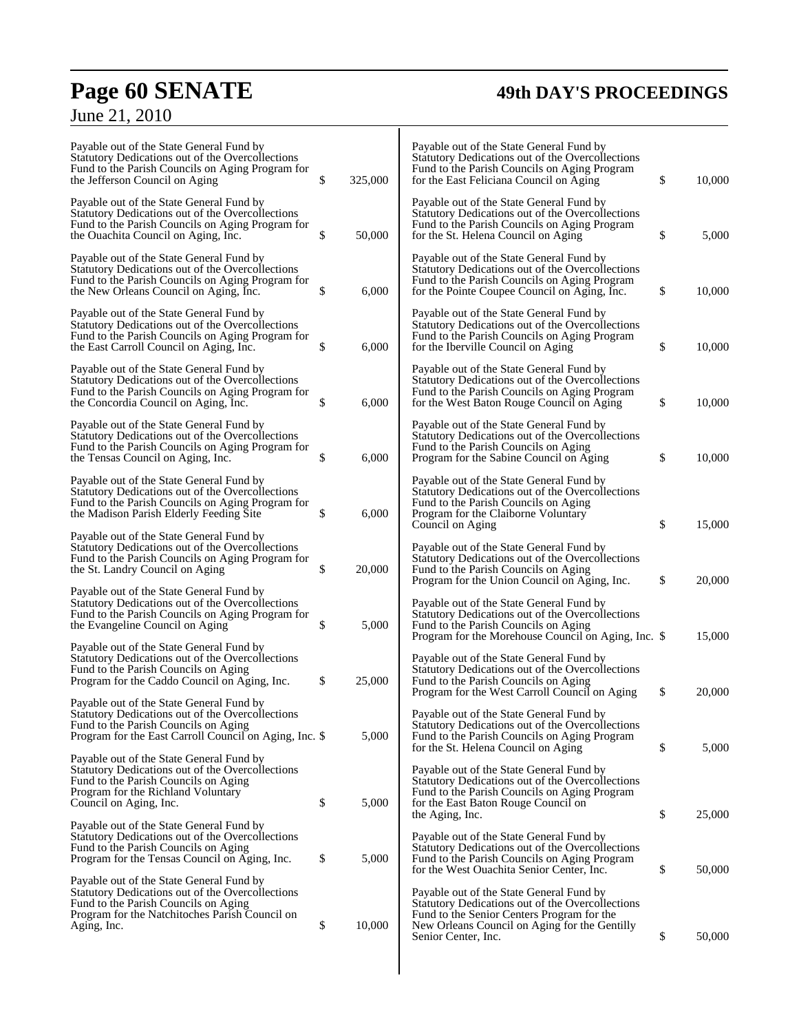Payable out of the State General Fund by Statutory Dedications out of the Overcollections Fund to the Parish Councils on Aging Program for the Jefferson Council on Aging $ 325,000

Payable out of the State General Fund by Statutory Dedications out of the Overcollections Fund to the Parish Councils on Aging Program for the Ouachita Council on Aging, Inc. $ 50,000

Payable out of the State General Fund by Statutory Dedications out of the Overcollections Fund to the Parish Councils on Aging Program for the New Orleans Council on Aging, Inc. $ 6,000

Payable out of the State General Fund by Statutory Dedications out of the Overcollections Fund to the Parish Councils on Aging Program for the East Carroll Council on Aging, Inc. $ 6,000

Payable out of the State General Fund by Statutory Dedications out of the Overcollections Fund to the Parish Councils on Aging Program for the Concordia Council on Aging, Inc. $ 6,000

Payable out of the State General Fund by Statutory Dedications out of the Overcollections Fund to the Parish Councils on Aging Program for the Tensas Council on Aging, Inc. $ 6,000

Payable out of the State General Fund by Statutory Dedications out of the Overcollections Fund to the Parish Councils on Aging Program for the Madison Parish Elderly Feeding Site $ 6,000

Payable out of the State General Fund by Statutory Dedications out of the Overcollections Fund to the Parish Councils on Aging Program for the St. Landry Council on Aging $ 20,000

Payable out of the State General Fund by Statutory Dedications out of the Overcollections Fund to the Parish Councils on Aging Program for the Evangeline Council on Aging $ 5,000

Payable out of the State General Fund by Statutory Dedications out of the Overcollections Fund to the Parish Councils on Aging Program for the Caddo Council on Aging, Inc. $ 25,000

Payable out of the State General Fund by Statutory Dedications out of the Overcollections Fund to the Parish Councils on Aging Program for the East Carroll Council on Aging, Inc. $ 5,000

Payable out of the State General Fund by Statutory Dedications out of the Overcollections Fund to the Parish Councils on Aging Program for the Richland Voluntary Council on Aging, Inc. $ 5,000

Payable out of the State General Fund by Statutory Dedications out of the Overcollections Fund to the Parish Councils on Aging Program for the Tensas Council on Aging, Inc. $ 5,000

Payable out of the State General Fund by Statutory Dedications out of the Overcollections Fund to the Parish Councils on Aging Program for the Natchitoches Parish Council on Aging, Inc. $ 10,000

Payable out of the State General Fund by Statutory Dedications out of the Overcollections Fund to the Parish Councils on Aging Program for the East Feliciana Council on Aging $ 10,000

Payable out of the State General Fund by Statutory Dedications out of the Overcollections Fund to the Parish Councils on Aging Program for the St. Helena Council on Aging $ 5,000

Payable out of the State General Fund by Statutory Dedications out of the Overcollections Fund to the Parish Councils on Aging Program for the Pointe Coupee Council on Aging, Inc. $ 10,000

Payable out of the State General Fund by Statutory Dedications out of the Overcollections Fund to the Parish Councils on Aging Program for the Iberville Council on Aging $ 10,000

Payable out of the State General Fund by Statutory Dedications out of the Overcollections Fund to the Parish Councils on Aging Program for the West Baton Rouge Council on Aging $ 10,000

Payable out of the State General Fund by Statutory Dedications out of the Overcollections Fund to the Parish Councils on Aging Program for the Sabine Council on Aging $ 10,000

Payable out of the State General Fund by Statutory Dedications out of the Overcollections Fund to the Parish Councils on Aging Program for the Claiborne Voluntary Council on Aging $ 15,000

Payable out of the State General Fund by Statutory Dedications out of the Overcollections Fund to the Parish Councils on Aging Program for the Union Council on Aging, Inc. $ 20,000

Payable out of the State General Fund by Statutory Dedications out of the Overcollections Fund to the Parish Councils on Aging Program for the Morehouse Council on Aging, Inc. $ 15,000

Payable out of the State General Fund by Statutory Dedications out of the Overcollections Fund to the Parish Councils on Aging Program for the West Carroll Council on Aging $ 20,000

Payable out of the State General Fund by Statutory Dedications out of the Overcollections Fund to the Parish Councils on Aging Program for the St. Helena Council on Aging $ 5,000

Payable out of the State General Fund by Statutory Dedications out of the Overcollections Fund to the Parish Councils on Aging Program for the East Baton Rouge Council on the Aging, Inc. $ 25,000

Payable out of the State General Fund by Statutory Dedications out of the Overcollections Fund to the Parish Councils on Aging Program for the West Ouachita Senior Center, Inc. $ 50,000

Payable out of the State General Fund by Statutory Dedications out of the Overcollections Fund to the Senior Centers Program for the New Orleans Council on Aging for the Gentilly Senior Center, Inc. $ 50,000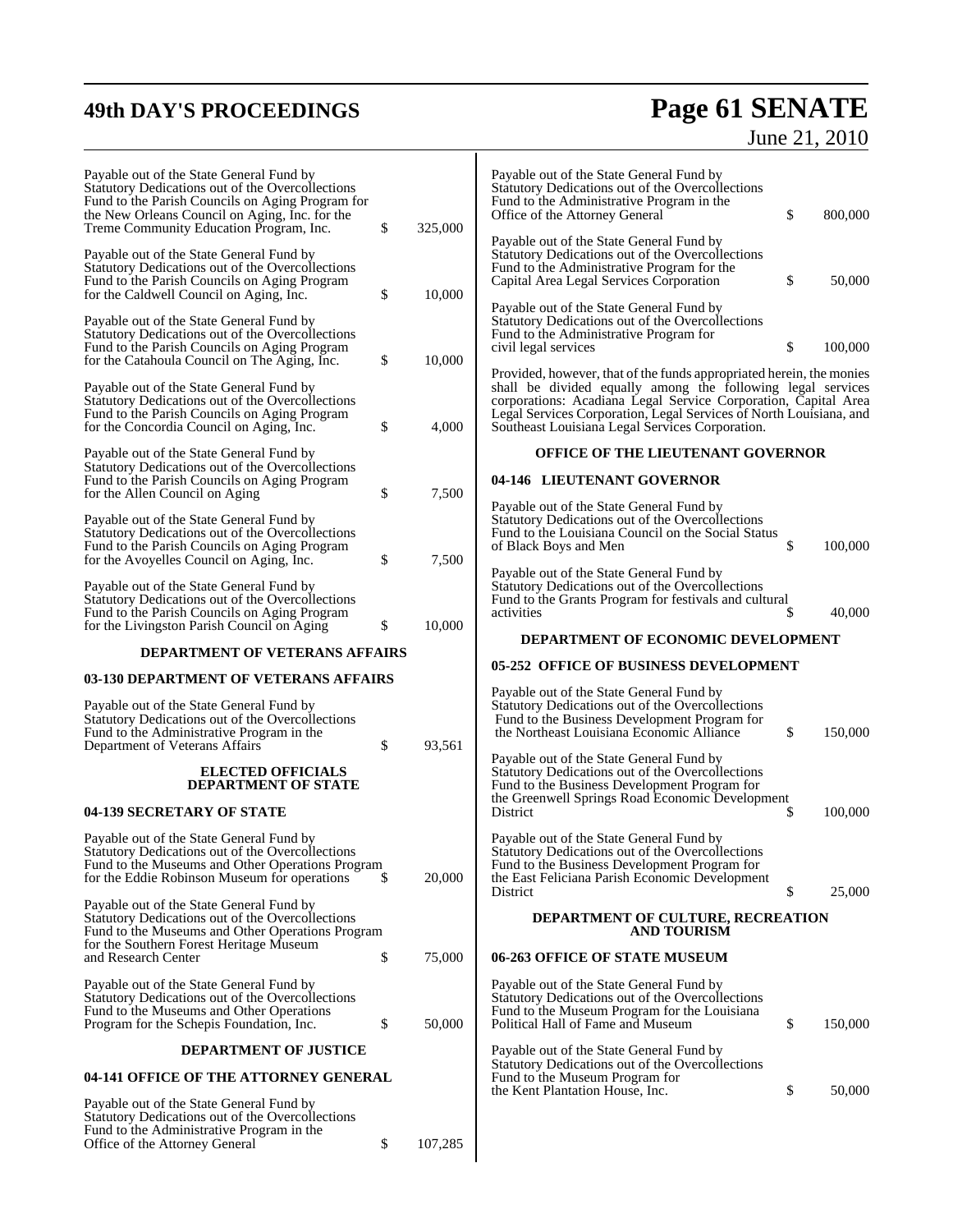Payable out of the State General Fund by Statutory Dedications out of the Overcollections Fund to the Parish Councils on Aging Program for the New Orleans Council on Aging, Inc. for the Treme Community Education Program, Inc. $ 325,000

Payable out of the State General Fund by Statutory Dedications out of the Overcollections Fund to the Parish Councils on Aging Program for the Caldwell Council on Aging, Inc. $ 10,000

Payable out of the State General Fund by Statutory Dedications out of the Overcollections Fund to the Parish Councils on Aging Program for the Catahoula Council on The Aging, Inc. $ 10,000

Payable out of the State General Fund by Statutory Dedications out of the Overcollections Fund to the Parish Councils on Aging Program for the Concordia Council on Aging, Inc. $ 4,000

Payable out of the State General Fund by Statutory Dedications out of the Overcollections Fund to the Parish Councils on Aging Program for the Allen Council on Aging $ 7,500

Payable out of the State General Fund by Statutory Dedications out of the Overcollections Fund to the Parish Councils on Aging Program for the Avoyelles Council on Aging, Inc. $ 7,500

Payable out of the State General Fund by Statutory Dedications out of the Overcollections Fund to the Parish Councils on Aging Program for the Livingston Parish Council on Aging $ 10,000

**DEPARTMENT OF VETERANS AFFAIRS**

**03-130 DEPARTMENT OF VETERANS AFFAIRS**

Payable out of the State General Fund by Statutory Dedications out of the Overcollections Fund to the Administrative Program in the Department of Veterans Affairs $ 93,561

**ELECTED OFFICIALS**
**DEPARTMENT OF STATE**

**04-139 SECRETARY OF STATE**

Payable out of the State General Fund by Statutory Dedications out of the Overcollections Fund to the Museums and Other Operations Program for the Eddie Robinson Museum for operations $ 20,000

Payable out of the State General Fund by Statutory Dedications out of the Overcollections Fund to the Museums and Other Operations Program for the Southern Forest Heritage Museum and Research Center $ 75,000

Payable out of the State General Fund by Statutory Dedications out of the Overcollections Fund to the Museums and Other Operations Program for the Schepis Foundation, Inc. $ 50,000

**DEPARTMENT OF JUSTICE**

**04-141 OFFICE OF THE ATTORNEY GENERAL**

Payable out of the State General Fund by Statutory Dedications out of the Overcollections Fund to the Administrative Program in the Office of the Attorney General $ 107,285

Payable out of the State General Fund by Statutory Dedications out of the Overcollections Fund to the Administrative Program in the Office of the Attorney General $ 800,000

Payable out of the State General Fund by Statutory Dedications out of the Overcollections Fund to the Administrative Program for the Capital Area Legal Services Corporation $ 50,000

Payable out of the State General Fund by Statutory Dedications out of the Overcollections Fund to the Administrative Program for civil legal services $ 100,000

Provided, however, that of the funds appropriated herein, the monies shall be divided equally among the following legal services corporations: Acadiana Legal Service Corporation, Capital Area Legal Services Corporation, Legal Services of North Louisiana, and Southeast Louisiana Legal Services Corporation.

**OFFICE OF THE LIEUTENANT GOVERNOR**

**04-146 LIEUTENANT GOVERNOR**

Payable out of the State General Fund by Statutory Dedications out of the Overcollections Fund to the Louisiana Council on the Social Status of Black Boys and Men $ 100,000

Payable out of the State General Fund by Statutory Dedications out of the Overcollections Fund to the Grants Program for festivals and cultural activities $ 40,000

**DEPARTMENT OF ECONOMIC DEVELOPMENT**

**05-252 OFFICE OF BUSINESS DEVELOPMENT**

Payable out of the State General Fund by Statutory Dedications out of the Overcollections Fund to the Business Development Program for the Northeast Louisiana Economic Alliance $ 150,000

Payable out of the State General Fund by Statutory Dedications out of the Overcollections Fund to the Business Development Program for the Greenwell Springs Road Economic Development District $ 100,000

Payable out of the State General Fund by Statutory Dedications out of the Overcollections Fund to the Business Development Program for the East Feliciana Parish Economic Development District $ 25,000

**DEPARTMENT OF CULTURE, RECREATION AND TOURISM**

**06-263 OFFICE OF STATE MUSEUM**

Payable out of the State General Fund by Statutory Dedications out of the Overcollections Fund to the Museum Program for the Louisiana Political Hall of Fame and Museum $ 150,000

Payable out of the State General Fund by Statutory Dedications out of the Overcollections Fund to the Museum Program for the Kent Plantation House, Inc. $ 50,000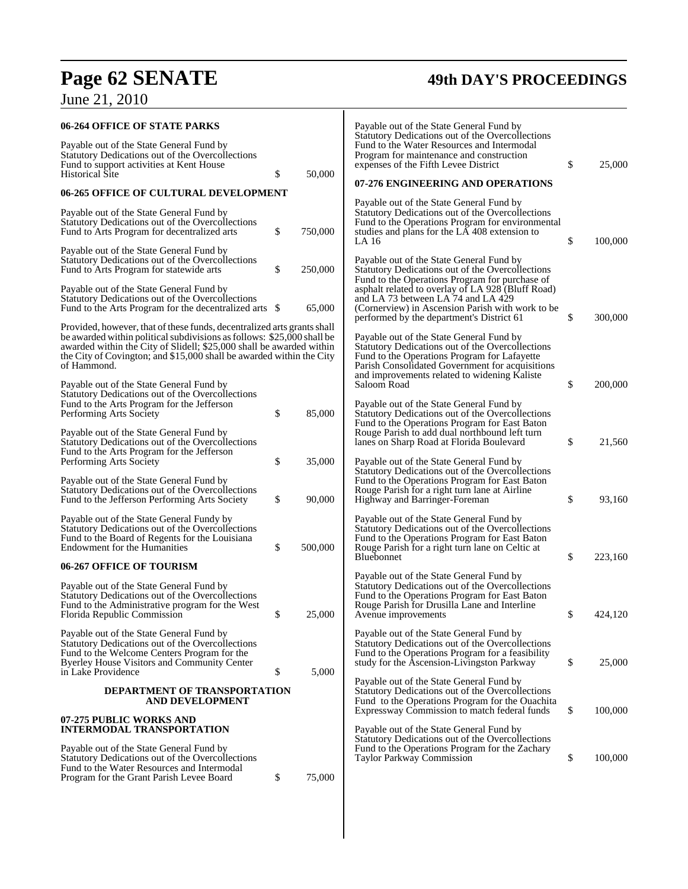**06-264 OFFICE OF STATE PARKS**

Payable out of the State General Fund by Statutory Dedications out of the Overcollections Fund to support activities at Kent House Historical Site $ 50,000

**06-265 OFFICE OF CULTURAL DEVELOPMENT**

Payable out of the State General Fund by Statutory Dedications out of the Overcollections Fund to Arts Program for decentralized arts $ 750,000

Payable out of the State General Fund by Statutory Dedications out of the Overcollections Fund to Arts Program for statewide arts $ 250,000

Payable out of the State General Fund by Statutory Dedications out of the Overcollections Fund to the Arts Program for the decentralized arts $ 65,000

Provided, however, that of these funds, decentralized arts grants shall be awarded within political subdivisions as follows: $25,000 shall be awarded within the City of Slidell; $25,000 shall be awarded within the City of Covington; and $15,000 shall be awarded within the City of Hammond.

Payable out of the State General Fund by Statutory Dedications out of the Overcollections Fund to the Arts Program for the Jefferson Performing Arts Society $ 85,000

Payable out of the State General Fund by Statutory Dedications out of the Overcollections Fund to the Arts Program for the Jefferson Performing Arts Society $ 35,000

Payable out of the State General Fund by Statutory Dedications out of the Overcollections Fund to the Jefferson Performing Arts Society $ 90,000

Payable out of the State General Fundy by Statutory Dedications out of the Overcollections Fund to the Board of Regents for the Louisiana Endowment for the Humanities $ 500,000

**06-267 OFFICE OF TOURISM**

Payable out of the State General Fund by Statutory Dedications out of the Overcollections Fund to the Administrative program for the West Florida Republic Commission $ 25,000

Payable out of the State General Fund by Statutory Dedications out of the Overcollections Fund to the Welcome Centers Program for the Byerley House Visitors and Community Center in Lake Providence $ 5,000

**DEPARTMENT OF TRANSPORTATION AND DEVELOPMENT**

**07-275 PUBLIC WORKS AND INTERMODAL TRANSPORTATION**

Payable out of the State General Fund by Statutory Dedications out of the Overcollections Fund to the Water Resources and Intermodal Program for the Grant Parish Levee Board $ 75,000

Payable out of the State General Fund by Statutory Dedications out of the Overcollections Fund to the Water Resources and Intermodal Program for maintenance and construction expenses of the Fifth Levee District $ 25,000

**07-276 ENGINEERING AND OPERATIONS**

Payable out of the State General Fund by Statutory Dedications out of the Overcollections Fund to the Operations Program for environmental studies and plans for the LA 408 extension to LA 16 $ 100,000

Payable out of the State General Fund by Statutory Dedications out of the Overcollections Fund to the Operations Program for purchase of asphalt related to overlay of LA 928 (Bluff Road) and LA 73 between LA 74 and LA 429 (Cornerview) in Ascension Parish with work to be performed by the department's District 61 $ 300,000

Payable out of the State General Fund by Statutory Dedications out of the Overcollections Fund to the Operations Program for Lafayette Parish Consolidated Government for acquisitions and improvements related to widening Kaliste Saloom Road $ 200,000

Payable out of the State General Fund by Statutory Dedications out of the Overcollections Fund to the Operations Program for East Baton Rouge Parish to add dual northbound left turn lanes on Sharp Road at Florida Boulevard $ 21,560

Payable out of the State General Fund by Statutory Dedications out of the Overcollections Fund to the Operations Program for East Baton Rouge Parish for a right turn lane at Airline Highway and Barringer-Foreman $ 93,160

Payable out of the State General Fund by Statutory Dedications out of the Overcollections Fund to the Operations Program for East Baton Rouge Parish for a right turn lane on Celtic at Bluebonnet $ 223,160

Payable out of the State General Fund by Statutory Dedications out of the Overcollections Fund to the Operations Program for East Baton Rouge Parish for Drusilla Lane and Interline Avenue improvements $ 424,120

Payable out of the State General Fund by Statutory Dedications out of the Overcollections Fund to the Operations Program for a feasibility study for the Ascension-Livingston Parkway $ 25,000

Payable out of the State General Fund by Statutory Dedications out of the Overcollections Fund to the Operations Program for the Ouachita Expressway Commission to match federal funds $ 100,000

Payable out of the State General Fund by Statutory Dedications out of the Overcollections Fund to the Operations Program for the Zachary Taylor Parkway Commission $ 100,000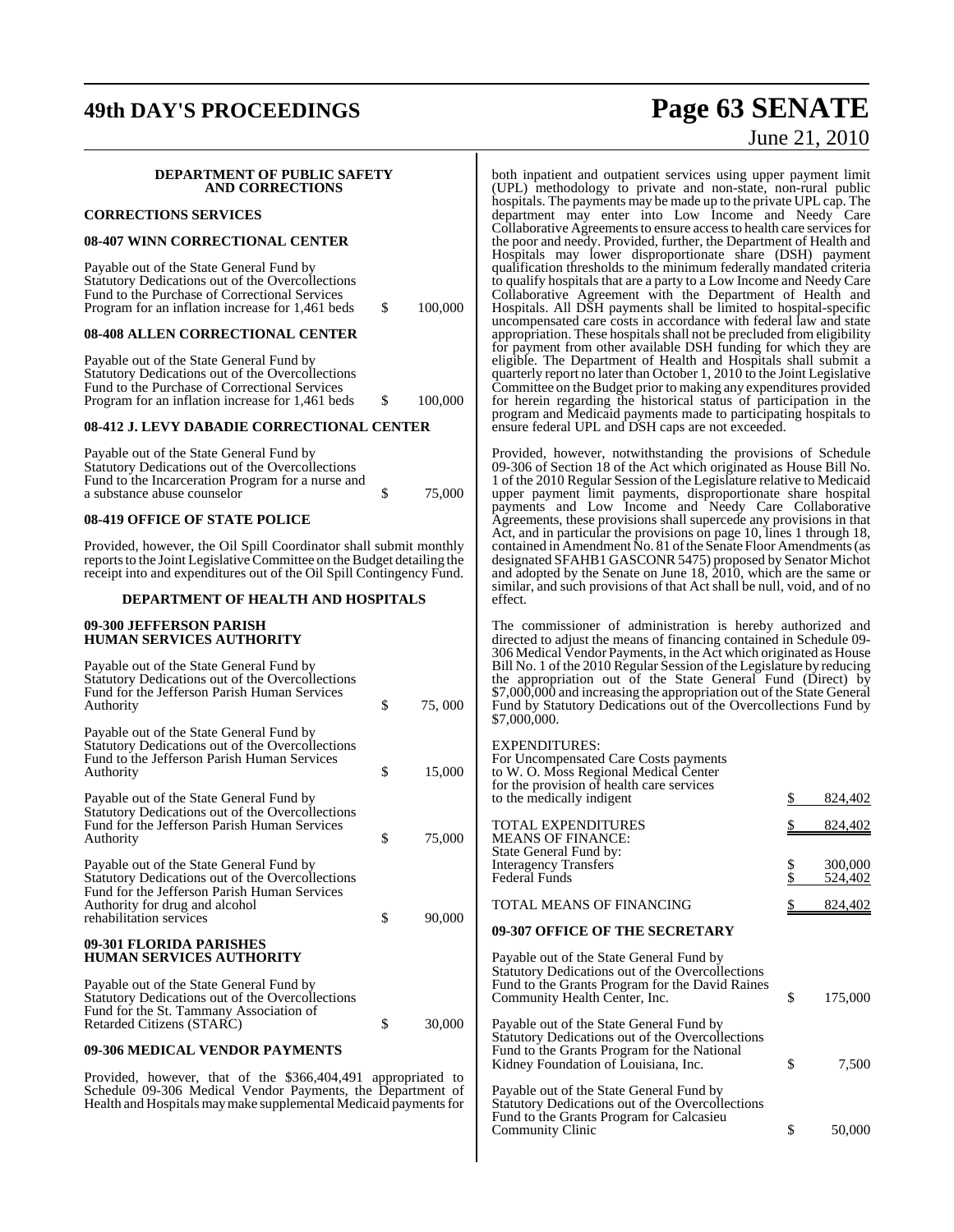**DEPARTMENT OF PUBLIC SAFETY AND CORRECTIONS**

**CORRECTIONS SERVICES**

**08-407 WINN CORRECTIONAL CENTER**

Payable out of the State General Fund by Statutory Dedications out of the Overcollections Fund to the Purchase of Correctional Services Program for an inflation increase for 1,461 beds $ 100,000

**08-408 ALLEN CORRECTIONAL CENTER**

Payable out of the State General Fund by Statutory Dedications out of the Overcollections Fund to the Purchase of Correctional Services Program for an inflation increase for 1,461 beds $ 100,000

**08-412 J. LEVY DABADIE CORRECTIONAL CENTER**

Payable out of the State General Fund by Statutory Dedications out of the Overcollections Fund to the Incarceration Program for a nurse and a substance abuse counselor $ 75,000

**08-419 OFFICE OF STATE POLICE**

Provided, however, the Oil Spill Coordinator shall submit monthly reports to the Joint Legislative Committee on the Budget detailing the receipt into and expenditures out of the Oil Spill Contingency Fund.

**DEPARTMENT OF HEALTH AND HOSPITALS**

**09-300 JEFFERSON PARISH HUMAN SERVICES AUTHORITY**

Payable out of the State General Fund by Statutory Dedications out of the Overcollections Fund for the Jefferson Parish Human Services Authority $ 75, 000

Payable out of the State General Fund by Statutory Dedications out of the Overcollections Fund to the Jefferson Parish Human Services Authority $ 15,000

Payable out of the State General Fund by Statutory Dedications out of the Overcollections Fund for the Jefferson Parish Human Services Authority $ 75,000

Payable out of the State General Fund by Statutory Dedications out of the Overcollections Fund for the Jefferson Parish Human Services Authority for drug and alcohol rehabilitation services $ 90,000

**09-301 FLORIDA PARISHES HUMAN SERVICES AUTHORITY**

Payable out of the State General Fund by Statutory Dedications out of the Overcollections Fund for the St. Tammany Association of Retarded Citizens (STARC) $ 30,000

**09-306 MEDICAL VENDOR PAYMENTS**

Provided, however, that of the $366,404,491 appropriated to Schedule 09-306 Medical Vendor Payments, the Department of Health and Hospitals may make supplemental Medicaid payments for both inpatient and outpatient services using upper payment limit (UPL) methodology to private and non-state, non-rural public hospitals. The payments may be made up to the private UPL cap. The department may enter into Low Income and Needy Care Collaborative Agreements to ensure access to health care services for the poor and needy. Provided, further, the Department of Health and Hospitals may lower disproportionate share (DSH) payment qualification thresholds to the minimum federally mandated criteria to qualify hospitals that are a party to a Low Income and Needy Care Collaborative Agreement with the Department of Health and Hospitals. All DSH payments shall be limited to hospital-specific uncompensated care costs in accordance with federal law and state appropriation. These hospitals shall not be precluded from eligibility for payment from other available DSH funding for which they are eligible. The Department of Health and Hospitals shall submit a quarterly report no later than October 1, 2010 to the Joint Legislative Committee on the Budget prior to making any expenditures provided for herein regarding the historical status of participation in the program and Medicaid payments made to participating hospitals to ensure federal UPL and DSH caps are not exceeded.

Provided, however, notwithstanding the provisions of Schedule 09-306 of Section 18 of the Act which originated as House Bill No. 1 of the 2010 Regular Session of the Legislature relative to Medicaid upper payment limit payments, disproportionate share hospital payments and Low Income and Needy Care Collaborative Agreements, these provisions shall supercede any provisions in that Act, and in particular the provisions on page 10, lines 1 through 18, contained in Amendment No. 81 of the Senate Floor Amendments (as designated SFAHB1 GASCONR 5475) proposed by Senator Michot and adopted by the Senate on June 18, 2010, which are the same or similar, and such provisions of that Act shall be null, void, and of no effect.

The commissioner of administration is hereby authorized and directed to adjust the means of financing contained in Schedule 09-306 Medical Vendor Payments, in the Act which originated as House Bill No. 1 of the 2010 Regular Session of the Legislature by reducing the appropriation out of the State General Fund (Direct) by $7,000,000 and increasing the appropriation out of the State General Fund by Statutory Dedications out of the Overcollections Fund by $7,000,000.

| | |
|---|---|
| EXPENDITURES: | |
| For Uncompensated Care Costs payments to W. O. Moss Regional Medical Center for the provision of health care services to the medically indigent | $ 824,402 |
| TOTAL EXPENDITURES | $ 824,402 |
| MEANS OF FINANCE: | |
| State General Fund by: | |
| Interagency Transfers | $ 300,000 |
| Federal Funds | $ 524,402 |
| TOTAL MEANS OF FINANCING | $ 824,402 |

**09-307 OFFICE OF THE SECRETARY**

Payable out of the State General Fund by Statutory Dedications out of the Overcollections Fund to the Grants Program for the David Raines Community Health Center, Inc. $ 175,000

Payable out of the State General Fund by Statutory Dedications out of the Overcollections Fund to the Grants Program for the National Kidney Foundation of Louisiana, Inc. $ 7,500

Payable out of the State General Fund by Statutory Dedications out of the Overcollections Fund to the Grants Program for Calcasieu Community Clinic $ 50,000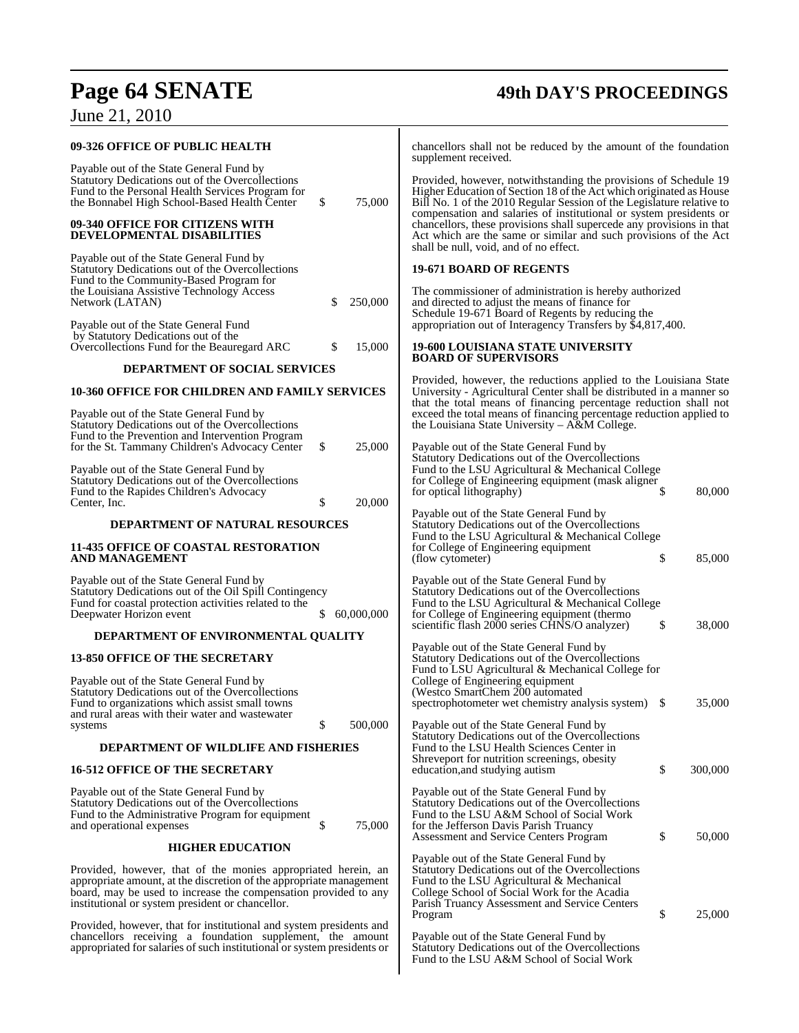**09-326 OFFICE OF PUBLIC HEALTH**

Payable out of the State General Fund by Statutory Dedications out of the Overcollections Fund to the Personal Health Services Program for the Bonnabel High School-Based Health Center $ 75,000

**09-340 OFFICE FOR CITIZENS WITH DEVELOPMENTAL DISABILITIES**

Payable out of the State General Fund by Statutory Dedications out of the Overcollections Fund to the Community-Based Program for the Louisiana Assistive Technology Access Network (LATAN) $ 250,000

Payable out of the State General Fund by Statutory Dedications out of the Overcollections Fund for the Beauregard ARC $ 15,000

**DEPARTMENT OF SOCIAL SERVICES**

**10-360 OFFICE FOR CHILDREN AND FAMILY SERVICES**

Payable out of the State General Fund by Statutory Dedications out of the Overcollections Fund to the Prevention and Intervention Program for the St. Tammany Children's Advocacy Center $ 25,000

Payable out of the State General Fund by Statutory Dedications out of the Overcollections Fund to the Rapides Children's Advocacy Center, Inc. $ 20,000

**DEPARTMENT OF NATURAL RESOURCES**

**11-435 OFFICE OF COASTAL RESTORATION AND MANAGEMENT**

Payable out of the State General Fund by Statutory Dedications out of the Oil Spill Contingency Fund for coastal protection activities related to the Deepwater Horizon event $ 60,000,000

**DEPARTMENT OF ENVIRONMENTAL QUALITY**

**13-850 OFFICE OF THE SECRETARY**

Payable out of the State General Fund by Statutory Dedications out of the Overcollections Fund to organizations which assist small towns and rural areas with their water and wastewater systems $ 500,000

**DEPARTMENT OF WILDLIFE AND FISHERIES**

**16-512 OFFICE OF THE SECRETARY**

Payable out of the State General Fund by Statutory Dedications out of the Overcollections Fund to the Administrative Program for equipment and operational expenses $ 75,000

**HIGHER EDUCATION**

Provided, however, that of the monies appropriated herein, an appropriate amount, at the discretion of the appropriate management board, may be used to increase the compensation provided to any institutional or system president or chancellor.

Provided, however, that for institutional and system presidents and chancellors receiving a foundation supplement, the amount appropriated for salaries of such institutional or system presidents or chancellors shall not be reduced by the amount of the foundation supplement received.

Provided, however, notwithstanding the provisions of Schedule 19 Higher Education of Section 18 of the Act which originated as House Bill No. 1 of the 2010 Regular Session of the Legislature relative to compensation and salaries of institutional or system presidents or chancellors, these provisions shall supercede any provisions in that Act which are the same or similar and such provisions of the Act shall be null, void, and of no effect.

**19-671 BOARD OF REGENTS**

The commissioner of administration is hereby authorized and directed to adjust the means of finance for Schedule 19-671 Board of Regents by reducing the appropriation out of Interagency Transfers by $4,817,400.

**19-600 LOUISIANA STATE UNIVERSITY BOARD OF SUPERVISORS**

Provided, however, the reductions applied to the Louisiana State University - Agricultural Center shall be distributed in a manner so that the total means of financing percentage reduction shall not exceed the total means of financing percentage reduction applied to the Louisiana State University – A&M College.

Payable out of the State General Fund by Statutory Dedications out of the Overcollections Fund to the LSU Agricultural & Mechanical College for College of Engineering equipment (mask aligner for optical lithography) $ 80,000

Payable out of the State General Fund by Statutory Dedications out of the Overcollections Fund to the LSU Agricultural & Mechanical College for College of Engineering equipment (flow cytometer) $ 85,000

Payable out of the State General Fund by Statutory Dedications out of the Overcollections Fund to the LSU Agricultural & Mechanical College for College of Engineering equipment (thermo scientific flash 2000 series CHNS/O analyzer) $ 38,000

Payable out of the State General Fund by Statutory Dedications out of the Overcollections Fund to LSU Agricultural & Mechanical College for College of Engineering equipment (Westco SmartChem 200 automated spectrophotometer wet chemistry analysis system) $ 35,000

Payable out of the State General Fund by Statutory Dedications out of the Overcollections Fund to the LSU Health Sciences Center in Shreveport for nutrition screenings, obesity education,and studying autism $ 300,000

Payable out of the State General Fund by Statutory Dedications out of the Overcollections Fund to the LSU A&M School of Social Work for the Jefferson Davis Parish Truancy Assessment and Service Centers Program $ 50,000

Payable out of the State General Fund by Statutory Dedications out of the Overcollections Fund to the LSU Agricultural & Mechanical College School of Social Work for the Acadia Parish Truancy Assessment and Service Centers Program $ 25,000

Payable out of the State General Fund by Statutory Dedications out of the Overcollections Fund to the LSU A&M School of Social Work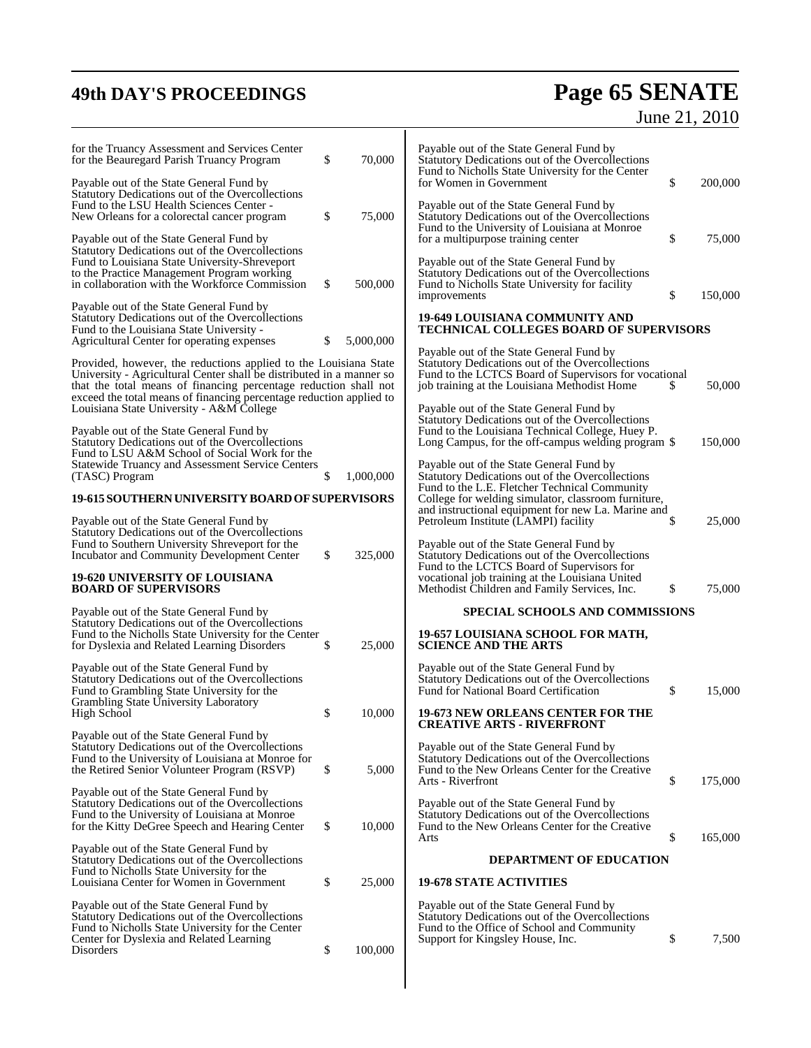for the Truancy Assessment and Services Center for the Beauregard Parish Truancy Program $ 70,000

Payable out of the State General Fund by Statutory Dedications out of the Overcollections Fund to the LSU Health Sciences Center - New Orleans for a colorectal cancer program $ 75,000

Payable out of the State General Fund by Statutory Dedications out of the Overcollections Fund to Louisiana State University-Shreveport to the Practice Management Program working in collaboration with the Workforce Commission $ 500,000

Payable out of the State General Fund by Statutory Dedications out of the Overcollections Fund to the Louisiana State University - Agricultural Center for operating expenses $ 5,000,000

Provided, however, the reductions applied to the Louisiana State University - Agricultural Center shall be distributed in a manner so that the total means of financing percentage reduction shall not exceed the total means of financing percentage reduction applied to Louisiana State University - A&M College

Payable out of the State General Fund by Statutory Dedications out of the Overcollections Fund to LSU A&M School of Social Work for the Statewide Truancy and Assessment Service Centers (TASC) Program $ 1,000,000

**19-615 SOUTHERN UNIVERSITY BOARD OF SUPERVISORS**

Payable out of the State General Fund by Statutory Dedications out of the Overcollections Fund to Southern University Shreveport for the Incubator and Community Development Center $ 325,000

**19-620 UNIVERSITY OF LOUISIANA BOARD OF SUPERVISORS**

Payable out of the State General Fund by Statutory Dedications out of the Overcollections Fund to the Nicholls State University for the Center for Dyslexia and Related Learning Disorders $ 25,000

Payable out of the State General Fund by Statutory Dedications out of the Overcollections Fund to Grambling State University for the Grambling State University Laboratory High School $ 10,000

Payable out of the State General Fund by Statutory Dedications out of the Overcollections Fund to the University of Louisiana at Monroe for the Retired Senior Volunteer Program (RSVP) $ 5,000

Payable out of the State General Fund by Statutory Dedications out of the Overcollections Fund to the University of Louisiana at Monroe for the Kitty DeGree Speech and Hearing Center $ 10,000

Payable out of the State General Fund by Statutory Dedications out of the Overcollections Fund to Nicholls State University for the Louisiana Center for Women in Government $ 25,000

Payable out of the State General Fund by Statutory Dedications out of the Overcollections Fund to Nicholls State University for the Center Center for Dyslexia and Related Learning Disorders $ 100,000

Payable out of the State General Fund by Statutory Dedications out of the Overcollections Fund to Nicholls State University for the Center for Women in Government $ 200,000

Payable out of the State General Fund by Statutory Dedications out of the Overcollections Fund to the University of Louisiana at Monroe for a multipurpose training center $ 75,000

Payable out of the State General Fund by Statutory Dedications out of the Overcollections Fund to Nicholls State University for facility improvements $ 150,000

**19-649 LOUISIANA COMMUNITY AND TECHNICAL COLLEGES BOARD OF SUPERVISORS**

Payable out of the State General Fund by Statutory Dedications out of the Overcollections Fund to the LCTCS Board of Supervisors for vocational job training at the Louisiana Methodist Home $ 50,000

Payable out of the State General Fund by Statutory Dedications out of the Overcollections Fund to the Louisiana Technical College, Huey P. Long Campus, for the off-campus welding program $ 150,000

Payable out of the State General Fund by Statutory Dedications out of the Overcollections Fund to the L.E. Fletcher Technical Community College for welding simulator, classroom furniture, and instructional equipment for new La. Marine and Petroleum Institute (LAMPI) facility $ 25,000

Payable out of the State General Fund by Statutory Dedications out of the Overcollections Fund to the LCTCS Board of Supervisors for vocational job training at the Louisiana United Methodist Children and Family Services, Inc. $ 75,000

**SPECIAL SCHOOLS AND COMMISSIONS**

**19-657 LOUISIANA SCHOOL FOR MATH, SCIENCE AND THE ARTS**

Payable out of the State General Fund by Statutory Dedications out of the Overcollections Fund for National Board Certification $ 15,000

**19-673 NEW ORLEANS CENTER FOR THE CREATIVE ARTS - RIVERFRONT**

Payable out of the State General Fund by Statutory Dedications out of the Overcollections Fund to the New Orleans Center for the Creative Arts - Riverfront $ 175,000

Payable out of the State General Fund by Statutory Dedications out of the Overcollections Fund to the New Orleans Center for the Creative Arts $ 165,000

**DEPARTMENT OF EDUCATION**

**19-678 STATE ACTIVITIES**

Payable out of the State General Fund by Statutory Dedications out of the Overcollections Fund to the Office of School and Community Support for Kingsley House, Inc. $ 7,500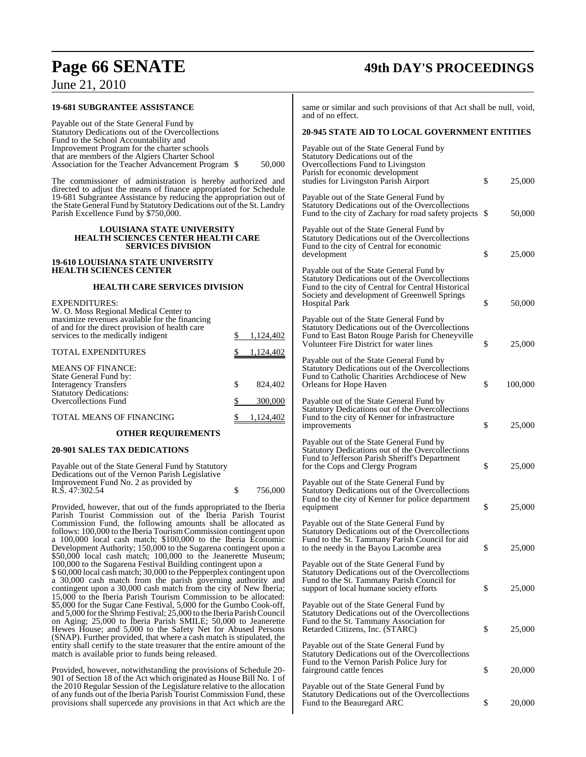**19-681 SUBGRANTEE ASSISTANCE**

Payable out of the State General Fund by Statutory Dedications out of the Overcollections Fund to the School Accountability and Improvement Program for the charter schools that are members of the Algiers Charter School Association for the Teacher Advancement Program $ 50,000

The commissioner of administration is hereby authorized and directed to adjust the means of finance appropriated for Schedule 19-681 Subgrantee Assistance by reducing the appropriation out of the State General Fund by Statutory Dedications out of the St. Landry Parish Excellence Fund by $750,000.

**LOUISIANA STATE UNIVERSITY HEALTH SCIENCES CENTER HEALTH CARE SERVICES DIVISION**

**19-610 LOUISIANA STATE UNIVERSITY HEALTH SCIENCES CENTER**

**HEALTH CARE SERVICES DIVISION**

| | |
|---|---|
| EXPENDITURES: | |
| W. O. Moss Regional Medical Center to maximize revenues available for the financing of and for the direct provision of health care services to the medically indigent | $ 1,124,402 |
| TOTAL EXPENDITURES | $ 1,124,402 |
| MEANS OF FINANCE: | |
| State General Fund by: | |
| Interagency Transfers | $ 824,402 |
| Statutory Dedications: | |
| Overcollections Fund | $ 300,000 |
| TOTAL MEANS OF FINANCING | $ 1,124,402 |

**OTHER REQUIREMENTS**

**20-901 SALES TAX DEDICATIONS**

Payable out of the State General Fund by Statutory Dedications out of the Vernon Parish Legislative Improvement Fund No. 2 as provided by R.S. 47:302.54 $ 756,000

Provided, however, that out of the funds appropriated to the Iberia Parish Tourist Commission out of the Iberia Parish Tourist Commission Fund, the following amounts shall be allocated as follows: 100,000 to the Iberia Tourism Commission contingent upon a 100,000 local cash match; $100,000 to the Iberia Economic Development Authority; 150,000 to the Sugarena contingent upon a $50,000 local cash match; 100,000 to the Jeanerette Museum; 100,000 to the Sugarena Festival Building contingent upon a $ 60,000 local cash match; 30,000 to the Pepperplex contingent upon a 30,000 cash match from the parish governing authority and contingent upon a 30,000 cash match from the city of New Iberia; 15,000 to the Iberia Parish Tourism Commission to be allocated: $5,000 for the Sugar Cane Festival, 5,000 for the Gumbo Cook-off, and 5,000 for the Shrimp Festival; 25,000 to the Iberia Parish Council on Aging; 25,000 to Iberia Parish SMILE; 50,000 to Jeanerette Hewes House; and 5,000 to the Safety Net for Abused Persons (SNAP). Further provided, that where a cash match is stipulated, the entity shall certify to the state treasurer that the entire amount of the match is available prior to funds being released.

Provided, however, notwithstanding the provisions of Schedule 20-901 of Section 18 of the Act which originated as House Bill No. 1 of the 2010 Regular Session of the Legislature relative to the allocation of any funds out of the Iberia Parish Tourist Commission Fund, these provisions shall supercede any provisions in that Act which are the same or similar and such provisions of that Act shall be null, void, and of no effect.

**20-945 STATE AID TO LOCAL GOVERNMENT ENTITIES**

Payable out of the State General Fund by Statutory Dedications out of the Overcollections Fund to Livingston Parish for economic development studies for Livingston Parish Airport $ 25,000

Payable out of the State General Fund by Statutory Dedications out of the Overcollections Fund to the city of Zachary for road safety projects $ 50,000

Payable out of the State General Fund by Statutory Dedications out of the Overcollections Fund to the city of Central for economic development $ 25,000

Payable out of the State General Fund by Statutory Dedications out of the Overcollections Fund to the city of Central for Central Historical Society and development of Greenwell Springs Hospital Park $ 50,000

Payable out of the State General Fund by Statutory Dedications out of the Overcollections Fund to East Baton Rouge Parish for Cheneyville Volunteer Fire District for water lines $ 25,000

Payable out of the State General Fund by Statutory Dedications out of the Overcollections Fund to Catholic Charities Archdiocese of New Orleans for Hope Haven $ 100,000

Payable out of the State General Fund by Statutory Dedications out of the Overcollections Fund to the city of Kenner for infrastructure improvements $ 25,000

Payable out of the State General Fund by Statutory Dedications out of the Overcollections Fund to Jefferson Parish Sheriff's Department for the Cops and Clergy Program $ 25,000

Payable out of the State General Fund by Statutory Dedications out of the Overcollections Fund to the city of Kenner for police department equipment $ 25,000

Payable out of the State General Fund by Statutory Dedications out of the Overcollections Fund to the St. Tammany Parish Council for aid to the needy in the Bayou Lacombe area $ 25,000

Payable out of the State General Fund by Statutory Dedications out of the Overcollections Fund to the St. Tammany Parish Council for support of local humane society efforts $ 25,000

Payable out of the State General Fund by Statutory Dedications out of the Overcollections Fund to the St. Tammany Association for Retarded Citizens, Inc. (STARC) $ 25,000

Payable out of the State General Fund by Statutory Dedications out of the Overcollections Fund to the Vernon Parish Police Jury for fairground cattle fences $ 20,000

Payable out of the State General Fund by Statutory Dedications out of the Overcollections Fund to the Beauregard ARC $ 20,000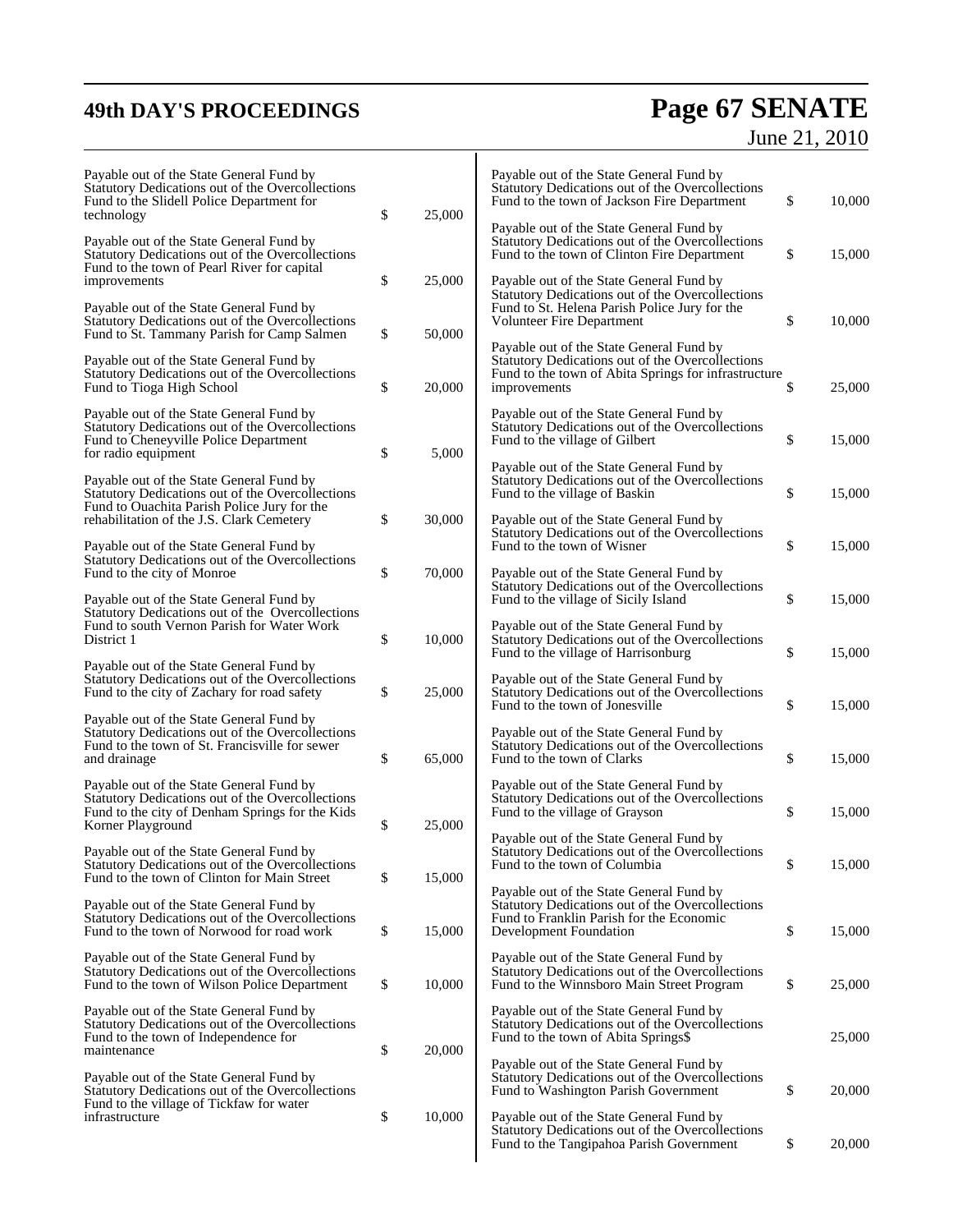Payable out of the State General Fund by Statutory Dedications out of the Overcollections Fund to the Slidell Police Department for technology $ 25,000

Payable out of the State General Fund by Statutory Dedications out of the Overcollections Fund to the town of Pearl River for capital improvements $ 25,000

Payable out of the State General Fund by Statutory Dedications out of the Overcollections Fund to St. Tammany Parish for Camp Salmen $ 50,000

Payable out of the State General Fund by Statutory Dedications out of the Overcollections Fund to Tioga High School $ 20,000

Payable out of the State General Fund by Statutory Dedications out of the Overcollections Fund to Cheneyville Police Department for radio equipment $ 5,000

Payable out of the State General Fund by Statutory Dedications out of the Overcollections Fund to Ouachita Parish Police Jury for the rehabilitation of the J.S. Clark Cemetery $ 30,000

Payable out of the State General Fund by Statutory Dedications out of the Overcollections Fund to the city of Monroe $ 70,000

Payable out of the State General Fund by Statutory Dedications out of the Overcollections Fund to south Vernon Parish for Water Work District 1 $ 10,000

Payable out of the State General Fund by Statutory Dedications out of the Overcollections Fund to the city of Zachary for road safety $ 25,000

Payable out of the State General Fund by Statutory Dedications out of the Overcollections Fund to the town of St. Francisville for sewer and drainage $ 65,000

Payable out of the State General Fund by Statutory Dedications out of the Overcollections Fund to the city of Denham Springs for the Kids Korner Playground $ 25,000

Payable out of the State General Fund by Statutory Dedications out of the Overcollections Fund to the town of Clinton for Main Street $ 15,000

Payable out of the State General Fund by Statutory Dedications out of the Overcollections Fund to the town of Norwood for road work $ 15,000

Payable out of the State General Fund by Statutory Dedications out of the Overcollections Fund to the town of Wilson Police Department $ 10,000

Payable out of the State General Fund by Statutory Dedications out of the Overcollections Fund to the town of Independence for maintenance $ 20,000

Payable out of the State General Fund by Statutory Dedications out of the Overcollections Fund to the village of Tickfaw for water infrastructure $ 10,000

Payable out of the State General Fund by Statutory Dedications out of the Overcollections Fund to the town of Jackson Fire Department $ 10,000

Payable out of the State General Fund by Statutory Dedications out of the Overcollections Fund to the town of Clinton Fire Department $ 15,000

Payable out of the State General Fund by Statutory Dedications out of the Overcollections Fund to St. Helena Parish Police Jury for the Volunteer Fire Department $ 10,000

Payable out of the State General Fund by Statutory Dedications out of the Overcollections Fund to the town of Abita Springs for infrastructure improvements $ 25,000

Payable out of the State General Fund by Statutory Dedications out of the Overcollections Fund to the village of Gilbert $ 15,000

Payable out of the State General Fund by Statutory Dedications out of the Overcollections Fund to the village of Baskin $ 15,000

Payable out of the State General Fund by Statutory Dedications out of the Overcollections Fund to the town of Wisner $ 15,000

Payable out of the State General Fund by Statutory Dedications out of the Overcollections Fund to the village of Sicily Island $ 15,000

Payable out of the State General Fund by Statutory Dedications out of the Overcollections Fund to the village of Harrisonburg $ 15,000

Payable out of the State General Fund by Statutory Dedications out of the Overcollections Fund to the town of Jonesville $ 15,000

Payable out of the State General Fund by Statutory Dedications out of the Overcollections Fund to the town of Clarks $ 15,000

Payable out of the State General Fund by Statutory Dedications out of the Overcollections Fund to the village of Grayson $ 15,000

Payable out of the State General Fund by Statutory Dedications out of the Overcollections Fund to the town of Columbia $ 15,000

Payable out of the State General Fund by Statutory Dedications out of the Overcollections Fund to Franklin Parish for the Economic Development Foundation $ 15,000

Payable out of the State General Fund by Statutory Dedications out of the Overcollections Fund to the Winnsboro Main Street Program $ 25,000

Payable out of the State General Fund by Statutory Dedications out of the Overcollections Fund to the town of Abita Springs$ 25,000

Payable out of the State General Fund by Statutory Dedications out of the Overcollections Fund to Washington Parish Government $ 20,000

Payable out of the State General Fund by Statutory Dedications out of the Overcollections Fund to the Tangipahoa Parish Government $ 20,000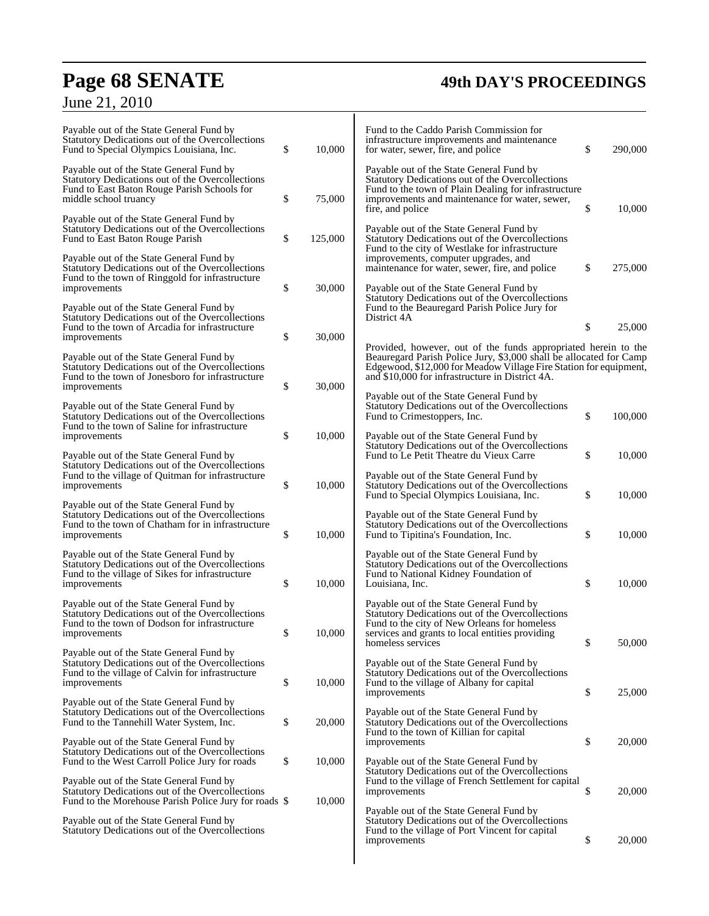Payable out of the State General Fund by Statutory Dedications out of the Overcollections Fund to Special Olympics Louisiana, Inc. $ 10,000

Payable out of the State General Fund by Statutory Dedications out of the Overcollections Fund to East Baton Rouge Parish Schools for middle school truancy $ 75,000

Payable out of the State General Fund by Statutory Dedications out of the Overcollections Fund to East Baton Rouge Parish $ 125,000

Payable out of the State General Fund by Statutory Dedications out of the Overcollections Fund to the town of Ringgold for infrastructure improvements $ 30,000

Payable out of the State General Fund by Statutory Dedications out of the Overcollections Fund to the town of Arcadia for infrastructure improvements $ 30,000

Payable out of the State General Fund by Statutory Dedications out of the Overcollections Fund to the town of Jonesboro for infrastructure improvements $ 30,000

Payable out of the State General Fund by Statutory Dedications out of the Overcollections Fund to the town of Saline for infrastructure improvements $ 10,000

Payable out of the State General Fund by Statutory Dedications out of the Overcollections Fund to the village of Quitman for infrastructure improvements $ 10,000

Payable out of the State General Fund by Statutory Dedications out of the Overcollections Fund to the town of Chatham for in infrastructure improvements $ 10,000

Payable out of the State General Fund by Statutory Dedications out of the Overcollections Fund to the village of Sikes for infrastructure improvements $ 10,000

Payable out of the State General Fund by Statutory Dedications out of the Overcollections Fund to the town of Dodson for infrastructure improvements $ 10,000

Payable out of the State General Fund by Statutory Dedications out of the Overcollections Fund to the village of Calvin for infrastructure improvements $ 10,000

Payable out of the State General Fund by Statutory Dedications out of the Overcollections Fund to the Tannehill Water System, Inc. $ 20,000

Payable out of the State General Fund by Statutory Dedications out of the Overcollections Fund to the West Carroll Police Jury for roads $ 10,000

Payable out of the State General Fund by Statutory Dedications out of the Overcollections Fund to the Morehouse Parish Police Jury for roads $ 10,000

Payable out of the State General Fund by Statutory Dedications out of the Overcollections Fund to the Caddo Parish Commission for infrastructure improvements and maintenance for water, sewer, fire, and police $ 290,000

Payable out of the State General Fund by Statutory Dedications out of the Overcollections Fund to the town of Plain Dealing for infrastructure improvements and maintenance for water, sewer, fire, and police $ 10,000

Payable out of the State General Fund by Statutory Dedications out of the Overcollections Fund to the city of Westlake for infrastructure improvements, computer upgrades, and maintenance for water, sewer, fire, and police $ 275,000

Payable out of the State General Fund by Statutory Dedications out of the Overcollections Fund to the Beauregard Parish Police Jury for District 4A $ 25,000

Provided, however, out of the funds appropriated herein to the Beauregard Parish Police Jury, $3,000 shall be allocated for Camp Edgewood, $12,000 for Meadow Village Fire Station for equipment, and $10,000 for infrastructure in District 4A.

Payable out of the State General Fund by Statutory Dedications out of the Overcollections Fund to Crimestoppers, Inc. $ 100,000

Payable out of the State General Fund by Statutory Dedications out of the Overcollections Fund to Le Petit Theatre du Vieux Carre $ 10,000

Payable out of the State General Fund by Statutory Dedications out of the Overcollections Fund to Special Olympics Louisiana, Inc. $ 10,000

Payable out of the State General Fund by Statutory Dedications out of the Overcollections Fund to Tipitina's Foundation, Inc. $ 10,000

Payable out of the State General Fund by Statutory Dedications out of the Overcollections Fund to National Kidney Foundation of Louisiana, Inc. $ 10,000

Payable out of the State General Fund by Statutory Dedications out of the Overcollections Fund to the city of New Orleans for homeless services and grants to local entities providing homeless services $ 50,000

Payable out of the State General Fund by Statutory Dedications out of the Overcollections Fund to the village of Albany for capital improvements $ 25,000

Payable out of the State General Fund by Statutory Dedications out of the Overcollections Fund to the town of Killian for capital improvements $ 20,000

Payable out of the State General Fund by Statutory Dedications out of the Overcollections Fund to the village of French Settlement for capital improvements $ 20,000

Payable out of the State General Fund by Statutory Dedications out of the Overcollections Fund to the village of Port Vincent for capital improvements $ 20,000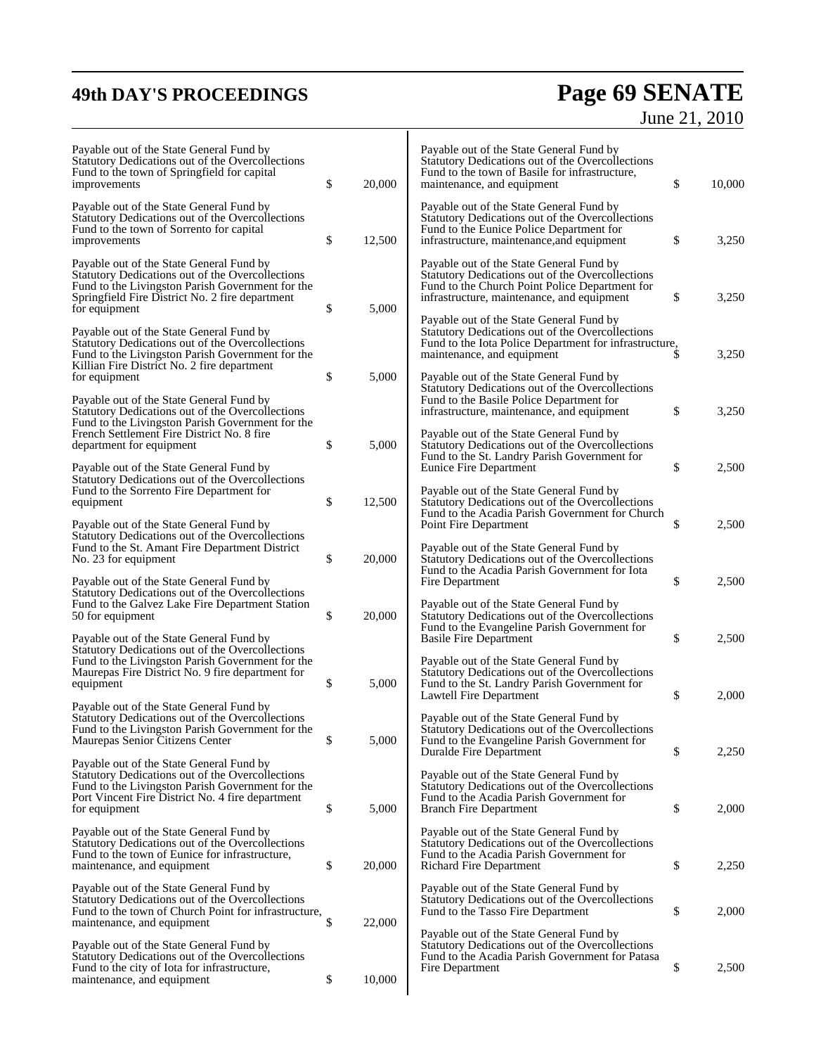Payable out of the State General Fund by Statutory Dedications out of the Overcollections Fund to the town of Springfield for capital improvements $ 20,000

Payable out of the State General Fund by Statutory Dedications out of the Overcollections Fund to the town of Sorrento for capital improvements $ 12,500

Payable out of the State General Fund by Statutory Dedications out of the Overcollections Fund to the Livingston Parish Government for the Springfield Fire District No. 2 fire department for equipment $ 5,000

Payable out of the State General Fund by Statutory Dedications out of the Overcollections Fund to the Livingston Parish Government for the Killian Fire District No. 2 fire department for equipment $ 5,000

Payable out of the State General Fund by Statutory Dedications out of the Overcollections Fund to the Livingston Parish Government for the French Settlement Fire District No. 8 fire department for equipment $ 5,000

Payable out of the State General Fund by Statutory Dedications out of the Overcollections Fund to the Sorrento Fire Department for equipment $ 12,500

Payable out of the State General Fund by Statutory Dedications out of the Overcollections Fund to the St. Amant Fire Department District No. 23 for equipment $ 20,000

Payable out of the State General Fund by Statutory Dedications out of the Overcollections Fund to the Galvez Lake Fire Department Station 50 for equipment $ 20,000

Payable out of the State General Fund by Statutory Dedications out of the Overcollections Fund to the Livingston Parish Government for the Maurepas Fire District No. 9 fire department for equipment $ 5,000

Payable out of the State General Fund by Statutory Dedications out of the Overcollections Fund to the Livingston Parish Government for the Maurepas Senior Citizens Center $ 5,000

Payable out of the State General Fund by Statutory Dedications out of the Overcollections Fund to the Livingston Parish Government for the Port Vincent Fire District No. 4 fire department for equipment $ 5,000

Payable out of the State General Fund by Statutory Dedications out of the Overcollections Fund to the town of Eunice for infrastructure, maintenance, and equipment $ 20,000

Payable out of the State General Fund by Statutory Dedications out of the Overcollections Fund to the town of Church Point for infrastructure, maintenance, and equipment $ 22,000

Payable out of the State General Fund by Statutory Dedications out of the Overcollections Fund to the city of Iota for infrastructure, maintenance, and equipment $ 10,000

Payable out of the State General Fund by Statutory Dedications out of the Overcollections Fund to the town of Basile for infrastructure, maintenance, and equipment $ 10,000

Payable out of the State General Fund by Statutory Dedications out of the Overcollections Fund to the Eunice Police Department for infrastructure, maintenance,and equipment $ 3,250

Payable out of the State General Fund by Statutory Dedications out of the Overcollections Fund to the Church Point Police Department for infrastructure, maintenance, and equipment $ 3,250

Payable out of the State General Fund by Statutory Dedications out of the Overcollections Fund to the Iota Police Department for infrastructure, maintenance, and equipment $ 3,250

Payable out of the State General Fund by Statutory Dedications out of the Overcollections Fund to the Basile Police Department for infrastructure, maintenance, and equipment $ 3,250

Payable out of the State General Fund by Statutory Dedications out of the Overcollections Fund to the St. Landry Parish Government for Eunice Fire Department $ 2,500

Payable out of the State General Fund by Statutory Dedications out of the Overcollections Fund to the Acadia Parish Government for Church Point Fire Department $ 2,500

Payable out of the State General Fund by Statutory Dedications out of the Overcollections Fund to the Acadia Parish Government for Iota Fire Department $ 2,500

Payable out of the State General Fund by Statutory Dedications out of the Overcollections Fund to the Evangeline Parish Government for Basile Fire Department $ 2,500

Payable out of the State General Fund by Statutory Dedications out of the Overcollections Fund to the St. Landry Parish Government for Lawtell Fire Department $ 2,000

Payable out of the State General Fund by Statutory Dedications out of the Overcollections Fund to the Evangeline Parish Government for Duralde Fire Department $ 2,250

Payable out of the State General Fund by Statutory Dedications out of the Overcollections Fund to the Acadia Parish Government for Branch Fire Department $ 2,000

Payable out of the State General Fund by Statutory Dedications out of the Overcollections Fund to the Acadia Parish Government for Richard Fire Department $ 2,250

Payable out of the State General Fund by Statutory Dedications out of the Overcollections Fund to the Tasso Fire Department $ 2,000

Payable out of the State General Fund by Statutory Dedications out of the Overcollections Fund to the Acadia Parish Government for Patasa Fire Department $ 2,500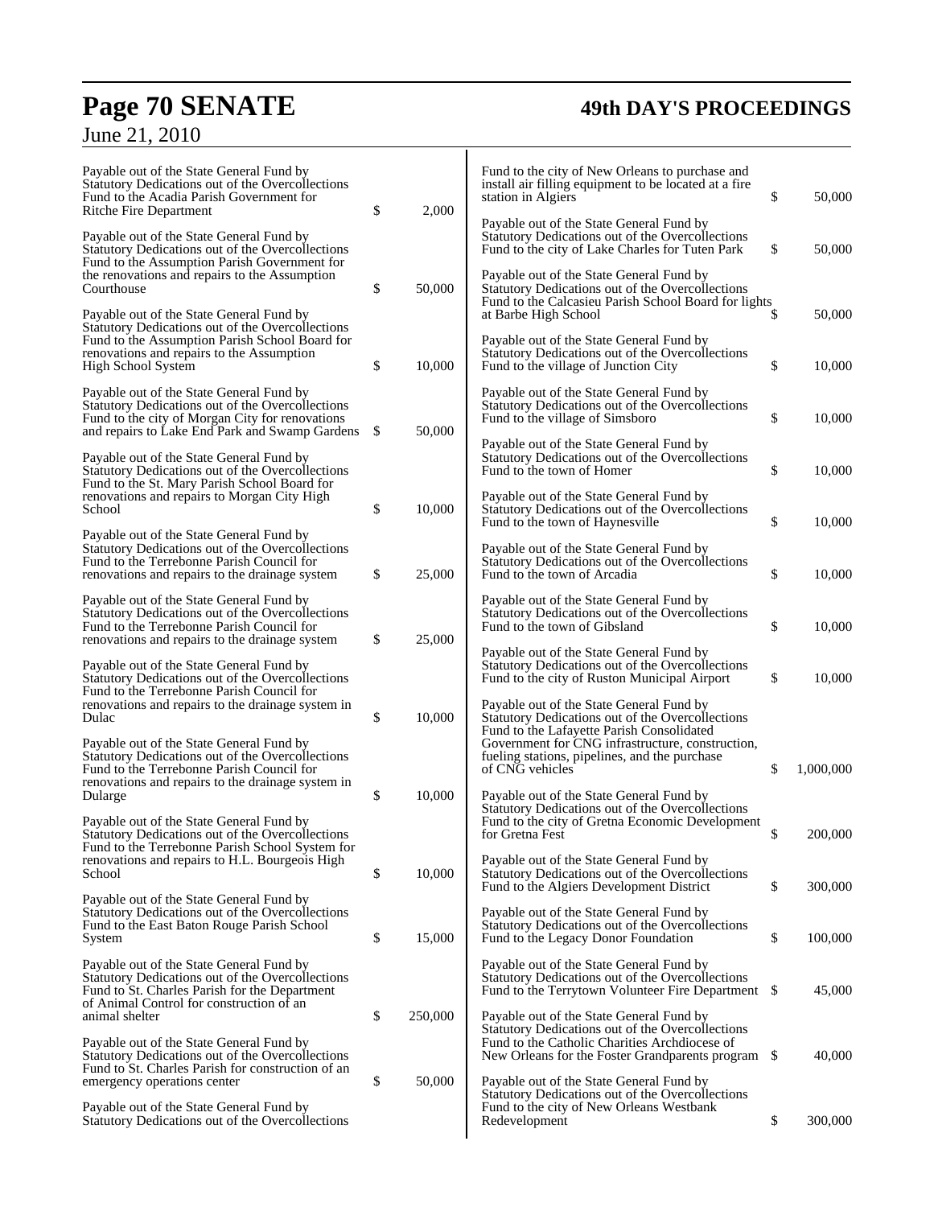Payable out of the State General Fund by Statutory Dedications out of the Overcollections Fund to the Acadia Parish Government for Ritche Fire Department $ 2,000

Payable out of the State General Fund by Statutory Dedications out of the Overcollections Fund to the Assumption Parish Government for the renovations and repairs to the Assumption Courthouse $ 50,000

Payable out of the State General Fund by Statutory Dedications out of the Overcollections Fund to the Assumption Parish School Board for renovations and repairs to the Assumption High School System $ 10,000

Payable out of the State General Fund by Statutory Dedications out of the Overcollections Fund to the city of Morgan City for renovations and repairs to Lake End Park and Swamp Gardens $ 50,000

Payable out of the State General Fund by Statutory Dedications out of the Overcollections Fund to the St. Mary Parish School Board for renovations and repairs to Morgan City High School $ 10,000

Payable out of the State General Fund by Statutory Dedications out of the Overcollections Fund to the Terrebonne Parish Council for renovations and repairs to the drainage system $ 25,000

Payable out of the State General Fund by Statutory Dedications out of the Overcollections Fund to the Terrebonne Parish Council for renovations and repairs to the drainage system $ 25,000

Payable out of the State General Fund by Statutory Dedications out of the Overcollections Fund to the Terrebonne Parish Council for renovations and repairs to the drainage system in Dulac $ 10,000

Payable out of the State General Fund by Statutory Dedications out of the Overcollections Fund to the Terrebonne Parish Council for renovations and repairs to the drainage system in Dularge $ 10,000

Payable out of the State General Fund by Statutory Dedications out of the Overcollections Fund to the Terrebonne Parish School System for renovations and repairs to H.L. Bourgeois High School $ 10,000

Payable out of the State General Fund by Statutory Dedications out of the Overcollections Fund to the East Baton Rouge Parish School System $ 15,000

Payable out of the State General Fund by Statutory Dedications out of the Overcollections Fund to St. Charles Parish for the Department of Animal Control for construction of an animal shelter $ 250,000

Payable out of the State General Fund by Statutory Dedications out of the Overcollections Fund to St. Charles Parish for construction of an emergency operations center $ 50,000

Payable out of the State General Fund by Statutory Dedications out of the Overcollections Fund to the city of New Orleans to purchase and install air filling equipment to be located at a fire station in Algiers $ 50,000

Payable out of the State General Fund by Statutory Dedications out of the Overcollections Fund to the city of Lake Charles for Tuten Park $ 50,000

Payable out of the State General Fund by Statutory Dedications out of the Overcollections Fund to the Calcasieu Parish School Board for lights at Barbe High School $ 50,000

Payable out of the State General Fund by Statutory Dedications out of the Overcollections Fund to the village of Junction City $ 10,000

Payable out of the State General Fund by Statutory Dedications out of the Overcollections Fund to the village of Simsboro $ 10,000

Payable out of the State General Fund by Statutory Dedications out of the Overcollections Fund to the town of Homer $ 10,000

Payable out of the State General Fund by Statutory Dedications out of the Overcollections Fund to the town of Haynesville $ 10,000

Payable out of the State General Fund by Statutory Dedications out of the Overcollections Fund to the town of Arcadia $ 10,000

Payable out of the State General Fund by Statutory Dedications out of the Overcollections Fund to the town of Gibsland $ 10,000

Payable out of the State General Fund by Statutory Dedications out of the Overcollections Fund to the city of Ruston Municipal Airport $ 10,000

Payable out of the State General Fund by Statutory Dedications out of the Overcollections Fund to the Lafayette Parish Consolidated Government for CNG infrastructure, construction, fueling stations, pipelines, and the purchase of CNG vehicles $ 1,000,000

Payable out of the State General Fund by Statutory Dedications out of the Overcollections Fund to the city of Gretna Economic Development for Gretna Fest $ 200,000

Payable out of the State General Fund by Statutory Dedications out of the Overcollections Fund to the Algiers Development District $ 300,000

Payable out of the State General Fund by Statutory Dedications out of the Overcollections Fund to the Legacy Donor Foundation $ 100,000

Payable out of the State General Fund by Statutory Dedications out of the Overcollections Fund to the Terrytown Volunteer Fire Department $ 45,000

Payable out of the State General Fund by Statutory Dedications out of the Overcollections Fund to the Catholic Charities Archdiocese of New Orleans for the Foster Grandparents program $ 40,000

Payable out of the State General Fund by Statutory Dedications out of the Overcollections Fund to the city of New Orleans Westbank Redevelopment $ 300,000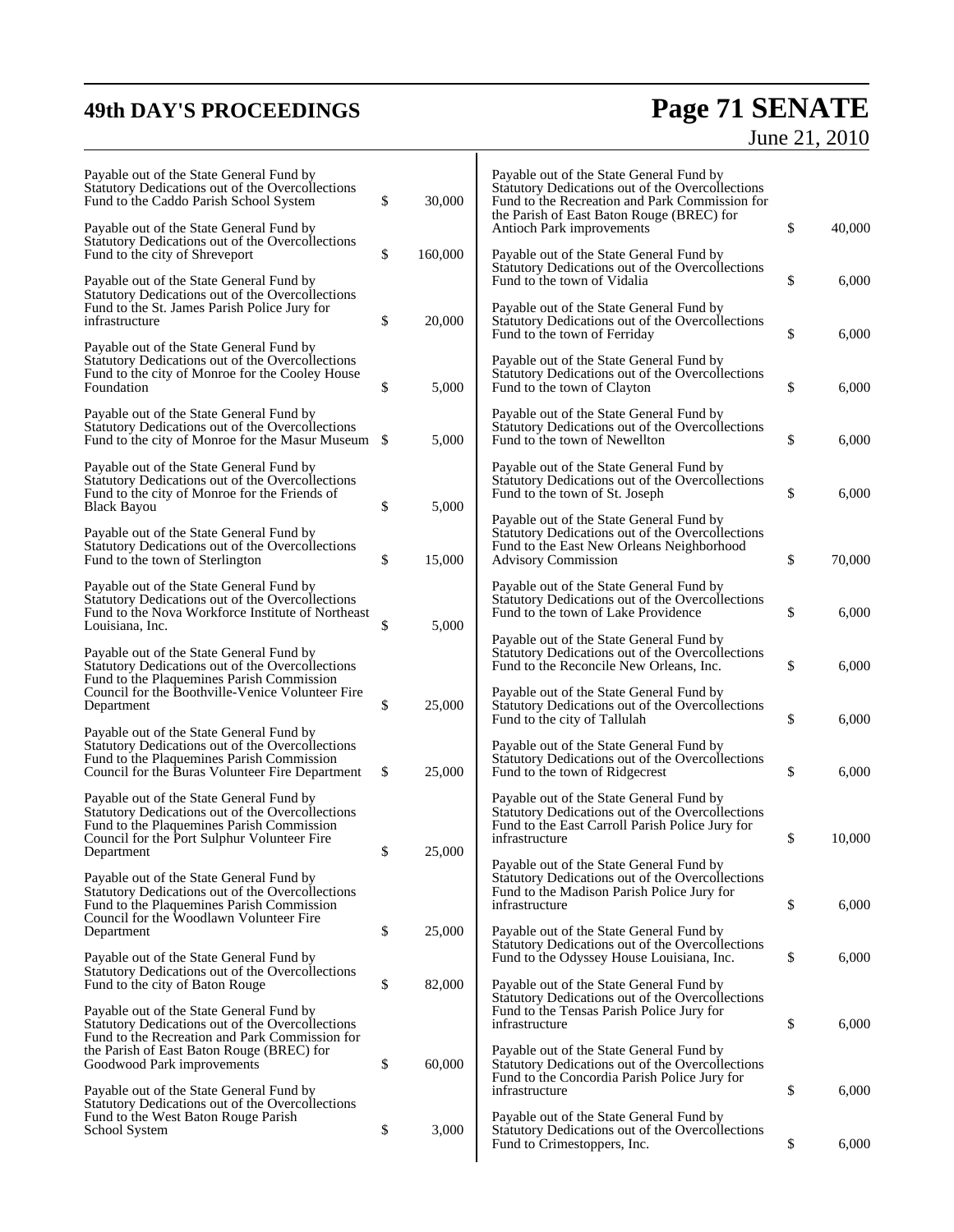Payable out of the State General Fund by Statutory Dedications out of the Overcollections Fund to the Caddo Parish School System $ 30,000

Payable out of the State General Fund by Statutory Dedications out of the Overcollections Fund to the city of Shreveport $ 160,000

Payable out of the State General Fund by Statutory Dedications out of the Overcollections Fund to the St. James Parish Police Jury for infrastructure $ 20,000

Payable out of the State General Fund by Statutory Dedications out of the Overcollections Fund to the city of Monroe for the Cooley House Foundation $ 5,000

Payable out of the State General Fund by Statutory Dedications out of the Overcollections Fund to the city of Monroe for the Masur Museum $ 5,000

Payable out of the State General Fund by Statutory Dedications out of the Overcollections Fund to the city of Monroe for the Friends of Black Bayou $ 5,000

Payable out of the State General Fund by Statutory Dedications out of the Overcollections Fund to the town of Sterlington $ 15,000

Payable out of the State General Fund by Statutory Dedications out of the Overcollections Fund to the Nova Workforce Institute of Northeast Louisiana, Inc. $ 5,000

Payable out of the State General Fund by Statutory Dedications out of the Overcollections Fund to the Plaquemines Parish Commission Council for the Boothville-Venice Volunteer Fire Department $ 25,000

Payable out of the State General Fund by Statutory Dedications out of the Overcollections Fund to the Plaquemines Parish Commission Council for the Buras Volunteer Fire Department $ 25,000

Payable out of the State General Fund by Statutory Dedications out of the Overcollections Fund to the Plaquemines Parish Commission Council for the Port Sulphur Volunteer Fire Department $ 25,000

Payable out of the State General Fund by Statutory Dedications out of the Overcollections Fund to the Plaquemines Parish Commission Council for the Woodlawn Volunteer Fire Department $ 25,000

Payable out of the State General Fund by Statutory Dedications out of the Overcollections Fund to the city of Baton Rouge $ 82,000

Payable out of the State General Fund by Statutory Dedications out of the Overcollections Fund to the Recreation and Park Commission for the Parish of East Baton Rouge (BREC) for Goodwood Park improvements $ 60,000

Payable out of the State General Fund by Statutory Dedications out of the Overcollections Fund to the West Baton Rouge Parish School System $ 3,000

Payable out of the State General Fund by Statutory Dedications out of the Overcollections Fund to the Recreation and Park Commission for the Parish of East Baton Rouge (BREC) for Antioch Park improvements $ 40,000

Payable out of the State General Fund by Statutory Dedications out of the Overcollections Fund to the town of Vidalia $ 6,000

Payable out of the State General Fund by Statutory Dedications out of the Overcollections Fund to the town of Ferriday $ 6,000

Payable out of the State General Fund by Statutory Dedications out of the Overcollections Fund to the town of Clayton $ 6,000

Payable out of the State General Fund by Statutory Dedications out of the Overcollections Fund to the town of Newellton $ 6,000

Payable out of the State General Fund by Statutory Dedications out of the Overcollections Fund to the town of St. Joseph $ 6,000

Payable out of the State General Fund by Statutory Dedications out of the Overcollections Fund to the East New Orleans Neighborhood Advisory Commission $ 70,000

Payable out of the State General Fund by Statutory Dedications out of the Overcollections Fund to the town of Lake Providence $ 6,000

Payable out of the State General Fund by Statutory Dedications out of the Overcollections Fund to the Reconcile New Orleans, Inc. $ 6,000

Payable out of the State General Fund by Statutory Dedications out of the Overcollections Fund to the city of Tallulah $ 6,000

Payable out of the State General Fund by Statutory Dedications out of the Overcollections Fund to the town of Ridgecrest $ 6,000

Payable out of the State General Fund by Statutory Dedications out of the Overcollections Fund to the East Carroll Parish Police Jury for infrastructure $ 10,000

Payable out of the State General Fund by Statutory Dedications out of the Overcollections Fund to the Madison Parish Police Jury for infrastructure $ 6,000

Payable out of the State General Fund by Statutory Dedications out of the Overcollections Fund to the Odyssey House Louisiana, Inc. $ 6,000

Payable out of the State General Fund by Statutory Dedications out of the Overcollections Fund to the Tensas Parish Police Jury for infrastructure $ 6,000

Payable out of the State General Fund by Statutory Dedications out of the Overcollections Fund to the Concordia Parish Police Jury for infrastructure $ 6,000

Payable out of the State General Fund by Statutory Dedications out of the Overcollections Fund to Crimestoppers, Inc. $ 6,000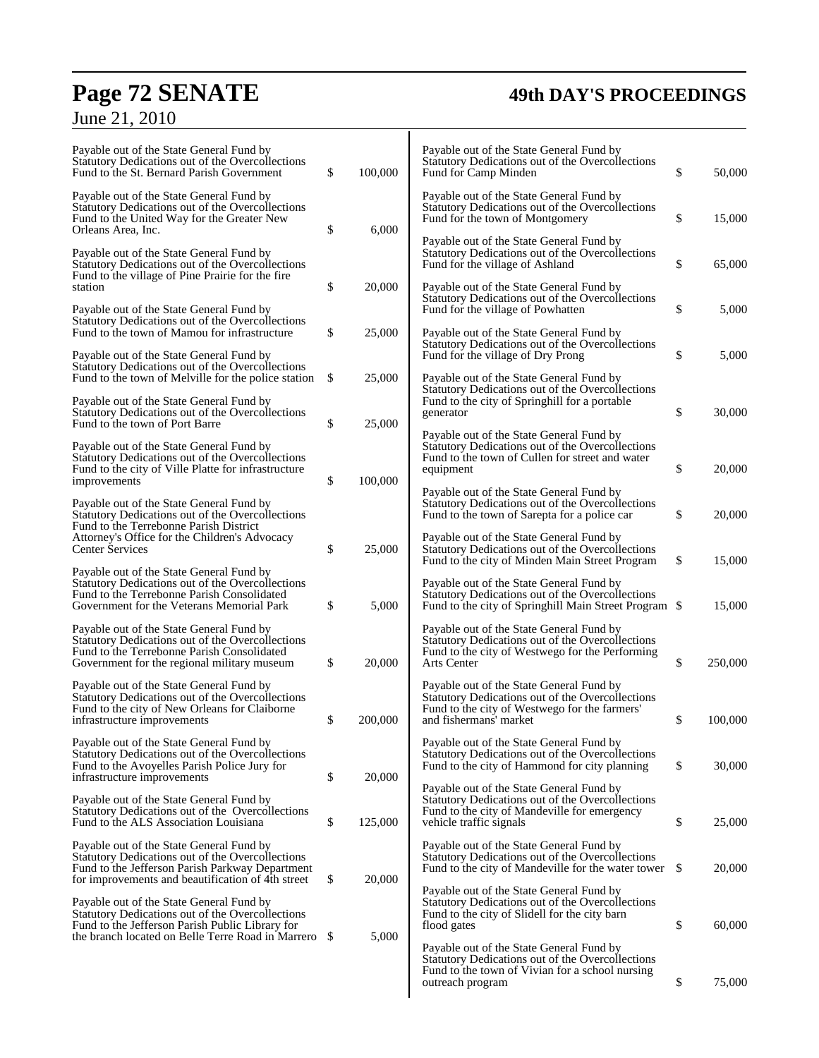Payable out of the State General Fund by Statutory Dedications out of the Overcollections Fund to the St. Bernard Parish Government $ 100,000

Payable out of the State General Fund by Statutory Dedications out of the Overcollections Fund to the United Way for the Greater New Orleans Area, Inc. $ 6,000

Payable out of the State General Fund by Statutory Dedications out of the Overcollections Fund to the village of Pine Prairie for the fire station $ 20,000

Payable out of the State General Fund by Statutory Dedications out of the Overcollections Fund to the town of Mamou for infrastructure $ 25,000

Payable out of the State General Fund by Statutory Dedications out of the Overcollections Fund to the town of Melville for the police station $ 25,000

Payable out of the State General Fund by Statutory Dedications out of the Overcollections Fund to the town of Port Barre $ 25,000

Payable out of the State General Fund by Statutory Dedications out of the Overcollections Fund to the city of Ville Platte for infrastructure improvements $ 100,000

Payable out of the State General Fund by Statutory Dedications out of the Overcollections Fund to the Terrebonne Parish District Attorney's Office for the Children's Advocacy Center Services $ 25,000

Payable out of the State General Fund by Statutory Dedications out of the Overcollections Fund to the Terrebonne Parish Consolidated Government for the Veterans Memorial Park $ 5,000

Payable out of the State General Fund by Statutory Dedications out of the Overcollections Fund to the Terrebonne Parish Consolidated Government for the regional military museum $ 20,000

Payable out of the State General Fund by Statutory Dedications out of the Overcollections Fund to the city of New Orleans for Claiborne infrastructure improvements $ 200,000

Payable out of the State General Fund by Statutory Dedications out of the Overcollections Fund to the Avoyelles Parish Police Jury for infrastructure improvements $ 20,000

Payable out of the State General Fund by Statutory Dedications out of the Overcollections Fund to the ALS Association Louisiana $ 125,000

Payable out of the State General Fund by Statutory Dedications out of the Overcollections Fund to the Jefferson Parish Parkway Department for improvements and beautification of 4th street $ 20,000

Payable out of the State General Fund by Statutory Dedications out of the Overcollections Fund to the Jefferson Parish Public Library for the branch located on Belle Terre Road in Marrero $ 5,000

Payable out of the State General Fund by Statutory Dedications out of the Overcollections Fund for Camp Minden $ 50,000

Payable out of the State General Fund by Statutory Dedications out of the Overcollections Fund for the town of Montgomery $ 15,000

Payable out of the State General Fund by Statutory Dedications out of the Overcollections Fund for the village of Ashland $ 65,000

Payable out of the State General Fund by Statutory Dedications out of the Overcollections Fund for the village of Powhatten $ 5,000

Payable out of the State General Fund by Statutory Dedications out of the Overcollections Fund for the village of Dry Prong $ 5,000

Payable out of the State General Fund by Statutory Dedications out of the Overcollections Fund to the city of Springhill for a portable generator $ 30,000

Payable out of the State General Fund by Statutory Dedications out of the Overcollections Fund to the town of Cullen for street and water equipment $ 20,000

Payable out of the State General Fund by Statutory Dedications out of the Overcollections Fund to the town of Sarepta for a police car $ 20,000

Payable out of the State General Fund by Statutory Dedications out of the Overcollections Fund to the city of Minden Main Street Program $ 15,000

Payable out of the State General Fund by Statutory Dedications out of the Overcollections Fund to the city of Springhill Main Street Program $ 15,000

Payable out of the State General Fund by Statutory Dedications out of the Overcollections Fund to the city of Westwego for the Performing Arts Center $ 250,000

Payable out of the State General Fund by Statutory Dedications out of the Overcollections Fund to the city of Westwego for the farmers' and fishermans' market $ 100,000

Payable out of the State General Fund by Statutory Dedications out of the Overcollections Fund to the city of Hammond for city planning $ 30,000

Payable out of the State General Fund by Statutory Dedications out of the Overcollections Fund to the city of Mandeville for emergency vehicle traffic signals $ 25,000

Payable out of the State General Fund by Statutory Dedications out of the Overcollections Fund to the city of Mandeville for the water tower $ 20,000

Payable out of the State General Fund by Statutory Dedications out of the Overcollections Fund to the city of Slidell for the city barn flood gates $ 60,000

Payable out of the State General Fund by Statutory Dedications out of the Overcollections Fund to the town of Vivian for a school nursing outreach program $ 75,000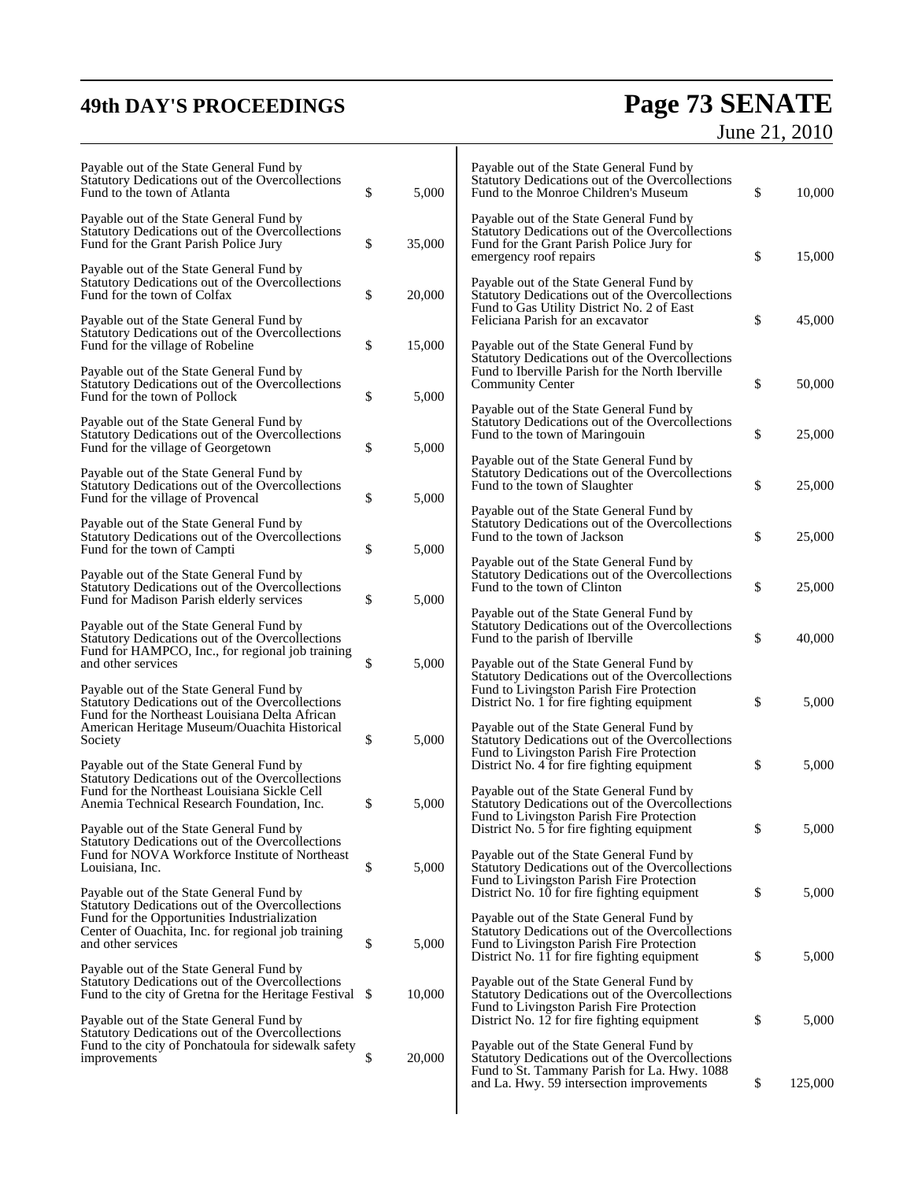Payable out of the State General Fund by Statutory Dedications out of the Overcollections Fund to the town of Atlanta $ 5,000

Payable out of the State General Fund by Statutory Dedications out of the Overcollections Fund for the Grant Parish Police Jury $ 35,000

Payable out of the State General Fund by Statutory Dedications out of the Overcollections Fund for the town of Colfax $ 20,000

Payable out of the State General Fund by Statutory Dedications out of the Overcollections Fund for the village of Robeline $ 15,000

Payable out of the State General Fund by Statutory Dedications out of the Overcollections Fund for the town of Pollock $ 5,000

Payable out of the State General Fund by Statutory Dedications out of the Overcollections Fund for the village of Georgetown $ 5,000

Payable out of the State General Fund by Statutory Dedications out of the Overcollections Fund for the village of Provencal $ 5,000

Payable out of the State General Fund by Statutory Dedications out of the Overcollections Fund for the town of Campti $ 5,000

Payable out of the State General Fund by Statutory Dedications out of the Overcollections Fund for Madison Parish elderly services $ 5,000

Payable out of the State General Fund by Statutory Dedications out of the Overcollections Fund for HAMPCO, Inc., for regional job training and other services $ 5,000

Payable out of the State General Fund by Statutory Dedications out of the Overcollections Fund for the Northeast Louisiana Delta African American Heritage Museum/Ouachita Historical Society $ 5,000

Payable out of the State General Fund by Statutory Dedications out of the Overcollections Fund for the Northeast Louisiana Sickle Cell Anemia Technical Research Foundation, Inc. $ 5,000

Payable out of the State General Fund by Statutory Dedications out of the Overcollections Fund for NOVA Workforce Institute of Northeast Louisiana, Inc. $ 5,000

Payable out of the State General Fund by Statutory Dedications out of the Overcollections Fund for the Opportunities Industrialization Center of Ouachita, Inc. for regional job training and other services $ 5,000

Payable out of the State General Fund by Statutory Dedications out of the Overcollections Fund to the city of Gretna for the Heritage Festival $ 10,000

Payable out of the State General Fund by Statutory Dedications out of the Overcollections Fund to the city of Ponchatoula for sidewalk safety improvements $ 20,000

Payable out of the State General Fund by Statutory Dedications out of the Overcollections Fund to the Monroe Children's Museum $ 10,000

Payable out of the State General Fund by Statutory Dedications out of the Overcollections Fund for the Grant Parish Police Jury for emergency roof repairs $ 15,000

Payable out of the State General Fund by Statutory Dedications out of the Overcollections Fund to Gas Utility District No. 2 of East Feliciana Parish for an excavator $ 45,000

Payable out of the State General Fund by Statutory Dedications out of the Overcollections Fund to Iberville Parish for the North Iberville Community Center $ 50,000

Payable out of the State General Fund by Statutory Dedications out of the Overcollections Fund to the town of Maringouin $ 25,000

Payable out of the State General Fund by Statutory Dedications out of the Overcollections Fund to the town of Slaughter $ 25,000

Payable out of the State General Fund by Statutory Dedications out of the Overcollections Fund to the town of Jackson $ 25,000

Payable out of the State General Fund by Statutory Dedications out of the Overcollections Fund to the town of Clinton $ 25,000

Payable out of the State General Fund by Statutory Dedications out of the Overcollections Fund to the parish of Iberville $ 40,000

Payable out of the State General Fund by Statutory Dedications out of the Overcollections Fund to Livingston Parish Fire Protection District No. 1 for fire fighting equipment $ 5,000

Payable out of the State General Fund by Statutory Dedications out of the Overcollections Fund to Livingston Parish Fire Protection District No. 4 for fire fighting equipment $ 5,000

Payable out of the State General Fund by Statutory Dedications out of the Overcollections Fund to Livingston Parish Fire Protection District No. 5 for fire fighting equipment $ 5,000

Payable out of the State General Fund by Statutory Dedications out of the Overcollections Fund to Livingston Parish Fire Protection District No. 10 for fire fighting equipment $ 5,000

Payable out of the State General Fund by Statutory Dedications out of the Overcollections Fund to Livingston Parish Fire Protection District No. 11 for fire fighting equipment $ 5,000

Payable out of the State General Fund by Statutory Dedications out of the Overcollections Fund to Livingston Parish Fire Protection District No. 12 for fire fighting equipment $ 5,000

Payable out of the State General Fund by Statutory Dedications out of the Overcollections Fund to St. Tammany Parish for La. Hwy. 1088 and La. Hwy. 59 intersection improvements $ 125,000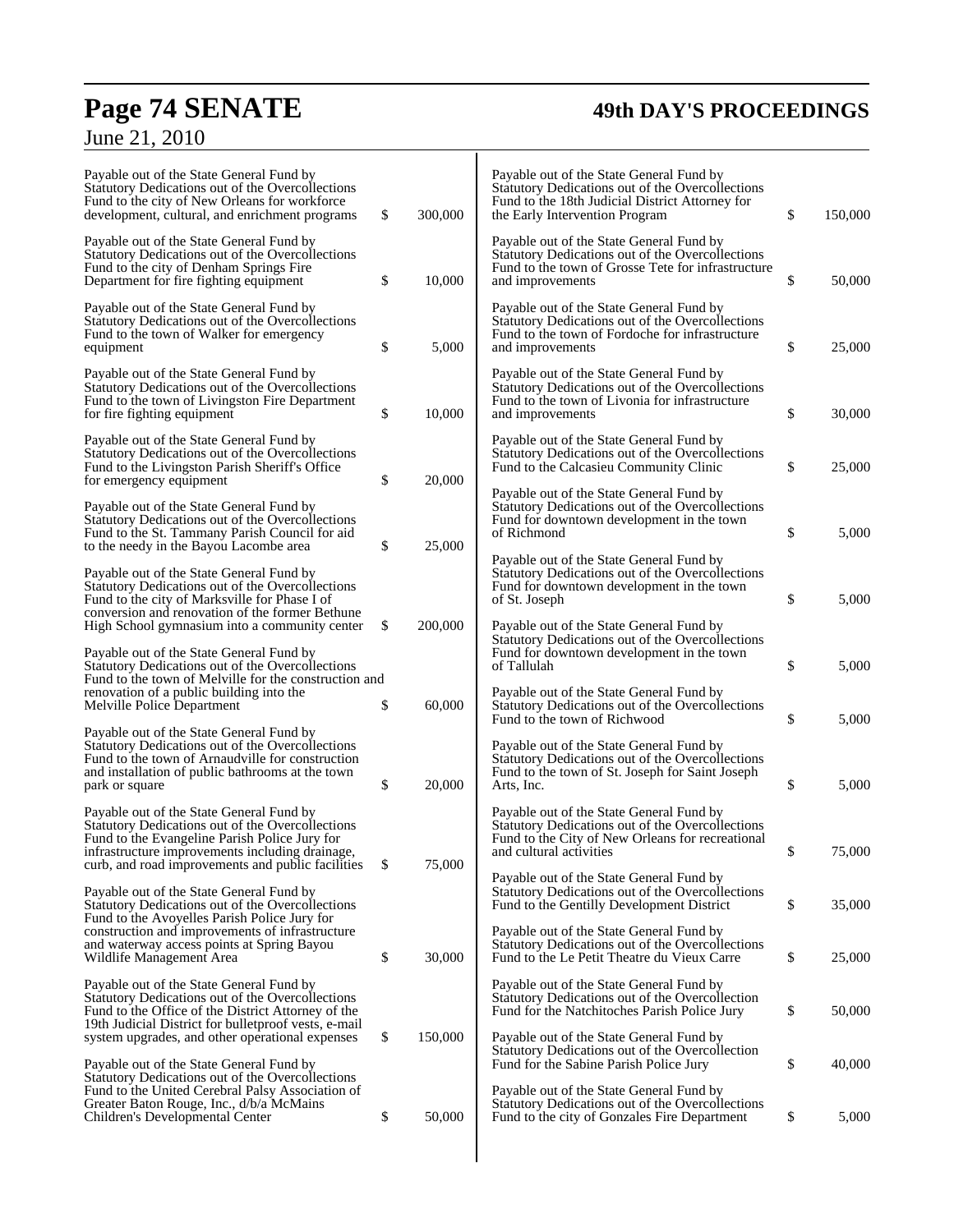Payable out of the State General Fund by Statutory Dedications out of the Overcollections Fund to the city of New Orleans for workforce development, cultural, and enrichment programs $ 300,000

Payable out of the State General Fund by Statutory Dedications out of the Overcollections Fund to the city of Denham Springs Fire Department for fire fighting equipment $ 10,000

Payable out of the State General Fund by Statutory Dedications out of the Overcollections Fund to the town of Walker for emergency equipment $ 5,000

Payable out of the State General Fund by Statutory Dedications out of the Overcollections Fund to the town of Livingston Fire Department for fire fighting equipment $ 10,000

Payable out of the State General Fund by Statutory Dedications out of the Overcollections Fund to the Livingston Parish Sheriff's Office for emergency equipment $ 20,000

Payable out of the State General Fund by Statutory Dedications out of the Overcollections Fund to the St. Tammany Parish Council for aid to the needy in the Bayou Lacombe area $ 25,000

Payable out of the State General Fund by Statutory Dedications out of the Overcollections Fund to the city of Marksville for Phase I of conversion and renovation of the former Bethune High School gymnasium into a community center $ 200,000

Payable out of the State General Fund by Statutory Dedications out of the Overcollections Fund to the town of Melville for the construction and renovation of a public building into the Melville Police Department $ 60,000

Payable out of the State General Fund by Statutory Dedications out of the Overcollections Fund to the town of Arnaudville for construction and installation of public bathrooms at the town park or square $ 20,000

Payable out of the State General Fund by Statutory Dedications out of the Overcollections Fund to the Evangeline Parish Police Jury for infrastructure improvements including drainage, curb, and road improvements and public facilities $ 75,000

Payable out of the State General Fund by Statutory Dedications out of the Overcollections Fund to the Avoyelles Parish Police Jury for construction and improvements of infrastructure and waterway access points at Spring Bayou Wildlife Management Area $ 30,000

Payable out of the State General Fund by Statutory Dedications out of the Overcollections Fund to the Office of the District Attorney of the 19th Judicial District for bulletproof vests, e-mail system upgrades, and other operational expenses $ 150,000

Payable out of the State General Fund by Statutory Dedications out of the Overcollections Fund to the United Cerebral Palsy Association of Greater Baton Rouge, Inc., d/b/a McMains Children's Developmental Center $ 50,000

Payable out of the State General Fund by Statutory Dedications out of the Overcollections Fund to the 18th Judicial District Attorney for the Early Intervention Program $ 150,000

Payable out of the State General Fund by Statutory Dedications out of the Overcollections Fund to the town of Grosse Tete for infrastructure and improvements $ 50,000

Payable out of the State General Fund by Statutory Dedications out of the Overcollections Fund to the town of Fordoche for infrastructure and improvements $ 25,000

Payable out of the State General Fund by Statutory Dedications out of the Overcollections Fund to the town of Livonia for infrastructure and improvements $ 30,000

Payable out of the State General Fund by Statutory Dedications out of the Overcollections Fund to the Calcasieu Community Clinic $ 25,000

Payable out of the State General Fund by Statutory Dedications out of the Overcollections Fund for downtown development in the town of Richmond $ 5,000

Payable out of the State General Fund by Statutory Dedications out of the Overcollections Fund for downtown development in the town of St. Joseph $ 5,000

Payable out of the State General Fund by Statutory Dedications out of the Overcollections Fund for downtown development in the town of Tallulah $ 5,000

Payable out of the State General Fund by Statutory Dedications out of the Overcollections Fund to the town of Richwood $ 5,000

Payable out of the State General Fund by Statutory Dedications out of the Overcollections Fund to the town of St. Joseph for Saint Joseph Arts, Inc. $ 5,000

Payable out of the State General Fund by Statutory Dedications out of the Overcollections Fund to the City of New Orleans for recreational and cultural activities $ 75,000

Payable out of the State General Fund by Statutory Dedications out of the Overcollections Fund to the Gentilly Development District $ 35,000

Payable out of the State General Fund by Statutory Dedications out of the Overcollections Fund to the Le Petit Theatre du Vieux Carre $ 25,000

Payable out of the State General Fund by Statutory Dedications out of the Overcollection Fund for the Natchitoches Parish Police Jury $ 50,000

Payable out of the State General Fund by Statutory Dedications out of the Overcollection Fund for the Sabine Parish Police Jury $ 40,000

Payable out of the State General Fund by Statutory Dedications out of the Overcollections Fund to the city of Gonzales Fire Department $ 5,000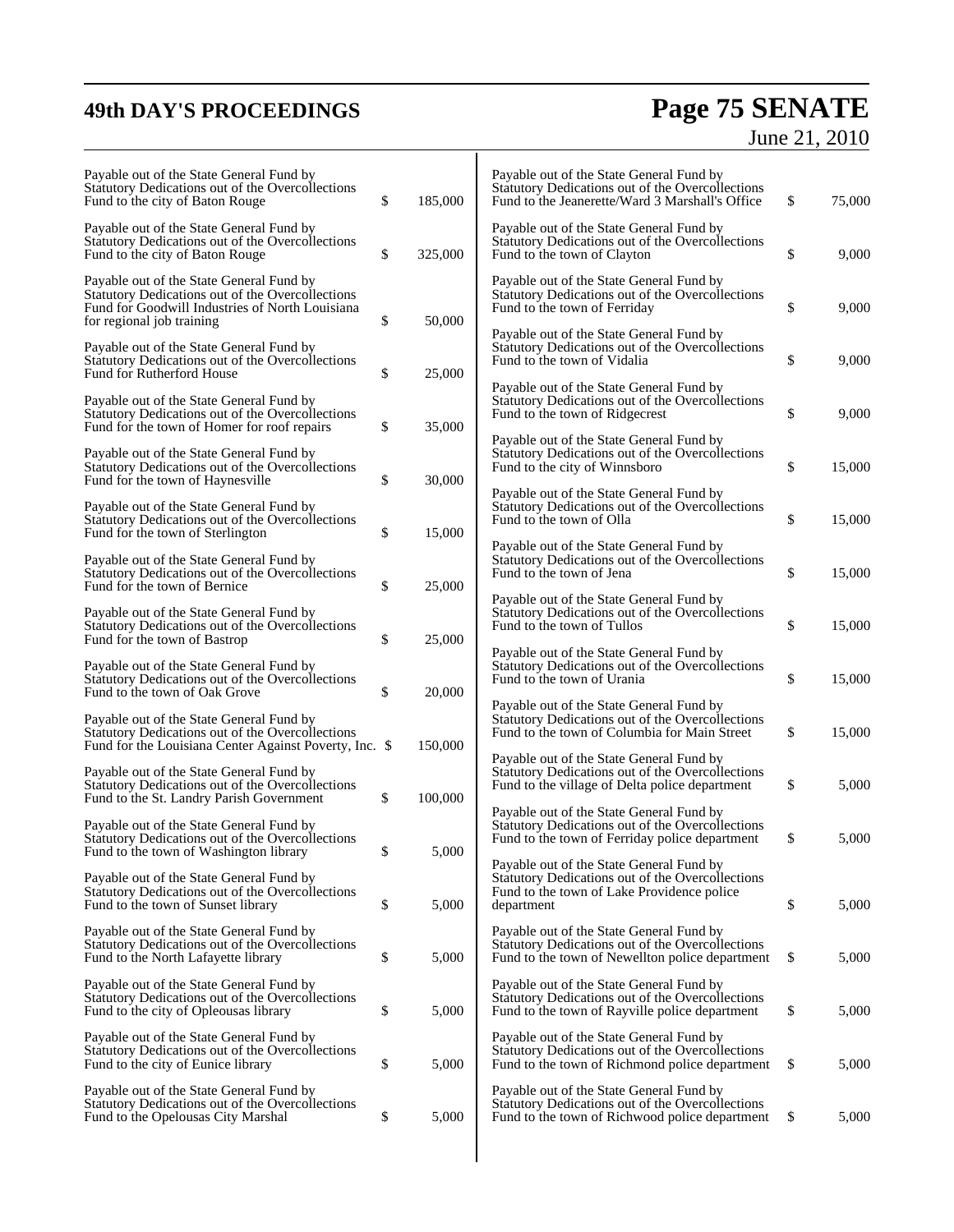Payable out of the State General Fund by Statutory Dedications out of the Overcollections Fund to the city of Baton Rouge $ 185,000

Payable out of the State General Fund by Statutory Dedications out of the Overcollections Fund to the city of Baton Rouge $ 325,000

Payable out of the State General Fund by Statutory Dedications out of the Overcollections Fund for Goodwill Industries of North Louisiana for regional job training $ 50,000

Payable out of the State General Fund by Statutory Dedications out of the Overcollections Fund for Rutherford House $ 25,000

Payable out of the State General Fund by Statutory Dedications out of the Overcollections Fund for the town of Homer for roof repairs $ 35,000

Payable out of the State General Fund by Statutory Dedications out of the Overcollections Fund for the town of Haynesville $ 30,000

Payable out of the State General Fund by Statutory Dedications out of the Overcollections Fund for the town of Sterlington $ 15,000

Payable out of the State General Fund by Statutory Dedications out of the Overcollections Fund for the town of Bernice $ 25,000

Payable out of the State General Fund by Statutory Dedications out of the Overcollections Fund for the town of Bastrop $ 25,000

Payable out of the State General Fund by Statutory Dedications out of the Overcollections Fund to the town of Oak Grove $ 20,000

Payable out of the State General Fund by Statutory Dedications out of the Overcollections Fund for the Louisiana Center Against Poverty, Inc. $ 150,000

Payable out of the State General Fund by Statutory Dedications out of the Overcollections Fund to the St. Landry Parish Government $ 100,000

Payable out of the State General Fund by Statutory Dedications out of the Overcollections Fund to the town of Washington library $ 5,000

Payable out of the State General Fund by Statutory Dedications out of the Overcollections Fund to the town of Sunset library $ 5,000

Payable out of the State General Fund by Statutory Dedications out of the Overcollections Fund to the North Lafayette library $ 5,000

Payable out of the State General Fund by Statutory Dedications out of the Overcollections Fund to the city of Opleousas library $ 5,000

Payable out of the State General Fund by Statutory Dedications out of the Overcollections Fund to the city of Eunice library $ 5,000

Payable out of the State General Fund by Statutory Dedications out of the Overcollections Fund to the Opelousas City Marshal $ 5,000

Payable out of the State General Fund by Statutory Dedications out of the Overcollections Fund to the Jeanerette/Ward 3 Marshall's Office $ 75,000

Payable out of the State General Fund by Statutory Dedications out of the Overcollections Fund to the town of Clayton $ 9,000

Payable out of the State General Fund by Statutory Dedications out of the Overcollections Fund to the town of Ferriday $ 9,000

Payable out of the State General Fund by Statutory Dedications out of the Overcollections Fund to the town of Vidalia $ 9,000

Payable out of the State General Fund by Statutory Dedications out of the Overcollections Fund to the town of Ridgecrest $ 9,000

Payable out of the State General Fund by Statutory Dedications out of the Overcollections Fund to the city of Winnsboro $ 15,000

Payable out of the State General Fund by Statutory Dedications out of the Overcollections Fund to the town of Olla $ 15,000

Payable out of the State General Fund by Statutory Dedications out of the Overcollections Fund to the town of Jena $ 15,000

Payable out of the State General Fund by Statutory Dedications out of the Overcollections Fund to the town of Tullos $ 15,000

Payable out of the State General Fund by Statutory Dedications out of the Overcollections Fund to the town of Urania $ 15,000

Payable out of the State General Fund by Statutory Dedications out of the Overcollections Fund to the town of Columbia for Main Street $ 15,000

Payable out of the State General Fund by Statutory Dedications out of the Overcollections Fund to the village of Delta police department $ 5,000

Payable out of the State General Fund by Statutory Dedications out of the Overcollections Fund to the town of Ferriday police department $ 5,000

Payable out of the State General Fund by Statutory Dedications out of the Overcollections Fund to the town of Lake Providence police department $ 5,000

Payable out of the State General Fund by Statutory Dedications out of the Overcollections Fund to the town of Newellton police department $ 5,000

Payable out of the State General Fund by Statutory Dedications out of the Overcollections Fund to the town of Rayville police department $ 5,000

Payable out of the State General Fund by Statutory Dedications out of the Overcollections Fund to the town of Richmond police department $ 5,000

Payable out of the State General Fund by Statutory Dedications out of the Overcollections Fund to the town of Richwood police department $ 5,000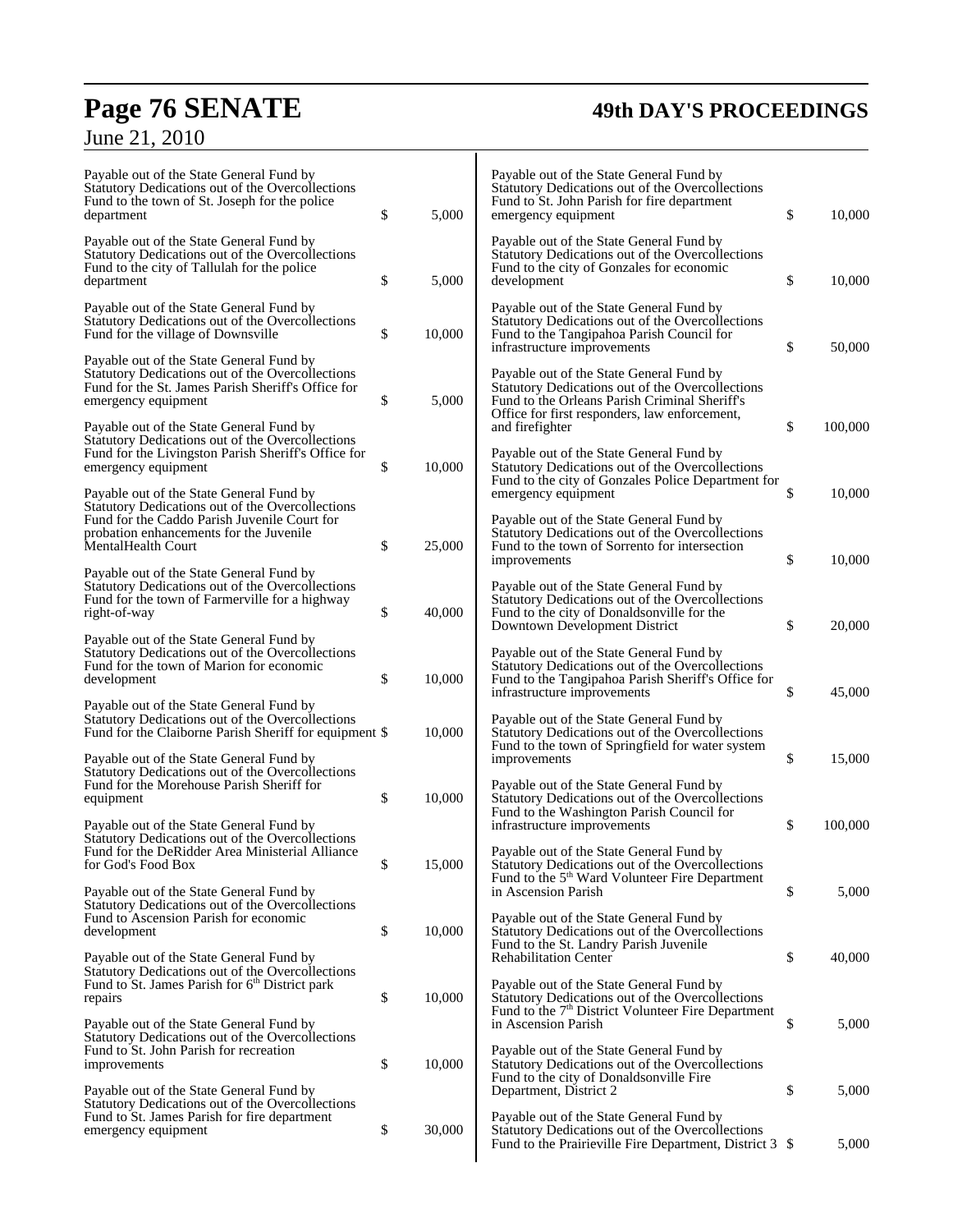Payable out of the State General Fund by Statutory Dedications out of the Overcollections Fund to the town of St. Joseph for the police department $ 5,000

Payable out of the State General Fund by Statutory Dedications out of the Overcollections Fund to the city of Tallulah for the police department $ 5,000

Payable out of the State General Fund by Statutory Dedications out of the Overcollections Fund for the village of Downsville $ 10,000

Payable out of the State General Fund by Statutory Dedications out of the Overcollections Fund for the St. James Parish Sheriff's Office for emergency equipment $ 5,000

Payable out of the State General Fund by Statutory Dedications out of the Overcollections Fund for the Livingston Parish Sheriff's Office for emergency equipment $ 10,000

Payable out of the State General Fund by Statutory Dedications out of the Overcollections Fund for the Caddo Parish Juvenile Court for probation enhancements for the Juvenile MentalHealth Court $ 25,000

Payable out of the State General Fund by Statutory Dedications out of the Overcollections Fund for the town of Farmerville for a highway right-of-way $ 40,000

Payable out of the State General Fund by Statutory Dedications out of the Overcollections Fund for the town of Marion for economic development $ 10,000

Payable out of the State General Fund by Statutory Dedications out of the Overcollections Fund for the Claiborne Parish Sheriff for equipment $ 10,000

Payable out of the State General Fund by Statutory Dedications out of the Overcollections Fund for the Morehouse Parish Sheriff for equipment $ 10,000

Payable out of the State General Fund by Statutory Dedications out of the Overcollections Fund for the DeRidder Area Ministerial Alliance for God's Food Box $ 15,000

Payable out of the State General Fund by Statutory Dedications out of the Overcollections Fund to Ascension Parish for economic development $ 10,000

Payable out of the State General Fund by Statutory Dedications out of the Overcollections Fund to St. James Parish for 6th District park repairs $ 10,000

Payable out of the State General Fund by Statutory Dedications out of the Overcollections Fund to St. John Parish for recreation improvements $ 10,000

Payable out of the State General Fund by Statutory Dedications out of the Overcollections Fund to St. James Parish for fire department emergency equipment $ 30,000

Payable out of the State General Fund by Statutory Dedications out of the Overcollections Fund to St. John Parish for fire department emergency equipment $ 10,000

Payable out of the State General Fund by Statutory Dedications out of the Overcollections Fund to the city of Gonzales for economic development $ 10,000

Payable out of the State General Fund by Statutory Dedications out of the Overcollections Fund to the Tangipahoa Parish Council for infrastructure improvements $ 50,000

Payable out of the State General Fund by Statutory Dedications out of the Overcollections Fund to the Orleans Parish Criminal Sheriff's Office for first responders, law enforcement, and firefighter $ 100,000

Payable out of the State General Fund by Statutory Dedications out of the Overcollections Fund to the city of Gonzales Police Department for emergency equipment $ 10,000

Payable out of the State General Fund by Statutory Dedications out of the Overcollections Fund to the town of Sorrento for intersection improvements $ 10,000

Payable out of the State General Fund by Statutory Dedications out of the Overcollections Fund to the city of Donaldsonville for the Downtown Development District $ 20,000

Payable out of the State General Fund by Statutory Dedications out of the Overcollections Fund to the Tangipahoa Parish Sheriff's Office for infrastructure improvements $ 45,000

Payable out of the State General Fund by Statutory Dedications out of the Overcollections Fund to the town of Springfield for water system improvements $ 15,000

Payable out of the State General Fund by Statutory Dedications out of the Overcollections Fund to the Washington Parish Council for infrastructure improvements $ 100,000

Payable out of the State General Fund by Statutory Dedications out of the Overcollections Fund to the 5th Ward Volunteer Fire Department in Ascension Parish $ 5,000

Payable out of the State General Fund by Statutory Dedications out of the Overcollections Fund to the St. Landry Parish Juvenile Rehabilitation Center $ 40,000

Payable out of the State General Fund by Statutory Dedications out of the Overcollections Fund to the 7th District Volunteer Fire Department in Ascension Parish $ 5,000

Payable out of the State General Fund by Statutory Dedications out of the Overcollections Fund to the city of Donaldsonville Fire Department, District 2 $ 5,000

Payable out of the State General Fund by Statutory Dedications out of the Overcollections Fund to the Prairieville Fire Department, District 3 $ 5,000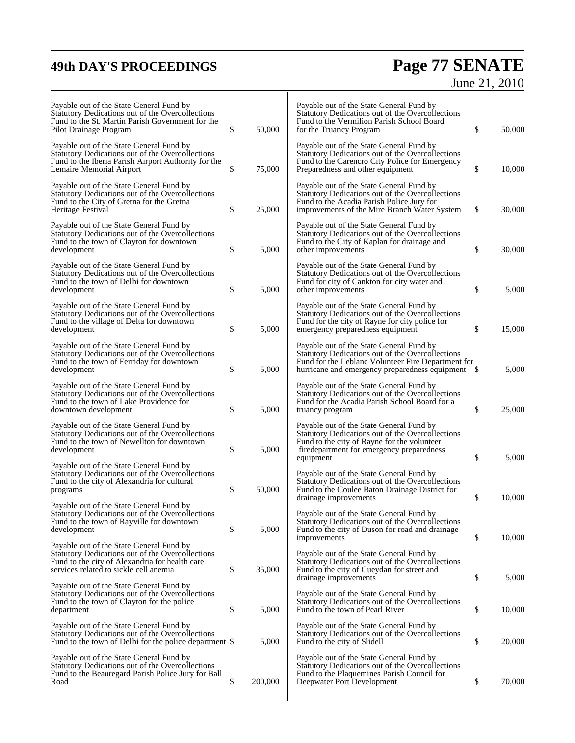Payable out of the State General Fund by Statutory Dedications out of the Overcollections Fund to the St. Martin Parish Government for the Pilot Drainage Program $ 50,000

Payable out of the State General Fund by Statutory Dedications out of the Overcollections Fund to the Iberia Parish Airport Authority for the Lemaire Memorial Airport $ 75,000

Payable out of the State General Fund by Statutory Dedications out of the Overcollections Fund to the City of Gretna for the Gretna Heritage Festival $ 25,000

Payable out of the State General Fund by Statutory Dedications out of the Overcollections Fund to the town of Clayton for downtown development $ 5,000

Payable out of the State General Fund by Statutory Dedications out of the Overcollections Fund to the town of Delhi for downtown development $ 5,000

Payable out of the State General Fund by Statutory Dedications out of the Overcollections Fund to the village of Delta for downtown development $ 5,000

Payable out of the State General Fund by Statutory Dedications out of the Overcollections Fund to the town of Ferriday for downtown development $ 5,000

Payable out of the State General Fund by Statutory Dedications out of the Overcollections Fund to the town of Lake Providence for downtown development $ 5,000

Payable out of the State General Fund by Statutory Dedications out of the Overcollections Fund to the town of Newellton for downtown development $ 5,000

Payable out of the State General Fund by Statutory Dedications out of the Overcollections Fund to the city of Alexandria for cultural programs $ 50,000

Payable out of the State General Fund by Statutory Dedications out of the Overcollections Fund to the town of Rayville for downtown development $ 5,000

Payable out of the State General Fund by Statutory Dedications out of the Overcollections Fund to the city of Alexandria for health care services related to sickle cell anemia $ 35,000

Payable out of the State General Fund by Statutory Dedications out of the Overcollections Fund to the town of Clayton for the police department $ 5,000

Payable out of the State General Fund by Statutory Dedications out of the Overcollections Fund to the town of Delhi for the police department $ 5,000

Payable out of the State General Fund by Statutory Dedications out of the Overcollections Fund to the Beauregard Parish Police Jury for Ball Road $ 200,000

Payable out of the State General Fund by Statutory Dedications out of the Overcollections Fund to the Vermilion Parish School Board for the Truancy Program $ 50,000

Payable out of the State General Fund by Statutory Dedications out of the Overcollections Fund to the Carencro City Police for Emergency Preparedness and other equipment $ 10,000

Payable out of the State General Fund by Statutory Dedications out of the Overcollections Fund to the Acadia Parish Police Jury for improvements of the Mire Branch Water System $ 30,000

Payable out of the State General Fund by Statutory Dedications out of the Overcollections Fund to the City of Kaplan for drainage and other improvements $ 30,000

Payable out of the State General Fund by Statutory Dedications out of the Overcollections Fund for city of Cankton for city water and other improvements $ 5,000

Payable out of the State General Fund by Statutory Dedications out of the Overcollections Fund for the city of Rayne for city police for emergency preparedness equipment $ 15,000

Payable out of the State General Fund by Statutory Dedications out of the Overcollections Fund for the Leblanc Volunteer Fire Department for hurricane and emergency preparedness equipment $ 5,000

Payable out of the State General Fund by Statutory Dedications out of the Overcollections Fund for the Acadia Parish School Board for a truancy program $ 25,000

Payable out of the State General Fund by Statutory Dedications out of the Overcollections Fund to the city of Rayne for the volunteer firedepartment for emergency preparedness equipment $ 5,000

Payable out of the State General Fund by Statutory Dedications out of the Overcollections Fund to the Coulee Baton Drainage District for drainage improvements $ 10,000

Payable out of the State General Fund by Statutory Dedications out of the Overcollections Fund to the city of Duson for road and drainage improvements $ 10,000

Payable out of the State General Fund by Statutory Dedications out of the Overcollections Fund to the city of Gueydan for street and drainage improvements $ 5,000

Payable out of the State General Fund by Statutory Dedications out of the Overcollections Fund to the town of Pearl River $ 10,000

Payable out of the State General Fund by Statutory Dedications out of the Overcollections Fund to the city of Slidell $ 20,000

Payable out of the State General Fund by Statutory Dedications out of the Overcollections Fund to the Plaquemines Parish Council for Deepwater Port Development $ 70,000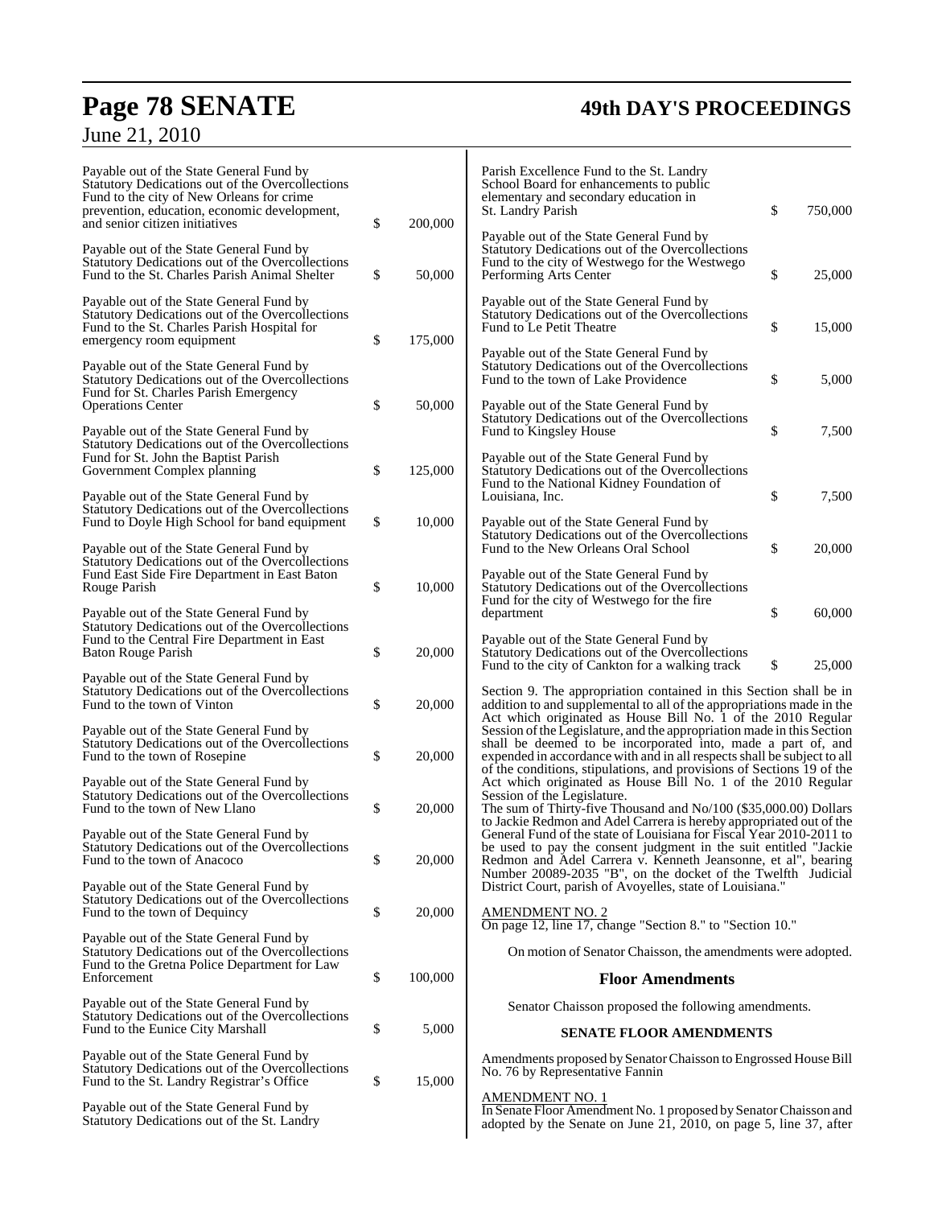Payable out of the State General Fund by Statutory Dedications out of the Overcollections Fund to the city of New Orleans for crime prevention, education, economic development, and senior citizen initiatives $ 200,000

Payable out of the State General Fund by Statutory Dedications out of the Overcollections Fund to the St. Charles Parish Animal Shelter $ 50,000

Payable out of the State General Fund by Statutory Dedications out of the Overcollections Fund to the St. Charles Parish Hospital for emergency room equipment $ 175,000

Payable out of the State General Fund by Statutory Dedications out of the Overcollections Fund for St. Charles Parish Emergency Operations Center $ 50,000

Payable out of the State General Fund by Statutory Dedications out of the Overcollections Fund for St. John the Baptist Parish Government Complex planning $ 125,000

Payable out of the State General Fund by Statutory Dedications out of the Overcollections Fund to Doyle High School for band equipment $ 10,000

Payable out of the State General Fund by Statutory Dedications out of the Overcollections Fund East Side Fire Department in East Baton Rouge Parish $ 10,000

Payable out of the State General Fund by Statutory Dedications out of the Overcollections Fund to the Central Fire Department in East Baton Rouge Parish $ 20,000

Payable out of the State General Fund by Statutory Dedications out of the Overcollections Fund to the town of Vinton $ 20,000

Payable out of the State General Fund by Statutory Dedications out of the Overcollections Fund to the town of Rosepine $ 20,000

Payable out of the State General Fund by Statutory Dedications out of the Overcollections Fund to the town of New Llano $ 20,000

Payable out of the State General Fund by Statutory Dedications out of the Overcollections Fund to the town of Anacoco $ 20,000

Payable out of the State General Fund by Statutory Dedications out of the Overcollections Fund to the town of Dequincy $ 20,000

Payable out of the State General Fund by Statutory Dedications out of the Overcollections Fund to the Gretna Police Department for Law Enforcement $ 100,000

Payable out of the State General Fund by Statutory Dedications out of the Overcollections Fund to the Eunice City Marshall $ 5,000

Payable out of the State General Fund by Statutory Dedications out of the Overcollections Fund to the St. Landry Registrar's Office $ 15,000

Payable out of the State General Fund by Statutory Dedications out of the St. Landry Parish Excellence Fund to the St. Landry School Board for enhancements to public elementary and secondary education in St. Landry Parish $ 750,000

Payable out of the State General Fund by Statutory Dedications out of the Overcollections Fund to the city of Westwego for the Westwego Performing Arts Center $ 25,000

Payable out of the State General Fund by Statutory Dedications out of the Overcollections Fund to Le Petit Theatre $ 15,000

Payable out of the State General Fund by Statutory Dedications out of the Overcollections Fund to the town of Lake Providence $ 5,000

Payable out of the State General Fund by Statutory Dedications out of the Overcollections Fund to Kingsley House $ 7,500

Payable out of the State General Fund by Statutory Dedications out of the Overcollections Fund to the National Kidney Foundation of Louisiana, Inc. $ 7,500

Payable out of the State General Fund by Statutory Dedications out of the Overcollections Fund to the New Orleans Oral School $ 20,000

Payable out of the State General Fund by Statutory Dedications out of the Overcollections Fund for the city of Westwego for the fire department $ 60,000

Payable out of the State General Fund by Statutory Dedications out of the Overcollections Fund to the city of Cankton for a walking track $ 25,000

Section 9. The appropriation contained in this Section shall be in addition to and supplemental to all of the appropriations made in the Act which originated as House Bill No. 1 of the 2010 Regular Session of the Legislature, and the appropriation made in this Section shall be deemed to be incorporated into, made a part of, and expended in accordance with and in all respects shall be subject to all of the conditions, stipulations, and provisions of Sections 19 of the Act which originated as House Bill No. 1 of the 2010 Regular Session of the Legislature.
The sum of Thirty-five Thousand and No/100 ($35,000.00) Dollars to Jackie Redmon and Adel Carrera is hereby appropriated out of the General Fund of the state of Louisiana for Fiscal Year 2010-2011 to be used to pay the consent judgment in the suit entitled "Jackie Redmon and Adel Carrera v. Kenneth Jeansonne, et al", bearing Number 20089-2035 "B", on the docket of the Twelfth Judicial District Court, parish of Avoyelles, state of Louisiana."

AMENDMENT NO. 2
On page 12, line 17, change "Section 8." to "Section 10."

On motion of Senator Chaisson, the amendments were adopted.

## Floor Amendments

Senator Chaisson proposed the following amendments.

**SENATE FLOOR AMENDMENTS**

Amendments proposed by Senator Chaisson to Engrossed House Bill No. 76 by Representative Fannin

AMENDMENT NO. 1
In Senate Floor Amendment No. 1 proposed by Senator Chaisson and adopted by the Senate on June 21, 2010, on page 5, line 37, after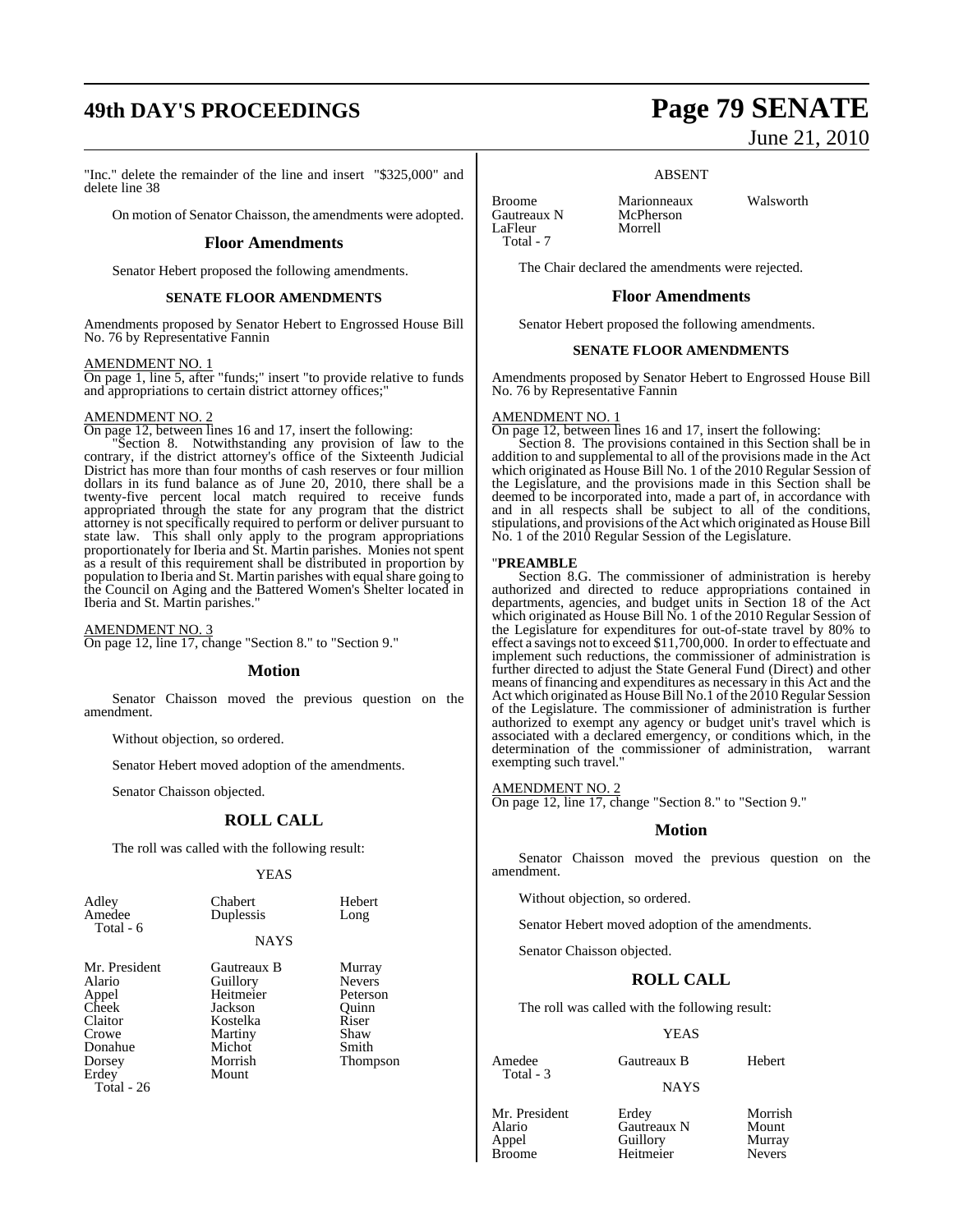"Inc." delete the remainder of the line and insert "$325,000" and delete line 38

On motion of Senator Chaisson, the amendments were adopted.

## Floor Amendments

Senator Hebert proposed the following amendments.

### SENATE FLOOR AMENDMENTS

Amendments proposed by Senator Hebert to Engrossed House Bill No. 76 by Representative Fannin

AMENDMENT NO. 1

On page 1, line 5, after "funds;" insert "to provide relative to funds and appropriations to certain district attorney offices;"

AMENDMENT NO. 2

On page 12, between lines 16 and 17, insert the following:

"Section 8. Notwithstanding any provision of law to the contrary, if the district attorney's office of the Sixteenth Judicial District has more than four months of cash reserves or four million dollars in its fund balance as of June 20, 2010, there shall be a twenty-five percent local match required to receive funds appropriated through the state for any program that the district attorney is not specifically required to perform or deliver pursuant to state law. This shall only apply to the program appropriations proportionately for Iberia and St. Martin parishes. Monies not spent as a result of this requirement shall be distributed in proportion by population to Iberia and St. Martin parishes with equal share going to the Council on Aging and the Battered Women's Shelter located in Iberia and St. Martin parishes."

AMENDMENT NO. 3

On page 12, line 17, change "Section 8." to "Section 9."

## Motion

Senator Chaisson moved the previous question on the amendment.

Without objection, so ordered.

Senator Hebert moved adoption of the amendments.

Senator Chaisson objected.

## ROLL CALL

The roll was called with the following result:

YEAS

| | | |
|---|---|---|
| Adley | Chabert | Hebert |
| Amedee | Duplessis | Long |
| Total - 6 | | |

NAYS

| | | |
|---|---|---|
| Mr. President | Gautreaux B | Murray |
| Alario | Guillory | Nevers |
| Appel | Heitmeier | Peterson |
| Cheek | Jackson | Quinn |
| Claitor | Kostelka | Riser |
| Crowe | Martiny | Shaw |
| Donahue | Michot | Smith |
| Dorsey | Morrish | Thompson |
| Erdey | Mount | |
| Total - 26 | | |

ABSENT

| | | |
|---|---|---|
| Broome | Marionneaux | Walsworth |
| Gautreaux N | McPherson | |
| LaFleur | Morrell | |
| Total - 7 | | |

The Chair declared the amendments were rejected.

## Floor Amendments

Senator Hebert proposed the following amendments.

### SENATE FLOOR AMENDMENTS

Amendments proposed by Senator Hebert to Engrossed House Bill No. 76 by Representative Fannin

AMENDMENT NO. 1

On page 12, between lines 16 and 17, insert the following:

Section 8. The provisions contained in this Section shall be in addition to and supplemental to all of the provisions made in the Act which originated as House Bill No. 1 of the 2010 Regular Session of the Legislature, and the provisions made in this Section shall be deemed to be incorporated into, made a part of, in accordance with and in all respects shall be subject to all of the conditions, stipulations, and provisions of the Act which originated as House Bill No. 1 of the 2010 Regular Session of the Legislature.

"**PREAMBLE**

Section 8.G. The commissioner of administration is hereby authorized and directed to reduce appropriations contained in departments, agencies, and budget units in Section 18 of the Act which originated as House Bill No. 1 of the 2010 Regular Session of the Legislature for expenditures for out-of-state travel by 80% to effect a savings not to exceed $11,700,000. In order to effectuate and implement such reductions, the commissioner of administration is further directed to adjust the State General Fund (Direct) and other means of financing and expenditures as necessary in this Act and the Act which originated as House Bill No.1 of the 2010 Regular Session of the Legislature. The commissioner of administration is further authorized to exempt any agency or budget unit's travel which is associated with a declared emergency, or conditions which, in the determination of the commissioner of administration, warrant exempting such travel."

AMENDMENT NO. 2

On page 12, line 17, change "Section 8." to "Section 9."

## Motion

Senator Chaisson moved the previous question on the amendment.

Without objection, so ordered.

Senator Hebert moved adoption of the amendments.

Senator Chaisson objected.

## ROLL CALL

The roll was called with the following result:

YEAS

| | | |
|---|---|---|
| Amedee | Gautreaux B | Hebert |
| Total - 3 | | |

NAYS

| | | |
|---|---|---|
| Mr. President | Erdey | Morrish |
| Alario | Gautreaux N | Mount |
| Appel | Guillory | Murray |
| Broome | Heitmeier | Nevers |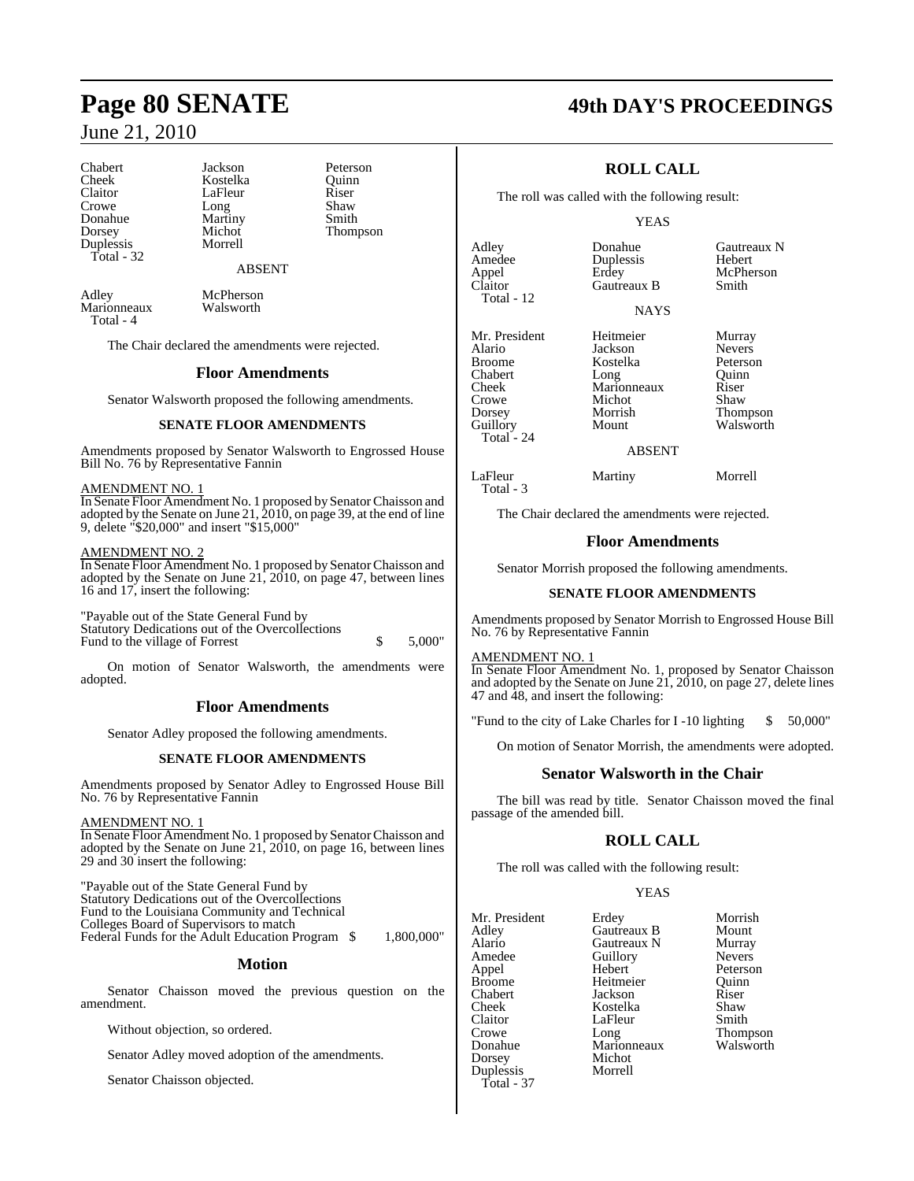Chabert Jackson Peterson
Cheek Kostelka Quinn
Claitor LaFleur Riser
Crowe Long Shaw
Donahue Martiny Smith
Dorsey Michot Thompson
Duplessis Morrell
Total - 32

ABSENT

Adley McPherson
Marionneaux Walsworth
Total - 4

The Chair declared the amendments were rejected.

## Floor Amendments

Senator Walsworth proposed the following amendments.

### SENATE FLOOR AMENDMENTS

Amendments proposed by Senator Walsworth to Engrossed House Bill No. 76 by Representative Fannin

AMENDMENT NO. 1

In Senate Floor Amendment No. 1 proposed by Senator Chaisson and adopted by the Senate on June 21, 2010, on page 39, at the end of line 9, delete "$20,000" and insert "$15,000"

AMENDMENT NO. 2

In Senate Floor Amendment No. 1 proposed by Senator Chaisson and adopted by the Senate on June 21, 2010, on page 47, between lines 16 and 17, insert the following:

"Payable out of the State General Fund by
Statutory Dedications out of the Overcollections
Fund to the village of Forrest $ 5,000"

On motion of Senator Walsworth, the amendments were adopted.

## Floor Amendments

Senator Adley proposed the following amendments.

### SENATE FLOOR AMENDMENTS

Amendments proposed by Senator Adley to Engrossed House Bill No. 76 by Representative Fannin

AMENDMENT NO. 1

In Senate Floor Amendment No. 1 proposed by Senator Chaisson and adopted by the Senate on June 21, 2010, on page 16, between lines 29 and 30 insert the following:

"Payable out of the State General Fund by
Statutory Dedications out of the Overcollections
Fund to the Louisiana Community and Technical
Colleges Board of Supervisors to match
Federal Funds for the Adult Education Program $ 1,800,000"

## Motion

Senator Chaisson moved the previous question on the amendment.

Without objection, so ordered.

Senator Adley moved adoption of the amendments.

Senator Chaisson objected.

## ROLL CALL

The roll was called with the following result:

YEAS

Adley Donahue Gautreaux N
Amedee Duplessis Hebert
Appel Erdey McPherson
Claitor Gautreaux B Smith
Total - 12

NAYS

Mr. President Heitmeier Murray
Alario Jackson Nevers
Broome Kostelka Peterson
Chabert Long Quinn
Cheek Marionneaux Riser
Crowe Michot Shaw
Dorsey Morrish Thompson
Guillory Mount Walsworth
Total - 24

ABSENT

LaFleur Martiny Morrell
Total - 3

The Chair declared the amendments were rejected.

## Floor Amendments

Senator Morrish proposed the following amendments.

### SENATE FLOOR AMENDMENTS

Amendments proposed by Senator Morrish to Engrossed House Bill No. 76 by Representative Fannin

AMENDMENT NO. 1

In Senate Floor Amendment No. 1, proposed by Senator Chaisson and adopted by the Senate on June 21, 2010, on page 27, delete lines 47 and 48, and insert the following:

"Fund to the city of Lake Charles for I -10 lighting $ 50,000"

On motion of Senator Morrish, the amendments were adopted.

## Senator Walsworth in the Chair

The bill was read by title. Senator Chaisson moved the final passage of the amended bill.

## ROLL CALL

The roll was called with the following result:

YEAS

Mr. President Erdey Morrish
Adley Gautreaux B Mount
Alario Gautreaux N Murray
Amedee Guillory Nevers
Appel Hebert Peterson
Broome Heitmeier Quinn
Chabert Jackson Riser
Cheek Kostelka Shaw
Claitor LaFleur Smith
Crowe Long Thompson
Donahue Marionneaux Walsworth
Dorsey Michot
Duplessis Morrell
Total - 37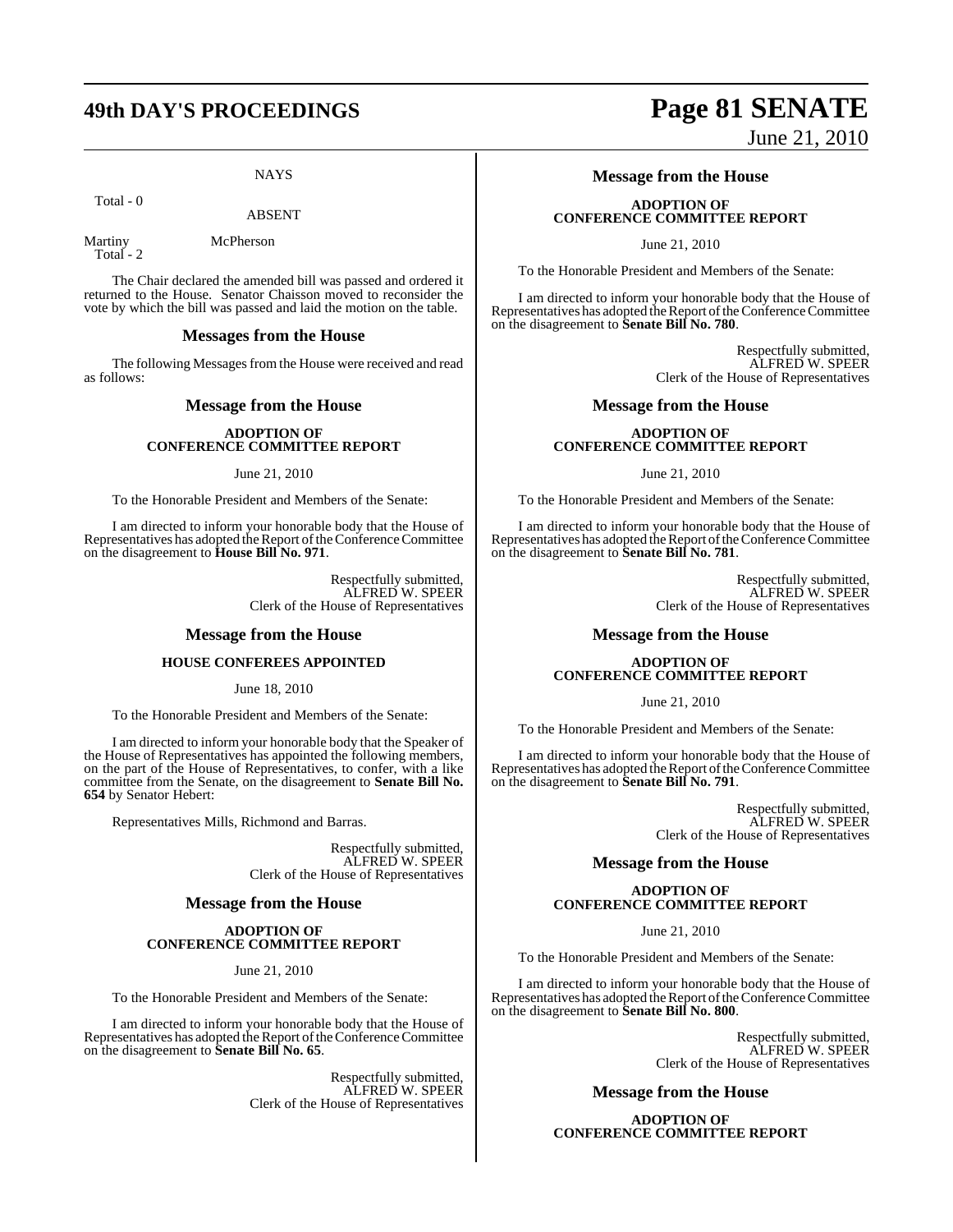NAYS

Total - 0

ABSENT

Martiny McPherson
Total - 2

The Chair declared the amended bill was passed and ordered it returned to the House. Senator Chaisson moved to reconsider the vote by which the bill was passed and laid the motion on the table.

## Messages from the House

The following Messages from the House were received and read as follows:

### Message from the House

**ADOPTION OF CONFERENCE COMMITTEE REPORT**

June 21, 2010

To the Honorable President and Members of the Senate:

I am directed to inform your honorable body that the House of Representatives has adopted the Report of the Conference Committee on the disagreement to **House Bill No. 971**.

Respectfully submitted,
ALFRED W. SPEER
Clerk of the House of Representatives

### Message from the House

**HOUSE CONFEREES APPOINTED**

June 18, 2010

To the Honorable President and Members of the Senate:

I am directed to inform your honorable body that the Speaker of the House of Representatives has appointed the following members, on the part of the House of Representatives, to confer, with a like committee from the Senate, on the disagreement to **Senate Bill No. 654** by Senator Hebert:

Representatives Mills, Richmond and Barras.

Respectfully submitted,
ALFRED W. SPEER
Clerk of the House of Representatives

### Message from the House

**ADOPTION OF CONFERENCE COMMITTEE REPORT**

June 21, 2010

To the Honorable President and Members of the Senate:

I am directed to inform your honorable body that the House of Representatives has adopted the Report of the Conference Committee on the disagreement to **Senate Bill No. 65**.

Respectfully submitted,
ALFRED W. SPEER
Clerk of the House of Representatives

### Message from the House

**ADOPTION OF CONFERENCE COMMITTEE REPORT**

June 21, 2010

To the Honorable President and Members of the Senate:

I am directed to inform your honorable body that the House of Representatives has adopted the Report of the Conference Committee on the disagreement to **Senate Bill No. 780**.

Respectfully submitted,
ALFRED W. SPEER
Clerk of the House of Representatives

### Message from the House

**ADOPTION OF CONFERENCE COMMITTEE REPORT**

June 21, 2010

To the Honorable President and Members of the Senate:

I am directed to inform your honorable body that the House of Representatives has adopted the Report of the Conference Committee on the disagreement to **Senate Bill No. 781**.

Respectfully submitted,
ALFRED W. SPEER
Clerk of the House of Representatives

### Message from the House

**ADOPTION OF CONFERENCE COMMITTEE REPORT**

June 21, 2010

To the Honorable President and Members of the Senate:

I am directed to inform your honorable body that the House of Representatives has adopted the Report of the Conference Committee on the disagreement to **Senate Bill No. 791**.

Respectfully submitted,
ALFRED W. SPEER
Clerk of the House of Representatives

### Message from the House

**ADOPTION OF CONFERENCE COMMITTEE REPORT**

June 21, 2010

To the Honorable President and Members of the Senate:

I am directed to inform your honorable body that the House of Representatives has adopted the Report of the Conference Committee on the disagreement to **Senate Bill No. 800**.

Respectfully submitted,
ALFRED W. SPEER
Clerk of the House of Representatives

### Message from the House

**ADOPTION OF CONFERENCE COMMITTEE REPORT**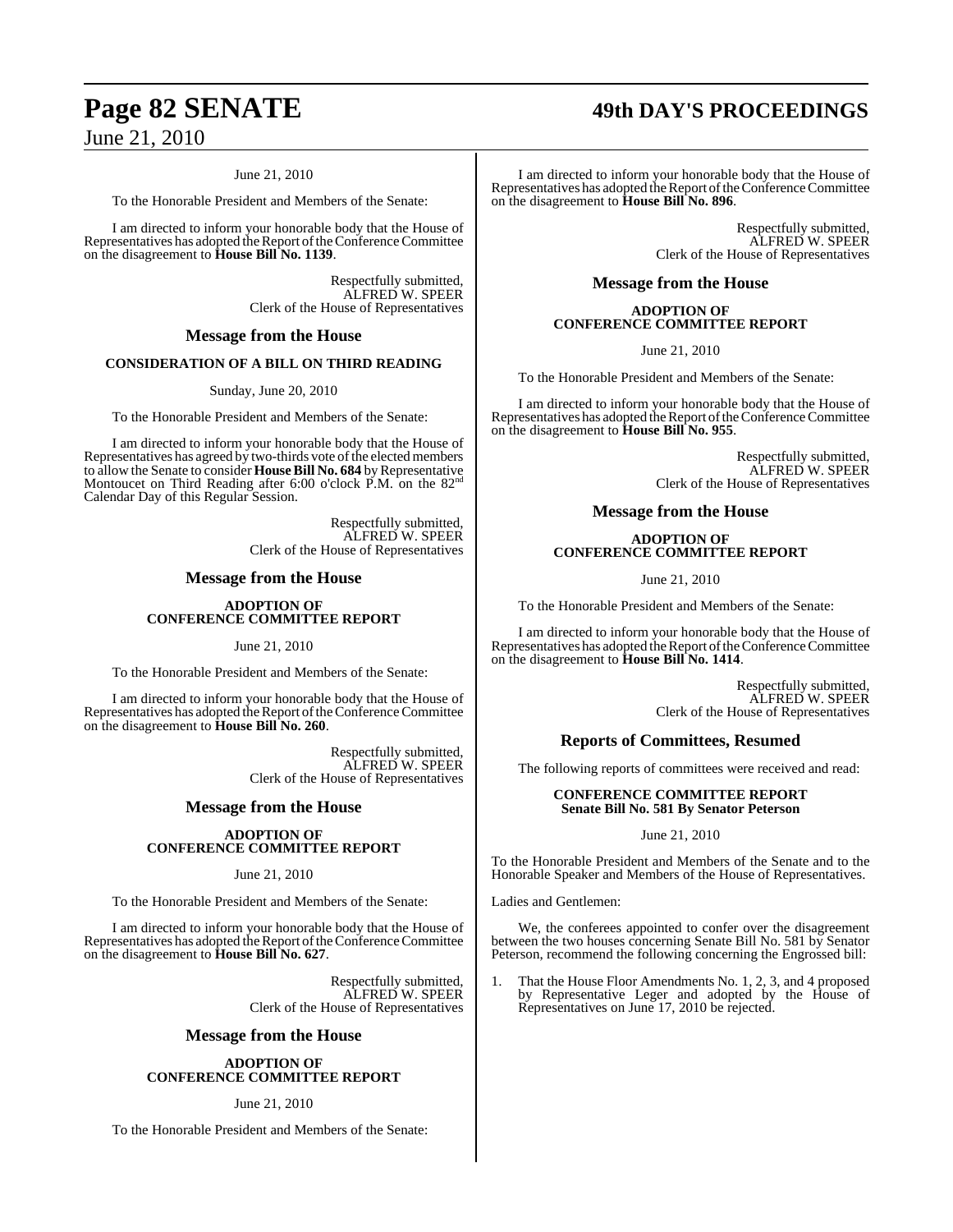June 21, 2010

To the Honorable President and Members of the Senate:

I am directed to inform your honorable body that the House of Representatives has adopted the Report of the Conference Committee on the disagreement to **House Bill No. 1139**.

Respectfully submitted,
ALFRED W. SPEER
Clerk of the House of Representatives

## Message from the House

### CONSIDERATION OF A BILL ON THIRD READING

Sunday, June 20, 2010

To the Honorable President and Members of the Senate:

I am directed to inform your honorable body that the House of Representatives has agreed by two-thirds vote of the elected members to allow the Senate to consider **House Bill No. 684** by Representative Montoucet on Third Reading after 6:00 o'clock P.M. on the 82nd Calendar Day of this Regular Session.

Respectfully submitted,
ALFRED W. SPEER
Clerk of the House of Representatives

## Message from the House

### ADOPTION OF CONFERENCE COMMITTEE REPORT

June 21, 2010

To the Honorable President and Members of the Senate:

I am directed to inform your honorable body that the House of Representatives has adopted the Report of the Conference Committee on the disagreement to **House Bill No. 260**.

Respectfully submitted,
ALFRED W. SPEER
Clerk of the House of Representatives

## Message from the House

### ADOPTION OF CONFERENCE COMMITTEE REPORT

June 21, 2010

To the Honorable President and Members of the Senate:

I am directed to inform your honorable body that the House of Representatives has adopted the Report of the Conference Committee on the disagreement to **House Bill No. 627**.

Respectfully submitted,
ALFRED W. SPEER
Clerk of the House of Representatives

## Message from the House

### ADOPTION OF CONFERENCE COMMITTEE REPORT

June 21, 2010

To the Honorable President and Members of the Senate:

I am directed to inform your honorable body that the House of Representatives has adopted the Report of the Conference Committee on the disagreement to **House Bill No. 896**.

Respectfully submitted,
ALFRED W. SPEER
Clerk of the House of Representatives

## Message from the House

### ADOPTION OF CONFERENCE COMMITTEE REPORT

June 21, 2010

To the Honorable President and Members of the Senate:

I am directed to inform your honorable body that the House of Representatives has adopted the Report of the Conference Committee on the disagreement to **House Bill No. 955**.

Respectfully submitted,
ALFRED W. SPEER
Clerk of the House of Representatives

## Message from the House

### ADOPTION OF CONFERENCE COMMITTEE REPORT

June 21, 2010

To the Honorable President and Members of the Senate:

I am directed to inform your honorable body that the House of Representatives has adopted the Report of the Conference Committee on the disagreement to **House Bill No. 1414**.

Respectfully submitted,
ALFRED W. SPEER
Clerk of the House of Representatives

## Reports of Committees, Resumed

The following reports of committees were received and read:

### CONFERENCE COMMITTEE REPORT
### Senate Bill No. 581 By Senator Peterson

June 21, 2010

To the Honorable President and Members of the Senate and to the Honorable Speaker and Members of the House of Representatives.

Ladies and Gentlemen:

We, the conferees appointed to confer over the disagreement between the two houses concerning Senate Bill No. 581 by Senator Peterson, recommend the following concerning the Engrossed bill:

1. That the House Floor Amendments No. 1, 2, 3, and 4 proposed by Representative Leger and adopted by the House of Representatives on June 17, 2010 be rejected.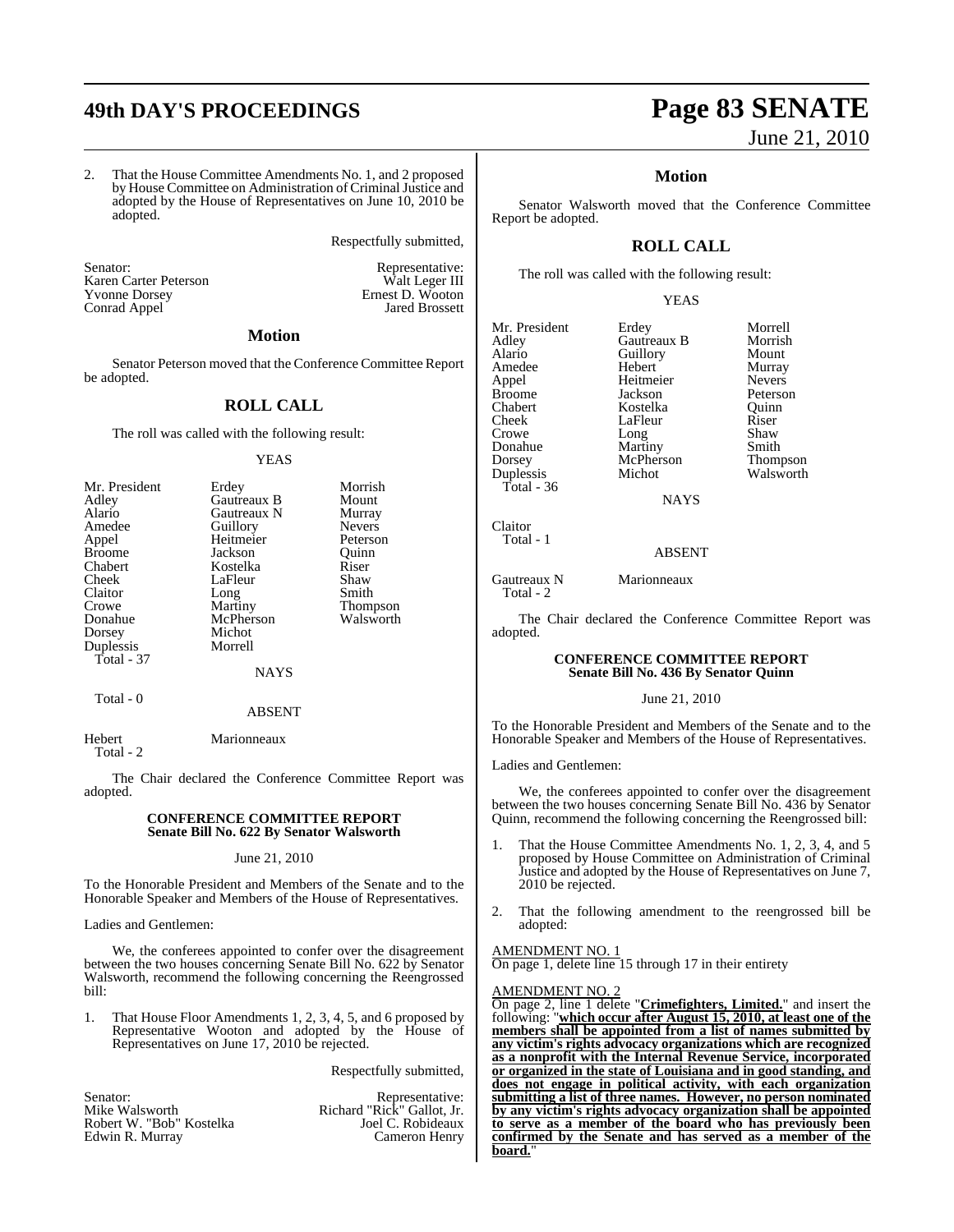2. That the House Committee Amendments No. 1, and 2 proposed by House Committee on Administration of Criminal Justice and adopted by the House of Representatives on June 10, 2010 be adopted.

Respectfully submitted,

| Senator: | Representative: |
|---|---|
| Karen Carter Peterson | Walt Leger III |
| Yvonne Dorsey | Ernest D. Wooton |
| Conrad Appel | Jared Brossett |

## Motion

Senator Peterson moved that the Conference Committee Report be adopted.

## ROLL CALL

The roll was called with the following result:

YEAS

| | | |
|---|---|---|
| Mr. President | Erdey | Morrish |
| Adley | Gautreaux B | Mount |
| Alario | Gautreaux N | Murray |
| Amedee | Guillory | Nevers |
| Appel | Heitmeier | Peterson |
| Broome | Jackson | Quinn |
| Chabert | Kostelka | Riser |
| Cheek | LaFleur | Shaw |
| Claitor | Long | Smith |
| Crowe | Martiny | Thompson |
| Donahue | McPherson | Walsworth |
| Dorsey | Michot | |
| Duplessis | Morrell | |

Total - 37

NAYS

Total - 0

ABSENT

Hebert    Marionneaux

Total - 2

The Chair declared the Conference Committee Report was adopted.

### CONFERENCE COMMITTEE REPORT
### Senate Bill No. 622 By Senator Walsworth

June 21, 2010

To the Honorable President and Members of the Senate and to the Honorable Speaker and Members of the House of Representatives.

Ladies and Gentlemen:

We, the conferees appointed to confer over the disagreement between the two houses concerning Senate Bill No. 622 by Senator Walsworth, recommend the following concerning the Reengrossed bill:

1. That House Floor Amendments 1, 2, 3, 4, 5, and 6 proposed by Representative Wooton and adopted by the House of Representatives on June 17, 2010 be rejected.

Respectfully submitted,

| Senator: | Representative: |
|---|---|
| Mike Walsworth | Richard "Rick" Gallot, Jr. |
| Robert W. "Bob" Kostelka | Joel C. Robideaux |
| Edwin R. Murray | Cameron Henry |

## Motion

Senator Walsworth moved that the Conference Committee Report be adopted.

## ROLL CALL

The roll was called with the following result:

YEAS

| | | |
|---|---|---|
| Mr. President | Erdey | Morrell |
| Adley | Gautreaux B | Morrish |
| Alario | Guillory | Mount |
| Amedee | Hebert | Murray |
| Appel | Heitmeier | Nevers |
| Broome | Jackson | Peterson |
| Chabert | Kostelka | Quinn |
| Cheek | LaFleur | Riser |
| Crowe | Long | Shaw |
| Donahue | Martiny | Smith |
| Dorsey | McPherson | Thompson |
| Duplessis | Michot | Walsworth |

Total - 36

NAYS

Claitor

Total - 1

ABSENT

Gautreaux N    Marionneaux

Total - 2

The Chair declared the Conference Committee Report was adopted.

### CONFERENCE COMMITTEE REPORT
### Senate Bill No. 436 By Senator Quinn

June 21, 2010

To the Honorable President and Members of the Senate and to the Honorable Speaker and Members of the House of Representatives.

Ladies and Gentlemen:

We, the conferees appointed to confer over the disagreement between the two houses concerning Senate Bill No. 436 by Senator Quinn, recommend the following concerning the Reengrossed bill:

1. That the House Committee Amendments No. 1, 2, 3, 4, and 5 proposed by House Committee on Administration of Criminal Justice and adopted by the House of Representatives on June 7, 2010 be rejected.

2. That the following amendment to the reengrossed bill be adopted:

AMENDMENT NO. 1
On page 1, delete line 15 through 17 in their entirety

AMENDMENT NO. 2
On page 2, line 1 delete "**Crimefighters, Limited.**" and insert the following: "**which occur after August 15, 2010, at least one of the members shall be appointed from a list of names submitted by any victim's rights advocacy organizations which are recognized as a nonprofit with the Internal Revenue Service, incorporated or organized in the state of Louisiana and in good standing, and does not engage in political activity, with each organization submitting a list of three names. However, no person nominated by any victim's rights advocacy organization shall be appointed to serve as a member of the board who has previously been confirmed by the Senate and has served as a member of the board.**"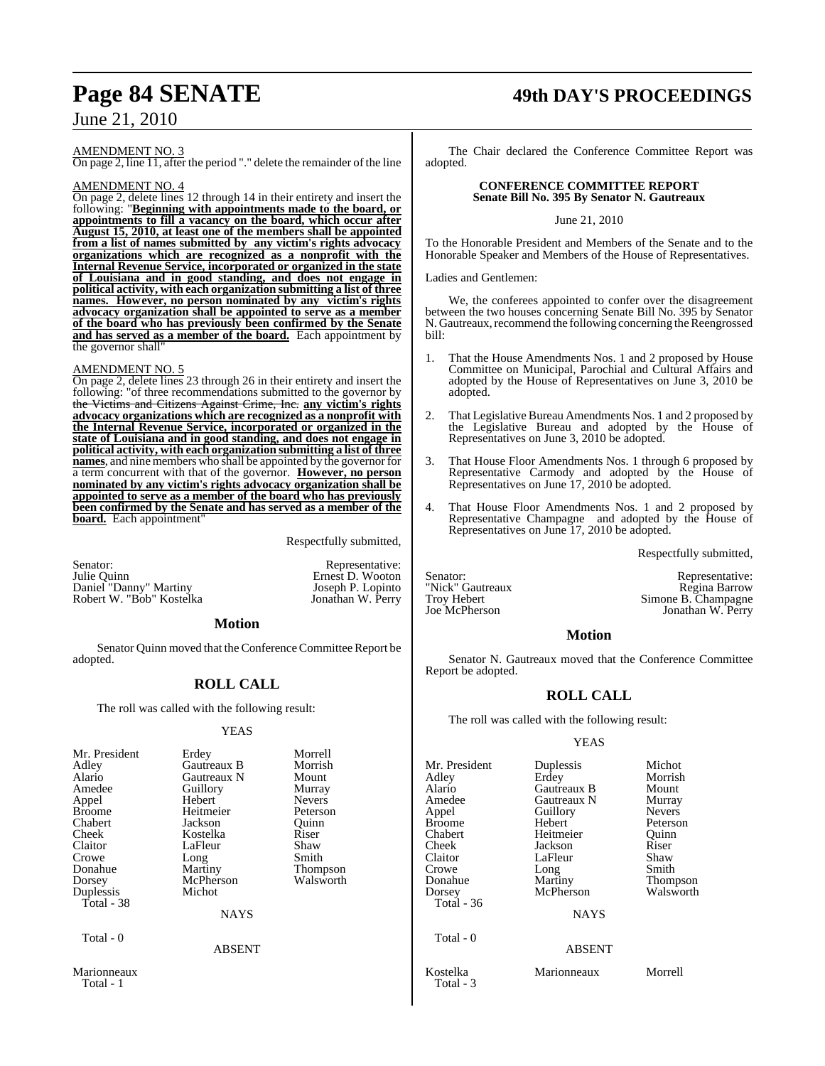AMENDMENT NO. 3

On page 2, line 11, after the period "." delete the remainder of the line

AMENDMENT NO. 4

On page 2, delete lines 12 through 14 in their entirety and insert the following: "**Beginning with appointments made to the board, or appointments to fill a vacancy on the board, which occur after August 15, 2010, at least one of the members shall be appointed from a list of names submitted by any victim's rights advocacy organizations which are recognized as a nonprofit with the Internal Revenue Service, incorporated or organized in the state of Louisiana and in good standing, and does not engage in political activity, with each organization submitting a list of three names. However, no person nominated by any victim's rights advocacy organization shall be appointed to serve as a member of the board who has previously been confirmed by the Senate and has served as a member of the board.** Each appointment by the governor shall"

AMENDMENT NO. 5

On page 2, delete lines 23 through 26 in their entirety and insert the following: "of three recommendations submitted to the governor by ~~the Victims and Citizens Against Crime, Inc.~~ **any victim's rights advocacy organizations which are recognized as a nonprofit with the Internal Revenue Service, incorporated or organized in the state of Louisiana and in good standing, and does not engage in political activity, with each organization submitting a list of three names**, and nine members who shall be appointed by the governor for a term concurrent with that of the governor. **However, no person nominated by any victim's rights advocacy organization shall be appointed to serve as a member of the board who has previously been confirmed by the Senate and has served as a member of the board.** Each appointment"

Respectfully submitted,

| Senator: | Representative: |
|---|---|
| Julie Quinn | Ernest D. Wooton |
| Daniel "Danny" Martiny | Joseph P. Lopinto |
| Robert W. "Bob" Kostelka | Jonathan W. Perry |

## Motion

Senator Quinn moved that the Conference Committee Report be adopted.

## ROLL CALL

The roll was called with the following result:

YEAS

| | | |
|---|---|---|
| Mr. President | Erdey | Morrell |
| Adley | Gautreaux B | Morrish |
| Alario | Gautreaux N | Mount |
| Amedee | Guillory | Murray |
| Appel | Hebert | Nevers |
| Broome | Heitmeier | Peterson |
| Chabert | Jackson | Quinn |
| Cheek | Kostelka | Riser |
| Claitor | LaFleur | Shaw |
| Crowe | Long | Smith |
| Donahue | Martiny | Thompson |
| Dorsey | McPherson | Walsworth |
| Duplessis | Michot | |

Total - 38

NAYS

Total - 0

ABSENT

Marionneaux

Total - 1

The Chair declared the Conference Committee Report was adopted.

### CONFERENCE COMMITTEE REPORT
### Senate Bill No. 395 By Senator N. Gautreaux

June 21, 2010

To the Honorable President and Members of the Senate and to the Honorable Speaker and Members of the House of Representatives.

Ladies and Gentlemen:

We, the conferees appointed to confer over the disagreement between the two houses concerning Senate Bill No. 395 by Senator N. Gautreaux, recommend the following concerning the Reengrossed bill:

1. That the House Amendments Nos. 1 and 2 proposed by House Committee on Municipal, Parochial and Cultural Affairs and adopted by the House of Representatives on June 3, 2010 be adopted.

2. That Legislative Bureau Amendments Nos. 1 and 2 proposed by the Legislative Bureau and adopted by the House of Representatives on June 3, 2010 be adopted.

3. That House Floor Amendments Nos. 1 through 6 proposed by Representative Carmody and adopted by the House of Representatives on June 17, 2010 be adopted.

4. That House Floor Amendments Nos. 1 and 2 proposed by Representative Champagne and adopted by the House of Representatives on June 17, 2010 be adopted.

Respectfully submitted,

| Senator: | Representative: |
|---|---|
| "Nick" Gautreaux | Regina Barrow |
| Troy Hebert | Simone B. Champagne |
| Joe McPherson | Jonathan W. Perry |

## Motion

Senator N. Gautreaux moved that the Conference Committee Report be adopted.

## ROLL CALL

The roll was called with the following result:

YEAS

| | | |
|---|---|---|
| Mr. President | Duplessis | Michot |
| Adley | Erdey | Morrish |
| Alario | Gautreaux B | Mount |
| Amedee | Gautreaux N | Murray |
| Appel | Guillory | Nevers |
| Broome | Hebert | Peterson |
| Chabert | Heitmeier | Quinn |
| Cheek | Jackson | Riser |
| Claitor | LaFleur | Shaw |
| Crowe | Long | Smith |
| Donahue | Martiny | Thompson |
| Dorsey | McPherson | Walsworth |

Total - 36

NAYS

Total - 0

ABSENT

| | | |
|---|---|---|
| Kostelka | Marionneaux | Morrell |

Total - 3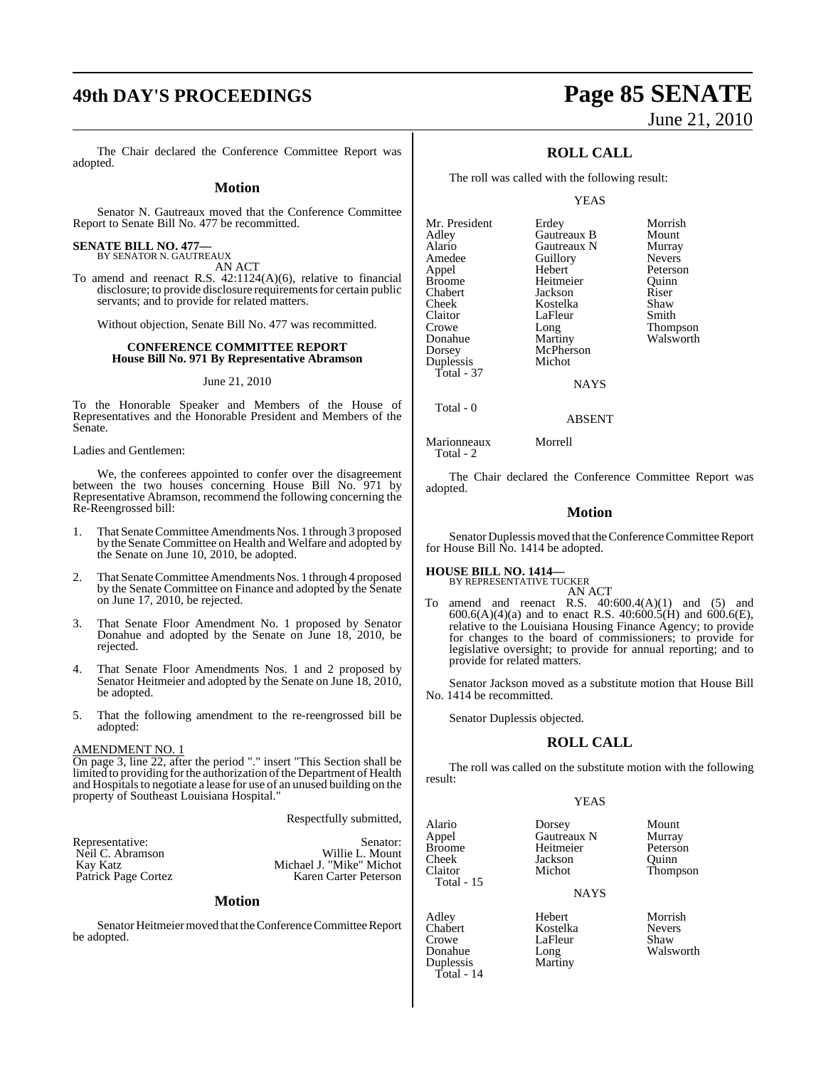The Chair declared the Conference Committee Report was adopted.

## Motion

Senator N. Gautreaux moved that the Conference Committee Report to Senate Bill No. 477 be recommitted.

**SENATE BILL NO. 477—**
BY SENATOR N. GAUTREAUX

AN ACT

To amend and reenact R.S. 42:1124(A)(6), relative to financial disclosure; to provide disclosure requirements for certain public servants; and to provide for related matters.

Without objection, Senate Bill No. 477 was recommitted.

**CONFERENCE COMMITTEE REPORT**
**House Bill No. 971 By Representative Abramson**

June 21, 2010

To the Honorable Speaker and Members of the House of Representatives and the Honorable President and Members of the Senate.

Ladies and Gentlemen:

We, the conferees appointed to confer over the disagreement between the two houses concerning House Bill No. 971 by Representative Abramson, recommend the following concerning the Re-Reengrossed bill:

1. That Senate Committee Amendments Nos. 1 through 3 proposed by the Senate Committee on Health and Welfare and adopted by the Senate on June 10, 2010, be adopted.

2. That Senate Committee Amendments Nos. 1 through 4 proposed by the Senate Committee on Finance and adopted by the Senate on June 17, 2010, be rejected.

3. That Senate Floor Amendment No. 1 proposed by Senator Donahue and adopted by the Senate on June 18, 2010, be rejected.

4. That Senate Floor Amendments Nos. 1 and 2 proposed by Senator Heitmeier and adopted by the Senate on June 18, 2010, be adopted.

5. That the following amendment to the re-reengrossed bill be adopted:

AMENDMENT NO. 1
On page 3, line 22, after the period "." insert "This Section shall be limited to providing for the authorization of the Department of Health and Hospitals to negotiate a lease for use of an unused building on the property of Southeast Louisiana Hospital."

Respectfully submitted,

| Representative: | Senator: |
|---|---|
| Neil C. Abramson | Willie L. Mount |
| Kay Katz | Michael J. "Mike" Michot |
| Patrick Page Cortez | Karen Carter Peterson |

## Motion

Senator Heitmeier moved that the Conference Committee Report be adopted.

## ROLL CALL

The roll was called with the following result:

YEAS

| | | |
|---|---|---|
| Mr. President | Erdey | Morrish |
| Adley | Gautreaux B | Mount |
| Alario | Gautreaux N | Murray |
| Amedee | Guillory | Nevers |
| Appel | Hebert | Peterson |
| Broome | Heitmeier | Quinn |
| Chabert | Jackson | Riser |
| Cheek | Kostelka | Shaw |
| Claitor | LaFleur | Smith |
| Crowe | Long | Thompson |
| Donahue | Martiny | Walsworth |
| Dorsey | McPherson | |
| Duplessis | Michot | |

Total - 37

NAYS

Total - 0

ABSENT

| | |
|---|---|
| Marionneaux | Morrell |

Total - 2

The Chair declared the Conference Committee Report was adopted.

## Motion

Senator Duplessis moved that the Conference Committee Report for House Bill No. 1414 be adopted.

**HOUSE BILL NO. 1414—**
BY REPRESENTATIVE TUCKER

AN ACT

To amend and reenact R.S. 40:600.4(A)(1) and (5) and 600.6(A)(4)(a) and to enact R.S. 40:600.5(H) and 600.6(E), relative to the Louisiana Housing Finance Agency; to provide for changes to the board of commissioners; to provide for legislative oversight; to provide for annual reporting; and to provide for related matters.

Senator Jackson moved as a substitute motion that House Bill No. 1414 be recommitted.

Senator Duplessis objected.

## ROLL CALL

The roll was called on the substitute motion with the following result:

YEAS

| | | |
|---|---|---|
| Alario | Dorsey | Mount |
| Appel | Gautreaux N | Murray |
| Broome | Heitmeier | Peterson |
| Cheek | Jackson | Quinn |
| Claitor | Michot | Thompson |

Total - 15

NAYS

| | | |
|---|---|---|
| Adley | Hebert | Morrish |
| Chabert | Kostelka | Nevers |
| Crowe | LaFleur | Shaw |
| Donahue | Long | Walsworth |
| Duplessis | Martiny | |

Total - 14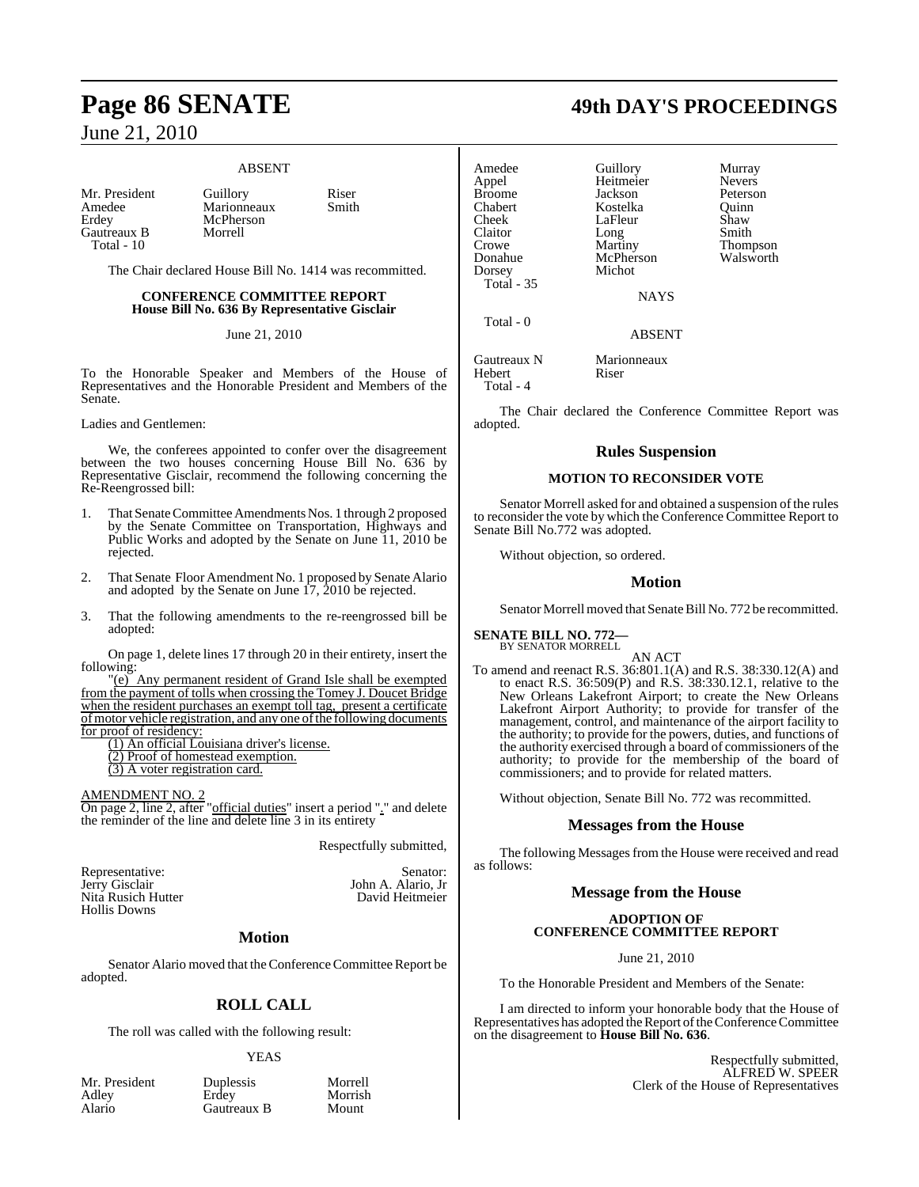### ABSENT

| | | |
|---|---|---|
| Mr. President | Guillory | Riser |
| Amedee | Marionneaux | Smith |
| Erdey | McPherson | |
| Gautreaux B | Morrell | |
| Total - 10 | | |

The Chair declared House Bill No. 1414 was recommitted.

## CONFERENCE COMMITTEE REPORT
## House Bill No. 636 By Representative Gisclair

June 21, 2010

To the Honorable Speaker and Members of the House of Representatives and the Honorable President and Members of the Senate.

Ladies and Gentlemen:

We, the conferees appointed to confer over the disagreement between the two houses concerning House Bill No. 636 by Representative Gisclair, recommend the following concerning the Re-Reengrossed bill:

1. That Senate Committee Amendments Nos. 1 through 2 proposed by the Senate Committee on Transportation, Highways and Public Works and adopted by the Senate on June 11, 2010 be rejected.

2. That Senate Floor Amendment No. 1 proposed by Senate Alario and adopted by the Senate on June 17, 2010 be rejected.

3. That the following amendments to the re-reengrossed bill be adopted:

On page 1, delete lines 17 through 20 in their entirety, insert the following:

"(e) Any permanent resident of Grand Isle shall be exempted from the payment of tolls when crossing the Tomey J. Doucet Bridge when the resident purchases an exempt toll tag, present a certificate of motor vehicle registration, and any one of the following documents for proof of residency:

(1) An official Louisiana driver's license.

(2) Proof of homestead exemption.

(3) A voter registration card.

AMENDMENT NO. 2

On page 2, line 2, after "official duties" insert a period "." and delete the reminder of the line and delete line 3 in its entirety

Respectfully submitted,

| | |
|---|---|
| Representative: | Senator: |
| Jerry Gisclair | John A. Alario, Jr |
| Nita Rusich Hutter | David Heitmeier |
| Hollis Downs | |

## Motion

Senator Alario moved that the Conference Committee Report be adopted.

## ROLL CALL

The roll was called with the following result:

### YEAS

| | | |
|---|---|---|
| Mr. President | Duplessis | Morrell |
| Adley | Erdey | Morrish |
| Alario | Gautreaux B | Mount |
| Amedee | Guillory | Murray |
| Appel | Heitmeier | Nevers |
| Broome | Jackson | Peterson |
| Chabert | Kostelka | Quinn |
| Cheek | LaFleur | Shaw |
| Claitor | Long | Smith |
| Crowe | Martiny | Thompson |
| Donahue | McPherson | Walsworth |
| Dorsey | Michot | |
| Total - 35 | | |

### NAYS

Total - 0

### ABSENT

| | |
|---|---|
| Gautreaux N | Marionneaux |
| Hebert | Riser |
| Total - 4 | |

The Chair declared the Conference Committee Report was adopted.

## Rules Suspension

### MOTION TO RECONSIDER VOTE

Senator Morrell asked for and obtained a suspension of the rules to reconsider the vote by which the Conference Committee Report to Senate Bill No.772 was adopted.

Without objection, so ordered.

## Motion

Senator Morrell moved that Senate Bill No. 772 be recommitted.

**SENATE BILL NO. 772—**
BY SENATOR MORRELL

AN ACT

To amend and reenact R.S. 36:801.1(A) and R.S. 38:330.12(A) and to enact R.S. 36:509(P) and R.S. 38:330.12.1, relative to the New Orleans Lakefront Airport; to create the New Orleans Lakefront Airport Authority; to provide for transfer of the management, control, and maintenance of the airport facility to the authority; to provide for the powers, duties, and functions of the authority exercised through a board of commissioners of the authority; to provide for the membership of the board of commissioners; and to provide for related matters.

Without objection, Senate Bill No. 772 was recommitted.

## Messages from the House

The following Messages from the House were received and read as follows:

## Message from the House

### ADOPTION OF CONFERENCE COMMITTEE REPORT

June 21, 2010

To the Honorable President and Members of the Senate:

I am directed to inform your honorable body that the House of Representatives has adopted the Report of the Conference Committee on the disagreement to **House Bill No. 636**.

Respectfully submitted,
ALFRED W. SPEER
Clerk of the House of Representatives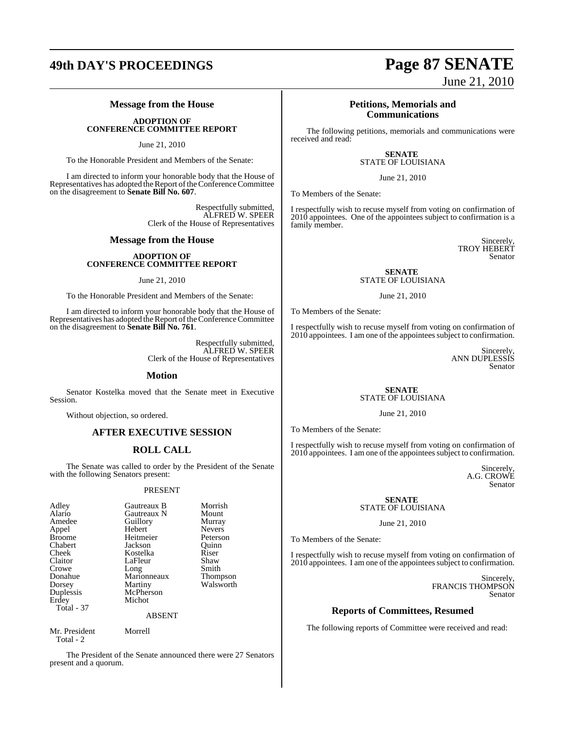### Message from the House

**ADOPTION OF CONFERENCE COMMITTEE REPORT**

June 21, 2010

To the Honorable President and Members of the Senate:

I am directed to inform your honorable body that the House of Representatives has adopted the Report of the Conference Committee on the disagreement to **Senate Bill No. 607**.

Respectfully submitted,
ALFRED W. SPEER
Clerk of the House of Representatives

### Message from the House

**ADOPTION OF CONFERENCE COMMITTEE REPORT**

June 21, 2010

To the Honorable President and Members of the Senate:

I am directed to inform your honorable body that the House of Representatives has adopted the Report of the Conference Committee on the disagreement to **Senate Bill No. 761**.

Respectfully submitted,
ALFRED W. SPEER
Clerk of the House of Representatives

### Motion

Senator Kostelka moved that the Senate meet in Executive Session.

Without objection, so ordered.

### AFTER EXECUTIVE SESSION

### ROLL CALL

The Senate was called to order by the President of the Senate with the following Senators present:

PRESENT

| | | |
|---|---|---|
| Adley | Gautreaux B | Morrish |
| Alario | Gautreaux N | Mount |
| Amedee | Guillory | Murray |
| Appel | Hebert | Nevers |
| Broome | Heitmeier | Peterson |
| Chabert | Jackson | Quinn |
| Cheek | Kostelka | Riser |
| Claitor | LaFleur | Shaw |
| Crowe | Long | Smith |
| Donahue | Marionneaux | Thompson |
| Dorsey | Martiny | Walsworth |
| Duplessis | McPherson | |
| Erdey | Michot | |

Total - 37

ABSENT

| | |
|---|---|
| Mr. President | Morrell |

Total - 2

The President of the Senate announced there were 27 Senators present and a quorum.

### Petitions, Memorials and Communications

The following petitions, memorials and communications were received and read:

**SENATE**
STATE OF LOUISIANA

June 21, 2010

To Members of the Senate:

I respectfully wish to recuse myself from voting on confirmation of 2010 appointees. One of the appointees subject to confirmation is a family member.

Sincerely,
TROY HEBERT
Senator

**SENATE**
STATE OF LOUISIANA

June 21, 2010

To Members of the Senate:

I respectfully wish to recuse myself from voting on confirmation of 2010 appointees. I am one of the appointees subject to confirmation.

Sincerely,
ANN DUPLESSIS
Senator

**SENATE**
STATE OF LOUISIANA

June 21, 2010

To Members of the Senate:

I respectfully wish to recuse myself from voting on confirmation of 2010 appointees. I am one of the appointees subject to confirmation.

Sincerely,
A.G. CROWE
Senator

**SENATE**
STATE OF LOUISIANA

June 21, 2010

To Members of the Senate:

I respectfully wish to recuse myself from voting on confirmation of 2010 appointees. I am one of the appointees subject to confirmation.

Sincerely,
FRANCIS THOMPSON
Senator

### Reports of Committees, Resumed

The following reports of Committee were received and read: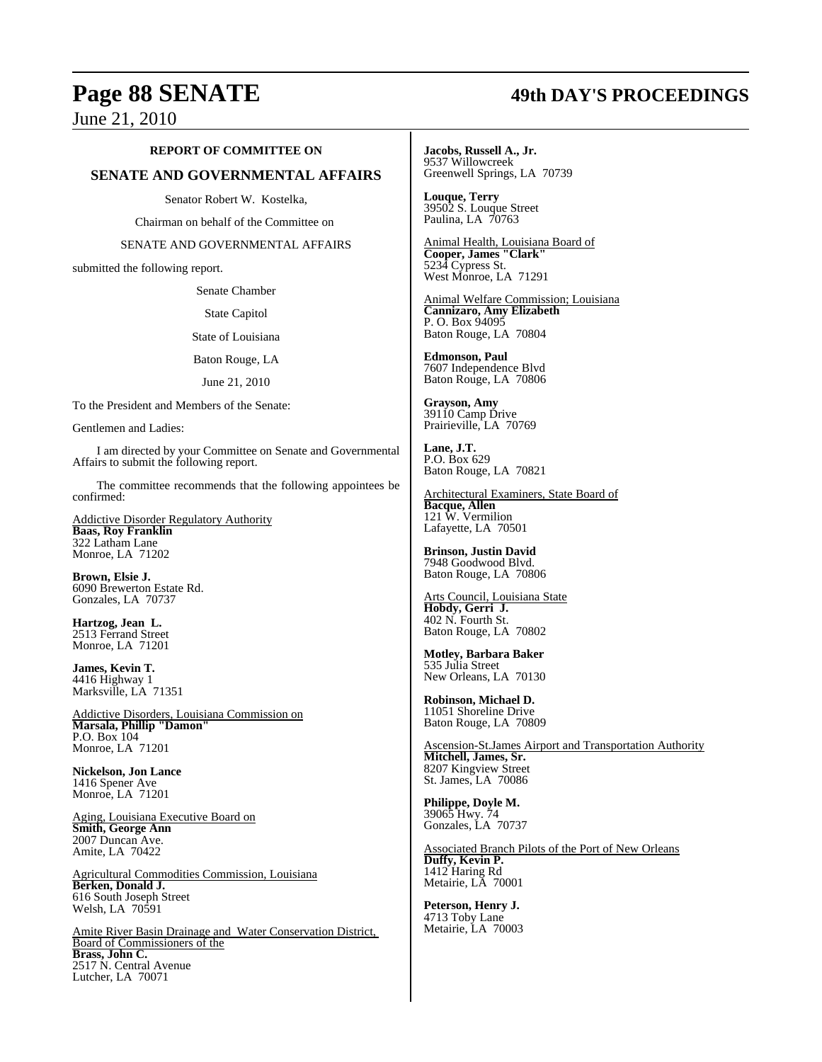**REPORT OF COMMITTEE ON**

**SENATE AND GOVERNMENTAL AFFAIRS**

Senator Robert W. Kostelka,

Chairman on behalf of the Committee on

SENATE AND GOVERNMENTAL AFFAIRS

submitted the following report.

Senate Chamber

State Capitol

State of Louisiana

Baton Rouge, LA

June 21, 2010

To the President and Members of the Senate:

Gentlemen and Ladies:

I am directed by your Committee on Senate and Governmental Affairs to submit the following report.

The committee recommends that the following appointees be confirmed:

Addictive Disorder Regulatory Authority
**Baas, Roy Franklin**
322 Latham Lane
Monroe, LA 71202

**Brown, Elsie J.**
6090 Brewerton Estate Rd.
Gonzales, LA 70737

**Hartzog, Jean L.**
2513 Ferrand Street
Monroe, LA 71201

**James, Kevin T.**
4416 Highway 1
Marksville, LA 71351

Addictive Disorders, Louisiana Commission on
**Marsala, Phillip "Damon"**
P.O. Box 104
Monroe, LA 71201

**Nickelson, Jon Lance**
1416 Spener Ave
Monroe, LA 71201

Aging, Louisiana Executive Board on
**Smith, George Ann**
2007 Duncan Ave.
Amite, LA 70422

Agricultural Commodities Commission, Louisiana
**Berken, Donald J.**
616 South Joseph Street
Welsh, LA 70591

Amite River Basin Drainage and Water Conservation District, Board of Commissioners of the
**Brass, John C.**
2517 N. Central Avenue
Lutcher, LA 70071

**Jacobs, Russell A., Jr.**
9537 Willowcreek
Greenwell Springs, LA 70739

**Louque, Terry**
39502 S. Louque Street
Paulina, LA 70763

Animal Health, Louisiana Board of
**Cooper, James "Clark"**
5234 Cypress St.
West Monroe, LA 71291

Animal Welfare Commission; Louisiana
**Cannizaro, Amy Elizabeth**
P. O. Box 94095
Baton Rouge, LA 70804

**Edmonson, Paul**
7607 Independence Blvd
Baton Rouge, LA 70806

**Grayson, Amy**
39110 Camp Drive
Prairieville, LA 70769

**Lane, J.T.**
P.O. Box 629
Baton Rouge, LA 70821

Architectural Examiners, State Board of
**Bacque, Allen**
121 W. Vermilion
Lafayette, LA 70501

**Brinson, Justin David**
7948 Goodwood Blvd.
Baton Rouge, LA 70806

Arts Council, Louisiana State
**Hobdy, Gerri J.**
402 N. Fourth St.
Baton Rouge, LA 70802

**Motley, Barbara Baker**
535 Julia Street
New Orleans, LA 70130

**Robinson, Michael D.**
11051 Shoreline Drive
Baton Rouge, LA 70809

Ascension-St.James Airport and Transportation Authority
**Mitchell, James, Sr.**
8207 Kingview Street
St. James, LA 70086

**Philippe, Doyle M.**
39065 Hwy. 74
Gonzales, LA 70737

Associated Branch Pilots of the Port of New Orleans
**Duffy, Kevin P.**
1412 Haring Rd
Metairie, LA 70001

**Peterson, Henry J.**
4713 Toby Lane
Metairie, LA 70003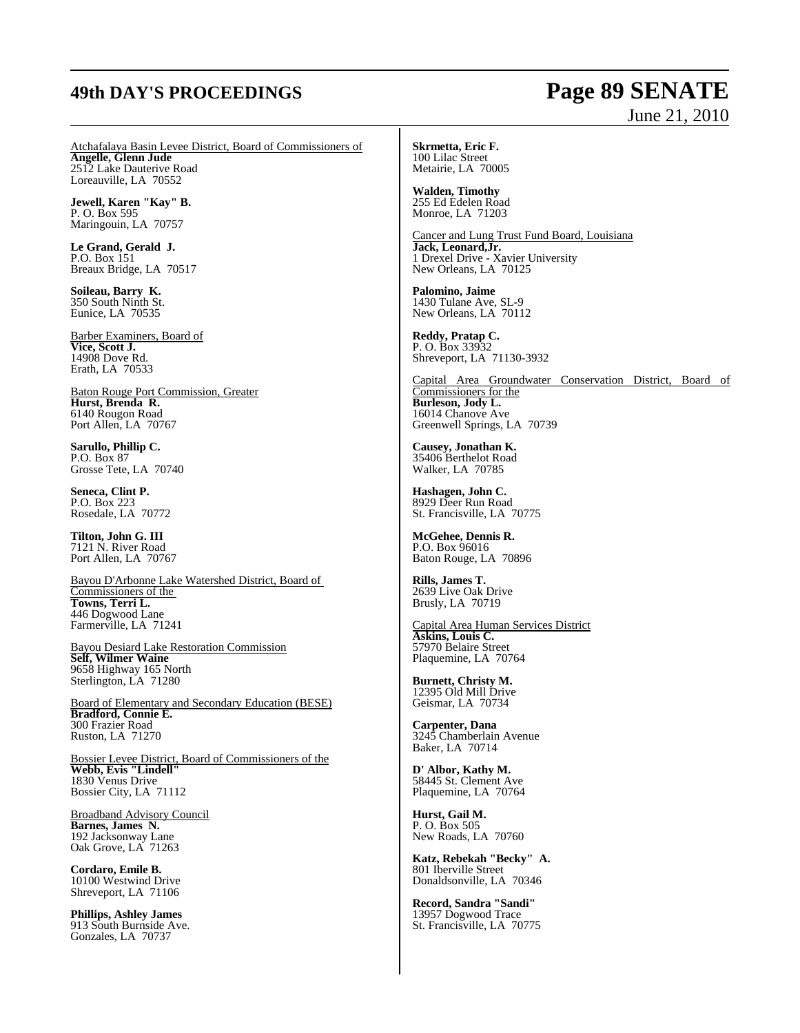Atchafalaya Basin Levee District, Board of Commissioners of

**Angelle, Glenn Jude**
2512 Lake Dauterive Road
Loreauville, LA 70552

**Jewell, Karen "Kay" B.**
P. O. Box 595
Maringouin, LA 70757

**Le Grand, Gerald J.**
P.O. Box 151
Breaux Bridge, LA 70517

**Soileau, Barry K.**
350 South Ninth St.
Eunice, LA 70535

Barber Examiners, Board of

**Vice, Scott J.**
14908 Dove Rd.
Erath, LA 70533

Baton Rouge Port Commission, Greater

**Hurst, Brenda R.**
6140 Rougon Road
Port Allen, LA 70767

**Sarullo, Phillip C.**
P.O. Box 87
Grosse Tete, LA 70740

**Seneca, Clint P.**
P.O. Box 223
Rosedale, LA 70772

**Tilton, John G. III**
7121 N. River Road
Port Allen, LA 70767

Bayou D'Arbonne Lake Watershed District, Board of Commissioners of the

**Towns, Terri L.**
446 Dogwood Lane
Farmerville, LA 71241

Bayou Desiard Lake Restoration Commission

**Self, Wilmer Waine**
9658 Highway 165 North
Sterlington, LA 71280

Board of Elementary and Secondary Education (BESE)

**Bradford, Connie E.**
300 Frazier Road
Ruston, LA 71270

Bossier Levee District, Board of Commissioners of the

**Webb, Evis "Lindell"**
1830 Venus Drive
Bossier City, LA 71112

Broadband Advisory Council

**Barnes, James N.**
192 Jacksonway Lane
Oak Grove, LA 71263

**Cordaro, Emile B.**
10100 Westwind Drive
Shreveport, LA 71106

**Phillips, Ashley James**
913 South Burnside Ave.
Gonzales, LA 70737

**Skrmetta, Eric F.**
100 Lilac Street
Metairie, LA 70005

**Walden, Timothy**
255 Ed Edelen Road
Monroe, LA 71203

Cancer and Lung Trust Fund Board, Louisiana

**Jack, Leonard,Jr.**
1 Drexel Drive - Xavier University
New Orleans, LA 70125

**Palomino, Jaime**
1430 Tulane Ave, SL-9
New Orleans, LA 70112

**Reddy, Pratap C.**
P. O. Box 33932
Shreveport, LA 71130-3932

Capital Area Groundwater Conservation District, Board of Commissioners for the

**Burleson, Jody L.**
16014 Chanove Ave
Greenwell Springs, LA 70739

**Causey, Jonathan K.**
35406 Berthelot Road
Walker, LA 70785

**Hashagen, John C.**
8929 Deer Run Road
St. Francisville, LA 70775

**McGehee, Dennis R.**
P.O. Box 96016
Baton Rouge, LA 70896

**Rills, James T.**
2639 Live Oak Drive
Brusly, LA 70719

Capital Area Human Services District

**Askins, Louis C.**
57970 Belaire Street
Plaquemine, LA 70764

**Burnett, Christy M.**
12395 Old Mill Drive
Geismar, LA 70734

**Carpenter, Dana**
3245 Chamberlain Avenue
Baker, LA 70714

**D' Albor, Kathy M.**
58445 St. Clement Ave
Plaquemine, LA 70764

**Hurst, Gail M.**
P. O. Box 505
New Roads, LA 70760

**Katz, Rebekah "Becky" A.**
801 Iberville Street
Donaldsonville, LA 70346

**Record, Sandra "Sandi"**
13957 Dogwood Trace
St. Francisville, LA 70775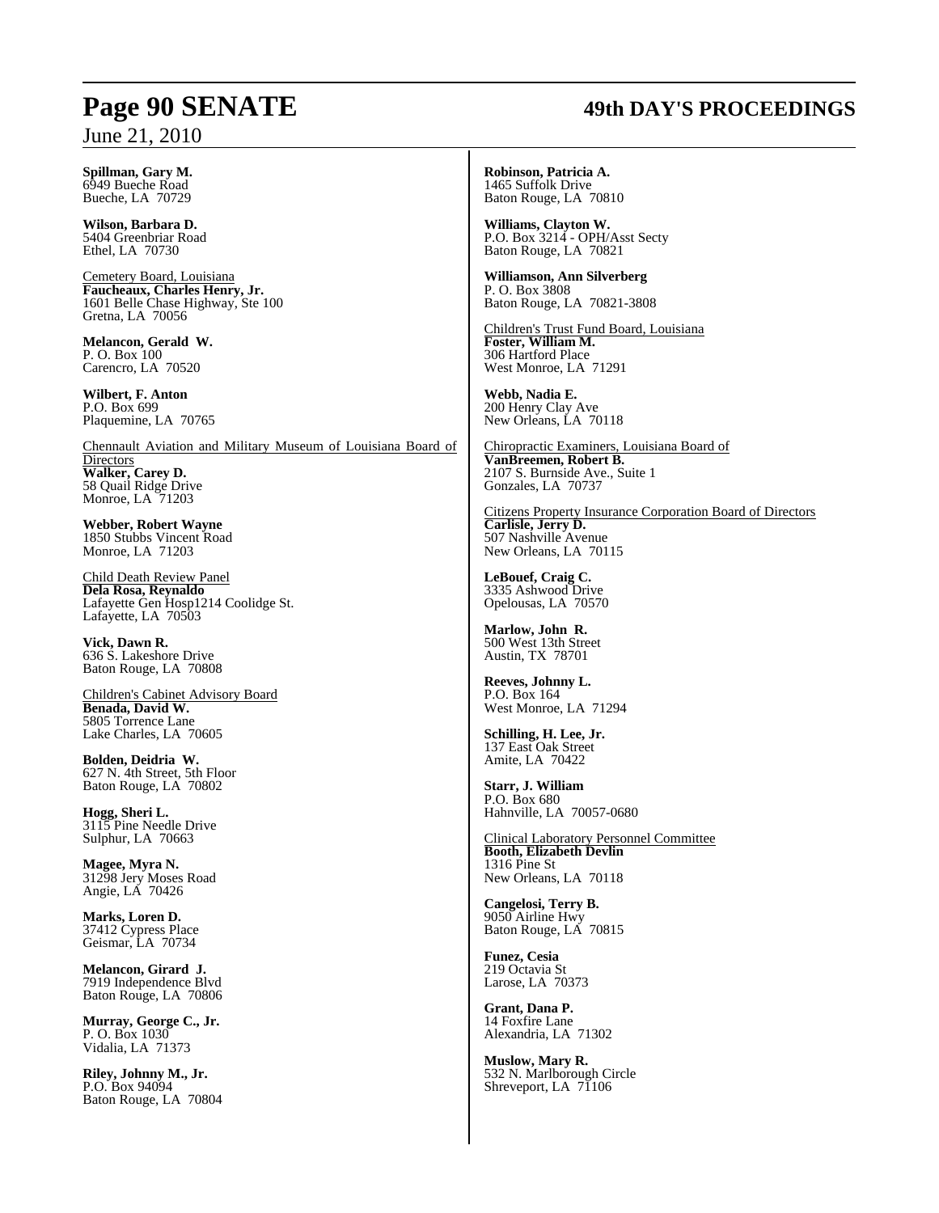**Spillman, Gary M.**
6949 Bueche Road
Bueche, LA 70729

**Wilson, Barbara D.**
5404 Greenbriar Road
Ethel, LA 70730

<u>Cemetery Board, Louisiana</u>
**Faucheaux, Charles Henry, Jr.**
1601 Belle Chase Highway, Ste 100
Gretna, LA 70056

**Melancon, Gerald W.**
P. O. Box 100
Carencro, LA 70520

**Wilbert, F. Anton**
P.O. Box 699
Plaquemine, LA 70765

<u>Chennault Aviation and Military Museum of Louisiana Board of Directors</u>
**Walker, Carey D.**
58 Quail Ridge Drive
Monroe, LA 71203

**Webber, Robert Wayne**
1850 Stubbs Vincent Road
Monroe, LA 71203

<u>Child Death Review Panel</u>
**Dela Rosa, Reynaldo**
Lafayette Gen Hosp1214 Coolidge St.
Lafayette, LA 70503

**Vick, Dawn R.**
636 S. Lakeshore Drive
Baton Rouge, LA 70808

<u>Children's Cabinet Advisory Board</u>
**Benada, David W.**
5805 Torrence Lane
Lake Charles, LA 70605

**Bolden, Deidria W.**
627 N. 4th Street, 5th Floor
Baton Rouge, LA 70802

**Hogg, Sheri L.**
3115 Pine Needle Drive
Sulphur, LA 70663

**Magee, Myra N.**
31298 Jery Moses Road
Angie, LA 70426

**Marks, Loren D.**
37412 Cypress Place
Geismar, LA 70734

**Melancon, Girard J.**
7919 Independence Blvd
Baton Rouge, LA 70806

**Murray, George C., Jr.**
P. O. Box 1030
Vidalia, LA 71373

**Riley, Johnny M., Jr.**
P.O. Box 94094
Baton Rouge, LA 70804

**Robinson, Patricia A.**
1465 Suffolk Drive
Baton Rouge, LA 70810

**Williams, Clayton W.**
P.O. Box 3214 - OPH/Asst Secty
Baton Rouge, LA 70821

**Williamson, Ann Silverberg**
P. O. Box 3808
Baton Rouge, LA 70821-3808

<u>Children's Trust Fund Board, Louisiana</u>
**Foster, William M.**
306 Hartford Place
West Monroe, LA 71291

**Webb, Nadia E.**
200 Henry Clay Ave
New Orleans, LA 70118

<u>Chiropractic Examiners, Louisiana Board of</u>
**VanBreemen, Robert B.**
2107 S. Burnside Ave., Suite 1
Gonzales, LA 70737

<u>Citizens Property Insurance Corporation Board of Directors</u>
**Carlisle, Jerry D.**
507 Nashville Avenue
New Orleans, LA 70115

**LeBouef, Craig C.**
3335 Ashwood Drive
Opelousas, LA 70570

**Marlow, John R.**
500 West 13th Street
Austin, TX 78701

**Reeves, Johnny L.**
P.O. Box 164
West Monroe, LA 71294

**Schilling, H. Lee, Jr.**
137 East Oak Street
Amite, LA 70422

**Starr, J. William**
P.O. Box 680
Hahnville, LA 70057-0680

<u>Clinical Laboratory Personnel Committee</u>
**Booth, Elizabeth Devlin**
1316 Pine St
New Orleans, LA 70118

**Cangelosi, Terry B.**
9050 Airline Hwy
Baton Rouge, LA 70815

**Funez, Cesia**
219 Octavia St
Larose, LA 70373

**Grant, Dana P.**
14 Foxfire Lane
Alexandria, LA 71302

**Muslow, Mary R.**
532 N. Marlborough Circle
Shreveport, LA 71106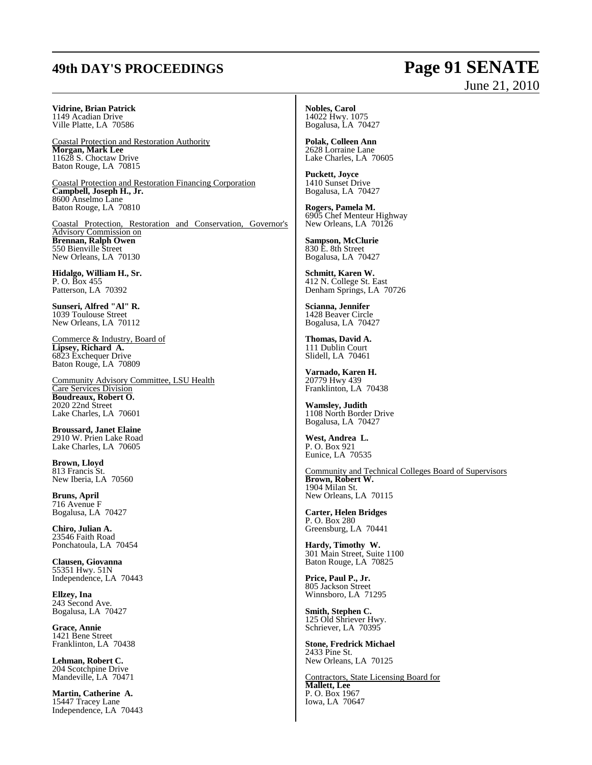**Vidrine, Brian Patrick**
1149 Acadian Drive
Ville Platte, LA 70586

Coastal Protection and Restoration Authority
**Morgan, Mark Lee**
11628 S. Choctaw Drive
Baton Rouge, LA 70815

Coastal Protection and Restoration Financing Corporation
**Campbell, Joseph H., Jr.**
8600 Anselmo Lane
Baton Rouge, LA 70810

Coastal Protection, Restoration and Conservation, Governor's Advisory Commission on
**Brennan, Ralph Owen**
550 Bienville Street
New Orleans, LA 70130

**Hidalgo, William H., Sr.**
P. O. Box 455
Patterson, LA 70392

**Sunseri, Alfred "Al" R.**
1039 Toulouse Street
New Orleans, LA 70112

Commerce & Industry, Board of
**Lipsey, Richard A.**
6823 Exchequer Drive
Baton Rouge, LA 70809

Community Advisory Committee, LSU Health Care Services Division
**Boudreaux, Robert O.**
2020 22nd Street
Lake Charles, LA 70601

**Broussard, Janet Elaine**
2910 W. Prien Lake Road
Lake Charles, LA 70605

**Brown, Lloyd**
813 Francis St.
New Iberia, LA 70560

**Bruns, April**
716 Avenue F
Bogalusa, LA 70427

**Chiro, Julian A.**
23546 Faith Road
Ponchatoula, LA 70454

**Clausen, Giovanna**
55351 Hwy. 51N
Independence, LA 70443

**Ellzey, Ina**
243 Second Ave.
Bogalusa, LA 70427

**Grace, Annie**
1421 Bene Street
Franklinton, LA 70438

**Lehman, Robert C.**
204 Scotchpine Drive
Mandeville, LA 70471

**Martin, Catherine A.**
15447 Tracey Lane
Independence, LA 70443

**Nobles, Carol**
14022 Hwy. 1075
Bogalusa, LA 70427

**Polak, Colleen Ann**
2628 Lorraine Lane
Lake Charles, LA 70605

**Puckett, Joyce**
1410 Sunset Drive
Bogalusa, LA 70427

**Rogers, Pamela M.**
6905 Chef Menteur Highway
New Orleans, LA 70126

**Sampson, McClurie**
830 E. 8th Street
Bogalusa, LA 70427

**Schmitt, Karen W.**
412 N. College St. East
Denham Springs, LA 70726

**Scianna, Jennifer**
1428 Beaver Circle
Bogalusa, LA 70427

**Thomas, David A.**
111 Dublin Court
Slidell, LA 70461

**Varnado, Karen H.**
20779 Hwy 439
Franklinton, LA 70438

**Wamsley, Judith**
1108 North Border Drive
Bogalusa, LA 70427

**West, Andrea L.**
P. O. Box 921
Eunice, LA 70535

Community and Technical Colleges Board of Supervisors
**Brown, Robert W.**
1904 Milan St.
New Orleans, LA 70115

**Carter, Helen Bridges**
P. O. Box 280
Greensburg, LA 70441

**Hardy, Timothy W.**
301 Main Street, Suite 1100
Baton Rouge, LA 70825

**Price, Paul P., Jr.**
805 Jackson Street
Winnsboro, LA 71295

**Smith, Stephen C.**
125 Old Shriever Hwy.
Schriever, LA 70395

**Stone, Fredrick Michael**
2433 Pine St.
New Orleans, LA 70125

Contractors, State Licensing Board for
**Mallett, Lee**
P. O. Box 1967
Iowa, LA 70647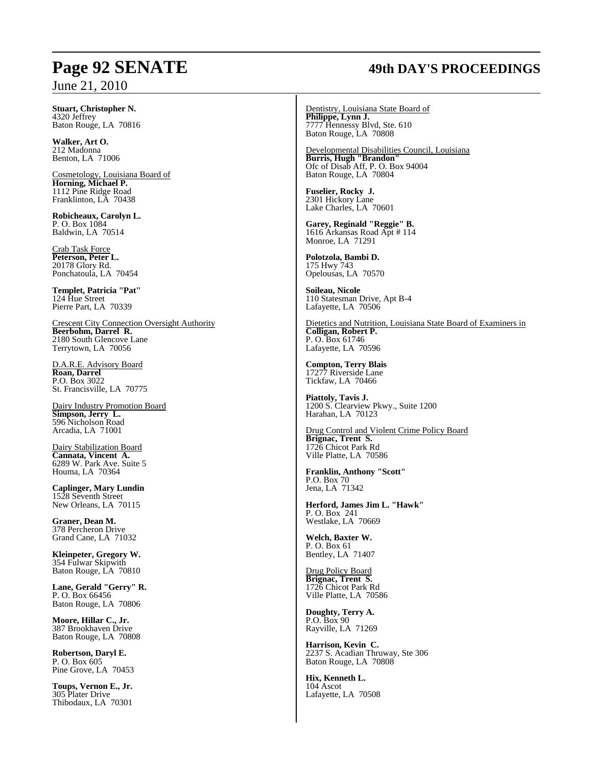**Stuart, Christopher N.**
4320 Jeffrey
Baton Rouge, LA 70816

**Walker, Art O.**
212 Madonna
Benton, LA 71006

Cosmetology, Louisiana Board of
**Horning, Michael P.**
1112 Pine Ridge Road
Franklinton, LA 70438

**Robicheaux, Carolyn L.**
P. O. Box 1084
Baldwin, LA 70514

Crab Task Force
**Peterson, Peter L.**
20178 Glory Rd.
Ponchatoula, LA 70454

**Templet, Patricia "Pat"**
124 Hue Street
Pierre Part, LA 70339

Crescent City Connection Oversight Authority
**Beerbohm, Darrel R.**
2180 South Glencove Lane
Terrytown, LA 70056

D.A.R.E. Advisory Board
**Roan, Darrel**
P.O. Box 3022
St. Francisville, LA 70775

Dairy Industry Promotion Board
**Simpson, Jerry L.**
596 Nicholson Road
Arcadia, LA 71001

Dairy Stabilization Board
**Cannata, Vincent A.**
6289 W. Park Ave. Suite 5
Houma, LA 70364

**Caplinger, Mary Lundin**
1528 Seventh Street
New Orleans, LA 70115

**Graner, Dean M.**
378 Percheron Drive
Grand Cane, LA 71032

**Kleinpeter, Gregory W.**
354 Fulwar Skipwith
Baton Rouge, LA 70810

**Lane, Gerald "Gerry" R.**
P. O. Box 66456
Baton Rouge, LA 70806

**Moore, Hillar C., Jr.**
387 Brookhaven Drive
Baton Rouge, LA 70808

**Robertson, Daryl E.**
P. O. Box 605
Pine Grove, LA 70453

**Toups, Vernon E., Jr.**
305 Plater Drive
Thibodaux, LA 70301

Dentistry, Louisiana State Board of
**Philippe, Lynn J.**
7777 Hennessy Blvd, Ste. 610
Baton Rouge, LA 70808

Developmental Disabilities Council, Louisiana
**Burris, Hugh "Brandon"**
Ofc of Disab Aff, P. O. Box 94004
Baton Rouge, LA 70804

**Fuselier, Rocky J.**
2301 Hickory Lane
Lake Charles, LA 70601

**Garey, Reginald "Reggie" B.**
1616 Arkansas Road Apt # 114
Monroe, LA 71291

**Polotzola, Bambi D.**
175 Hwy 743
Opelousas, LA 70570

**Soileau, Nicole**
110 Statesman Drive, Apt B-4
Lafayette, LA 70506

Dietetics and Nutrition, Louisiana State Board of Examiners in
**Colligan, Robert P.**
P. O. Box 61746
Lafayette, LA 70596

**Compton, Terry Blais**
17277 Riverside Lane
Tickfaw, LA 70466

**Piattoly, Tavis J.**
1200 S. Clearview Pkwy., Suite 1200
Harahan, LA 70123

Drug Control and Violent Crime Policy Board
**Brignac, Trent S.**
1726 Chicot Park Rd
Ville Platte, LA 70586

**Franklin, Anthony "Scott"**
P.O. Box 70
Jena, LA 71342

**Herford, James Jim L. "Hawk"**
P. O. Box 241
Westlake, LA 70669

**Welch, Baxter W.**
P. O. Box 61
Bentley, LA 71407

Drug Policy Board
**Brignac, Trent S.**
1726 Chicot Park Rd
Ville Platte, LA 70586

**Doughty, Terry A.**
P.O. Box 90
Rayville, LA 71269

**Harrison, Kevin C.**
2237 S. Acadian Thruway, Ste 306
Baton Rouge, LA 70808

**Hix, Kenneth L.**
104 Ascot
Lafayette, LA 70508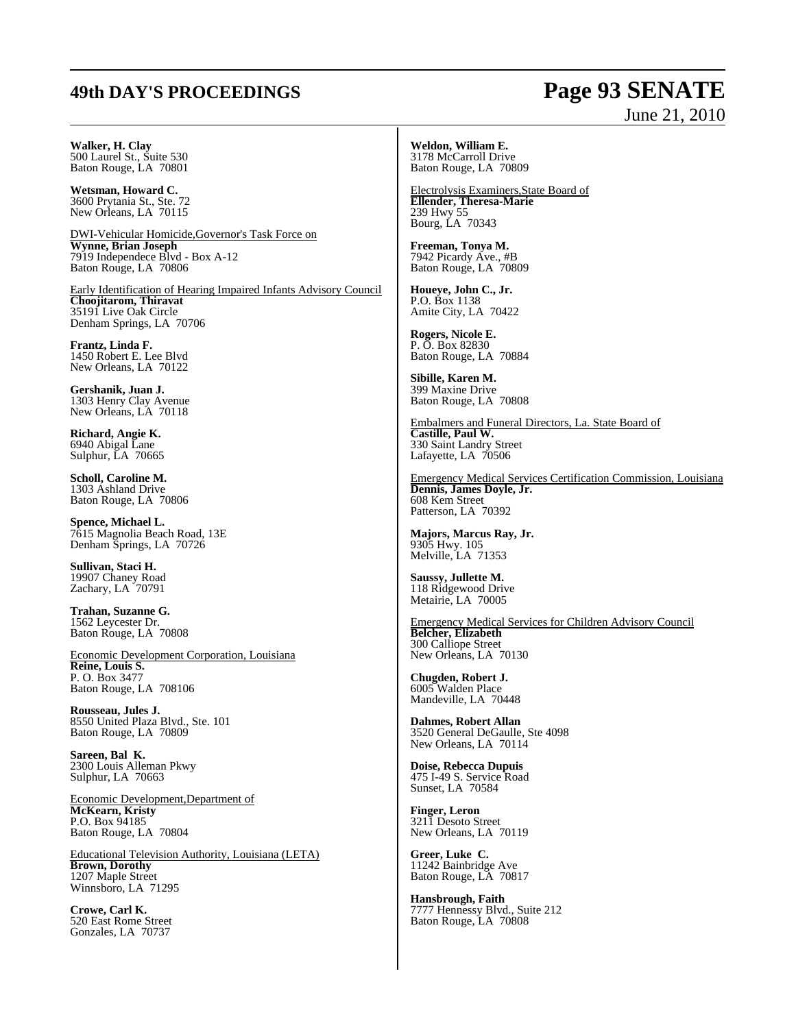**Walker, H. Clay**
500 Laurel St., Suite 530
Baton Rouge, LA 70801

**Wetsman, Howard C.**
3600 Prytania St., Ste. 72
New Orleans, LA 70115

DWI-Vehicular Homicide,Governor's Task Force on
**Wynne, Brian Joseph**
7919 Independece Blvd - Box A-12
Baton Rouge, LA 70806

Early Identification of Hearing Impaired Infants Advisory Council
**Choojitarom, Thiravat**
35191 Live Oak Circle
Denham Springs, LA 70706

**Frantz, Linda F.**
1450 Robert E. Lee Blvd
New Orleans, LA 70122

**Gershanik, Juan J.**
1303 Henry Clay Avenue
New Orleans, LA 70118

**Richard, Angie K.**
6940 Abigal Lane
Sulphur, LA 70665

**Scholl, Caroline M.**
1303 Ashland Drive
Baton Rouge, LA 70806

**Spence, Michael L.**
7615 Magnolia Beach Road, 13E
Denham Springs, LA 70726

**Sullivan, Staci H.**
19907 Chaney Road
Zachary, LA 70791

**Trahan, Suzanne G.**
1562 Leycester Dr.
Baton Rouge, LA 70808

Economic Development Corporation, Louisiana
**Reine, Louis S.**
P. O. Box 3477
Baton Rouge, LA 708106

**Rousseau, Jules J.**
8550 United Plaza Blvd., Ste. 101
Baton Rouge, LA 70809

**Sareen, Bal K.**
2300 Louis Alleman Pkwy
Sulphur, LA 70663

Economic Development,Department of
**McKearn, Kristy**
P.O. Box 94185
Baton Rouge, LA 70804

Educational Television Authority, Louisiana (LETA)
**Brown, Dorothy**
1207 Maple Street
Winnsboro, LA 71295

**Crowe, Carl K.**
520 East Rome Street
Gonzales, LA 70737

**Weldon, William E.**
3178 McCarroll Drive
Baton Rouge, LA 70809

Electrolysis Examiners,State Board of
**Ellender, Theresa-Marie**
239 Hwy 55
Bourg, LA 70343

**Freeman, Tonya M.**
7942 Picardy Ave., #B
Baton Rouge, LA 70809

**Houeye, John C., Jr.**
P.O. Box 1138
Amite City, LA 70422

**Rogers, Nicole E.**
P. O. Box 82830
Baton Rouge, LA 70884

**Sibille, Karen M.**
399 Maxine Drive
Baton Rouge, LA 70808

Embalmers and Funeral Directors, La. State Board of
**Castille, Paul W.**
330 Saint Landry Street
Lafayette, LA 70506

Emergency Medical Services Certification Commission, Louisiana
**Dennis, James Doyle, Jr.**
608 Kem Street
Patterson, LA 70392

**Majors, Marcus Ray, Jr.**
9305 Hwy. 105
Melville, LA 71353

**Saussy, Jullette M.**
118 Ridgewood Drive
Metairie, LA 70005

Emergency Medical Services for Children Advisory Council
**Belcher, Elizabeth**
300 Calliope Street
New Orleans, LA 70130

**Chugden, Robert J.**
6005 Walden Place
Mandeville, LA 70448

**Dahmes, Robert Allan**
3520 General DeGaulle, Ste 4098
New Orleans, LA 70114

**Doise, Rebecca Dupuis**
475 I-49 S. Service Road
Sunset, LA 70584

**Finger, Leron**
3211 Desoto Street
New Orleans, LA 70119

**Greer, Luke C.**
11242 Bainbridge Ave
Baton Rouge, LA 70817

**Hansbrough, Faith**
7777 Hennessy Blvd., Suite 212
Baton Rouge, LA 70808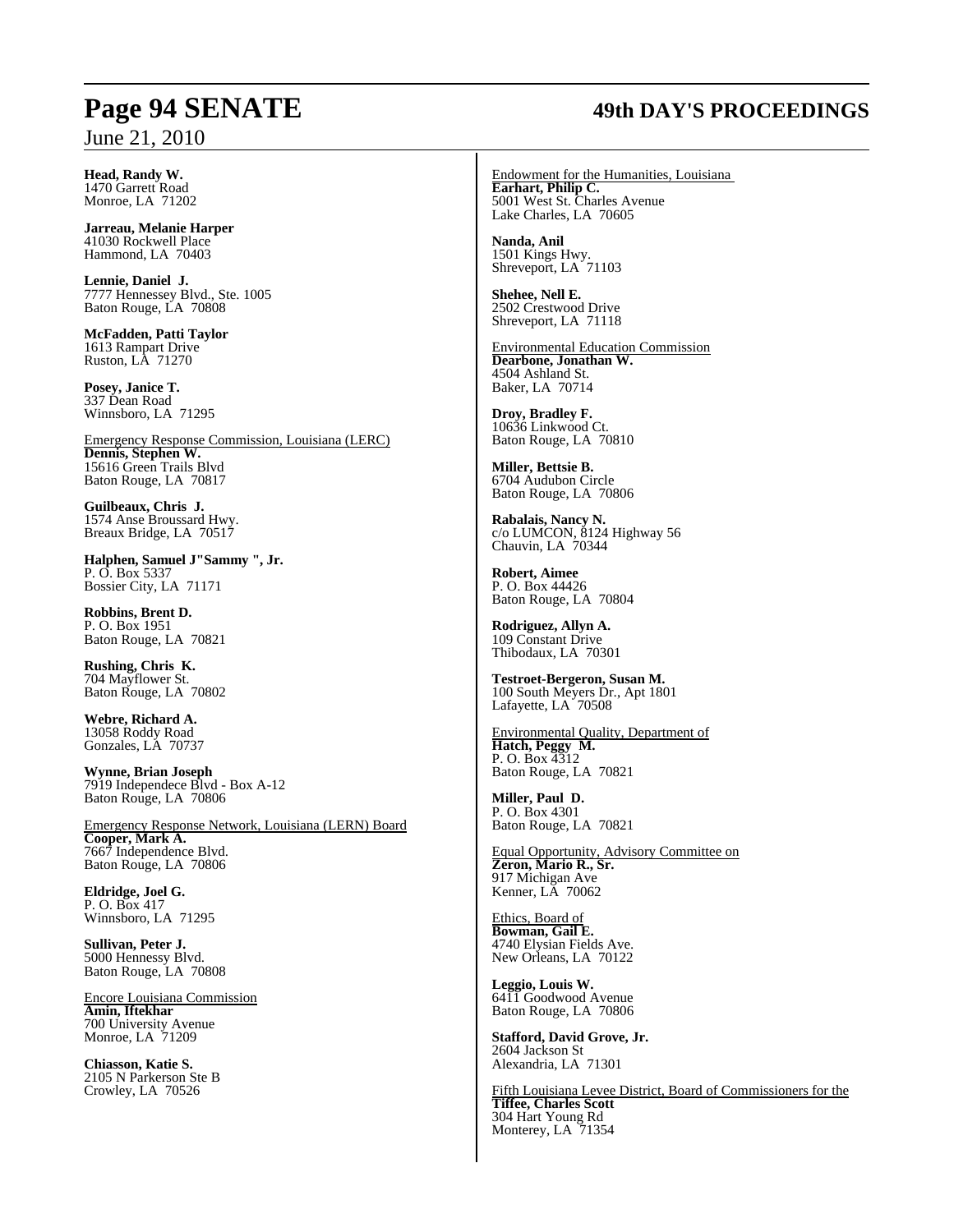**Head, Randy W.**
1470 Garrett Road
Monroe, LA 71202

**Jarreau, Melanie Harper**
41030 Rockwell Place
Hammond, LA 70403

**Lennie, Daniel J.**
7777 Hennessey Blvd., Ste. 1005
Baton Rouge, LA 70808

**McFadden, Patti Taylor**
1613 Rampart Drive
Ruston, LA 71270

**Posey, Janice T.**
337 Dean Road
Winnsboro, LA 71295

Emergency Response Commission, Louisiana (LERC)
**Dennis, Stephen W.**
15616 Green Trails Blvd
Baton Rouge, LA 70817

**Guilbeaux, Chris J.**
1574 Anse Broussard Hwy.
Breaux Bridge, LA 70517

**Halphen, Samuel J"Sammy ", Jr.**
P. O. Box 5337
Bossier City, LA 71171

**Robbins, Brent D.**
P. O. Box 1951
Baton Rouge, LA 70821

**Rushing, Chris K.**
704 Mayflower St.
Baton Rouge, LA 70802

**Webre, Richard A.**
13058 Roddy Road
Gonzales, LA 70737

**Wynne, Brian Joseph**
7919 Independece Blvd - Box A-12
Baton Rouge, LA 70806

Emergency Response Network, Louisiana (LERN) Board
**Cooper, Mark A.**
7667 Independence Blvd.
Baton Rouge, LA 70806

**Eldridge, Joel G.**
P. O. Box 417
Winnsboro, LA 71295

**Sullivan, Peter J.**
5000 Hennessy Blvd.
Baton Rouge, LA 70808

Encore Louisiana Commission
**Amin, Iftekhar**
700 University Avenue
Monroe, LA 71209

**Chiasson, Katie S.**
2105 N Parkerson Ste B
Crowley, LA 70526

Endowment for the Humanities, Louisiana
**Earhart, Philip C.**
5001 West St. Charles Avenue
Lake Charles, LA 70605

**Nanda, Anil**
1501 Kings Hwy.
Shreveport, LA 71103

**Shehee, Nell E.**
2502 Crestwood Drive
Shreveport, LA 71118

Environmental Education Commission
**Dearbone, Jonathan W.**
4504 Ashland St.
Baker, LA 70714

**Droy, Bradley F.**
10636 Linkwood Ct.
Baton Rouge, LA 70810

**Miller, Bettsie B.**
6704 Audubon Circle
Baton Rouge, LA 70806

**Rabalais, Nancy N.**
c/o LUMCON, 8124 Highway 56
Chauvin, LA 70344

**Robert, Aimee**
P. O. Box 44426
Baton Rouge, LA 70804

**Rodriguez, Allyn A.**
109 Constant Drive
Thibodaux, LA 70301

**Testroet-Bergeron, Susan M.**
100 South Meyers Dr., Apt 1801
Lafayette, LA 70508

Environmental Quality, Department of
**Hatch, Peggy M.**
P. O. Box 4312
Baton Rouge, LA 70821

**Miller, Paul D.**
P. O. Box 4301
Baton Rouge, LA 70821

Equal Opportunity, Advisory Committee on
**Zeron, Mario R., Sr.**
917 Michigan Ave
Kenner, LA 70062

Ethics, Board of
**Bowman, Gail E.**
4740 Elysian Fields Ave.
New Orleans, LA 70122

**Leggio, Louis W.**
6411 Goodwood Avenue
Baton Rouge, LA 70806

**Stafford, David Grove, Jr.**
2604 Jackson St
Alexandria, LA 71301

Fifth Louisiana Levee District, Board of Commissioners for the
**Tiffee, Charles Scott**
304 Hart Young Rd
Monterey, LA 71354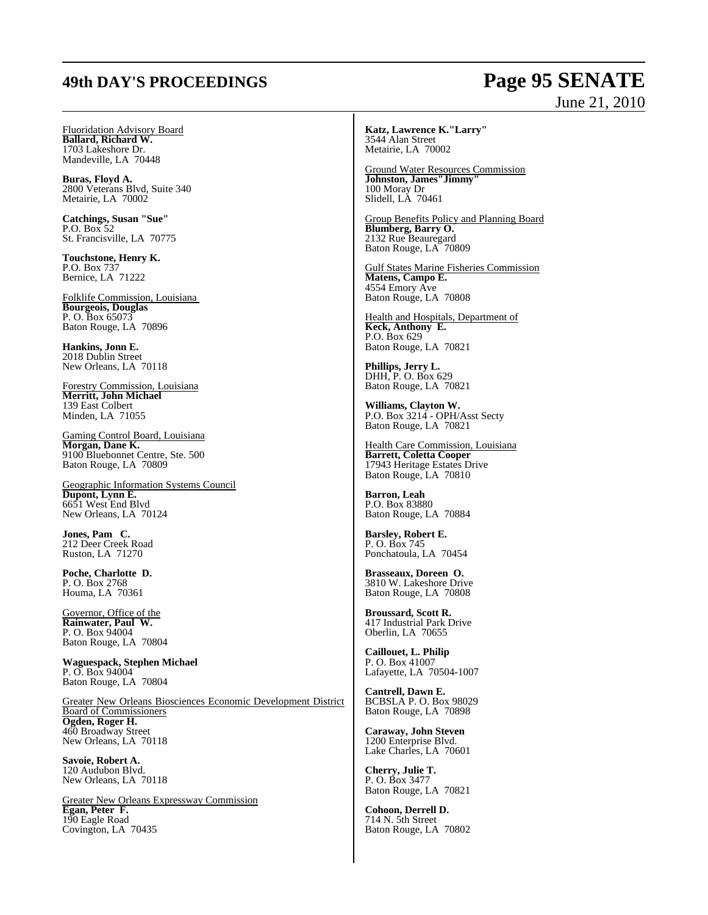Fluoridation Advisory Board

**Ballard, Richard W.**
1703 Lakeshore Dr.
Mandeville, LA 70448

**Buras, Floyd A.**
2800 Veterans Blvd, Suite 340
Metairie, LA 70002

**Catchings, Susan "Sue"**
P.O. Box 52
St. Francisville, LA 70775

**Touchstone, Henry K.**
P.O. Box 737
Bernice, LA 71222

Folklife Commission, Louisiana

**Bourgeois, Douglas**
P. O. Box 65073
Baton Rouge, LA 70896

**Hankins, Jonn E.**
2018 Dublin Street
New Orleans, LA 70118

Forestry Commission, Louisiana

**Merritt, John Michael**
139 East Colbert
Minden, LA 71055

Gaming Control Board, Louisiana

**Morgan, Dane K.**
9100 Bluebonnet Centre, Ste. 500
Baton Rouge, LA 70809

Geographic Information Systems Council

**Dupont, Lynn E.**
6651 West End Blvd
New Orleans, LA 70124

**Jones, Pam C.**
212 Deer Creek Road
Ruston, LA 71270

**Poche, Charlotte D.**
P. O. Box 2768
Houma, LA 70361

Governor, Office of the

**Rainwater, Paul W.**
P. O. Box 94004
Baton Rouge, LA 70804

**Waguespack, Stephen Michael**
P. O. Box 94004
Baton Rouge, LA 70804

Greater New Orleans Biosciences Economic Development District Board of Commissioners

**Ogden, Roger H.**
460 Broadway Street
New Orleans, LA 70118

**Savoie, Robert A.**
120 Audubon Blvd.
New Orleans, LA 70118

Greater New Orleans Expressway Commission

**Egan, Peter F.**
190 Eagle Road
Covington, LA 70435

**Katz, Lawrence K."Larry"**
3544 Alan Street
Metairie, LA 70002

Ground Water Resources Commission

**Johnston, James"Jimmy"**
100 Moray Dr
Slidell, LA 70461

Group Benefits Policy and Planning Board

**Blumberg, Barry O.**
2132 Rue Beauregard
Baton Rouge, LA 70809

Gulf States Marine Fisheries Commission

**Matens, Campo E.**
4554 Emory Ave
Baton Rouge, LA 70808

Health and Hospitals, Department of

**Keck, Anthony E.**
P.O. Box 629
Baton Rouge, LA 70821

**Phillips, Jerry L.**
DHH, P. O. Box 629
Baton Rouge, LA 70821

**Williams, Clayton W.**
P.O. Box 3214 - OPH/Asst Secty
Baton Rouge, LA 70821

Health Care Commission, Louisiana

**Barrett, Coletta Cooper**
17943 Heritage Estates Drive
Baton Rouge, LA 70810

**Barron, Leah**
P.O. Box 83880
Baton Rouge, LA 70884

**Barsley, Robert E.**
P. O. Box 745
Ponchatoula, LA 70454

**Brasseaux, Doreen O.**
3810 W. Lakeshore Drive
Baton Rouge, LA 70808

**Broussard, Scott R.**
417 Industrial Park Drive
Oberlin, LA 70655

**Caillouet, L. Philip**
P. O. Box 41007
Lafayette, LA 70504-1007

**Cantrell, Dawn E.**
BCBSLA P. O. Box 98029
Baton Rouge, LA 70898

**Caraway, John Steven**
1200 Enterprise Blvd.
Lake Charles, LA 70601

**Cherry, Julie T.**
P. O. Box 3477
Baton Rouge, LA 70821

**Cohoon, Derrell D.**
714 N. 5th Street
Baton Rouge, LA 70802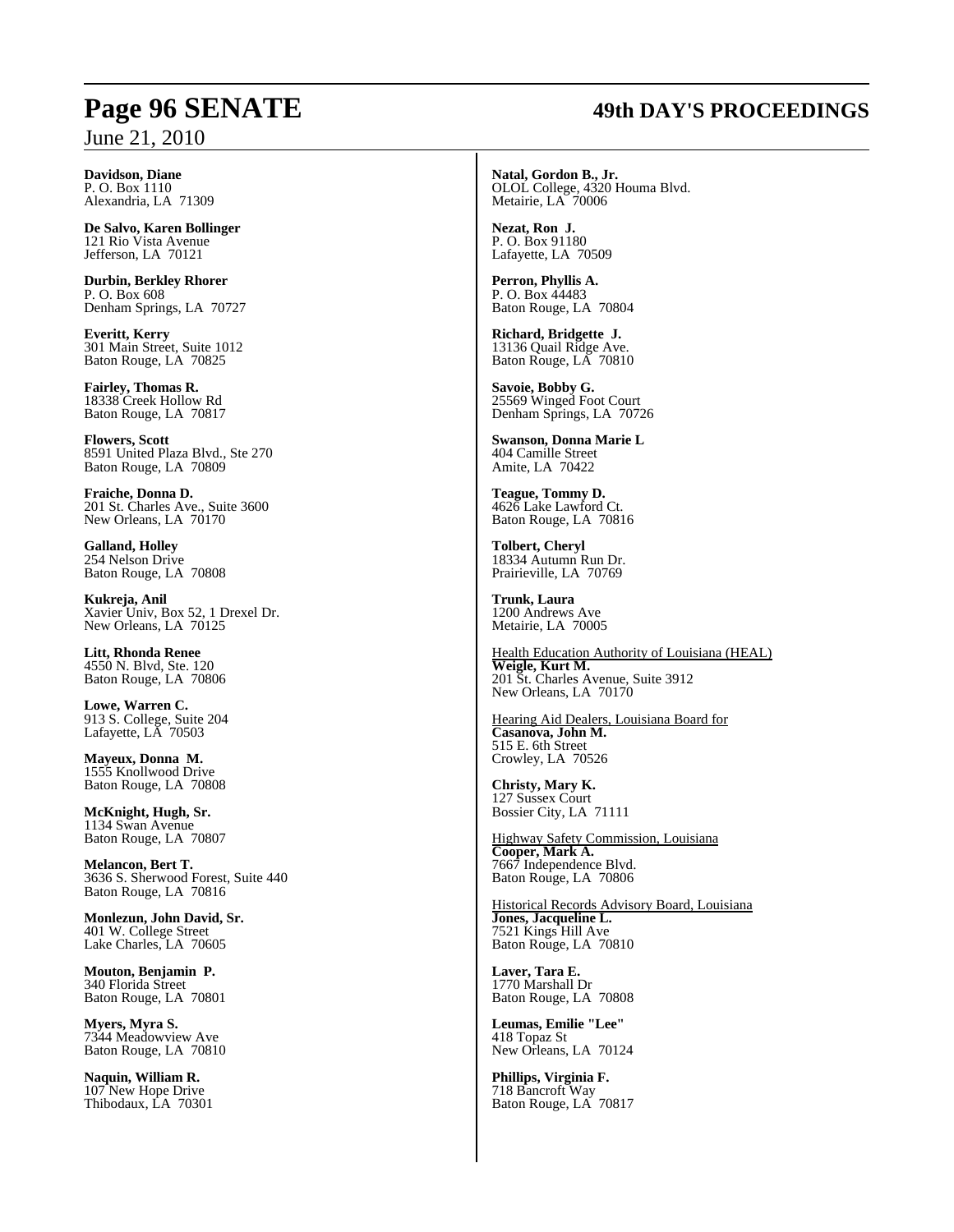**Davidson, Diane**
P. O. Box 1110
Alexandria, LA 71309

**De Salvo, Karen Bollinger**
121 Rio Vista Avenue
Jefferson, LA 70121

**Durbin, Berkley Rhorer**
P. O. Box 608
Denham Springs, LA 70727

**Everitt, Kerry**
301 Main Street, Suite 1012
Baton Rouge, LA 70825

**Fairley, Thomas R.**
18338 Creek Hollow Rd
Baton Rouge, LA 70817

**Flowers, Scott**
8591 United Plaza Blvd., Ste 270
Baton Rouge, LA 70809

**Fraiche, Donna D.**
201 St. Charles Ave., Suite 3600
New Orleans, LA 70170

**Galland, Holley**
254 Nelson Drive
Baton Rouge, LA 70808

**Kukreja, Anil**
Xavier Univ, Box 52, 1 Drexel Dr.
New Orleans, LA 70125

**Litt, Rhonda Renee**
4550 N. Blvd, Ste. 120
Baton Rouge, LA 70806

**Lowe, Warren C.**
913 S. College, Suite 204
Lafayette, LA 70503

**Mayeux, Donna M.**
1555 Knollwood Drive
Baton Rouge, LA 70808

**McKnight, Hugh, Sr.**
1134 Swan Avenue
Baton Rouge, LA 70807

**Melancon, Bert T.**
3636 S. Sherwood Forest, Suite 440
Baton Rouge, LA 70816

**Monlezun, John David, Sr.**
401 W. College Street
Lake Charles, LA 70605

**Mouton, Benjamin P.**
340 Florida Street
Baton Rouge, LA 70801

**Myers, Myra S.**
7344 Meadowview Ave
Baton Rouge, LA 70810

**Naquin, William R.**
107 New Hope Drive
Thibodaux, LA 70301

**Natal, Gordon B., Jr.**
OLOL College, 4320 Houma Blvd.
Metairie, LA 70006

**Nezat, Ron J.**
P. O. Box 91180
Lafayette, LA 70509

**Perron, Phyllis A.**
P. O. Box 44483
Baton Rouge, LA 70804

**Richard, Bridgette J.**
13136 Quail Ridge Ave.
Baton Rouge, LA 70810

**Savoie, Bobby G.**
25569 Winged Foot Court
Denham Springs, LA 70726

**Swanson, Donna Marie L**
404 Camille Street
Amite, LA 70422

**Teague, Tommy D.**
4626 Lake Lawford Ct.
Baton Rouge, LA 70816

**Tolbert, Cheryl**
18334 Autumn Run Dr.
Prairieville, LA 70769

**Trunk, Laura**
1200 Andrews Ave
Metairie, LA 70005

<u>Health Education Authority of Louisiana (HEAL)</u>

**Weigle, Kurt M.**
201 St. Charles Avenue, Suite 3912
New Orleans, LA 70170

<u>Hearing Aid Dealers, Louisiana Board for</u>

**Casanova, John M.**
515 E. 6th Street
Crowley, LA 70526

**Christy, Mary K.**
127 Sussex Court
Bossier City, LA 71111

<u>Highway Safety Commission, Louisiana</u>

**Cooper, Mark A.**
7667 Independence Blvd.
Baton Rouge, LA 70806

<u>Historical Records Advisory Board, Louisiana</u>

**Jones, Jacqueline L.**
7521 Kings Hill Ave
Baton Rouge, LA 70810

**Laver, Tara E.**
1770 Marshall Dr
Baton Rouge, LA 70808

**Leumas, Emilie "Lee"**
418 Topaz St
New Orleans, LA 70124

**Phillips, Virginia F.**
718 Bancroft Way
Baton Rouge, LA 70817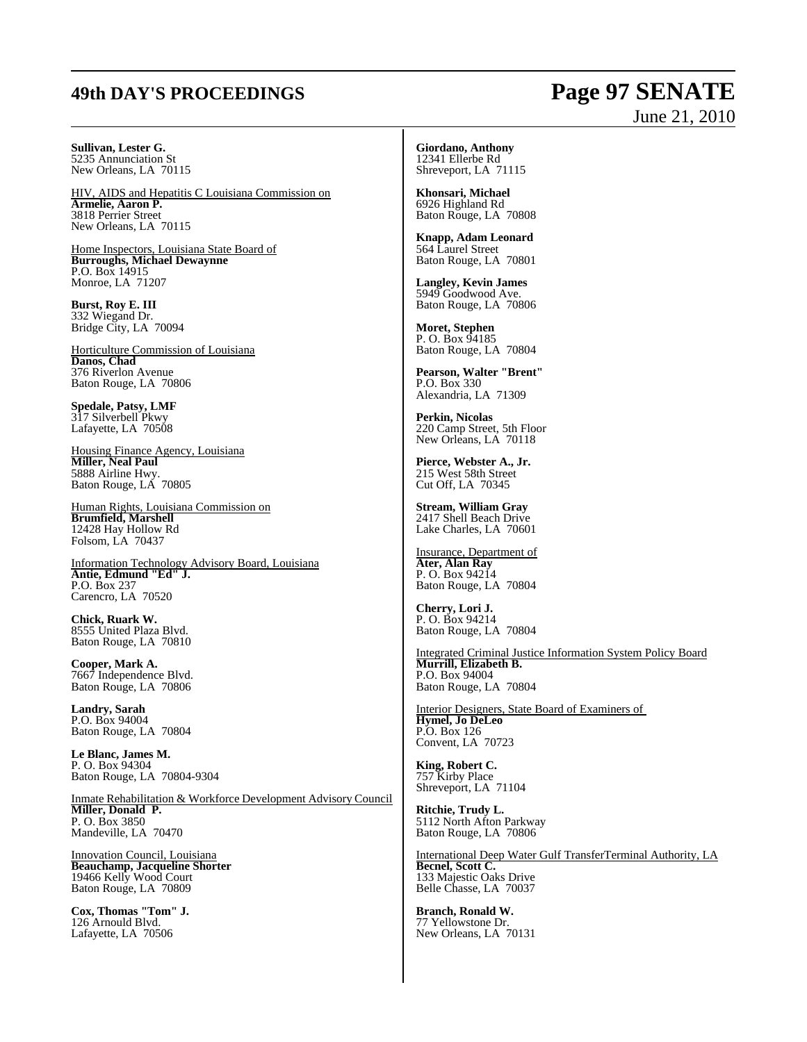**Sullivan, Lester G.**
5235 Annunciation St
New Orleans, LA 70115

HIV, AIDS and Hepatitis C Louisiana Commission on
**Armelie, Aaron P.**
3818 Perrier Street
New Orleans, LA 70115

Home Inspectors, Louisiana State Board of
**Burroughs, Michael Dewaynne**
P.O. Box 14915
Monroe, LA 71207

**Burst, Roy E. III**
332 Wiegand Dr.
Bridge City, LA 70094

Horticulture Commission of Louisiana
**Danos, Chad**
376 Riverlon Avenue
Baton Rouge, LA 70806

**Spedale, Patsy, LMF**
317 Silverbell Pkwy
Lafayette, LA 70508

Housing Finance Agency, Louisiana
**Miller, Neal Paul**
5888 Airline Hwy.
Baton Rouge, LA 70805

Human Rights, Louisiana Commission on
**Brumfield, Marshell**
12428 Hay Hollow Rd
Folsom, LA 70437

Information Technology Advisory Board, Louisiana
**Antie, Edmund "Ed" J.**
P.O. Box 237
Carencro, LA 70520

**Chick, Ruark W.**
8555 United Plaza Blvd.
Baton Rouge, LA 70810

**Cooper, Mark A.**
7667 Independence Blvd.
Baton Rouge, LA 70806

**Landry, Sarah**
P.O. Box 94004
Baton Rouge, LA 70804

**Le Blanc, James M.**
P. O. Box 94304
Baton Rouge, LA 70804-9304

Inmate Rehabilitation & Workforce Development Advisory Council
**Miller, Donald P.**
P. O. Box 3850
Mandeville, LA 70470

Innovation Council, Louisiana
**Beauchamp, Jacqueline Shorter**
19466 Kelly Wood Court
Baton Rouge, LA 70809

**Cox, Thomas "Tom" J.**
126 Arnould Blvd.
Lafayette, LA 70506

**Giordano, Anthony**
12341 Ellerbe Rd
Shreveport, LA 71115

**Khonsari, Michael**
6926 Highland Rd
Baton Rouge, LA 70808

**Knapp, Adam Leonard**
564 Laurel Street
Baton Rouge, LA 70801

**Langley, Kevin James**
5949 Goodwood Ave.
Baton Rouge, LA 70806

**Moret, Stephen**
P. O. Box 94185
Baton Rouge, LA 70804

**Pearson, Walter "Brent"**
P.O. Box 330
Alexandria, LA 71309

**Perkin, Nicolas**
220 Camp Street, 5th Floor
New Orleans, LA 70118

**Pierce, Webster A., Jr.**
215 West 58th Street
Cut Off, LA 70345

**Stream, William Gray**
2417 Shell Beach Drive
Lake Charles, LA 70601

Insurance, Department of
**Ater, Alan Ray**
P. O. Box 94214
Baton Rouge, LA 70804

**Cherry, Lori J.**
P. O. Box 94214
Baton Rouge, LA 70804

Integrated Criminal Justice Information System Policy Board
**Murrill, Elizabeth B.**
P.O. Box 94004
Baton Rouge, LA 70804

Interior Designers, State Board of Examiners of
**Hymel, Jo DeLeo**
P.O. Box 126
Convent, LA 70723

**King, Robert C.**
757 Kirby Place
Shreveport, LA 71104

**Ritchie, Trudy L.**
5112 North Afton Parkway
Baton Rouge, LA 70806

International Deep Water Gulf TransferTerminal Authority, LA
**Becnel, Scott C.**
133 Majestic Oaks Drive
Belle Chasse, LA 70037

**Branch, Ronald W.**
77 Yellowstone Dr.
New Orleans, LA 70131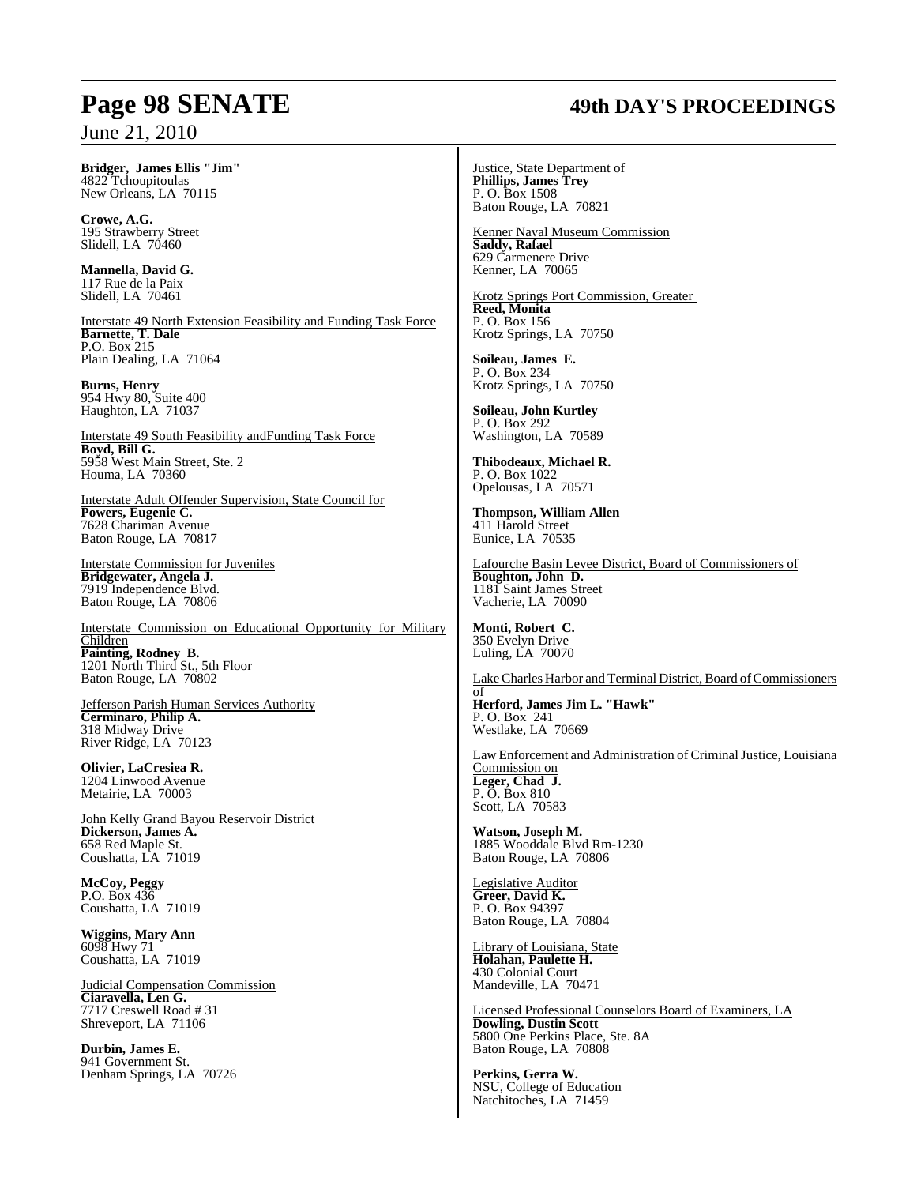**Bridger, James Ellis "Jim"**
4822 Tchoupitoulas
New Orleans, LA 70115

**Crowe, A.G.**
195 Strawberry Street
Slidell, LA 70460

**Mannella, David G.**
117 Rue de la Paix
Slidell, LA 70461

Interstate 49 North Extension Feasibility and Funding Task Force
**Barnette, T. Dale**
P.O. Box 215
Plain Dealing, LA 71064

**Burns, Henry**
954 Hwy 80, Suite 400
Haughton, LA 71037

Interstate 49 South Feasibility andFunding Task Force
**Boyd, Bill G.**
5958 West Main Street, Ste. 2
Houma, LA 70360

Interstate Adult Offender Supervision, State Council for
**Powers, Eugenie C.**
7628 Chariman Avenue
Baton Rouge, LA 70817

Interstate Commission for Juveniles
**Bridgewater, Angela J.**
7919 Independence Blvd.
Baton Rouge, LA 70806

Interstate Commission on Educational Opportunity for Military Children
**Painting, Rodney B.**
1201 North Third St., 5th Floor
Baton Rouge, LA 70802

Jefferson Parish Human Services Authority
**Cerminaro, Philip A.**
318 Midway Drive
River Ridge, LA 70123

**Olivier, LaCresiea R.**
1204 Linwood Avenue
Metairie, LA 70003

John Kelly Grand Bayou Reservoir District
**Dickerson, James A.**
658 Red Maple St.
Coushatta, LA 71019

**McCoy, Peggy**
P.O. Box 436
Coushatta, LA 71019

**Wiggins, Mary Ann**
6098 Hwy 71
Coushatta, LA 71019

Judicial Compensation Commission
**Ciaravella, Len G.**
7717 Creswell Road # 31
Shreveport, LA 71106

**Durbin, James E.**
941 Government St.
Denham Springs, LA 70726

Justice, State Department of
**Phillips, James Trey**
P. O. Box 1508
Baton Rouge, LA 70821

Kenner Naval Museum Commission
**Saddy, Rafael**
629 Carmenere Drive
Kenner, LA 70065

Krotz Springs Port Commission, Greater
**Reed, Monita**
P. O. Box 156
Krotz Springs, LA 70750

**Soileau, James E.**
P. O. Box 234
Krotz Springs, LA 70750

**Soileau, John Kurtley**
P. O. Box 292
Washington, LA 70589

**Thibodeaux, Michael R.**
P. O. Box 1022
Opelousas, LA 70571

**Thompson, William Allen**
411 Harold Street
Eunice, LA 70535

Lafourche Basin Levee District, Board of Commissioners of
**Boughton, John D.**
1181 Saint James Street
Vacherie, LA 70090

**Monti, Robert C.**
350 Evelyn Drive
Luling, LA 70070

Lake Charles Harbor and Terminal District, Board of Commissioners of
**Herford, James Jim L. "Hawk"**
P. O. Box 241
Westlake, LA 70669

Law Enforcement and Administration of Criminal Justice, Louisiana Commission on
**Leger, Chad J.**
P. O. Box 810
Scott, LA 70583

**Watson, Joseph M.**
1885 Wooddale Blvd Rm-1230
Baton Rouge, LA 70806

Legislative Auditor
**Greer, David K.**
P. O. Box 94397
Baton Rouge, LA 70804

Library of Louisiana, State
**Holahan, Paulette H.**
430 Colonial Court
Mandeville, LA 70471

Licensed Professional Counselors Board of Examiners, LA
**Dowling, Dustin Scott**
5800 One Perkins Place, Ste. 8A
Baton Rouge, LA 70808

**Perkins, Gerra W.**
NSU, College of Education
Natchitoches, LA 71459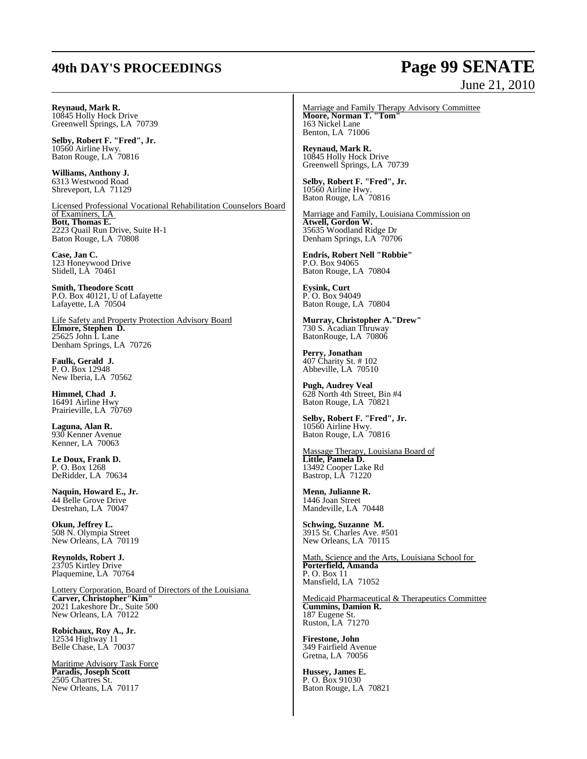**Reynaud, Mark R.**
10845 Holly Hock Drive
Greenwell Springs, LA 70739

**Selby, Robert F. "Fred", Jr.**
10560 Airline Hwy.
Baton Rouge, LA 70816

**Williams, Anthony J.**
6313 Westwood Road
Shreveport, LA 71129

Licensed Professional Vocational Rehabilitation Counselors Board of Examiners, LA
**Bott, Thomas E.**
2223 Quail Run Drive, Suite H-1
Baton Rouge, LA 70808

**Case, Jan C.**
123 Honeywood Drive
Slidell, LA 70461

**Smith, Theodore Scott**
P.O. Box 40121, U of Lafayette
Lafayette, LA 70504

Life Safety and Property Protection Advisory Board
**Elmore, Stephen D.**
25625 John L Lane
Denham Springs, LA 70726

**Faulk, Gerald J.**
P. O. Box 12948
New Iberia, LA 70562

**Himmel, Chad J.**
16491 Airline Hwy
Prairieville, LA 70769

**Laguna, Alan R.**
930 Kenner Avenue
Kenner, LA 70063

**Le Doux, Frank D.**
P. O. Box 1268
DeRidder, LA 70634

**Naquin, Howard E., Jr.**
44 Belle Grove Drive
Destrehan, LA 70047

**Okun, Jeffrey L.**
508 N. Olympia Street
New Orleans, LA 70119

**Reynolds, Robert J.**
23705 Kirtley Drive
Plaquemine, LA 70764

Lottery Corporation, Board of Directors of the Louisiana
**Carver, Christopher"Kim"**
2021 Lakeshore Dr., Suite 500
New Orleans, LA 70122

**Robichaux, Roy A., Jr.**
12534 Highway 11
Belle Chase, LA 70037

Maritime Advisory Task Force
**Paradis, Joseph Scott**
2505 Chartres St.
New Orleans, LA 70117

Marriage and Family Therapy Advisory Committee
**Moore, Norman T. "Tom"**
163 Nickel Lane
Benton, LA 71006

**Reynaud, Mark R.**
10845 Holly Hock Drive
Greenwell Springs, LA 70739

**Selby, Robert F. "Fred", Jr.**
10560 Airline Hwy.
Baton Rouge, LA 70816

Marriage and Family, Louisiana Commission on
**Atwell, Gordon W.**
35635 Woodland Ridge Dr
Denham Springs, LA 70706

**Endris, Robert Nell "Robbie"**
P.O. Box 94065
Baton Rouge, LA 70804

**Eysink, Curt**
P. O. Box 94049
Baton Rouge, LA 70804

**Murray, Christopher A."Drew"**
730 S. Acadian Thruway
BatonRouge, LA 70806

**Perry, Jonathan**
407 Charity St. # 102
Abbeville, LA 70510

**Pugh, Audrey Veal**
628 North 4th Street, Bin #4
Baton Rouge, LA 70821

**Selby, Robert F. "Fred", Jr.**
10560 Airline Hwy.
Baton Rouge, LA 70816

Massage Therapy, Louisiana Board of
**Little, Pamela D.**
13492 Cooper Lake Rd
Bastrop, LA 71220

**Menn, Julianne R.**
1446 Joan Street
Mandeville, LA 70448

**Schwing, Suzanne M.**
3915 St. Charles Ave. #501
New Orleans, LA 70115

Math, Science and the Arts, Louisiana School for
**Porterfield, Amanda**
P. O. Box 11
Mansfield, LA 71052

Medicaid Pharmaceutical & Therapeutics Committee
**Cummins, Damion R.**
187 Eugene St.
Ruston, LA 71270

**Firestone, John**
349 Fairfield Avenue
Gretna, LA 70056

**Hussey, James E.**
P. O. Box 91030
Baton Rouge, LA 70821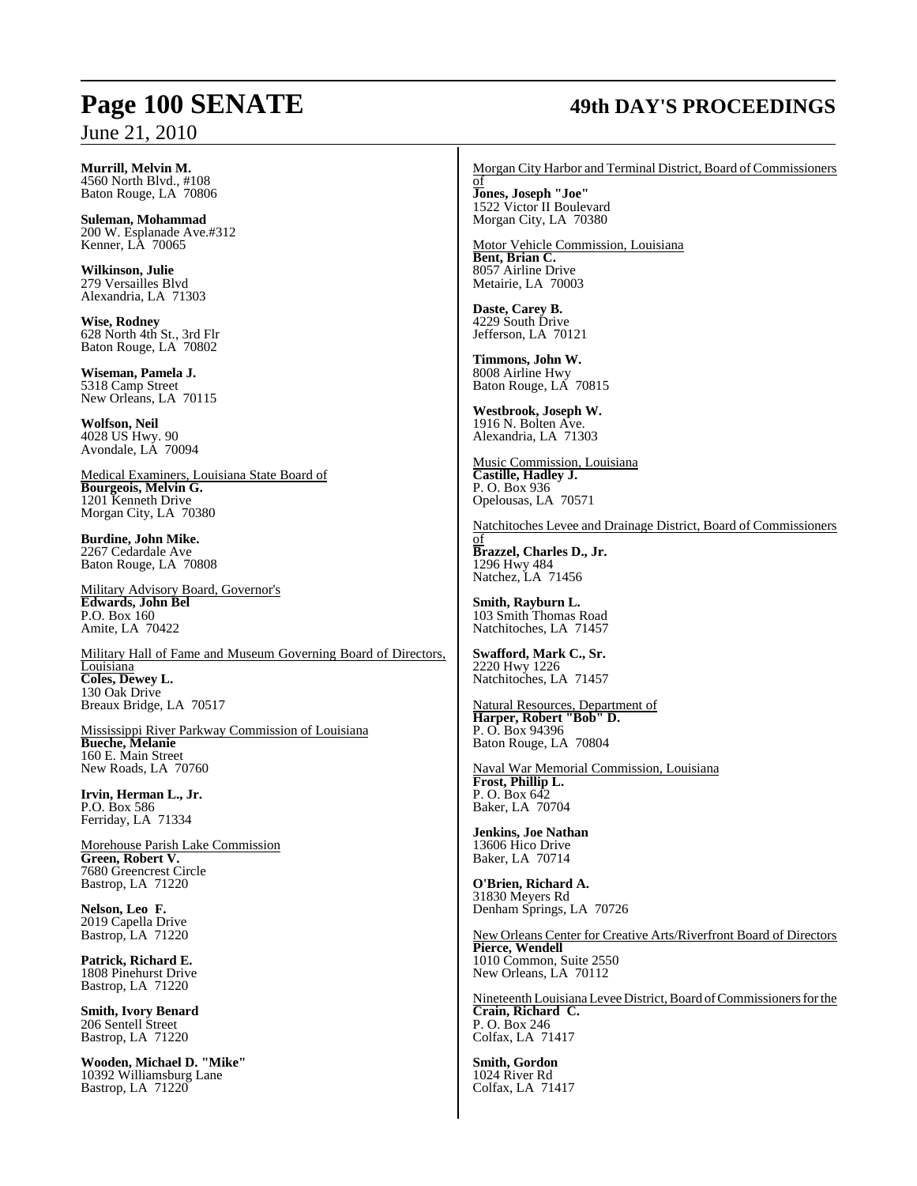**Murrill, Melvin M.**
4560 North Blvd., #108
Baton Rouge, LA 70806

**Suleman, Mohammad**
200 W. Esplanade Ave.#312
Kenner, LA 70065

**Wilkinson, Julie**
279 Versailles Blvd
Alexandria, LA 71303

**Wise, Rodney**
628 North 4th St., 3rd Flr
Baton Rouge, LA 70802

**Wiseman, Pamela J.**
5318 Camp Street
New Orleans, LA 70115

**Wolfson, Neil**
4028 US Hwy. 90
Avondale, LA 70094

<u>Medical Examiners, Louisiana State Board of</u>
**Bourgeois, Melvin G.**
1201 Kenneth Drive
Morgan City, LA 70380

**Burdine, John Mike.**
2267 Cedardale Ave
Baton Rouge, LA 70808

<u>Military Advisory Board, Governor's</u>
**Edwards, John Bel**
P.O. Box 160
Amite, LA 70422

<u>Military Hall of Fame and Museum Governing Board of Directors, Louisiana</u>
**Coles, Dewey L.**
130 Oak Drive
Breaux Bridge, LA 70517

<u>Mississippi River Parkway Commission of Louisiana</u>
**Bueche, Melanie**
160 E. Main Street
New Roads, LA 70760

**Irvin, Herman L., Jr.**
P.O. Box 586
Ferriday, LA 71334

<u>Morehouse Parish Lake Commission</u>
**Green, Robert V.**
7680 Greencrest Circle
Bastrop, LA 71220

**Nelson, Leo F.**
2019 Capella Drive
Bastrop, LA 71220

**Patrick, Richard E.**
1808 Pinehurst Drive
Bastrop, LA 71220

**Smith, Ivory Benard**
206 Sentell Street
Bastrop, LA 71220

**Wooden, Michael D. "Mike"**
10392 Williamsburg Lane
Bastrop, LA 71220

<u>Morgan City Harbor and Terminal District, Board of Commissioners of</u>
**Jones, Joseph "Joe"**
1522 Victor II Boulevard
Morgan City, LA 70380

<u>Motor Vehicle Commission, Louisiana</u>
**Bent, Brian C.**
8057 Airline Drive
Metairie, LA 70003

**Daste, Carey B.**
4229 South Drive
Jefferson, LA 70121

**Timmons, John W.**
8008 Airline Hwy
Baton Rouge, LA 70815

**Westbrook, Joseph W.**
1916 N. Bolten Ave.
Alexandria, LA 71303

<u>Music Commission, Louisiana</u>
**Castille, Hadley J.**
P. O. Box 936
Opelousas, LA 70571

<u>Natchitoches Levee and Drainage District, Board of Commissioners of</u>
**Brazzel, Charles D., Jr.**
1296 Hwy 484
Natchez, LA 71456

**Smith, Rayburn L.**
103 Smith Thomas Road
Natchitoches, LA 71457

**Swafford, Mark C., Sr.**
2220 Hwy 1226
Natchitoches, LA 71457

<u>Natural Resources, Department of</u>
**Harper, Robert "Bob" D.**
P. O. Box 94396
Baton Rouge, LA 70804

<u>Naval War Memorial Commission, Louisiana</u>
**Frost, Phillip L.**
P. O. Box 642
Baker, LA 70704

**Jenkins, Joe Nathan**
13606 Hico Drive
Baker, LA 70714

**O'Brien, Richard A.**
31830 Meyers Rd
Denham Springs, LA 70726

<u>New Orleans Center for Creative Arts/Riverfront Board of Directors</u>
**Pierce, Wendell**
1010 Common, Suite 2550
New Orleans, LA 70112

<u>Nineteenth Louisiana Levee District, Board of Commissioners for the</u>
**Crain, Richard C.**
P. O. Box 246
Colfax, LA 71417

**Smith, Gordon**
1024 River Rd
Colfax, LA 71417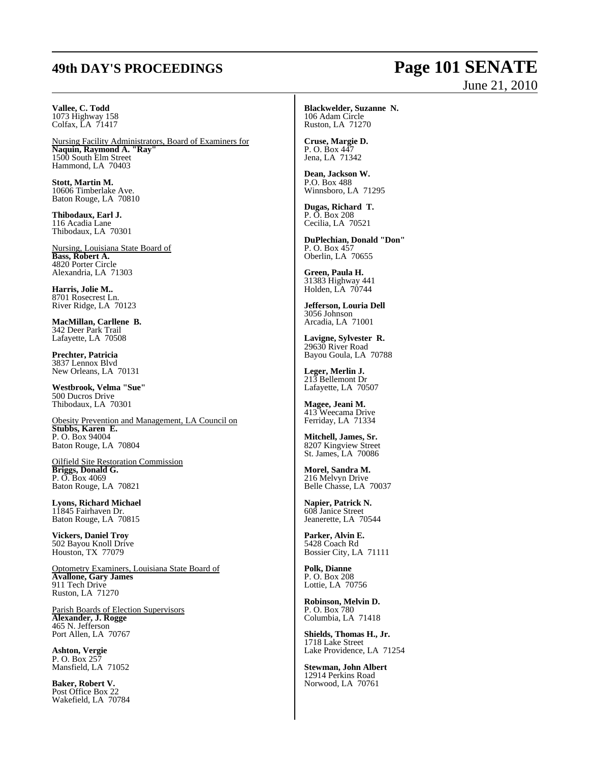**Vallee, C. Todd**
1073 Highway 158
Colfax, LA 71417

Nursing Facility Administrators, Board of Examiners for

**Naquin, Raymond A. "Ray"**
1500 South Elm Street
Hammond, LA 70403

**Stott, Martin M.**
10606 Timberlake Ave.
Baton Rouge, LA 70810

**Thibodaux, Earl J.**
116 Acadia Lane
Thibodaux, LA 70301

Nursing, Louisiana State Board of

**Bass, Robert A.**
4820 Porter Circle
Alexandria, LA 71303

**Harris, Jolie M..**
8701 Rosecrest Ln.
River Ridge, LA 70123

**MacMillan, Carllene B.**
342 Deer Park Trail
Lafayette, LA 70508

**Prechter, Patricia**
3837 Lennox Blvd
New Orleans, LA 70131

**Westbrook, Velma "Sue"**
500 Ducros Drive
Thibodaux, LA 70301

Obesity Prevention and Management, LA Council on

**Stubbs, Karen E.**
P. O. Box 94004
Baton Rouge, LA 70804

Oilfield Site Restoration Commission

**Briggs, Donald G.**
P. O. Box 4069
Baton Rouge, LA 70821

**Lyons, Richard Michael**
11845 Fairhaven Dr.
Baton Rouge, LA 70815

**Vickers, Daniel Troy**
502 Bayou Knoll Drive
Houston, TX 77079

Optometry Examiners, Louisiana State Board of

**Avallone, Gary James**
911 Tech Drive
Ruston, LA 71270

Parish Boards of Election Supervisors

**Alexander, J. Rogge**
465 N. Jefferson
Port Allen, LA 70767

**Ashton, Vergie**
P. O. Box 257
Mansfield, LA 71052

**Baker, Robert V.**
Post Office Box 22
Wakefield, LA 70784

**Blackwelder, Suzanne N.**
106 Adam Circle
Ruston, LA 71270

**Cruse, Margie D.**
P. O. Box 447
Jena, LA 71342

**Dean, Jackson W.**
P.O. Box 488
Winnsboro, LA 71295

**Dugas, Richard T.**
P. O. Box 208
Cecilia, LA 70521

**DuPlechian, Donald "Don"**
P. O. Box 457
Oberlin, LA 70655

**Green, Paula H.**
31383 Highway 441
Holden, LA 70744

**Jefferson, Louria Dell**
3056 Johnson
Arcadia, LA 71001

**Lavigne, Sylvester R.**
29630 River Road
Bayou Goula, LA 70788

**Leger, Merlin J.**
213 Bellemont Dr
Lafayette, LA 70507

**Magee, Jeani M.**
413 Weecama Drive
Ferriday, LA 71334

**Mitchell, James, Sr.**
8207 Kingview Street
St. James, LA 70086

**Morel, Sandra M.**
216 Melvyn Drive
Belle Chasse, LA 70037

**Napier, Patrick N.**
608 Janice Street
Jeanerette, LA 70544

**Parker, Alvin E.**
5428 Coach Rd
Bossier City, LA 71111

**Polk, Dianne**
P. O. Box 208
Lottie, LA 70756

**Robinson, Melvin D.**
P. O. Box 780
Columbia, LA 71418

**Shields, Thomas H., Jr.**
1718 Lake Street
Lake Providence, LA 71254

**Stewman, John Albert**
12914 Perkins Road
Norwood, LA 70761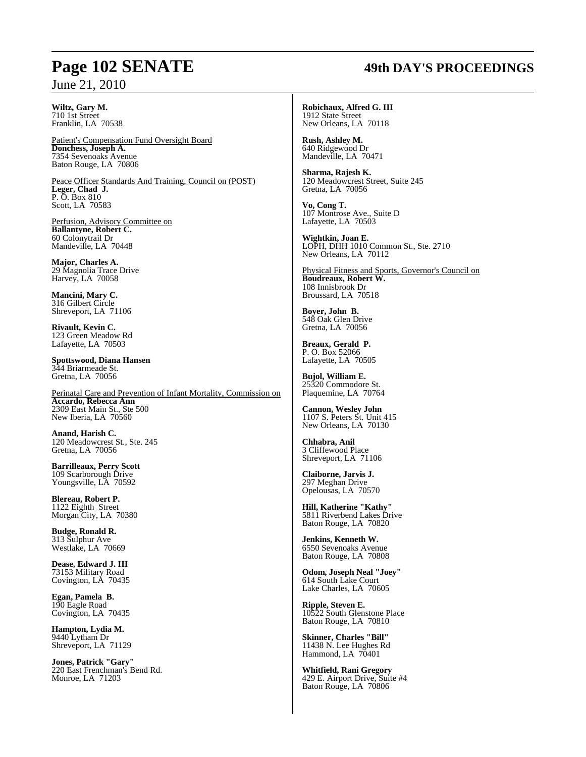**Wiltz, Gary M.**
710 1st Street
Franklin, LA 70538

Patient's Compensation Fund Oversight Board

**Donchess, Joseph A.**
7354 Sevenoaks Avenue
Baton Rouge, LA 70806

Peace Officer Standards And Training, Council on (POST)

**Leger, Chad J.**
P. O. Box 810
Scott, LA 70583

Perfusion, Advisory Committee on

**Ballantyne, Robert C.**
60 Colonytrail Dr
Mandeville, LA 70448

**Major, Charles A.**
29 Magnolia Trace Drive
Harvey, LA 70058

**Mancini, Mary C.**
316 Gilbert Circle
Shreveport, LA 71106

**Rivault, Kevin C.**
123 Green Meadow Rd
Lafayette, LA 70503

**Spottswood, Diana Hansen**
344 Briarmeade St.
Gretna, LA 70056

Perinatal Care and Prevention of Infant Mortality, Commission on

**Accardo, Rebecca Ann**
2309 East Main St., Ste 500
New Iberia, LA 70560

**Anand, Harish C.**
120 Meadowcrest St., Ste. 245
Gretna, LA 70056

**Barrilleaux, Perry Scott**
109 Scarborough Drive
Youngsville, LA 70592

**Blereau, Robert P.**
1122 Eighth Street
Morgan City, LA 70380

**Budge, Ronald R.**
313 Sulphur Ave
Westlake, LA 70669

**Dease, Edward J. III**
73153 Military Road
Covington, LA 70435

**Egan, Pamela B.**
190 Eagle Road
Covington, LA 70435

**Hampton, Lydia M.**
9440 Lytham Dr
Shreveport, LA 71129

**Jones, Patrick "Gary"**
220 East Frenchman's Bend Rd.
Monroe, LA 71203

**Robichaux, Alfred G. III**
1912 State Street
New Orleans, LA 70118

**Rush, Ashley M.**
640 Ridgewood Dr
Mandeville, LA 70471

**Sharma, Rajesh K.**
120 Meadowcrest Street, Suite 245
Gretna, LA 70056

**Vo, Cong T.**
107 Montrose Ave., Suite D
Lafayette, LA 70503

**Wightkin, Joan E.**
LOPH, DHH 1010 Common St., Ste. 2710
New Orleans, LA 70112

Physical Fitness and Sports, Governor's Council on

**Boudreaux, Robert W.**
108 Innisbrook Dr
Broussard, LA 70518

**Boyer, John B.**
548 Oak Glen Drive
Gretna, LA 70056

**Breaux, Gerald P.**
P. O. Box 52066
Lafayette, LA 70505

**Bujol, William E.**
25320 Commodore St.
Plaquemine, LA 70764

**Cannon, Wesley John**
1107 S. Peters St. Unit 415
New Orleans, LA 70130

**Chhabra, Anil**
3 Cliffewood Place
Shreveport, LA 71106

**Claiborne, Jarvis J.**
297 Meghan Drive
Opelousas, LA 70570

**Hill, Katherine "Kathy"**
5811 Riverbend Lakes Drive
Baton Rouge, LA 70820

**Jenkins, Kenneth W.**
6550 Sevenoaks Avenue
Baton Rouge, LA 70808

**Odom, Joseph Neal "Joey"**
614 South Lake Court
Lake Charles, LA 70605

**Ripple, Steven E.**
10522 South Glenstone Place
Baton Rouge, LA 70810

**Skinner, Charles "Bill"**
11438 N. Lee Hughes Rd
Hammond, LA 70401

**Whitfield, Rani Gregory**
429 E. Airport Drive, Suite #4
Baton Rouge, LA 70806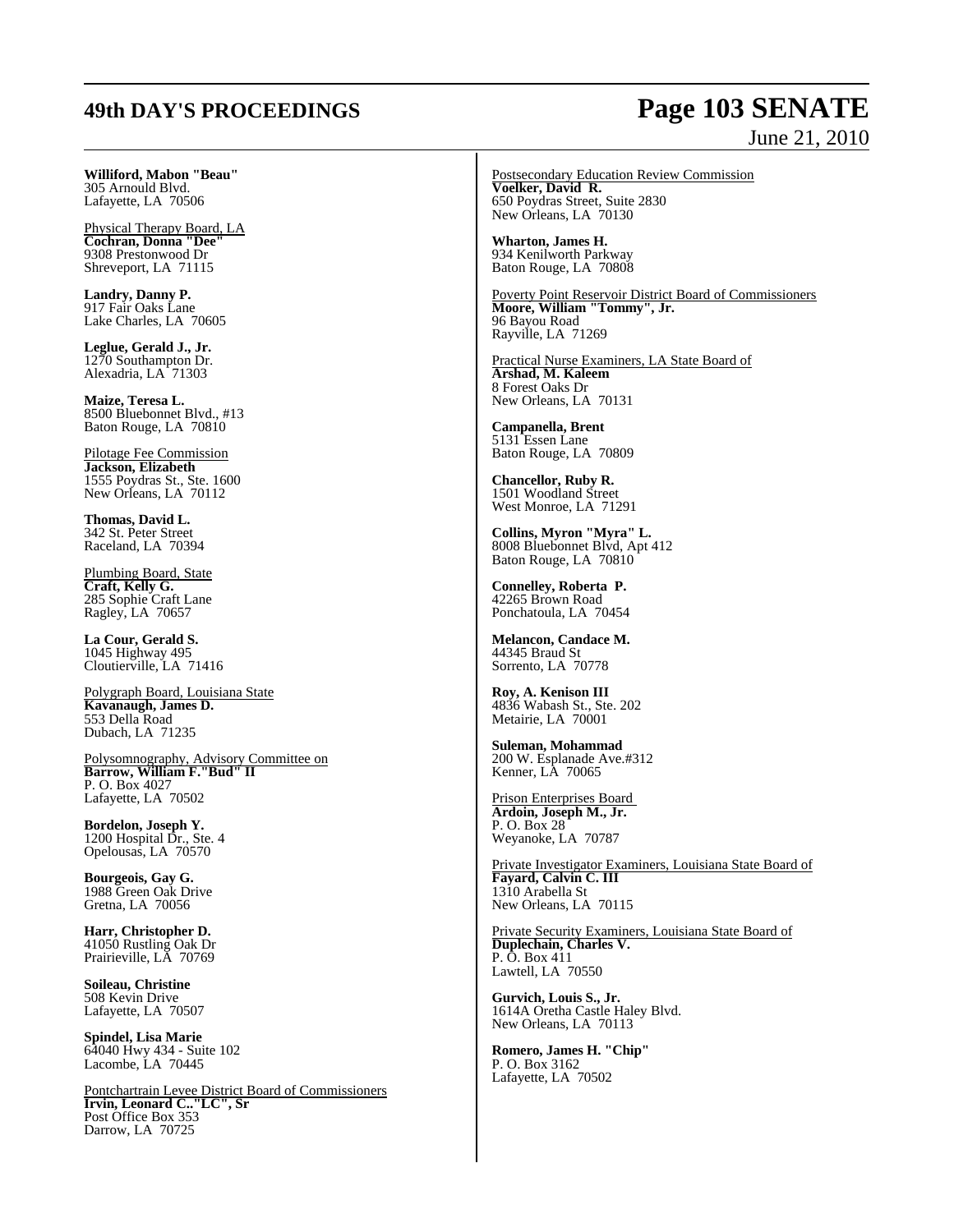**Williford, Mabon "Beau"**
305 Arnould Blvd.
Lafayette, LA 70506

Physical Therapy Board, LA
**Cochran, Donna "Dee"**
9308 Prestonwood Dr
Shreveport, LA 71115

**Landry, Danny P.**
917 Fair Oaks Lane
Lake Charles, LA 70605

**Leglue, Gerald J., Jr.**
1270 Southampton Dr.
Alexadria, LA 71303

**Maize, Teresa L.**
8500 Bluebonnet Blvd., #13
Baton Rouge, LA 70810

Pilotage Fee Commission
**Jackson, Elizabeth**
1555 Poydras St., Ste. 1600
New Orleans, LA 70112

**Thomas, David L.**
342 St. Peter Street
Raceland, LA 70394

Plumbing Board, State
**Craft, Kelly G.**
285 Sophie Craft Lane
Ragley, LA 70657

**La Cour, Gerald S.**
1045 Highway 495
Cloutierville, LA 71416

Polygraph Board, Louisiana State
**Kavanaugh, James D.**
553 Della Road
Dubach, LA 71235

Polysomnography, Advisory Committee on
**Barrow, William F."Bud" II**
P. O. Box 4027
Lafayette, LA 70502

**Bordelon, Joseph Y.**
1200 Hospital Dr., Ste. 4
Opelousas, LA 70570

**Bourgeois, Gay G.**
1988 Green Oak Drive
Gretna, LA 70056

**Harr, Christopher D.**
41050 Rustling Oak Dr
Prairieville, LA 70769

**Soileau, Christine**
508 Kevin Drive
Lafayette, LA 70507

**Spindel, Lisa Marie**
64040 Hwy 434 - Suite 102
Lacombe, LA 70445

Pontchartrain Levee District Board of Commissioners
**Irvin, Leonard C.."LC", Sr**
Post Office Box 353
Darrow, LA 70725

Postsecondary Education Review Commission
**Voelker, David R.**
650 Poydras Street, Suite 2830
New Orleans, LA 70130

**Wharton, James H.**
934 Kenilworth Parkway
Baton Rouge, LA 70808

Poverty Point Reservoir District Board of Commissioners
**Moore, William "Tommy", Jr.**
96 Bayou Road
Rayville, LA 71269

Practical Nurse Examiners, LA State Board of
**Arshad, M. Kaleem**
8 Forest Oaks Dr
New Orleans, LA 70131

**Campanella, Brent**
5131 Essen Lane
Baton Rouge, LA 70809

**Chancellor, Ruby R.**
1501 Woodland Street
West Monroe, LA 71291

**Collins, Myron "Myra" L.**
8008 Bluebonnet Blvd, Apt 412
Baton Rouge, LA 70810

**Connelley, Roberta P.**
42265 Brown Road
Ponchatoula, LA 70454

**Melancon, Candace M.**
44345 Braud St
Sorrento, LA 70778

**Roy, A. Kenison III**
4836 Wabash St., Ste. 202
Metairie, LA 70001

**Suleman, Mohammad**
200 W. Esplanade Ave.#312
Kenner, LA 70065

Prison Enterprises Board
**Ardoin, Joseph M., Jr.**
P. O. Box 28
Weyanoke, LA 70787

Private Investigator Examiners, Louisiana State Board of
**Fayard, Calvin C. III**
1310 Arabella St
New Orleans, LA 70115

Private Security Examiners, Louisiana State Board of
**Duplechain, Charles V.**
P. O. Box 411
Lawtell, LA 70550

**Gurvich, Louis S., Jr.**
1614A Oretha Castle Haley Blvd.
New Orleans, LA 70113

**Romero, James H. "Chip"**
P. O. Box 3162
Lafayette, LA 70502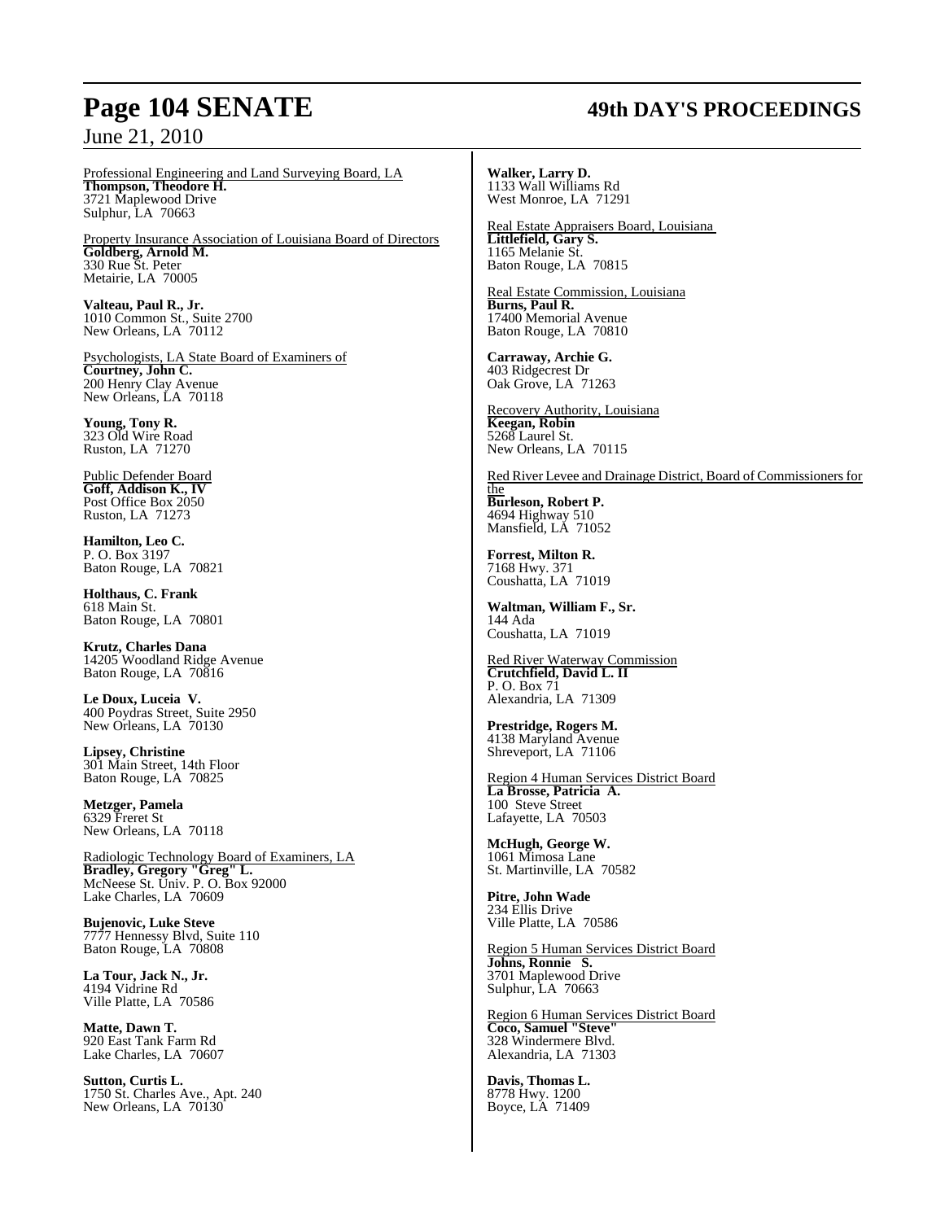Professional Engineering and Land Surveying Board, LA
**Thompson, Theodore H.**
3721 Maplewood Drive
Sulphur, LA 70663

Property Insurance Association of Louisiana Board of Directors
**Goldberg, Arnold M.**
330 Rue St. Peter
Metairie, LA 70005

**Valteau, Paul R., Jr.**
1010 Common St., Suite 2700
New Orleans, LA 70112

Psychologists, LA State Board of Examiners of
**Courtney, John C.**
200 Henry Clay Avenue
New Orleans, LA 70118

**Young, Tony R.**
323 Old Wire Road
Ruston, LA 71270

Public Defender Board
**Goff, Addison K., IV**
Post Office Box 2050
Ruston, LA 71273

**Hamilton, Leo C.**
P. O. Box 3197
Baton Rouge, LA 70821

**Holthaus, C. Frank**
618 Main St.
Baton Rouge, LA 70801

**Krutz, Charles Dana**
14205 Woodland Ridge Avenue
Baton Rouge, LA 70816

**Le Doux, Luceia V.**
400 Poydras Street, Suite 2950
New Orleans, LA 70130

**Lipsey, Christine**
301 Main Street, 14th Floor
Baton Rouge, LA 70825

**Metzger, Pamela**
6329 Freret St
New Orleans, LA 70118

Radiologic Technology Board of Examiners, LA
**Bradley, Gregory "Greg" L.**
McNeese St. Univ. P. O. Box 92000
Lake Charles, LA 70609

**Bujenovic, Luke Steve**
7777 Hennessy Blvd, Suite 110
Baton Rouge, LA 70808

**La Tour, Jack N., Jr.**
4194 Vidrine Rd
Ville Platte, LA 70586

**Matte, Dawn T.**
920 East Tank Farm Rd
Lake Charles, LA 70607

**Sutton, Curtis L.**
1750 St. Charles Ave., Apt. 240
New Orleans, LA 70130

**Walker, Larry D.**
1133 Wall Williams Rd
West Monroe, LA 71291

Real Estate Appraisers Board, Louisiana
**Littlefield, Gary S.**
1165 Melanie St.
Baton Rouge, LA 70815

Real Estate Commission, Louisiana
**Burns, Paul R.**
17400 Memorial Avenue
Baton Rouge, LA 70810

**Carraway, Archie G.**
403 Ridgecrest Dr
Oak Grove, LA 71263

Recovery Authority, Louisiana
**Keegan, Robin**
5268 Laurel St.
New Orleans, LA 70115

Red River Levee and Drainage District, Board of Commissioners for the
**Burleson, Robert P.**
4694 Highway 510
Mansfield, LA 71052

**Forrest, Milton R.**
7168 Hwy. 371
Coushatta, LA 71019

**Waltman, William F., Sr.**
144 Ada
Coushatta, LA 71019

Red River Waterway Commission
**Crutchfield, David L. II**
P. O. Box 71
Alexandria, LA 71309

**Prestridge, Rogers M.**
4138 Maryland Avenue
Shreveport, LA 71106

Region 4 Human Services District Board
**La Brosse, Patricia A.**
100 Steve Street
Lafayette, LA 70503

**McHugh, George W.**
1061 Mimosa Lane
St. Martinville, LA 70582

**Pitre, John Wade**
234 Ellis Drive
Ville Platte, LA 70586

Region 5 Human Services District Board
**Johns, Ronnie S.**
3701 Maplewood Drive
Sulphur, LA 70663

Region 6 Human Services District Board
**Coco, Samuel "Steve"**
328 Windermere Blvd.
Alexandria, LA 71303

**Davis, Thomas L.**
8778 Hwy. 1200
Boyce, LA 71409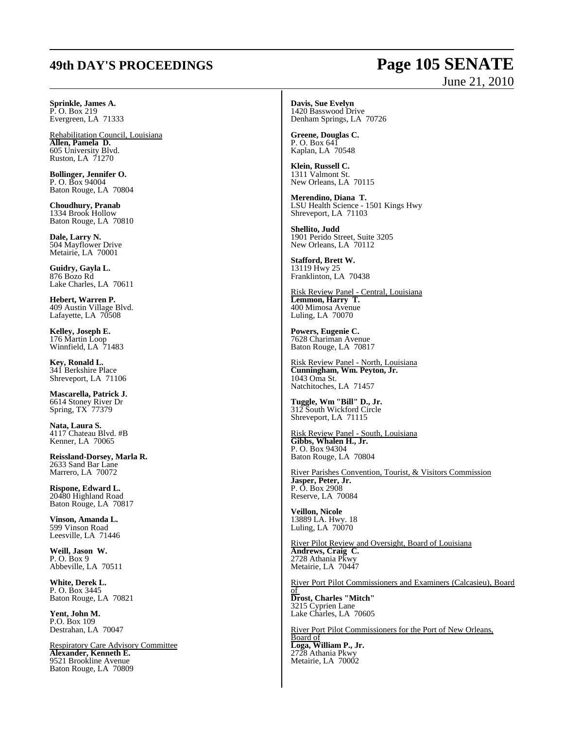**Sprinkle, James A.**
P. O. Box 219
Evergreen, LA 71333

Rehabilitation Council, Louisiana

**Allen, Pamela D.**
605 University Blvd.
Ruston, LA 71270

**Bollinger, Jennifer O.**
P. O. Box 94004
Baton Rouge, LA 70804

**Choudhury, Pranab**
1334 Brook Hollow
Baton Rouge, LA 70810

**Dale, Larry N.**
504 Mayflower Drive
Metairie, LA 70001

**Guidry, Gayla L.**
876 Bozo Rd
Lake Charles, LA 70611

**Hebert, Warren P.**
409 Austin Village Blvd.
Lafayette, LA 70508

**Kelley, Joseph E.**
176 Martin Loop
Winnfield, LA 71483

**Key, Ronald L.**
341 Berkshire Place
Shreveport, LA 71106

**Mascarella, Patrick J.**
6614 Stoney River Dr
Spring, TX 77379

**Nata, Laura S.**
4117 Chateau Blvd. #B
Kenner, LA 70065

**Reissland-Dorsey, Marla R.**
2633 Sand Bar Lane
Marrero, LA 70072

**Rispone, Edward L.**
20480 Highland Road
Baton Rouge, LA 70817

**Vinson, Amanda L.**
599 Vinson Road
Leesville, LA 71446

**Weill, Jason W.**
P. O. Box 9
Abbeville, LA 70511

**White, Derek L.**
P. O. Box 3445
Baton Rouge, LA 70821

**Yent, John M.**
P.O. Box 109
Destrahan, LA 70047

Respiratory Care Advisory Committee

**Alexander, Kenneth E.**
9521 Brookline Avenue
Baton Rouge, LA 70809

**Davis, Sue Evelyn**
1420 Basswood Drive
Denham Springs, LA 70726

**Greene, Douglas C.**
P. O. Box 641
Kaplan, LA 70548

**Klein, Russell C.**
1311 Valmont St.
New Orleans, LA 70115

**Merendino, Diana T.**
LSU Health Science - 1501 Kings Hwy
Shreveport, LA 71103

**Shellito, Judd**
1901 Perido Street, Suite 3205
New Orleans, LA 70112

**Stafford, Brett W.**
13119 Hwy 25
Franklinton, LA 70438

Risk Review Panel - Central, Louisiana

**Lemmon, Harry T.**
400 Mimosa Avenue
Luling, LA 70070

**Powers, Eugenie C.**
7628 Chariman Avenue
Baton Rouge, LA 70817

Risk Review Panel - North, Louisiana

**Cunningham, Wm. Peyton, Jr.**
1043 Oma St.
Natchitoches, LA 71457

**Tuggle, Wm "Bill" D., Jr.**
312 South Wickford Circle
Shreveport, LA 71115

Risk Review Panel - South, Louisiana

**Gibbs, Whalen H., Jr.**
P. O. Box 94304
Baton Rouge, LA 70804

River Parishes Convention, Tourist, & Visitors Commission

**Jasper, Peter, Jr.**
P. O. Box 2908
Reserve, LA 70084

**Veillon, Nicole**
13889 LA. Hwy. 18
Luling, LA 70070

River Pilot Review and Oversight, Board of Louisiana

**Andrews, Craig C.**
2728 Athania Pkwy
Metairie, LA 70447

River Port Pilot Commissioners and Examiners (Calcasieu), Board of

**Drost, Charles "Mitch"**
3215 Cyprien Lane
Lake Charles, LA 70605

River Port Pilot Commissioners for the Port of New Orleans, Board of

**Loga, William P., Jr.**
2728 Athania Pkwy
Metairie, LA 70002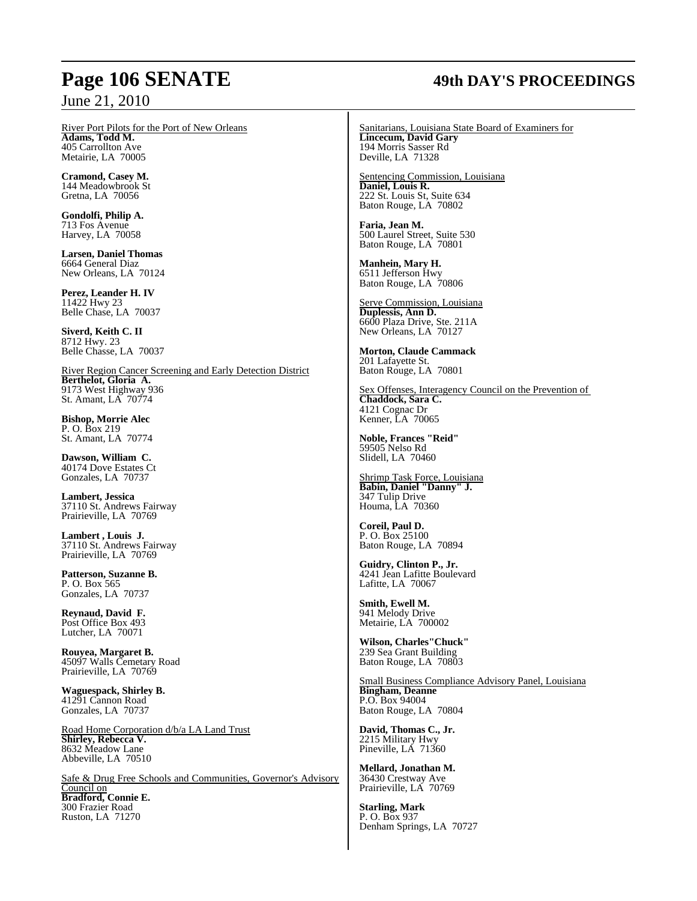River Port Pilots for the Port of New Orleans
**Adams, Todd M.**
405 Carrollton Ave
Metairie, LA 70005

**Cramond, Casey M.**
144 Meadowbrook St
Gretna, LA 70056

**Gondolfi, Philip A.**
713 Fos Avenue
Harvey, LA 70058

**Larsen, Daniel Thomas**
6664 General Diaz
New Orleans, LA 70124

**Perez, Leander H. IV**
11422 Hwy 23
Belle Chase, LA 70037

**Siverd, Keith C. II**
8712 Hwy. 23
Belle Chasse, LA 70037

River Region Cancer Screening and Early Detection District
**Berthelot, Gloria A.**
9173 West Highway 936
St. Amant, LA 70774

**Bishop, Morrie Alec**
P. O. Box 219
St. Amant, LA 70774

**Dawson, William C.**
40174 Dove Estates Ct
Gonzales, LA 70737

**Lambert, Jessica**
37110 St. Andrews Fairway
Prairieville, LA 70769

**Lambert , Louis J.**
37110 St. Andrews Fairway
Prairieville, LA 70769

**Patterson, Suzanne B.**
P. O. Box 565
Gonzales, LA 70737

**Reynaud, David F.**
Post Office Box 493
Lutcher, LA 70071

**Rouyea, Margaret B.**
45097 Walls Cemetary Road
Prairieville, LA 70769

**Waguespack, Shirley B.**
41291 Cannon Road
Gonzales, LA 70737

Road Home Corporation d/b/a LA Land Trust
**Shirley, Rebecca V.**
8632 Meadow Lane
Abbeville, LA 70510

Safe & Drug Free Schools and Communities, Governor's Advisory Council on
**Bradford, Connie E.**
300 Frazier Road
Ruston, LA 71270

Sanitarians, Louisiana State Board of Examiners for
**Lincecum, David Gary**
194 Morris Sasser Rd
Deville, LA 71328

Sentencing Commission, Louisiana
**Daniel, Louis R.**
222 St. Louis St, Suite 634
Baton Rouge, LA 70802

**Faria, Jean M.**
500 Laurel Street, Suite 530
Baton Rouge, LA 70801

**Manhein, Mary H.**
6511 Jefferson Hwy
Baton Rouge, LA 70806

Serve Commission, Louisiana
**Duplessis, Ann D.**
6600 Plaza Drive, Ste. 211A
New Orleans, LA 70127

**Morton, Claude Cammack**
201 Lafayette St.
Baton Rouge, LA 70801

Sex Offenses, Interagency Council on the Prevention of
**Chaddock, Sara C.**
4121 Cognac Dr
Kenner, LA 70065

**Noble, Frances "Reid"**
59505 Nelso Rd
Slidell, LA 70460

Shrimp Task Force, Louisiana
**Babin, Daniel "Danny" J.**
347 Tulip Drive
Houma, LA 70360

**Coreil, Paul D.**
P. O. Box 25100
Baton Rouge, LA 70894

**Guidry, Clinton P., Jr.**
4241 Jean Lafitte Boulevard
Lafitte, LA 70067

**Smith, Ewell M.**
941 Melody Drive
Metairie, LA 700002

**Wilson, Charles"Chuck"**
239 Sea Grant Building
Baton Rouge, LA 70803

Small Business Compliance Advisory Panel, Louisiana
**Bingham, Deanne**
P.O. Box 94004
Baton Rouge, LA 70804

**David, Thomas C., Jr.**
2215 Military Hwy
Pineville, LA 71360

**Mellard, Jonathan M.**
36430 Crestway Ave
Prairieville, LA 70769

**Starling, Mark**
P. O. Box 937
Denham Springs, LA 70727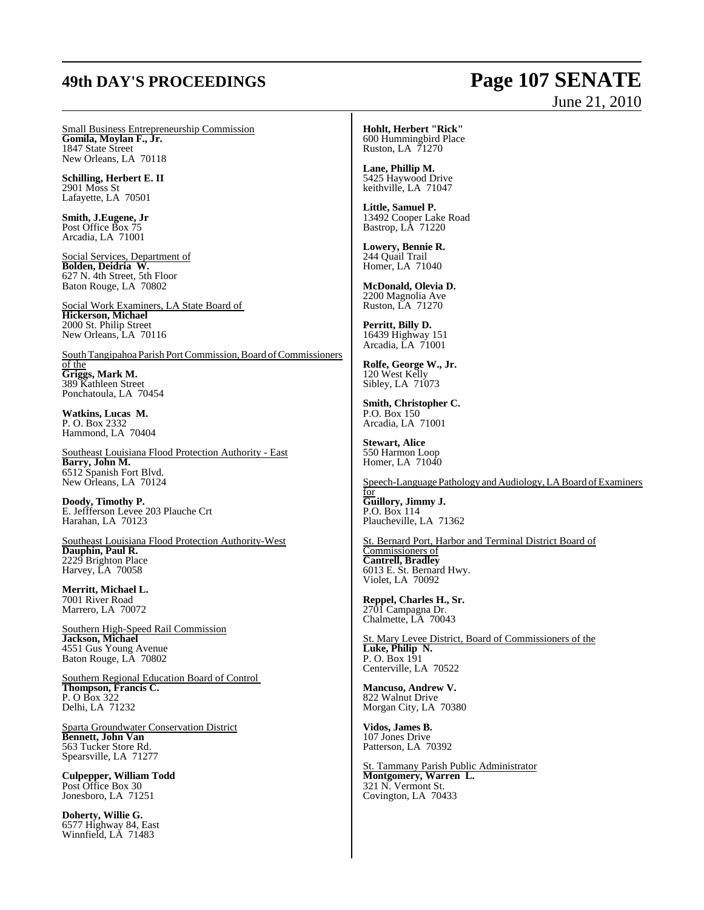Small Business Entrepreneurship Commission
**Gomila, Moylan F., Jr.**
1847 State Street
New Orleans, LA 70118

**Schilling, Herbert E. II**
2901 Moss St
Lafayette, LA 70501

**Smith, J.Eugene, Jr**
Post Office Box 75
Arcadia, LA 71001

Social Services, Department of
**Bolden, Deidria W.**
627 N. 4th Street, 5th Floor
Baton Rouge, LA 70802

Social Work Examiners, LA State Board of
**Hickerson, Michael**
2000 St. Philip Street
New Orleans, LA 70116

South Tangipahoa Parish Port Commission, Board of Commissioners of the
**Griggs, Mark M.**
389 Kathleen Street
Ponchatoula, LA 70454

**Watkins, Lucas M.**
P. O. Box 2332
Hammond, LA 70404

Southeast Louisiana Flood Protection Authority - East
**Barry, John M.**
6512 Spanish Fort Blvd.
New Orleans, LA 70124

**Doody, Timothy P.**
E. Jeffferson Levee 203 Plauche Crt
Harahan, LA 70123

Southeast Louisiana Flood Protection Authority-West
**Dauphin, Paul R.**
2229 Brighton Place
Harvey, LA 70058

**Merritt, Michael L.**
7001 River Road
Marrero, LA 70072

Southern High-Speed Rail Commission
**Jackson, Michael**
4551 Gus Young Avenue
Baton Rouge, LA 70802

Southern Regional Education Board of Control
**Thompson, Francis C.**
P. O Box 322
Delhi, LA 71232

Sparta Groundwater Conservation District
**Bennett, John Van**
563 Tucker Store Rd.
Spearsville, LA 71277

**Culpepper, William Todd**
Post Office Box 30
Jonesboro, LA 71251

**Doherty, Willie G.**
6577 Highway 84, East
Winnfield, LA 71483

**Hohlt, Herbert "Rick"**
600 Hummingbird Place
Ruston, LA 71270

**Lane, Phillip M.**
5425 Haywood Drive
keithville, LA 71047

**Little, Samuel P.**
13492 Cooper Lake Road
Bastrop, LA 71220

**Lowery, Bennie R.**
244 Quail Trail
Homer, LA 71040

**McDonald, Olevia D.**
2200 Magnolia Ave
Ruston, LA 71270

**Perritt, Billy D.**
16439 Highway 151
Arcadia, LA 71001

**Rolfe, George W., Jr.**
120 West Kelly
Sibley, LA 71073

**Smith, Christopher C.**
P.O. Box 150
Arcadia, LA 71001

**Stewart, Alice**
550 Harmon Loop
Homer, LA 71040

Speech-Language Pathology and Audiology, LA Board of Examiners for
**Guillory, Jimmy J.**
P.O. Box 114
Plaucheville, LA 71362

St. Bernard Port, Harbor and Terminal District Board of Commissioners of
**Cantrell, Bradley**
6013 E. St. Bernard Hwy.
Violet, LA 70092

**Reppel, Charles H., Sr.**
2701 Campagna Dr.
Chalmette, LA 70043

St. Mary Levee District, Board of Commissioners of the
**Luke, Philip N.**
P. O. Box 191
Centerville, LA 70522

**Mancuso, Andrew V.**
822 Walnut Drive
Morgan City, LA 70380

**Vidos, James B.**
107 Jones Drive
Patterson, LA 70392

St. Tammany Parish Public Administrator
**Montgomery, Warren L.**
321 N. Vermont St.
Covington, LA 70433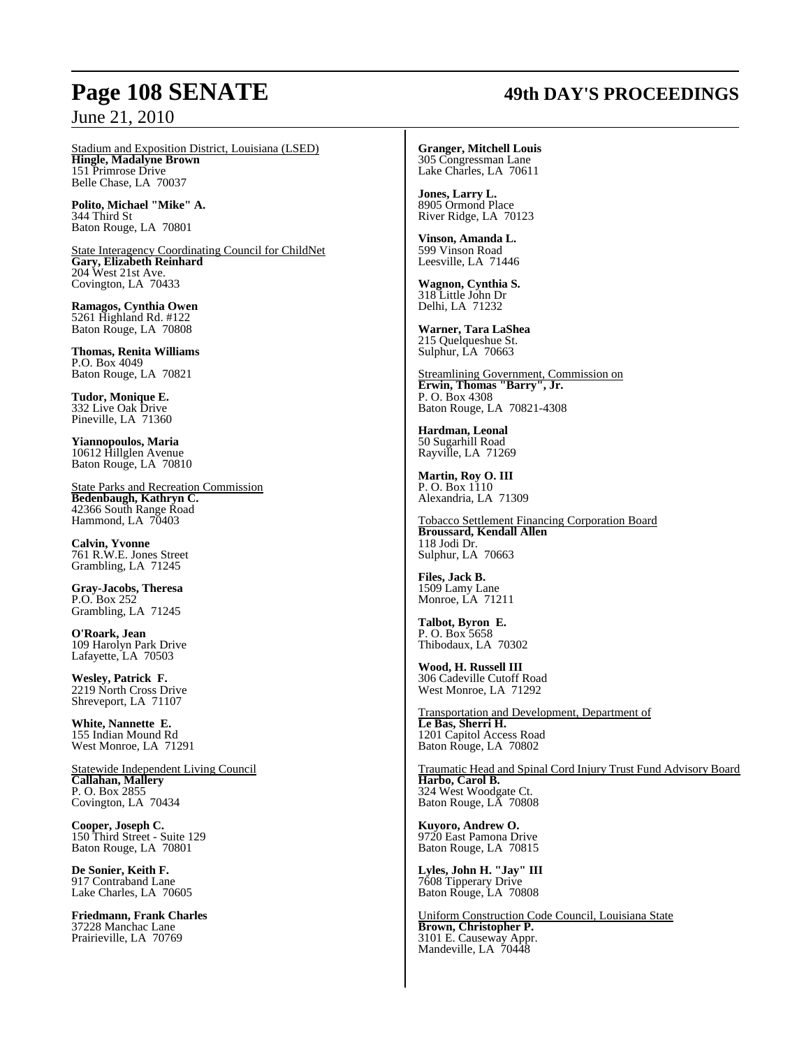Stadium and Exposition District, Louisiana (LSED)
**Hingle, Madalyne Brown**
151 Primrose Drive
Belle Chase, LA 70037

**Polito, Michael "Mike" A.**
344 Third St
Baton Rouge, LA 70801

State Interagency Coordinating Council for ChildNet
**Gary, Elizabeth Reinhard**
204 West 21st Ave.
Covington, LA 70433

**Ramagos, Cynthia Owen**
5261 Highland Rd. #122
Baton Rouge, LA 70808

**Thomas, Renita Williams**
P.O. Box 4049
Baton Rouge, LA 70821

**Tudor, Monique E.**
332 Live Oak Drive
Pineville, LA 71360

**Yiannopoulos, Maria**
10612 Hillglen Avenue
Baton Rouge, LA 70810

State Parks and Recreation Commission
**Bedenbaugh, Kathryn C.**
42366 South Range Road
Hammond, LA 70403

**Calvin, Yvonne**
761 R.W.E. Jones Street
Grambling, LA 71245

**Gray-Jacobs, Theresa**
P.O. Box 252
Grambling, LA 71245

**O'Roark, Jean**
109 Harolyn Park Drive
Lafayette, LA 70503

**Wesley, Patrick F.**
2219 North Cross Drive
Shreveport, LA 71107

**White, Nannette E.**
155 Indian Mound Rd
West Monroe, LA 71291

Statewide Independent Living Council
**Callahan, Mallery**
P. O. Box 2855
Covington, LA 70434

**Cooper, Joseph C.**
150 Third Street - Suite 129
Baton Rouge, LA 70801

**De Sonier, Keith F.**
917 Contraband Lane
Lake Charles, LA 70605

**Friedmann, Frank Charles**
37228 Manchac Lane
Prairieville, LA 70769

**Granger, Mitchell Louis**
305 Congressman Lane
Lake Charles, LA 70611

**Jones, Larry L.**
8905 Ormond Place
River Ridge, LA 70123

**Vinson, Amanda L.**
599 Vinson Road
Leesville, LA 71446

**Wagnon, Cynthia S.**
318 Little John Dr
Delhi, LA 71232

**Warner, Tara LaShea**
215 Quelqueshue St.
Sulphur, LA 70663

Streamlining Government, Commission on
**Erwin, Thomas "Barry", Jr.**
P. O. Box 4308
Baton Rouge, LA 70821-4308

**Hardman, Leonal**
50 Sugarhill Road
Rayville, LA 71269

**Martin, Roy O. III**
P. O. Box 1110
Alexandria, LA 71309

Tobacco Settlement Financing Corporation Board
**Broussard, Kendall Allen**
118 Jodi Dr.
Sulphur, LA 70663

**Files, Jack B.**
1509 Lamy Lane
Monroe, LA 71211

**Talbot, Byron E.**
P. O. Box 5658
Thibodaux, LA 70302

**Wood, H. Russell III**
306 Cadeville Cutoff Road
West Monroe, LA 71292

Transportation and Development, Department of
**Le Bas, Sherri H.**
1201 Capitol Access Road
Baton Rouge, LA 70802

Traumatic Head and Spinal Cord Injury Trust Fund Advisory Board
**Harbo, Carol B.**
324 West Woodgate Ct.
Baton Rouge, LA 70808

**Kuyoro, Andrew O.**
9720 East Pamona Drive
Baton Rouge, LA 70815

**Lyles, John H. "Jay" III**
7608 Tipperary Drive
Baton Rouge, LA 70808

Uniform Construction Code Council, Louisiana State
**Brown, Christopher P.**
3101 E. Causeway Appr.
Mandeville, LA 70448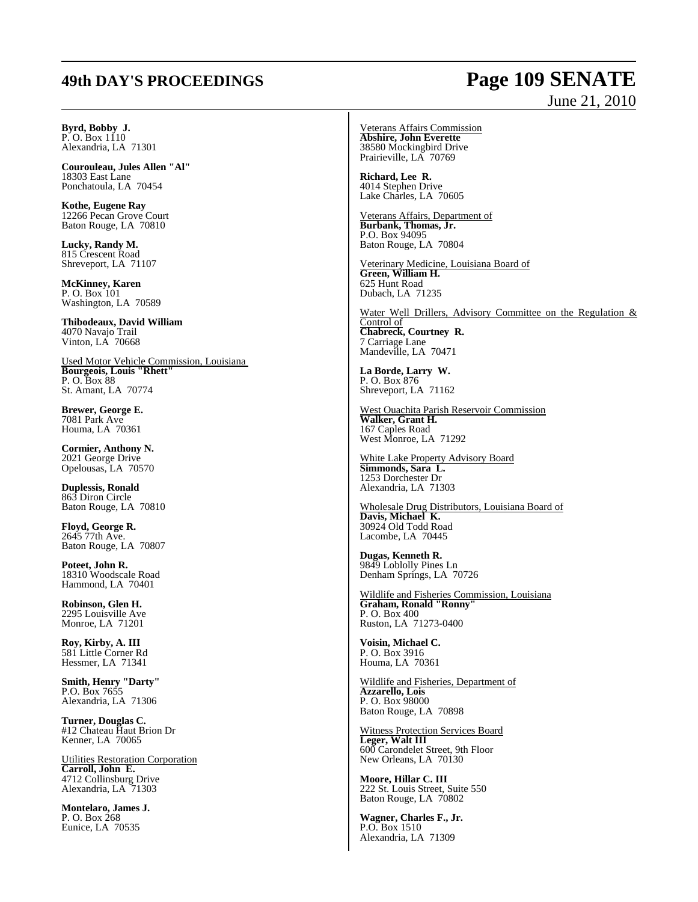**Byrd, Bobby J.**
P. O. Box 1110
Alexandria, LA 71301

**Courouleau, Jules Allen "Al"**
18303 East Lane
Ponchatoula, LA 70454

**Kothe, Eugene Ray**
12266 Pecan Grove Court
Baton Rouge, LA 70810

**Lucky, Randy M.**
815 Crescent Road
Shreveport, LA 71107

**McKinney, Karen**
P. O. Box 101
Washington, LA 70589

**Thibodeaux, David William**
4070 Navajo Trail
Vinton, LA 70668

Used Motor Vehicle Commission, Louisiana
**Bourgeois, Louis "Rhett"**
P. O. Box 88
St. Amant, LA 70774

**Brewer, George E.**
7081 Park Ave
Houma, LA 70361

**Cormier, Anthony N.**
2021 George Drive
Opelousas, LA 70570

**Duplessis, Ronald**
863 Diron Circle
Baton Rouge, LA 70810

**Floyd, George R.**
2645 77th Ave.
Baton Rouge, LA 70807

**Poteet, John R.**
18310 Woodscale Road
Hammond, LA 70401

**Robinson, Glen H.**
2295 Louisville Ave
Monroe, LA 71201

**Roy, Kirby, A. III**
581 Little Corner Rd
Hessmer, LA 71341

**Smith, Henry "Darty"**
P.O. Box 7655
Alexandria, LA 71306

**Turner, Douglas C.**
#12 Chateau Haut Brion Dr
Kenner, LA 70065

Utilities Restoration Corporation
**Carroll, John E.**
4712 Collinsburg Drive
Alexandria, LA 71303

**Montelaro, James J.**
P. O. Box 268
Eunice, LA 70535

Veterans Affairs Commission
**Abshire, John Everette**
38580 Mockingbird Drive
Prairieville, LA 70769

**Richard, Lee R.**
4014 Stephen Drive
Lake Charles, LA 70605

Veterans Affairs, Department of
**Burbank, Thomas, Jr.**
P.O. Box 94095
Baton Rouge, LA 70804

Veterinary Medicine, Louisiana Board of
**Green, William H.**
625 Hunt Road
Dubach, LA 71235

Water Well Drillers, Advisory Committee on the Regulation & Control of
**Chabreck, Courtney R.**
7 Carriage Lane
Mandeville, LA 70471

**La Borde, Larry W.**
P. O. Box 876
Shreveport, LA 71162

West Ouachita Parish Reservoir Commission
**Walker, Grant H.**
167 Caples Road
West Monroe, LA 71292

White Lake Property Advisory Board
**Simmonds, Sara L.**
1253 Dorchester Dr
Alexandria, LA 71303

Wholesale Drug Distributors, Louisiana Board of
**Davis, Michael K.**
30924 Old Todd Road
Lacombe, LA 70445

**Dugas, Kenneth R.**
9849 Loblolly Pines Ln
Denham Springs, LA 70726

Wildlife and Fisheries Commission, Louisiana
**Graham, Ronald "Ronny"**
P. O. Box 400
Ruston, LA 71273-0400

**Voisin, Michael C.**
P. O. Box 3916
Houma, LA 70361

Wildlife and Fisheries, Department of
**Azzarello, Lois**
P. O. Box 98000
Baton Rouge, LA 70898

Witness Protection Services Board
**Leger, Walt III**
600 Carondelet Street, 9th Floor
New Orleans, LA 70130

**Moore, Hillar C. III**
222 St. Louis Street, Suite 550
Baton Rouge, LA 70802

**Wagner, Charles F., Jr.**
P.O. Box 1510
Alexandria, LA 71309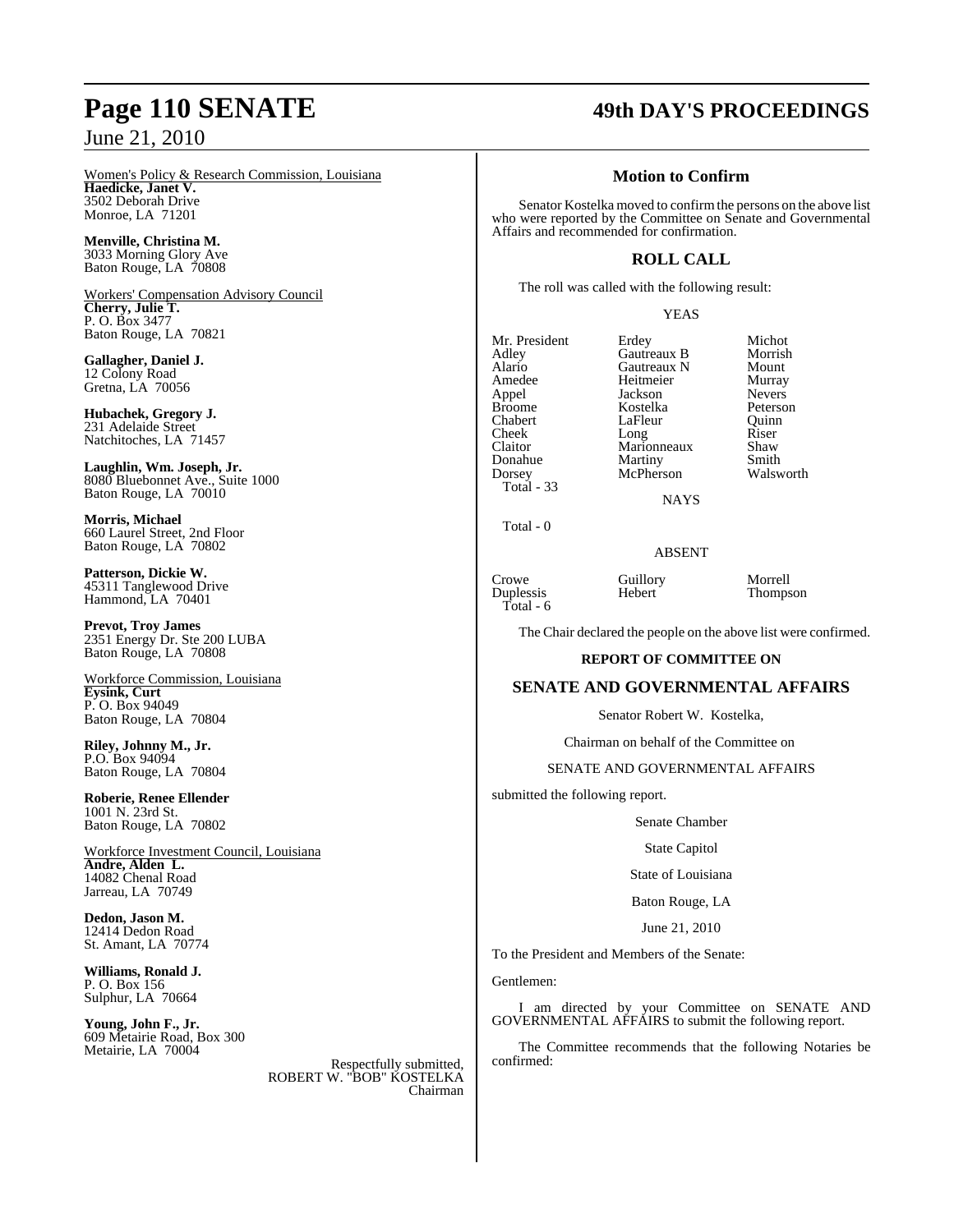Women's Policy & Research Commission, Louisiana

**Haedicke, Janet V.**
3502 Deborah Drive
Monroe, LA 71201

**Menville, Christina M.**
3033 Morning Glory Ave
Baton Rouge, LA 70808

Workers' Compensation Advisory Council

**Cherry, Julie T.**
P. O. Box 3477
Baton Rouge, LA 70821

**Gallagher, Daniel J.**
12 Colony Road
Gretna, LA 70056

**Hubachek, Gregory J.**
231 Adelaide Street
Natchitoches, LA 71457

**Laughlin, Wm. Joseph, Jr.**
8080 Bluebonnet Ave., Suite 1000
Baton Rouge, LA 70010

**Morris, Michael**
660 Laurel Street, 2nd Floor
Baton Rouge, LA 70802

**Patterson, Dickie W.**
45311 Tanglewood Drive
Hammond, LA 70401

**Prevot, Troy James**
2351 Energy Dr. Ste 200 LUBA
Baton Rouge, LA 70808

Workforce Commission, Louisiana

**Eysink, Curt**
P. O. Box 94049
Baton Rouge, LA 70804

**Riley, Johnny M., Jr.**
P.O. Box 94094
Baton Rouge, LA 70804

**Roberie, Renee Ellender**
1001 N. 23rd St.
Baton Rouge, LA 70802

Workforce Investment Council, Louisiana

**Andre, Alden L.**
14082 Chenal Road
Jarreau, LA 70749

**Dedon, Jason M.**
12414 Dedon Road
St. Amant, LA 70774

**Williams, Ronald J.**
P. O. Box 156
Sulphur, LA 70664

**Young, John F., Jr.**
609 Metairie Road, Box 300
Metairie, LA 70004

Respectfully submitted,
ROBERT W. "BOB" KOSTELKA
Chairman

## Motion to Confirm

Senator Kostelka moved to confirm the persons on the above list who were reported by the Committee on Senate and Governmental Affairs and recommended for confirmation.

## ROLL CALL

The roll was called with the following result:

YEAS

| | | |
|---|---|---|
| Mr. President | Erdey | Michot |
| Adley | Gautreaux B | Morrish |
| Alario | Gautreaux N | Mount |
| Amedee | Heitmeier | Murray |
| Appel | Jackson | Nevers |
| Broome | Kostelka | Peterson |
| Chabert | LaFleur | Quinn |
| Cheek | Long | Riser |
| Claitor | Marionneaux | Shaw |
| Donahue | Martiny | Smith |
| Dorsey | McPherson | Walsworth |

Total - 33

NAYS

Total - 0

ABSENT

| | | |
|---|---|---|
| Crowe | Guillory | Morrell |
| Duplessis | Hebert | Thompson |

Total - 6

The Chair declared the people on the above list were confirmed.

**REPORT OF COMMITTEE ON**

## SENATE AND GOVERNMENTAL AFFAIRS

Senator Robert W. Kostelka,

Chairman on behalf of the Committee on

SENATE AND GOVERNMENTAL AFFAIRS

submitted the following report.

Senate Chamber

State Capitol

State of Louisiana

Baton Rouge, LA

June 21, 2010

To the President and Members of the Senate:

Gentlemen:

I am directed by your Committee on SENATE AND GOVERNMENTAL AFFAIRS to submit the following report.

The Committee recommends that the following Notaries be confirmed: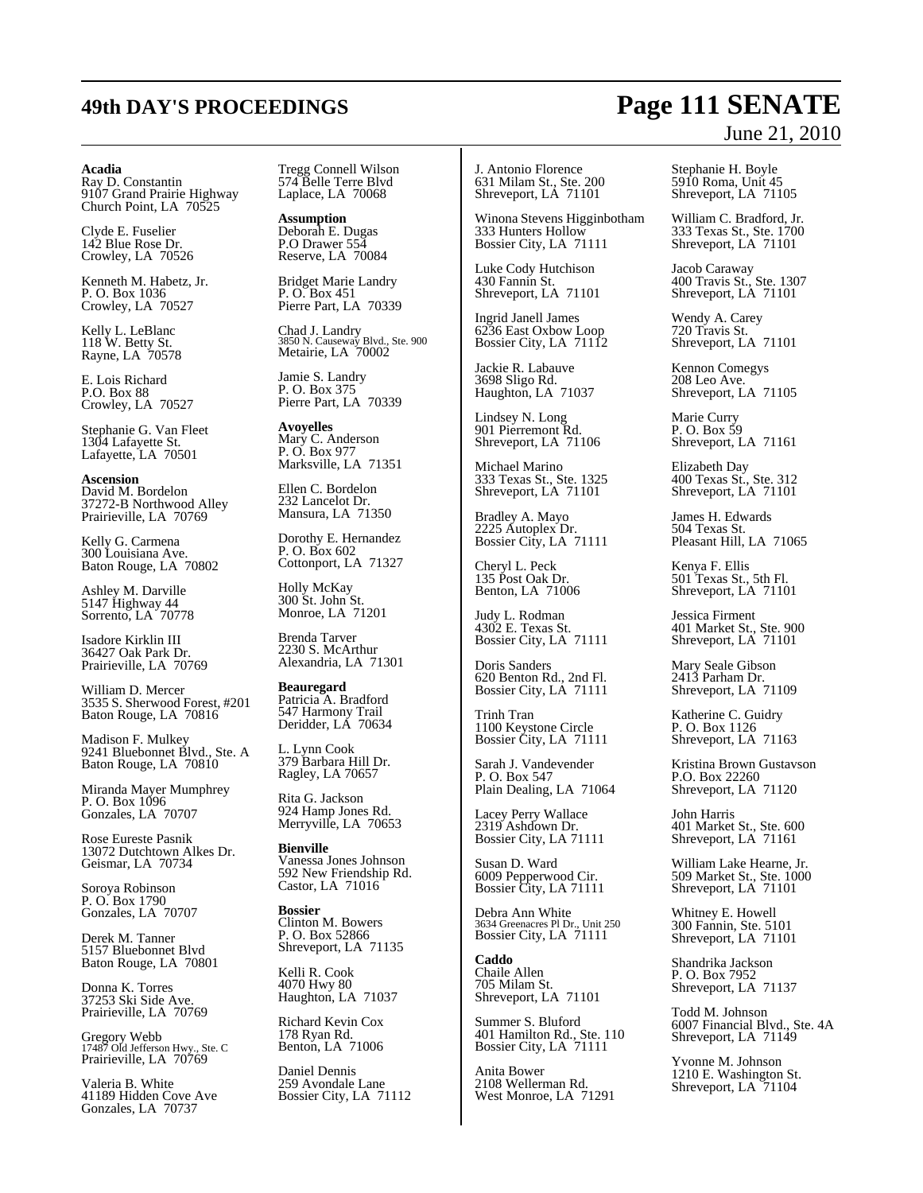**Acadia**
Ray D. Constantin
9107 Grand Prairie Highway
Church Point, LA 70525

Clyde E. Fuselier
142 Blue Rose Dr.
Crowley, LA 70526

Kenneth M. Habetz, Jr.
P. O. Box 1036
Crowley, LA 70527

Kelly L. LeBlanc
118 W. Betty St.
Rayne, LA 70578

E. Lois Richard
P.O. Box 88
Crowley, LA 70527

Stephanie G. Van Fleet
1304 Lafayette St.
Lafayette, LA 70501

**Ascension**
David M. Bordelon
37272-B Northwood Alley
Prairieville, LA 70769

Kelly G. Carmena
300 Louisiana Ave.
Baton Rouge, LA 70802

Ashley M. Darville
5147 Highway 44
Sorrento, LA 70778

Isadore Kirklin III
36427 Oak Park Dr.
Prairieville, LA 70769

William D. Mercer
3535 S. Sherwood Forest, #201
Baton Rouge, LA 70816

Madison F. Mulkey
9241 Bluebonnet Blvd., Ste. A
Baton Rouge, LA 70810

Miranda Mayer Mumphrey
P. O. Box 1096
Gonzales, LA 70707

Rose Eureste Pasnik
13072 Dutchtown Alkes Dr.
Geismar, LA 70734

Soroya Robinson
P. O. Box 1790
Gonzales, LA 70707

Derek M. Tanner
5157 Bluebonnet Blvd
Baton Rouge, LA 70801

Donna K. Torres
37253 Ski Side Ave.
Prairieville, LA 70769

Gregory Webb
17487 Old Jefferson Hwy., Ste. C
Prairieville, LA 70769

Valeria B. White
41189 Hidden Cove Ave
Gonzales, LA 70737

Tregg Connell Wilson
574 Belle Terre Blvd
Laplace, LA 70068

**Assumption**
Deborah E. Dugas
P.O Drawer 554
Reserve, LA 70084

Bridget Marie Landry
P. O. Box 451
Pierre Part, LA 70339

Chad J. Landry
3850 N. Causeway Blvd., Ste. 900
Metairie, LA 70002

Jamie S. Landry
P. O. Box 375
Pierre Part, LA 70339

**Avoyelles**
Mary C. Anderson
P. O. Box 977
Marksville, LA 71351

Ellen C. Bordelon
232 Lancelot Dr.
Mansura, LA 71350

Dorothy E. Hernandez
P. O. Box 602
Cottonport, LA 71327

Holly McKay
300 St. John St.
Monroe, LA 71201

Brenda Tarver
2230 S. McArthur
Alexandria, LA 71301

**Beauregard**
Patricia A. Bradford
547 Harmony Trail
Deridder, LA 70634

L. Lynn Cook
379 Barbara Hill Dr.
Ragley, LA 70657

Rita G. Jackson
924 Hamp Jones Rd.
Merryville, LA 70653

**Bienville**
Vanessa Jones Johnson
592 New Friendship Rd.
Castor, LA 71016

**Bossier**
Clinton M. Bowers
P. O. Box 52866
Shreveport, LA 71135

Kelli R. Cook
4070 Hwy 80
Haughton, LA 71037

Richard Kevin Cox
178 Ryan Rd.
Benton, LA 71006

Daniel Dennis
259 Avondale Lane
Bossier City, LA 71112

J. Antonio Florence
631 Milam St., Ste. 200
Shreveport, LA 71101

Winona Stevens Higginbotham
333 Hunters Hollow
Bossier City, LA 71111

Luke Cody Hutchison
430 Fannin St.
Shreveport, LA 71101

Ingrid Janell James
6236 East Oxbow Loop
Bossier City, LA 71112

Jackie R. Labauve
3698 Sligo Rd.
Haughton, LA 71037

Lindsey N. Long
901 Pierremont Rd.
Shreveport, LA 71106

Michael Marino
333 Texas St., Ste. 1325
Shreveport, LA 71101

Bradley A. Mayo
2225 Autoplex Dr.
Bossier City, LA 71111

Cheryl L. Peck
135 Post Oak Dr.
Benton, LA 71006

Judy L. Rodman
4302 E. Texas St.
Bossier City, LA 71111

Doris Sanders
620 Benton Rd., 2nd Fl.
Bossier City, LA 71111

Trinh Tran
1100 Keystone Circle
Bossier City, LA 71111

Sarah J. Vandevender
P. O. Box 547
Plain Dealing, LA 71064

Lacey Perry Wallace
2319 Ashdown Dr.
Bossier City, LA 71111

Susan D. Ward
6009 Pepperwood Cir.
Bossier City, LA 71111

Debra Ann White
3634 Greenacres Pl Dr., Unit 250
Bossier City, LA 71111

**Caddo**
Chaile Allen
705 Milam St.
Shreveport, LA 71101

Summer S. Bluford
401 Hamilton Rd., Ste. 110
Bossier City, LA 71111

Anita Bower
2108 Wellerman Rd.
West Monroe, LA 71291

Stephanie H. Boyle
5910 Roma, Unit 45
Shreveport, LA 71105

William C. Bradford, Jr.
333 Texas St., Ste. 1700
Shreveport, LA 71101

Jacob Caraway
400 Travis St., Ste. 1307
Shreveport, LA 71101

Wendy A. Carey
720 Travis St.
Shreveport, LA 71101

Kennon Comegys
208 Leo Ave.
Shreveport, LA 71105

Marie Curry
P. O. Box 59
Shreveport, LA 71161

Elizabeth Day
400 Texas St., Ste. 312
Shreveport, LA 71101

James H. Edwards
504 Texas St.
Pleasant Hill, LA 71065

Kenya F. Ellis
501 Texas St., 5th Fl.
Shreveport, LA 71101

Jessica Firment
401 Market St., Ste. 900
Shreveport, LA 71101

Mary Seale Gibson
2413 Parham Dr.
Shreveport, LA 71109

Katherine C. Guidry
P. O. Box 1126
Shreveport, LA 71163

Kristina Brown Gustavson
P.O. Box 22260
Shreveport, LA 71120

John Harris
401 Market St., Ste. 600
Shreveport, LA 71161

William Lake Hearne, Jr.
509 Market St., Ste. 1000
Shreveport, LA 71101

Whitney E. Howell
300 Fannin, Ste. 5101
Shreveport, LA 71101

Shandrika Jackson
P. O. Box 7952
Shreveport, LA 71137

Todd M. Johnson
6007 Financial Blvd., Ste. 4A
Shreveport, LA 71149

Yvonne M. Johnson
1210 E. Washington St.
Shreveport, LA 71104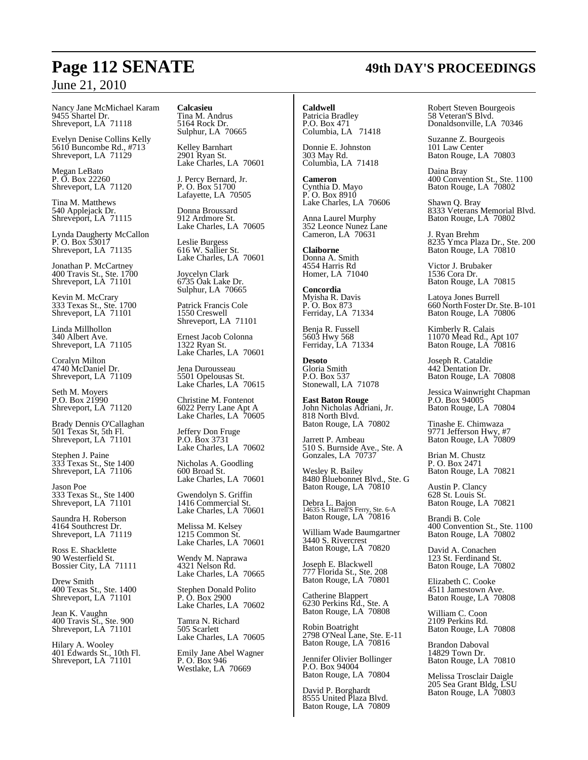Nancy Jane McMichael Karam
9455 Shartel Dr.
Shreveport, LA 71118

Evelyn Denise Collins Kelly
5610 Buncombe Rd., #713
Shreveport, LA 71129

Megan LeBato
P. O. Box 22260
Shreveport, LA 71120

Tina M. Matthews
540 Applejack Dr.
Shreveport, LA 71115

Lynda Daugherty McCallon
P. O. Box 53017
Shreveport, LA 71135

Jonathan P. McCartney
400 Travis St., Ste. 1700
Shreveport, LA 71101

Kevin M. McCrary
333 Texas St., Ste. 1700
Shreveport, LA 71101

Linda Millhollon
340 Albert Ave.
Shreveport, LA 71105

Coralyn Milton
4740 McDaniel Dr.
Shreveport, LA 71109

Seth M. Moyers
P.O. Box 21990
Shreveport, LA 71120

Brady Dennis O'Callaghan
501 Texas St, 5th Fl.
Shreveport, LA 71101

Stephen J. Paine
333 Texas St., Ste 1400
Shreveport, LA 71106

Jason Poe
333 Texas St., Ste 1400
Shreveport, LA 71101

Saundra H. Roberson
4164 Southcrest Dr.
Shreveport, LA 71119

Ross E. Shacklette
90 Westerfield St.
Bossier City, LA 71111

Drew Smith
400 Texas St., Ste. 1400
Shreveport, LA 71101

Jean K. Vaughn
400 Travis St., Ste. 900
Shreveport, LA 71101

Hilary A. Wooley
401 Edwards St., 10th Fl.
Shreveport, LA 71101

**Calcasieu**
Tina M. Andrus
5164 Rock Dr.
Sulphur, LA 70665

Kelley Barnhart
2901 Ryan St.
Lake Charles, LA 70601

J. Percy Bernard, Jr.
P. O. Box 51700
Lafayette, LA 70505

Donna Broussard
912 Ardmore St.
Lake Charles, LA 70605

Leslie Burgess
616 W. Sallier St.
Lake Charles, LA 70601

Joycelyn Clark
6735 Oak Lake Dr.
Sulphur, LA 70665

Patrick Francis Cole
1550 Creswell
Shreveport, LA 71101

Ernest Jacob Colonna
1322 Ryan St.
Lake Charles, LA 70601

Jena Durousseau
5501 Opelousas St.
Lake Charles, LA 70615

Christine M. Fontenot
6022 Perry Lane Apt A
Lake Charles, LA 70605

Jeffery Don Fruge
P.O. Box 3731
Lake Charles, LA 70602

Nicholas A. Goodling
600 Broad St.
Lake Charles, LA 70601

Gwendolyn S. Griffin
1416 Commercial St.
Lake Charles, LA 70601

Melissa M. Kelsey
1215 Common St.
Lake Charles, LA 70601

Wendy M. Naprawa
4321 Nelson Rd.
Lake Charles, LA 70665

Stephen Donald Polito
P. O. Box 2900
Lake Charles, LA 70602

Tamra N. Richard
505 Scarlett
Lake Charles, LA 70605

Emily Jane Abel Wagner
P. O. Box 946
Westlake, LA 70669

**Caldwell**
Patricia Bradley
P.O. Box 471
Columbia, LA 71418

Donnie E. Johnston
303 May Rd.
Columbia, LA 71418

**Cameron**
Cynthia D. Mayo
P. O. Box 8910
Lake Charles, LA 70606

Anna Laurel Murphy
352 Leonce Nunez Lane
Cameron, LA 70631

**Claiborne**
Donna A. Smith
4554 Harris Rd
Homer, LA 71040

**Concordia**
Myisha R. Davis
P. O. Box 873
Ferriday, LA 71334

Benja R. Fussell
5603 Hwy 568
Ferriday, LA 71334

**Desoto**
Gloria Smith
P.O. Box 537
Stonewall, LA 71078

**East Baton Rouge**
John Nicholas Adriani, Jr.
818 North Blvd.
Baton Rouge, LA 70802

Jarrett P. Ambeau
510 S. Burnside Ave., Ste. A
Gonzales, LA 70737

Wesley R. Bailey
8480 Bluebonnet Blvd., Ste. G
Baton Rouge, LA 70810

Debra L. Bajon
14635 S. Harrell'S Ferry, Ste. 6-A
Baton Rouge, LA 70816

William Wade Baumgartner
3440 S. Rivercrest
Baton Rouge, LA 70820

Joseph E. Blackwell
777 Florida St., Ste. 208
Baton Rouge, LA 70801

Catherine Blappert
6230 Perkins Rd., Ste. A
Baton Rouge, LA 70808

Robin Boatright
2798 O'Neal Lane, Ste. E-11
Baton Rouge, LA 70816

Jennifer Olivier Bollinger
P.O. Box 94004
Baton Rouge, LA 70804

David P. Borghardt
8555 United Plaza Blvd.
Baton Rouge, LA 70809

Robert Steven Bourgeois
58 Veteran'S Blvd.
Donaldsonville, LA 70346

Suzanne Z. Bourgeois
101 Law Center
Baton Rouge, LA 70803

Daina Bray
400 Convention St., Ste. 1100
Baton Rouge, LA 70802

Shawn Q. Bray
8333 Veterans Memorial Blvd.
Baton Rouge, LA 70802

J. Ryan Brehm
8235 Ymca Plaza Dr., Ste. 200
Baton Rouge, LA 70810

Victor J. Brubaker
1536 Cora Dr.
Baton Rouge, LA 70815

Latoya Jones Burrell
660 North Foster Dr. Ste. B-101
Baton Rouge, LA 70806

Kimberly R. Calais
11070 Mead Rd., Apt 107
Baton Rouge, LA 70816

Joseph R. Cataldie
442 Dentation Dr.
Baton Rouge, LA 70808

Jessica Wainwright Chapman
P.O. Box 94005
Baton Rouge, LA 70804

Tinashe E. Chimwaza
9771 Jefferson Hwy, #7
Baton Rouge, LA 70809

Brian M. Chustz
P. O. Box 2471
Baton Rouge, LA 70821

Austin P. Clancy
628 St. Louis St.
Baton Rouge, LA 70821

Brandi B. Cole
400 Convention St., Ste. 1100
Baton Rouge, LA 70802

David A. Conachen
123 St. Ferdinand St.
Baton Rouge, LA 70802

Elizabeth C. Cooke
4511 Jamestown Ave.
Baton Rouge, LA 70808

William C. Coon
2109 Perkins Rd.
Baton Rouge, LA 70808

Brandon Daboval
14829 Town Dr.
Baton Rouge, LA 70810

Melissa Trosclair Daigle
205 Sea Grant Bldg, LSU
Baton Rouge, LA 70803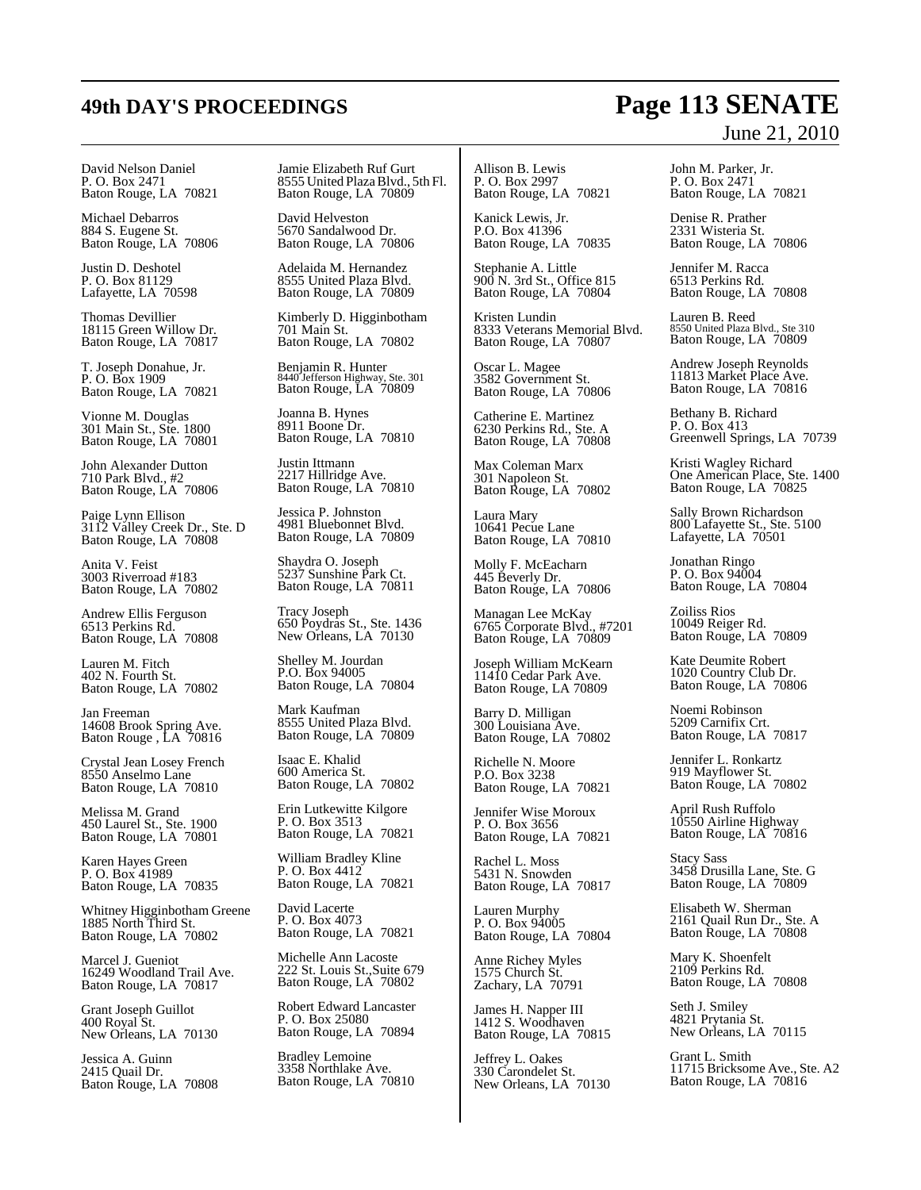David Nelson Daniel
P. O. Box 2471
Baton Rouge, LA 70821

Michael Debarros
884 S. Eugene St.
Baton Rouge, LA 70806

Justin D. Deshotel
P. O. Box 81129
Lafayette, LA 70598

Thomas Devillier
18115 Green Willow Dr.
Baton Rouge, LA 70817

T. Joseph Donahue, Jr.
P. O. Box 1909
Baton Rouge, LA 70821

Vionne M. Douglas
301 Main St., Ste. 1800
Baton Rouge, LA 70801

John Alexander Dutton
710 Park Blvd., #2
Baton Rouge, LA 70806

Paige Lynn Ellison
3112 Valley Creek Dr., Ste. D
Baton Rouge, LA 70808

Anita V. Feist
3003 Riverroad #183
Baton Rouge, LA 70802

Andrew Ellis Ferguson
6513 Perkins Rd.
Baton Rouge, LA 70808

Lauren M. Fitch
402 N. Fourth St.
Baton Rouge, LA 70802

Jan Freeman
14608 Brook Spring Ave.
Baton Rouge , LA 70816

Crystal Jean Losey French
8550 Anselmo Lane
Baton Rouge, LA 70810

Melissa M. Grand
450 Laurel St., Ste. 1900
Baton Rouge, LA 70801

Karen Hayes Green
P. O. Box 41989
Baton Rouge, LA 70835

Whitney Higginbotham Greene
1885 North Third St.
Baton Rouge, LA 70802

Marcel J. Gueniot
16249 Woodland Trail Ave.
Baton Rouge, LA 70817

Grant Joseph Guillot
400 Royal St.
New Orleans, LA 70130

Jessica A. Guinn
2415 Quail Dr.
Baton Rouge, LA 70808

Jamie Elizabeth Ruf Gurt
8555 United Plaza Blvd., 5th Fl.
Baton Rouge, LA 70809

David Helveston
5670 Sandalwood Dr.
Baton Rouge, LA 70806

Adelaida M. Hernandez
8555 United Plaza Blvd.
Baton Rouge, LA 70809

Kimberly D. Higginbotham
701 Main St.
Baton Rouge, LA 70802

Benjamin R. Hunter
8440 Jefferson Highway, Ste. 301
Baton Rouge, LA 70809

Joanna B. Hynes
8911 Boone Dr.
Baton Rouge, LA 70810

Justin Ittmann
2217 Hillridge Ave.
Baton Rouge, LA 70810

Jessica P. Johnston
4981 Bluebonnet Blvd.
Baton Rouge, LA 70809

Shaydra O. Joseph
5237 Sunshine Park Ct.
Baton Rouge, LA 70811

Tracy Joseph
650 Poydras St., Ste. 1436
New Orleans, LA 70130

Shelley M. Jourdan
P.O. Box 94005
Baton Rouge, LA 70804

Mark Kaufman
8555 United Plaza Blvd.
Baton Rouge, LA 70809

Isaac E. Khalid
600 America St.
Baton Rouge, LA 70802

Erin Lutkewitte Kilgore
P. O. Box 3513
Baton Rouge, LA 70821

William Bradley Kline
P. O. Box 4412
Baton Rouge, LA 70821

David Lacerte
P. O. Box 4073
Baton Rouge, LA 70821

Michelle Ann Lacoste
222 St. Louis St.,Suite 679
Baton Rouge, LA 70802

Robert Edward Lancaster
P. O. Box 25080
Baton Rouge, LA 70894

Bradley Lemoine
3358 Northlake Ave.
Baton Rouge, LA 70810

Allison B. Lewis
P. O. Box 2997
Baton Rouge, LA 70821

Kanick Lewis, Jr.
P.O. Box 41396
Baton Rouge, LA 70835

Stephanie A. Little
900 N. 3rd St., Office 815
Baton Rouge, LA 70804

Kristen Lundin
8333 Veterans Memorial Blvd.
Baton Rouge, LA 70807

Oscar L. Magee
3582 Government St.
Baton Rouge, LA 70806

Catherine E. Martinez
6230 Perkins Rd., Ste. A
Baton Rouge, LA 70808

Max Coleman Marx
301 Napoleon St.
Baton Rouge, LA 70802

Laura Mary
10641 Pecue Lane
Baton Rouge, LA 70810

Molly F. McEacharn
445 Beverly Dr.
Baton Rouge, LA 70806

Managan Lee McKay
6765 Corporate Blvd., #7201
Baton Rouge, LA 70809

Joseph William McKearn
11410 Cedar Park Ave.
Baton Rouge, LA 70809

Barry D. Milligan
300 Louisiana Ave.
Baton Rouge, LA 70802

Richelle N. Moore
P.O. Box 3238
Baton Rouge, LA 70821

Jennifer Wise Moroux
P. O. Box 3656
Baton Rouge, LA 70821

Rachel L. Moss
5431 N. Snowden
Baton Rouge, LA 70817

Lauren Murphy
P. O. Box 94005
Baton Rouge, LA 70804

Anne Richey Myles
1575 Church St.
Zachary, LA 70791

James H. Napper III
1412 S. Woodhaven
Baton Rouge, LA 70815

Jeffrey L. Oakes
330 Carondelet St.
New Orleans, LA 70130

John M. Parker, Jr.
P. O. Box 2471
Baton Rouge, LA 70821

Denise R. Prather
2331 Wisteria St.
Baton Rouge, LA 70806

Jennifer M. Racca
6513 Perkins Rd.
Baton Rouge, LA 70808

Lauren B. Reed
8550 United Plaza Blvd., Ste 310
Baton Rouge, LA 70809

Andrew Joseph Reynolds
11813 Market Place Ave.
Baton Rouge, LA 70816

Bethany B. Richard
P. O. Box 413
Greenwell Springs, LA 70739

Kristi Wagley Richard
One American Place, Ste. 1400
Baton Rouge, LA 70825

Sally Brown Richardson
800 Lafayette St., Ste. 5100
Lafayette, LA 70501

Jonathan Ringo
P. O. Box 94004
Baton Rouge, LA 70804

Zoiliss Rios
10049 Reiger Rd.
Baton Rouge, LA 70809

Kate Deumite Robert
1020 Country Club Dr.
Baton Rouge, LA 70806

Noemi Robinson
5209 Carnifix Crt.
Baton Rouge, LA 70817

Jennifer L. Ronkartz
919 Mayflower St.
Baton Rouge, LA 70802

April Rush Ruffolo
10550 Airline Highway
Baton Rouge, LA 70816

Stacy Sass
3458 Drusilla Lane, Ste. G
Baton Rouge, LA 70809

Elisabeth W. Sherman
2161 Quail Run Dr., Ste. A
Baton Rouge, LA 70808

Mary K. Shoenfelt
2109 Perkins Rd.
Baton Rouge, LA 70808

Seth J. Smiley
4821 Prytania St.
New Orleans, LA 70115

Grant L. Smith
11715 Bricksome Ave., Ste. A2
Baton Rouge, LA 70816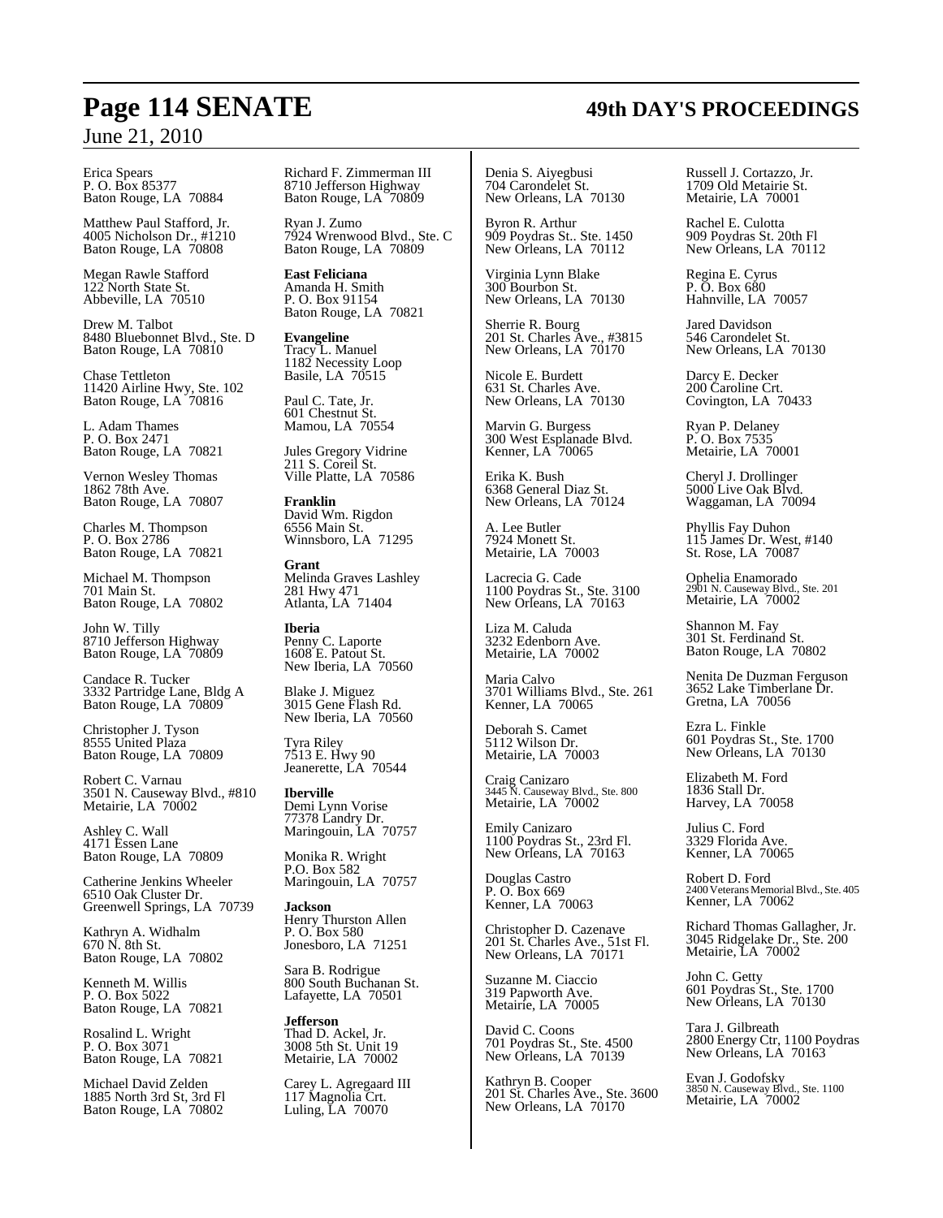Erica Spears
P. O. Box 85377
Baton Rouge, LA 70884

Matthew Paul Stafford, Jr.
4005 Nicholson Dr., #1210
Baton Rouge, LA 70808

Megan Rawle Stafford
122 North State St.
Abbeville, LA 70510

Drew M. Talbot
8480 Bluebonnet Blvd., Ste. D
Baton Rouge, LA 70810

Chase Tettleton
11420 Airline Hwy, Ste. 102
Baton Rouge, LA 70816

L. Adam Thames
P. O. Box 2471
Baton Rouge, LA 70821

Vernon Wesley Thomas
1862 78th Ave.
Baton Rouge, LA 70807

Charles M. Thompson
P. O. Box 2786
Baton Rouge, LA 70821

Michael M. Thompson
701 Main St.
Baton Rouge, LA 70802

John W. Tilly
8710 Jefferson Highway
Baton Rouge, LA 70809

Candace R. Tucker
3332 Partridge Lane, Bldg A
Baton Rouge, LA 70809

Christopher J. Tyson
8555 United Plaza
Baton Rouge, LA 70809

Robert C. Varnau
3501 N. Causeway Blvd., #810
Metairie, LA 70002

Ashley C. Wall
4171 Essen Lane
Baton Rouge, LA 70809

Catherine Jenkins Wheeler
6510 Oak Cluster Dr.
Greenwell Springs, LA 70739

Kathryn A. Widhalm
670 N. 8th St.
Baton Rouge, LA 70802

Kenneth M. Willis
P. O. Box 5022
Baton Rouge, LA 70821

Rosalind L. Wright
P. O. Box 3071
Baton Rouge, LA 70821

Michael David Zelden
1885 North 3rd St, 3rd Fl
Baton Rouge, LA 70802

Richard F. Zimmerman III
8710 Jefferson Highway
Baton Rouge, LA 70809

Ryan J. Zumo
7924 Wrenwood Blvd., Ste. C
Baton Rouge, LA 70809

**East Feliciana**
Amanda H. Smith
P. O. Box 91154
Baton Rouge, LA 70821

**Evangeline**
Tracy L. Manuel
1182 Necessity Loop
Basile, LA 70515

Paul C. Tate, Jr.
601 Chestnut St.
Mamou, LA 70554

Jules Gregory Vidrine
211 S. Coreil St.
Ville Platte, LA 70586

**Franklin**
David Wm. Rigdon
6556 Main St.
Winnsboro, LA 71295

**Grant**
Melinda Graves Lashley
281 Hwy 471
Atlanta, LA 71404

**Iberia**
Penny C. Laporte
1608 E. Patout St.
New Iberia, LA 70560

Blake J. Miguez
3015 Gene Flash Rd.
New Iberia, LA 70560

Tyra Riley
7513 E. Hwy 90
Jeanerette, LA 70544

**Iberville**
Demi Lynn Vorise
77378 Landry Dr.
Maringouin, LA 70757

Monika R. Wright
P.O. Box 582
Maringouin, LA 70757

**Jackson**
Henry Thurston Allen
P. O. Box 580
Jonesboro, LA 71251

Sara B. Rodrigue
800 South Buchanan St.
Lafayette, LA 70501

**Jefferson**
Thad D. Ackel, Jr.
3008 5th St. Unit 19
Metairie, LA 70002

Carey L. Agregaard III
117 Magnolia Crt.
Luling, LA 70070

Denia S. Aiyegbusi
704 Carondelet St.
New Orleans, LA 70130

Byron R. Arthur
909 Poydras St.. Ste. 1450
New Orleans, LA 70112

Virginia Lynn Blake
300 Bourbon St.
New Orleans, LA 70130

Sherrie R. Bourg
201 St. Charles Ave., #3815
New Orleans, LA 70170

Nicole E. Burdett
631 St. Charles Ave.
New Orleans, LA 70130

Marvin G. Burgess
300 West Esplanade Blvd.
Kenner, LA 70065

Erika K. Bush
6368 General Diaz St.
New Orleans, LA 70124

A. Lee Butler
7924 Monett St.
Metairie, LA 70003

Lacrecia G. Cade
1100 Poydras St., Ste. 3100
New Orleans, LA 70163

Liza M. Caluda
3232 Edenborn Ave.
Metairie, LA 70002

Maria Calvo
3701 Williams Blvd., Ste. 261
Kenner, LA 70065

Deborah S. Camet
5112 Wilson Dr.
Metairie, LA 70003

Craig Canizaro
3445 N. Causeway Blvd., Ste. 800
Metairie, LA 70002

Emily Canizaro
1100 Poydras St., 23rd Fl.
New Orleans, LA 70163

Douglas Castro
P. O. Box 669
Kenner, LA 70063

Christopher D. Cazenave
201 St. Charles Ave., 51st Fl.
New Orleans, LA 70171

Suzanne M. Ciaccio
319 Papworth Ave.
Metairie, LA 70005

David C. Coons
701 Poydras St., Ste. 4500
New Orleans, LA 70139

Kathryn B. Cooper
201 St. Charles Ave., Ste. 3600
New Orleans, LA 70170

Russell J. Cortazzo, Jr.
1709 Old Metairie St.
Metairie, LA 70001

Rachel E. Culotta
909 Poydras St. 20th Fl
New Orleans, LA 70112

Regina E. Cyrus
P. O. Box 680
Hahnville, LA 70057

Jared Davidson
546 Carondelet St.
New Orleans, LA 70130

Darcy E. Decker
200 Caroline Crt.
Covington, LA 70433

Ryan P. Delaney
P. O. Box 7535
Metairie, LA 70001

Cheryl J. Drollinger
5000 Live Oak Blvd.
Waggaman, LA 70094

Phyllis Fay Duhon
115 James Dr. West, #140
St. Rose, LA 70087

Ophelia Enamorado
2901 N. Causeway Blvd., Ste. 201
Metairie, LA 70002

Shannon M. Fay
301 St. Ferdinand St.
Baton Rouge, LA 70802

Nenita De Duzman Ferguson
3652 Lake Timberlane Dr.
Gretna, LA 70056

Ezra L. Finkle
601 Poydras St., Ste. 1700
New Orleans, LA 70130

Elizabeth M. Ford
1836 Stall Dr.
Harvey, LA 70058

Julius C. Ford
3329 Florida Ave.
Kenner, LA 70065

Robert D. Ford
2400 Veterans Memorial Blvd., Ste. 405
Kenner, LA 70062

Richard Thomas Gallagher, Jr.
3045 Ridgelake Dr., Ste. 200
Metairie, LA 70002

John C. Getty
601 Poydras St., Ste. 1700
New Orleans, LA 70130

Tara J. Gilbreath
2800 Energy Ctr, 1100 Poydras
New Orleans, LA 70163

Evan J. Godofsky
3850 N. Causeway Blvd., Ste. 1100
Metairie, LA 70002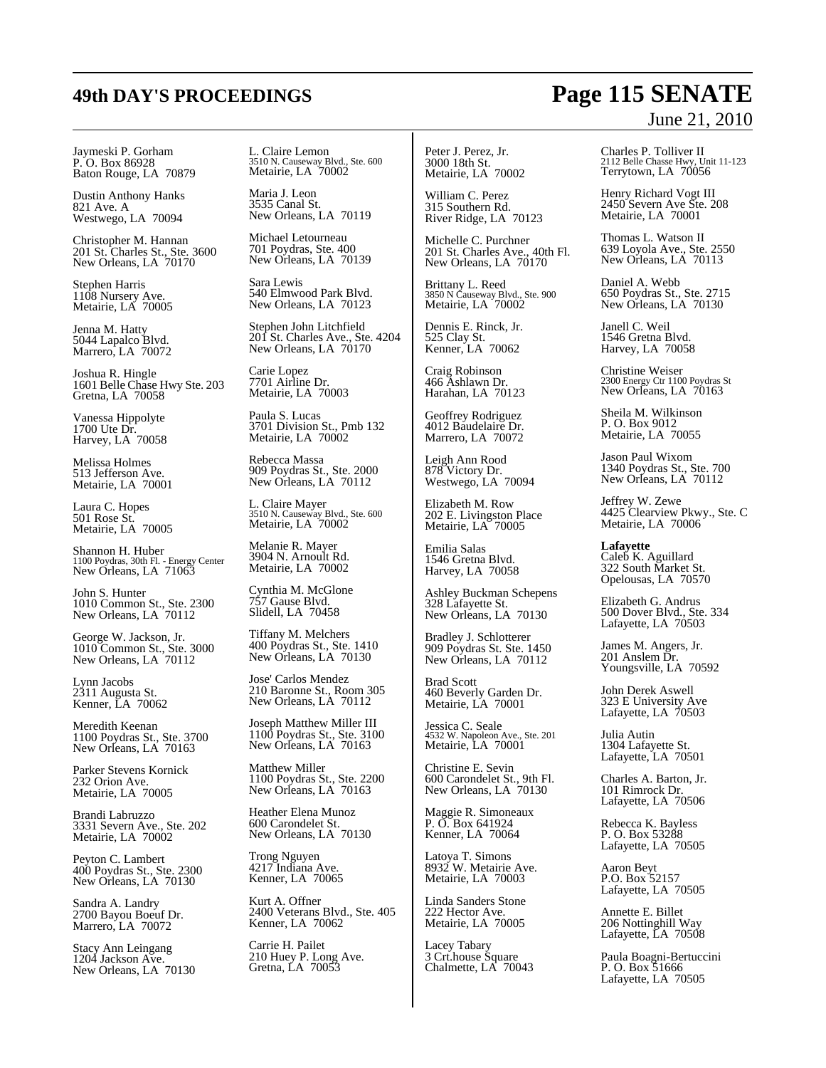Jaymeski P. Gorham
P. O. Box 86928
Baton Rouge, LA 70879

Dustin Anthony Hanks
821 Ave. A
Westwego, LA 70094

Christopher M. Hannan
201 St. Charles St., Ste. 3600
New Orleans, LA 70170

Stephen Harris
1108 Nursery Ave.
Metairie, LA 70005

Jenna M. Hatty
5044 Lapalco Blvd.
Marrero, LA 70072

Joshua R. Hingle
1601 Belle Chase Hwy Ste. 203
Gretna, LA 70058

Vanessa Hippolyte
1700 Ute Dr.
Harvey, LA 70058

Melissa Holmes
513 Jefferson Ave.
Metairie, LA 70001

Laura C. Hopes
501 Rose St.
Metairie, LA 70005

Shannon H. Huber
1100 Poydras, 30th Fl. - Energy Center
New Orleans, LA 71063

John S. Hunter
1010 Common St., Ste. 2300
New Orleans, LA 70112

George W. Jackson, Jr.
1010 Common St., Ste. 3000
New Orleans, LA 70112

Lynn Jacobs
2311 Augusta St.
Kenner, LA 70062

Meredith Keenan
1100 Poydras St., Ste. 3700
New Orleans, LA 70163

Parker Stevens Kornick
232 Orion Ave.
Metairie, LA 70005

Brandi Labruzzo
3331 Severn Ave., Ste. 202
Metairie, LA 70002

Peyton C. Lambert
400 Poydras St., Ste. 2300
New Orleans, LA 70130

Sandra A. Landry
2700 Bayou Boeuf Dr.
Marrero, LA 70072

Stacy Ann Leingang
1204 Jackson Ave.
New Orleans, LA 70130

L. Claire Lemon
3510 N. Causeway Blvd., Ste. 600
Metairie, LA 70002

Maria J. Leon
3535 Canal St.
New Orleans, LA 70119

Michael Letourneau
701 Poydras, Ste. 400
New Orleans, LA 70139

Sara Lewis
540 Elmwood Park Blvd.
New Orleans, LA 70123

Stephen John Litchfield
201 St. Charles Ave., Ste. 4204
New Orleans, LA 70170

Carie Lopez
7701 Airline Dr.
Metairie, LA 70003

Paula S. Lucas
3701 Division St., Pmb 132
Metairie, LA 70002

Rebecca Massa
909 Poydras St., Ste. 2000
New Orleans, LA 70112

L. Claire Mayer
3510 N. Causeway Blvd., Ste. 600
Metairie, LA 70002

Melanie R. Mayer
3904 N. Arnoult Rd.
Metairie, LA 70002

Cynthia M. McGlone
757 Gause Blvd.
Slidell, LA 70458

Tiffany M. Melchers
400 Poydras St., Ste. 1410
New Orleans, LA 70130

Jose' Carlos Mendez
210 Baronne St., Room 305
New Orleans, LA 70112

Joseph Matthew Miller III
1100 Poydras St., Ste. 3100
New Orleans, LA 70163

Matthew Miller
1100 Poydras St., Ste. 2200
New Orleans, LA 70163

Heather Elena Munoz
600 Carondelet St.
New Orleans, LA 70130

Trong Nguyen
4217 Indiana Ave.
Kenner, LA 70065

Kurt A. Offner
2400 Veterans Blvd., Ste. 405
Kenner, LA 70062

Carrie H. Pailet
210 Huey P. Long Ave.
Gretna, LA 70053

Peter J. Perez, Jr.
3000 18th St.
Metairie, LA 70002

William C. Perez
315 Southern Rd.
River Ridge, LA 70123

Michelle C. Purchner
201 St. Charles Ave., 40th Fl.
New Orleans, LA 70170

Brittany L. Reed
3850 N Causeway Blvd., Ste. 900
Metairie, LA 70002

Dennis E. Rinck, Jr.
525 Clay St.
Kenner, LA 70062

Craig Robinson
466 Ashlawn Dr.
Harahan, LA 70123

Geoffrey Rodriguez
4012 Baudelaire Dr.
Marrero, LA 70072

Leigh Ann Rood
878 Victory Dr.
Westwego, LA 70094

Elizabeth M. Row
202 E. Livingston Place
Metairie, LA 70005

Emilia Salas
1546 Gretna Blvd.
Harvey, LA 70058

Ashley Buckman Schepens
328 Lafayette St.
New Orleans, LA 70130

Bradley J. Schlotterer
909 Poydras St. Ste. 1450
New Orleans, LA 70112

Brad Scott
460 Beverly Garden Dr.
Metairie, LA 70001

Jessica C. Seale
4532 W. Napoleon Ave., Ste. 201
Metairie, LA 70001

Christine E. Sevin
600 Carondelet St., 9th Fl.
New Orleans, LA 70130

Maggie R. Simoneaux
P. O. Box 641924
Kenner, LA 70064

Latoya T. Simons
8932 W. Metairie Ave.
Metairie, LA 70003

Linda Sanders Stone
222 Hector Ave.
Metairie, LA 70005

Lacey Tabary
3 Crt.house Square
Chalmette, LA 70043

Charles P. Tolliver II
2112 Belle Chasse Hwy, Unit 11-123
Terrytown, LA 70056

Henry Richard Vogt III
2450 Severn Ave Ste. 208
Metairie, LA 70001

Thomas L. Watson II
639 Loyola Ave., Ste. 2550
New Orleans, LA 70113

Daniel A. Webb
650 Poydras St., Ste. 2715
New Orleans, LA 70130

Janell C. Weil
1546 Gretna Blvd.
Harvey, LA 70058

Christine Weiser
2300 Energy Ctr 1100 Poydras St
New Orleans, LA 70163

Sheila M. Wilkinson
P. O. Box 9012
Metairie, LA 70055

Jason Paul Wixom
1340 Poydras St., Ste. 700
New Orleans, LA 70112

Jeffrey W. Zewe
4425 Clearview Pkwy., Ste. C
Metairie, LA 70006

**Lafayette**

Caleb K. Aguillard
322 South Market St.
Opelousas, LA 70570

Elizabeth G. Andrus
500 Dover Blvd., Ste. 334
Lafayette, LA 70503

James M. Angers, Jr.
201 Anslem Dr.
Youngsville, LA 70592

John Derek Aswell
323 E University Ave
Lafayette, LA 70503

Julia Autin
1304 Lafayette St.
Lafayette, LA 70501

Charles A. Barton, Jr.
101 Rimrock Dr.
Lafayette, LA 70506

Rebecca K. Bayless
P. O. Box 53288
Lafayette, LA 70505

Aaron Beyt
P.O. Box 52157
Lafayette, LA 70505

Annette E. Billet
206 Nottinghill Way
Lafayette, LA 70508

Paula Boagni-Bertuccini
P. O. Box 51666
Lafayette, LA 70505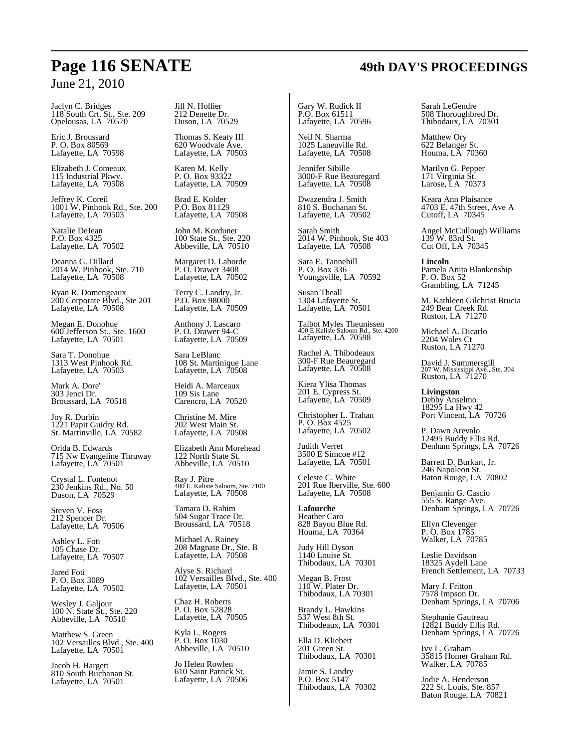Jaclyn C. Bridges
118 South Crt. St., Ste. 209
Opelousas, LA 70570

Eric J. Broussard
P. O. Box 80569
Lafayette, LA 70598

Elizabeth J. Comeaux
115 Industrial Pkwy.
Lafayette, LA 70508

Jeffrey K. Coreil
1001 W. Pinhook Rd., Ste. 200
Lafayette, LA 70503

Natalie DeJean
P.O. Box 4325
Lafayette, LA 70502

Deanna G. Dillard
2014 W. Pinhook, Ste. 710
Lafayette, LA 70508

Ryan R. Domengeaux
200 Corporate Blvd., Ste 201
Lafayette, LA 70508

Megan E. Donohue
600 Jefferson St., Ste. 1600
Lafayette, LA 70501

Sara T. Donohue
1313 West Pinhook Rd.
Lafayette, LA 70503

Mark A. Dore'
303 Jenci Dr.
Broussard, LA 70518

Joy R. Durbin
1221 Papit Guidry Rd.
St. Martinville, LA 70582

Orida B. Edwards
715 Nw Evangeline Thruway
Lafayette, LA 70501

Crystal L. Fontenot
230 Jenkins Rd., No. 50
Duson, LA 70529

Steven V. Foss
212 Spencer Dr.
Lafayette, LA 70506

Ashley L. Foti
105 Chase Dr.
Lafayette, LA 70507

Jared Foti
P. O. Box 3089
Lafayette, LA 70502

Wesley J. Galjour
100 N. State St., Ste. 220
Abbeville, LA 70510

Matthew S. Green
102 Versailles Blvd., Ste. 400
Lafayette, LA 70501

Jacob H. Hargett
810 South Buchanan St.
Lafayette, LA 70501

Jill N. Hollier
212 Denette Dr.
Duson, LA 70529

Thomas S. Keaty III
620 Woodvale Ave.
Lafayette, LA 70503

Karen M. Kelly
P. O. Box 93322
Lafayette, LA 70509

Brad E. Kolder
P.O. Box 81129
Lafayette, LA 70508

John M. Korduner
100 State St., Ste. 220
Abbeville, LA 70510

Margaret D. Laborde
P. O. Drawer 3408
Lafayette, LA 70502

Terry C. Landry, Jr.
P.O. Box 98000
Lafayette, LA 70509

Anthony J. Lascaro
P. O. Drawer 94-C
Lafayette, LA 70509

Sara LeBlanc
108 St. Martinique Lane
Lafayette, LA 70508

Heidi A. Marceaux
109 Sis Lane
Carencro, LA 70520

Christine M. Mire
202 West Main St.
Lafayette, LA 70508

Elizabeth Ann Morehead
122 North State St.
Abbeville, LA 70510

Ray J. Pitre
400 E. Kaliste Saloom, Ste. 7100
Lafayette, LA 70508

Tamara D. Rahim
504 Sugar Trace Dr.
Broussard, LA 70518

Michael A. Rainey
208 Magnate Dr., Ste. B
Lafayette, LA 70508

Alyse S. Richard
102 Versailles Blvd., Ste. 400
Lafayette, LA 70501

Chaz H. Roberts
P. O. Box 52828
Lafayette, LA 70505

Kyla L. Rogers
P. O. Box 1030
Abbeville, LA 70510

Jo Helen Rowlen
610 Saint Patrick St.
Lafayette, LA 70506

Gary W. Rudick II
P.O. Box 61511
Lafayette, LA 70596

Neil N. Sharma
1025 Laneuville Rd.
Lafayette, LA 70508

Jennifer Sibille
3000-F Rue Beauregard
Lafayette, LA 70508

Dwazendra J. Smith
810 S. Buchanan St.
Lafayette, LA 70502

Sarah Smith
2014 W. Pinhook, Ste 403
Lafayette, LA 70508

Sara E. Tannehill
P. O. Box 336
Youngsville, LA 70592

Susan Theall
1304 Lafayette St.
Lafayette, LA 70501

Talbot Myles Theunissen
400 E Kaliste Saloom Rd., Ste. 4200
Lafayette, LA 70598

Rachel A. Thibodeaux
300-F Rue Beauregard
Lafayette, LA 70508

Kiera Ylisa Thomas
201 E. Cypress St.
Lafayette, LA 70509

Christopher L. Trahan
P. O. Box 4525
Lafayette, LA 70502

Judith Verret
3500 E Simcoe #12
Lafayette, LA 70501

Celeste C. White
201 Rue Iberville, Ste. 600
Lafayette, LA 70508

**Lafourche**
Heather Caro
828 Bayou Blue Rd.
Houma, LA 70364

Judy Hill Dyson
1140 Louise St.
Thibodaux, LA 70301

Megan B. Frost
110 W. Plater Dr.
Thibodaux, LA 70301

Brandy L. Hawkins
537 West 8th St.
Thibodeaux, LA 70301

Ella D. Kliebert
201 Green St.
Thibodaux, LA 70301

Jamie S. Landry
P.O. Box 5147
Thibodaux, LA 70302

Sarah LeGendre
508 Thoroughbred Dr.
Thibodaux, LA 70301

Matthew Ory
622 Belanger St.
Houma, LA 70360

Marilyn G. Pepper
171 Virginia St.
Larose, LA 70373

Keara Ann Plaisance
4703 E. 47th Street, Ave A
Cutoff, LA 70345

Angel McCullough Williams
139 W. 83rd St.
Cut Off, LA 70345

**Lincoln**
Pamela Anita Blankenship
P. O. Box 52
Grambling, LA 71245

M. Kathleen Gilchrist Brucia
249 Bear Creek Rd.
Ruston, LA 71270

Michael A. Dicarlo
2204 Wales Ct
Ruston, LA 71270

David J. Summersgill
207 W. Mississippi Ave., Ste. 304
Ruston, LA 71270

**Livingston**
Debby Anselmo
18295 La Hwy 42
Port Vincent, LA 70726

P. Dawn Arevalo
12495 Buddy Ellis Rd.
Denham Springs, LA 70726

Barrett D. Burkart, Jr.
246 Napoleon St.
Baton Rouge, LA 70802

Benjamin G. Cascio
555 S. Range Ave.
Denham Springs, LA 70726

Ellyn Clevenger
P. O. Box 1785
Walker, LA 70785

Leslie Davidson
18325 Aydell Lane
French Settlement, LA 70733

Mary J. Fritton
7578 Impson Dr.
Denham Springs, LA 70706

Stephanie Gautreau
12821 Buddy Ellis Rd.
Denham Springs, LA 70726

Ivy L. Graham
35815 Homer Graham Rd.
Walker, LA 70785

Jodie A. Henderson
222 St. Louis, Ste. 857
Baton Rouge, LA 70821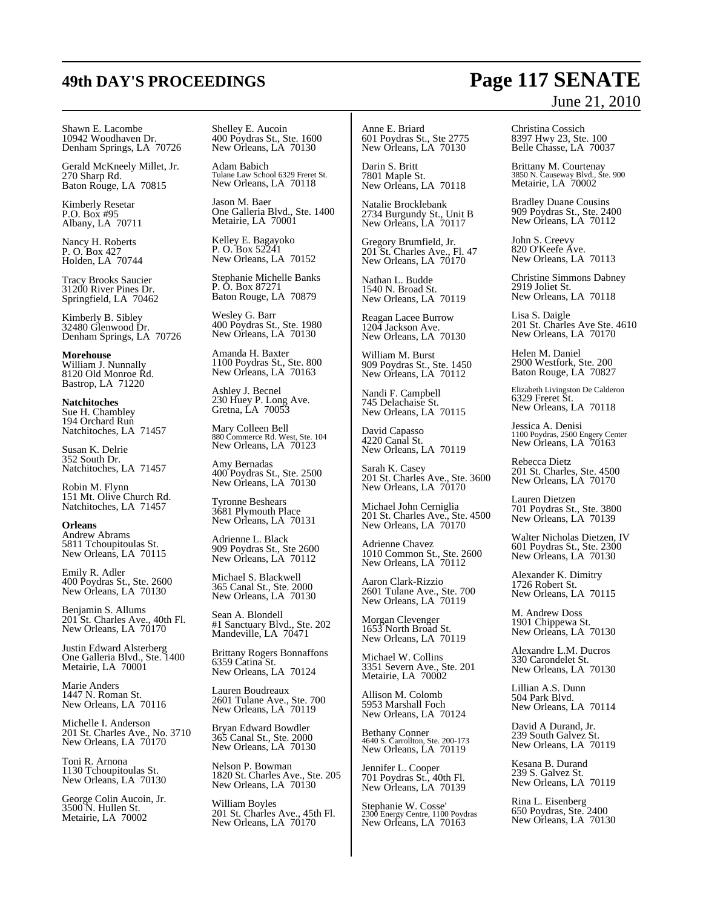Shawn E. Lacombe
10942 Woodhaven Dr.
Denham Springs, LA 70726

Gerald McKneely Millet, Jr.
270 Sharp Rd.
Baton Rouge, LA 70815

Kimberly Resetar
P.O. Box #95
Albany, LA 70711

Nancy H. Roberts
P. O. Box 427
Holden, LA 70744

Tracy Brooks Saucier
31200 River Pines Dr.
Springfield, LA 70462

Kimberly B. Sibley
32480 Glenwood Dr.
Denham Springs, LA 70726

**Morehouse**
William J. Nunnally
8120 Old Monroe Rd.
Bastrop, LA 71220

**Natchitoches**
Sue H. Chambley
194 Orchard Run
Natchitoches, LA 71457

Susan K. Delrie
352 South Dr.
Natchitoches, LA 71457

Robin M. Flynn
151 Mt. Olive Church Rd.
Natchitoches, LA 71457

**Orleans**
Andrew Abrams
5811 Tchoupitoulas St.
New Orleans, LA 70115

Emily R. Adler
400 Poydras St., Ste. 2600
New Orleans, LA 70130

Benjamin S. Allums
201 St. Charles Ave., 40th Fl.
New Orleans, LA 70170

Justin Edward Alsterberg
One Galleria Blvd., Ste. 1400
Metairie, LA 70001

Marie Anders
1447 N. Roman St.
New Orleans, LA 70116

Michelle I. Anderson
201 St. Charles Ave., No. 3710
New Orleans, LA 70170

Toni R. Arnona
1130 Tchoupitoulas St.
New Orleans, LA 70130

George Colin Aucoin, Jr.
3500 N. Hullen St.
Metairie, LA 70002

Shelley E. Aucoin
400 Poydras St., Ste. 1600
New Orleans, LA 70130

Adam Babich
Tulane Law School 6329 Freret St.
New Orleans, LA 70118

Jason M. Baer
One Galleria Blvd., Ste. 1400
Metairie, LA 70001

Kelley E. Bagayoko
P. O. Box 52241
New Orleans, LA 70152

Stephanie Michelle Banks
P. O. Box 87271
Baton Rouge, LA 70879

Wesley G. Barr
400 Poydras St., Ste. 1980
New Orleans, LA 70130

Amanda H. Baxter
1100 Poydras St., Ste. 800
New Orleans, LA 70163

Ashley J. Becnel
230 Huey P. Long Ave.
Gretna, LA 70053

Mary Colleen Bell
880 Commerce Rd. West, Ste. 104
New Orleans, LA 70123

Amy Bernadas
400 Poydras St., Ste. 2500
New Orleans, LA 70130

Tyronne Beshears
3681 Plymouth Place
New Orleans, LA 70131

Adrienne L. Black
909 Poydras St., Ste 2600
New Orleans, LA 70112

Michael S. Blackwell
365 Canal St., Ste. 2000
New Orleans, LA 70130

Sean A. Blondell
#1 Sanctuary Blvd., Ste. 202
Mandeville, LA 70471

Brittany Rogers Bonnaffons
6359 Catina St.
New Orleans, LA 70124

Lauren Boudreaux
2601 Tulane Ave., Ste. 700
New Orleans, LA 70119

Bryan Edward Bowdler
365 Canal St., Ste. 2000
New Orleans, LA 70130

Nelson P. Bowman
1820 St. Charles Ave., Ste. 205
New Orleans, LA 70130

William Boyles
201 St. Charles Ave., 45th Fl.
New Orleans, LA 70170

Anne E. Briard
601 Poydras St., Ste 2775
New Orleans, LA 70130

Darin S. Britt
7801 Maple St.
New Orleans, LA 70118

Natalie Brocklebank
2734 Burgundy St., Unit B
New Orleans, LA 70117

Gregory Brumfield, Jr.
201 St. Charles Ave., Fl. 47
New Orleans, LA 70170

Nathan L. Budde
1540 N. Broad St.
New Orleans, LA 70119

Reagan Lacee Burrow
1204 Jackson Ave.
New Orleans, LA 70130

William M. Burst
909 Poydras St., Ste. 1450
New Orleans, LA 70112

Nandi F. Campbell
745 Delachaise St.
New Orleans, LA 70115

David Capasso
4220 Canal St.
New Orleans, LA 70119

Sarah K. Casey
201 St. Charles Ave., Ste. 3600
New Orleans, LA 70170

Michael John Cerniglia
201 St. Charles Ave., Ste. 4500
New Orleans, LA 70170

Adrienne Chavez
1010 Common St., Ste. 2600
New Orleans, LA 70112

Aaron Clark-Rizzio
2601 Tulane Ave., Ste. 700
New Orleans, LA 70119

Morgan Clevenger
1653 North Broad St.
New Orleans, LA 70119

Michael W. Collins
3351 Severn Ave., Ste. 201
Metairie, LA 70002

Allison M. Colomb
5953 Marshall Foch
New Orleans, LA 70124

Bethany Conner
4640 S. Carrollton, Ste. 200-173
New Orleans, LA 70119

Jennifer L. Cooper
701 Poydras St., 40th Fl.
New Orleans, LA 70139

Stephanie W. Cosse'
2300 Energy Centre, 1100 Poydras
New Orleans, LA 70163

Christina Cossich
8397 Hwy 23, Ste. 100
Belle Chasse, LA 70037

Brittany M. Courtenay
3850 N. Causeway Blvd., Ste. 900
Metairie, LA 70002

Bradley Duane Cousins
909 Poydras St., Ste. 2400
New Orleans, LA 70112

John S. Creevy
820 O'Keefe Ave.
New Orleans, LA 70113

Christine Simmons Dabney
2919 Joliet St.
New Orleans, LA 70118

Lisa S. Daigle
201 St. Charles Ave Ste. 4610
New Orleans, LA 70170

Helen M. Daniel
2900 Westfork, Ste. 200
Baton Rouge, LA 70827

Elizabeth Livingston De Calderon
6329 Freret St.
New Orleans, LA 70118

Jessica A. Denisi
1100 Poydras, 2500 Engery Center
New Orleans, LA 70163

Rebecca Dietz
201 St. Charles, Ste. 4500
New Orleans, LA 70170

Lauren Dietzen
701 Poydras St., Ste. 3800
New Orleans, LA 70139

Walter Nicholas Dietzen, IV
601 Poydras St., Ste. 2300
New Orleans, LA 70130

Alexander K. Dimitry
1726 Robert St.
New Orleans, LA 70115

M. Andrew Doss
1901 Chippewa St.
New Orleans, LA 70130

Alexandre L.M. Ducros
330 Carondelet St.
New Orleans, LA 70130

Lillian A.S. Dunn
504 Park Blvd.
New Orleans, LA 70114

David A Durand, Jr.
239 South Galvez St.
New Orleans, LA 70119

Kesana B. Durand
239 S. Galvez St.
New Orleans, LA 70119

Rina L. Eisenberg
650 Poydras, Ste. 2400
New Orleans, LA 70130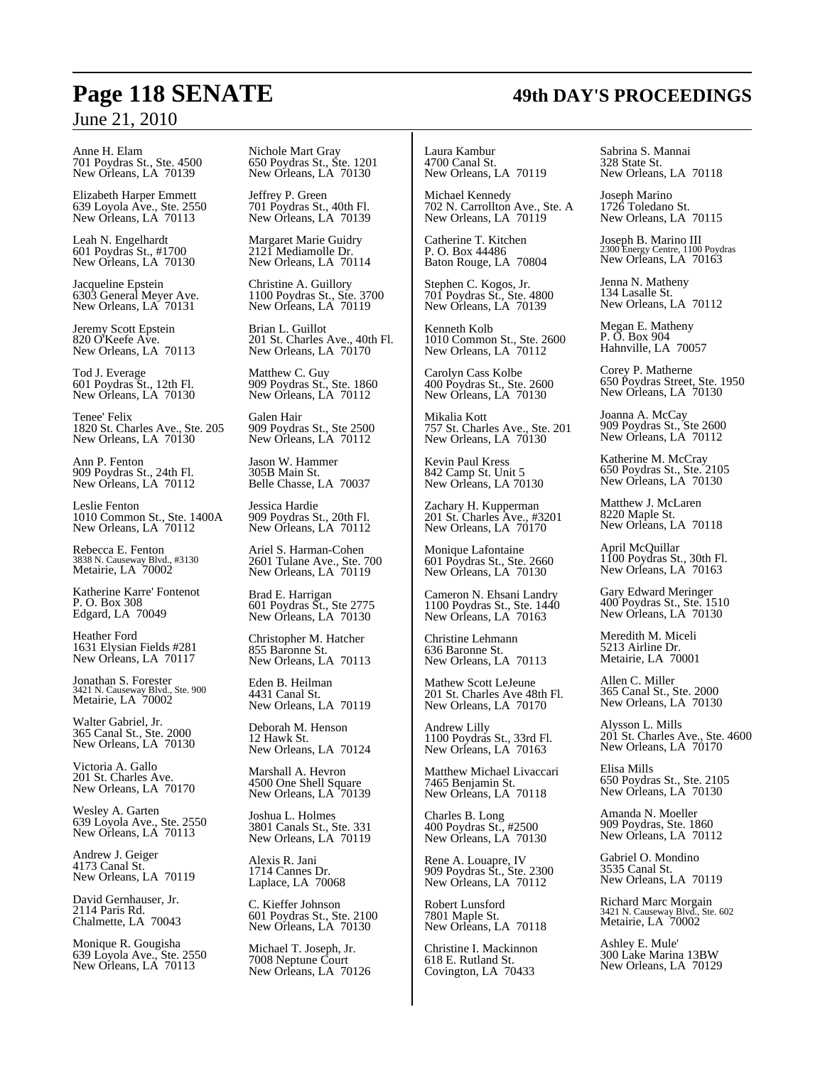Anne H. Elam
701 Poydras St., Ste. 4500
New Orleans, LA 70139

Elizabeth Harper Emmett
639 Loyola Ave., Ste. 2550
New Orleans, LA 70113

Leah N. Engelhardt
601 Poydras St., #1700
New Orleans, LA 70130

Jacqueline Epstein
6303 General Meyer Ave.
New Orleans, LA 70131

Jeremy Scott Epstein
820 O'Keefe Ave.
New Orleans, LA 70113

Tod J. Everage
601 Poydras St., 12th Fl.
New Orleans, LA 70130

Tenee' Felix
1820 St. Charles Ave., Ste. 205
New Orleans, LA 70130

Ann P. Fenton
909 Poydras St., 24th Fl.
New Orleans, LA 70112

Leslie Fenton
1010 Common St., Ste. 1400A
New Orleans, LA 70112

Rebecca E. Fenton
3838 N. Causeway Blvd., #3130
Metairie, LA 70002

Katherine Karre' Fontenot
P. O. Box 308
Edgard, LA 70049

Heather Ford
1631 Elysian Fields #281
New Orleans, LA 70117

Jonathan S. Forester
3421 N. Causeway Blvd., Ste. 900
Metairie, LA 70002

Walter Gabriel, Jr.
365 Canal St., Ste. 2000
New Orleans, LA 70130

Victoria A. Gallo
201 St. Charles Ave.
New Orleans, LA 70170

Wesley A. Garten
639 Loyola Ave., Ste. 2550
New Orleans, LA 70113

Andrew J. Geiger
4173 Canal St.
New Orleans, LA 70119

David Gernhauser, Jr.
2114 Paris Rd.
Chalmette, LA 70043

Monique R. Gougisha
639 Loyola Ave., Ste. 2550
New Orleans, LA 70113

Nichole Mart Gray
650 Poydras St., Ste. 1201
New Orleans, LA 70130

Jeffrey P. Green
701 Poydras St., 40th Fl.
New Orleans, LA 70139

Margaret Marie Guidry
2121 Mediamolle Dr.
New Orleans, LA 70114

Christine A. Guillory
1100 Poydras St., Ste. 3700
New Orleans, LA 70119

Brian L. Guillot
201 St. Charles Ave., 40th Fl.
New Orleans, LA 70170

Matthew C. Guy
909 Poydras St., Ste. 1860
New Orleans, LA 70112

Galen Hair
909 Poydras St., Ste 2500
New Orleans, LA 70112

Jason W. Hammer
305B Main St.
Belle Chasse, LA 70037

Jessica Hardie
909 Poydras St., 20th Fl.
New Orleans, LA 70112

Ariel S. Harman-Cohen
2601 Tulane Ave., Ste. 700
New Orleans, LA 70119

Brad E. Harrigan
601 Poydras St., Ste 2775
New Orleans, LA 70130

Christopher M. Hatcher
855 Baronne St.
New Orleans, LA 70113

Eden B. Heilman
4431 Canal St.
New Orleans, LA 70119

Deborah M. Henson
12 Hawk St.
New Orleans, LA 70124

Marshall A. Hevron
4500 One Shell Square
New Orleans, LA 70139

Joshua L. Holmes
3801 Canals St., Ste. 331
New Orleans, LA 70119

Alexis R. Jani
1714 Cannes Dr.
Laplace, LA 70068

C. Kieffer Johnson
601 Poydras St., Ste. 2100
New Orleans, LA 70130

Michael T. Joseph, Jr.
7008 Neptune Court
New Orleans, LA 70126

Laura Kambur
4700 Canal St.
New Orleans, LA 70119

Michael Kennedy
702 N. Carrollton Ave., Ste. A
New Orleans, LA 70119

Catherine T. Kitchen
P. O. Box 44486
Baton Rouge, LA 70804

Stephen C. Kogos, Jr.
701 Poydras St., Ste. 4800
New Orleans, LA 70139

Kenneth Kolb
1010 Common St., Ste. 2600
New Orleans, LA 70112

Carolyn Cass Kolbe
400 Poydras St., Ste. 2600
New Orleans, LA 70130

Mikalia Kott
757 St. Charles Ave., Ste. 201
New Orleans, LA 70130

Kevin Paul Kress
842 Camp St. Unit 5
New Orleans, LA 70130

Zachary H. Kupperman
201 St. Charles Ave., #3201
New Orleans, LA 70170

Monique Lafontaine
601 Poydras St., Ste. 2660
New Orleans, LA 70130

Cameron N. Ehsani Landry
1100 Poydras St., Ste. 1440
New Orleans, LA 70163

Christine Lehmann
636 Baronne St.
New Orleans, LA 70113

Mathew Scott LeJeune
201 St. Charles Ave 48th Fl.
New Orleans, LA 70170

Andrew Lilly
1100 Poydras St., 33rd Fl.
New Orleans, LA 70163

Matthew Michael Livaccari
7465 Benjamin St.
New Orleans, LA 70118

Charles B. Long
400 Poydras St., #2500
New Orleans, LA 70130

Rene A. Louapre, IV
909 Poydras St., Ste. 2300
New Orleans, LA 70112

Robert Lunsford
7801 Maple St.
New Orleans, LA 70118

Christine I. Mackinnon
618 E. Rutland St.
Covington, LA 70433

Sabrina S. Mannai
328 State St.
New Orleans, LA 70118

Joseph Marino
1726 Toledano St.
New Orleans, LA 70115

Joseph B. Marino III
2300 Energy Centre, 1100 Poydras
New Orleans, LA 70163

Jenna N. Matheny
134 Lasalle St.
New Orleans, LA 70112

Megan E. Matheny
P. O. Box 904
Hahnville, LA 70057

Corey P. Matherne
650 Poydras Street, Ste. 1950
New Orleans, LA 70130

Joanna A. McCay
909 Poydras St., Ste 2600
New Orleans, LA 70112

Katherine M. McCray
650 Poydras St., Ste. 2105
New Orleans, LA 70130

Matthew J. McLaren
8220 Maple St.
New Orleans, LA 70118

April McQuillar
1100 Poydras St., 30th Fl.
New Orleans, LA 70163

Gary Edward Meringer
400 Poydras St., Ste. 1510
New Orleans, LA 70130

Meredith M. Miceli
5213 Airline Dr.
Metairie, LA 70001

Allen C. Miller
365 Canal St., Ste. 2000
New Orleans, LA 70130

Alysson L. Mills
201 St. Charles Ave., Ste. 4600
New Orleans, LA 70170

Elisa Mills
650 Poydras St., Ste. 2105
New Orleans, LA 70130

Amanda N. Moeller
909 Poydras, Ste. 1860
New Orleans, LA 70112

Gabriel O. Mondino
3535 Canal St.
New Orleans, LA 70119

Richard Marc Morgain
3421 N. Causeway Blvd., Ste. 602
Metairie, LA 70002

Ashley E. Mule'
300 Lake Marina 13BW
New Orleans, LA 70129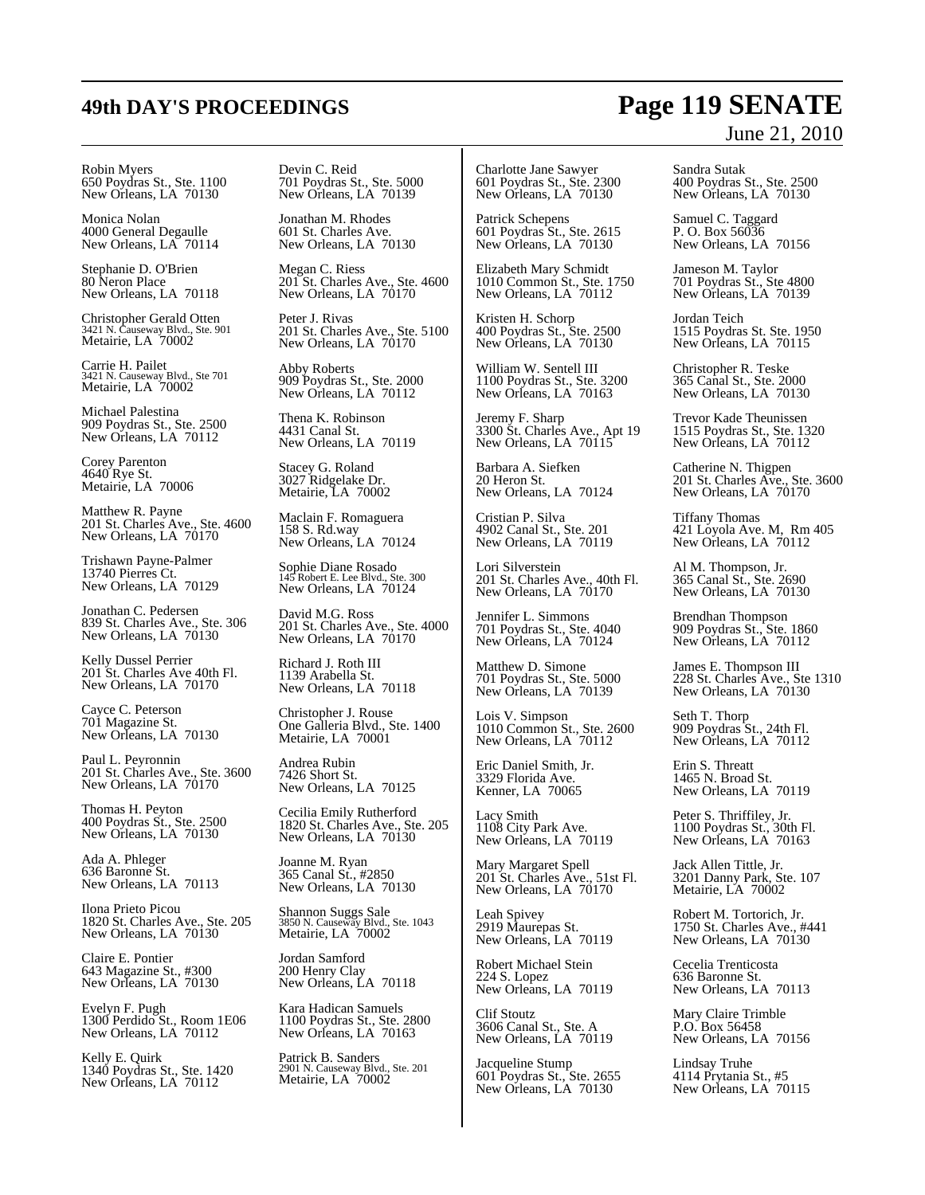Robin Myers
650 Poydras St., Ste. 1100
New Orleans, LA 70130

Monica Nolan
4000 General Degaulle
New Orleans, LA 70114

Stephanie D. O'Brien
80 Neron Place
New Orleans, LA 70118

Christopher Gerald Otten
3421 N. Causeway Blvd., Ste. 901
Metairie, LA 70002

Carrie H. Pailet
3421 N. Causeway Blvd., Ste 701
Metairie, LA 70002

Michael Palestina
909 Poydras St., Ste. 2500
New Orleans, LA 70112

Corey Parenton
4640 Rye St.
Metairie, LA 70006

Matthew R. Payne
201 St. Charles Ave., Ste. 4600
New Orleans, LA 70170

Trishawn Payne-Palmer
13740 Pierres Ct.
New Orleans, LA 70129

Jonathan C. Pedersen
839 St. Charles Ave., Ste. 306
New Orleans, LA 70130

Kelly Dussel Perrier
201 St. Charles Ave 40th Fl.
New Orleans, LA 70170

Cayce C. Peterson
701 Magazine St.
New Orleans, LA 70130

Paul L. Peyronnin
201 St. Charles Ave., Ste. 3600
New Orleans, LA 70170

Thomas H. Peyton
400 Poydras St., Ste. 2500
New Orleans, LA 70130

Ada A. Phleger
636 Baronne St.
New Orleans, LA 70113

Ilona Prieto Picou
1820 St. Charles Ave., Ste. 205
New Orleans, LA 70130

Claire E. Pontier
643 Magazine St., #300
New Orleans, LA 70130

Evelyn F. Pugh
1300 Perdido St., Room 1E06
New Orleans, LA 70112

Kelly E. Quirk
1340 Poydras St., Ste. 1420
New Orleans, LA 70112

Devin C. Reid
701 Poydras St., Ste. 5000
New Orleans, LA 70139

Jonathan M. Rhodes
601 St. Charles Ave.
New Orleans, LA 70130

Megan C. Riess
201 St. Charles Ave., Ste. 4600
New Orleans, LA 70170

Peter J. Rivas
201 St. Charles Ave., Ste. 5100
New Orleans, LA 70170

Abby Roberts
909 Poydras St., Ste. 2000
New Orleans, LA 70112

Thena K. Robinson
4431 Canal St.
New Orleans, LA 70119

Stacey G. Roland
3027 Ridgelake Dr.
Metairie, LA 70002

Maclain F. Romaguera
158 S. Rd.way
New Orleans, LA 70124

Sophie Diane Rosado
145 Robert E. Lee Blvd., Ste. 300
New Orleans, LA 70124

David M.G. Ross
201 St. Charles Ave., Ste. 4000
New Orleans, LA 70170

Richard J. Roth III
1139 Arabella St.
New Orleans, LA 70118

Christopher J. Rouse
One Galleria Blvd., Ste. 1400
Metairie, LA 70001

Andrea Rubin
7426 Short St.
New Orleans, LA 70125

Cecilia Emily Rutherford
1820 St. Charles Ave., Ste. 205
New Orleans, LA 70130

Joanne M. Ryan
365 Canal St., #2850
New Orleans, LA 70130

Shannon Suggs Sale
3850 N. Causeway Blvd., Ste. 1043
Metairie, LA 70002

Jordan Samford
200 Henry Clay
New Orleans, LA 70118

Kara Hadican Samuels
1100 Poydras St., Ste. 2800
New Orleans, LA 70163

Patrick B. Sanders
2901 N. Causeway Blvd., Ste. 201
Metairie, LA 70002

Charlotte Jane Sawyer
601 Poydras St., Ste. 2300
New Orleans, LA 70130

Patrick Schepens
601 Poydras St., Ste. 2615
New Orleans, LA 70130

Elizabeth Mary Schmidt
1010 Common St., Ste. 1750
New Orleans, LA 70112

Kristen H. Schorp
400 Poydras St., Ste. 2500
New Orleans, LA 70130

William W. Sentell III
1100 Poydras St., Ste. 3200
New Orleans, LA 70163

Jeremy F. Sharp
3300 St. Charles Ave., Apt 19
New Orleans, LA 70115

Barbara A. Siefken
20 Heron St.
New Orleans, LA 70124

Cristian P. Silva
4902 Canal St., Ste. 201
New Orleans, LA 70119

Lori Silverstein
201 St. Charles Ave., 40th Fl.
New Orleans, LA 70170

Jennifer L. Simmons
701 Poydras St., Ste. 4040
New Orleans, LA 70124

Matthew D. Simone
701 Poydras St., Ste. 5000
New Orleans, LA 70139

Lois V. Simpson
1010 Common St., Ste. 2600
New Orleans, LA 70112

Eric Daniel Smith, Jr.
3329 Florida Ave.
Kenner, LA 70065

Lacy Smith
1108 City Park Ave.
New Orleans, LA 70119

Mary Margaret Spell
201 St. Charles Ave., 51st Fl.
New Orleans, LA 70170

Leah Spivey
2919 Maurepas St.
New Orleans, LA 70119

Robert Michael Stein
224 S. Lopez
New Orleans, LA 70119

Clif Stoutz
3606 Canal St., Ste. A
New Orleans, LA 70119

Jacqueline Stump
601 Poydras St., Ste. 2655
New Orleans, LA 70130

Sandra Sutak
400 Poydras St., Ste. 2500
New Orleans, LA 70130

Samuel C. Taggard
P. O. Box 56036
New Orleans, LA 70156

Jameson M. Taylor
701 Poydras St., Ste 4800
New Orleans, LA 70139

Jordan Teich
1515 Poydras St. Ste. 1950
New Orleans, LA 70115

Christopher R. Teske
365 Canal St., Ste. 2000
New Orleans, LA 70130

Trevor Kade Theunissen
1515 Poydras St., Ste. 1320
New Orleans, LA 70112

Catherine N. Thigpen
201 St. Charles Ave., Ste. 3600
New Orleans, LA 70170

Tiffany Thomas
421 Loyola Ave. M, Rm 405
New Orleans, LA 70112

Al M. Thompson, Jr.
365 Canal St., Ste. 2690
New Orleans, LA 70130

Brendhan Thompson
909 Poydras St., Ste. 1860
New Orleans, LA 70112

James E. Thompson III
228 St. Charles Ave., Ste 1310
New Orleans, LA 70130

Seth T. Thorp
909 Poydras St., 24th Fl.
New Orleans, LA 70112

Erin S. Threatt
1465 N. Broad St.
New Orleans, LA 70119

Peter S. Thriffiley, Jr.
1100 Poydras St., 30th Fl.
New Orleans, LA 70163

Jack Allen Tittle, Jr.
3201 Danny Park, Ste. 107
Metairie, LA 70002

Robert M. Tortorich, Jr.
1750 St. Charles Ave., #441
New Orleans, LA 70130

Cecelia Trenticosta
636 Baronne St.
New Orleans, LA 70113

Mary Claire Trimble
P.O. Box 56458
New Orleans, LA 70156

Lindsay Truhe
4114 Prytania St., #5
New Orleans, LA 70115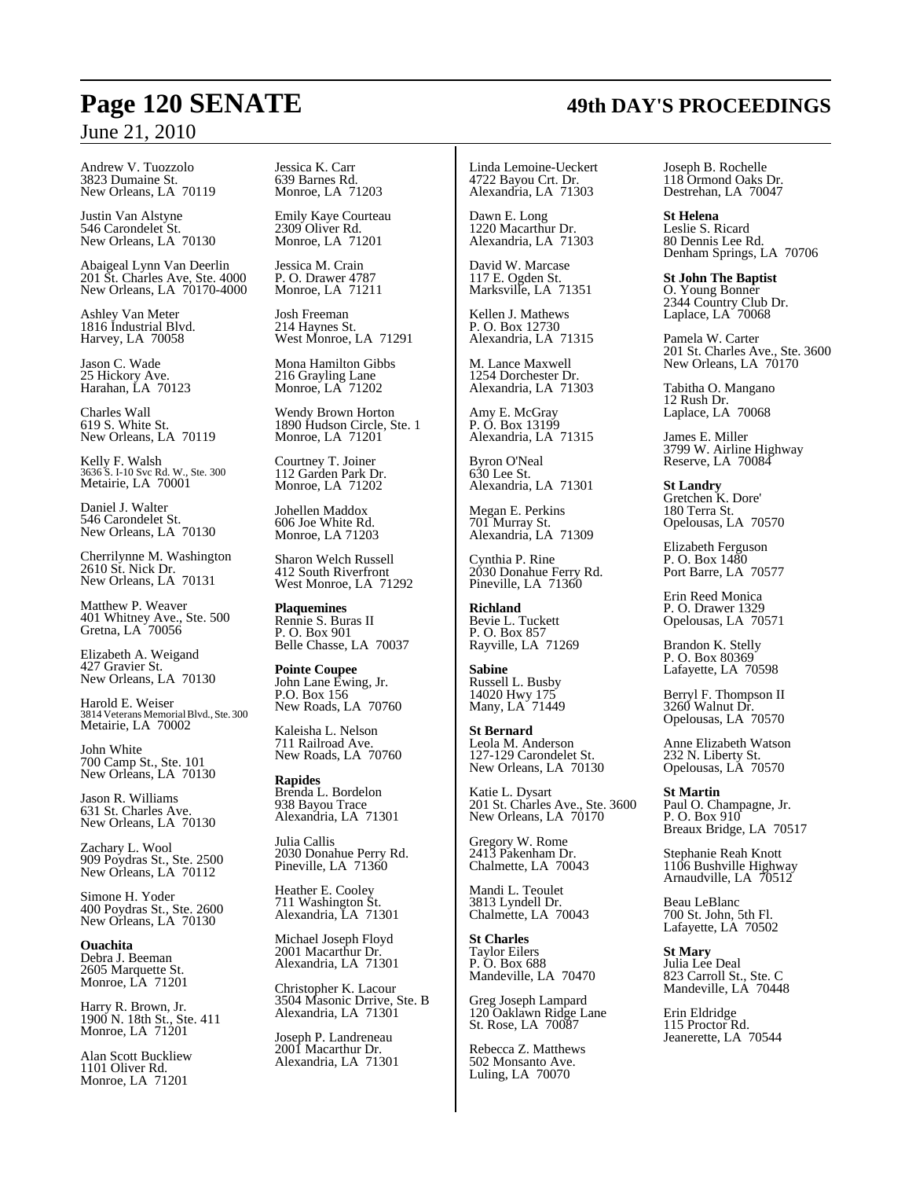Andrew V. Tuozzolo
3823 Dumaine St.
New Orleans, LA 70119

Justin Van Alstyne
546 Carondelet St.
New Orleans, LA 70130

Abaigeal Lynn Van Deerlin
201 St. Charles Ave, Ste. 4000
New Orleans, LA 70170-4000

Ashley Van Meter
1816 Industrial Blvd.
Harvey, LA 70058

Jason C. Wade
25 Hickory Ave.
Harahan, LA 70123

Charles Wall
619 S. White St.
New Orleans, LA 70119

Kelly F. Walsh
3636 S. I-10 Svc Rd. W., Ste. 300
Metairie, LA 70001

Daniel J. Walter
546 Carondelet St.
New Orleans, LA 70130

Cherrilynne M. Washington
2610 St. Nick Dr.
New Orleans, LA 70131

Matthew P. Weaver
401 Whitney Ave., Ste. 500
Gretna, LA 70056

Elizabeth A. Weigand
427 Gravier St.
New Orleans, LA 70130

Harold E. Weiser
3814 Veterans Memorial Blvd., Ste. 300
Metairie, LA 70002

John White
700 Camp St., Ste. 101
New Orleans, LA 70130

Jason R. Williams
631 St. Charles Ave.
New Orleans, LA 70130

Zachary L. Wool
909 Poydras St., Ste. 2500
New Orleans, LA 70112

Simone H. Yoder
400 Poydras St., Ste. 2600
New Orleans, LA 70130

**Ouachita**
Debra J. Beeman
2605 Marquette St.
Monroe, LA 71201

Harry R. Brown, Jr.
1900 N. 18th St., Ste. 411
Monroe, LA 71201

Alan Scott Buckliew
1101 Oliver Rd.
Monroe, LA 71201

Jessica K. Carr
639 Barnes Rd.
Monroe, LA 71203

Emily Kaye Courteau
2309 Oliver Rd.
Monroe, LA 71201

Jessica M. Crain
P. O. Drawer 4787
Monroe, LA 71211

Josh Freeman
214 Haynes St.
West Monroe, LA 71291

Mona Hamilton Gibbs
216 Grayling Lane
Monroe, LA 71202

Wendy Brown Horton
1890 Hudson Circle, Ste. 1
Monroe, LA 71201

Courtney T. Joiner
112 Garden Park Dr.
Monroe, LA 71202

Johellen Maddox
606 Joe White Rd.
Monroe, LA 71203

Sharon Welch Russell
412 South Riverfront
West Monroe, LA 71292

**Plaquemines**
Rennie S. Buras II
P. O. Box 901
Belle Chasse, LA 70037

**Pointe Coupee**
John Lane Ewing, Jr.
P.O. Box 156
New Roads, LA 70760

Kaleisha L. Nelson
711 Railroad Ave.
New Roads, LA 70760

**Rapides**
Brenda L. Bordelon
938 Bayou Trace
Alexandria, LA 71301

Julia Callis
2030 Donahue Perry Rd.
Pineville, LA 71360

Heather E. Cooley
711 Washington St.
Alexandria, LA 71301

Michael Joseph Floyd
2001 Macarthur Dr.
Alexandria, LA 71301

Christopher K. Lacour
3504 Masonic Drrive, Ste. B
Alexandria, LA 71301

Joseph P. Landreneau
2001 Macarthur Dr.
Alexandria, LA 71301

Linda Lemoine-Ueckert
4722 Bayou Crt. Dr.
Alexandria, LA 71303

Dawn E. Long
1220 Macarthur Dr.
Alexandria, LA 71303

David W. Marcase
117 E. Ogden St.
Marksville, LA 71351

Kellen J. Mathews
P. O. Box 12730
Alexandria, LA 71315

M. Lance Maxwell
1254 Dorchester Dr.
Alexandria, LA 71303

Amy E. McGray
P. O. Box 13199
Alexandria, LA 71315

Byron O'Neal
630 Lee St.
Alexandria, LA 71301

Megan E. Perkins
701 Murray St.
Alexandria, LA 71309

Cynthia P. Rine
2030 Donahue Ferry Rd.
Pineville, LA 71360

**Richland**
Bevie L. Tuckett
P. O. Box 857
Rayville, LA 71269

**Sabine**
Russell L. Busby
14020 Hwy 175
Many, LA 71449

**St Bernard**
Leola M. Anderson
127-129 Carondelet St.
New Orleans, LA 70130

Katie L. Dysart
201 St. Charles Ave., Ste. 3600
New Orleans, LA 70170

Gregory W. Rome
2413 Pakenham Dr.
Chalmette, LA 70043

Mandi L. Teoulet
3813 Lyndell Dr.
Chalmette, LA 70043

**St Charles**
Taylor Eilers
P. O. Box 688
Mandeville, LA 70470

Greg Joseph Lampard
120 Oaklawn Ridge Lane
St. Rose, LA 70087

Rebecca Z. Matthews
502 Monsanto Ave.
Luling, LA 70070

Joseph B. Rochelle
118 Ormond Oaks Dr.
Destrehan, LA 70047

**St Helena**
Leslie S. Ricard
80 Dennis Lee Rd.
Denham Springs, LA 70706

**St John The Baptist**
O. Young Bonner
2344 Country Club Dr.
Laplace, LA 70068

Pamela W. Carter
201 St. Charles Ave., Ste. 3600
New Orleans, LA 70170

Tabitha O. Mangano
12 Rush Dr.
Laplace, LA 70068

James E. Miller
3799 W. Airline Highway
Reserve, LA 70084

**St Landry**
Gretchen K. Dore'
180 Terra St.
Opelousas, LA 70570

Elizabeth Ferguson
P. O. Box 1480
Port Barre, LA 70577

Erin Reed Monica
P. O. Drawer 1329
Opelousas, LA 70571

Brandon K. Stelly
P. O. Box 80369
Lafayette, LA 70598

Berryl F. Thompson II
3260 Walnut Dr.
Opelousas, LA 70570

Anne Elizabeth Watson
232 N. Liberty St.
Opelousas, LA 70570

**St Martin**
Paul O. Champagne, Jr.
P. O. Box 910
Breaux Bridge, LA 70517

Stephanie Reah Knott
1106 Bushville Highway
Arnaudville, LA 70512

Beau LeBlanc
700 St. John, 5th Fl.
Lafayette, LA 70502

**St Mary**
Julia Lee Deal
823 Carroll St., Ste. C
Mandeville, LA 70448

Erin Eldridge
115 Proctor Rd.
Jeanerette, LA 70544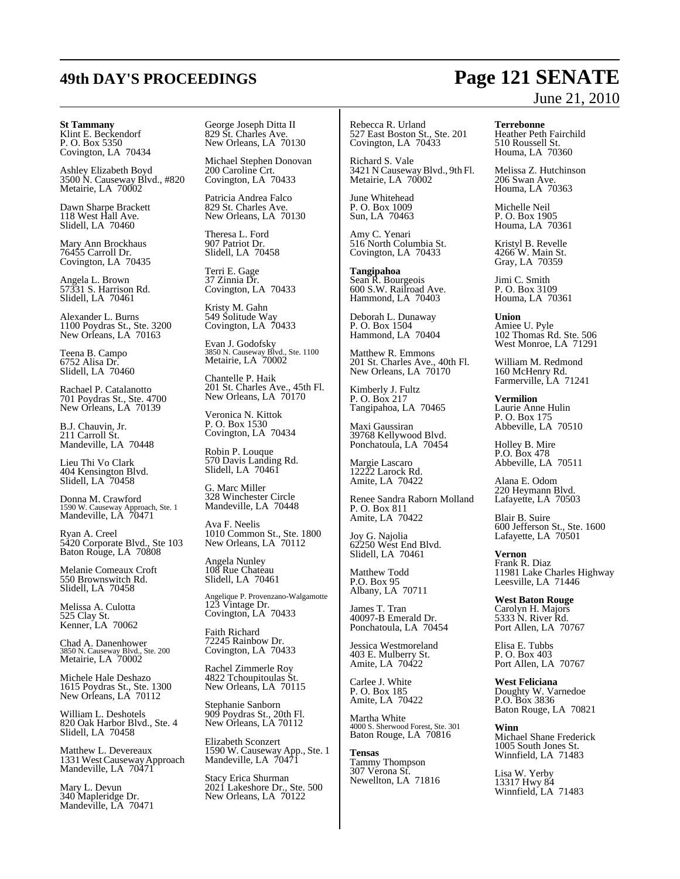**St Tammany**
Klint E. Beckendorf
P. O. Box 5350
Covington, LA 70434

Ashley Elizabeth Boyd
3500 N. Causeway Blvd., #820
Metairie, LA 70002

Dawn Sharpe Brackett
118 West Hall Ave.
Slidell, LA 70460

Mary Ann Brockhaus
76455 Carroll Dr.
Covington, LA 70435

Angela L. Brown
57331 S. Harrison Rd.
Slidell, LA 70461

Alexander L. Burns
1100 Poydras St., Ste. 3200
New Orleans, LA 70163

Teena B. Campo
6752 Alisa Dr.
Slidell, LA 70460

Rachael P. Catalanotto
701 Poydras St., Ste. 4700
New Orleans, LA 70139

B.J. Chauvin, Jr.
211 Carroll St.
Mandeville, LA 70448

Lieu Thi Vo Clark
404 Kensington Blvd.
Slidell, LA 70458

Donna M. Crawford
1590 W. Causeway Approach, Ste. 1
Mandeville, LA 70471

Ryan A. Creel
5420 Corporate Blvd., Ste 103
Baton Rouge, LA 70808

Melanie Comeaux Croft
550 Brownswitch Rd.
Slidell, LA 70458

Melissa A. Culotta
525 Clay St.
Kenner, LA 70062

Chad A. Danenhower
3850 N. Causeway Blvd., Ste. 200
Metairie, LA 70002

Michele Hale Deshazo
1615 Poydras St., Ste. 1300
New Orleans, LA 70112

William L. Deshotels
820 Oak Harbor Blvd., Ste. 4
Slidell, LA 70458

Matthew L. Devereaux
1331 West Causeway Approach
Mandeville, LA 70471

Mary L. Devun
340 Mapleridge Dr.
Mandeville, LA 70471

George Joseph Ditta II
829 St. Charles Ave.
New Orleans, LA 70130

Michael Stephen Donovan
200 Caroline Crt.
Covington, LA 70433

Patricia Andrea Falco
829 St. Charles Ave.
New Orleans, LA 70130

Theresa L. Ford
907 Patriot Dr.
Slidell, LA 70458

Terri E. Gage
37 Zinnia Dr.
Covington, LA 70433

Kristy M. Gahn
549 Solitude Way
Covington, LA 70433

Evan J. Godofsky
3850 N. Causeway Blvd., Ste. 1100
Metairie, LA 70002

Chantelle P. Haik
201 St. Charles Ave., 45th Fl.
New Orleans, LA 70170

Veronica N. Kittok
P. O. Box 1530
Covington, LA 70434

Robin P. Louque
570 Davis Landing Rd.
Slidell, LA 70461

G. Marc Miller
328 Winchester Circle
Mandeville, LA 70448

Ava F. Neelis
1010 Common St., Ste. 1800
New Orleans, LA 70112

Angela Nunley
108 Rue Chateau
Slidell, LA 70461

Angelique P. Provenzano-Walgamotte
123 Vintage Dr.
Covington, LA 70433

Faith Richard
72245 Rainbow Dr.
Covington, LA 70433

Rachel Zimmerle Roy
4822 Tchoupitoulas St.
New Orleans, LA 70115

Stephanie Sanborn
909 Poydras St., 20th Fl.
New Orleans, LA 70112

Elizabeth Sconzert
1590 W. Causeway App., Ste. 1
Mandeville, LA 70471

Stacy Erica Shurman
2021 Lakeshore Dr., Ste. 500
New Orleans, LA 70122

Rebecca R. Urland
527 East Boston St., Ste. 201
Covington, LA 70433

Richard S. Vale
3421 N Causeway Blvd., 9th Fl.
Metairie, LA 70002

June Whitehead
P. O. Box 1009
Sun, LA 70463

Amy C. Yenari
516 North Columbia St.
Covington, LA 70433

**Tangipahoa**
Sean R. Bourgeois
600 S.W. Railroad Ave.
Hammond, LA 70403

Deborah L. Dunaway
P. O. Box 1504
Hammond, LA 70404

Matthew R. Emmons
201 St. Charles Ave., 40th Fl.
New Orleans, LA 70170

Kimberly J. Fultz
P. O. Box 217
Tangipahoa, LA 70465

Maxi Gaussiran
39768 Kellywood Blvd.
Ponchatoula, LA 70454

Margie Lascaro
12222 Larock Rd.
Amite, LA 70422

Renee Sandra Raborn Molland
P. O. Box 811
Amite, LA 70422

Joy G. Najolia
62250 West End Blvd.
Slidell, LA 70461

Matthew Todd
P.O. Box 95
Albany, LA 70711

James T. Tran
40097-B Emerald Dr.
Ponchatoula, LA 70454

Jessica Westmoreland
403 E. Mulberry St.
Amite, LA 70422

Carlee J. White
P. O. Box 185
Amite, LA 70422

Martha White
4000 S. Sherwood Forest, Ste. 301
Baton Rouge, LA 70816

**Tensas**
Tammy Thompson
307 Verona St.
Newellton, LA 71816

**Terrebonne**
Heather Peth Fairchild
510 Roussell St.
Houma, LA 70360

Melissa Z. Hutchinson
206 Swan Ave.
Houma, LA 70363

Michelle Neil
P. O. Box 1905
Houma, LA 70361

Kristyl B. Revelle
4266 W. Main St.
Gray, LA 70359

Jimi C. Smith
P. O. Box 3109
Houma, LA 70361

**Union**
Amiee U. Pyle
102 Thomas Rd. Ste. 506
West Monroe, LA 71291

William M. Redmond
160 McHenry Rd.
Farmerville, LA 71241

**Vermilion**
Laurie Anne Hulin
P. O. Box 175
Abbeville, LA 70510

Holley B. Mire
P.O. Box 478
Abbeville, LA 70511

Alana E. Odom
220 Heymann Blvd.
Lafayette, LA 70503

Blair B. Suire
600 Jefferson St., Ste. 1600
Lafayette, LA 70501

**Vernon**
Frank R. Diaz
11981 Lake Charles Highway
Leesville, LA 71446

**West Baton Rouge**
Carolyn H. Majors
5333 N. River Rd.
Port Allen, LA 70767

Elisa E. Tubbs
P. O. Box 403
Port Allen, LA 70767

**West Feliciana**
Doughty W. Varnedoe
P.O. Box 3836
Baton Rouge, LA 70821

**Winn**
Michael Shane Frederick
1005 South Jones St.
Winnfield, LA 71483

Lisa W. Yerby
13317 Hwy 84
Winnfield, LA 71483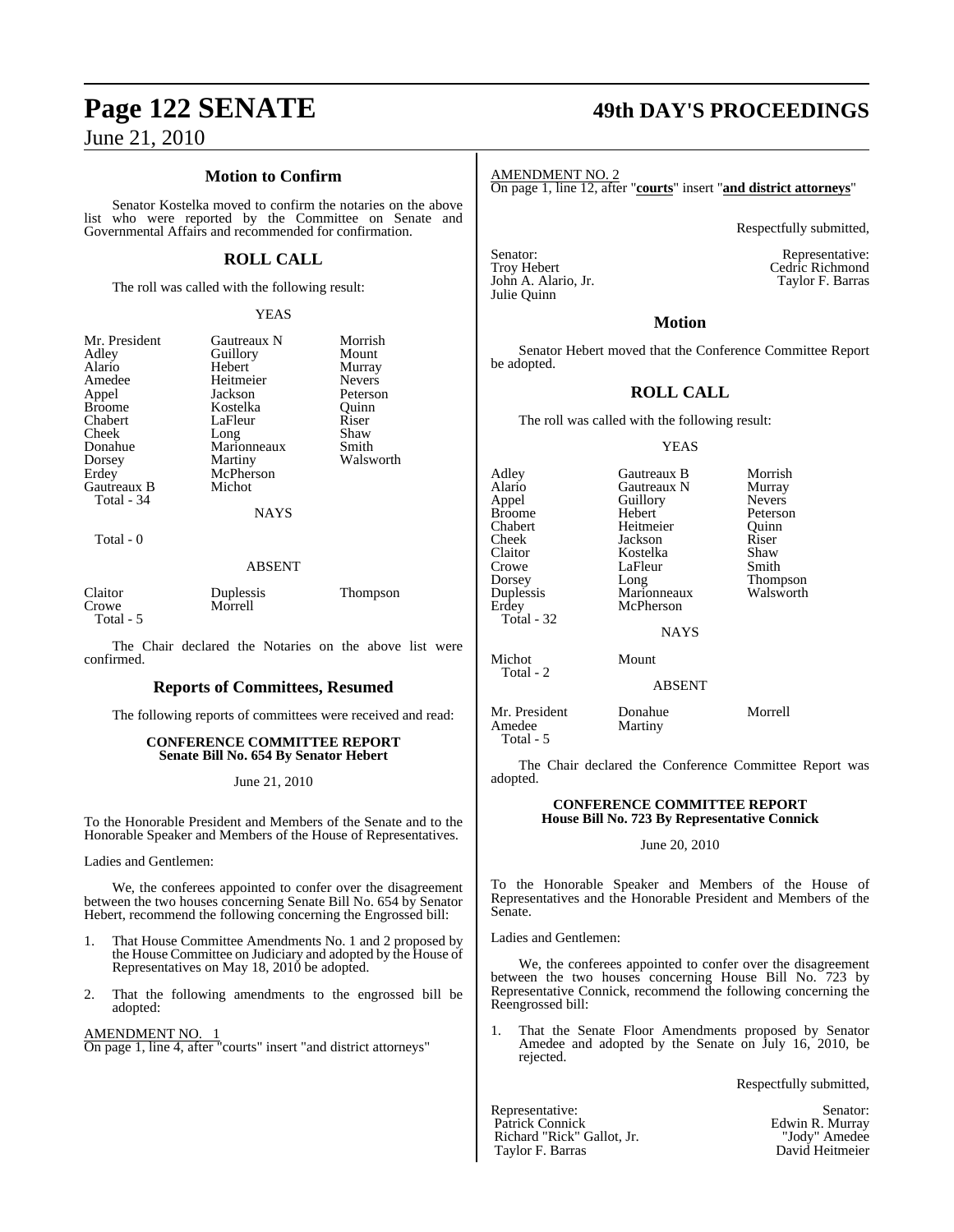## Motion to Confirm

Senator Kostelka moved to confirm the notaries on the above list who were reported by the Committee on Senate and Governmental Affairs and recommended for confirmation.

## ROLL CALL

The roll was called with the following result:

YEAS

| | | |
|---|---|---|
| Mr. President | Gautreaux N | Morrish |
| Adley | Guillory | Mount |
| Alario | Hebert | Murray |
| Amedee | Heitmeier | Nevers |
| Appel | Jackson | Peterson |
| Broome | Kostelka | Quinn |
| Chabert | LaFleur | Riser |
| Cheek | Long | Shaw |
| Donahue | Marionneaux | Smith |
| Dorsey | Martiny | Walsworth |
| Erdey | McPherson | |
| Gautreaux B | Michot | |

Total - 34

NAYS

Total - 0

ABSENT

| | | |
|---|---|---|
| Claitor | Duplessis | Thompson |
| Crowe | Morrell | |

Total - 5

The Chair declared the Notaries on the above list were confirmed.

## Reports of Committees, Resumed

The following reports of committees were received and read:

**CONFERENCE COMMITTEE REPORT**
**Senate Bill No. 654 By Senator Hebert**

June 21, 2010

To the Honorable President and Members of the Senate and to the Honorable Speaker and Members of the House of Representatives.

Ladies and Gentlemen:

We, the conferees appointed to confer over the disagreement between the two houses concerning Senate Bill No. 654 by Senator Hebert, recommend the following concerning the Engrossed bill:

1. That House Committee Amendments No. 1 and 2 proposed by the House Committee on Judiciary and adopted by the House of Representatives on May 18, 2010 be adopted.

2. That the following amendments to the engrossed bill be adopted:

AMENDMENT NO. 1
On page 1, line 4, after "courts" insert "and district attorneys"

AMENDMENT NO. 2
On page 1, line 12, after "**courts**" insert "**and district attorneys**"

Respectfully submitted,

| Senator: | Representative: |
|---|---|
| Troy Hebert | Cedric Richmond |
| John A. Alario, Jr. | Taylor F. Barras |
| Julie Quinn | |

## Motion

Senator Hebert moved that the Conference Committee Report be adopted.

## ROLL CALL

The roll was called with the following result:

YEAS

| | | |
|---|---|---|
| Adley | Gautreaux B | Morrish |
| Alario | Gautreaux N | Murray |
| Appel | Guillory | Nevers |
| Broome | Hebert | Peterson |
| Chabert | Heitmeier | Quinn |
| Cheek | Jackson | Riser |
| Claitor | Kostelka | Shaw |
| Crowe | LaFleur | Smith |
| Dorsey | Long | Thompson |
| Duplessis | Marionneaux | Walsworth |
| Erdey | McPherson | |

Total - 32

NAYS

| | |
|---|---|
| Michot | Mount |

Total - 2

ABSENT

| | | |
|---|---|---|
| Mr. President | Donahue | Morrell |
| Amedee | Martiny | |

Total - 5

The Chair declared the Conference Committee Report was adopted.

**CONFERENCE COMMITTEE REPORT**
**House Bill No. 723 By Representative Connick**

June 20, 2010

To the Honorable Speaker and Members of the House of Representatives and the Honorable President and Members of the Senate.

Ladies and Gentlemen:

We, the conferees appointed to confer over the disagreement between the two houses concerning House Bill No. 723 by Representative Connick, recommend the following concerning the Reengrossed bill:

1. That the Senate Floor Amendments proposed by Senator Amedee and adopted by the Senate on July 16, 2010, be rejected.

Respectfully submitted,

| Representative: | Senator: |
|---|---|
| Patrick Connick | Edwin R. Murray |
| Richard "Rick" Gallot, Jr. | "Jody" Amedee |
| Taylor F. Barras | David Heitmeier |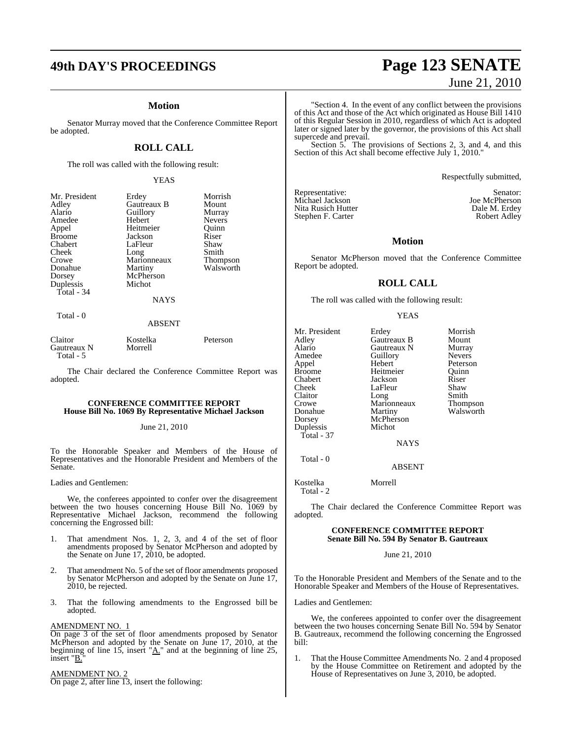## Motion

Senator Murray moved that the Conference Committee Report be adopted.

## ROLL CALL

The roll was called with the following result:

YEAS

| | | |
|---|---|---|
| Mr. President | Erdey | Morrish |
| Adley | Gautreaux B | Mount |
| Alario | Guillory | Murray |
| Amedee | Hebert | Nevers |
| Appel | Heitmeier | Quinn |
| Broome | Jackson | Riser |
| Chabert | LaFleur | Shaw |
| Cheek | Long | Smith |
| Crowe | Marionneaux | Thompson |
| Donahue | Martiny | Walsworth |
| Dorsey | McPherson | |
| Duplessis | Michot | |

Total - 34

NAYS

Total - 0

ABSENT

| | | |
|---|---|---|
| Claitor | Kostelka | Peterson |
| Gautreaux N | Morrell | |

Total - 5

The Chair declared the Conference Committee Report was adopted.

### CONFERENCE COMMITTEE REPORT
### House Bill No. 1069 By Representative Michael Jackson

June 21, 2010

To the Honorable Speaker and Members of the House of Representatives and the Honorable President and Members of the Senate.

Ladies and Gentlemen:

We, the conferees appointed to confer over the disagreement between the two houses concerning House Bill No. 1069 by Representative Michael Jackson, recommend the following concerning the Engrossed bill:

1. That amendment Nos. 1, 2, 3, and 4 of the set of floor amendments proposed by Senator McPherson and adopted by the Senate on June 17, 2010, be adopted.

2. That amendment No. 5 of the set of floor amendments proposed by Senator McPherson and adopted by the Senate on June 17, 2010, be rejected.

3. That the following amendments to the Engrossed bill be adopted.

AMENDMENT NO. 1

On page 3 of the set of floor amendments proposed by Senator McPherson and adopted by the Senate on June 17, 2010, at the beginning of line 15, insert "A." and at the beginning of line 25, insert "B."

AMENDMENT NO. 2

On page 2, after line 13, insert the following:

"Section 4. In the event of any conflict between the provisions of this Act and those of the Act which originated as House Bill 1410 of this Regular Session in 2010, regardless of which Act is adopted later or signed later by the governor, the provisions of this Act shall supercede and prevail.

Section 5. The provisions of Sections 2, 3, and 4, and this Section of this Act shall become effective July 1, 2010."

Respectfully submitted,

| Representative: | Senator: |
|---|---|
| Michael Jackson | Joe McPherson |
| Nita Rusich Hutter | Dale M. Erdey |
| Stephen F. Carter | Robert Adley |

## Motion

Senator McPherson moved that the Conference Committee Report be adopted.

## ROLL CALL

The roll was called with the following result:

YEAS

| | | |
|---|---|---|
| Mr. President | Erdey | Morrish |
| Adley | Gautreaux B | Mount |
| Alario | Gautreaux N | Murray |
| Amedee | Guillory | Nevers |
| Appel | Hebert | Peterson |
| Broome | Heitmeier | Quinn |
| Chabert | Jackson | Riser |
| Cheek | LaFleur | Shaw |
| Claitor | Long | Smith |
| Crowe | Marionneaux | Thompson |
| Donahue | Martiny | Walsworth |
| Dorsey | McPherson | |
| Duplessis | Michot | |

Total - 37

NAYS

Total - 0

ABSENT

| | |
|---|---|
| Kostelka | Morrell |

Total - 2

The Chair declared the Conference Committee Report was adopted.

### CONFERENCE COMMITTEE REPORT
### Senate Bill No. 594 By Senator B. Gautreaux

June 21, 2010

To the Honorable President and Members of the Senate and to the Honorable Speaker and Members of the House of Representatives.

Ladies and Gentlemen:

We, the conferees appointed to confer over the disagreement between the two houses concerning Senate Bill No. 594 by Senator B. Gautreaux, recommend the following concerning the Engrossed bill:

1. That the House Committee Amendments No. 2 and 4 proposed by the House Committee on Retirement and adopted by the House of Representatives on June 3, 2010, be adopted.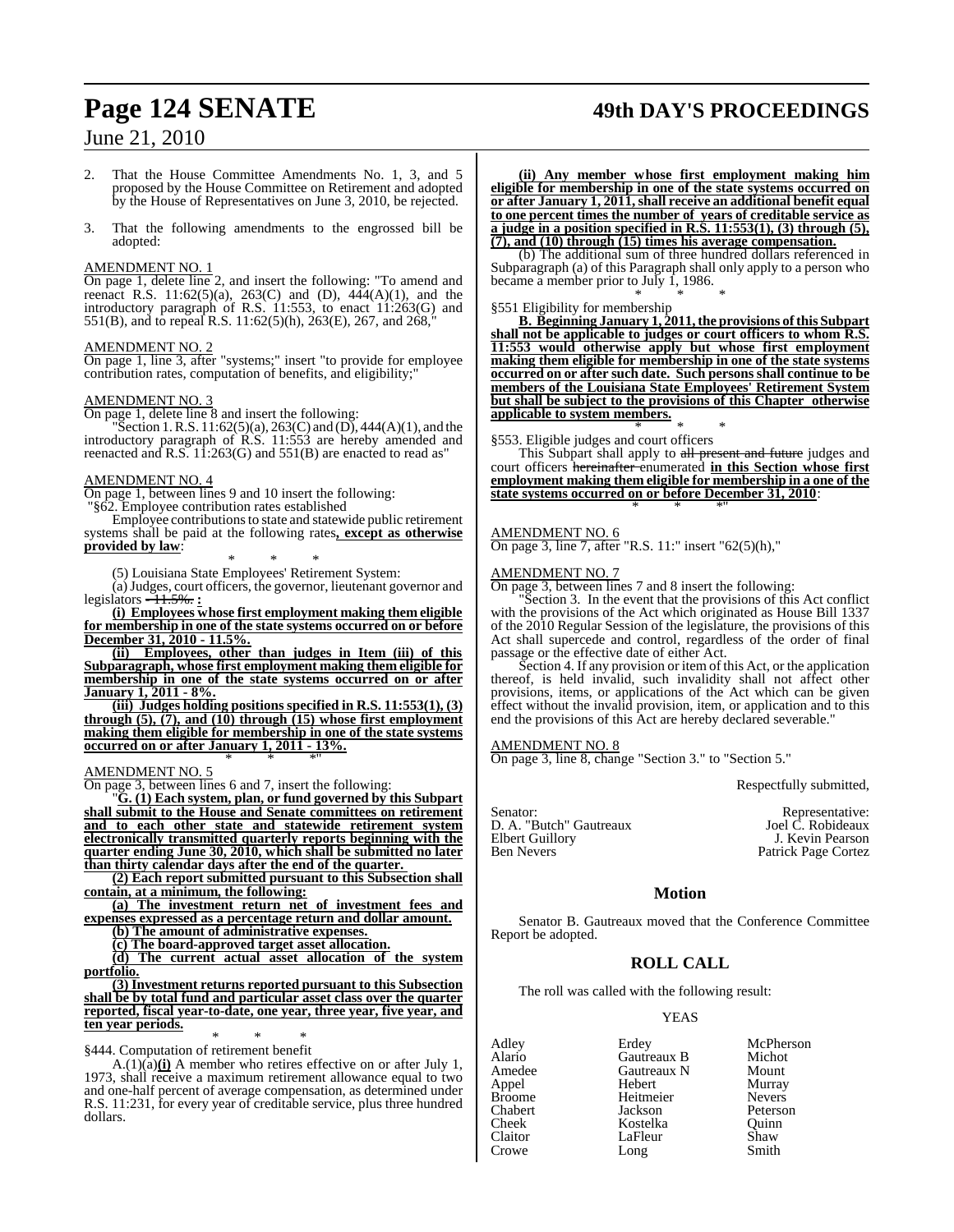2. That the House Committee Amendments No. 1, 3, and 5 proposed by the House Committee on Retirement and adopted by the House of Representatives on June 3, 2010, be rejected.

3. That the following amendments to the engrossed bill be adopted:

AMENDMENT NO. 1

On page 1, delete line 2, and insert the following: "To amend and reenact R.S. 11:62(5)(a), 263(C) and (D), 444(A)(1), and the introductory paragraph of R.S. 11:553, to enact 11:263(G) and 551(B), and to repeal R.S. 11:62(5)(h), 263(E), 267, and 268,"

AMENDMENT NO. 2

On page 1, line 3, after "systems;" insert "to provide for employee contribution rates, computation of benefits, and eligibility;"

AMENDMENT NO. 3

On page 1, delete line 8 and insert the following:

"Section 1. R.S. 11:62(5)(a), 263(C) and (D), 444(A)(1), and the introductory paragraph of R.S. 11:553 are hereby amended and reenacted and R.S. 11:263(G) and 551(B) are enacted to read as"

AMENDMENT NO. 4

On page 1, between lines 9 and 10 insert the following:

"§62. Employee contribution rates established

Employee contributions to state and statewide public retirement systems shall be paid at the following rates**, except as otherwise provided by law**:

\* \* \*

(5) Louisiana State Employees' Retirement System:

(a) Judges, court officers, the governor, lieutenant governor and legislators ~~- 11.5%.~~ **:**

**(i) Employees whose first employment making them eligible for membership in one of the state systems occurred on or before December 31, 2010 - 11.5%.**

**(ii) Employees, other than judges in Item (iii) of this Subparagraph, whose first employment making them eligible for membership in one of the state systems occurred on or after January 1, 2011 - 8%.**

**(iii) Judges holding positions specified in R.S. 11:553(1), (3) through (5), (7), and (10) through (15) whose first employment making them eligible for membership in one of the state systems occurred on or after January 1, 2011 - 13%.**

\* \* \*"

AMENDMENT NO. 5

On page 3, between lines 6 and 7, insert the following:

"**G. (1) Each system, plan, or fund governed by this Subpart shall submit to the House and Senate committees on retirement and to each other state and statewide retirement system electronically transmitted quarterly reports beginning with the quarter ending June 30, 2010, which shall be submitted no later than thirty calendar days after the end of the quarter.**

**(2) Each report submitted pursuant to this Subsection shall contain, at a minimum, the following:**

**(a) The investment return net of investment fees and expenses expressed as a percentage return and dollar amount.**

**(b) The amount of administrative expenses.**

**(c) The board-approved target asset allocation.**

**(d) The current actual asset allocation of the system portfolio.**

**(3) Investment returns reported pursuant to this Subsection shall be by total fund and particular asset class over the quarter reported, fiscal year-to-date, one year, three year, five year, and ten year periods.**

\* \* \*

§444. Computation of retirement benefit

A.(1)(a)**(i)** A member who retires effective on or after July 1, 1973, shall receive a maximum retirement allowance equal to two and one-half percent of average compensation, as determined under R.S. 11:231, for every year of creditable service, plus three hundred dollars.

**(ii) Any member whose first employment making him eligible for membership in one of the state systems occurred on or after January 1, 2011, shall receive an additional benefit equal to one percent times the number of years of creditable service as a judge in a position specified in R.S. 11:553(1), (3) through (5), (7), and (10) through (15) times his average compensation.**

(b) The additional sum of three hundred dollars referenced in Subparagraph (a) of this Paragraph shall only apply to a person who became a member prior to July 1, 1986.

\* \* \*

§551 Eligibility for membership

**B. Beginning January 1, 2011, the provisions of this Subpart shall not be applicable to judges or court officers to whom R.S. 11:553 would otherwise apply but whose first employment making them eligible for membership in one of the state systems occurred on or after such date. Such persons shall continue to be members of the Louisiana State Employees' Retirement System but shall be subject to the provisions of this Chapter otherwise applicable to system members.**

\* \* \*

§553. Eligible judges and court officers

This Subpart shall apply to ~~all present and future~~ judges and court officers ~~hereinafter~~ enumerated **in this Section whose first employment making them eligible for membership in a one of the state systems occurred on or before December 31, 2010**:

\* \* \*"

AMENDMENT NO. 6

On page 3, line 7, after "R.S. 11:" insert "62(5)(h),"

AMENDMENT NO. 7

On page 3, between lines 7 and 8 insert the following:

"Section 3. In the event that the provisions of this Act conflict with the provisions of the Act which originated as House Bill 1337 of the 2010 Regular Session of the legislature, the provisions of this Act shall supercede and control, regardless of the order of final passage or the effective date of either Act.

Section 4. If any provision or item of this Act, or the application thereof, is held invalid, such invalidity shall not affect other provisions, items, or applications of the Act which can be given effect without the invalid provision, item, or application and to this end the provisions of this Act are hereby declared severable."

AMENDMENT NO. 8

On page 3, line 8, change "Section 3." to "Section 5."

Respectfully submitted,

| Senator: | Representative: |
|---|---|
| D. A. "Butch" Gautreaux | Joel C. Robideaux |
| Elbert Guillory | J. Kevin Pearson |
| Ben Nevers | Patrick Page Cortez |

## Motion

Senator B. Gautreaux moved that the Conference Committee Report be adopted.

## ROLL CALL

The roll was called with the following result:

YEAS

| | | |
|---|---|---|
| Adley | Erdey | McPherson |
| Alario | Gautreaux B | Michot |
| Amedee | Gautreaux N | Mount |
| Appel | Hebert | Murray |
| Broome | Heitmeier | Nevers |
| Chabert | Jackson | Peterson |
| Cheek | Kostelka | Quinn |
| Claitor | LaFleur | Shaw |
| Crowe | Long | Smith |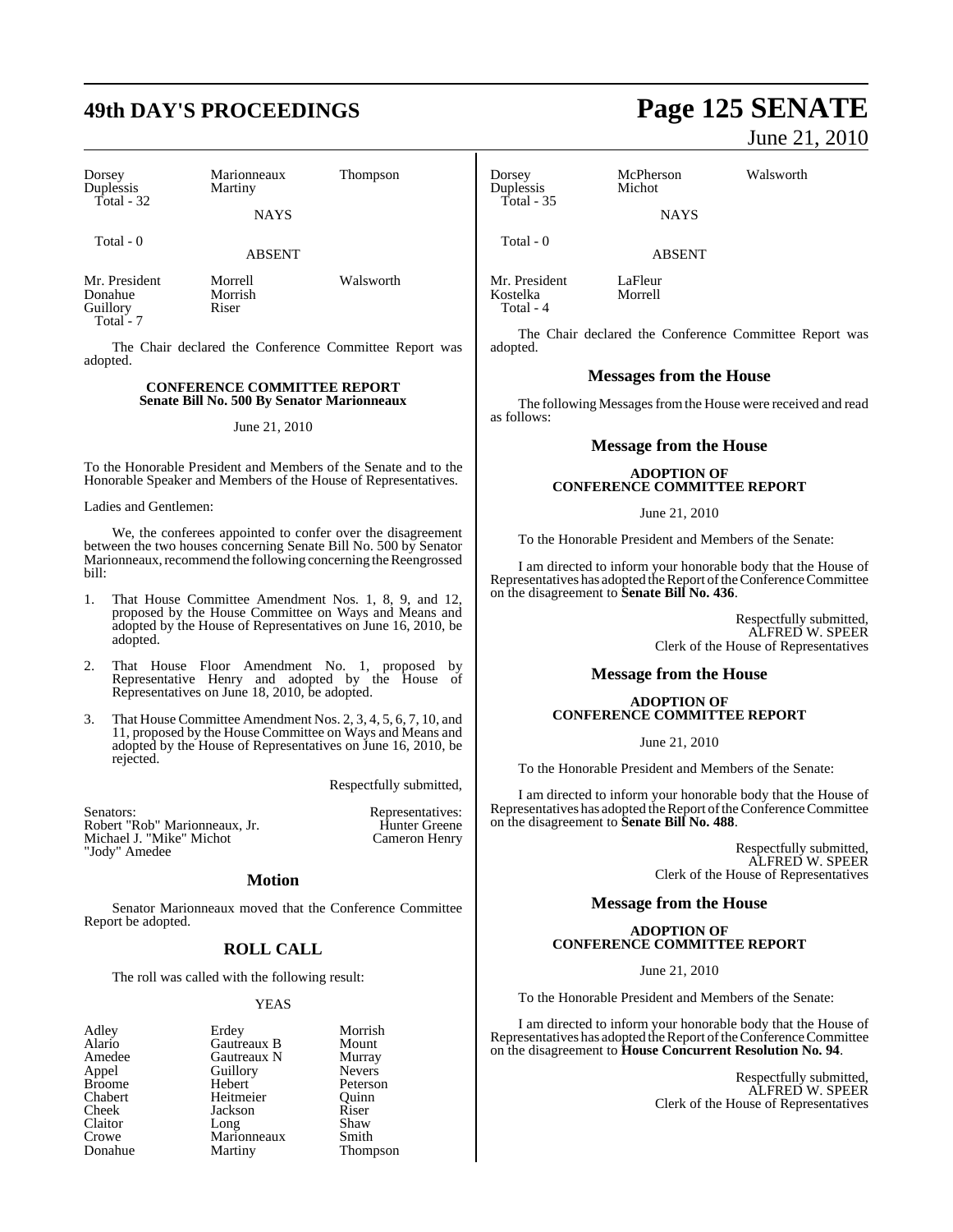| Dorsey | Marionneaux | Thompson |
|---|---|---|
| Duplessis | Martiny | |

Total - 32

NAYS

Total - 0

ABSENT

| Mr. President | Morrell | Walsworth |
|---|---|---|
| Donahue | Morrish | |
| Guillory | Riser | |

Total - 7

The Chair declared the Conference Committee Report was adopted.

**CONFERENCE COMMITTEE REPORT**
**Senate Bill No. 500 By Senator Marionneaux**

June 21, 2010

To the Honorable President and Members of the Senate and to the Honorable Speaker and Members of the House of Representatives.

Ladies and Gentlemen:

We, the conferees appointed to confer over the disagreement between the two houses concerning Senate Bill No. 500 by Senator Marionneaux, recommend the following concerning the Reengrossed bill:

1. That House Committee Amendment Nos. 1, 8, 9, and 12, proposed by the House Committee on Ways and Means and adopted by the House of Representatives on June 16, 2010, be adopted.

2. That House Floor Amendment No. 1, proposed by Representative Henry and adopted by the House of Representatives on June 18, 2010, be adopted.

3. That House Committee Amendment Nos. 2, 3, 4, 5, 6, 7, 10, and 11, proposed by the House Committee on Ways and Means and adopted by the House of Representatives on June 16, 2010, be rejected.

Respectfully submitted,

| Senators: | Representatives: |
|---|---|
| Robert "Rob" Marionneaux, Jr. | Hunter Greene |
| Michael J. "Mike" Michot | Cameron Henry |
| "Jody" Amedee | |

## Motion

Senator Marionneaux moved that the Conference Committee Report be adopted.

## ROLL CALL

The roll was called with the following result:

YEAS

| Adley | Erdey | Morrish |
|---|---|---|
| Alario | Gautreaux B | Mount |
| Amedee | Gautreaux N | Murray |
| Appel | Guillory | Nevers |
| Broome | Hebert | Peterson |
| Chabert | Heitmeier | Quinn |
| Cheek | Jackson | Riser |
| Claitor | Long | Shaw |
| Crowe | Marionneaux | Smith |
| Donahue | Martiny | Thompson |
| Dorsey | McPherson | Walsworth |
| Duplessis | Michot | |

Total - 35

NAYS

Total - 0

ABSENT

| Mr. President | LaFleur |
|---|---|
| Kostelka | Morrell |

Total - 4

The Chair declared the Conference Committee Report was adopted.

## Messages from the House

The following Messages from the House were received and read as follows:

## Message from the House

**ADOPTION OF**
**CONFERENCE COMMITTEE REPORT**

June 21, 2010

To the Honorable President and Members of the Senate:

I am directed to inform your honorable body that the House of Representatives has adopted the Report of the Conference Committee on the disagreement to **Senate Bill No. 436**.

Respectfully submitted,
ALFRED W. SPEER
Clerk of the House of Representatives

## Message from the House

**ADOPTION OF**
**CONFERENCE COMMITTEE REPORT**

June 21, 2010

To the Honorable President and Members of the Senate:

I am directed to inform your honorable body that the House of Representatives has adopted the Report of the Conference Committee on the disagreement to **Senate Bill No. 488**.

Respectfully submitted,
ALFRED W. SPEER
Clerk of the House of Representatives

## Message from the House

**ADOPTION OF**
**CONFERENCE COMMITTEE REPORT**

June 21, 2010

To the Honorable President and Members of the Senate:

I am directed to inform your honorable body that the House of Representatives has adopted the Report of the Conference Committee on the disagreement to **House Concurrent Resolution No. 94**.

Respectfully submitted,
ALFRED W. SPEER
Clerk of the House of Representatives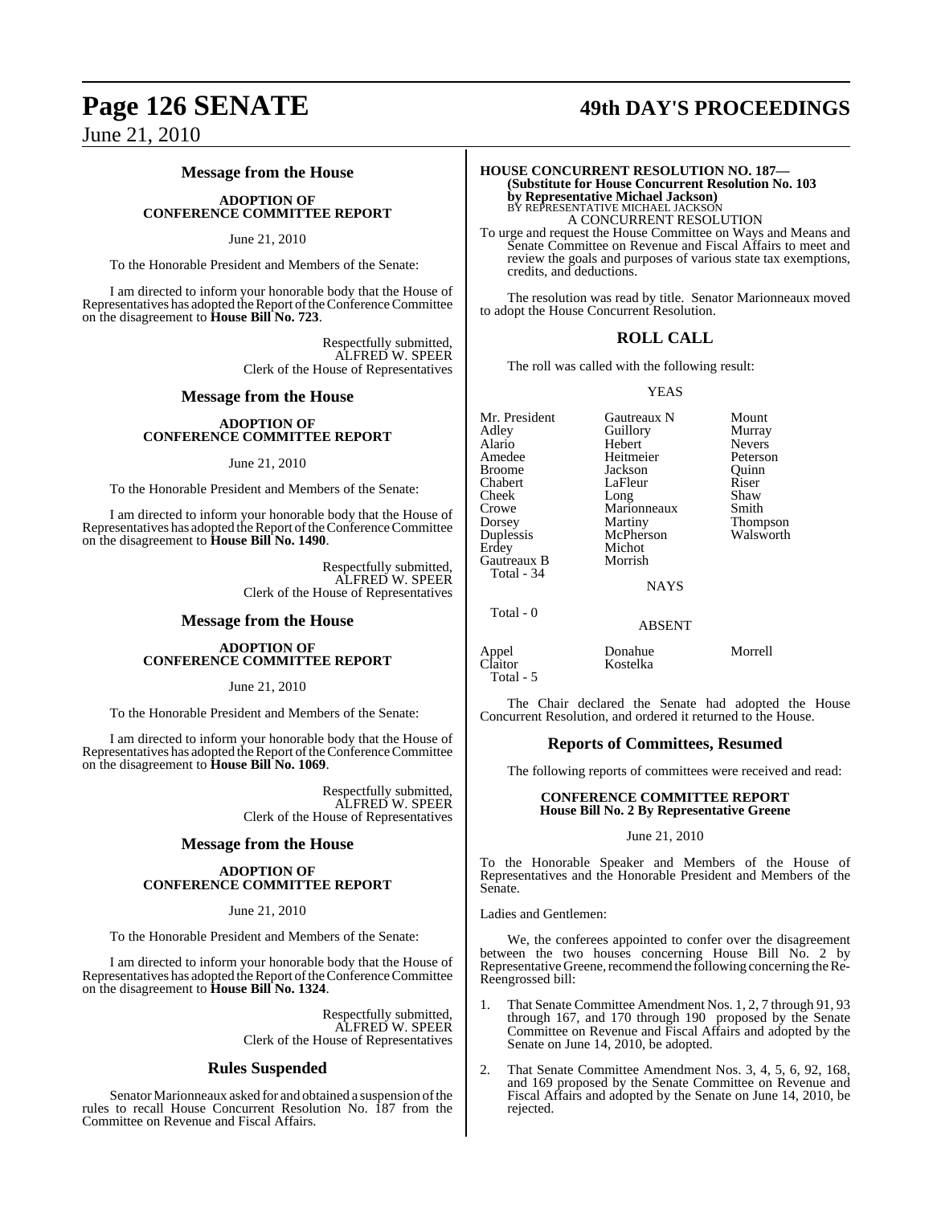## Message from the House

### ADOPTION OF CONFERENCE COMMITTEE REPORT

June 21, 2010

To the Honorable President and Members of the Senate:

I am directed to inform your honorable body that the House of Representatives has adopted the Report of the Conference Committee on the disagreement to **House Bill No. 723**.

Respectfully submitted,
ALFRED W. SPEER
Clerk of the House of Representatives

## Message from the House

### ADOPTION OF CONFERENCE COMMITTEE REPORT

June 21, 2010

To the Honorable President and Members of the Senate:

I am directed to inform your honorable body that the House of Representatives has adopted the Report of the Conference Committee on the disagreement to **House Bill No. 1490**.

Respectfully submitted,
ALFRED W. SPEER
Clerk of the House of Representatives

## Message from the House

### ADOPTION OF CONFERENCE COMMITTEE REPORT

June 21, 2010

To the Honorable President and Members of the Senate:

I am directed to inform your honorable body that the House of Representatives has adopted the Report of the Conference Committee on the disagreement to **House Bill No. 1069**.

Respectfully submitted,
ALFRED W. SPEER
Clerk of the House of Representatives

## Message from the House

### ADOPTION OF CONFERENCE COMMITTEE REPORT

June 21, 2010

To the Honorable President and Members of the Senate:

I am directed to inform your honorable body that the House of Representatives has adopted the Report of the Conference Committee on the disagreement to **House Bill No. 1324**.

Respectfully submitted,
ALFRED W. SPEER
Clerk of the House of Representatives

## Rules Suspended

Senator Marionneaux asked for and obtained a suspension of the rules to recall House Concurrent Resolution No. 187 from the Committee on Revenue and Fiscal Affairs.

**HOUSE CONCURRENT RESOLUTION NO. 187— (Substitute for House Concurrent Resolution No. 103 by Representative Michael Jackson)**
BY REPRESENTATIVE MICHAEL JACKSON
A CONCURRENT RESOLUTION

To urge and request the House Committee on Ways and Means and Senate Committee on Revenue and Fiscal Affairs to meet and review the goals and purposes of various state tax exemptions, credits, and deductions.

The resolution was read by title. Senator Marionneaux moved to adopt the House Concurrent Resolution.

## ROLL CALL

The roll was called with the following result:

YEAS

| | | |
|---|---|---|
| Mr. President | Gautreaux N | Mount |
| Adley | Guillory | Murray |
| Alario | Hebert | Nevers |
| Amedee | Heitmeier | Peterson |
| Broome | Jackson | Quinn |
| Chabert | LaFleur | Riser |
| Cheek | Long | Shaw |
| Crowe | Marionneaux | Smith |
| Dorsey | Martiny | Thompson |
| Duplessis | McPherson | Walsworth |
| Erdey | Michot | |
| Gautreaux B | Morrish | |

Total - 34

NAYS

Total - 0

ABSENT

| | | |
|---|---|---|
| Appel | Donahue | Morrell |
| Claitor | Kostelka | |

Total - 5

The Chair declared the Senate had adopted the House Concurrent Resolution, and ordered it returned to the House.

## Reports of Committees, Resumed

The following reports of committees were received and read:

### CONFERENCE COMMITTEE REPORT
### House Bill No. 2 By Representative Greene

June 21, 2010

To the Honorable Speaker and Members of the House of Representatives and the Honorable President and Members of the Senate.

Ladies and Gentlemen:

We, the conferees appointed to confer over the disagreement between the two houses concerning House Bill No. 2 by Representative Greene, recommend the following concerning the Re-Reengrossed bill:

1. That Senate Committee Amendment Nos. 1, 2, 7 through 91, 93 through 167, and 170 through 190 proposed by the Senate Committee on Revenue and Fiscal Affairs and adopted by the Senate on June 14, 2010, be adopted.

2. That Senate Committee Amendment Nos. 3, 4, 5, 6, 92, 168, and 169 proposed by the Senate Committee on Revenue and Fiscal Affairs and adopted by the Senate on June 14, 2010, be rejected.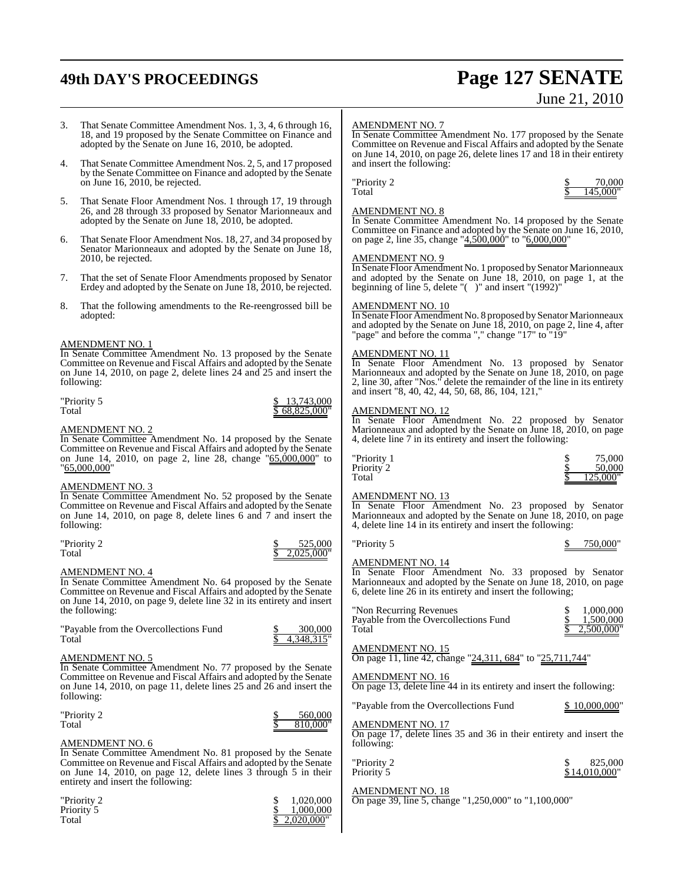3. That Senate Committee Amendment Nos. 1, 3, 4, 6 through 16, 18, and 19 proposed by the Senate Committee on Finance and adopted by the Senate on June 16, 2010, be adopted.

4. That Senate Committee Amendment Nos. 2, 5, and 17 proposed by the Senate Committee on Finance and adopted by the Senate on June 16, 2010, be rejected.

5. That Senate Floor Amendment Nos. 1 through 17, 19 through 26, and 28 through 33 proposed by Senator Marionneaux and adopted by the Senate on June 18, 2010, be adopted.

6. That Senate Floor Amendment Nos. 18, 27, and 34 proposed by Senator Marionneaux and adopted by the Senate on June 18, 2010, be rejected.

7. That the set of Senate Floor Amendments proposed by Senator Erdey and adopted by the Senate on June 18, 2010, be rejected.

8. That the following amendments to the Re-reengrossed bill be adopted:

AMENDMENT NO. 1

In Senate Committee Amendment No. 13 proposed by the Senate Committee on Revenue and Fiscal Affairs and adopted by the Senate on June 14, 2010, on page 2, delete lines 24 and 25 and insert the following:

| | |
|---|---|
| "Priority 5 | $ 13,743,000 |
| Total | $ 68,825,000" |

AMENDMENT NO. 2

In Senate Committee Amendment No. 14 proposed by the Senate Committee on Revenue and Fiscal Affairs and adopted by the Senate on June 14, 2010, on page 2, line 28, change "65,000,000" to "65,000,000"

AMENDMENT NO. 3

In Senate Committee Amendment No. 52 proposed by the Senate Committee on Revenue and Fiscal Affairs and adopted by the Senate on June 14, 2010, on page 8, delete lines 6 and 7 and insert the following:

| | |
|---|---|
| "Priority 2 | $ 525,000 |
| Total | $ 2,025,000" |

AMENDMENT NO. 4

In Senate Committee Amendment No. 64 proposed by the Senate Committee on Revenue and Fiscal Affairs and adopted by the Senate on June 14, 2010, on page 9, delete line 32 in its entirety and insert the following:

| | |
|---|---|
| "Payable from the Overcollections Fund | $ 300,000 |
| Total | $ 4,348,315" |

AMENDMENT NO. 5

In Senate Committee Amendment No. 77 proposed by the Senate Committee on Revenue and Fiscal Affairs and adopted by the Senate on June 14, 2010, on page 11, delete lines 25 and 26 and insert the following:

| | |
|---|---|
| "Priority 2 | $ 560,000 |
| Total | $ 810,000" |

AMENDMENT NO. 6

In Senate Committee Amendment No. 81 proposed by the Senate Committee on Revenue and Fiscal Affairs and adopted by the Senate on June 14, 2010, on page 12, delete lines 3 through 5 in their entirety and insert the following:

| | |
|---|---|
| "Priority 2 | $ 1,020,000 |
| Priority 5 | $ 1,000,000 |
| Total | $ 2,020,000" |

AMENDMENT NO. 7

In Senate Committee Amendment No. 177 proposed by the Senate Committee on Revenue and Fiscal Affairs and adopted by the Senate on June 14, 2010, on page 26, delete lines 17 and 18 in their entirety and insert the following:

| | |
|---|---|
| "Priority 2 | $ 70,000 |
| Total | $ 145,000" |

AMENDMENT NO. 8

In Senate Committee Amendment No. 14 proposed by the Senate Committee on Finance and adopted by the Senate on June 16, 2010, on page 2, line 35, change "4,500,000" to "6,000,000"

AMENDMENT NO. 9

In Senate Floor Amendment No. 1 proposed by Senator Marionneaux and adopted by the Senate on June 18, 2010, on page 1, at the beginning of line 5, delete "( )" and insert "(1992)"

AMENDMENT NO. 10

In Senate Floor Amendment No. 8 proposed by Senator Marionneaux and adopted by the Senate on June 18, 2010, on page 2, line 4, after "page" and before the comma "," change "17" to "19"

AMENDMENT NO. 11

In Senate Floor Amendment No. 13 proposed by Senator Marionneaux and adopted by the Senate on June 18, 2010, on page 2, line 30, after "Nos." delete the remainder of the line in its entirety and insert "8, 40, 42, 44, 50, 68, 86, 104, 121,"

AMENDMENT NO. 12

In Senate Floor Amendment No. 22 proposed by Senator Marionneaux and adopted by the Senate on June 18, 2010, on page 4, delete line 7 in its entirety and insert the following:

| | |
|---|---|
| "Priority 1 | $ 75,000 |
| Priority 2 | $ 50,000 |
| Total | $ 125,000" |

AMENDMENT NO. 13

In Senate Floor Amendment No. 23 proposed by Senator Marionneaux and adopted by the Senate on June 18, 2010, on page 4, delete line 14 in its entirety and insert the following:

| | |
|---|---|
| "Priority 5 | $ 750,000" |

AMENDMENT NO. 14

In Senate Floor Amendment No. 33 proposed by Senator Marionneaux and adopted by the Senate on June 18, 2010, on page 6, delete line 26 in its entirety and insert the following;

| | |
|---|---|
| "Non Recurring Revenues | $ 1,000,000 |
| Payable from the Overcollections Fund | $ 1,500,000 |
| Total | $ 2,500,000" |

AMENDMENT NO. 15

On page 11, line 42, change "24,311, 684" to "25,711,744"

AMENDMENT NO. 16

On page 13, delete line 44 in its entirety and insert the following:

| | |
|---|---|
| "Payable from the Overcollections Fund | $ 10,000,000" |

AMENDMENT NO. 17

On page 17, delete lines 35 and 36 in their entirety and insert the following:

| | |
|---|---|
| "Priority 2 | $ 825,000 |
| Priority 5 | $14,010,000" |

AMENDMENT NO. 18

On page 39, line 5, change "1,250,000" to "1,100,000"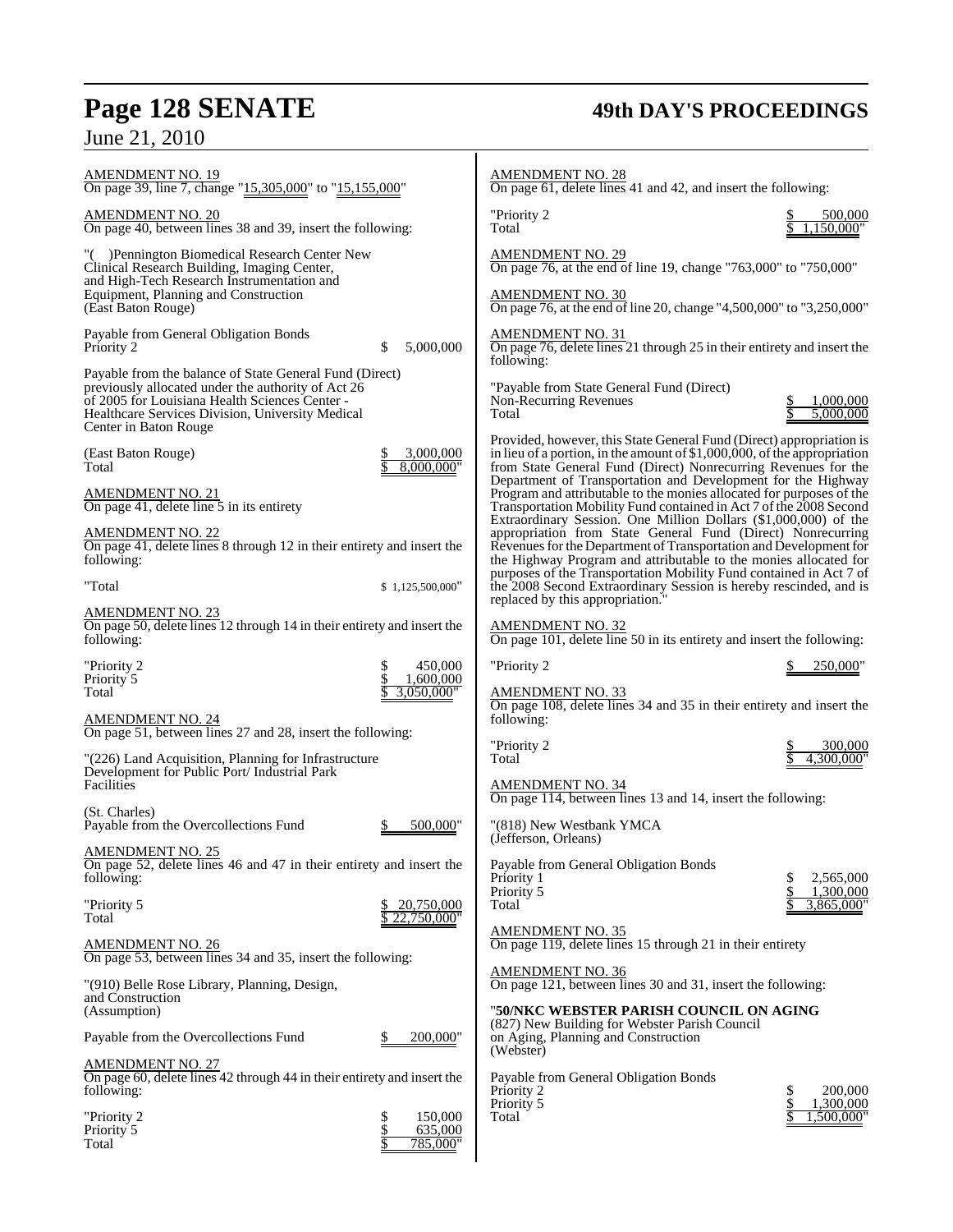AMENDMENT NO. 19
On page 39, line 7, change "15,305,000" to "15,155,000"

AMENDMENT NO. 20
On page 40, between lines 38 and 39, insert the following:

"( )Pennington Biomedical Research Center New Clinical Research Building, Imaging Center, and High-Tech Research Instrumentation and Equipment, Planning and Construction
(East Baton Rouge)

Payable from General Obligation Bonds
Priority 2 $ 5,000,000

Payable from the balance of State General Fund (Direct) previously allocated under the authority of Act 26 of 2005 for Louisiana Health Sciences Center - Healthcare Services Division, University Medical Center in Baton Rouge
(East Baton Rouge) $ 3,000,000
Total $ 8,000,000"

AMENDMENT NO. 21
On page 41, delete line 5 in its entirety

AMENDMENT NO. 22
On page 41, delete lines 8 through 12 in their entirety and insert the following:

"Total $ 1,125,500,000"

AMENDMENT NO. 23
On page 50, delete lines 12 through 14 in their entirety and insert the following:

"Priority 2 $ 450,000
Priority 5 $ 1,600,000
Total $ 3,050,000"

AMENDMENT NO. 24
On page 51, between lines 27 and 28, insert the following:

"(226) Land Acquisition, Planning for Infrastructure Development for Public Port/ Industrial Park Facilities
(St. Charles)
Payable from the Overcollections Fund $ 500,000"

AMENDMENT NO. 25
On page 52, delete lines 46 and 47 in their entirety and insert the following:

"Priority 5 $ 20,750,000
Total $ 22,750,000"

AMENDMENT NO. 26
On page 53, between lines 34 and 35, insert the following:

"(910) Belle Rose Library, Planning, Design, and Construction
(Assumption)

Payable from the Overcollections Fund $ 200,000"

AMENDMENT NO. 27
On page 60, delete lines 42 through 44 in their entirety and insert the following:

"Priority 2 $ 150,000
Priority 5 $ 635,000
Total $ 785,000"

AMENDMENT NO. 28
On page 61, delete lines 41 and 42, and insert the following:

"Priority 2 $ 500,000
Total $ 1,150,000"

AMENDMENT NO. 29
On page 76, at the end of line 19, change "763,000" to "750,000"

AMENDMENT NO. 30
On page 76, at the end of line 20, change "4,500,000" to "3,250,000"

AMENDMENT NO. 31
On page 76, delete lines 21 through 25 in their entirety and insert the following:

"Payable from State General Fund (Direct)
Non-Recurring Revenues $ 1,000,000
Total $ 5,000,000

Provided, however, this State General Fund (Direct) appropriation is in lieu of a portion, in the amount of $1,000,000, of the appropriation from State General Fund (Direct) Nonrecurring Revenues for the Department of Transportation and Development for the Highway Program and attributable to the monies allocated for purposes of the Transportation Mobility Fund contained in Act 7 of the 2008 Second Extraordinary Session. One Million Dollars ($1,000,000) of the appropriation from State General Fund (Direct) Nonrecurring Revenues for the Department of Transportation and Development for the Highway Program and attributable to the monies allocated for purposes of the Transportation Mobility Fund contained in Act 7 of the 2008 Second Extraordinary Session is hereby rescinded, and is replaced by this appropriation."

AMENDMENT NO. 32
On page 101, delete line 50 in its entirety and insert the following:

"Priority 2 $ 250,000"

AMENDMENT NO. 33
On page 108, delete lines 34 and 35 in their entirety and insert the following:

"Priority 2 $ 300,000
Total $ 4,300,000"

AMENDMENT NO. 34
On page 114, between lines 13 and 14, insert the following:

"(818) New Westbank YMCA
(Jefferson, Orleans)

Payable from General Obligation Bonds
Priority 1 $ 2,565,000
Priority 5 $ 1,300,000
Total $ 3,865,000"

AMENDMENT NO. 35
On page 119, delete lines 15 through 21 in their entirety

AMENDMENT NO. 36
On page 121, between lines 30 and 31, insert the following:

"**50/NKC WEBSTER PARISH COUNCIL ON AGING**
(827) New Building for Webster Parish Council on Aging, Planning and Construction
(Webster)

Payable from General Obligation Bonds
Priority 2 $ 200,000
Priority 5 $ 1,300,000
Total $ 1,500,000"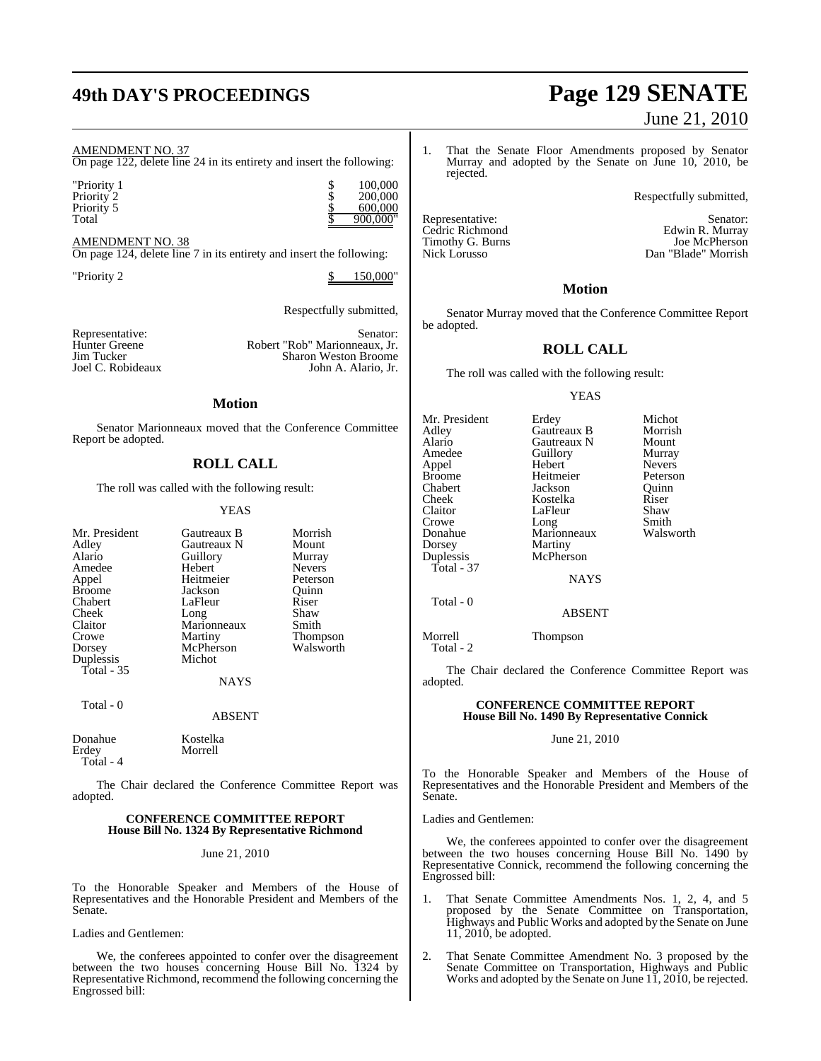AMENDMENT NO. 37

On page 122, delete line 24 in its entirety and insert the following:

| | | |
|---|---|---|
| "Priority 1 | $ | 100,000 |
| Priority 2 | $ | 200,000 |
| Priority 5 | $ | 600,000 |
| Total | $ | 900,000" |

AMENDMENT NO. 38

On page 124, delete line 7 in its entirety and insert the following:

"Priority 2 $ 150,000"

Respectfully submitted,

| Representative: | Senator: |
|---|---|
| Hunter Greene | Robert "Rob" Marionneaux, Jr. |
| Jim Tucker | Sharon Weston Broome |
| Joel C. Robideaux | John A. Alario, Jr. |

## Motion

Senator Marionneaux moved that the Conference Committee Report be adopted.

## ROLL CALL

The roll was called with the following result:

YEAS

| | | |
|---|---|---|
| Mr. President | Gautreaux B | Morrish |
| Adley | Gautreaux N | Mount |
| Alario | Guillory | Murray |
| Amedee | Hebert | Nevers |
| Appel | Heitmeier | Peterson |
| Broome | Jackson | Quinn |
| Chabert | LaFleur | Riser |
| Cheek | Long | Shaw |
| Claitor | Marionneaux | Smith |
| Crowe | Martiny | Thompson |
| Dorsey | McPherson | Walsworth |
| Duplessis | Michot | |

Total - 35

NAYS

Total - 0

ABSENT

| | |
|---|---|
| Donahue | Kostelka |
| Erdey | Morrell |

Total - 4

The Chair declared the Conference Committee Report was adopted.

### CONFERENCE COMMITTEE REPORT
### House Bill No. 1324 By Representative Richmond

June 21, 2010

To the Honorable Speaker and Members of the House of Representatives and the Honorable President and Members of the Senate.

Ladies and Gentlemen:

We, the conferees appointed to confer over the disagreement between the two houses concerning House Bill No. 1324 by Representative Richmond, recommend the following concerning the Engrossed bill:

1. That the Senate Floor Amendments proposed by Senator Murray and adopted by the Senate on June 10, 2010, be rejected.

Respectfully submitted,

| Representative: | Senator: |
|---|---|
| Cedric Richmond | Edwin R. Murray |
| Timothy G. Burns | Joe McPherson |
| Nick Lorusso | Dan "Blade" Morrish |

## Motion

Senator Murray moved that the Conference Committee Report be adopted.

## ROLL CALL

The roll was called with the following result:

YEAS

| | | |
|---|---|---|
| Mr. President | Erdey | Michot |
| Adley | Gautreaux B | Morrish |
| Alario | Gautreaux N | Mount |
| Amedee | Guillory | Murray |
| Appel | Hebert | Nevers |
| Broome | Heitmeier | Peterson |
| Chabert | Jackson | Quinn |
| Cheek | Kostelka | Riser |
| Claitor | LaFleur | Shaw |
| Crowe | Long | Smith |
| Donahue | Marionneaux | Walsworth |
| Dorsey | Martiny | |
| Duplessis | McPherson | |

Total - 37

NAYS

Total - 0

ABSENT

| | |
|---|---|
| Morrell | Thompson |

Total - 2

The Chair declared the Conference Committee Report was adopted.

### CONFERENCE COMMITTEE REPORT
### House Bill No. 1490 By Representative Connick

June 21, 2010

To the Honorable Speaker and Members of the House of Representatives and the Honorable President and Members of the Senate.

Ladies and Gentlemen:

We, the conferees appointed to confer over the disagreement between the two houses concerning House Bill No. 1490 by Representative Connick, recommend the following concerning the Engrossed bill:

1. That Senate Committee Amendments Nos. 1, 2, 4, and 5 proposed by the Senate Committee on Transportation, Highways and Public Works and adopted by the Senate on June 11, 2010, be adopted.

2. That Senate Committee Amendment No. 3 proposed by the Senate Committee on Transportation, Highways and Public Works and adopted by the Senate on June 11, 2010, be rejected.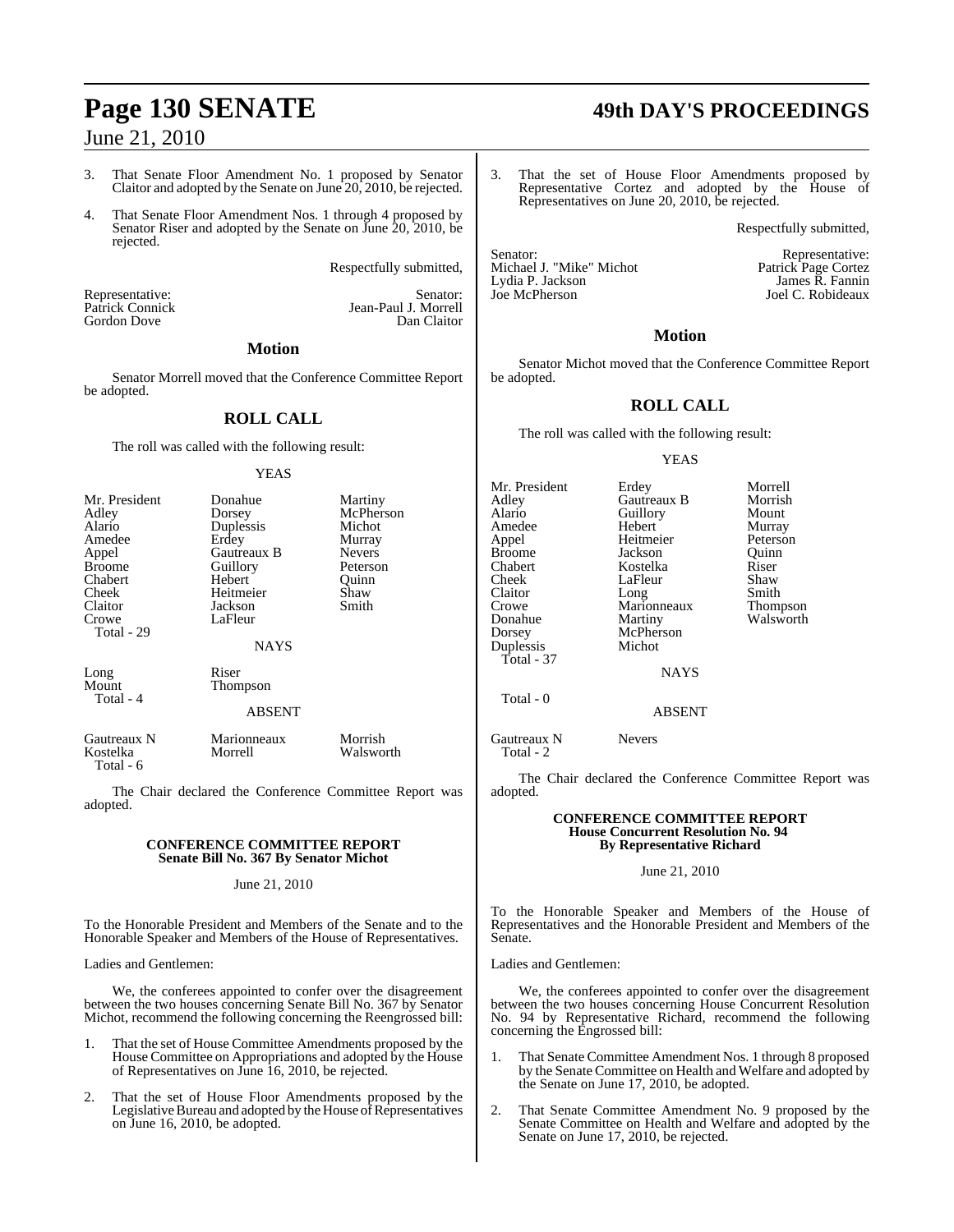3. That Senate Floor Amendment No. 1 proposed by Senator Claitor and adopted by the Senate on June 20, 2010, be rejected.

4. That Senate Floor Amendment Nos. 1 through 4 proposed by Senator Riser and adopted by the Senate on June 20, 2010, be rejected.

Respectfully submitted,

| Representative: | Senator: |
|---|---|
| Patrick Connick | Jean-Paul J. Morrell |
| Gordon Dove | Dan Claitor |

## Motion

Senator Morrell moved that the Conference Committee Report be adopted.

## ROLL CALL

The roll was called with the following result:

YEAS

| | | |
|---|---|---|
| Mr. President | Donahue | Martiny |
| Adley | Dorsey | McPherson |
| Alario | Duplessis | Michot |
| Amedee | Erdey | Murray |
| Appel | Gautreaux B | Nevers |
| Broome | Guillory | Peterson |
| Chabert | Hebert | Quinn |
| Cheek | Heitmeier | Shaw |
| Claitor | Jackson | Smith |
| Crowe | LaFleur | |
| Total - 29 | | |

NAYS

| | |
|---|---|
| Long | Riser |
| Mount | Thompson |
| Total - 4 | |

ABSENT

| | | |
|---|---|---|
| Gautreaux N | Marionneaux | Morrish |
| Kostelka | Morrell | Walsworth |
| Total - 6 | | |

The Chair declared the Conference Committee Report was adopted.

### CONFERENCE COMMITTEE REPORT
### Senate Bill No. 367 By Senator Michot

June 21, 2010

To the Honorable President and Members of the Senate and to the Honorable Speaker and Members of the House of Representatives.

Ladies and Gentlemen:

We, the conferees appointed to confer over the disagreement between the two houses concerning Senate Bill No. 367 by Senator Michot, recommend the following concerning the Reengrossed bill:

1. That the set of House Committee Amendments proposed by the House Committee on Appropriations and adopted by the House of Representatives on June 16, 2010, be rejected.

2. That the set of House Floor Amendments proposed by the Legislative Bureau and adopted by the House of Representatives on June 16, 2010, be adopted.

3. That the set of House Floor Amendments proposed by Representative Cortez and adopted by the House of Representatives on June 20, 2010, be rejected.

Respectfully submitted,

| Senator: | Representative: |
|---|---|
| Michael J. "Mike" Michot | Patrick Page Cortez |
| Lydia P. Jackson | James R. Fannin |
| Joe McPherson | Joel C. Robideaux |

## Motion

Senator Michot moved that the Conference Committee Report be adopted.

## ROLL CALL

The roll was called with the following result:

YEAS

| | | |
|---|---|---|
| Mr. President | Erdey | Morrell |
| Adley | Gautreaux B | Morrish |
| Alario | Guillory | Mount |
| Amedee | Hebert | Murray |
| Appel | Heitmeier | Peterson |
| Broome | Jackson | Quinn |
| Chabert | Kostelka | Riser |
| Cheek | LaFleur | Shaw |
| Claitor | Long | Smith |
| Crowe | Marionneaux | Thompson |
| Donahue | Martiny | Walsworth |
| Dorsey | McPherson | |
| Duplessis | Michot | |
| Total - 37 | | |

NAYS

Total - 0

ABSENT

| | |
|---|---|
| Gautreaux N | Nevers |
| Total - 2 | |

The Chair declared the Conference Committee Report was adopted.

### CONFERENCE COMMITTEE REPORT
### House Concurrent Resolution No. 94
### By Representative Richard

June 21, 2010

To the Honorable Speaker and Members of the House of Representatives and the Honorable President and Members of the Senate.

Ladies and Gentlemen:

We, the conferees appointed to confer over the disagreement between the two houses concerning House Concurrent Resolution No. 94 by Representative Richard, recommend the following concerning the Engrossed bill:

1. That Senate Committee Amendment Nos. 1 through 8 proposed by the Senate Committee on Health and Welfare and adopted by the Senate on June 17, 2010, be adopted.

2. That Senate Committee Amendment No. 9 proposed by the Senate Committee on Health and Welfare and adopted by the Senate on June 17, 2010, be rejected.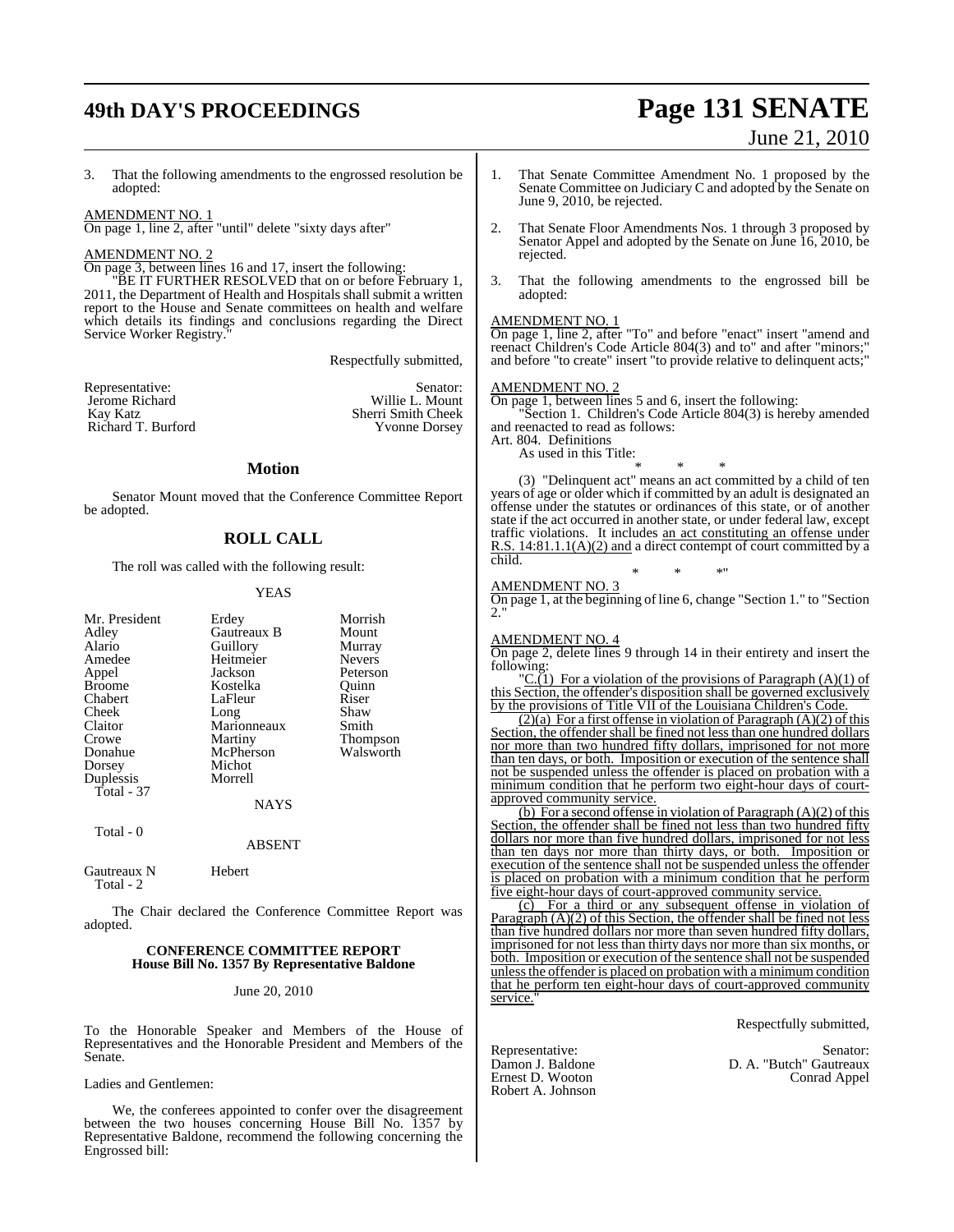3. That the following amendments to the engrossed resolution be adopted:

AMENDMENT NO. 1

On page 1, line 2, after "until" delete "sixty days after"

AMENDMENT NO. 2

On page 3, between lines 16 and 17, insert the following:

"BE IT FURTHER RESOLVED that on or before February 1, 2011, the Department of Health and Hospitals shall submit a written report to the House and Senate committees on health and welfare which details its findings and conclusions regarding the Direct Service Worker Registry."

Respectfully submitted,

| Representative: | Senator: |
|---|---|
| Jerome Richard | Willie L. Mount |
| Kay Katz | Sherri Smith Cheek |
| Richard T. Burford | Yvonne Dorsey |

## Motion

Senator Mount moved that the Conference Committee Report be adopted.

## ROLL CALL

The roll was called with the following result:

YEAS

| | | |
|---|---|---|
| Mr. President | Erdey | Morrish |
| Adley | Gautreaux B | Mount |
| Alario | Guillory | Murray |
| Amedee | Heitmeier | Nevers |
| Appel | Jackson | Peterson |
| Broome | Kostelka | Quinn |
| Chabert | LaFleur | Riser |
| Cheek | Long | Shaw |
| Claitor | Marionneaux | Smith |
| Crowe | Martiny | Thompson |
| Donahue | McPherson | Walsworth |
| Dorsey | Michot | |
| Duplessis | Morrell | |

Total - 37

NAYS

Total - 0

ABSENT

Gautreaux N Hebert

Total - 2

The Chair declared the Conference Committee Report was adopted.

### CONFERENCE COMMITTEE REPORT
### House Bill No. 1357 By Representative Baldone

June 20, 2010

To the Honorable Speaker and Members of the House of Representatives and the Honorable President and Members of the Senate.

Ladies and Gentlemen:

We, the conferees appointed to confer over the disagreement between the two houses concerning House Bill No. 1357 by Representative Baldone, recommend the following concerning the Engrossed bill:

1. That Senate Committee Amendment No. 1 proposed by the Senate Committee on Judiciary C and adopted by the Senate on June 9, 2010, be rejected.

2. That Senate Floor Amendments Nos. 1 through 3 proposed by Senator Appel and adopted by the Senate on June 16, 2010, be rejected.

3. That the following amendments to the engrossed bill be adopted:

AMENDMENT NO. 1

On page 1, line 2, after "To" and before "enact" insert "amend and reenact Children's Code Article 804(3) and to" and after "minors;" and before "to create" insert "to provide relative to delinquent acts;"

AMENDMENT NO. 2

On page 1, between lines 5 and 6, insert the following:

"Section 1. Children's Code Article 804(3) is hereby amended and reenacted to read as follows:

Art. 804. Definitions

As used in this Title:

\* \* \*

(3) "Delinquent act" means an act committed by a child of ten years of age or older which if committed by an adult is designated an offense under the statutes or ordinances of this state, or of another state if the act occurred in another state, or under federal law, except traffic violations. It includes an act constituting an offense under R.S. 14:81.1.1(A)(2) and a direct contempt of court committed by a child.

\* \* \*"

AMENDMENT NO. 3

On page 1, at the beginning of line 6, change "Section 1." to "Section 2."

AMENDMENT NO. 4

On page 2, delete lines 9 through 14 in their entirety and insert the following:

"C.(1) For a violation of the provisions of Paragraph (A)(1) of this Section, the offender's disposition shall be governed exclusively by the provisions of Title VII of the Louisiana Children's Code.

(2)(a) For a first offense in violation of Paragraph (A)(2) of this Section, the offender shall be fined not less than one hundred dollars nor more than two hundred fifty dollars, imprisoned for not more than ten days, or both. Imposition or execution of the sentence shall not be suspended unless the offender is placed on probation with a minimum condition that he perform two eight-hour days of court-approved community service.

(b) For a second offense in violation of Paragraph (A)(2) of this Section, the offender shall be fined not less than two hundred fifty dollars nor more than five hundred dollars, imprisoned for not less than ten days nor more than thirty days, or both. Imposition or execution of the sentence shall not be suspended unless the offender is placed on probation with a minimum condition that he perform five eight-hour days of court-approved community service.

(c) For a third or any subsequent offense in violation of Paragraph (A)(2) of this Section, the offender shall be fined not less than five hundred dollars nor more than seven hundred fifty dollars, imprisoned for not less than thirty days nor more than six months, or both. Imposition or execution of the sentence shall not be suspended unless the offender is placed on probation with a minimum condition that he perform ten eight-hour days of court-approved community service."

Respectfully submitted,

| Representative: | Senator: |
|---|---|
| Damon J. Baldone | D. A. "Butch" Gautreaux |
| Ernest D. Wooton | Conrad Appel |
| Robert A. Johnson | |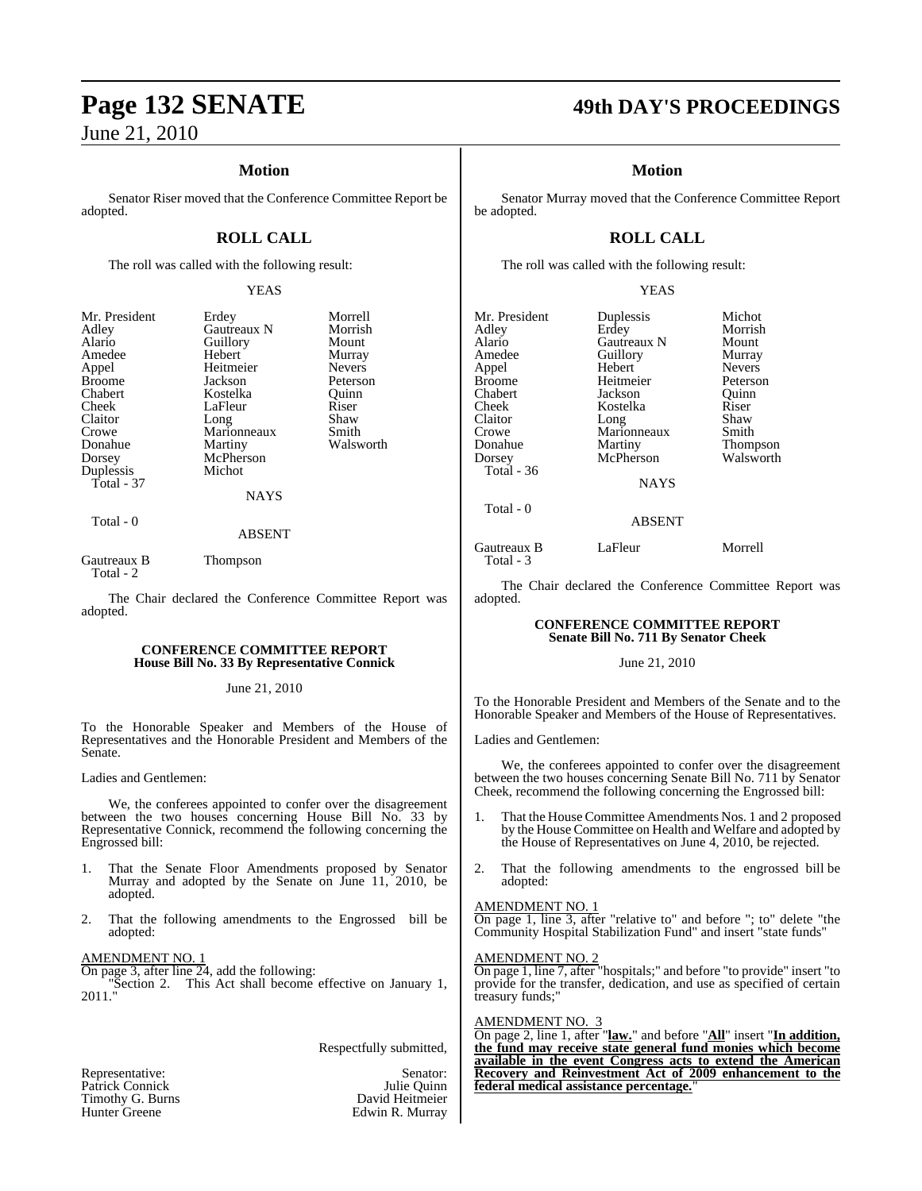## Motion

Senator Riser moved that the Conference Committee Report be adopted.

## ROLL CALL

The roll was called with the following result:

YEAS

| | | |
|---|---|---|
| Mr. President | Erdey | Morrell |
| Adley | Gautreaux N | Morrish |
| Alario | Guillory | Mount |
| Amedee | Hebert | Murray |
| Appel | Heitmeier | Nevers |
| Broome | Jackson | Peterson |
| Chabert | Kostelka | Quinn |
| Cheek | LaFleur | Riser |
| Claitor | Long | Shaw |
| Crowe | Marionneaux | Smith |
| Donahue | Martiny | Walsworth |
| Dorsey | McPherson | |
| Duplessis | Michot | |

Total - 37

NAYS

Total - 0

ABSENT

| | |
|---|---|
| Gautreaux B | Thompson |

Total - 2

The Chair declared the Conference Committee Report was adopted.

### CONFERENCE COMMITTEE REPORT
### House Bill No. 33 By Representative Connick

June 21, 2010

To the Honorable Speaker and Members of the House of Representatives and the Honorable President and Members of the Senate.

Ladies and Gentlemen:

We, the conferees appointed to confer over the disagreement between the two houses concerning House Bill No. 33 by Representative Connick, recommend the following concerning the Engrossed bill:

1. That the Senate Floor Amendments proposed by Senator Murray and adopted by the Senate on June 11, 2010, be adopted.

2. That the following amendments to the Engrossed bill be adopted:

AMENDMENT NO. 1

On page 3, after line 24, add the following:

"Section 2. This Act shall become effective on January 1, 2011."

Respectfully submitted,

| Representative: | Senator: |
|---|---|
| Patrick Connick | Julie Quinn |
| Timothy G. Burns | David Heitmeier |
| Hunter Greene | Edwin R. Murray |

## Motion

Senator Murray moved that the Conference Committee Report be adopted.

## ROLL CALL

The roll was called with the following result:

YEAS

| | | |
|---|---|---|
| Mr. President | Duplessis | Michot |
| Adley | Erdey | Morrish |
| Alario | Gautreaux N | Mount |
| Amedee | Guillory | Murray |
| Appel | Hebert | Nevers |
| Broome | Heitmeier | Peterson |
| Chabert | Jackson | Quinn |
| Cheek | Kostelka | Riser |
| Claitor | Long | Shaw |
| Crowe | Marionneaux | Smith |
| Donahue | Martiny | Thompson |
| Dorsey | McPherson | Walsworth |

Total - 36

NAYS

Total - 0

ABSENT

| | | |
|---|---|---|
| Gautreaux B | LaFleur | Morrell |

Total - 3

The Chair declared the Conference Committee Report was adopted.

### CONFERENCE COMMITTEE REPORT
### Senate Bill No. 711 By Senator Cheek

June 21, 2010

To the Honorable President and Members of the Senate and to the Honorable Speaker and Members of the House of Representatives.

Ladies and Gentlemen:

We, the conferees appointed to confer over the disagreement between the two houses concerning Senate Bill No. 711 by Senator Cheek, recommend the following concerning the Engrossed bill:

1. That the House Committee Amendments Nos. 1 and 2 proposed by the House Committee on Health and Welfare and adopted by the House of Representatives on June 4, 2010, be rejected.

2. That the following amendments to the engrossed bill be adopted:

AMENDMENT NO. 1

On page 1, line 3, after "relative to" and before "; to" delete "the Community Hospital Stabilization Fund" and insert "state funds"

AMENDMENT NO. 2

On page 1, line 7, after "hospitals;" and before "to provide" insert "to provide for the transfer, dedication, and use as specified of certain treasury funds;"

AMENDMENT NO. 3

On page 2, line 1, after "**law.**" and before "**All**" insert "**In addition, the fund may receive state general fund monies which become available in the event Congress acts to extend the American Recovery and Reinvestment Act of 2009 enhancement to the federal medical assistance percentage.**"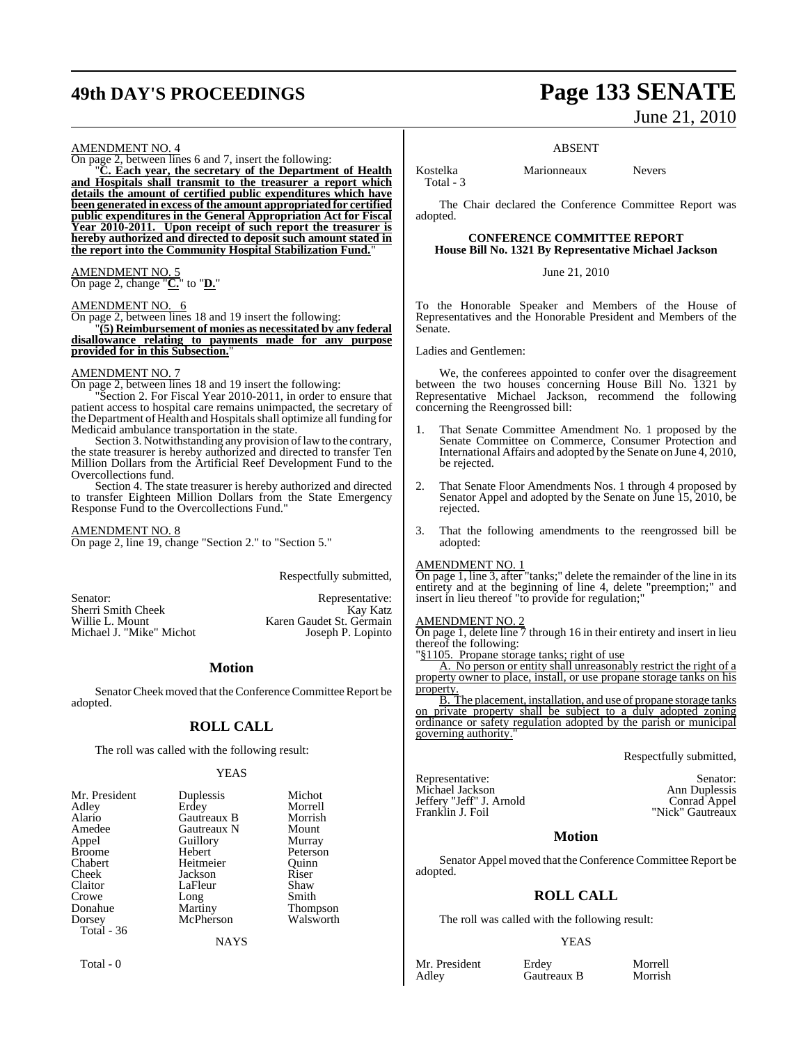AMENDMENT NO. 4

On page 2, between lines 6 and 7, insert the following:

"**C. Each year, the secretary of the Department of Health and Hospitals shall transmit to the treasurer a report which details the amount of certified public expenditures which have been generated in excess of the amount appropriated for certified public expenditures in the General Appropriation Act for Fiscal Year 2010-2011. Upon receipt of such report the treasurer is hereby authorized and directed to deposit such amount stated in the report into the Community Hospital Stabilization Fund.**"

AMENDMENT NO. 5

On page 2, change "**C.**" to "**D.**"

AMENDMENT NO. 6

On page 2, between lines 18 and 19 insert the following:

"**(5) Reimbursement of monies as necessitated by any federal disallowance relating to payments made for any purpose provided for in this Subsection.**"

AMENDMENT NO. 7

On page 2, between lines 18 and 19 insert the following:

"Section 2. For Fiscal Year 2010-2011, in order to ensure that patient access to hospital care remains unimpacted, the secretary of the Department of Health and Hospitals shall optimize all funding for Medicaid ambulance transportation in the state.

Section 3. Notwithstanding any provision of law to the contrary, the state treasurer is hereby authorized and directed to transfer Ten Million Dollars from the Artificial Reef Development Fund to the Overcollections fund.

Section 4. The state treasurer is hereby authorized and directed to transfer Eighteen Million Dollars from the State Emergency Response Fund to the Overcollections Fund."

AMENDMENT NO. 8

On page 2, line 19, change "Section 2." to "Section 5."

Respectfully submitted,

| Senator: | Representative: |
|---|---|
| Sherri Smith Cheek | Kay Katz |
| Willie L. Mount | Karen Gaudet St. Germain |
| Michael J. "Mike" Michot | Joseph P. Lopinto |

## Motion

Senator Cheek moved that the Conference Committee Report be adopted.

## ROLL CALL

The roll was called with the following result:

YEAS

| | | |
|---|---|---|
| Mr. President | Duplessis | Michot |
| Adley | Erdey | Morrell |
| Alario | Gautreaux B | Morrish |
| Amedee | Gautreaux N | Mount |
| Appel | Guillory | Murray |
| Broome | Hebert | Peterson |
| Chabert | Heitmeier | Quinn |
| Cheek | Jackson | Riser |
| Claitor | LaFleur | Shaw |
| Crowe | Long | Smith |
| Donahue | Martiny | Thompson |
| Dorsey | McPherson | Walsworth |

Total - 36

NAYS

Total - 0

ABSENT

| | | |
|---|---|---|
| Kostelka | Marionneaux | Nevers |

Total - 3

The Chair declared the Conference Committee Report was adopted.

## CONFERENCE COMMITTEE REPORT
**House Bill No. 1321 By Representative Michael Jackson**

June 21, 2010

To the Honorable Speaker and Members of the House of Representatives and the Honorable President and Members of the Senate.

Ladies and Gentlemen:

We, the conferees appointed to confer over the disagreement between the two houses concerning House Bill No. 1321 by Representative Michael Jackson, recommend the following concerning the Reengrossed bill:

1. That Senate Committee Amendment No. 1 proposed by the Senate Committee on Commerce, Consumer Protection and International Affairs and adopted by the Senate on June 4, 2010, be rejected.
2. That Senate Floor Amendments Nos. 1 through 4 proposed by Senator Appel and adopted by the Senate on June 15, 2010, be rejected.
3. That the following amendments to the reengrossed bill be adopted:

AMENDMENT NO. 1

On page 1, line 3, after "tanks;" delete the remainder of the line in its entirety and at the beginning of line 4, delete "preemption;" and insert in lieu thereof "to provide for regulation;"

AMENDMENT NO. 2

On page 1, delete line 7 through 16 in their entirety and insert in lieu thereof the following:

"§1105. Propane storage tanks; right of use

A. No person or entity shall unreasonably restrict the right of a property owner to place, install, or use propane storage tanks on his property.

B. The placement, installation, and use of propane storage tanks on private property shall be subject to a duly adopted zoning ordinance or safety regulation adopted by the parish or municipal governing authority."

Respectfully submitted,

| Representative: | Senator: |
|---|---|
| Michael Jackson | Ann Duplessis |
| Jeffery "Jeff" J. Arnold | Conrad Appel |
| Franklin J. Foil | "Nick" Gautreaux |

## Motion

Senator Appel moved that the Conference Committee Report be adopted.

## ROLL CALL

The roll was called with the following result:

YEAS

| | | |
|---|---|---|
| Mr. President | Erdey | Morrell |
| Adley | Gautreaux B | Morrish |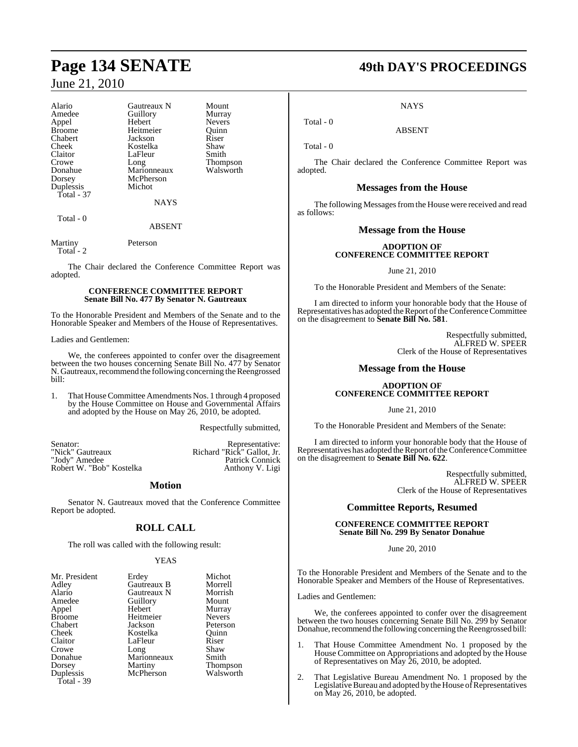| | | |
|---|---|---|
| Alario | Gautreaux N | Mount |
| Amedee | Guillory | Murray |
| Appel | Hebert | Nevers |
| Broome | Heitmeier | Quinn |
| Chabert | Jackson | Riser |
| Cheek | Kostelka | Shaw |
| Claitor | LaFleur | Smith |
| Crowe | Long | Thompson |
| Donahue | Marionneaux | Walsworth |
| Dorsey | McPherson | |
| Duplessis | Michot | |
| Total - 37 | | |

NAYS

Total - 0

ABSENT

| | |
|---|---|
| Martiny | Peterson |
| Total - 2 | |

The Chair declared the Conference Committee Report was adopted.

**CONFERENCE COMMITTEE REPORT**
**Senate Bill No. 477 By Senator N. Gautreaux**

To the Honorable President and Members of the Senate and to the Honorable Speaker and Members of the House of Representatives.

Ladies and Gentlemen:

We, the conferees appointed to confer over the disagreement between the two houses concerning Senate Bill No. 477 by Senator N. Gautreaux, recommend the following concerning the Reengrossed bill:

1. That House Committee Amendments Nos. 1 through 4 proposed by the House Committee on House and Governmental Affairs and adopted by the House on May 26, 2010, be adopted.

Respectfully submitted,

| Senator: | Representative: |
|---|---|
| "Nick" Gautreaux | Richard "Rick" Gallot, Jr. |
| "Jody" Amedee | Patrick Connick |
| Robert W. "Bob" Kostelka | Anthony V. Ligi |

## Motion

Senator N. Gautreaux moved that the Conference Committee Report be adopted.

## ROLL CALL

The roll was called with the following result:

YEAS

| | | |
|---|---|---|
| Mr. President | Erdey | Michot |
| Adley | Gautreaux B | Morrell |
| Alario | Gautreaux N | Morrish |
| Amedee | Guillory | Mount |
| Appel | Hebert | Murray |
| Broome | Heitmeier | Nevers |
| Chabert | Jackson | Peterson |
| Cheek | Kostelka | Quinn |
| Claitor | LaFleur | Riser |
| Crowe | Long | Shaw |
| Donahue | Marionneaux | Smith |
| Dorsey | Martiny | Thompson |
| Duplessis | McPherson | Walsworth |
| Total - 39 | | |

NAYS

Total - 0

ABSENT

Total - 0

The Chair declared the Conference Committee Report was adopted.

## Messages from the House

The following Messages from the House were received and read as follows:

## Message from the House

**ADOPTION OF**
**CONFERENCE COMMITTEE REPORT**

June 21, 2010

To the Honorable President and Members of the Senate:

I am directed to inform your honorable body that the House of Representatives has adopted the Report of the Conference Committee on the disagreement to **Senate Bill No. 581**.

Respectfully submitted,
ALFRED W. SPEER
Clerk of the House of Representatives

## Message from the House

**ADOPTION OF**
**CONFERENCE COMMITTEE REPORT**

June 21, 2010

To the Honorable President and Members of the Senate:

I am directed to inform your honorable body that the House of Representatives has adopted the Report of the Conference Committee on the disagreement to **Senate Bill No. 622**.

Respectfully submitted,
ALFRED W. SPEER
Clerk of the House of Representatives

## Committee Reports, Resumed

**CONFERENCE COMMITTEE REPORT**
**Senate Bill No. 299 By Senator Donahue**

June 20, 2010

To the Honorable President and Members of the Senate and to the Honorable Speaker and Members of the House of Representatives.

Ladies and Gentlemen:

We, the conferees appointed to confer over the disagreement between the two houses concerning Senate Bill No. 299 by Senator Donahue, recommend the following concerning the Reengrossed bill:

1. That House Committee Amendment No. 1 proposed by the House Committee on Appropriations and adopted by the House of Representatives on May 26, 2010, be adopted.

2. That Legislative Bureau Amendment No. 1 proposed by the Legislative Bureau and adopted by the House of Representatives on May 26, 2010, be adopted.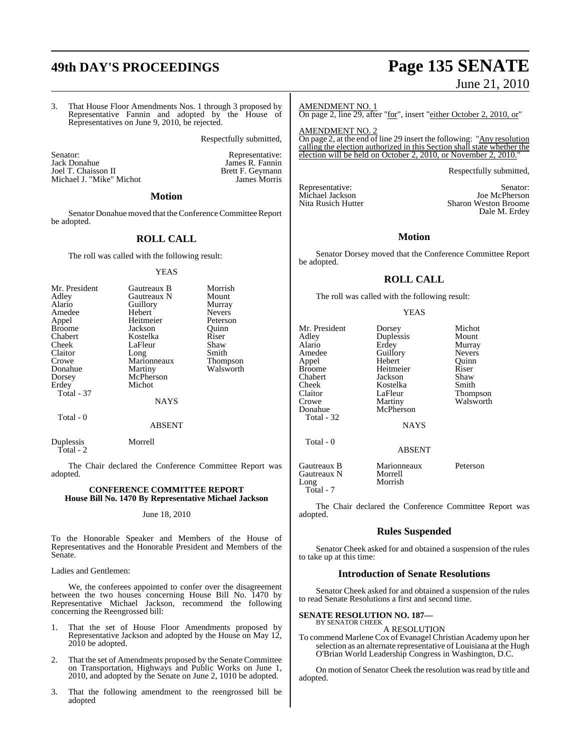3. That House Floor Amendments Nos. 1 through 3 proposed by Representative Fannin and adopted by the House of Representatives on June 9, 2010, be rejected.

Respectfully submitted,

| Senator: | Representative: |
|---|---|
| Jack Donahue | James R. Fannin |
| Joel T. Chaisson II | Brett F. Geymann |
| Michael J. "Mike" Michot | James Morris |

## Motion

Senator Donahue moved that the Conference Committee Report be adopted.

## ROLL CALL

The roll was called with the following result:

YEAS

| | | |
|---|---|---|
| Mr. President | Gautreaux B | Morrish |
| Adley | Gautreaux N | Mount |
| Alario | Guillory | Murray |
| Amedee | Hebert | Nevers |
| Appel | Heitmeier | Peterson |
| Broome | Jackson | Quinn |
| Chabert | Kostelka | Riser |
| Cheek | LaFleur | Shaw |
| Claitor | Long | Smith |
| Crowe | Marionneaux | Thompson |
| Donahue | Martiny | Walsworth |
| Dorsey | McPherson | |
| Erdey | Michot | |

Total - 37

NAYS

Total - 0

ABSENT

Duplessis Morrell

Total - 2

The Chair declared the Conference Committee Report was adopted.

### CONFERENCE COMMITTEE REPORT House Bill No. 1470 By Representative Michael Jackson

June 18, 2010

To the Honorable Speaker and Members of the House of Representatives and the Honorable President and Members of the Senate.

Ladies and Gentlemen:

We, the conferees appointed to confer over the disagreement between the two houses concerning House Bill No. 1470 by Representative Michael Jackson, recommend the following concerning the Reengrossed bill:

1. That the set of House Floor Amendments proposed by Representative Jackson and adopted by the House on May 12, 2010 be adopted.

2. That the set of Amendments proposed by the Senate Committee on Transportation, Highways and Public Works on June 1, 2010, and adopted by the Senate on June 2, 1010 be adopted.

3. That the following amendment to the reengrossed bill be adopted

AMENDMENT NO. 1

On page 2, line 29, after "for", insert "either October 2, 2010, or"

AMENDMENT NO. 2

On page 2, at the end of line 29 insert the following: "Any resolution calling the election authorized in this Section shall state whether the election will be held on October 2, 2010, or November 2, 2010."

Respectfully submitted,

| Representative: | Senator: |
|---|---|
| Michael Jackson | Joe McPherson |
| Nita Rusich Hutter | Sharon Weston Broome |
| | Dale M. Erdey |

## Motion

Senator Dorsey moved that the Conference Committee Report be adopted.

## ROLL CALL

The roll was called with the following result:

YEAS

| | | |
|---|---|---|
| Mr. President | Dorsey | Michot |
| Adley | Duplessis | Mount |
| Alario | Erdey | Murray |
| Amedee | Guillory | Nevers |
| Appel | Hebert | Quinn |
| Broome | Heitmeier | Riser |
| Chabert | Jackson | Shaw |
| Cheek | Kostelka | Smith |
| Claitor | LaFleur | Thompson |
| Crowe | Martiny | Walsworth |
| Donahue | McPherson | |

Total - 32

NAYS

Total - 0

ABSENT

| | | |
|---|---|---|
| Gautreaux B | Marionneaux | Peterson |
| Gautreaux N | Morrell | |
| Long | Morrish | |

Total - 7

The Chair declared the Conference Committee Report was adopted.

## Rules Suspended

Senator Cheek asked for and obtained a suspension of the rules to take up at this time:

## Introduction of Senate Resolutions

Senator Cheek asked for and obtained a suspension of the rules to read Senate Resolutions a first and second time.

**SENATE RESOLUTION NO. 187—**
BY SENATOR CHEEK

A RESOLUTION

To commend Marlene Cox of Evanagel Christian Academy upon her selection as an alternate representative of Louisiana at the Hugh O'Brian World Leadership Congress in Washington, D.C.

On motion of Senator Cheek the resolution was read by title and adopted.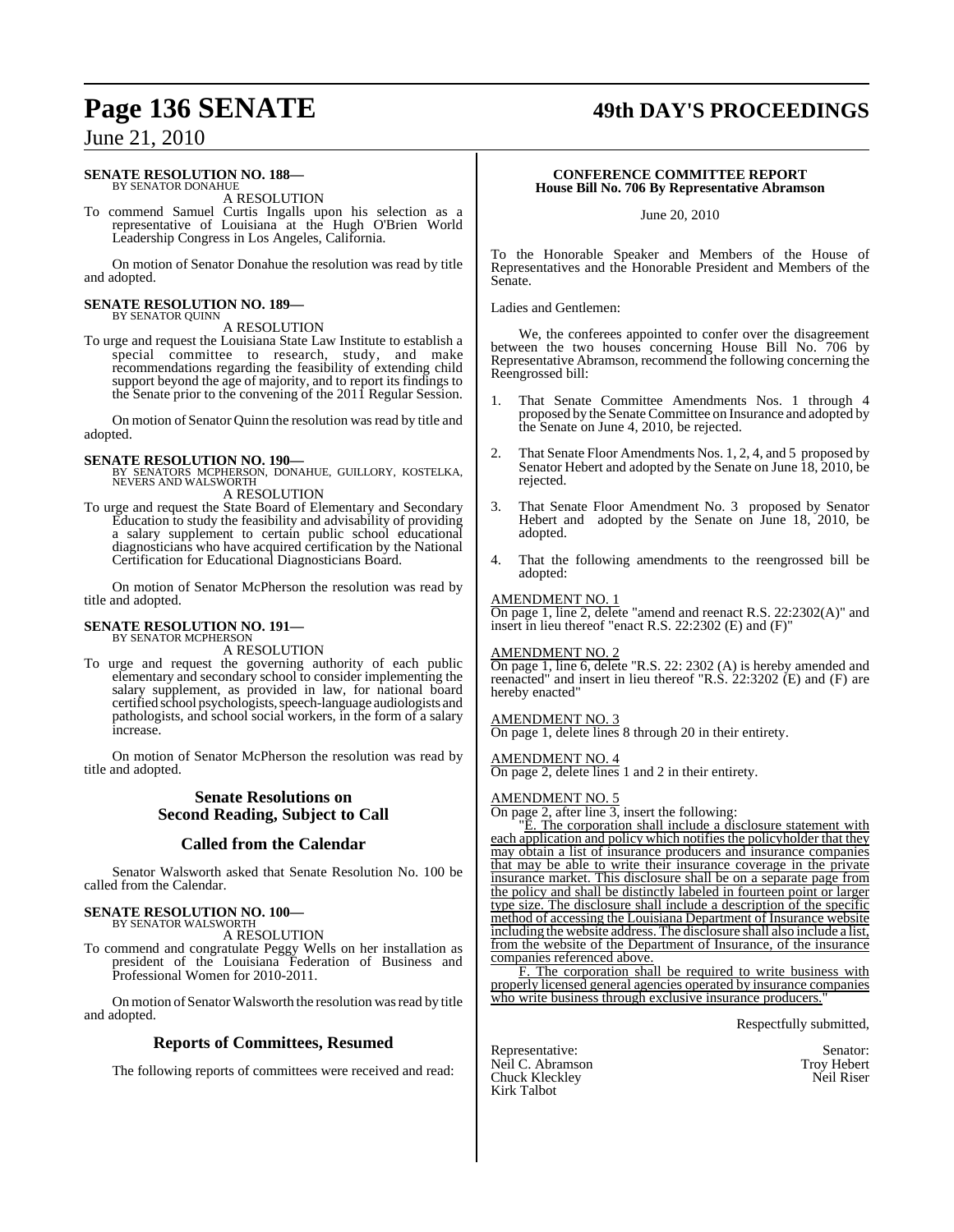**SENATE RESOLUTION NO. 188—**
BY SENATOR DONAHUE

A RESOLUTION

To commend Samuel Curtis Ingalls upon his selection as a representative of Louisiana at the Hugh O'Brien World Leadership Congress in Los Angeles, California.

On motion of Senator Donahue the resolution was read by title and adopted.

**SENATE RESOLUTION NO. 189—**
BY SENATOR QUINN

A RESOLUTION

To urge and request the Louisiana State Law Institute to establish a special committee to research, study, and make recommendations regarding the feasibility of extending child support beyond the age of majority, and to report its findings to the Senate prior to the convening of the 2011 Regular Session.

On motion of Senator Quinn the resolution was read by title and adopted.

**SENATE RESOLUTION NO. 190—**
BY SENATORS MCPHERSON, DONAHUE, GUILLORY, KOSTELKA, NEVERS AND WALSWORTH

A RESOLUTION

To urge and request the State Board of Elementary and Secondary Education to study the feasibility and advisability of providing a salary supplement to certain public school educational diagnosticians who have acquired certification by the National Certification for Educational Diagnosticians Board.

On motion of Senator McPherson the resolution was read by title and adopted.

**SENATE RESOLUTION NO. 191—**
BY SENATOR MCPHERSON

A RESOLUTION

To urge and request the governing authority of each public elementary and secondary school to consider implementing the salary supplement, as provided in law, for national board certified school psychologists, speech-language audiologists and pathologists, and school social workers, in the form of a salary increase.

On motion of Senator McPherson the resolution was read by title and adopted.

## Senate Resolutions on Second Reading, Subject to Call

## Called from the Calendar

Senator Walsworth asked that Senate Resolution No. 100 be called from the Calendar.

**SENATE RESOLUTION NO. 100—**
BY SENATOR WALSWORTH

A RESOLUTION

To commend and congratulate Peggy Wells on her installation as president of the Louisiana Federation of Business and Professional Women for 2010-2011.

On motion of Senator Walsworth the resolution was read by title and adopted.

## Reports of Committees, Resumed

The following reports of committees were received and read:

**CONFERENCE COMMITTEE REPORT**
**House Bill No. 706 By Representative Abramson**

June 20, 2010

To the Honorable Speaker and Members of the House of Representatives and the Honorable President and Members of the Senate.

Ladies and Gentlemen:

We, the conferees appointed to confer over the disagreement between the two houses concerning House Bill No. 706 by Representative Abramson, recommend the following concerning the Reengrossed bill:

1. That Senate Committee Amendments Nos. 1 through 4 proposed by the Senate Committee on Insurance and adopted by the Senate on June 4, 2010, be rejected.

2. That Senate Floor Amendments Nos. 1, 2, 4, and 5 proposed by Senator Hebert and adopted by the Senate on June 18, 2010, be rejected.

3. That Senate Floor Amendment No. 3 proposed by Senator Hebert and adopted by the Senate on June 18, 2010, be adopted.

4. That the following amendments to the reengrossed bill be adopted:

AMENDMENT NO. 1
On page 1, line 2, delete "amend and reenact R.S. 22:2302(A)" and insert in lieu thereof "enact R.S. 22:2302 (E) and (F)"

AMENDMENT NO. 2
On page 1, line 6, delete "R.S. 22: 2302 (A) is hereby amended and reenacted" and insert in lieu thereof "R.S. 22:3202 (E) and (F) are hereby enacted"

AMENDMENT NO. 3
On page 1, delete lines 8 through 20 in their entirety.

AMENDMENT NO. 4
On page 2, delete lines 1 and 2 in their entirety.

AMENDMENT NO. 5
On page 2, after line 3, insert the following:

"E. The corporation shall include a disclosure statement with each application and policy which notifies the policyholder that they may obtain a list of insurance producers and insurance companies that may be able to write their insurance coverage in the private insurance market. This disclosure shall be on a separate page from the policy and shall be distinctly labeled in fourteen point or larger type size. The disclosure shall include a description of the specific method of accessing the Louisiana Department of Insurance website including the website address. The disclosure shall also include a list, from the website of the Department of Insurance, of the insurance companies referenced above.

F. The corporation shall be required to write business with properly licensed general agencies operated by insurance companies who write business through exclusive insurance producers."

Respectfully submitted,

| Representative: | Senator: |
|---|---|
| Neil C. Abramson | Troy Hebert |
| Chuck Kleckley | Neil Riser |
| Kirk Talbot | |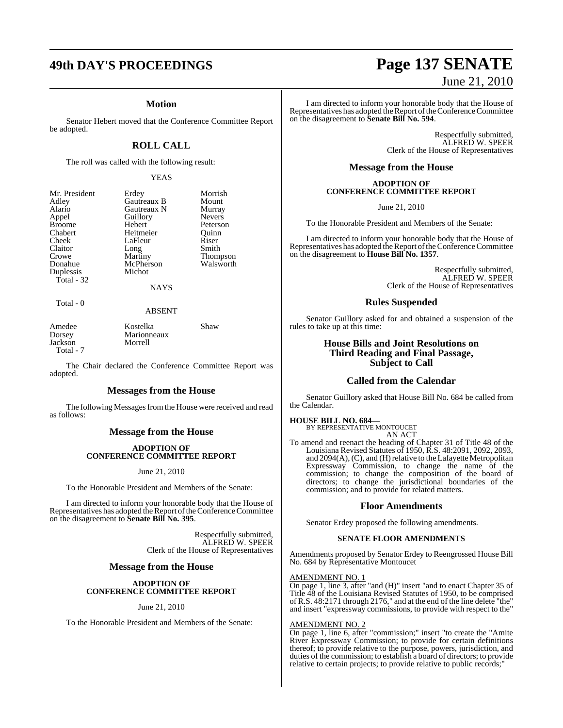## Motion

Senator Hebert moved that the Conference Committee Report be adopted.

## ROLL CALL

The roll was called with the following result:

YEAS

| | | |
|---|---|---|
| Mr. President | Erdey | Morrish |
| Adley | Gautreaux B | Mount |
| Alario | Gautreaux N | Murray |
| Appel | Guillory | Nevers |
| Broome | Hebert | Peterson |
| Chabert | Heitmeier | Quinn |
| Cheek | LaFleur | Riser |
| Claitor | Long | Smith |
| Crowe | Martiny | Thompson |
| Donahue | McPherson | Walsworth |
| Duplessis | Michot | |

Total - 32

NAYS

Total - 0

ABSENT

| | | |
|---|---|---|
| Amedee | Kostelka | Shaw |
| Dorsey | Marionneaux | |
| Jackson | Morrell | |

Total - 7

The Chair declared the Conference Committee Report was adopted.

## Messages from the House

The following Messages from the House were received and read as follows:

## Message from the House

**ADOPTION OF CONFERENCE COMMITTEE REPORT**

June 21, 2010

To the Honorable President and Members of the Senate:

I am directed to inform your honorable body that the House of Representatives has adopted the Report of the Conference Committee on the disagreement to **Senate Bill No. 395**.

Respectfully submitted,
ALFRED W. SPEER
Clerk of the House of Representatives

## Message from the House

**ADOPTION OF CONFERENCE COMMITTEE REPORT**

June 21, 2010

To the Honorable President and Members of the Senate:

I am directed to inform your honorable body that the House of Representatives has adopted the Report of the Conference Committee on the disagreement to **Senate Bill No. 594**.

Respectfully submitted,
ALFRED W. SPEER
Clerk of the House of Representatives

## Message from the House

**ADOPTION OF CONFERENCE COMMITTEE REPORT**

June 21, 2010

To the Honorable President and Members of the Senate:

I am directed to inform your honorable body that the House of Representatives has adopted the Report of the Conference Committee on the disagreement to **House Bill No. 1357**.

Respectfully submitted,
ALFRED W. SPEER
Clerk of the House of Representatives

## Rules Suspended

Senator Guillory asked for and obtained a suspension of the rules to take up at this time:

## House Bills and Joint Resolutions on Third Reading and Final Passage, Subject to Call

## Called from the Calendar

Senator Guillory asked that House Bill No. 684 be called from the Calendar.

**HOUSE BILL NO. 684—**
BY REPRESENTATIVE MONTOUCET
AN ACT

To amend and reenact the heading of Chapter 31 of Title 48 of the Louisiana Revised Statutes of 1950, R.S. 48:2091, 2092, 2093, and 2094(A), (C), and (H) relative to the Lafayette Metropolitan Expressway Commission, to change the name of the commission; to change the composition of the board of directors; to change the jurisdictional boundaries of the commission; and to provide for related matters.

## Floor Amendments

Senator Erdey proposed the following amendments.

**SENATE FLOOR AMENDMENTS**

Amendments proposed by Senator Erdey to Reengrossed House Bill No. 684 by Representative Montoucet

AMENDMENT NO. 1
On page 1, line 3, after "and (H)" insert "and to enact Chapter 35 of Title 48 of the Louisiana Revised Statutes of 1950, to be comprised of R.S. 48:2171 through 2176," and at the end of the line delete "the" and insert "expressway commissions, to provide with respect to the"

AMENDMENT NO. 2
On page 1, line 6, after "commission;" insert "to create the "Amite River Expressway Commission; to provide for certain definitions thereof; to provide relative to the purpose, powers, jurisdiction, and duties of the commission; to establish a board of directors; to provide relative to certain projects; to provide relative to public records;"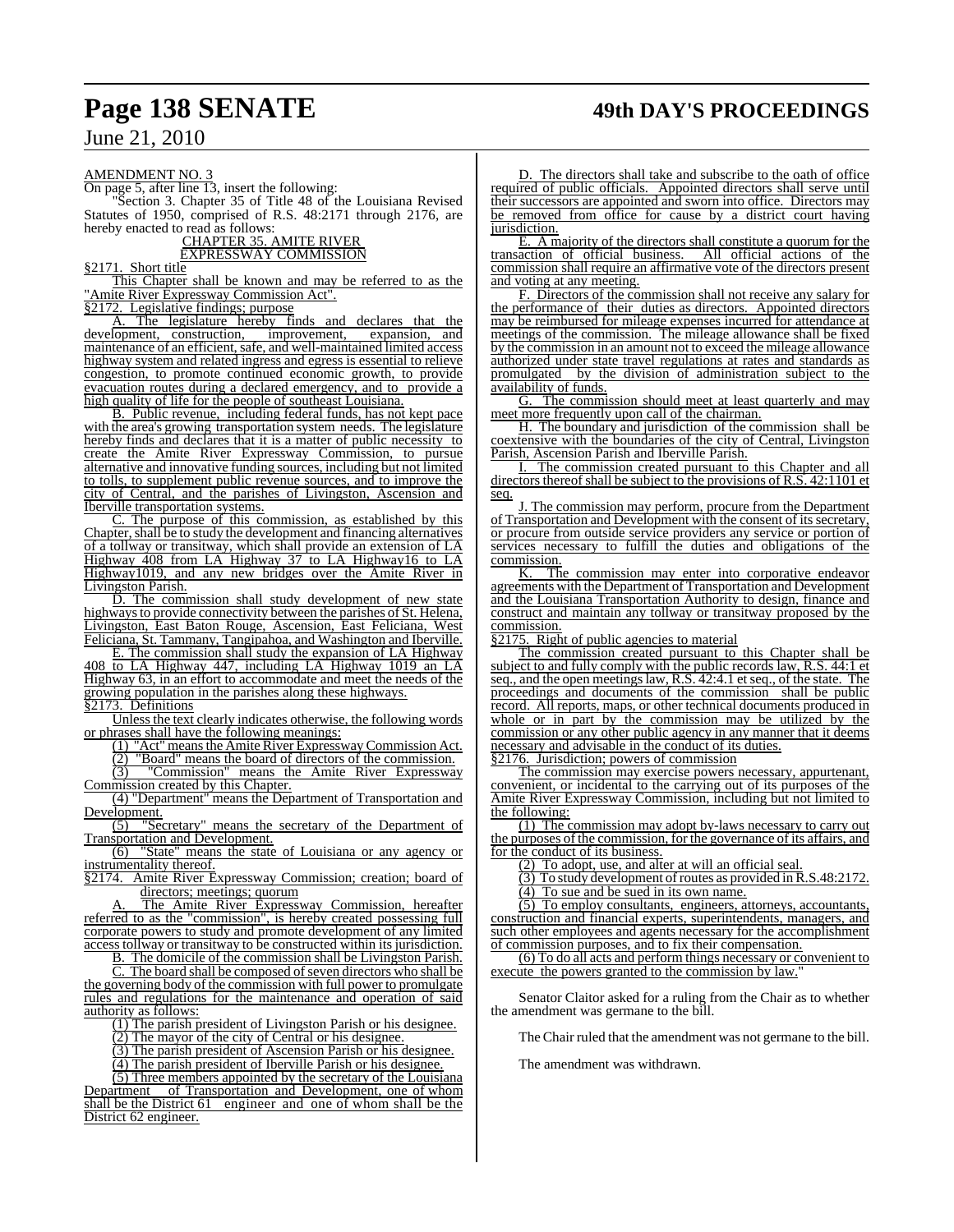AMENDMENT NO. 3

On page 5, after line 13, insert the following:

"Section 3. Chapter 35 of Title 48 of the Louisiana Revised Statutes of 1950, comprised of R.S. 48:2171 through 2176, are hereby enacted to read as follows:

CHAPTER 35. AMITE RIVER EXPRESSWAY COMMISSION

§2171. Short title

This Chapter shall be known and may be referred to as the "Amite River Expressway Commission Act".

§2172. Legislative findings; purpose

A. The legislature hereby finds and declares that the development, construction, improvement, expansion, and maintenance of an efficient, safe, and well-maintained limited access highway system and related ingress and egress is essential to relieve congestion, to promote continued economic growth, to provide evacuation routes during a declared emergency, and to provide a high quality of life for the people of southeast Louisiana.

B. Public revenue, including federal funds, has not kept pace with the area's growing transportation system needs. The legislature hereby finds and declares that it is a matter of public necessity to create the Amite River Expressway Commission, to pursue alternative and innovative funding sources, including but not limited to tolls, to supplement public revenue sources, and to improve the city of Central, and the parishes of Livingston, Ascension and Iberville transportation systems.

C. The purpose of this commission, as established by this Chapter, shall be to study the development and financing alternatives of a tollway or transitway, which shall provide an extension of LA Highway 408 from LA Highway 37 to LA Highway16 to LA Highway1019, and any new bridges over the Amite River in Livingston Parish.

D. The commission shall study development of new state highways to provide connectivity between the parishes of St. Helena, Livingston, East Baton Rouge, Ascension, East Feliciana, West Feliciana, St. Tammany, Tangipahoa, and Washington and Iberville.

E. The commission shall study the expansion of LA Highway 408 to LA Highway 447, including LA Highway 1019 an LA Highway 63, in an effort to accommodate and meet the needs of the growing population in the parishes along these highways.

§2173. Definitions

Unless the text clearly indicates otherwise, the following words or phrases shall have the following meanings:

(1) "Act" means the Amite River Expressway Commission Act.

(2) "Board" means the board of directors of the commission.

(3) "Commission" means the Amite River Expressway Commission created by this Chapter.

(4) "Department" means the Department of Transportation and Development.

(5) "Secretary" means the secretary of the Department of Transportation and Development.

(6) "State" means the state of Louisiana or any agency or instrumentality thereof.

§2174. Amite River Expressway Commission; creation; board of directors; meetings; quorum

A. The Amite River Expressway Commission, hereafter referred to as the "commission", is hereby created possessing full corporate powers to study and promote development of any limited access tollway or transitway to be constructed within its jurisdiction.

B. The domicile of the commission shall be Livingston Parish.

C. The board shall be composed of seven directors who shall be the governing body of the commission with full power to promulgate rules and regulations for the maintenance and operation of said authority as follows:

(1) The parish president of Livingston Parish or his designee.

(2) The mayor of the city of Central or his designee.

(3) The parish president of Ascension Parish or his designee.

(4) The parish president of Iberville Parish or his designee.

(5) Three members appointed by the secretary of the Louisiana Department of Transportation and Development, one of whom shall be the District 61 engineer and one of whom shall be the District 62 engineer.

D. The directors shall take and subscribe to the oath of office required of public officials. Appointed directors shall serve until their successors are appointed and sworn into office. Directors may be removed from office for cause by a district court having jurisdiction.

E. A majority of the directors shall constitute a quorum for the transaction of official business. All official actions of the commission shall require an affirmative vote of the directors present and voting at any meeting.

F. Directors of the commission shall not receive any salary for the performance of their duties as directors. Appointed directors may be reimbursed for mileage expenses incurred for attendance at meetings of the commission. The mileage allowance shall be fixed by the commission in an amount not to exceed the mileage allowance authorized under state travel regulations at rates and standards as promulgated by the division of administration subject to the availability of funds.

G. The commission should meet at least quarterly and may meet more frequently upon call of the chairman.

H. The boundary and jurisdiction of the commission shall be coextensive with the boundaries of the city of Central, Livingston Parish, Ascension Parish and Iberville Parish.

I. The commission created pursuant to this Chapter and all directors thereof shall be subject to the provisions of R.S. 42:1101 et seq.

J. The commission may perform, procure from the Department of Transportation and Development with the consent of its secretary, or procure from outside service providers any service or portion of services necessary to fulfill the duties and obligations of the commission.

K. The commission may enter into corporative endeavor agreements with the Department of Transportation and Development and the Louisiana Transportation Authority to design, finance and construct and maintain any tollway or transitway proposed by the commission.

§2175. Right of public agencies to material

The commission created pursuant to this Chapter shall be subject to and fully comply with the public records law, R.S. 44:1 et seq., and the open meetings law, R.S. 42:4.1 et seq., of the state. The proceedings and documents of the commission shall be public record. All reports, maps, or other technical documents produced in whole or in part by the commission may be utilized by the commission or any other public agency in any manner that it deems necessary and advisable in the conduct of its duties.

§2176. Jurisdiction; powers of commission

The commission may exercise powers necessary, appurtenant, convenient, or incidental to the carrying out of its purposes of the Amite River Expressway Commission, including but not limited to the following:

(1) The commission may adopt by-laws necessary to carry out the purposes of the commission, for the governance of its affairs, and for the conduct of its business.

(2) To adopt, use, and alter at will an official seal.

(3) To study development of routes as provided in R.S.48:2172.

(4) To sue and be sued in its own name.

(5) To employ consultants, engineers, attorneys, accountants, construction and financial experts, superintendents, managers, and such other employees and agents necessary for the accomplishment of commission purposes, and to fix their compensation.

(6) To do all acts and perform things necessary or convenient to execute the powers granted to the commission by law."

Senator Claitor asked for a ruling from the Chair as to whether the amendment was germane to the bill.

The Chair ruled that the amendment was not germane to the bill.

The amendment was withdrawn.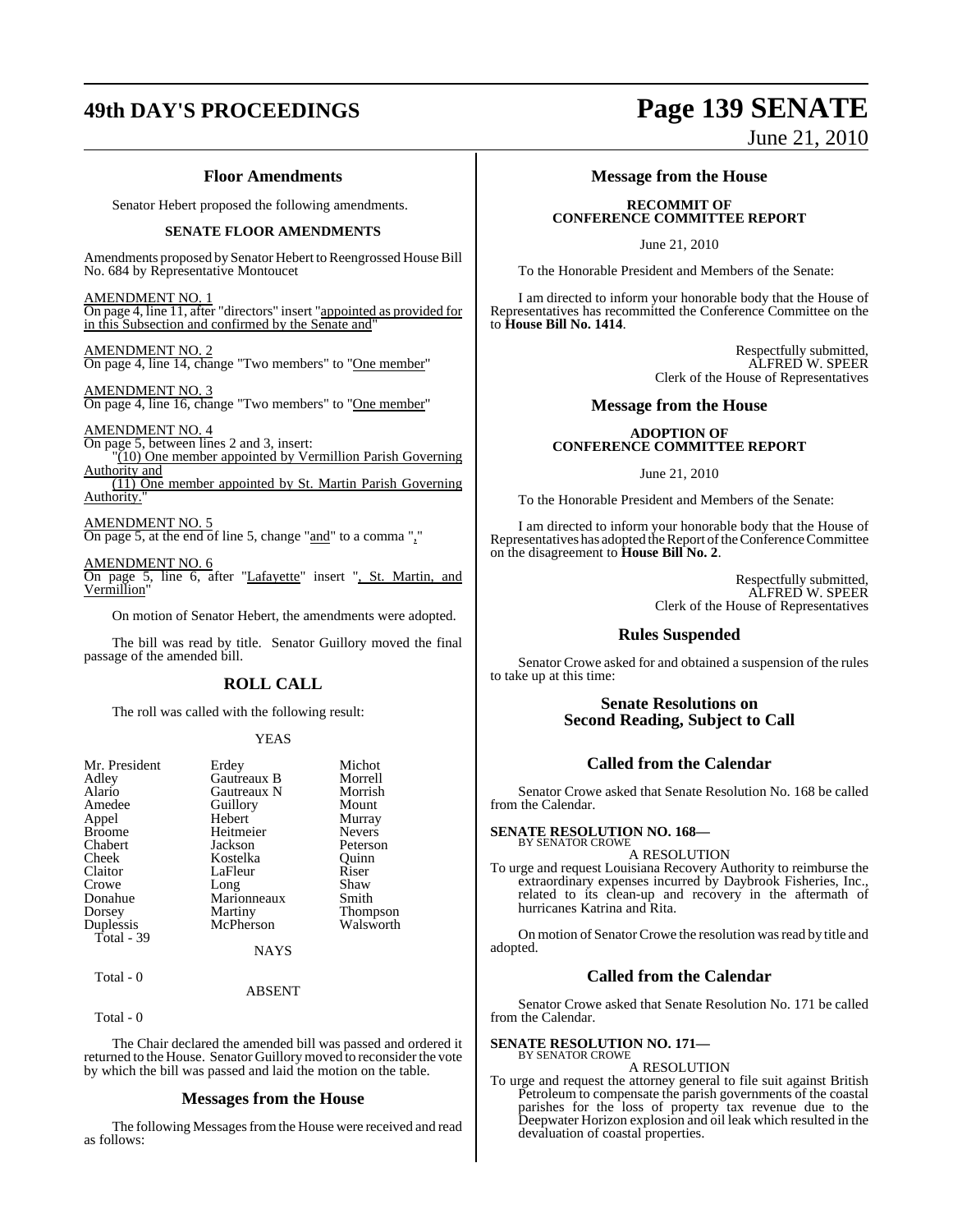## Floor Amendments

Senator Hebert proposed the following amendments.

### SENATE FLOOR AMENDMENTS

Amendments proposed by Senator Hebert to Reengrossed House Bill No. 684 by Representative Montoucet

AMENDMENT NO. 1
On page 4, line 11, after "directors" insert "appointed as provided for in this Subsection and confirmed by the Senate and"

AMENDMENT NO. 2
On page 4, line 14, change "Two members" to "One member"

AMENDMENT NO. 3
On page 4, line 16, change "Two members" to "One member"

AMENDMENT NO. 4
On page 5, between lines 2 and 3, insert:
"(10) One member appointed by Vermillion Parish Governing Authority and
(11) One member appointed by St. Martin Parish Governing Authority."

AMENDMENT NO. 5
On page 5, at the end of line 5, change "and" to a comma ","

AMENDMENT NO. 6
On page 5, line 6, after "Lafayette" insert ", St. Martin, and Vermillion"

On motion of Senator Hebert, the amendments were adopted.

The bill was read by title. Senator Guillory moved the final passage of the amended bill.

## ROLL CALL

The roll was called with the following result:

YEAS

| | | |
|---|---|---|
| Mr. President | Erdey | Michot |
| Adley | Gautreaux B | Morrell |
| Alario | Gautreaux N | Morrish |
| Amedee | Guillory | Mount |
| Appel | Hebert | Murray |
| Broome | Heitmeier | Nevers |
| Chabert | Jackson | Peterson |
| Cheek | Kostelka | Quinn |
| Claitor | LaFleur | Riser |
| Crowe | Long | Shaw |
| Donahue | Marionneaux | Smith |
| Dorsey | Martiny | Thompson |
| Duplessis | McPherson | Walsworth |

Total - 39

NAYS

Total - 0

ABSENT

Total - 0

The Chair declared the amended bill was passed and ordered it returned to the House. Senator Guillory moved to reconsider the vote by which the bill was passed and laid the motion on the table.

## Messages from the House

The following Messages from the House were received and read as follows:

## Message from the House

### RECOMMIT OF CONFERENCE COMMITTEE REPORT

June 21, 2010

To the Honorable President and Members of the Senate:

I am directed to inform your honorable body that the House of Representatives has recommitted the Conference Committee on the to **House Bill No. 1414**.

Respectfully submitted,
ALFRED W. SPEER
Clerk of the House of Representatives

## Message from the House

### ADOPTION OF CONFERENCE COMMITTEE REPORT

June 21, 2010

To the Honorable President and Members of the Senate:

I am directed to inform your honorable body that the House of Representatives has adopted the Report of the Conference Committee on the disagreement to **House Bill No. 2**.

Respectfully submitted,
ALFRED W. SPEER
Clerk of the House of Representatives

## Rules Suspended

Senator Crowe asked for and obtained a suspension of the rules to take up at this time:

## Senate Resolutions on Second Reading, Subject to Call

## Called from the Calendar

Senator Crowe asked that Senate Resolution No. 168 be called from the Calendar.

**SENATE RESOLUTION NO. 168—**
BY SENATOR CROWE

A RESOLUTION

To urge and request Louisiana Recovery Authority to reimburse the extraordinary expenses incurred by Daybrook Fisheries, Inc., related to its clean-up and recovery in the aftermath of hurricanes Katrina and Rita.

On motion of Senator Crowe the resolution was read by title and adopted.

## Called from the Calendar

Senator Crowe asked that Senate Resolution No. 171 be called from the Calendar.

**SENATE RESOLUTION NO. 171—**
BY SENATOR CROWE

A RESOLUTION

To urge and request the attorney general to file suit against British Petroleum to compensate the parish governments of the coastal parishes for the loss of property tax revenue due to the Deepwater Horizon explosion and oil leak which resulted in the devaluation of coastal properties.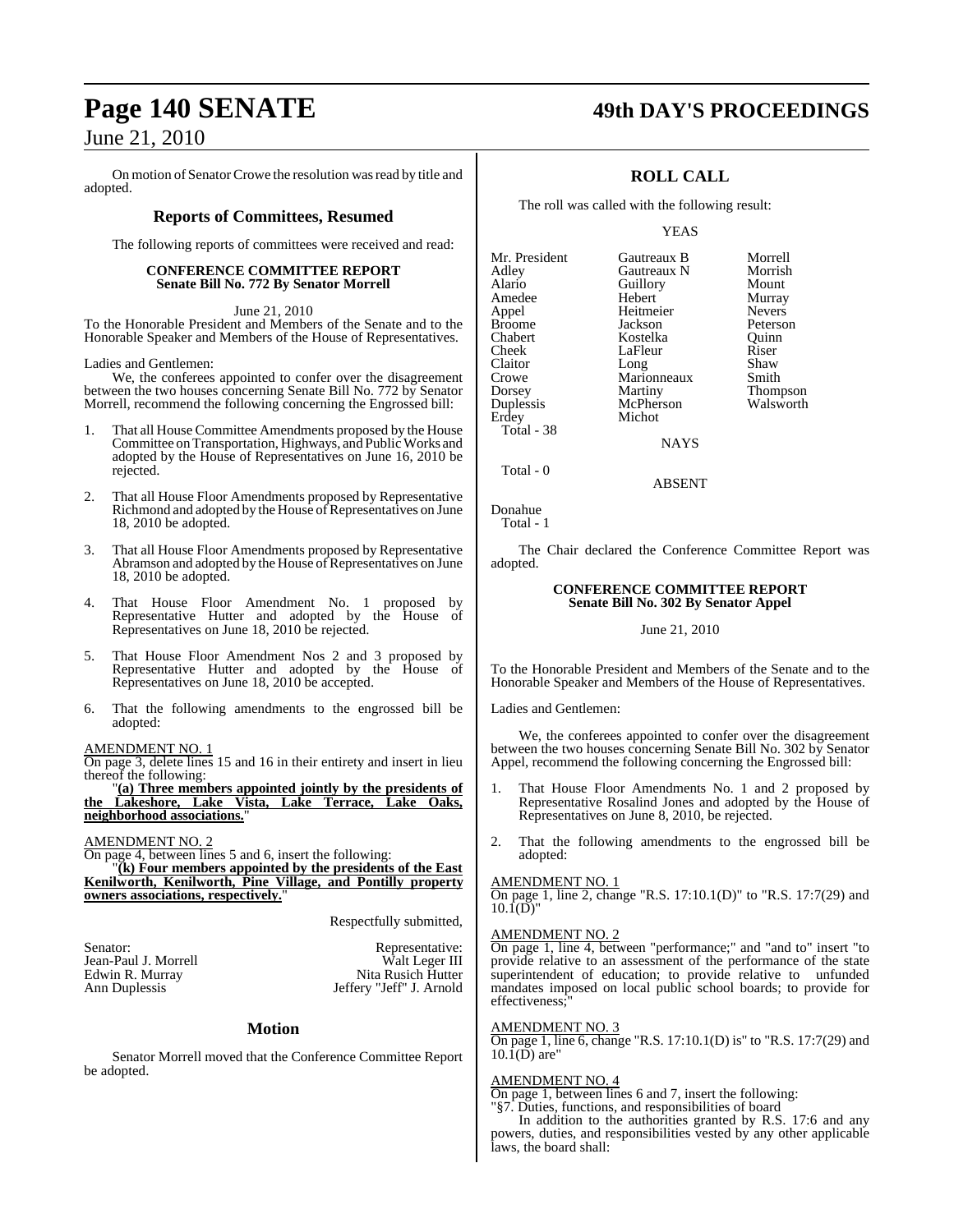On motion of Senator Crowe the resolution was read by title and adopted.

## Reports of Committees, Resumed

The following reports of committees were received and read:

### CONFERENCE COMMITTEE REPORT
### Senate Bill No. 772 By Senator Morrell

June 21, 2010

To the Honorable President and Members of the Senate and to the Honorable Speaker and Members of the House of Representatives.

Ladies and Gentlemen:

We, the conferees appointed to confer over the disagreement between the two houses concerning Senate Bill No. 772 by Senator Morrell, recommend the following concerning the Engrossed bill:

1. That all House Committee Amendments proposed by the House Committee on Transportation, Highways, and Public Works and adopted by the House of Representatives on June 16, 2010 be rejected.

2. That all House Floor Amendments proposed by Representative Richmond and adopted by the House of Representatives on June 18, 2010 be adopted.

3. That all House Floor Amendments proposed by Representative Abramson and adopted by the House of Representatives on June 18, 2010 be adopted.

4. That House Floor Amendment No. 1 proposed by Representative Hutter and adopted by the House of Representatives on June 18, 2010 be rejected.

5. That House Floor Amendment Nos 2 and 3 proposed by Representative Hutter and adopted by the House of Representatives on June 18, 2010 be accepted.

6. That the following amendments to the engrossed bill be adopted:

AMENDMENT NO. 1
On page 3, delete lines 15 and 16 in their entirety and insert in lieu thereof the following:

"**(a) Three members appointed jointly by the presidents of the Lakeshore, Lake Vista, Lake Terrace, Lake Oaks, neighborhood associations.**"

AMENDMENT NO. 2
On page 4, between lines 5 and 6, insert the following:

"**(k) Four members appointed by the presidents of the East Kenilworth, Kenilworth, Pine Village, and Pontilly property owners associations, respectively.**"

Respectfully submitted,

| Senator: | Representative: |
|---|---|
| Jean-Paul J. Morrell | Walt Leger III |
| Edwin R. Murray | Nita Rusich Hutter |
| Ann Duplessis | Jeffery "Jeff" J. Arnold |

## Motion

Senator Morrell moved that the Conference Committee Report be adopted.

## ROLL CALL

The roll was called with the following result:

YEAS

| | | |
|---|---|---|
| Mr. President | Gautreaux B | Morrell |
| Adley | Gautreaux N | Morrish |
| Alario | Guillory | Mount |
| Amedee | Hebert | Murray |
| Appel | Heitmeier | Nevers |
| Broome | Jackson | Peterson |
| Chabert | Kostelka | Quinn |
| Cheek | LaFleur | Riser |
| Claitor | Long | Shaw |
| Crowe | Marionneaux | Smith |
| Dorsey | Martiny | Thompson |
| Duplessis | McPherson | Walsworth |
| Erdey | Michot | |

Total - 38

NAYS

Total - 0

ABSENT

Donahue

Total - 1

The Chair declared the Conference Committee Report was adopted.

### CONFERENCE COMMITTEE REPORT
### Senate Bill No. 302 By Senator Appel

June 21, 2010

To the Honorable President and Members of the Senate and to the Honorable Speaker and Members of the House of Representatives.

Ladies and Gentlemen:

We, the conferees appointed to confer over the disagreement between the two houses concerning Senate Bill No. 302 by Senator Appel, recommend the following concerning the Engrossed bill:

1. That House Floor Amendments No. 1 and 2 proposed by Representative Rosalind Jones and adopted by the House of Representatives on June 8, 2010, be rejected.

2. That the following amendments to the engrossed bill be adopted:

AMENDMENT NO. 1
On page 1, line 2, change "R.S. 17:10.1(D)" to "R.S. 17:7(29) and 10.1(D)"

AMENDMENT NO. 2
On page 1, line 4, between "performance;" and "and to" insert "to provide relative to an assessment of the performance of the state superintendent of education; to provide relative to unfunded mandates imposed on local public school boards; to provide for effectiveness;"

AMENDMENT NO. 3
On page 1, line 6, change "R.S. 17:10.1(D) is" to "R.S. 17:7(29) and 10.1(D) are"

AMENDMENT NO. 4
On page 1, between lines 6 and 7, insert the following:

"§7. Duties, functions, and responsibilities of board

In addition to the authorities granted by R.S. 17:6 and any powers, duties, and responsibilities vested by any other applicable laws, the board shall: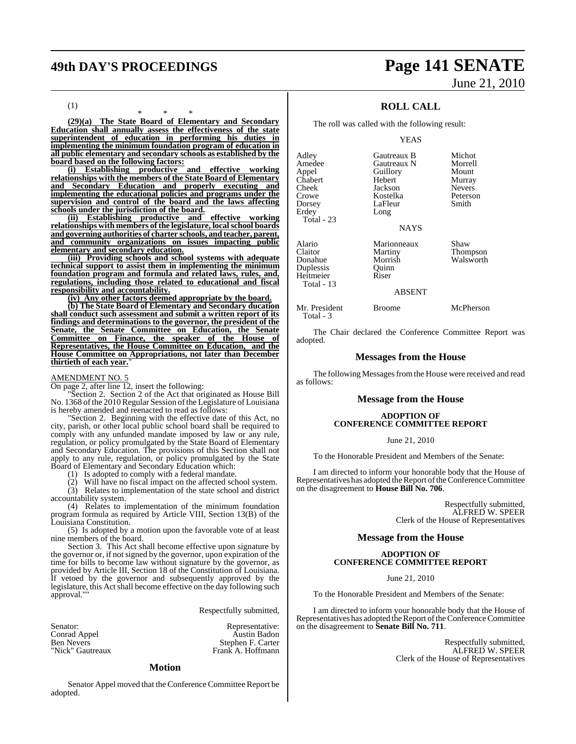(1)

\* \* \*

**(29)(a) The State Board of Elementary and Secondary Education shall annually assess the effectiveness of the state superintendent of education in performing his duties in implementing the minimum foundation program of education in all public elementary and secondary schools as established by the board based on the following factors:**

**(i) Establishing productive and effective working relationships with the members of the State Board of Elementary and Secondary Education and properly executing and implementing the educational policies and programs under the supervision and control of the board and the laws affecting schools under the jurisdiction of the board.**

**(ii) Establishing productive and effective working relationships with members of the legislature, local school boards and governing authorities of charter schools, and teacher, parent, and community organizations on issues impacting public elementary and secondary education.**

**(iii) Providing schools and school systems with adequate technical support to assist them in implementing the minimum foundation program and formula and related laws, rules, and, regulations, including those related to educational and fiscal responsibility and accountability.**

**(iv) Any other factors deemed appropriate by the board.**

**(b) The State Board of Elementary and Secondary ducation shall conduct such assessment and submit a written report of its findings and determinations to the governor, the president of the Senate, the Senate Committee on Education, the Senate Committee on Finance, the speaker of the House of Representatives, the House Committee on Education, and the House Committee on Appropriations, not later than December thirtieth of each year.**"

AMENDMENT NO. 5

On page 2, after line 12, insert the following:

"Section 2. Section 2 of the Act that originated as House Bill No. 1368 of the 2010 Regular Session of the Legislature of Louisiana is hereby amended and reenacted to read as follows:

"Section 2. Beginning with the effective date of this Act, no city, parish, or other local public school board shall be required to comply with any unfunded mandate imposed by law or any rule, regulation, or policy promulgated by the State Board of Elementary and Secondary Education. The provisions of this Section shall not apply to any rule, regulation, or policy promulgated by the State Board of Elementary and Secondary Education which:

(1) Is adopted to comply with a federal mandate.

(2) Will have no fiscal impact on the affected school system.

(3) Relates to implementation of the state school and district accountability system.

(4) Relates to implementation of the minimum foundation program formula as required by Article VIII, Section 13(B) of the Louisiana Constitution.

(5) Is adopted by a motion upon the favorable vote of at least nine members of the board.

Section 3. This Act shall become effective upon signature by the governor or, if not signed by the governor, upon expiration of the time for bills to become law without signature by the governor, as provided by Article III, Section 18 of the Constitution of Louisiana. If vetoed by the governor and subsequently approved by the legislature, this Act shall become effective on the day following such approval.""

Respectfully submitted,

| Senator: | Representative: |
|---|---|
| Conrad Appel | Austin Badon |
| Ben Nevers | Stephen F. Carter |
| "Nick" Gautreaux | Frank A. Hoffmann |

## Motion

Senator Appel moved that the Conference Committee Report be adopted.

## ROLL CALL

The roll was called with the following result:

YEAS

| | | |
|---|---|---|
| Adley | Gautreaux B | Michot |
| Amedee | Gautreaux N | Morrell |
| Appel | Guillory | Mount |
| Chabert | Hebert | Murray |
| Cheek | Jackson | Nevers |
| Crowe | Kostelka | Peterson |
| Dorsey | LaFleur | Smith |
| Erdey | Long | |

Total - 23

NAYS

| | | |
|---|---|---|
| Alario | Marionneaux | Shaw |
| Claitor | Martiny | Thompson |
| Donahue | Morrish | Walsworth |
| Duplessis | Quinn | |
| Heitmeier | Riser | |

Total - 13

ABSENT

| | | |
|---|---|---|
| Mr. President | Broome | McPherson |

Total - 3

The Chair declared the Conference Committee Report was adopted.

## Messages from the House

The following Messages from the House were received and read as follows:

## Message from the House

**ADOPTION OF CONFERENCE COMMITTEE REPORT**

June 21, 2010

To the Honorable President and Members of the Senate:

I am directed to inform your honorable body that the House of Representatives has adopted the Report of the Conference Committee on the disagreement to **House Bill No. 706**.

Respectfully submitted,
ALFRED W. SPEER
Clerk of the House of Representatives

## Message from the House

**ADOPTION OF CONFERENCE COMMITTEE REPORT**

June 21, 2010

To the Honorable President and Members of the Senate:

I am directed to inform your honorable body that the House of Representatives has adopted the Report of the Conference Committee on the disagreement to **Senate Bill No. 711**.

Respectfully submitted,
ALFRED W. SPEER
Clerk of the House of Representatives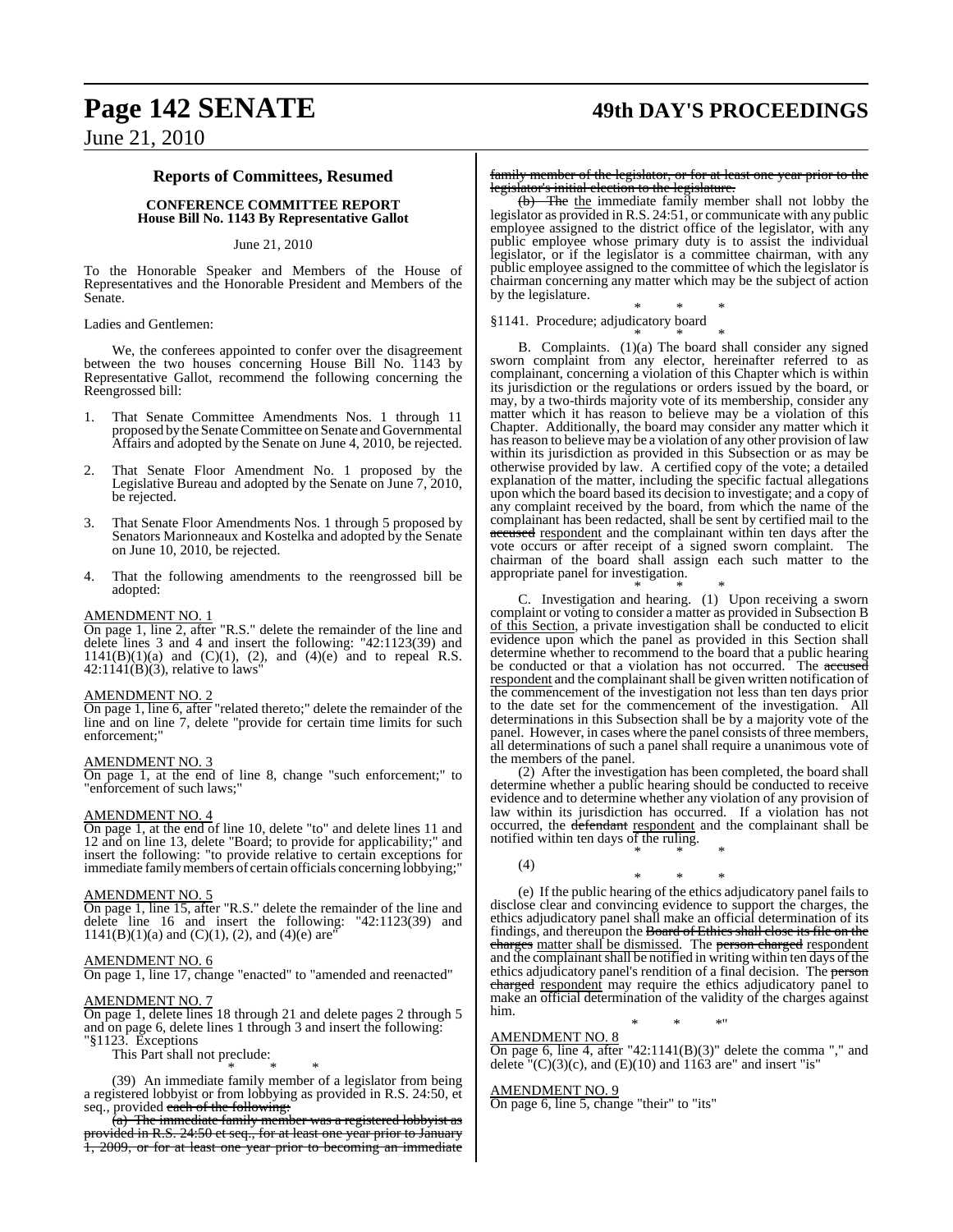## Reports of Committees, Resumed

**CONFERENCE COMMITTEE REPORT**
**House Bill No. 1143 By Representative Gallot**

June 21, 2010

To the Honorable Speaker and Members of the House of Representatives and the Honorable President and Members of the Senate.

Ladies and Gentlemen:

We, the conferees appointed to confer over the disagreement between the two houses concerning House Bill No. 1143 by Representative Gallot, recommend the following concerning the Reengrossed bill:

1. That Senate Committee Amendments Nos. 1 through 11 proposed by the Senate Committee on Senate and Governmental Affairs and adopted by the Senate on June 4, 2010, be rejected.

2. That Senate Floor Amendment No. 1 proposed by the Legislative Bureau and adopted by the Senate on June 7, 2010, be rejected.

3. That Senate Floor Amendments Nos. 1 through 5 proposed by Senators Marionneaux and Kostelka and adopted by the Senate on June 10, 2010, be rejected.

4. That the following amendments to the reengrossed bill be adopted:

AMENDMENT NO. 1
On page 1, line 2, after "R.S." delete the remainder of the line and delete lines 3 and 4 and insert the following: "42:1123(39) and 1141(B)(1)(a) and (C)(1), (2), and (4)(e) and to repeal R.S. 42:1141(B)(3), relative to laws"

AMENDMENT NO. 2
On page 1, line 6, after "related thereto;" delete the remainder of the line and on line 7, delete "provide for certain time limits for such enforcement;"

AMENDMENT NO. 3
On page 1, at the end of line 8, change "such enforcement;" to "enforcement of such laws;"

AMENDMENT NO. 4
On page 1, at the end of line 10, delete "to" and delete lines 11 and 12 and on line 13, delete "Board; to provide for applicability;" and insert the following: "to provide relative to certain exceptions for immediate family members of certain officials concerning lobbying;"

AMENDMENT NO. 5
On page 1, line 15, after "R.S." delete the remainder of the line and delete line 16 and insert the following: "42:1123(39) and 1141(B)(1)(a) and (C)(1), (2), and (4)(e) are"

AMENDMENT NO. 6
On page 1, line 17, change "enacted" to "amended and reenacted"

AMENDMENT NO. 7
On page 1, delete lines 18 through 21 and delete pages 2 through 5 and on page 6, delete lines 1 through 3 and insert the following:
"§1123. Exceptions

This Part shall not preclude:

\* \* \*

(39) An immediate family member of a legislator from being a registered lobbyist or from lobbying as provided in R.S. 24:50, et seq., provided ~~each of the following:~~

~~(a) The immediate family member was a registered lobbyist as provided in R.S. 24:50 et seq., for at least one year prior to January 1, 2009, or for at least one year prior to becoming an immediate family member of the legislator, or for at least one year prior to the legislator's initial election to the legislature.~~

~~(b) The~~ the immediate family member shall not lobby the legislator as provided in R.S. 24:51, or communicate with any public employee assigned to the district office of the legislator, with any public employee whose primary duty is to assist the individual legislator, or if the legislator is a committee chairman, with any public employee assigned to the committee of which the legislator is chairman concerning any matter which may be the subject of action by the legislature.

\* \* \*

§1141. Procedure; adjudicatory board

\* \* \*

B. Complaints. (1)(a) The board shall consider any signed sworn complaint from any elector, hereinafter referred to as complainant, concerning a violation of this Chapter which is within its jurisdiction or the regulations or orders issued by the board, or may, by a two-thirds majority vote of its membership, consider any matter which it has reason to believe may be a violation of this Chapter. Additionally, the board may consider any matter which it has reason to believe may be a violation of any other provision of law within its jurisdiction as provided in this Subsection or as may be otherwise provided by law. A certified copy of the vote; a detailed explanation of the matter, including the specific factual allegations upon which the board based its decision to investigate; and a copy of any complaint received by the board, from which the name of the complainant has been redacted, shall be sent by certified mail to the ~~accused~~ respondent and the complainant within ten days after the vote occurs or after receipt of a signed sworn complaint. The chairman of the board shall assign each such matter to the appropriate panel for investigation.

\* \* \*

C. Investigation and hearing. (1) Upon receiving a sworn complaint or voting to consider a matter as provided in Subsection B of this Section, a private investigation shall be conducted to elicit evidence upon which the panel as provided in this Section shall determine whether to recommend to the board that a public hearing be conducted or that a violation has not occurred. The ~~accused~~ respondent and the complainant shall be given written notification of the commencement of the investigation not less than ten days prior to the date set for the commencement of the investigation. All determinations in this Subsection shall be by a majority vote of the panel. However, in cases where the panel consists of three members, all determinations of such a panel shall require a unanimous vote of the members of the panel.

(2) After the investigation has been completed, the board shall determine whether a public hearing should be conducted to receive evidence and to determine whether any violation of any provision of law within its jurisdiction has occurred. If a violation has not occurred, the ~~defendant~~ respondent and the complainant shall be notified within ten days of the ruling.

\* \* \*

(4)

\* \* \*

(e) If the public hearing of the ethics adjudicatory panel fails to disclose clear and convincing evidence to support the charges, the ethics adjudicatory panel shall make an official determination of its findings, and thereupon the ~~Board of Ethics shall close its file on the charges~~ matter shall be dismissed. The ~~person charged~~ respondent and the complainant shall be notified in writing within ten days of the ethics adjudicatory panel's rendition of a final decision. The ~~person charged~~ respondent may require the ethics adjudicatory panel to make an official determination of the validity of the charges against him.

\* \* \*"

AMENDMENT NO. 8
On page 6, line 4, after "42:1141(B)(3)" delete the comma "," and delete "(C)(3)(c), and (E)(10) and 1163 are" and insert "is"

AMENDMENT NO. 9
On page 6, line 5, change "their" to "its"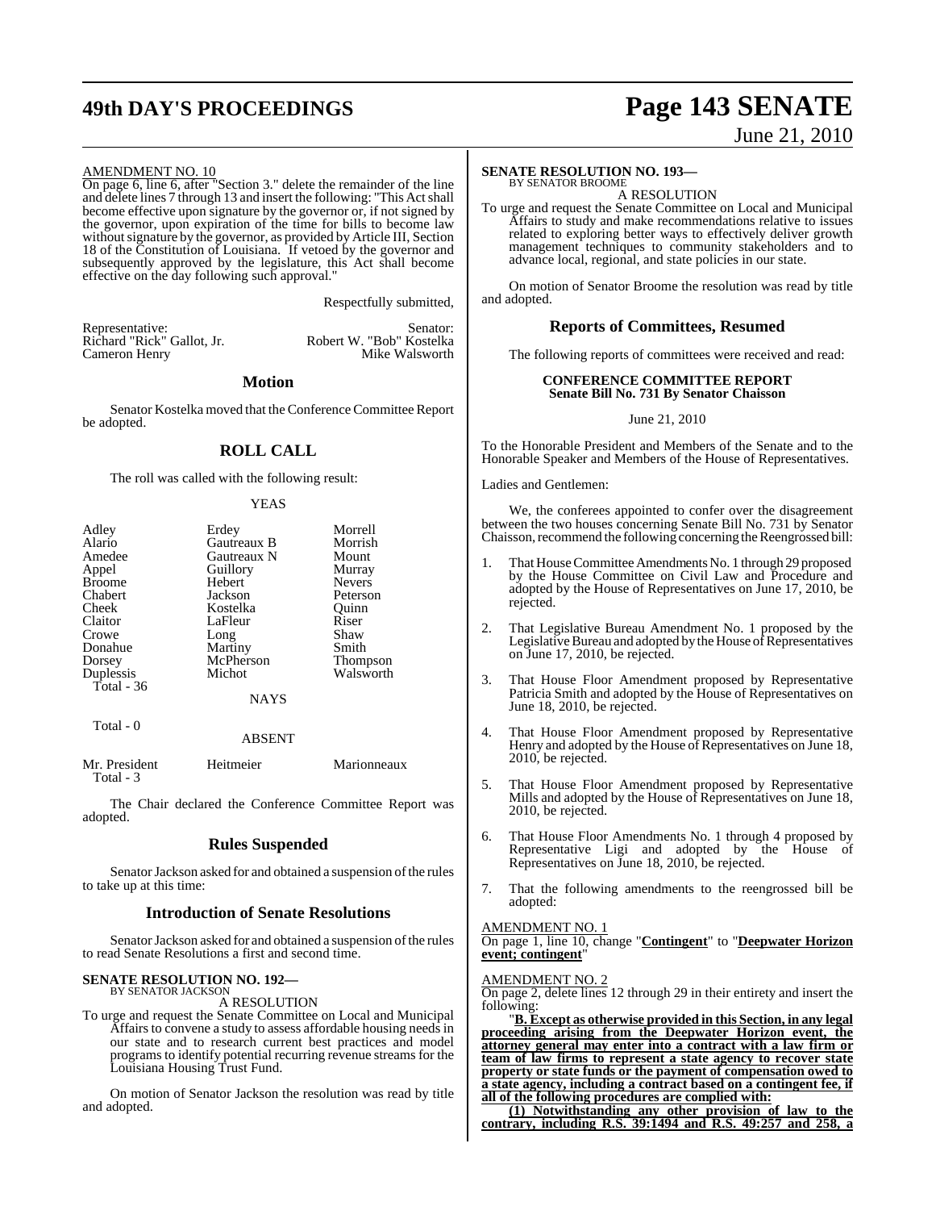AMENDMENT NO. 10

On page 6, line 6, after "Section 3." delete the remainder of the line and delete lines 7 through 13 and insert the following: "This Act shall become effective upon signature by the governor or, if not signed by the governor, upon expiration of the time for bills to become law without signature by the governor, as provided by Article III, Section 18 of the Constitution of Louisiana. If vetoed by the governor and subsequently approved by the legislature, this Act shall become effective on the day following such approval."

Respectfully submitted,

| Representative: | Senator: |
|---|---|
| Richard "Rick" Gallot, Jr. | Robert W. "Bob" Kostelka |
| Cameron Henry | Mike Walsworth |

## Motion

Senator Kostelka moved that the Conference Committee Report be adopted.

## ROLL CALL

The roll was called with the following result:

YEAS

| | | |
|---|---|---|
| Adley | Erdey | Morrell |
| Alario | Gautreaux B | Morrish |
| Amedee | Gautreaux N | Mount |
| Appel | Guillory | Murray |
| Broome | Hebert | Nevers |
| Chabert | Jackson | Peterson |
| Cheek | Kostelka | Quinn |
| Claitor | LaFleur | Riser |
| Crowe | Long | Shaw |
| Donahue | Martiny | Smith |
| Dorsey | McPherson | Thompson |
| Duplessis | Michot | Walsworth |

Total - 36

NAYS

Total - 0

ABSENT

| | | |
|---|---|---|
| Mr. President | Heitmeier | Marionneaux |

Total - 3

The Chair declared the Conference Committee Report was adopted.

## Rules Suspended

Senator Jackson asked for and obtained a suspension of the rules to take up at this time:

## Introduction of Senate Resolutions

Senator Jackson asked for and obtained a suspension of the rules to read Senate Resolutions a first and second time.

**SENATE RESOLUTION NO. 192—**
BY SENATOR JACKSON

A RESOLUTION

To urge and request the Senate Committee on Local and Municipal Affairs to convene a study to assess affordable housing needs in our state and to research current best practices and model programs to identify potential recurring revenue streams for the Louisiana Housing Trust Fund.

On motion of Senator Jackson the resolution was read by title and adopted.

**SENATE RESOLUTION NO. 193—**
BY SENATOR BROOME

A RESOLUTION

To urge and request the Senate Committee on Local and Municipal Affairs to study and make recommendations relative to issues related to exploring better ways to effectively deliver growth management techniques to community stakeholders and to advance local, regional, and state policies in our state.

On motion of Senator Broome the resolution was read by title and adopted.

## Reports of Committees, Resumed

The following reports of committees were received and read:

**CONFERENCE COMMITTEE REPORT**
**Senate Bill No. 731 By Senator Chaisson**

June 21, 2010

To the Honorable President and Members of the Senate and to the Honorable Speaker and Members of the House of Representatives.

Ladies and Gentlemen:

We, the conferees appointed to confer over the disagreement between the two houses concerning Senate Bill No. 731 by Senator Chaisson, recommend the following concerning the Reengrossed bill:

1. That House Committee Amendments No. 1 through 29 proposed by the House Committee on Civil Law and Procedure and adopted by the House of Representatives on June 17, 2010, be rejected.

2. That Legislative Bureau Amendment No. 1 proposed by the Legislative Bureau and adopted by the House of Representatives on June 17, 2010, be rejected.

3. That House Floor Amendment proposed by Representative Patricia Smith and adopted by the House of Representatives on June 18, 2010, be rejected.

4. That House Floor Amendment proposed by Representative Henry and adopted by the House of Representatives on June 18, 2010, be rejected.

5. That House Floor Amendment proposed by Representative Mills and adopted by the House of Representatives on June 18, 2010, be rejected.

6. That House Floor Amendments No. 1 through 4 proposed by Representative Ligi and adopted by the House of Representatives on June 18, 2010, be rejected.

7. That the following amendments to the reengrossed bill be adopted:

AMENDMENT NO. 1

On page 1, line 10, change "**Contingent**" to "**Deepwater Horizon event; contingent**"

AMENDMENT NO. 2

On page 2, delete lines 12 through 29 in their entirety and insert the following:

"**B. Except as otherwise provided in this Section, in any legal proceeding arising from the Deepwater Horizon event, the attorney general may enter into a contract with a law firm or team of law firms to represent a state agency to recover state property or state funds or the payment of compensation owed to a state agency, including a contract based on a contingent fee, if all of the following procedures are complied with:**

**(1) Notwithstanding any other provision of law to the contrary, including R.S. 39:1494 and R.S. 49:257 and 258, a**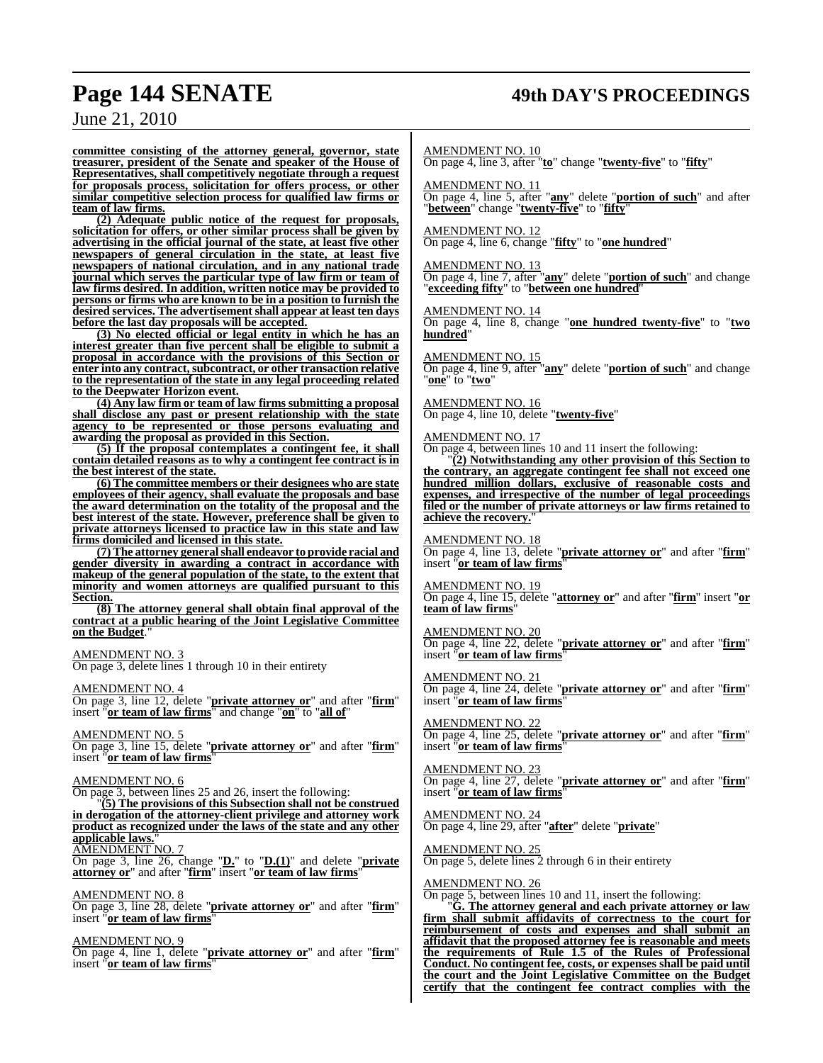**committee consisting of the attorney general, governor, state treasurer, president of the Senate and speaker of the House of Representatives, shall competitively negotiate through a request for proposals process, solicitation for offers process, or other similar competitive selection process for qualified law firms or team of law firms.**

**(2) Adequate public notice of the request for proposals, solicitation for offers, or other similar process shall be given by advertising in the official journal of the state, at least five other newspapers of general circulation in the state, at least five newspapers of national circulation, and in any national trade journal which serves the particular type of law firm or team of law firms desired. In addition, written notice may be provided to persons or firms who are known to be in a position to furnish the desired services. The advertisement shall appear at least ten days before the last day proposals will be accepted.**

**(3) No elected official or legal entity in which he has an interest greater than five percent shall be eligible to submit a proposal in accordance with the provisions of this Section or enter into any contract, subcontract, or other transaction relative to the representation of the state in any legal proceeding related to the Deepwater Horizon event.**

**(4) Any law firm or team of law firms submitting a proposal shall disclose any past or present relationship with the state agency to be represented or those persons evaluating and awarding the proposal as provided in this Section.**

**(5) If the proposal contemplates a contingent fee, it shall contain detailed reasons as to why a contingent fee contract is in the best interest of the state.**

**(6) The committee members or their designees who are state employees of their agency, shall evaluate the proposals and base the award determination on the totality of the proposal and the best interest of the state. However, preference shall be given to private attorneys licensed to practice law in this state and law firms domiciled and licensed in this state.**

**(7) The attorney general shall endeavor to provide racial and gender diversity in awarding a contract in accordance with makeup of the general population of the state, to the extent that minority and women attorneys are qualified pursuant to this Section.**

**(8) The attorney general shall obtain final approval of the contract at a public hearing of the Joint Legislative Committee on the Budget**."

AMENDMENT NO. 3
On page 3, delete lines 1 through 10 in their entirety

AMENDMENT NO. 4
On page 3, line 12, delete "**private attorney or**" and after "**firm**" insert "**or team of law firms**" and change "**on**" to "**all of**"

AMENDMENT NO. 5
On page 3, line 15, delete "**private attorney or**" and after "**firm**" insert "**or team of law firms**"

AMENDMENT NO. 6
On page 3, between lines 25 and 26, insert the following:

"**(5) The provisions of this Subsection shall not be construed in derogation of the attorney-client privilege and attorney work product as recognized under the laws of the state and any other applicable laws.**"

AMENDMENT NO. 7
On page 3, line 26, change "**D.**" to "**D.(1)**" and delete "**private attorney or**" and after "**firm**" insert "**or team of law firms**"

AMENDMENT NO. 8
On page 3, line 28, delete "**private attorney or**" and after "**firm**" insert "**or team of law firms**"

AMENDMENT NO. 9
On page 4, line 1, delete "**private attorney or**" and after "**firm**" insert "**or team of law firms**"

AMENDMENT NO. 10
On page 4, line 3, after "**to**" change "**twenty-five**" to "**fifty**"

AMENDMENT NO. 11
On page 4, line 5, after "**any**" delete "**portion of such**" and after "**between**" change "**twenty-five**" to "**fifty**"

AMENDMENT NO. 12
On page 4, line 6, change "**fifty**" to "**one hundred**"

AMENDMENT NO. 13
On page 4, line 7, after "**any**" delete "**portion of such**" and change "**exceeding fifty**" to "**between one hundred**"

AMENDMENT NO. 14
On page 4, line 8, change "**one hundred twenty-five**" to "**two hundred**"

AMENDMENT NO. 15
On page 4, line 9, after "**any**" delete "**portion of such**" and change "**one**" to "**two**"

AMENDMENT NO. 16
On page 4, line 10, delete "**twenty-five**"

AMENDMENT NO. 17
On page 4, between lines 10 and 11 insert the following:

"**(2) Notwithstanding any other provision of this Section to the contrary, an aggregate contingent fee shall not exceed one hundred million dollars, exclusive of reasonable costs and expenses, and irrespective of the number of legal proceedings filed or the number of private attorneys or law firms retained to achieve the recovery.**"

AMENDMENT NO. 18
On page 4, line 13, delete "**private attorney or**" and after "**firm**" insert "**or team of law firms**"

AMENDMENT NO. 19
On page 4, line 15, delete "**attorney or**" and after "**firm**" insert "**or team of law firms**"

AMENDMENT NO. 20
On page 4, line 22, delete "**private attorney or**" and after "**firm**" insert "**or team of law firms**"

AMENDMENT NO. 21
On page 4, line 24, delete "**private attorney or**" and after "**firm**" insert "**or team of law firms**"

AMENDMENT NO. 22
On page 4, line 25, delete "**private attorney or**" and after "**firm**" insert "**or team of law firms**"

AMENDMENT NO. 23
On page 4, line 27, delete "**private attorney or**" and after "**firm**" insert "**or team of law firms**"

AMENDMENT NO. 24
On page 4, line 29, after "**after**" delete "**private**"

AMENDMENT NO. 25
On page 5, delete lines 2 through 6 in their entirety

AMENDMENT NO. 26
On page 5, between lines 10 and 11, insert the following:

"**G. The attorney general and each private attorney or law firm shall submit affidavits of correctness to the court for reimbursement of costs and expenses and shall submit an affidavit that the proposed attorney fee is reasonable and meets the requirements of Rule 1.5 of the Rules of Professional Conduct. No contingent fee, costs, or expenses shall be paid until the court and the Joint Legislative Committee on the Budget certify that the contingent fee contract complies with the**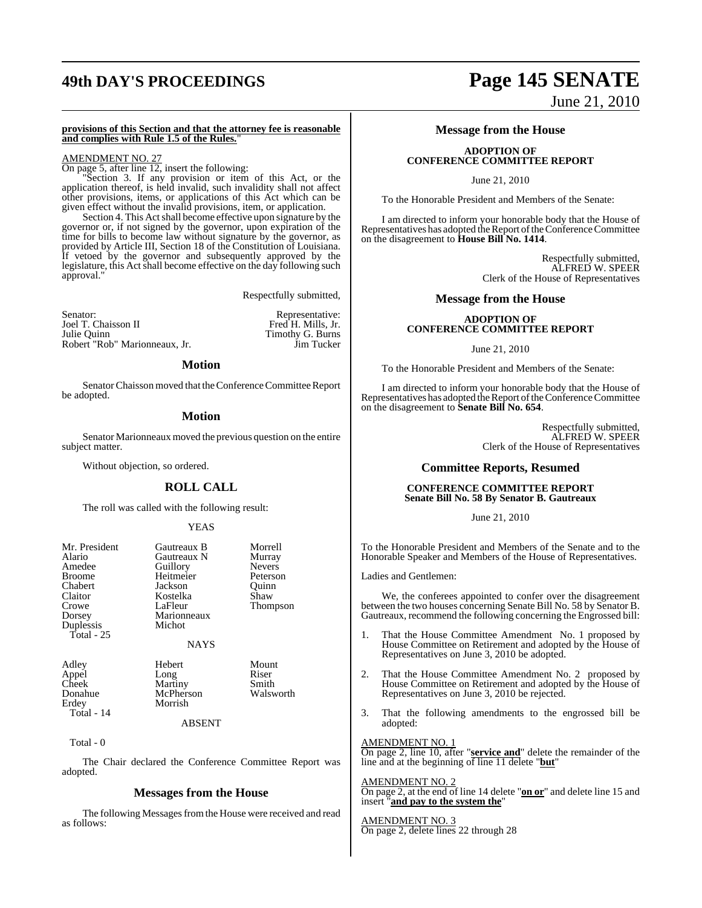**provisions of this Section and that the attorney fee is reasonable and complies with Rule 1.5 of the Rules.**"

AMENDMENT NO. 27

On page 5, after line 12, insert the following:

"Section 3. If any provision or item of this Act, or the application thereof, is held invalid, such invalidity shall not affect other provisions, items, or applications of this Act which can be given effect without the invalid provisions, item, or application.

Section 4. This Act shall become effective upon signature by the governor or, if not signed by the governor, upon expiration of the time for bills to become law without signature by the governor, as provided by Article III, Section 18 of the Constitution of Louisiana. If vetoed by the governor and subsequently approved by the legislature, this Act shall become effective on the day following such approval."

Respectfully submitted,

| Senator: | Representative: |
|---|---|
| Joel T. Chaisson II | Fred H. Mills, Jr. |
| Julie Quinn | Timothy G. Burns |
| Robert "Rob" Marionneaux, Jr. | Jim Tucker |

## Motion

Senator Chaisson moved that the Conference Committee Report be adopted.

## Motion

Senator Marionneaux moved the previous question on the entire subject matter.

Without objection, so ordered.

## ROLL CALL

The roll was called with the following result:

YEAS

| | | |
|---|---|---|
| Mr. President | Gautreaux B | Morrell |
| Alario | Gautreaux N | Murray |
| Amedee | Guillory | Nevers |
| Broome | Heitmeier | Peterson |
| Chabert | Jackson | Quinn |
| Claitor | Kostelka | Shaw |
| Crowe | LaFleur | Thompson |
| Dorsey | Marionneaux | |
| Duplessis | Michot | |

Total - 25

NAYS

| | | |
|---|---|---|
| Adley | Hebert | Mount |
| Appel | Long | Riser |
| Cheek | Martiny | Smith |
| Donahue | McPherson | Walsworth |
| Erdey | Morrish | |

Total - 14

ABSENT

Total - 0

The Chair declared the Conference Committee Report was adopted.

## Messages from the House

The following Messages from the House were received and read as follows:

## Message from the House

**ADOPTION OF CONFERENCE COMMITTEE REPORT**

June 21, 2010

To the Honorable President and Members of the Senate:

I am directed to inform your honorable body that the House of Representatives has adopted the Report of the Conference Committee on the disagreement to **House Bill No. 1414**.

Respectfully submitted,
ALFRED W. SPEER
Clerk of the House of Representatives

## Message from the House

**ADOPTION OF CONFERENCE COMMITTEE REPORT**

June 21, 2010

To the Honorable President and Members of the Senate:

I am directed to inform your honorable body that the House of Representatives has adopted the Report of the Conference Committee on the disagreement to **Senate Bill No. 654**.

Respectfully submitted,
ALFRED W. SPEER
Clerk of the House of Representatives

## Committee Reports, Resumed

**CONFERENCE COMMITTEE REPORT**
**Senate Bill No. 58 By Senator B. Gautreaux**

June 21, 2010

To the Honorable President and Members of the Senate and to the Honorable Speaker and Members of the House of Representatives.

Ladies and Gentlemen:

We, the conferees appointed to confer over the disagreement between the two houses concerning Senate Bill No. 58 by Senator B. Gautreaux, recommend the following concerning the Engrossed bill:

1. That the House Committee Amendment No. 1 proposed by House Committee on Retirement and adopted by the House of Representatives on June 3, 2010 be adopted.

2. That the House Committee Amendment No. 2 proposed by House Committee on Retirement and adopted by the House of Representatives on June 3, 2010 be rejected.

3. That the following amendments to the engrossed bill be adopted:

AMENDMENT NO. 1

On page 2, line 10, after "**service and**" delete the remainder of the line and at the beginning of line 11 delete "**but**"

AMENDMENT NO. 2

On page 2, at the end of line 14 delete "**on or**" and delete line 15 and insert "**and pay to the system the**"

AMENDMENT NO. 3

On page 2, delete lines 22 through 28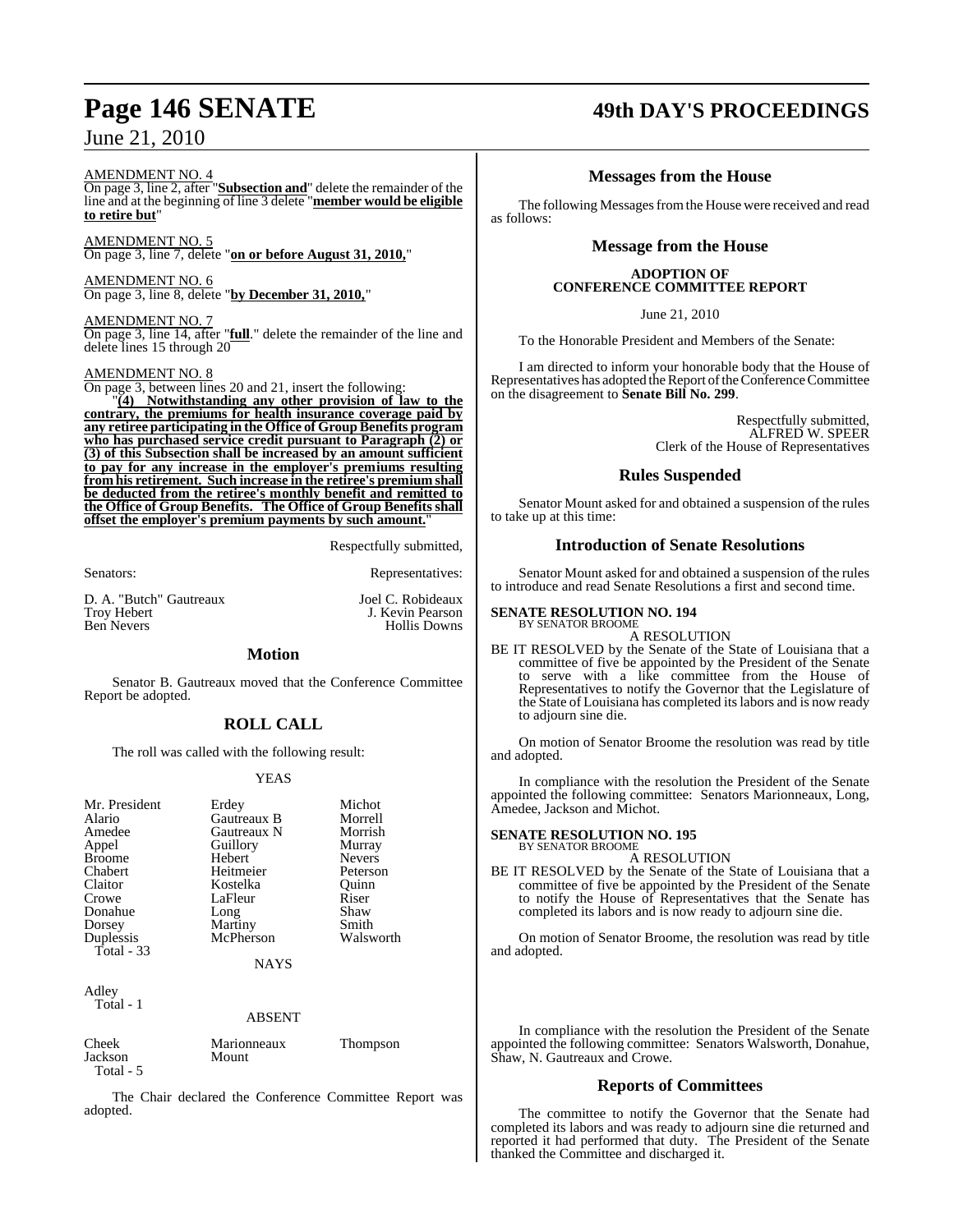AMENDMENT NO. 4

On page 3, line 2, after "**Subsection and**" delete the remainder of the line and at the beginning of line 3 delete "**member would be eligible to retire but**"

AMENDMENT NO. 5

On page 3, line 7, delete "**on or before August 31, 2010,**"

AMENDMENT NO. 6

On page 3, line 8, delete "**by December 31, 2010,**"

AMENDMENT NO. 7

On page 3, line 14, after "**full**." delete the remainder of the line and delete lines 15 through 20

AMENDMENT NO. 8

On page 3, between lines 20 and 21, insert the following:

"**(4) Notwithstanding any other provision of law to the contrary, the premiums for health insurance coverage paid by any retiree participating in the Office of Group Benefits program who has purchased service credit pursuant to Paragraph (2) or (3) of this Subsection shall be increased by an amount sufficient to pay for any increase in the employer's premiums resulting from his retirement. Such increase in the retiree's premium shall be deducted from the retiree's monthly benefit and remitted to the Office of Group Benefits. The Office of Group Benefits shall offset the employer's premium payments by such amount.**"

Respectfully submitted,

| Senators: | Representatives: |
|---|---|
| D. A. "Butch" Gautreaux | Joel C. Robideaux |
| Troy Hebert | J. Kevin Pearson |
| Ben Nevers | Hollis Downs |

## Motion

Senator B. Gautreaux moved that the Conference Committee Report be adopted.

## ROLL CALL

The roll was called with the following result:

YEAS

| | | |
|---|---|---|
| Mr. President | Erdey | Michot |
| Alario | Gautreaux B | Morrell |
| Amedee | Gautreaux N | Morrish |
| Appel | Guillory | Murray |
| Broome | Hebert | Nevers |
| Chabert | Heitmeier | Peterson |
| Claitor | Kostelka | Quinn |
| Crowe | LaFleur | Riser |
| Donahue | Long | Shaw |
| Dorsey | Martiny | Smith |
| Duplessis | McPherson | Walsworth |
| Total - 33 | | |

NAYS

Adley
Total - 1

ABSENT

| | | |
|---|---|---|
| Cheek | Marionneaux | Thompson |
| Jackson | Mount | |
| Total - 5 | | |

The Chair declared the Conference Committee Report was adopted.

## Messages from the House

The following Messages from the House were received and read as follows:

## Message from the House

### ADOPTION OF CONFERENCE COMMITTEE REPORT

June 21, 2010

To the Honorable President and Members of the Senate:

I am directed to inform your honorable body that the House of Representatives has adopted the Report of the Conference Committee on the disagreement to **Senate Bill No. 299**.

Respectfully submitted,
ALFRED W. SPEER
Clerk of the House of Representatives

## Rules Suspended

Senator Mount asked for and obtained a suspension of the rules to take up at this time:

## Introduction of Senate Resolutions

Senator Mount asked for and obtained a suspension of the rules to introduce and read Senate Resolutions a first and second time.

**SENATE RESOLUTION NO. 194**
BY SENATOR BROOME

A RESOLUTION

BE IT RESOLVED by the Senate of the State of Louisiana that a committee of five be appointed by the President of the Senate to serve with a like committee from the House of Representatives to notify the Governor that the Legislature of the State of Louisiana has completed its labors and is now ready to adjourn sine die.

On motion of Senator Broome the resolution was read by title and adopted.

In compliance with the resolution the President of the Senate appointed the following committee: Senators Marionneaux, Long, Amedee, Jackson and Michot.

**SENATE RESOLUTION NO. 195**
BY SENATOR BROOME

A RESOLUTION

BE IT RESOLVED by the Senate of the State of Louisiana that a committee of five be appointed by the President of the Senate to notify the House of Representatives that the Senate has completed its labors and is now ready to adjourn sine die.

On motion of Senator Broome, the resolution was read by title and adopted.

In compliance with the resolution the President of the Senate appointed the following committee: Senators Walsworth, Donahue, Shaw, N. Gautreaux and Crowe.

## Reports of Committees

The committee to notify the Governor that the Senate had completed its labors and was ready to adjourn sine die returned and reported it had performed that duty. The President of the Senate thanked the Committee and discharged it.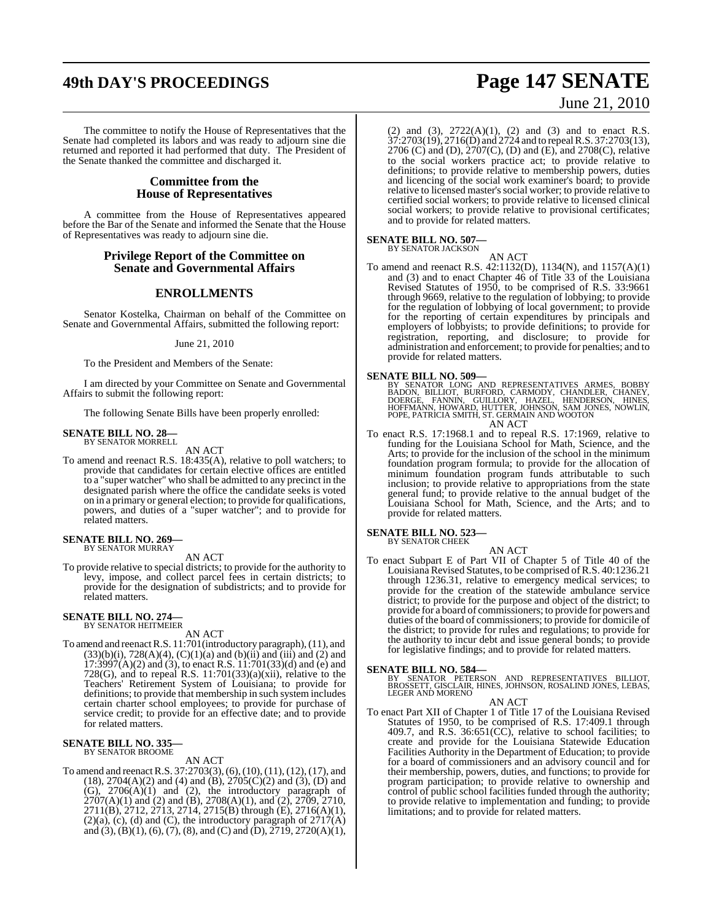The committee to notify the House of Representatives that the Senate had completed its labors and was ready to adjourn sine die returned and reported it had performed that duty. The President of the Senate thanked the committee and discharged it.

## Committee from the House of Representatives

A committee from the House of Representatives appeared before the Bar of the Senate and informed the Senate that the House of Representatives was ready to adjourn sine die.

## Privilege Report of the Committee on Senate and Governmental Affairs

## ENROLLMENTS

Senator Kostelka, Chairman on behalf of the Committee on Senate and Governmental Affairs, submitted the following report:

June 21, 2010

To the President and Members of the Senate:

I am directed by your Committee on Senate and Governmental Affairs to submit the following report:

The following Senate Bills have been properly enrolled:

**SENATE BILL NO. 28—**
BY SENATOR MORRELL

AN ACT

To amend and reenact R.S. 18:435(A), relative to poll watchers; to provide that candidates for certain elective offices are entitled to a "super watcher" who shall be admitted to any precinct in the designated parish where the office the candidate seeks is voted on in a primary or general election; to provide for qualifications, powers, and duties of a "super watcher"; and to provide for related matters.

**SENATE BILL NO. 269—**
BY SENATOR MURRAY

AN ACT

To provide relative to special districts; to provide for the authority to levy, impose, and collect parcel fees in certain districts; to provide for the designation of subdistricts; and to provide for related matters.

**SENATE BILL NO. 274—**
BY SENATOR HEITMEIER

AN ACT

To amend and reenact R.S. 11:701(introductory paragraph), (11), and (33)(b)(i), 728(A)(4), (C)(1)(a) and (b)(ii) and (iii) and (2) and 17:3997(A)(2) and (3), to enact R.S. 11:701(33)(d) and (e) and 728(G), and to repeal R.S. 11:701(33)(a)(xii), relative to the Teachers' Retirement System of Louisiana; to provide for definitions; to provide that membership in such system includes certain charter school employees; to provide for purchase of service credit; to provide for an effective date; and to provide for related matters.

**SENATE BILL NO. 335—**
BY SENATOR BROOME

AN ACT

To amend and reenact R.S. 37:2703(3), (6), (10), (11), (12), (17), and (18), 2704(A)(2) and (4) and (B), 2705(C)(2) and (3), (D) and (G), 2706(A)(1) and (2), the introductory paragraph of 2707(A)(1) and (2) and (B), 2708(A)(1), and (2), 2709, 2710, 2711(B), 2712, 2713, 2714, 2715(B) through (E), 2716(A)(1), (2)(a), (c), (d) and (C), the introductory paragraph of 2717(A) and (3), (B)(1), (6), (7), (8), and (C) and (D), 2719, 2720(A)(1), (2) and (3), 2722(A)(1), (2) and (3) and to enact R.S. 37:2703(19), 2716(D) and 2724 and to repeal R.S. 37:2703(13), 2706 (C) and (D), 2707(C), (D) and (E), and 2708(C), relative to the social workers practice act; to provide relative to definitions; to provide relative to membership powers, duties and licencing of the social work examiner's board; to provide relative to licensed master's social worker; to provide relative to certified social workers; to provide relative to licensed clinical social workers; to provide relative to provisional certificates; and to provide for related matters.

**SENATE BILL NO. 507—**
BY SENATOR JACKSON

AN ACT

To amend and reenact R.S. 42:1132(D), 1134(N), and 1157(A)(1) and (3) and to enact Chapter 46 of Title 33 of the Louisiana Revised Statutes of 1950, to be comprised of R.S. 33:9661 through 9669, relative to the regulation of lobbying; to provide for the regulation of lobbying of local government; to provide for the reporting of certain expenditures by principals and employers of lobbyists; to provide definitions; to provide for registration, reporting, and disclosure; to provide for administration and enforcement; to provide for penalties; and to provide for related matters.

**SENATE BILL NO. 509—**
BY SENATOR LONG AND REPRESENTATIVES ARMES, BOBBY BADON, BILLIOT, BURFORD, CARMODY, CHANDLER, CHANEY, DOERGE, FANNIN, GUILLORY, HAZEL, HENDERSON, HINES, HOFFMANN, HOWARD, HUTTER, JOHNSON, SAM JONES, NOWLIN, POPE, PATRICIA SMITH, ST. GERMAIN AND WOOTON

AN ACT

To enact R.S. 17:1968.1 and to repeal R.S. 17:1969, relative to funding for the Louisiana School for Math, Science, and the Arts; to provide for the inclusion of the school in the minimum foundation program formula; to provide for the allocation of minimum foundation program funds attributable to such inclusion; to provide relative to appropriations from the state general fund; to provide relative to the annual budget of the Louisiana School for Math, Science, and the Arts; and to provide for related matters.

**SENATE BILL NO. 523—**
BY SENATOR CHEEK

AN ACT

To enact Subpart E of Part VII of Chapter 5 of Title 40 of the Louisiana Revised Statutes, to be comprised of R.S. 40:1236.21 through 1236.31, relative to emergency medical services; to provide for the creation of the statewide ambulance service district; to provide for the purpose and object of the district; to provide for a board of commissioners; to provide for powers and duties of the board of commissioners; to provide for domicile of the district; to provide for rules and regulations; to provide for the authority to incur debt and issue general bonds; to provide for legislative findings; and to provide for related matters.

**SENATE BILL NO. 584—**
BY SENATOR PETERSON AND REPRESENTATIVES BILLIOT, BROSSETT, GISCLAIR, HINES, JOHNSON, ROSALIND JONES, LEBAS, LEGER AND MORENO

AN ACT

To enact Part XII of Chapter 1 of Title 17 of the Louisiana Revised Statutes of 1950, to be comprised of R.S. 17:409.1 through 409.7, and R.S. 36:651(CC), relative to school facilities; to create and provide for the Louisiana Statewide Education Facilities Authority in the Department of Education; to provide for a board of commissioners and an advisory council and for their membership, powers, duties, and functions; to provide for program participation; to provide relative to ownership and control of public school facilities funded through the authority; to provide relative to implementation and funding; to provide limitations; and to provide for related matters.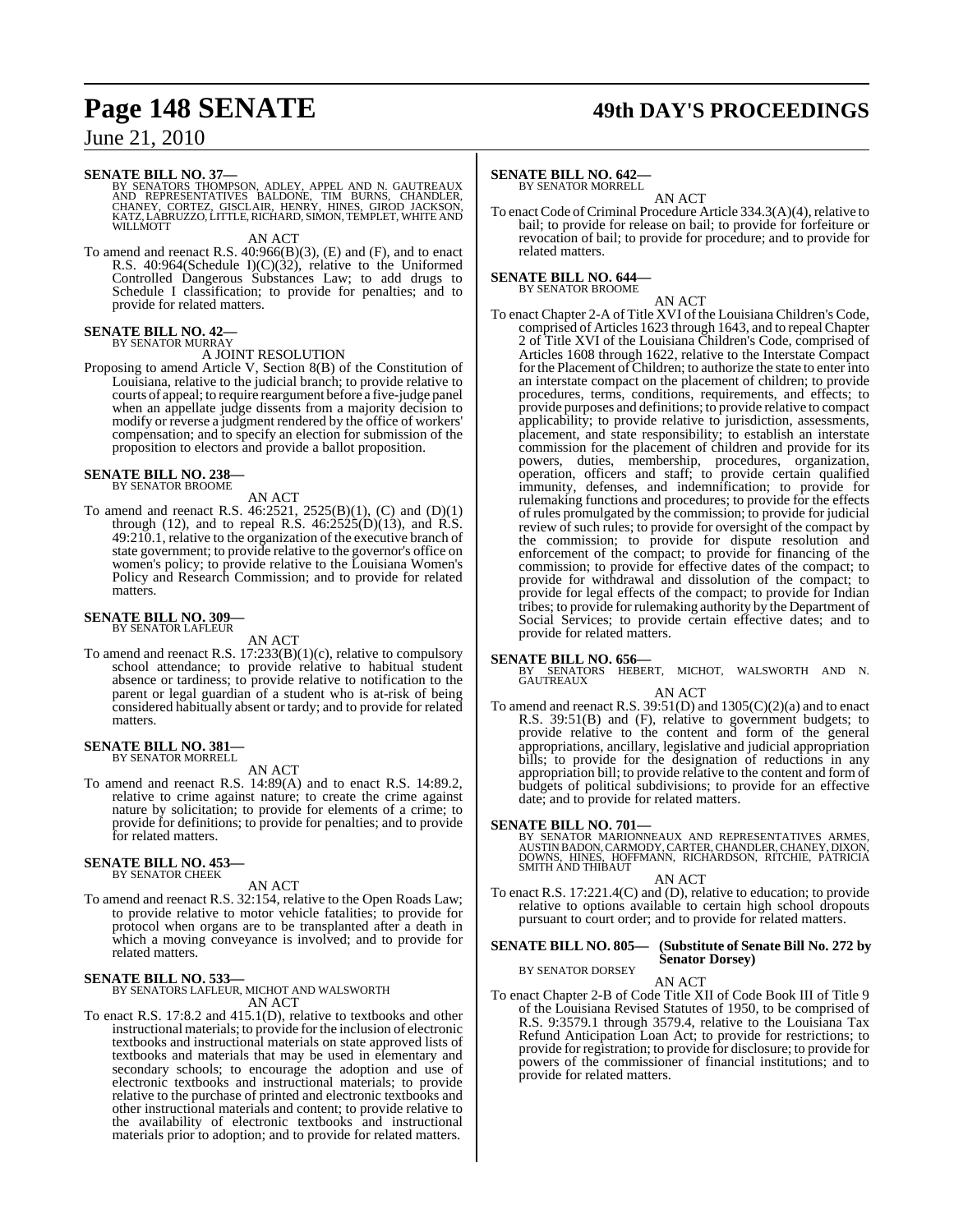**SENATE BILL NO. 37—**
BY SENATORS THOMPSON, ADLEY, APPEL AND N. GAUTREAUX AND REPRESENTATIVES BALDONE, TIM BURNS, CHANDLER, CHANEY, CORTEZ, GISCLAIR, HENRY, HINES, GIROD JACKSON, KATZ, LABRUZZO, LITTLE, RICHARD, SIMON, TEMPLET, WHITE AND WILLMOTT

AN ACT

To amend and reenact R.S. 40:966(B)(3), (E) and (F), and to enact R.S. 40:964(Schedule I)(C)(32), relative to the Uniformed Controlled Dangerous Substances Law; to add drugs to Schedule I classification; to provide for penalties; and to provide for related matters.

**SENATE BILL NO. 42—**
BY SENATOR MURRAY

A JOINT RESOLUTION

Proposing to amend Article V, Section 8(B) of the Constitution of Louisiana, relative to the judicial branch; to provide relative to courts of appeal; to require reargument before a five-judge panel when an appellate judge dissents from a majority decision to modify or reverse a judgment rendered by the office of workers' compensation; and to specify an election for submission of the proposition to electors and provide a ballot proposition.

**SENATE BILL NO. 238—**
BY SENATOR BROOME

AN ACT

To amend and reenact R.S. 46:2521, 2525(B)(1), (C) and (D)(1) through (12), and to repeal R.S. 46:2525(D)(13), and R.S. 49:210.1, relative to the organization of the executive branch of state government; to provide relative to the governor's office on women's policy; to provide relative to the Louisiana Women's Policy and Research Commission; and to provide for related matters.

**SENATE BILL NO. 309—**
BY SENATOR LAFLEUR

AN ACT

To amend and reenact R.S. 17:233(B)(1)(c), relative to compulsory school attendance; to provide relative to habitual student absence or tardiness; to provide relative to notification to the parent or legal guardian of a student who is at-risk of being considered habitually absent or tardy; and to provide for related matters.

**SENATE BILL NO. 381—**
BY SENATOR MORRELL

AN ACT

To amend and reenact R.S. 14:89(A) and to enact R.S. 14:89.2, relative to crime against nature; to create the crime against nature by solicitation; to provide for elements of a crime; to provide for definitions; to provide for penalties; and to provide for related matters.

**SENATE BILL NO. 453—**
BY SENATOR CHEEK

AN ACT

To amend and reenact R.S. 32:154, relative to the Open Roads Law; to provide relative to motor vehicle fatalities; to provide for protocol when organs are to be transplanted after a death in which a moving conveyance is involved; and to provide for related matters.

**SENATE BILL NO. 533—**
BY SENATORS LAFLEUR, MICHOT AND WALSWORTH

AN ACT

To enact R.S. 17:8.2 and 415.1(D), relative to textbooks and other instructional materials; to provide for the inclusion of electronic textbooks and instructional materials on state approved lists of textbooks and materials that may be used in elementary and secondary schools; to encourage the adoption and use of electronic textbooks and instructional materials; to provide relative to the purchase of printed and electronic textbooks and other instructional materials and content; to provide relative to the availability of electronic textbooks and instructional materials prior to adoption; and to provide for related matters.

**SENATE BILL NO. 642—**
BY SENATOR MORRELL

AN ACT

To enact Code of Criminal Procedure Article 334.3(A)(4), relative to bail; to provide for release on bail; to provide for forfeiture or revocation of bail; to provide for procedure; and to provide for related matters.

**SENATE BILL NO. 644—**
BY SENATOR BROOME

AN ACT

To enact Chapter 2-A of Title XVI of the Louisiana Children's Code, comprised of Articles 1623 through 1643, and to repeal Chapter 2 of Title XVI of the Louisiana Children's Code, comprised of Articles 1608 through 1622, relative to the Interstate Compact for the Placement of Children; to authorize the state to enter into an interstate compact on the placement of children; to provide procedures, terms, conditions, requirements, and effects; to provide purposes and definitions; to provide relative to compact applicability; to provide relative to jurisdiction, assessments, placement, and state responsibility; to establish an interstate commission for the placement of children and provide for its powers, duties, membership, procedures, organization, operation, officers and staff; to provide certain qualified immunity, defenses, and indemnification; to provide for rulemaking functions and procedures; to provide for the effects of rules promulgated by the commission; to provide for judicial review of such rules; to provide for oversight of the compact by the commission; to provide for dispute resolution and enforcement of the compact; to provide for financing of the commission; to provide for effective dates of the compact; to provide for withdrawal and dissolution of the compact; to provide for legal effects of the compact; to provide for Indian tribes; to provide for rulemaking authority by the Department of Social Services; to provide certain effective dates; and to provide for related matters.

**SENATE BILL NO. 656—**
BY SENATORS HEBERT, MICHOT, WALSWORTH AND N. GAUTREAUX

AN ACT

To amend and reenact R.S. 39:51(D) and 1305(C)(2)(a) and to enact R.S. 39:51(B) and (F), relative to government budgets; to provide relative to the content and form of the general appropriations, ancillary, legislative and judicial appropriation bills; to provide for the designation of reductions in any appropriation bill; to provide relative to the content and form of budgets of political subdivisions; to provide for an effective date; and to provide for related matters.

**SENATE BILL NO. 701—**
BY SENATOR MARIONNEAUX AND REPRESENTATIVES ARMES, AUSTIN BADON, CARMODY, CARTER, CHANDLER, CHANEY, DIXON, DOWNS, HINES, HOFFMANN, RICHARDSON, RITCHIE, PATRICIA SMITH AND THIBAUT

AN ACT

To enact R.S. 17:221.4(C) and (D), relative to education; to provide relative to options available to certain high school dropouts pursuant to court order; and to provide for related matters.

**SENATE BILL NO. 805— (Substitute of Senate Bill No. 272 by Senator Dorsey)**
BY SENATOR DORSEY

AN ACT

To enact Chapter 2-B of Code Title XII of Code Book III of Title 9 of the Louisiana Revised Statutes of 1950, to be comprised of R.S. 9:3579.1 through 3579.4, relative to the Louisiana Tax Refund Anticipation Loan Act; to provide for restrictions; to provide for registration; to provide for disclosure; to provide for powers of the commissioner of financial institutions; and to provide for related matters.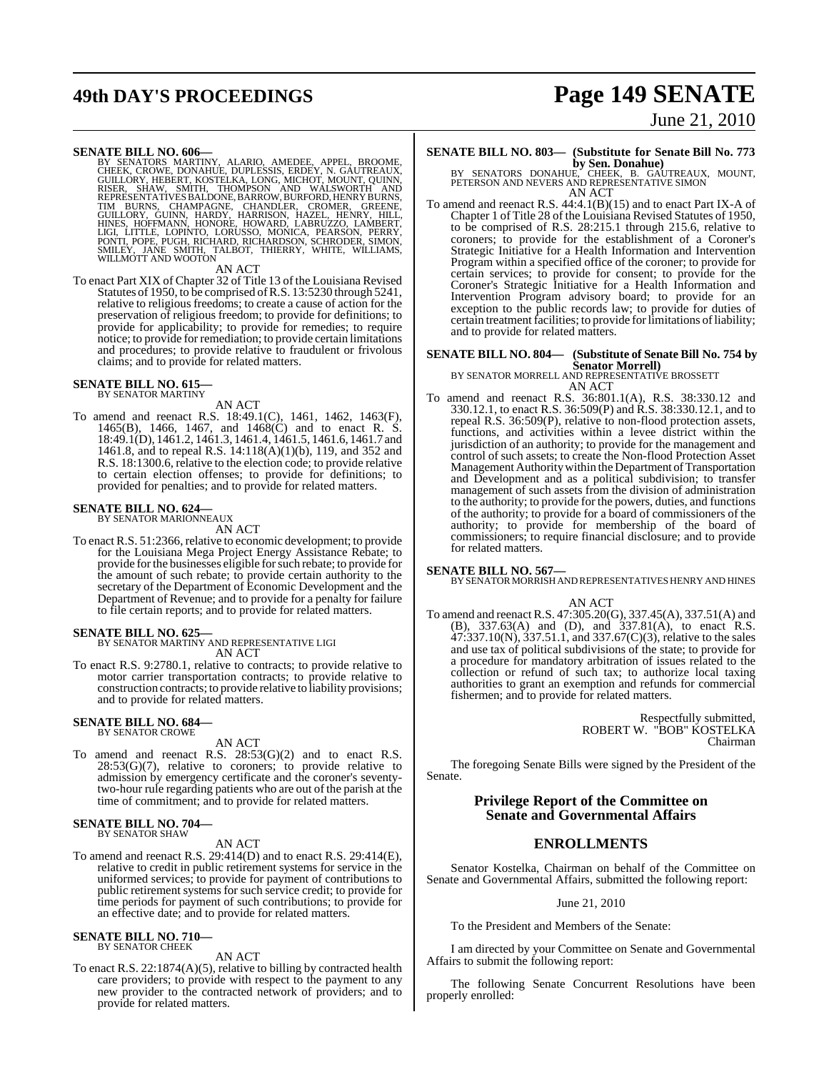**SENATE BILL NO. 606—**

BY SENATORS MARTINY, ALARIO, AMEDEE, APPEL, BROOME, CHEEK, CROWE, DONAHUE, DUPLESSIS, ERDEY, N. GAUTREAUX, GUILLORY, HEBERT, KOSTELKA, LONG, MICHOT, MOUNT, QUINN, RISER, SHAW, SMITH, THOMPSON AND WALSWORTH AND REPRESENTATIVES BALDONE, BARROW, BURFORD, HENRY BURNS, TIM BURNS, CHAMPAGNE, CHANDLER, CROMER, GREENE, GUILLORY, GUINN, HARDY, HARRISON, HAZEL, HENRY, HILL, HINES, HOFFMANN, HONORE, HOWARD, LABRUZZO, LAMBERT, LIGI, LITTLE, LOPINTO, LORUSSO, MONICA, PEARSON, PERRY, PONTI, POPE, PUGH, RICHARD, RICHARDSON, SCHRODER, SIMON, SMILEY, JANE SMITH, TALBOT, THIERRY, WHITE, WILLIAMS, WILLMOTT AND WOOTON

AN ACT

To enact Part XIX of Chapter 32 of Title 13 of the Louisiana Revised Statutes of 1950, to be comprised of R.S. 13:5230 through 5241, relative to religious freedoms; to create a cause of action for the preservation of religious freedom; to provide for definitions; to provide for applicability; to provide for remedies; to require notice; to provide for remediation; to provide certain limitations and procedures; to provide relative to fraudulent or frivolous claims; and to provide for related matters.

**SENATE BILL NO. 615—**

BY SENATOR MARTINY

AN ACT

To amend and reenact R.S. 18:49.1(C), 1461, 1462, 1463(F), 1465(B), 1466, 1467, and 1468(C) and to enact R. S. 18:49.1(D), 1461.2, 1461.3, 1461.4, 1461.5, 1461.6, 1461.7 and 1461.8, and to repeal R.S. 14:118(A)(1)(b), 119, and 352 and R.S. 18:1300.6, relative to the election code; to provide relative to certain election offenses; to provide for definitions; to provided for penalties; and to provide for related matters.

**SENATE BILL NO. 624—**

BY SENATOR MARIONNEAUX

AN ACT

To enact R.S. 51:2366, relative to economic development; to provide for the Louisiana Mega Project Energy Assistance Rebate; to provide for the businesses eligible for such rebate; to provide for the amount of such rebate; to provide certain authority to the secretary of the Department of Economic Development and the Department of Revenue; and to provide for a penalty for failure to file certain reports; and to provide for related matters.

**SENATE BILL NO. 625—**

BY SENATOR MARTINY AND REPRESENTATIVE LIGI

AN ACT

To enact R.S. 9:2780.1, relative to contracts; to provide relative to motor carrier transportation contracts; to provide relative to construction contracts; to provide relative to liability provisions; and to provide for related matters.

**SENATE BILL NO. 684—**

BY SENATOR CROWE

AN ACT

To amend and reenact R.S. 28:53(G)(2) and to enact R.S. 28:53(G)(7), relative to coroners; to provide relative to admission by emergency certificate and the coroner's seventy-two-hour rule regarding patients who are out of the parish at the time of commitment; and to provide for related matters.

**SENATE BILL NO. 704—**

BY SENATOR SHAW

AN ACT

To amend and reenact R.S. 29:414(D) and to enact R.S. 29:414(E), relative to credit in public retirement systems for service in the uniformed services; to provide for payment of contributions to public retirement systems for such service credit; to provide for time periods for payment of such contributions; to provide for an effective date; and to provide for related matters.

**SENATE BILL NO. 710—**

BY SENATOR CHEEK

AN ACT

To enact R.S. 22:1874(A)(5), relative to billing by contracted health care providers; to provide with respect to the payment to any new provider to the contracted network of providers; and to provide for related matters.

**SENATE BILL NO. 803— (Substitute for Senate Bill No. 773 by Sen. Donahue)**

BY SENATORS DONAHUE, CHEEK, B. GAUTREAUX, MOUNT, PETERSON AND NEVERS AND REPRESENTATIVE SIMON

AN ACT

To amend and reenact R.S. 44:4.1(B)(15) and to enact Part IX-A of Chapter 1 of Title 28 of the Louisiana Revised Statutes of 1950, to be comprised of R.S. 28:215.1 through 215.6, relative to coroners; to provide for the establishment of a Coroner's Strategic Initiative for a Health Information and Intervention Program within a specified office of the coroner; to provide for certain services; to provide for consent; to provide for the Coroner's Strategic Initiative for a Health Information and Intervention Program advisory board; to provide for an exception to the public records law; to provide for duties of certain treatment facilities; to provide for limitations of liability; and to provide for related matters.

**SENATE BILL NO. 804— (Substitute of Senate Bill No. 754 by Senator Morrell)**

BY SENATOR MORRELL AND REPRESENTATIVE BROSSETT

AN ACT

To amend and reenact R.S. 36:801.1(A), R.S. 38:330.12 and 330.12.1, to enact R.S. 36:509(P) and R.S. 38:330.12.1, and to repeal R.S. 36:509(P), relative to non-flood protection assets, functions, and activities within a levee district within the jurisdiction of an authority; to provide for the management and control of such assets; to create the Non-flood Protection Asset Management Authority within the Department of Transportation and Development and as a political subdivision; to transfer management of such assets from the division of administration to the authority; to provide for the powers, duties, and functions of the authority; to provide for a board of commissioners of the authority; to provide for membership of the board of commissioners; to require financial disclosure; and to provide for related matters.

**SENATE BILL NO. 567—**

BY SENATOR MORRISH AND REPRESENTATIVES HENRY AND HINES

AN ACT

To amend and reenact R.S. 47:305.20(G), 337.45(A), 337.51(A) and (B), 337.63(A) and (D), and 337.81(A), to enact R.S. 47:337.10(N), 337.51.1, and 337.67(C)(3), relative to the sales and use tax of political subdivisions of the state; to provide for a procedure for mandatory arbitration of issues related to the collection or refund of such tax; to authorize local taxing authorities to grant an exemption and refunds for commercial fishermen; and to provide for related matters.

Respectfully submitted,
ROBERT W. "BOB" KOSTELKA
Chairman

The foregoing Senate Bills were signed by the President of the Senate.

## Privilege Report of the Committee on Senate and Governmental Affairs

## ENROLLMENTS

Senator Kostelka, Chairman on behalf of the Committee on Senate and Governmental Affairs, submitted the following report:

June 21, 2010

To the President and Members of the Senate:

I am directed by your Committee on Senate and Governmental Affairs to submit the following report:

The following Senate Concurrent Resolutions have been properly enrolled: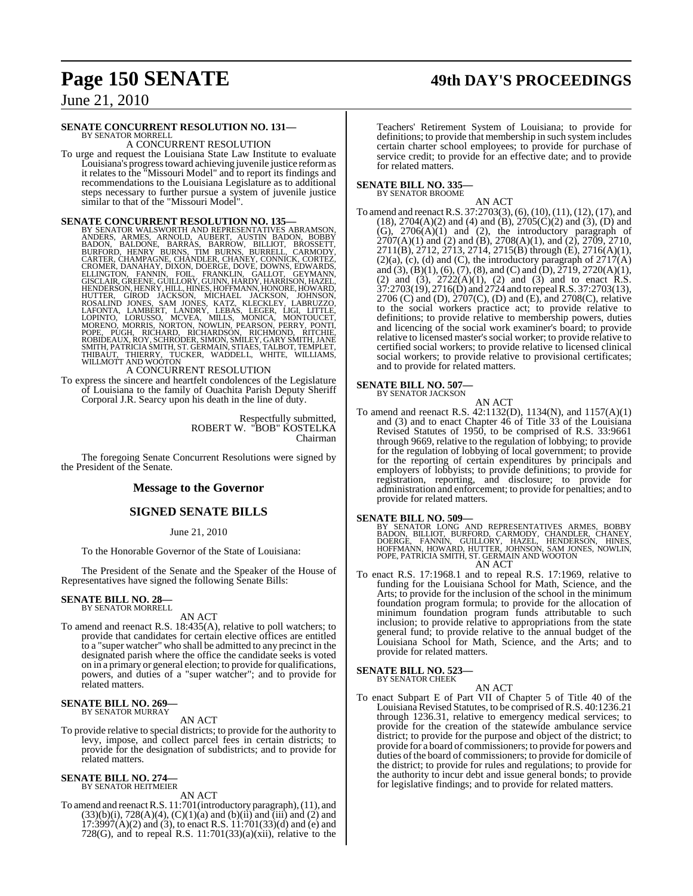**SENATE CONCURRENT RESOLUTION NO. 131—**
BY SENATOR MORRELL

A CONCURRENT RESOLUTION

To urge and request the Louisiana State Law Institute to evaluate Louisiana's progress toward achieving juvenile justice reform as it relates to the "Missouri Model" and to report its findings and recommendations to the Louisiana Legislature as to additional steps necessary to further pursue a system of juvenile justice similar to that of the "Missouri Model".

**SENATE CONCURRENT RESOLUTION NO. 135—**
BY SENATOR WALSWORTH AND REPRESENTATIVES ABRAMSON, ANDERS, ARMES, ARNOLD, AUBERT, AUSTIN BADON, BOBBY BADON, BALDONE, BARRAS, BARROW, BILLIOT, BROSSETT, BURFORD, HENRY BURNS, TIM BURNS, BURRELL, CARMODY, CARTER, CHAMPAGNE, CHANDLER, CHANEY, CONNICK, CORTEZ, CROMER, DANAHAY, DIXON, DOERGE, DOVE, DOWNS, EDWARDS, ELLINGTON, FANNIN, FOIL, FRANKLIN, GALLOT, GEYMANN, GISCLAIR, GREENE, GUILLORY, GUINN, HARDY, HARRISON, HAZEL, HENDERSON, HENRY, HILL, HINES, HOFFMANN, HONORE, HOWARD, HUTTER, GIROD JACKSON, MICHAEL JACKSON, JOHNSON, ROSALIND JONES, SAM JONES, KATZ, KLECKLEY, LABRUZZO, LAFONTA, LAMBERT, LANDRY, LEBAS, LEGER, LIGI, LITTLE, LOPINTO, LORUSSO, MCVEA, MILLS, MONICA, MONTOUCET, MORENO, MORRIS, NORTON, NOWLIN, PEARSON, PERRY, PONTI, POPE, PUGH, RICHARD, RICHARDSON, RICHMOND, RITCHIE, ROBIDEAUX, ROY, SCHRODER, SIMON, SMILEY, GARY SMITH, JANE SMITH, PATRICIA SMITH, ST. GERMAIN, STIAES, TALBOT, TEMPLET, THIBAUT, THIERRY, TUCKER, WADDELL, WHITE, WILLIAMS, WILLMOTT AND WOOTON

A CONCURRENT RESOLUTION

To express the sincere and heartfelt condolences of the Legislature of Louisiana to the family of Ouachita Parish Deputy Sheriff Corporal J.R. Searcy upon his death in the line of duty.

Respectfully submitted,
ROBERT W. "BOB" KOSTELKA
Chairman

The foregoing Senate Concurrent Resolutions were signed by the President of the Senate.

## Message to the Governor

## SIGNED SENATE BILLS

June 21, 2010

To the Honorable Governor of the State of Louisiana:

The President of the Senate and the Speaker of the House of Representatives have signed the following Senate Bills:

**SENATE BILL NO. 28—**
BY SENATOR MORRELL

AN ACT

To amend and reenact R.S. 18:435(A), relative to poll watchers; to provide that candidates for certain elective offices are entitled to a "super watcher" who shall be admitted to any precinct in the designated parish where the office the candidate seeks is voted on in a primary or general election; to provide for qualifications, powers, and duties of a "super watcher"; and to provide for related matters.

**SENATE BILL NO. 269—**
BY SENATOR MURRAY

AN ACT

To provide relative to special districts; to provide for the authority to levy, impose, and collect parcel fees in certain districts; to provide for the designation of subdistricts; and to provide for related matters.

**SENATE BILL NO. 274—**
BY SENATOR HEITMEIER

AN ACT

To amend and reenact R.S. 11:701(introductory paragraph), (11), and (33)(b)(i), 728(A)(4), (C)(1)(a) and (b)(ii) and (iii) and (2) and 17:3997(A)(2) and (3), to enact R.S. 11:701(33)(d) and (e) and 728(G), and to repeal R.S. 11:701(33)(a)(xii), relative to the Teachers' Retirement System of Louisiana; to provide for definitions; to provide that membership in such system includes certain charter school employees; to provide for purchase of service credit; to provide for an effective date; and to provide for related matters.

**SENATE BILL NO. 335—**
BY SENATOR BROOME

AN ACT

To amend and reenact R.S. 37:2703(3), (6), (10), (11), (12), (17), and (18), 2704(A)(2) and (4) and (B), 2705(C)(2) and (3), (D) and (G), 2706(A)(1) and (2), the introductory paragraph of 2707(A)(1) and (2) and (B), 2708(A)(1), and (2), 2709, 2710, 2711(B), 2712, 2713, 2714, 2715(B) through (E), 2716(A)(1), (2)(a), (c), (d) and (C), the introductory paragraph of 2717(A) and (3), (B)(1), (6), (7), (8), and (C) and (D), 2719, 2720(A)(1), (2) and (3), 2722(A)(1), (2) and (3) and to enact R.S. 37:2703(19), 2716(D) and 2724 and to repeal R.S. 37:2703(13), 2706 (C) and (D), 2707(C), (D) and (E), and 2708(C), relative to the social workers practice act; to provide relative to definitions; to provide relative to membership powers, duties and licencing of the social work examiner's board; to provide relative to licensed master's social worker; to provide relative to certified social workers; to provide relative to licensed clinical social workers; to provide relative to provisional certificates; and to provide for related matters.

**SENATE BILL NO. 507—**
BY SENATOR JACKSON

AN ACT

To amend and reenact R.S. 42:1132(D), 1134(N), and 1157(A)(1) and (3) and to enact Chapter 46 of Title 33 of the Louisiana Revised Statutes of 1950, to be comprised of R.S. 33:9661 through 9669, relative to the regulation of lobbying; to provide for the regulation of lobbying of local government; to provide for the reporting of certain expenditures by principals and employers of lobbyists; to provide definitions; to provide for registration, reporting, and disclosure; to provide for administration and enforcement; to provide for penalties; and to provide for related matters.

**SENATE BILL NO. 509—**
BY SENATOR LONG AND REPRESENTATIVES ARMES, BOBBY BADON, BILLIOT, BURFORD, CARMODY, CHANDLER, CHANEY, DOERGE, FANNIN, GUILLORY, HAZEL, HENDERSON, HINES, HOFFMANN, HOWARD, HUTTER, JOHNSON, SAM JONES, NOWLIN, POPE, PATRICIA SMITH, ST. GERMAIN AND WOOTON

AN ACT

To enact R.S. 17:1968.1 and to repeal R.S. 17:1969, relative to funding for the Louisiana School for Math, Science, and the Arts; to provide for the inclusion of the school in the minimum foundation program formula; to provide for the allocation of minimum foundation program funds attributable to such inclusion; to provide relative to appropriations from the state general fund; to provide relative to the annual budget of the Louisiana School for Math, Science, and the Arts; and to provide for related matters.

**SENATE BILL NO. 523—**
BY SENATOR CHEEK

AN ACT

To enact Subpart E of Part VII of Chapter 5 of Title 40 of the Louisiana Revised Statutes, to be comprised of R.S. 40:1236.21 through 1236.31, relative to emergency medical services; to provide for the creation of the statewide ambulance service district; to provide for the purpose and object of the district; to provide for a board of commissioners; to provide for powers and duties of the board of commissioners; to provide for domicile of the district; to provide for rules and regulations; to provide for the authority to incur debt and issue general bonds; to provide for legislative findings; and to provide for related matters.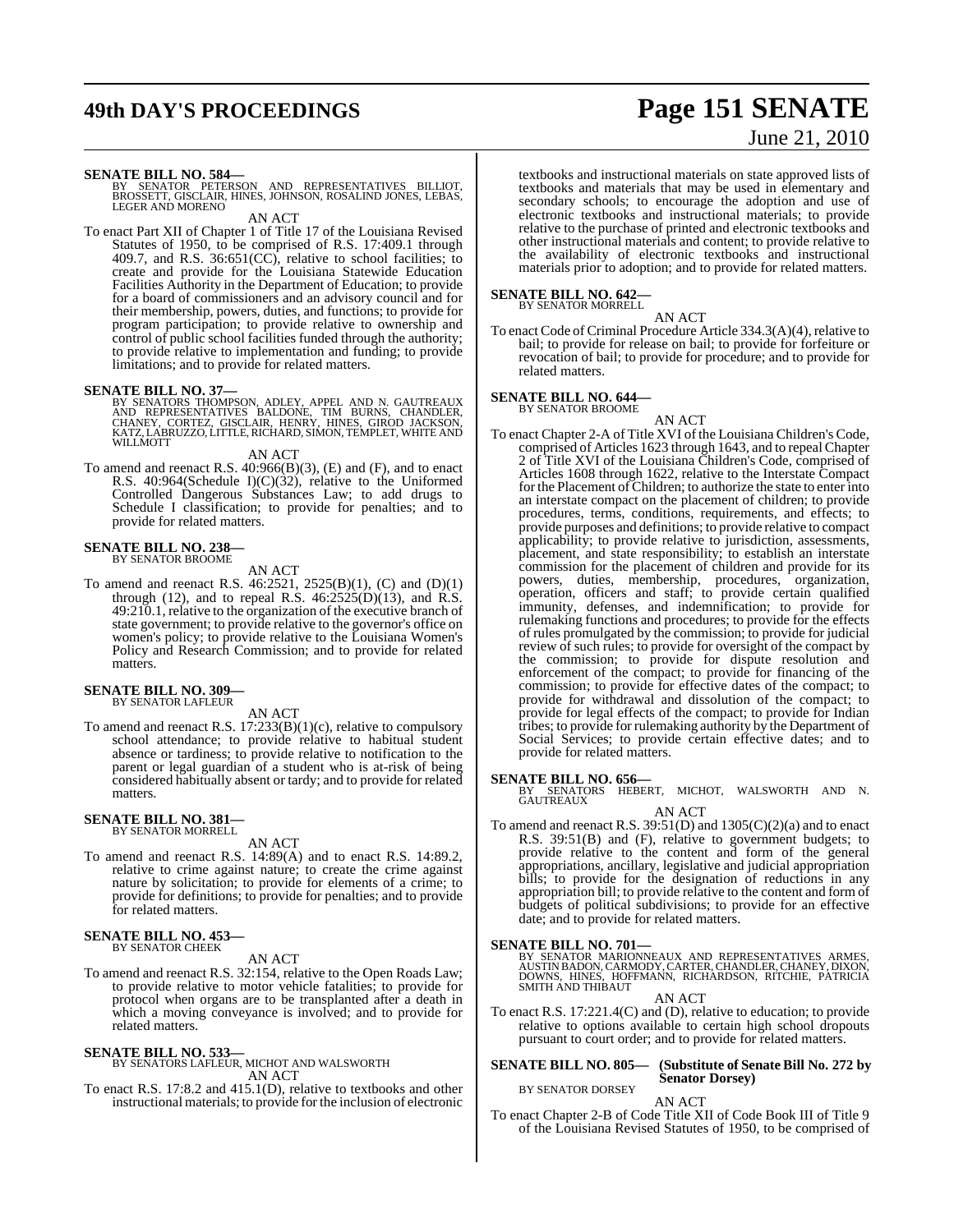**SENATE BILL NO. 584—**
BY SENATOR PETERSON AND REPRESENTATIVES BILLIOT, BROSSETT, GISCLAIR, HINES, JOHNSON, ROSALIND JONES, LEBAS, LEGER AND MORENO

AN ACT

To enact Part XII of Chapter 1 of Title 17 of the Louisiana Revised Statutes of 1950, to be comprised of R.S. 17:409.1 through 409.7, and R.S. 36:651(CC), relative to school facilities; to create and provide for the Louisiana Statewide Education Facilities Authority in the Department of Education; to provide for a board of commissioners and an advisory council and for their membership, powers, duties, and functions; to provide for program participation; to provide relative to ownership and control of public school facilities funded through the authority; to provide relative to implementation and funding; to provide limitations; and to provide for related matters.

**SENATE BILL NO. 37—**
BY SENATORS THOMPSON, ADLEY, APPEL AND N. GAUTREAUX AND REPRESENTATIVES BALDONE, TIM BURNS, CHANDLER, CHANEY, CORTEZ, GISCLAIR, HENRY, HINES, GIROD JACKSON, KATZ, LABRUZZO, LITTLE, RICHARD, SIMON, TEMPLET, WHITE AND WILLMOTT

AN ACT

To amend and reenact R.S. 40:966(B)(3), (E) and (F), and to enact R.S. 40:964(Schedule I)(C)(32), relative to the Uniformed Controlled Dangerous Substances Law; to add drugs to Schedule I classification; to provide for penalties; and to provide for related matters.

**SENATE BILL NO. 238—**
BY SENATOR BROOME

AN ACT

To amend and reenact R.S. 46:2521, 2525(B)(1), (C) and (D)(1) through (12), and to repeal R.S. 46:2525(D)(13), and R.S. 49:210.1, relative to the organization of the executive branch of state government; to provide relative to the governor's office on women's policy; to provide relative to the Louisiana Women's Policy and Research Commission; and to provide for related matters.

**SENATE BILL NO. 309—**
BY SENATOR LAFLEUR

AN ACT

To amend and reenact R.S. 17:233(B)(1)(c), relative to compulsory school attendance; to provide relative to habitual student absence or tardiness; to provide relative to notification to the parent or legal guardian of a student who is at-risk of being considered habitually absent or tardy; and to provide for related matters.

**SENATE BILL NO. 381—**
BY SENATOR MORRELL

AN ACT

To amend and reenact R.S. 14:89(A) and to enact R.S. 14:89.2, relative to crime against nature; to create the crime against nature by solicitation; to provide for elements of a crime; to provide for definitions; to provide for penalties; and to provide for related matters.

**SENATE BILL NO. 453—**
BY SENATOR CHEEK

AN ACT

To amend and reenact R.S. 32:154, relative to the Open Roads Law; to provide relative to motor vehicle fatalities; to provide for protocol when organs are to be transplanted after a death in which a moving conveyance is involved; and to provide for related matters.

**SENATE BILL NO. 533—**
BY SENATORS LAFLEUR, MICHOT AND WALSWORTH

AN ACT

To enact R.S. 17:8.2 and 415.1(D), relative to textbooks and other instructional materials; to provide for the inclusion of electronic textbooks and instructional materials on state approved lists of textbooks and materials that may be used in elementary and secondary schools; to encourage the adoption and use of electronic textbooks and instructional materials; to provide relative to the purchase of printed and electronic textbooks and other instructional materials and content; to provide relative to the availability of electronic textbooks and instructional materials prior to adoption; and to provide for related matters.

**SENATE BILL NO. 642—**
BY SENATOR MORRELL

AN ACT

To enact Code of Criminal Procedure Article 334.3(A)(4), relative to bail; to provide for release on bail; to provide for forfeiture or revocation of bail; to provide for procedure; and to provide for related matters.

**SENATE BILL NO. 644—**
BY SENATOR BROOME

AN ACT

To enact Chapter 2-A of Title XVI of the Louisiana Children's Code, comprised of Articles 1623 through 1643, and to repeal Chapter 2 of Title XVI of the Louisiana Children's Code, comprised of Articles 1608 through 1622, relative to the Interstate Compact for the Placement of Children; to authorize the state to enter into an interstate compact on the placement of children; to provide procedures, terms, conditions, requirements, and effects; to provide purposes and definitions; to provide relative to compact applicability; to provide relative to jurisdiction, assessments, placement, and state responsibility; to establish an interstate commission for the placement of children and provide for its powers, duties, membership, procedures, organization, operation, officers and staff; to provide certain qualified immunity, defenses, and indemnification; to provide for rulemaking functions and procedures; to provide for the effects of rules promulgated by the commission; to provide for judicial review of such rules; to provide for oversight of the compact by the commission; to provide for dispute resolution and enforcement of the compact; to provide for financing of the commission; to provide for effective dates of the compact; to provide for withdrawal and dissolution of the compact; to provide for legal effects of the compact; to provide for Indian tribes; to provide for rulemaking authority by the Department of Social Services; to provide certain effective dates; and to provide for related matters.

**SENATE BILL NO. 656—**
BY SENATORS HEBERT, MICHOT, WALSWORTH AND N. GAUTREAUX

AN ACT

To amend and reenact R.S. 39:51(D) and 1305(C)(2)(a) and to enact R.S. 39:51(B) and (F), relative to government budgets; to provide relative to the content and form of the general appropriations, ancillary, legislative and judicial appropriation bills; to provide for the designation of reductions in any appropriation bill; to provide relative to the content and form of budgets of political subdivisions; to provide for an effective date; and to provide for related matters.

**SENATE BILL NO. 701—**
BY SENATOR MARIONNEAUX AND REPRESENTATIVES ARMES, AUSTIN BADON, CARMODY, CARTER, CHANDLER, CHANEY, DIXON, DOWNS, HINES, HOFFMANN, RICHARDSON, RITCHIE, PATRICIA SMITH AND THIBAUT

AN ACT

To enact R.S. 17:221.4(C) and (D), relative to education; to provide relative to options available to certain high school dropouts pursuant to court order; and to provide for related matters.

**SENATE BILL NO. 805— (Substitute of Senate Bill No. 272 by Senator Dorsey)**
BY SENATOR DORSEY

AN ACT

To enact Chapter 2-B of Code Title XII of Code Book III of Title 9 of the Louisiana Revised Statutes of 1950, to be comprised of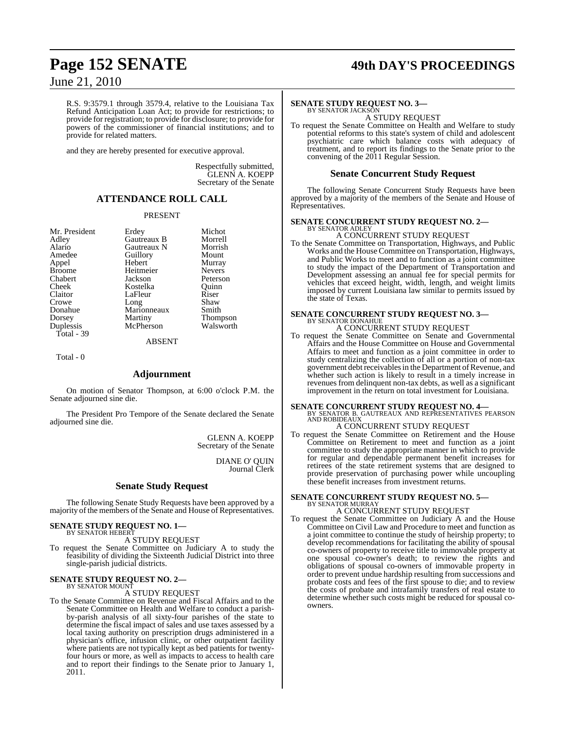R.S. 9:3579.1 through 3579.4, relative to the Louisiana Tax Refund Anticipation Loan Act; to provide for restrictions; to provide for registration; to provide for disclosure; to provide for powers of the commissioner of financial institutions; and to provide for related matters.

and they are hereby presented for executive approval.

Respectfully submitted,
GLENN A. KOEPP
Secretary of the Senate

## ATTENDANCE ROLL CALL

PRESENT

| | | |
|---|---|---|
| Mr. President | Erdey | Michot |
| Adley | Gautreaux B | Morrell |
| Alario | Gautreaux N | Morrish |
| Amedee | Guillory | Mount |
| Appel | Hebert | Murray |
| Broome | Heitmeier | Nevers |
| Chabert | Jackson | Peterson |
| Cheek | Kostelka | Quinn |
| Claitor | LaFleur | Riser |
| Crowe | Long | Shaw |
| Donahue | Marionneaux | Smith |
| Dorsey | Martiny | Thompson |
| Duplessis | McPherson | Walsworth |

Total - 39

ABSENT

Total - 0

## Adjournment

On motion of Senator Thompson, at 6:00 o'clock P.M. the Senate adjourned sine die.

The President Pro Tempore of the Senate declared the Senate adjourned sine die.

GLENN A. KOEPP
Secretary of the Senate

DIANE O' QUIN
Journal Clerk

## Senate Study Request

The following Senate Study Requests have been approved by a majority of the members of the Senate and House of Representatives.

**SENATE STUDY REQUEST NO. 1—**
BY SENATOR HEBERT

A STUDY REQUEST

To request the Senate Committee on Judiciary A to study the feasibility of dividing the Sixteenth Judicial District into three single-parish judicial districts.

**SENATE STUDY REQUEST NO. 2—**
BY SENATOR MOUNT

A STUDY REQUEST

To the Senate Committee on Revenue and Fiscal Affairs and to the Senate Committee on Health and Welfare to conduct a parish-by-parish analysis of all sixty-four parishes of the state to determine the fiscal impact of sales and use taxes assessed by a local taxing authority on prescription drugs administered in a physician's office, infusion clinic, or other outpatient facility where patients are not typically kept as bed patients for twenty-four hours or more, as well as impacts to access to health care and to report their findings to the Senate prior to January 1, 2011.

**SENATE STUDY REQUEST NO. 3—**
BY SENATOR JACKSON

A STUDY REQUEST

To request the Senate Committee on Health and Welfare to study potential reforms to this state's system of child and adolescent psychiatric care which balance costs with adequacy of treatment, and to report its findings to the Senate prior to the convening of the 2011 Regular Session.

## Senate Concurrent Study Request

The following Senate Concurrent Study Requests have been approved by a majority of the members of the Senate and House of Representatives.

**SENATE CONCURRENT STUDY REQUEST NO. 2—**
BY SENATOR ADLEY

A CONCURRENT STUDY REQUEST

To the Senate Committee on Transportation, Highways, and Public Works and the House Committee on Transportation, Highways, and Public Works to meet and to function as a joint committee to study the impact of the Department of Transportation and Development assessing an annual fee for special permits for vehicles that exceed height, width, length, and weight limits imposed by current Louisiana law similar to permits issued by the state of Texas.

**SENATE CONCURRENT STUDY REQUEST NO. 3—**
BY SENATOR DONAHUE

A CONCURRENT STUDY REQUEST

To request the Senate Committee on Senate and Governmental Affairs and the House Committee on House and Governmental Affairs to meet and function as a joint committee in order to study centralizing the collection of all or a portion of non-tax government debt receivables in the Department of Revenue, and whether such action is likely to result in a timely increase in revenues from delinquent non-tax debts, as well as a significant improvement in the return on total investment for Louisiana.

**SENATE CONCURRENT STUDY REQUEST NO. 4—**
BY SENATOR B. GAUTREAUX AND REPRESENTATIVES PEARSON AND ROBIDEAUX

A CONCURRENT STUDY REQUEST

To request the Senate Committee on Retirement and the House Committee on Retirement to meet and function as a joint committee to study the appropriate manner in which to provide for regular and dependable permanent benefit increases for retirees of the state retirement systems that are designed to provide preservation of purchasing power while uncoupling these benefit increases from investment returns.

**SENATE CONCURRENT STUDY REQUEST NO. 5—**
BY SENATOR MURRAY

A CONCURRENT STUDY REQUEST

To request the Senate Committee on Judiciary A and the House Committee on Civil Law and Procedure to meet and function as a joint committee to continue the study of heirship property; to develop recommendations for facilitating the ability of spousal co-owners of property to receive title to immovable property at one spousal co-owner's death; to review the rights and obligations of spousal co-owners of immovable property in order to prevent undue hardship resulting from successions and probate costs and fees of the first spouse to die; and to review the costs of probate and intrafamily transfers of real estate to determine whether such costs might be reduced for spousal co-owners.